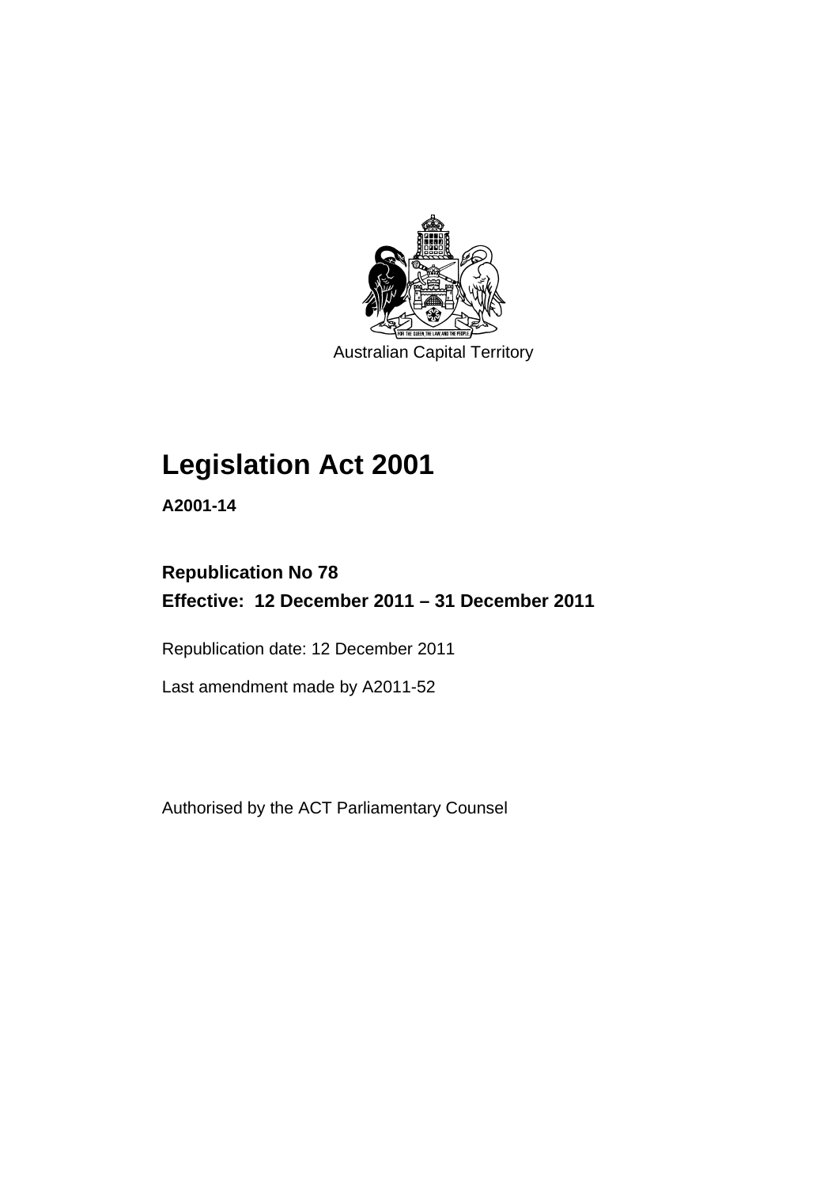Australian Capital Territory

# Legislation Act 2001

**A2001-14**

## Republication No 78
## Effective: 12 December 2011 – 31 December 2011

Republication date: 12 December 2011

Last amendment made by A2011-52

Authorised by the ACT Parliamentary Counsel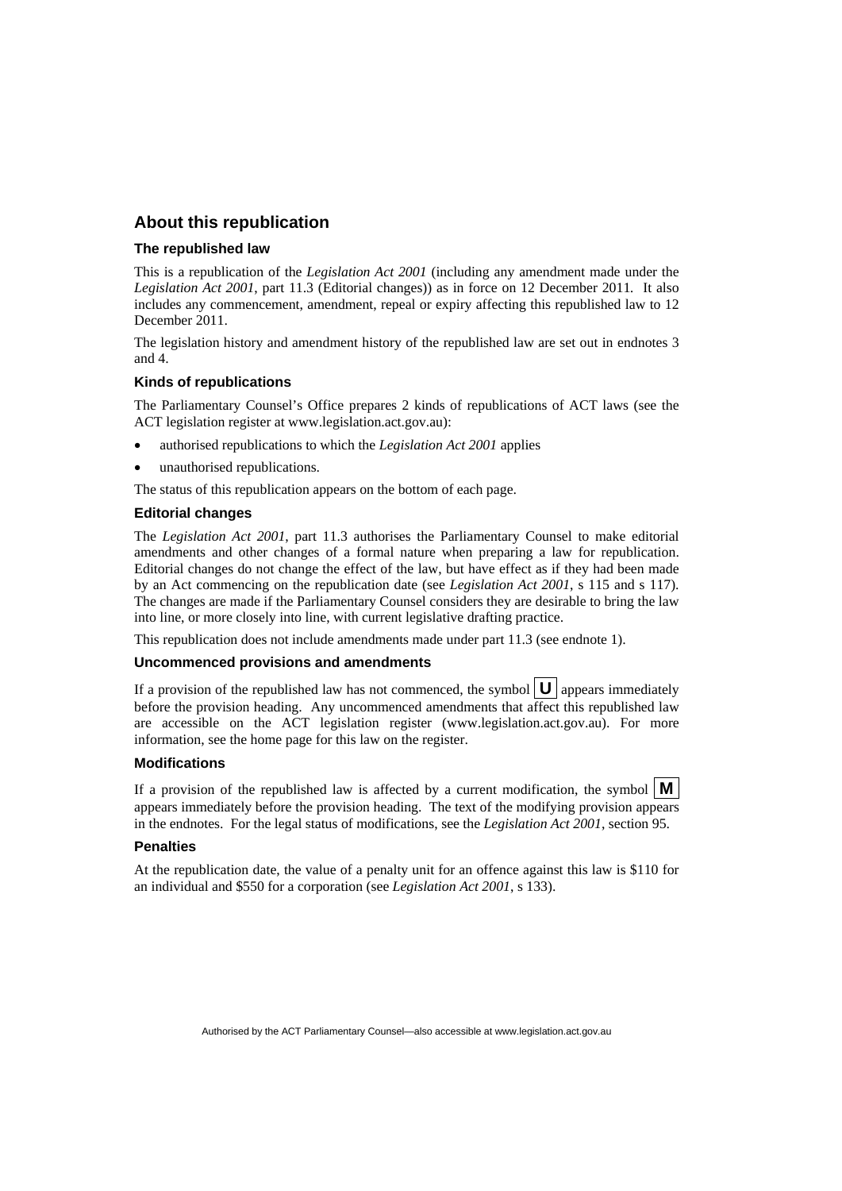## About this republication

### The republished law

This is a republication of the *Legislation Act 2001* (including any amendment made under the *Legislation Act 2001*, part 11.3 (Editorial changes)) as in force on 12 December 2011*.* It also includes any commencement, amendment, repeal or expiry affecting this republished law to 12 December 2011.

The legislation history and amendment history of the republished law are set out in endnotes 3 and 4.

### Kinds of republications

The Parliamentary Counsel's Office prepares 2 kinds of republications of ACT laws (see the ACT legislation register at www.legislation.act.gov.au):

- authorised republications to which the *Legislation Act 2001* applies
- unauthorised republications.

The status of this republication appears on the bottom of each page.

### Editorial changes

The *Legislation Act 2001*, part 11.3 authorises the Parliamentary Counsel to make editorial amendments and other changes of a formal nature when preparing a law for republication. Editorial changes do not change the effect of the law, but have effect as if they had been made by an Act commencing on the republication date (see *Legislation Act 2001*, s 115 and s 117). The changes are made if the Parliamentary Counsel considers they are desirable to bring the law into line, or more closely into line, with current legislative drafting practice.

This republication does not include amendments made under part 11.3 (see endnote 1).

### Uncommenced provisions and amendments

If a provision of the republished law has not commenced, the symbol **U** appears immediately before the provision heading. Any uncommenced amendments that affect this republished law are accessible on the ACT legislation register (www.legislation.act.gov.au). For more information, see the home page for this law on the register.

### Modifications

If a provision of the republished law is affected by a current modification, the symbol **M** appears immediately before the provision heading. The text of the modifying provision appears in the endnotes. For the legal status of modifications, see the *Legislation Act 2001*, section 95.

### Penalties

At the republication date, the value of a penalty unit for an offence against this law is $110 for an individual and $550 for a corporation (see *Legislation Act 2001*, s 133).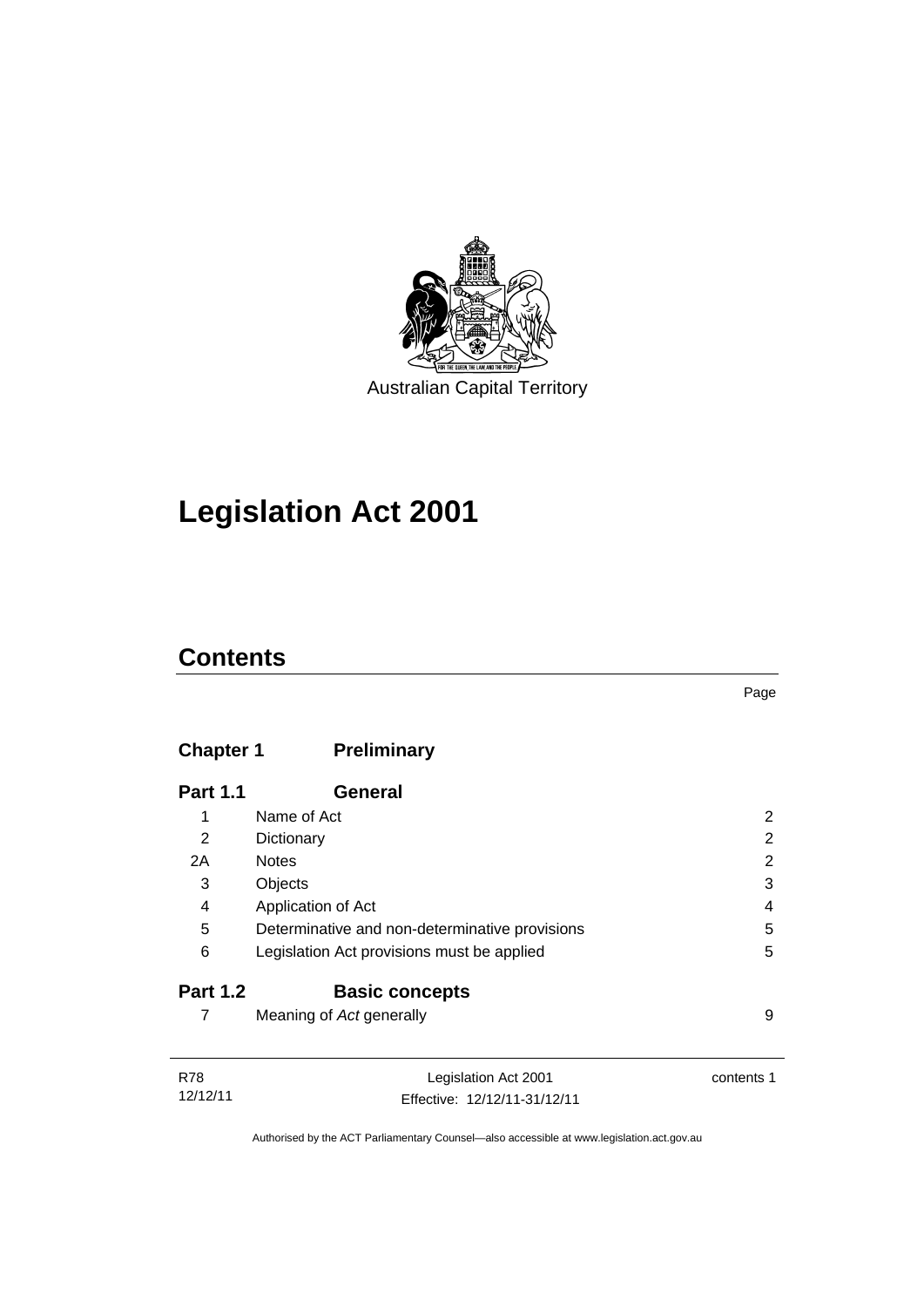Australian Capital Territory

# Legislation Act 2001

## Contents

| | | Page |
|---|---|---|
| **Chapter 1** | **Preliminary** | |
| **Part 1.1** | **General** | |
| 1 | Name of Act | 2 |
| 2 | Dictionary | 2 |
| 2A | Notes | 2 |
| 3 | Objects | 3 |
| 4 | Application of Act | 4 |
| 5 | Determinative and non-determinative provisions | 5 |
| 6 | Legislation Act provisions must be applied | 5 |
| **Part 1.2** | **Basic concepts** | |
| 7 | Meaning of *Act* generally | 9 |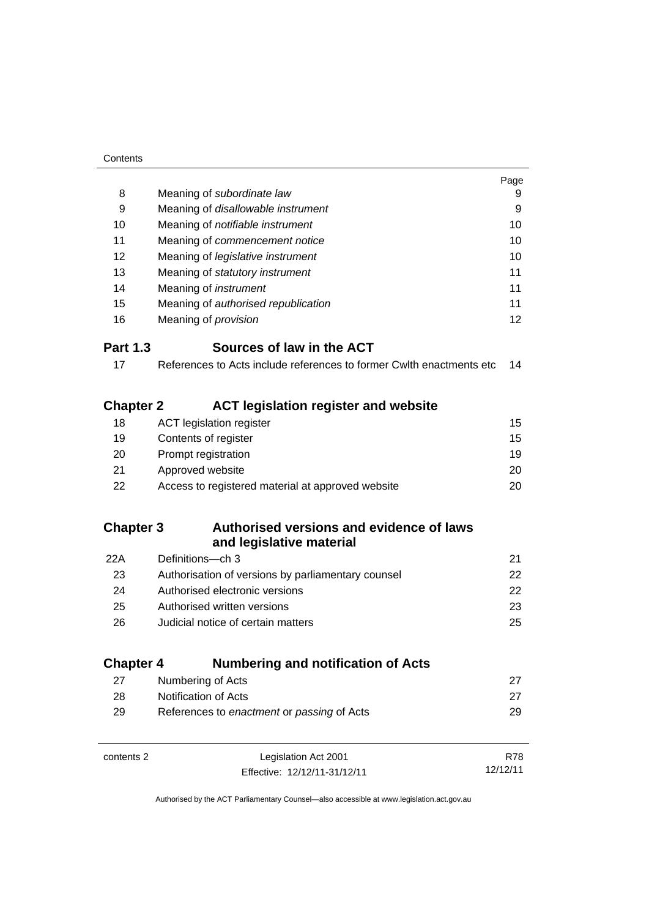| | | Page |
|---|---|---|
| 8 | Meaning of *subordinate law* | 9 |
| 9 | Meaning of *disallowable instrument* | 9 |
| 10 | Meaning of *notifiable instrument* | 10 |
| 11 | Meaning of *commencement notice* | 10 |
| 12 | Meaning of *legislative instrument* | 10 |
| 13 | Meaning of *statutory instrument* | 11 |
| 14 | Meaning of *instrument* | 11 |
| 15 | Meaning of *authorised republication* | 11 |
| 16 | Meaning of *provision* | 12 |

## Part 1.3 Sources of law in the ACT

| | | |
|---|---|---|
| 17 | References to Acts include references to former Cwlth enactments etc | 14 |

## Chapter 2 ACT legislation register and website

| | | |
|---|---|---|
| 18 | ACT legislation register | 15 |
| 19 | Contents of register | 15 |
| 20 | Prompt registration | 19 |
| 21 | Approved website | 20 |
| 22 | Access to registered material at approved website | 20 |

## Chapter 3 Authorised versions and evidence of laws and legislative material

| | | |
|---|---|---|
| 22A | Definitions—ch 3 | 21 |
| 23 | Authorisation of versions by parliamentary counsel | 22 |
| 24 | Authorised electronic versions | 22 |
| 25 | Authorised written versions | 23 |
| 26 | Judicial notice of certain matters | 25 |

## Chapter 4 Numbering and notification of Acts

| | | |
|---|---|---|
| 27 | Numbering of Acts | 27 |
| 28 | Notification of Acts | 27 |
| 29 | References to *enactment* or *passing* of Acts | 29 |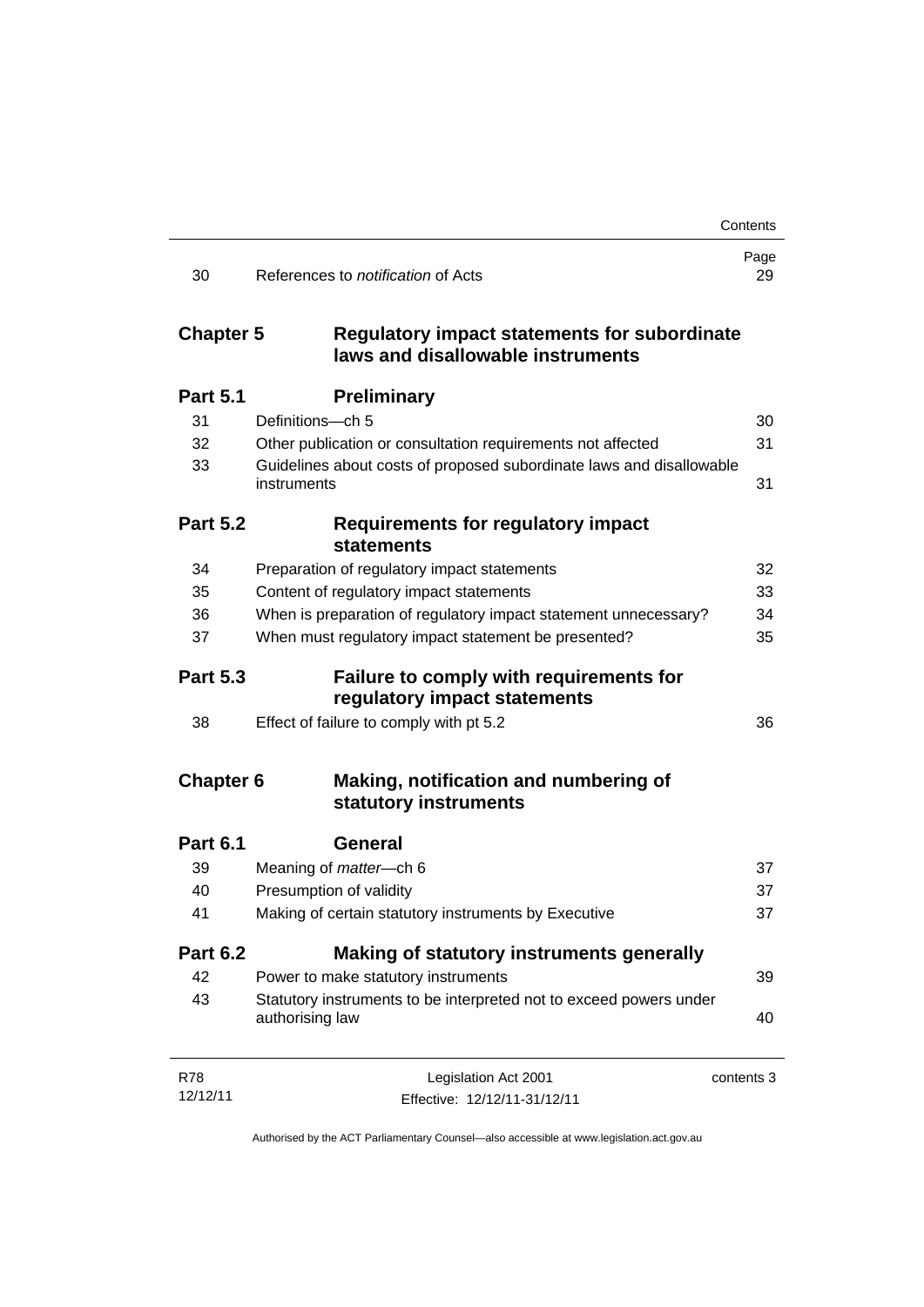| | | Page |
|---|---|---|
| 30 | References to *notification* of Acts | 29 |

## Chapter 5 Regulatory impact statements for subordinate laws and disallowable instruments

### Part 5.1 Preliminary

| | | |
|---|---|---|
| 31 | Definitions—ch 5 | 30 |
| 32 | Other publication or consultation requirements not affected | 31 |
| 33 | Guidelines about costs of proposed subordinate laws and disallowable instruments | 31 |

### Part 5.2 Requirements for regulatory impact statements

| | | |
|---|---|---|
| 34 | Preparation of regulatory impact statements | 32 |
| 35 | Content of regulatory impact statements | 33 |
| 36 | When is preparation of regulatory impact statement unnecessary? | 34 |
| 37 | When must regulatory impact statement be presented? | 35 |

### Part 5.3 Failure to comply with requirements for regulatory impact statements

| | | |
|---|---|---|
| 38 | Effect of failure to comply with pt 5.2 | 36 |

## Chapter 6 Making, notification and numbering of statutory instruments

### Part 6.1 General

| | | |
|---|---|---|
| 39 | Meaning of *matter*—ch 6 | 37 |
| 40 | Presumption of validity | 37 |
| 41 | Making of certain statutory instruments by Executive | 37 |

### Part 6.2 Making of statutory instruments generally

| | | |
|---|---|---|
| 42 | Power to make statutory instruments | 39 |
| 43 | Statutory instruments to be interpreted not to exceed powers under authorising law | 40 |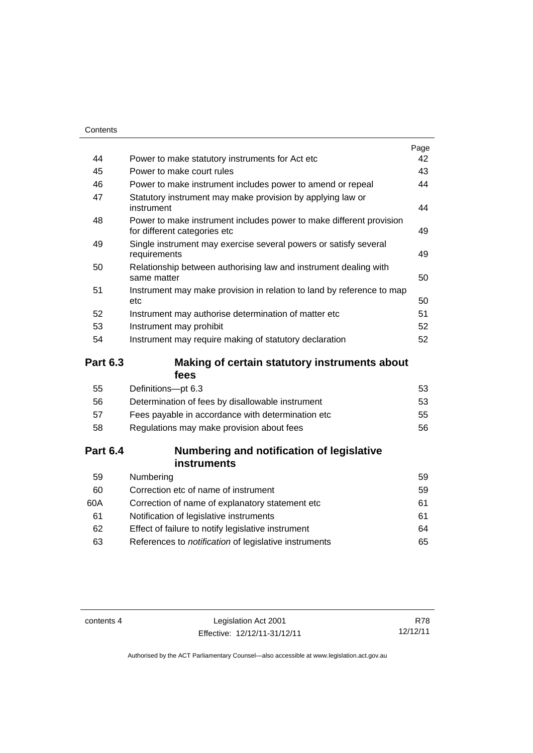| | | Page |
|---|---|---|
| 44 | Power to make statutory instruments for Act etc | 42 |
| 45 | Power to make court rules | 43 |
| 46 | Power to make instrument includes power to amend or repeal | 44 |
| 47 | Statutory instrument may make provision by applying law or instrument | 44 |
| 48 | Power to make instrument includes power to make different provision for different categories etc | 49 |
| 49 | Single instrument may exercise several powers or satisfy several requirements | 49 |
| 50 | Relationship between authorising law and instrument dealing with same matter | 50 |
| 51 | Instrument may make provision in relation to land by reference to map etc | 50 |
| 52 | Instrument may authorise determination of matter etc | 51 |
| 53 | Instrument may prohibit | 52 |
| 54 | Instrument may require making of statutory declaration | 52 |

## Part 6.3 Making of certain statutory instruments about fees

| | | |
|---|---|---|
| 55 | Definitions—pt 6.3 | 53 |
| 56 | Determination of fees by disallowable instrument | 53 |
| 57 | Fees payable in accordance with determination etc | 55 |
| 58 | Regulations may make provision about fees | 56 |

## Part 6.4 Numbering and notification of legislative instruments

| | | |
|---|---|---|
| 59 | Numbering | 59 |
| 60 | Correction etc of name of instrument | 59 |
| 60A | Correction of name of explanatory statement etc | 61 |
| 61 | Notification of legislative instruments | 61 |
| 62 | Effect of failure to notify legislative instrument | 64 |
| 63 | References to *notification* of legislative instruments | 65 |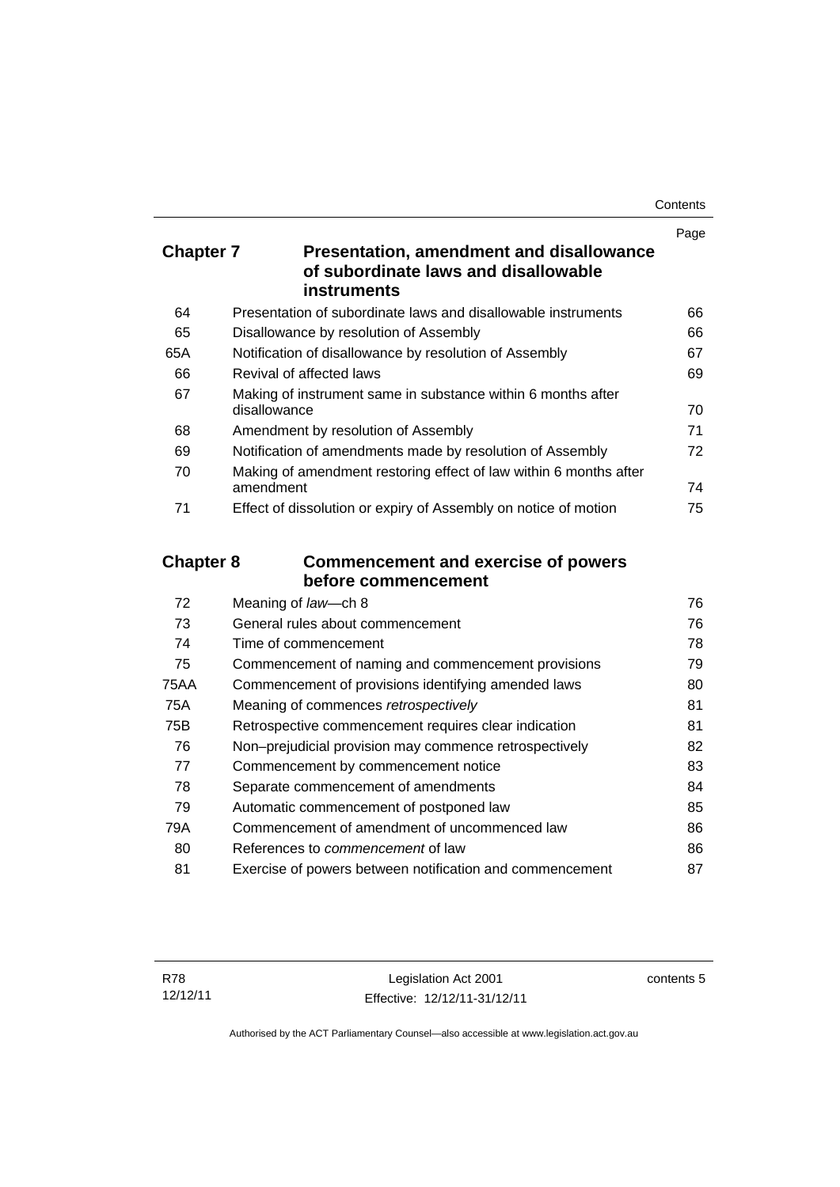## Chapter 7 Presentation, amendment and disallowance of subordinate laws and disallowable instruments

| | | Page |
|---|---|---|
| 64 | Presentation of subordinate laws and disallowable instruments | 66 |
| 65 | Disallowance by resolution of Assembly | 66 |
| 65A | Notification of disallowance by resolution of Assembly | 67 |
| 66 | Revival of affected laws | 69 |
| 67 | Making of instrument same in substance within 6 months after disallowance | 70 |
| 68 | Amendment by resolution of Assembly | 71 |
| 69 | Notification of amendments made by resolution of Assembly | 72 |
| 70 | Making of amendment restoring effect of law within 6 months after amendment | 74 |
| 71 | Effect of dissolution or expiry of Assembly on notice of motion | 75 |

## Chapter 8 Commencement and exercise of powers before commencement

| | | |
|---|---|---|
| 72 | Meaning of *law*—ch 8 | 76 |
| 73 | General rules about commencement | 76 |
| 74 | Time of commencement | 78 |
| 75 | Commencement of naming and commencement provisions | 79 |
| 75AA | Commencement of provisions identifying amended laws | 80 |
| 75A | Meaning of commences *retrospectively* | 81 |
| 75B | Retrospective commencement requires clear indication | 81 |
| 76 | Non–prejudicial provision may commence retrospectively | 82 |
| 77 | Commencement by commencement notice | 83 |
| 78 | Separate commencement of amendments | 84 |
| 79 | Automatic commencement of postponed law | 85 |
| 79A | Commencement of amendment of uncommenced law | 86 |
| 80 | References to *commencement* of law | 86 |
| 81 | Exercise of powers between notification and commencement | 87 |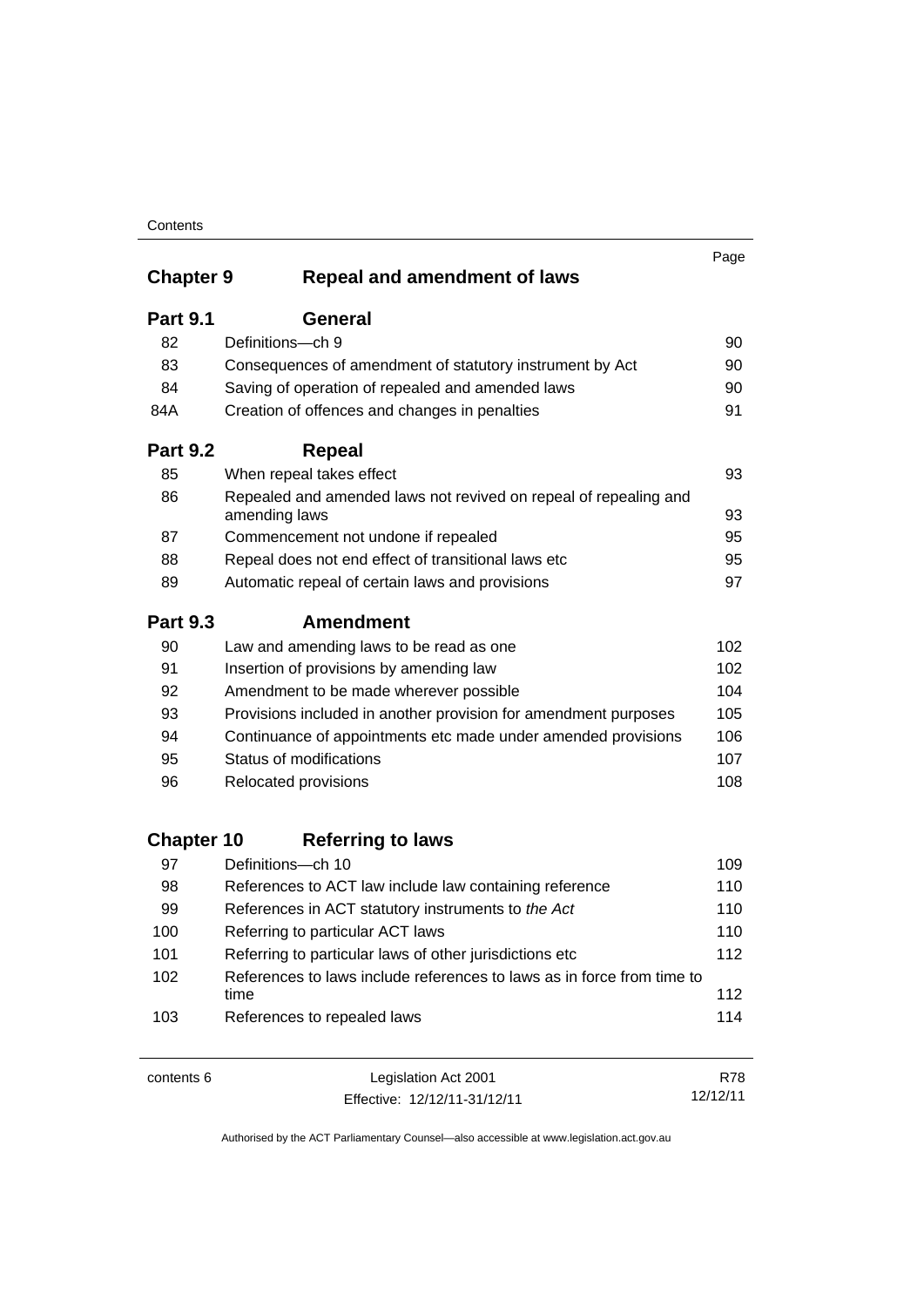| | | Page |
|---|---|---|
| **Chapter 9** | **Repeal and amendment of laws** | |
| **Part 9.1** | **General** | |
| 82 | Definitions—ch 9 | 90 |
| 83 | Consequences of amendment of statutory instrument by Act | 90 |
| 84 | Saving of operation of repealed and amended laws | 90 |
| 84A | Creation of offences and changes in penalties | 91 |
| **Part 9.2** | **Repeal** | |
| 85 | When repeal takes effect | 93 |
| 86 | Repealed and amended laws not revived on repeal of repealing and amending laws | 93 |
| 87 | Commencement not undone if repealed | 95 |
| 88 | Repeal does not end effect of transitional laws etc | 95 |
| 89 | Automatic repeal of certain laws and provisions | 97 |
| **Part 9.3** | **Amendment** | |
| 90 | Law and amending laws to be read as one | 102 |
| 91 | Insertion of provisions by amending law | 102 |
| 92 | Amendment to be made wherever possible | 104 |
| 93 | Provisions included in another provision for amendment purposes | 105 |
| 94 | Continuance of appointments etc made under amended provisions | 106 |
| 95 | Status of modifications | 107 |
| 96 | Relocated provisions | 108 |
| **Chapter 10** | **Referring to laws** | |
| 97 | Definitions—ch 10 | 109 |
| 98 | References to ACT law include law containing reference | 110 |
| 99 | References in ACT statutory instruments to *the Act* | 110 |
| 100 | Referring to particular ACT laws | 110 |
| 101 | Referring to particular laws of other jurisdictions etc | 112 |
| 102 | References to laws include references to laws as in force from time to time | 112 |
| 103 | References to repealed laws | 114 |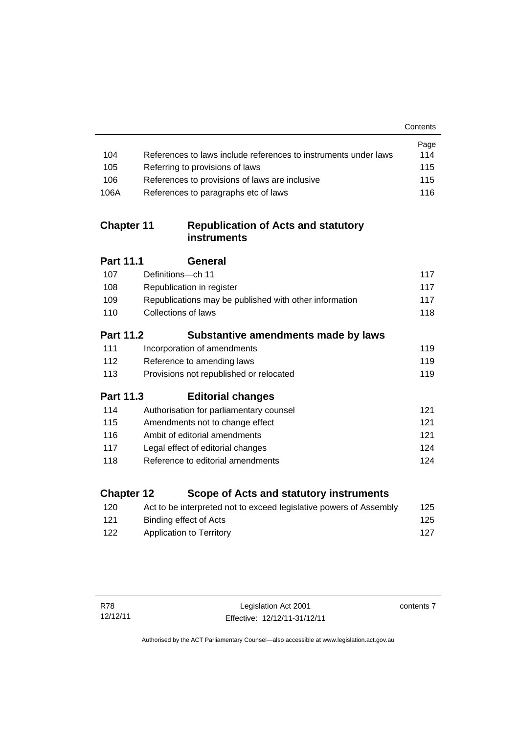| | | Page |
|---|---|---|
| 104 | References to laws include references to instruments under laws | 114 |
| 105 | Referring to provisions of laws | 115 |
| 106 | References to provisions of laws are inclusive | 115 |
| 106A | References to paragraphs etc of laws | 116 |

## Chapter 11 Republication of Acts and statutory instruments

### Part 11.1 General

| | | |
|---|---|---|
| 107 | Definitions—ch 11 | 117 |
| 108 | Republication in register | 117 |
| 109 | Republications may be published with other information | 117 |
| 110 | Collections of laws | 118 |

### Part 11.2 Substantive amendments made by laws

| | | |
|---|---|---|
| 111 | Incorporation of amendments | 119 |
| 112 | Reference to amending laws | 119 |
| 113 | Provisions not republished or relocated | 119 |

### Part 11.3 Editorial changes

| | | |
|---|---|---|
| 114 | Authorisation for parliamentary counsel | 121 |
| 115 | Amendments not to change effect | 121 |
| 116 | Ambit of editorial amendments | 121 |
| 117 | Legal effect of editorial changes | 124 |
| 118 | Reference to editorial amendments | 124 |

## Chapter 12 Scope of Acts and statutory instruments

| | | |
|---|---|---|
| 120 | Act to be interpreted not to exceed legislative powers of Assembly | 125 |
| 121 | Binding effect of Acts | 125 |
| 122 | Application to Territory | 127 |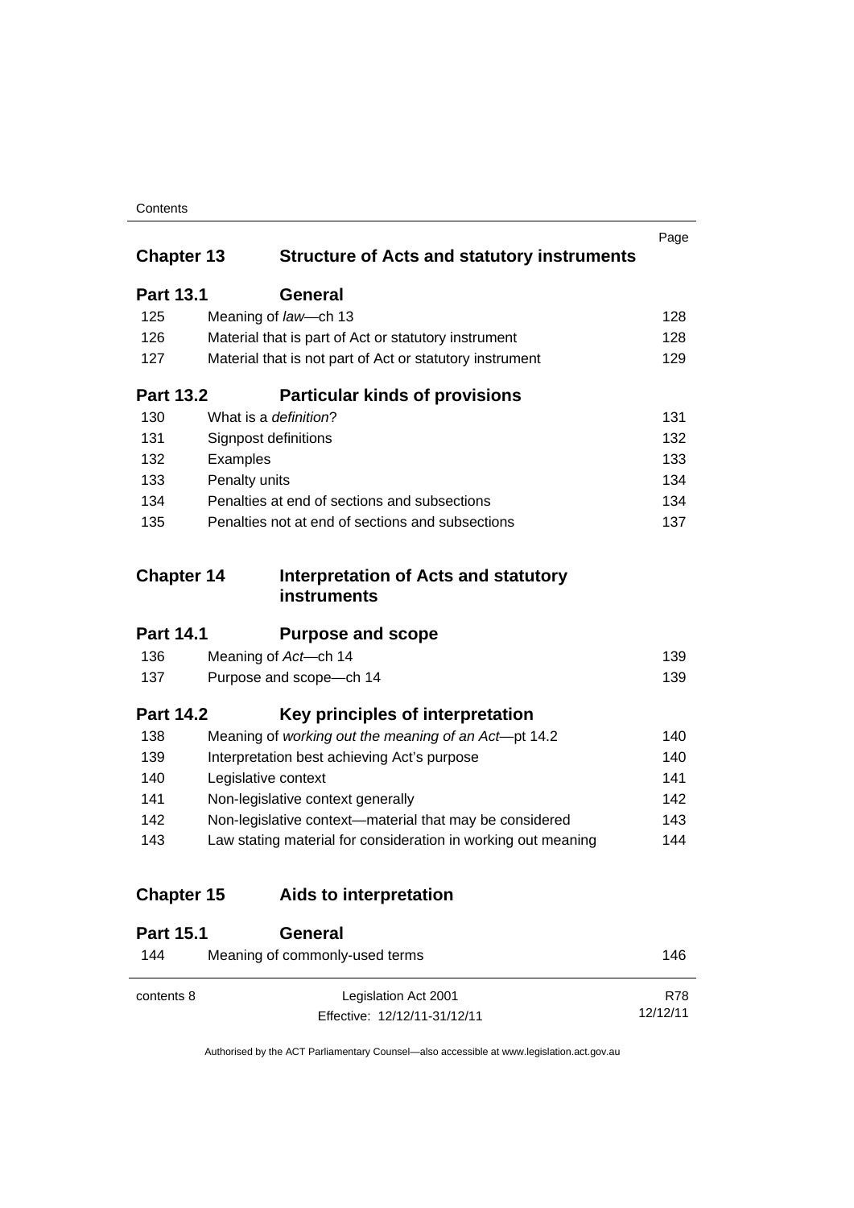| | | Page |
|---|---|---|
| **Chapter 13** | **Structure of Acts and statutory instruments** | |
| **Part 13.1** | **General** | |
| 125 | Meaning of *law*—ch 13 | 128 |
| 126 | Material that is part of Act or statutory instrument | 128 |
| 127 | Material that is not part of Act or statutory instrument | 129 |
| **Part 13.2** | **Particular kinds of provisions** | |
| 130 | What is a *definition*? | 131 |
| 131 | Signpost definitions | 132 |
| 132 | Examples | 133 |
| 133 | Penalty units | 134 |
| 134 | Penalties at end of sections and subsections | 134 |
| 135 | Penalties not at end of sections and subsections | 137 |
| **Chapter 14** | **Interpretation of Acts and statutory instruments** | |
| **Part 14.1** | **Purpose and scope** | |
| 136 | Meaning of *Act*—ch 14 | 139 |
| 137 | Purpose and scope—ch 14 | 139 |
| **Part 14.2** | **Key principles of interpretation** | |
| 138 | Meaning of *working out the meaning of an Act*—pt 14.2 | 140 |
| 139 | Interpretation best achieving Act's purpose | 140 |
| 140 | Legislative context | 141 |
| 141 | Non-legislative context generally | 142 |
| 142 | Non-legislative context—material that may be considered | 143 |
| 143 | Law stating material for consideration in working out meaning | 144 |
| **Chapter 15** | **Aids to interpretation** | |
| **Part 15.1** | **General** | |
| 144 | Meaning of commonly-used terms | 146 |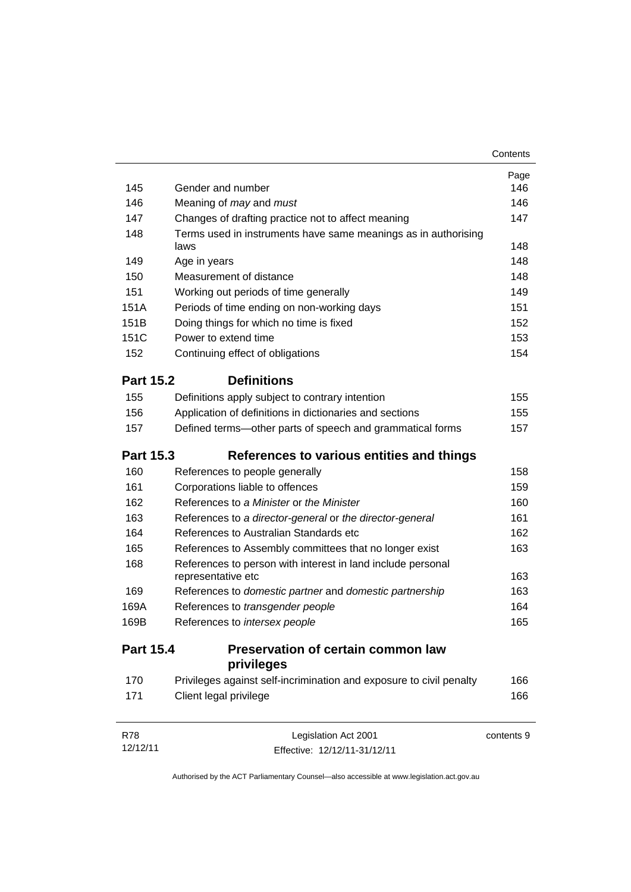| | | Page |
|---|---|---|
| 145 | Gender and number | 146 |
| 146 | Meaning of *may* and *must* | 146 |
| 147 | Changes of drafting practice not to affect meaning | 147 |
| 148 | Terms used in instruments have same meanings as in authorising laws | 148 |
| 149 | Age in years | 148 |
| 150 | Measurement of distance | 148 |
| 151 | Working out periods of time generally | 149 |
| 151A | Periods of time ending on non-working days | 151 |
| 151B | Doing things for which no time is fixed | 152 |
| 151C | Power to extend time | 153 |
| 152 | Continuing effect of obligations | 154 |

## Part 15.2 Definitions

| | | |
|---|---|---|
| 155 | Definitions apply subject to contrary intention | 155 |
| 156 | Application of definitions in dictionaries and sections | 155 |
| 157 | Defined terms—other parts of speech and grammatical forms | 157 |

## Part 15.3 References to various entities and things

| | | |
|---|---|---|
| 160 | References to people generally | 158 |
| 161 | Corporations liable to offences | 159 |
| 162 | References to *a Minister* or *the Minister* | 160 |
| 163 | References to *a director-general* or *the director-general* | 161 |
| 164 | References to Australian Standards etc | 162 |
| 165 | References to Assembly committees that no longer exist | 163 |
| 168 | References to person with interest in land include personal representative etc | 163 |
| 169 | References to *domestic partner* and *domestic partnership* | 163 |
| 169A | References to *transgender people* | 164 |
| 169B | References to *intersex people* | 165 |

## Part 15.4 Preservation of certain common law privileges

| | | |
|---|---|---|
| 170 | Privileges against self-incrimination and exposure to civil penalty | 166 |
| 171 | Client legal privilege | 166 |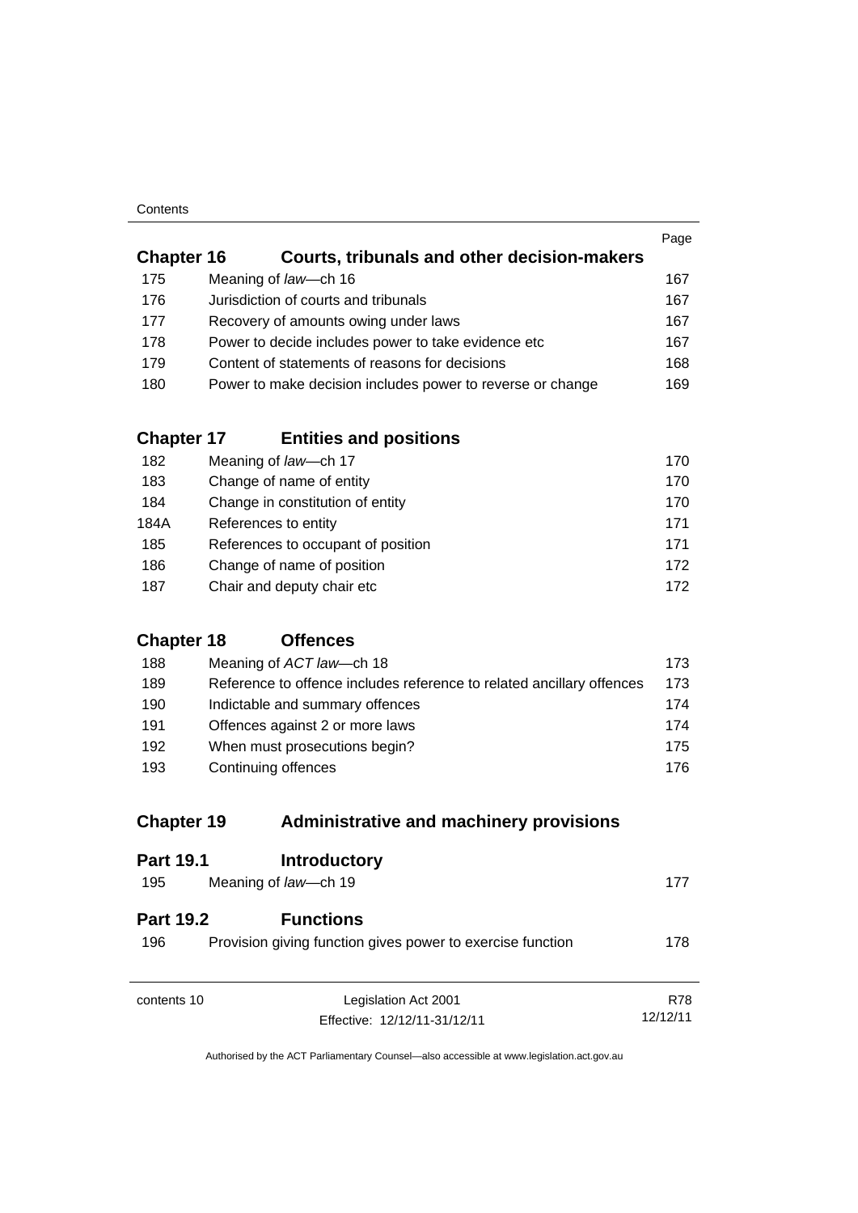| | | Page |
|---|---|---|
| **Chapter 16** | **Courts, tribunals and other decision-makers** | |
| 175 | Meaning of *law*—ch 16 | 167 |
| 176 | Jurisdiction of courts and tribunals | 167 |
| 177 | Recovery of amounts owing under laws | 167 |
| 178 | Power to decide includes power to take evidence etc | 167 |
| 179 | Content of statements of reasons for decisions | 168 |
| 180 | Power to make decision includes power to reverse or change | 169 |
| **Chapter 17** | **Entities and positions** | |
| 182 | Meaning of *law*—ch 17 | 170 |
| 183 | Change of name of entity | 170 |
| 184 | Change in constitution of entity | 170 |
| 184A | References to entity | 171 |
| 185 | References to occupant of position | 171 |
| 186 | Change of name of position | 172 |
| 187 | Chair and deputy chair etc | 172 |
| **Chapter 18** | **Offences** | |
| 188 | Meaning of *ACT law*—ch 18 | 173 |
| 189 | Reference to offence includes reference to related ancillary offences | 173 |
| 190 | Indictable and summary offences | 174 |
| 191 | Offences against 2 or more laws | 174 |
| 192 | When must prosecutions begin? | 175 |
| 193 | Continuing offences | 176 |
| **Chapter 19** | **Administrative and machinery provisions** | |
| **Part 19.1** | **Introductory** | |
| 195 | Meaning of *law*—ch 19 | 177 |
| **Part 19.2** | **Functions** | |
| 196 | Provision giving function gives power to exercise function | 178 |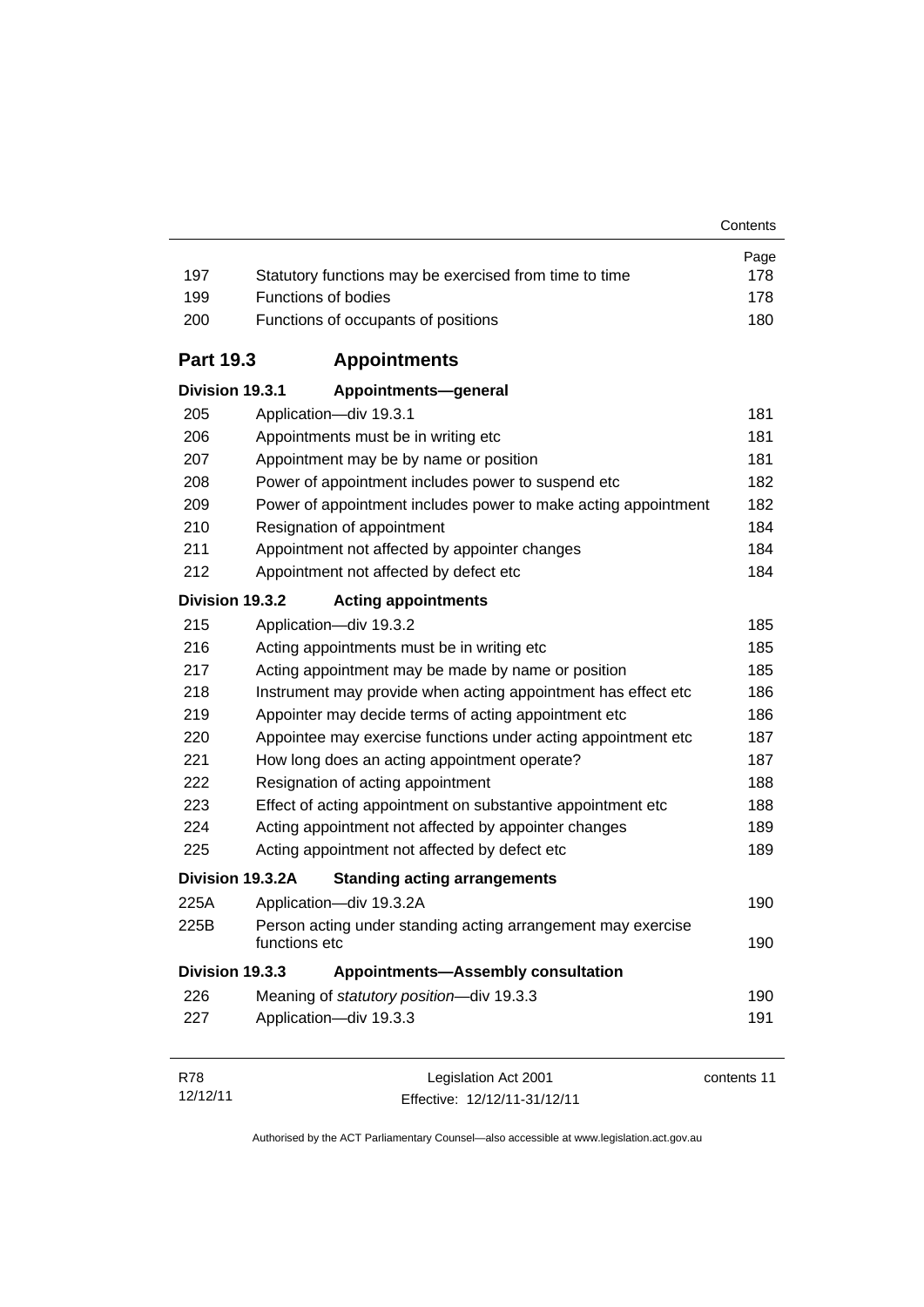| | | Page |
|---|---|---|
| 197 | Statutory functions may be exercised from time to time | 178 |
| 199 | Functions of bodies | 178 |
| 200 | Functions of occupants of positions | 180 |
| **Part 19.3** | **Appointments** | |
| **Division 19.3.1** | **Appointments—general** | |
| 205 | Application—div 19.3.1 | 181 |
| 206 | Appointments must be in writing etc | 181 |
| 207 | Appointment may be by name or position | 181 |
| 208 | Power of appointment includes power to suspend etc | 182 |
| 209 | Power of appointment includes power to make acting appointment | 182 |
| 210 | Resignation of appointment | 184 |
| 211 | Appointment not affected by appointer changes | 184 |
| 212 | Appointment not affected by defect etc | 184 |
| **Division 19.3.2** | **Acting appointments** | |
| 215 | Application—div 19.3.2 | 185 |
| 216 | Acting appointments must be in writing etc | 185 |
| 217 | Acting appointment may be made by name or position | 185 |
| 218 | Instrument may provide when acting appointment has effect etc | 186 |
| 219 | Appointer may decide terms of acting appointment etc | 186 |
| 220 | Appointee may exercise functions under acting appointment etc | 187 |
| 221 | How long does an acting appointment operate? | 187 |
| 222 | Resignation of acting appointment | 188 |
| 223 | Effect of acting appointment on substantive appointment etc | 188 |
| 224 | Acting appointment not affected by appointer changes | 189 |
| 225 | Acting appointment not affected by defect etc | 189 |
| **Division 19.3.2A** | **Standing acting arrangements** | |
| 225A | Application—div 19.3.2A | 190 |
| 225B | Person acting under standing acting arrangement may exercise functions etc | 190 |
| **Division 19.3.3** | **Appointments—Assembly consultation** | |
| 226 | Meaning of *statutory position*—div 19.3.3 | 190 |
| 227 | Application—div 19.3.3 | 191 |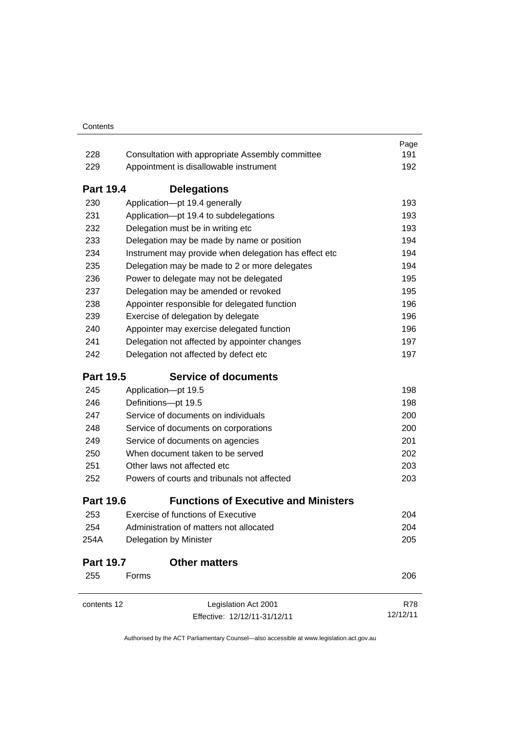| | | Page |
|---|---|---|
| 228 | Consultation with appropriate Assembly committee | 191 |
| 229 | Appointment is disallowable instrument | 192 |

### Part 19.4 Delegations

| | | |
|---|---|---|
| 230 | Application—pt 19.4 generally | 193 |
| 231 | Application—pt 19.4 to subdelegations | 193 |
| 232 | Delegation must be in writing etc | 193 |
| 233 | Delegation may be made by name or position | 194 |
| 234 | Instrument may provide when delegation has effect etc | 194 |
| 235 | Delegation may be made to 2 or more delegates | 194 |
| 236 | Power to delegate may not be delegated | 195 |
| 237 | Delegation may be amended or revoked | 195 |
| 238 | Appointer responsible for delegated function | 196 |
| 239 | Exercise of delegation by delegate | 196 |
| 240 | Appointer may exercise delegated function | 196 |
| 241 | Delegation not affected by appointer changes | 197 |
| 242 | Delegation not affected by defect etc | 197 |

### Part 19.5 Service of documents

| | | |
|---|---|---|
| 245 | Application—pt 19.5 | 198 |
| 246 | Definitions—pt 19.5 | 198 |
| 247 | Service of documents on individuals | 200 |
| 248 | Service of documents on corporations | 200 |
| 249 | Service of documents on agencies | 201 |
| 250 | When document taken to be served | 202 |
| 251 | Other laws not affected etc | 203 |
| 252 | Powers of courts and tribunals not affected | 203 |

### Part 19.6 Functions of Executive and Ministers

| | | |
|---|---|---|
| 253 | Exercise of functions of Executive | 204 |
| 254 | Administration of matters not allocated | 204 |
| 254A | Delegation by Minister | 205 |

### Part 19.7 Other matters

| | | |
|---|---|---|
| 255 | Forms | 206 |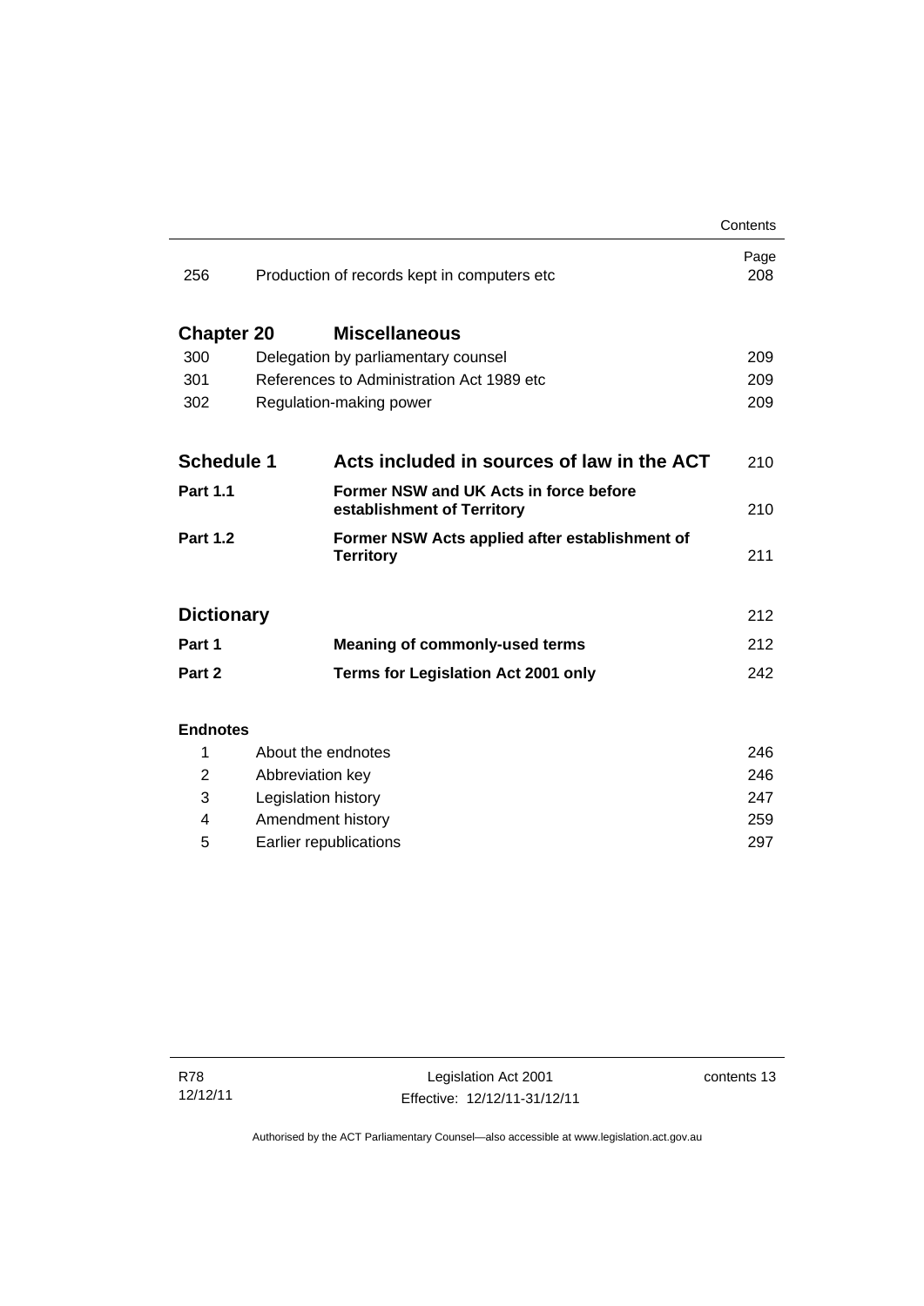| | | Page |
|---|---|---|
| 256 | Production of records kept in computers etc | 208 |
| **Chapter 20** | **Miscellaneous** | |
| 300 | Delegation by parliamentary counsel | 209 |
| 301 | References to Administration Act 1989 etc | 209 |
| 302 | Regulation-making power | 209 |
| **Schedule 1** | **Acts included in sources of law in the ACT** | 210 |
| **Part 1.1** | **Former NSW and UK Acts in force before establishment of Territory** | 210 |
| **Part 1.2** | **Former NSW Acts applied after establishment of Territory** | 211 |
| **Dictionary** | | 212 |
| **Part 1** | **Meaning of commonly-used terms** | 212 |
| **Part 2** | **Terms for Legislation Act 2001 only** | 242 |

**Endnotes**

| | | |
|---|---|---|
| 1 | About the endnotes | 246 |
| 2 | Abbreviation key | 246 |
| 3 | Legislation history | 247 |
| 4 | Amendment history | 259 |
| 5 | Earlier republications | 297 |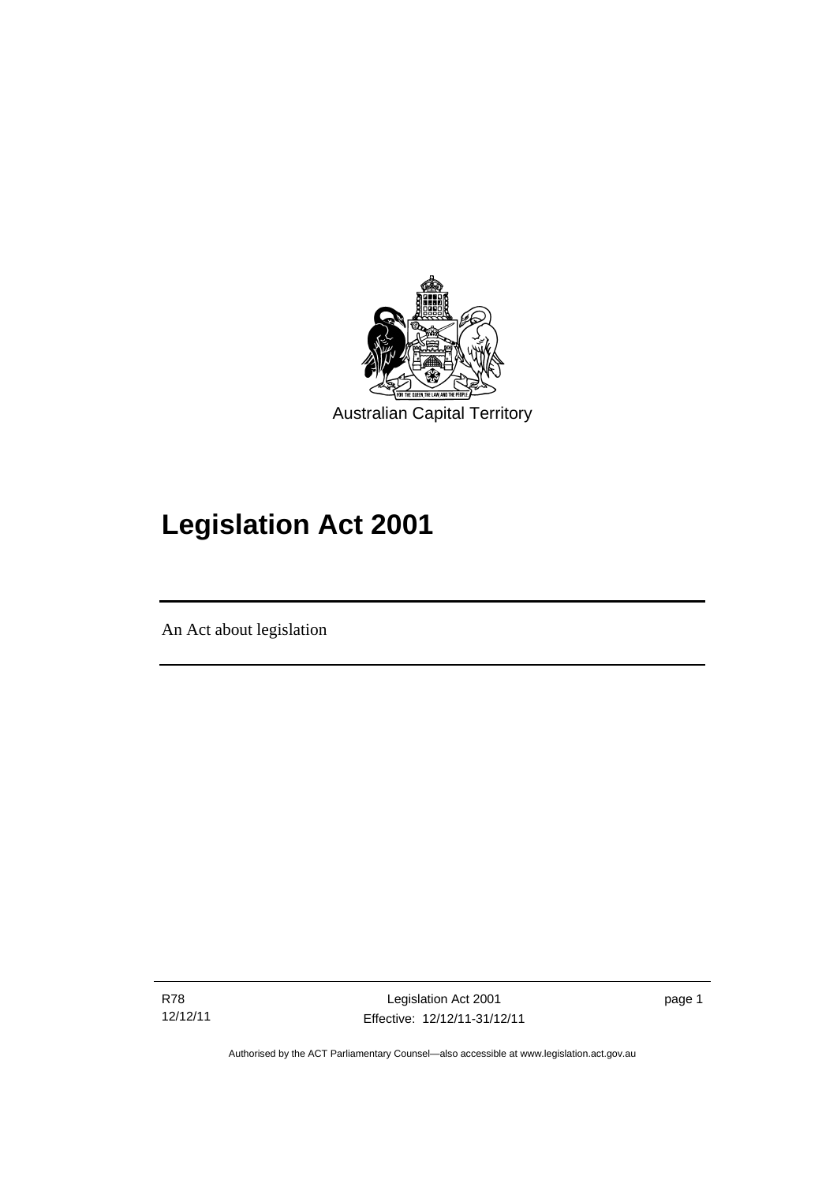Australian Capital Territory

# Legislation Act 2001

An Act about legislation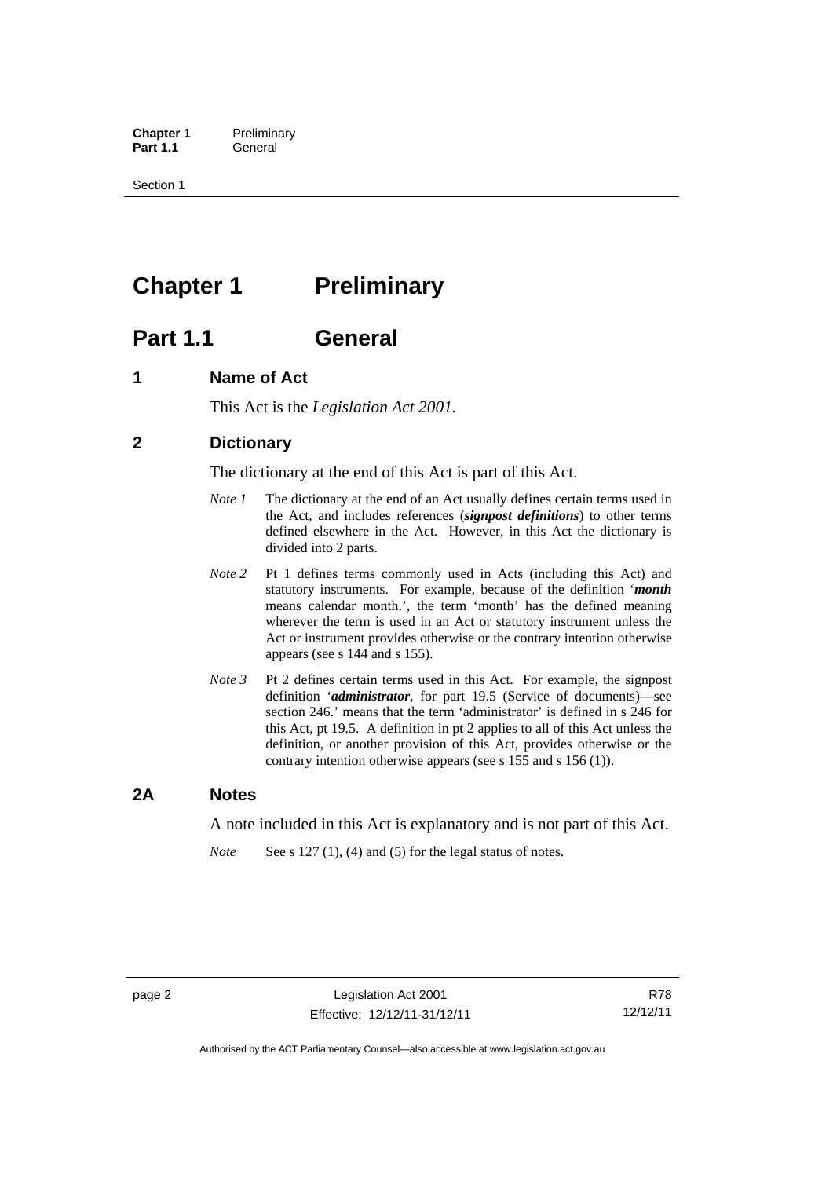# Chapter 1 Preliminary

## Part 1.1 General

### 1 Name of Act

This Act is the *Legislation Act 2001*.

### 2 Dictionary

The dictionary at the end of this Act is part of this Act.

*Note 1* The dictionary at the end of an Act usually defines certain terms used in the Act, and includes references (***signpost definitions***) to other terms defined elsewhere in the Act. However, in this Act the dictionary is divided into 2 parts.

*Note 2* Pt 1 defines terms commonly used in Acts (including this Act) and statutory instruments. For example, because of the definition '***month*** means calendar month.', the term 'month' has the defined meaning wherever the term is used in an Act or statutory instrument unless the Act or instrument provides otherwise or the contrary intention otherwise appears (see s 144 and s 155).

*Note 3* Pt 2 defines certain terms used in this Act. For example, the signpost definition '***administrator***, for part 19.5 (Service of documents)—see section 246.' means that the term 'administrator' is defined in s 246 for this Act, pt 19.5. A definition in pt 2 applies to all of this Act unless the definition, or another provision of this Act, provides otherwise or the contrary intention otherwise appears (see s 155 and s 156 (1)).

### 2A Notes

A note included in this Act is explanatory and is not part of this Act.

*Note* See s 127 (1), (4) and (5) for the legal status of notes.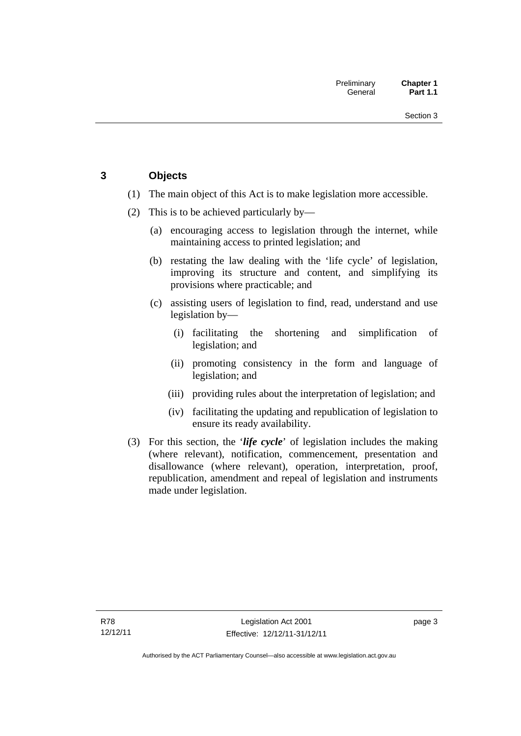## 3 Objects

(1) The main object of this Act is to make legislation more accessible.

(2) This is to be achieved particularly by—

(a) encouraging access to legislation through the internet, while maintaining access to printed legislation; and

(b) restating the law dealing with the 'life cycle' of legislation, improving its structure and content, and simplifying its provisions where practicable; and

(c) assisting users of legislation to find, read, understand and use legislation by—

(i) facilitating the shortening and simplification of legislation; and

(ii) promoting consistency in the form and language of legislation; and

(iii) providing rules about the interpretation of legislation; and

(iv) facilitating the updating and republication of legislation to ensure its ready availability.

(3) For this section, the '***life cycle***' of legislation includes the making (where relevant), notification, commencement, presentation and disallowance (where relevant), operation, interpretation, proof, republication, amendment and repeal of legislation and instruments made under legislation.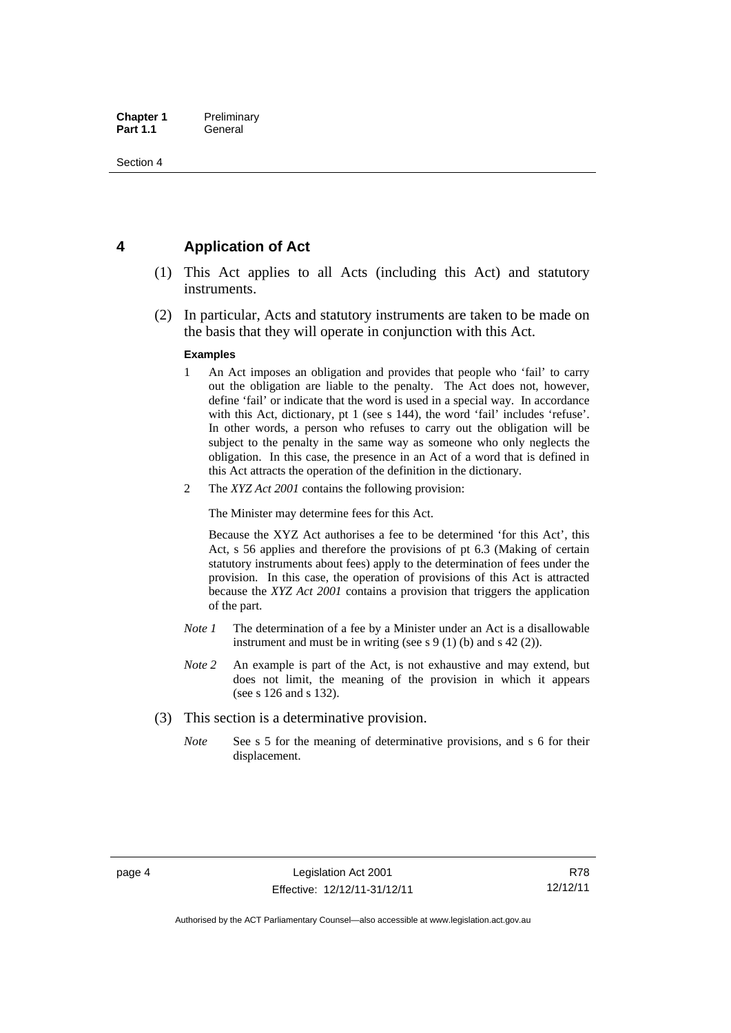## 4 Application of Act

(1) This Act applies to all Acts (including this Act) and statutory instruments.

(2) In particular, Acts and statutory instruments are taken to be made on the basis that they will operate in conjunction with this Act.

**Examples**

1. An Act imposes an obligation and provides that people who 'fail' to carry out the obligation are liable to the penalty. The Act does not, however, define 'fail' or indicate that the word is used in a special way. In accordance with this Act, dictionary, pt 1 (see s 144), the word 'fail' includes 'refuse'. In other words, a person who refuses to carry out the obligation will be subject to the penalty in the same way as someone who only neglects the obligation. In this case, the presence in an Act of a word that is defined in this Act attracts the operation of the definition in the dictionary.

2. The *XYZ Act 2001* contains the following provision:

   The Minister may determine fees for this Act.

   Because the XYZ Act authorises a fee to be determined 'for this Act', this Act, s 56 applies and therefore the provisions of pt 6.3 (Making of certain statutory instruments about fees) apply to the determination of fees under the provision. In this case, the operation of provisions of this Act is attracted because the *XYZ Act 2001* contains a provision that triggers the application of the part.

*Note 1* The determination of a fee by a Minister under an Act is a disallowable instrument and must be in writing (see s 9 (1) (b) and s 42 (2)).

*Note 2* An example is part of the Act, is not exhaustive and may extend, but does not limit, the meaning of the provision in which it appears (see s 126 and s 132).

(3) This section is a determinative provision.

*Note* See s 5 for the meaning of determinative provisions, and s 6 for their displacement.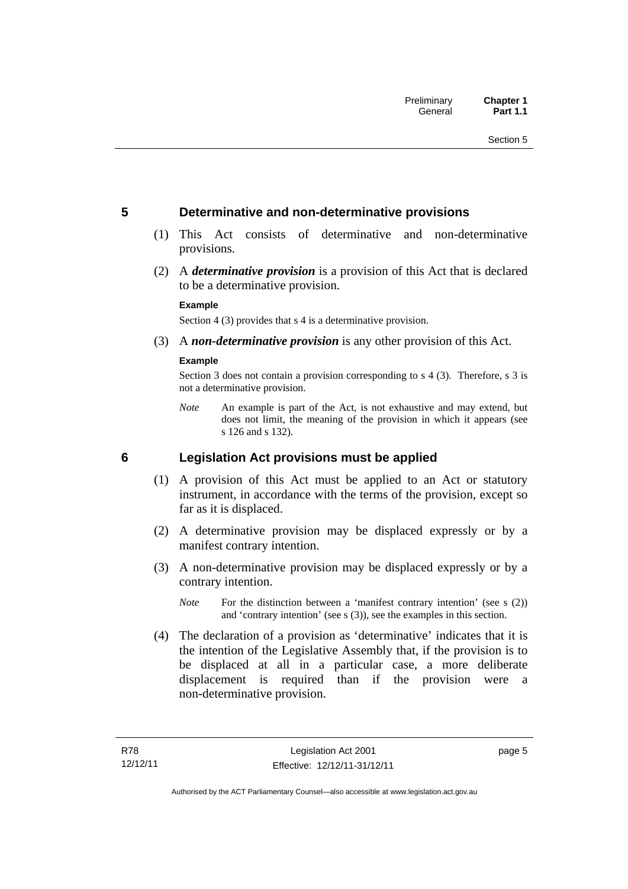## 5 Determinative and non-determinative provisions

(1) This Act consists of determinative and non-determinative provisions.

(2) A ***determinative provision*** is a provision of this Act that is declared to be a determinative provision.

**Example**

Section 4 (3) provides that s 4 is a determinative provision.

(3) A ***non-determinative provision*** is any other provision of this Act.

**Example**

Section 3 does not contain a provision corresponding to s 4 (3). Therefore, s 3 is not a determinative provision.

*Note* An example is part of the Act, is not exhaustive and may extend, but does not limit, the meaning of the provision in which it appears (see s 126 and s 132).

## 6 Legislation Act provisions must be applied

(1) A provision of this Act must be applied to an Act or statutory instrument, in accordance with the terms of the provision, except so far as it is displaced.

(2) A determinative provision may be displaced expressly or by a manifest contrary intention.

(3) A non-determinative provision may be displaced expressly or by a contrary intention.

*Note* For the distinction between a 'manifest contrary intention' (see s (2)) and 'contrary intention' (see s (3)), see the examples in this section.

(4) The declaration of a provision as 'determinative' indicates that it is the intention of the Legislative Assembly that, if the provision is to be displaced at all in a particular case, a more deliberate displacement is required than if the provision were a non-determinative provision.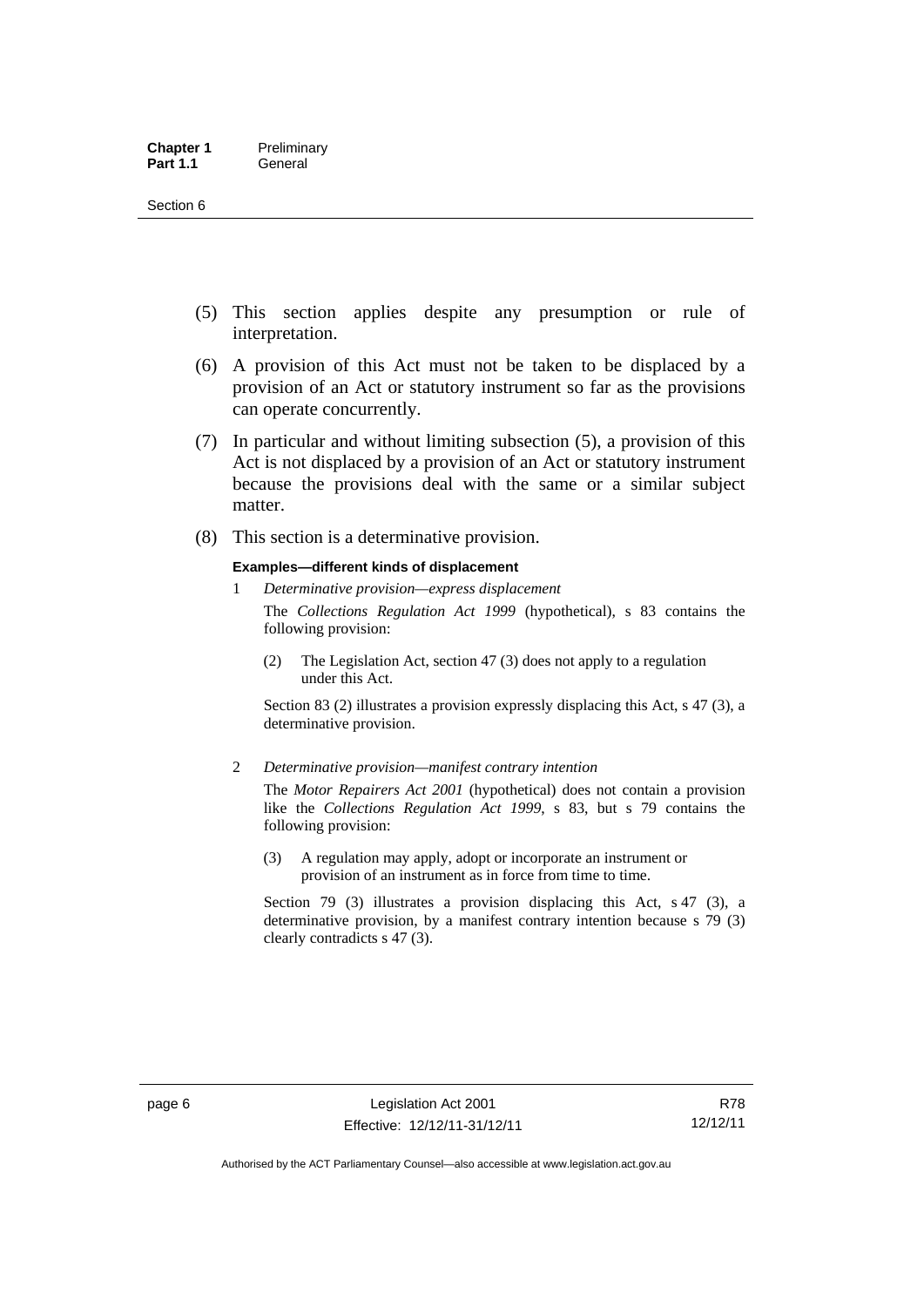(5) This section applies despite any presumption or rule of interpretation.

(6) A provision of this Act must not be taken to be displaced by a provision of an Act or statutory instrument so far as the provisions can operate concurrently.

(7) In particular and without limiting subsection (5), a provision of this Act is not displaced by a provision of an Act or statutory instrument because the provisions deal with the same or a similar subject matter.

(8) This section is a determinative provision.

**Examples—different kinds of displacement**

1 *Determinative provision—express displacement*

The *Collections Regulation Act 1999* (hypothetical), s 83 contains the following provision:

(2) The Legislation Act, section 47 (3) does not apply to a regulation under this Act.

Section 83 (2) illustrates a provision expressly displacing this Act, s 47 (3), a determinative provision.

2 *Determinative provision—manifest contrary intention*

The *Motor Repairers Act 2001* (hypothetical) does not contain a provision like the *Collections Regulation Act 1999*, s 83, but s 79 contains the following provision:

(3) A regulation may apply, adopt or incorporate an instrument or provision of an instrument as in force from time to time.

Section 79 (3) illustrates a provision displacing this Act, s 47 (3), a determinative provision, by a manifest contrary intention because s 79 (3) clearly contradicts s 47 (3).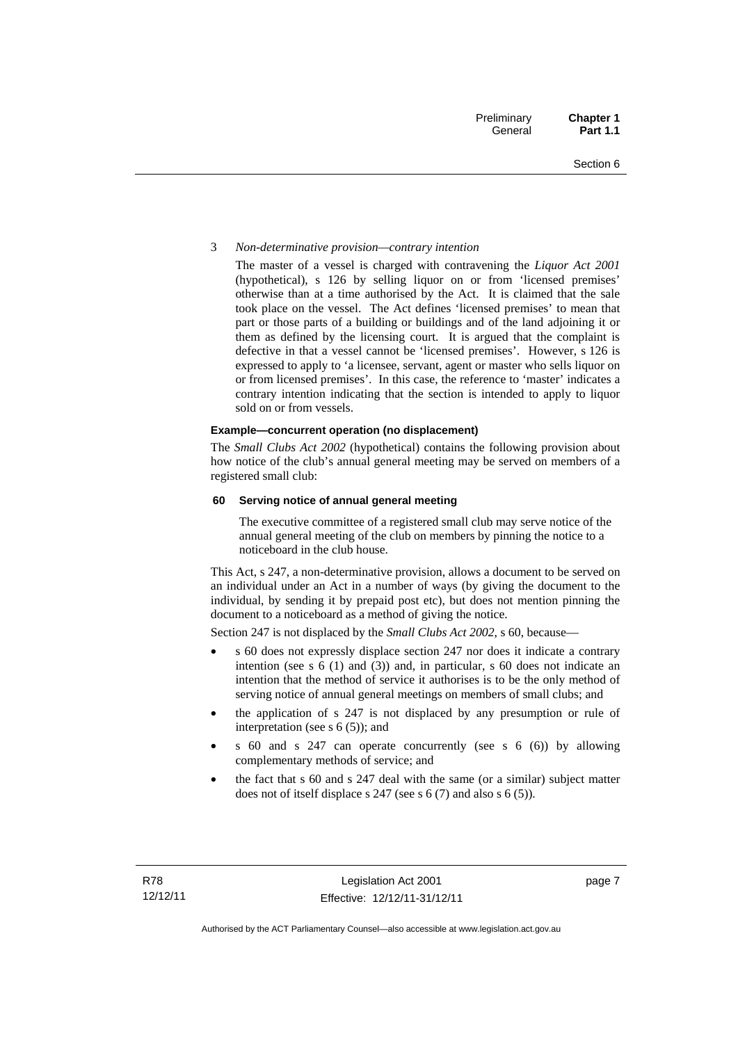3 *Non-determinative provision—contrary intention*

The master of a vessel is charged with contravening the *Liquor Act 2001* (hypothetical), s 126 by selling liquor on or from 'licensed premises' otherwise than at a time authorised by the Act. It is claimed that the sale took place on the vessel. The Act defines 'licensed premises' to mean that part or those parts of a building or buildings and of the land adjoining it or them as defined by the licensing court. It is argued that the complaint is defective in that a vessel cannot be 'licensed premises'. However, s 126 is expressed to apply to 'a licensee, servant, agent or master who sells liquor on or from licensed premises'. In this case, the reference to 'master' indicates a contrary intention indicating that the section is intended to apply to liquor sold on or from vessels.

**Example—concurrent operation (no displacement)**

The *Small Clubs Act 2002* (hypothetical) contains the following provision about how notice of the club's annual general meeting may be served on members of a registered small club:

**60 Serving notice of annual general meeting**

The executive committee of a registered small club may serve notice of the annual general meeting of the club on members by pinning the notice to a noticeboard in the club house.

This Act, s 247, a non-determinative provision, allows a document to be served on an individual under an Act in a number of ways (by giving the document to the individual, by sending it by prepaid post etc), but does not mention pinning the document to a noticeboard as a method of giving the notice.

Section 247 is not displaced by the *Small Clubs Act 2002*, s 60, because—

- s 60 does not expressly displace section 247 nor does it indicate a contrary intention (see s 6 (1) and (3)) and, in particular, s 60 does not indicate an intention that the method of service it authorises is to be the only method of serving notice of annual general meetings on members of small clubs; and
- the application of s 247 is not displaced by any presumption or rule of interpretation (see s 6 (5)); and
- s 60 and s 247 can operate concurrently (see s 6 (6)) by allowing complementary methods of service; and
- the fact that s 60 and s 247 deal with the same (or a similar) subject matter does not of itself displace s 247 (see s 6 (7) and also s 6 (5)).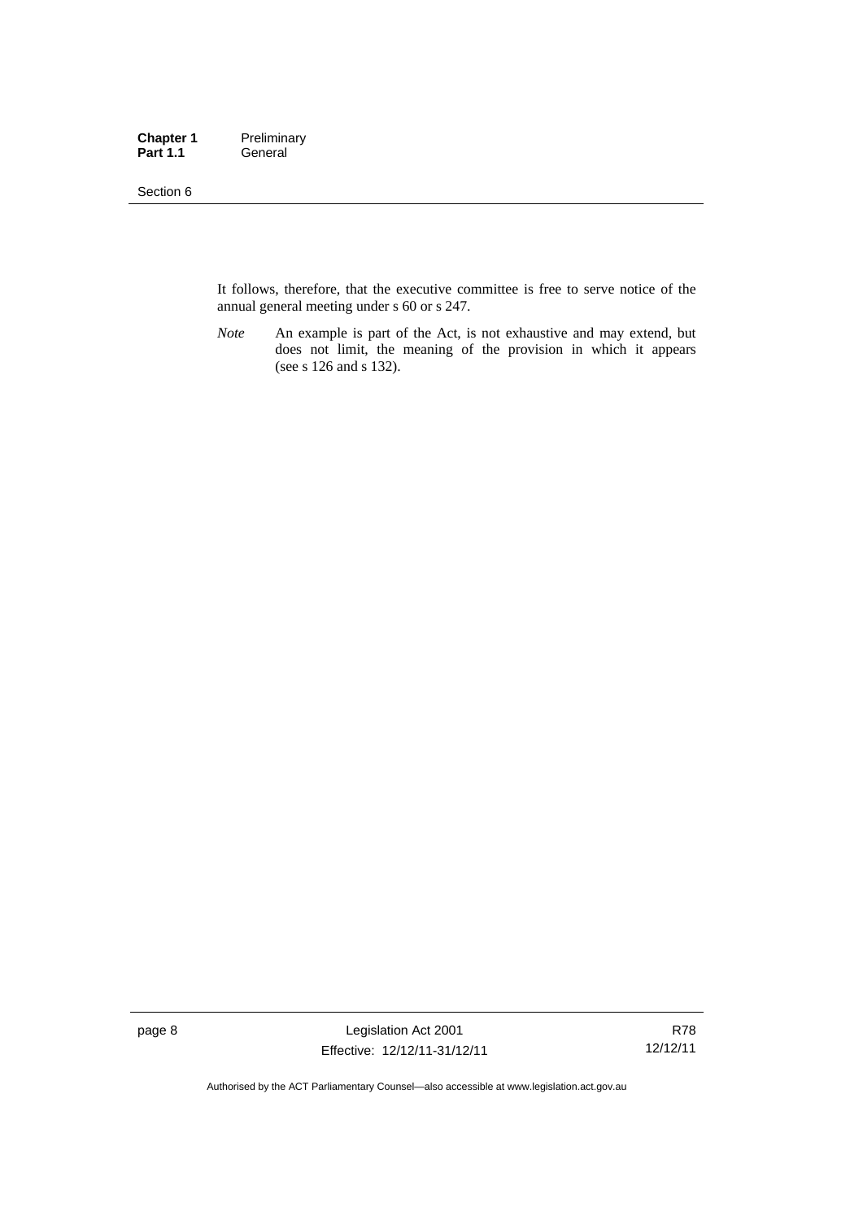It follows, therefore, that the executive committee is free to serve notice of the annual general meeting under s 60 or s 247.

*Note* An example is part of the Act, is not exhaustive and may extend, but does not limit, the meaning of the provision in which it appears (see s 126 and s 132).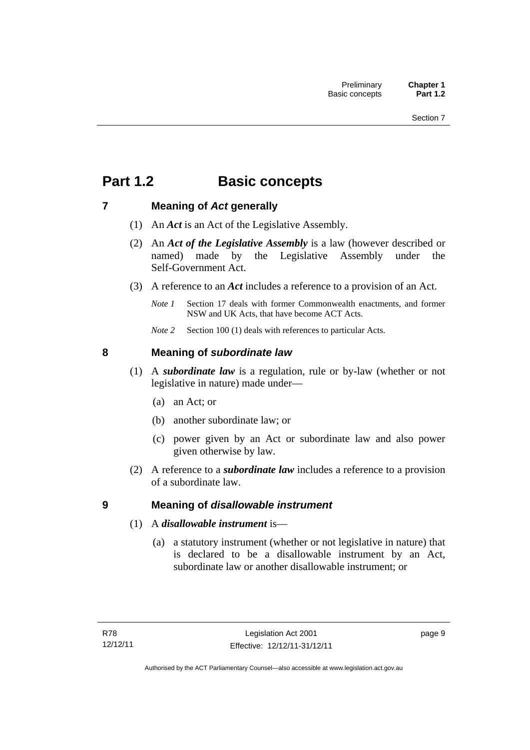# Part 1.2 Basic concepts

## 7 Meaning of *Act* generally

(1) An ***Act*** is an Act of the Legislative Assembly.

(2) An ***Act of the Legislative Assembly*** is a law (however described or named) made by the Legislative Assembly under the Self-Government Act.

(3) A reference to an ***Act*** includes a reference to a provision of an Act.

*Note 1* Section 17 deals with former Commonwealth enactments, and former NSW and UK Acts, that have become ACT Acts.

*Note 2* Section 100 (1) deals with references to particular Acts.

## 8 Meaning of *subordinate law*

(1) A ***subordinate law*** is a regulation, rule or by-law (whether or not legislative in nature) made under—

(a) an Act; or

(b) another subordinate law; or

(c) power given by an Act or subordinate law and also power given otherwise by law.

(2) A reference to a ***subordinate law*** includes a reference to a provision of a subordinate law.

## 9 Meaning of *disallowable instrument*

(1) A ***disallowable instrument*** is—

(a) a statutory instrument (whether or not legislative in nature) that is declared to be a disallowable instrument by an Act, subordinate law or another disallowable instrument; or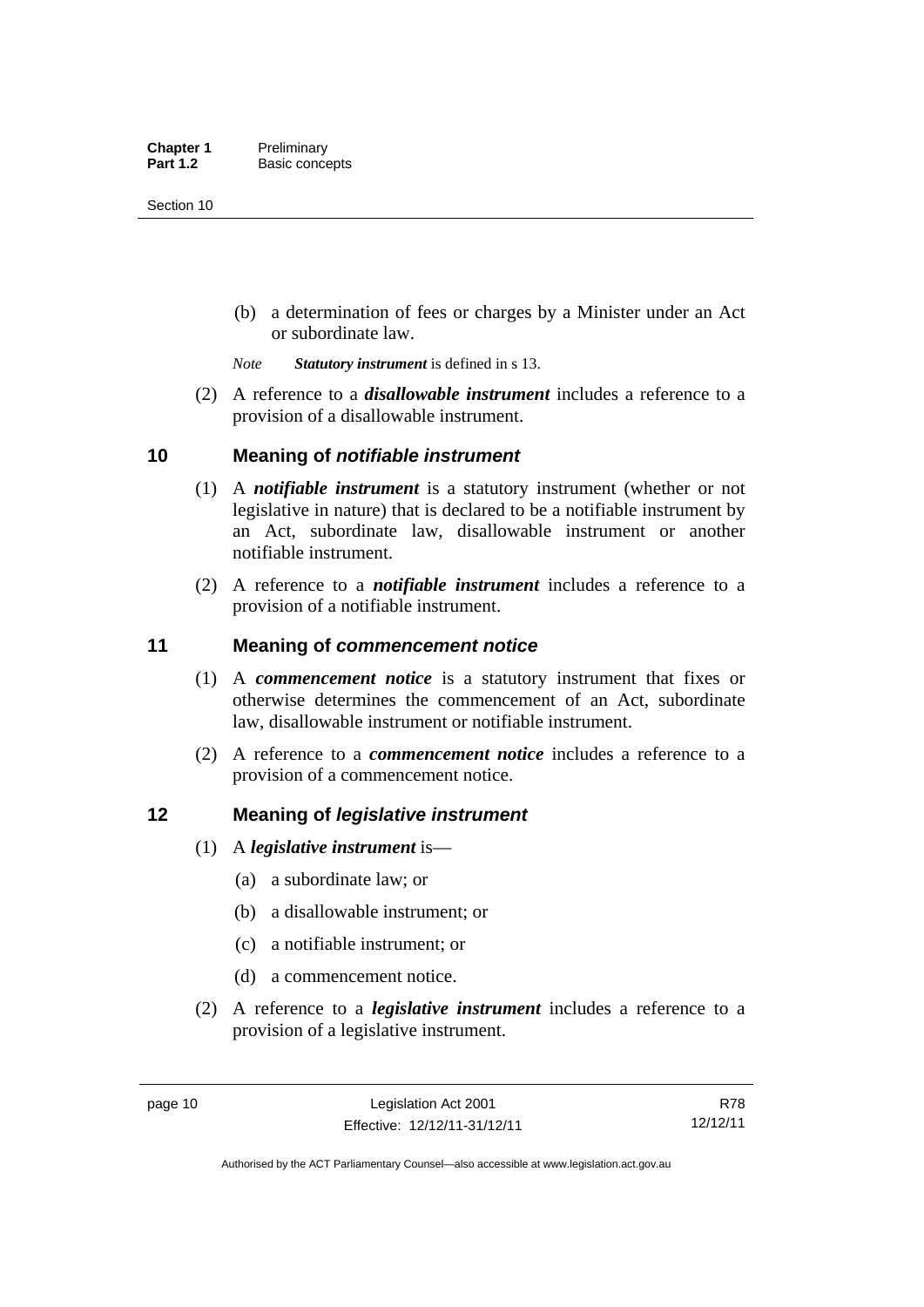(b) a determination of fees or charges by a Minister under an Act or subordinate law.

*Note* ***Statutory instrument*** is defined in s 13.

(2) A reference to a ***disallowable instrument*** includes a reference to a provision of a disallowable instrument.

## 10 Meaning of *notifiable instrument*

(1) A ***notifiable instrument*** is a statutory instrument (whether or not legislative in nature) that is declared to be a notifiable instrument by an Act, subordinate law, disallowable instrument or another notifiable instrument.

(2) A reference to a ***notifiable instrument*** includes a reference to a provision of a notifiable instrument.

## 11 Meaning of *commencement notice*

(1) A ***commencement notice*** is a statutory instrument that fixes or otherwise determines the commencement of an Act, subordinate law, disallowable instrument or notifiable instrument.

(2) A reference to a ***commencement notice*** includes a reference to a provision of a commencement notice.

## 12 Meaning of *legislative instrument*

(1) A ***legislative instrument*** is—

(a) a subordinate law; or

(b) a disallowable instrument; or

(c) a notifiable instrument; or

(d) a commencement notice.

(2) A reference to a ***legislative instrument*** includes a reference to a provision of a legislative instrument.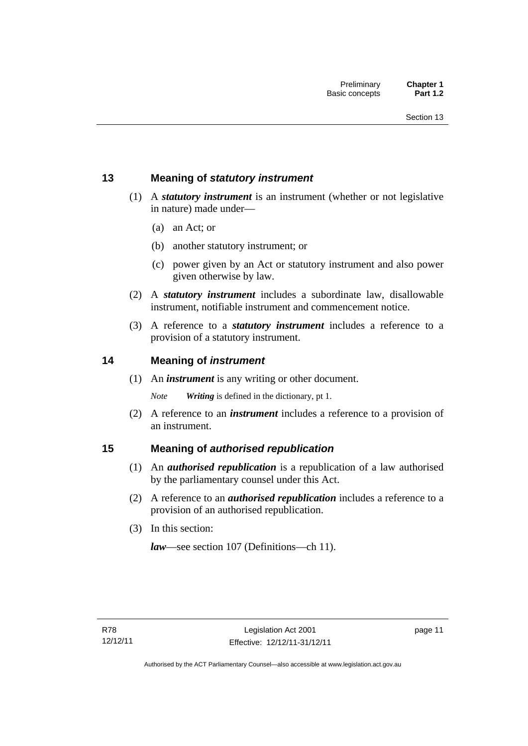## 13 Meaning of *statutory instrument*

(1) A ***statutory instrument*** is an instrument (whether or not legislative in nature) made under—

(a) an Act; or

(b) another statutory instrument; or

(c) power given by an Act or statutory instrument and also power given otherwise by law.

(2) A ***statutory instrument*** includes a subordinate law, disallowable instrument, notifiable instrument and commencement notice.

(3) A reference to a ***statutory instrument*** includes a reference to a provision of a statutory instrument.

## 14 Meaning of *instrument*

(1) An ***instrument*** is any writing or other document.

*Note* ***Writing*** is defined in the dictionary, pt 1.

(2) A reference to an ***instrument*** includes a reference to a provision of an instrument.

## 15 Meaning of *authorised republication*

(1) An ***authorised republication*** is a republication of a law authorised by the parliamentary counsel under this Act.

(2) A reference to an ***authorised republication*** includes a reference to a provision of an authorised republication.

(3) In this section:

***law***—see section 107 (Definitions—ch 11).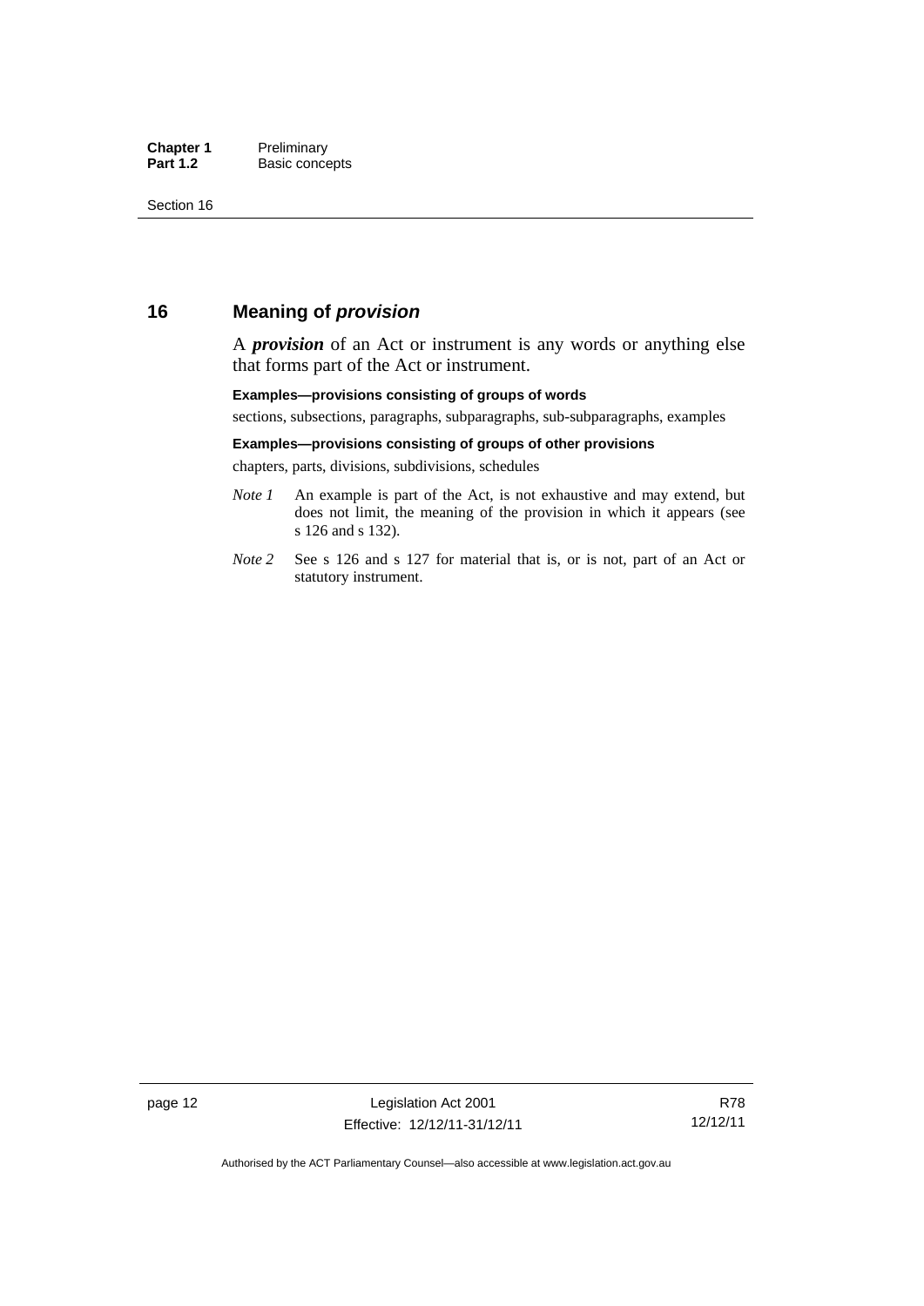## 16 Meaning of ***provision***

A ***provision*** of an Act or instrument is any words or anything else that forms part of the Act or instrument.

**Examples—provisions consisting of groups of words**

sections, subsections, paragraphs, subparagraphs, sub-subparagraphs, examples

**Examples—provisions consisting of groups of other provisions**

chapters, parts, divisions, subdivisions, schedules

*Note 1* An example is part of the Act, is not exhaustive and may extend, but does not limit, the meaning of the provision in which it appears (see s 126 and s 132).

*Note 2* See s 126 and s 127 for material that is, or is not, part of an Act or statutory instrument.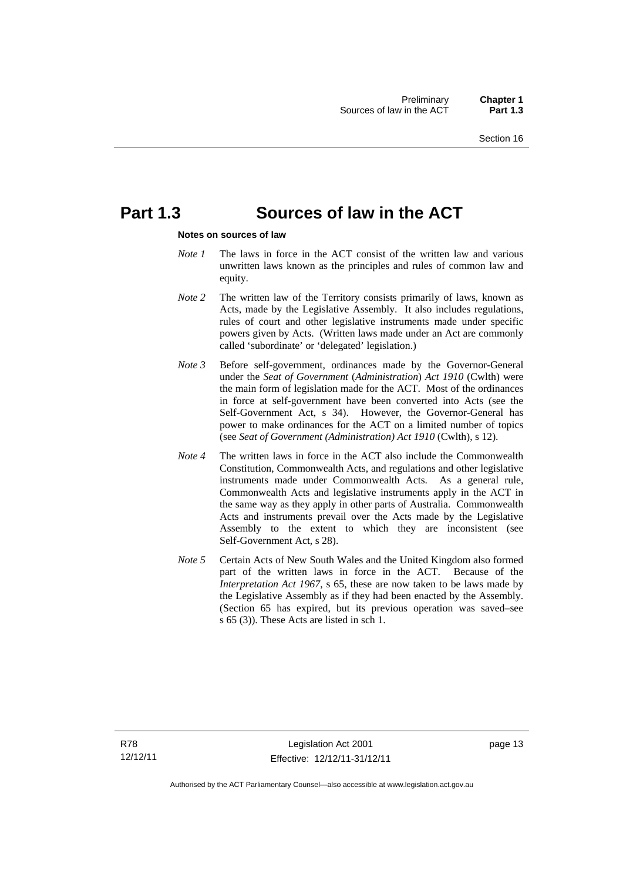# Part 1.3 Sources of law in the ACT

**Notes on sources of law**

*Note 1* The laws in force in the ACT consist of the written law and various unwritten laws known as the principles and rules of common law and equity.

*Note 2* The written law of the Territory consists primarily of laws, known as Acts, made by the Legislative Assembly. It also includes regulations, rules of court and other legislative instruments made under specific powers given by Acts. (Written laws made under an Act are commonly called 'subordinate' or 'delegated' legislation.)

*Note 3* Before self-government, ordinances made by the Governor-General under the *Seat of Government* (*Administration*) *Act 1910* (Cwlth) were the main form of legislation made for the ACT. Most of the ordinances in force at self-government have been converted into Acts (see the Self-Government Act, s 34). However, the Governor-General has power to make ordinances for the ACT on a limited number of topics (see *Seat of Government (Administration) Act 1910* (Cwlth), s 12).

*Note 4* The written laws in force in the ACT also include the Commonwealth Constitution, Commonwealth Acts, and regulations and other legislative instruments made under Commonwealth Acts. As a general rule, Commonwealth Acts and legislative instruments apply in the ACT in the same way as they apply in other parts of Australia. Commonwealth Acts and instruments prevail over the Acts made by the Legislative Assembly to the extent to which they are inconsistent (see Self-Government Act, s 28).

*Note 5* Certain Acts of New South Wales and the United Kingdom also formed part of the written laws in force in the ACT. Because of the *Interpretation Act 1967*, s 65, these are now taken to be laws made by the Legislative Assembly as if they had been enacted by the Assembly. (Section 65 has expired, but its previous operation was saved–see s 65 (3)). These Acts are listed in sch 1.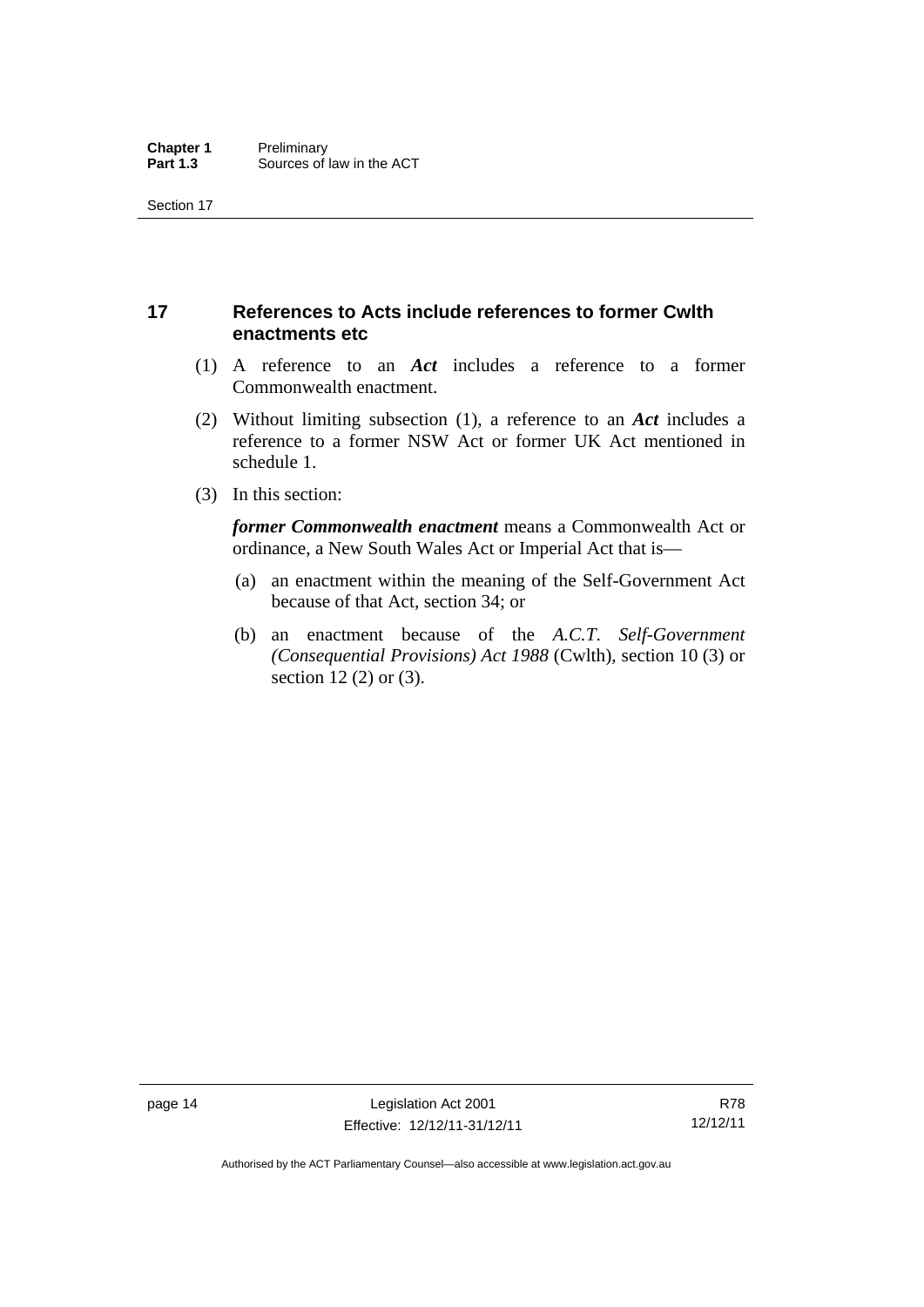## 17 References to Acts include references to former Cwlth enactments etc

(1) A reference to an ***Act*** includes a reference to a former Commonwealth enactment.

(2) Without limiting subsection (1), a reference to an ***Act*** includes a reference to a former NSW Act or former UK Act mentioned in schedule 1.

(3) In this section:

***former Commonwealth enactment*** means a Commonwealth Act or ordinance, a New South Wales Act or Imperial Act that is—

(a) an enactment within the meaning of the Self-Government Act because of that Act, section 34; or

(b) an enactment because of the *A.C.T. Self-Government (Consequential Provisions) Act 1988* (Cwlth), section 10 (3) or section 12 (2) or (3).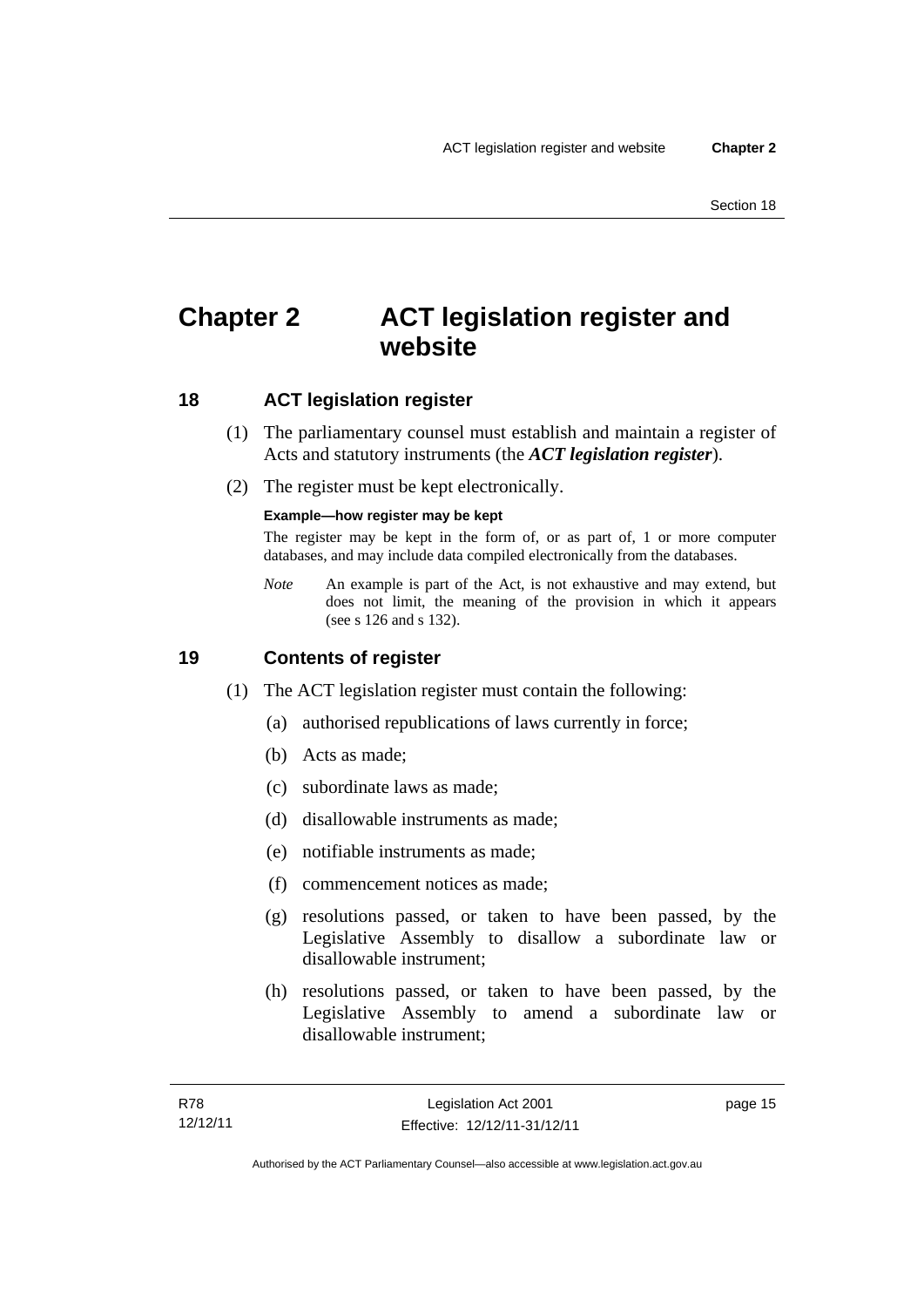# Chapter 2 ACT legislation register and website

## 18 ACT legislation register

(1) The parliamentary counsel must establish and maintain a register of Acts and statutory instruments (the ***ACT legislation register***).

(2) The register must be kept electronically.

**Example—how register may be kept**

The register may be kept in the form of, or as part of, 1 or more computer databases, and may include data compiled electronically from the databases.

*Note* An example is part of the Act, is not exhaustive and may extend, but does not limit, the meaning of the provision in which it appears (see s 126 and s 132).

## 19 Contents of register

(1) The ACT legislation register must contain the following:

(a) authorised republications of laws currently in force;

(b) Acts as made;

(c) subordinate laws as made;

(d) disallowable instruments as made;

(e) notifiable instruments as made;

(f) commencement notices as made;

(g) resolutions passed, or taken to have been passed, by the Legislative Assembly to disallow a subordinate law or disallowable instrument;

(h) resolutions passed, or taken to have been passed, by the Legislative Assembly to amend a subordinate law or disallowable instrument;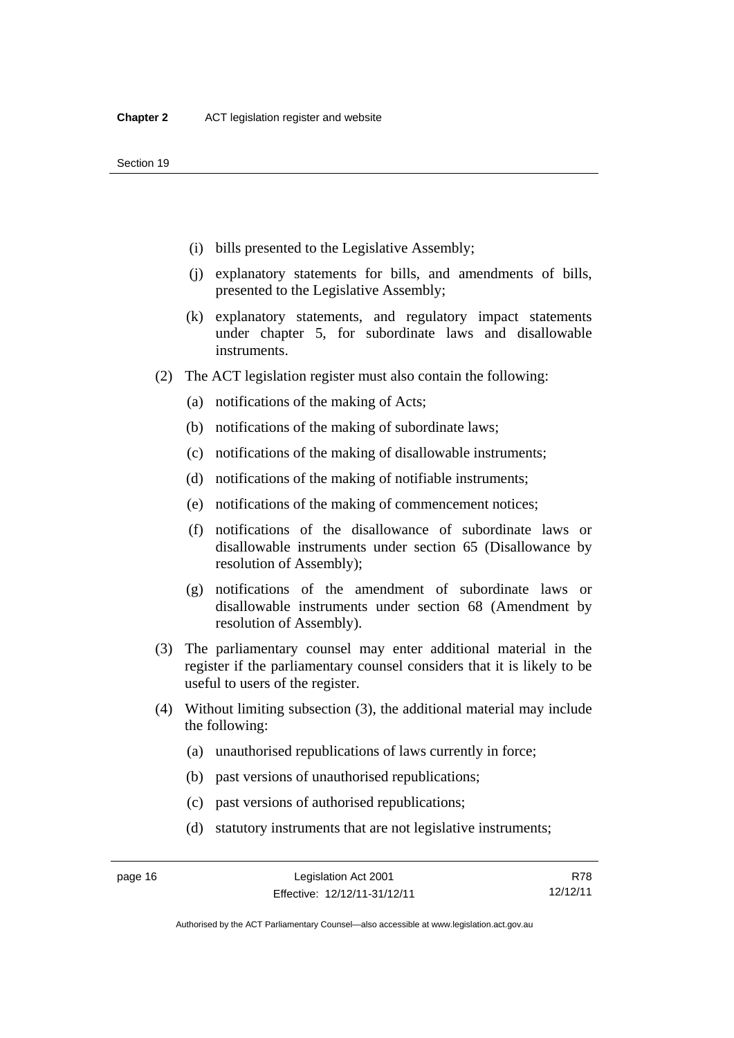(i) bills presented to the Legislative Assembly;

(j) explanatory statements for bills, and amendments of bills, presented to the Legislative Assembly;

(k) explanatory statements, and regulatory impact statements under chapter 5, for subordinate laws and disallowable instruments.

(2) The ACT legislation register must also contain the following:

(a) notifications of the making of Acts;

(b) notifications of the making of subordinate laws;

(c) notifications of the making of disallowable instruments;

(d) notifications of the making of notifiable instruments;

(e) notifications of the making of commencement notices;

(f) notifications of the disallowance of subordinate laws or disallowable instruments under section 65 (Disallowance by resolution of Assembly);

(g) notifications of the amendment of subordinate laws or disallowable instruments under section 68 (Amendment by resolution of Assembly).

(3) The parliamentary counsel may enter additional material in the register if the parliamentary counsel considers that it is likely to be useful to users of the register.

(4) Without limiting subsection (3), the additional material may include the following:

(a) unauthorised republications of laws currently in force;

(b) past versions of unauthorised republications;

(c) past versions of authorised republications;

(d) statutory instruments that are not legislative instruments;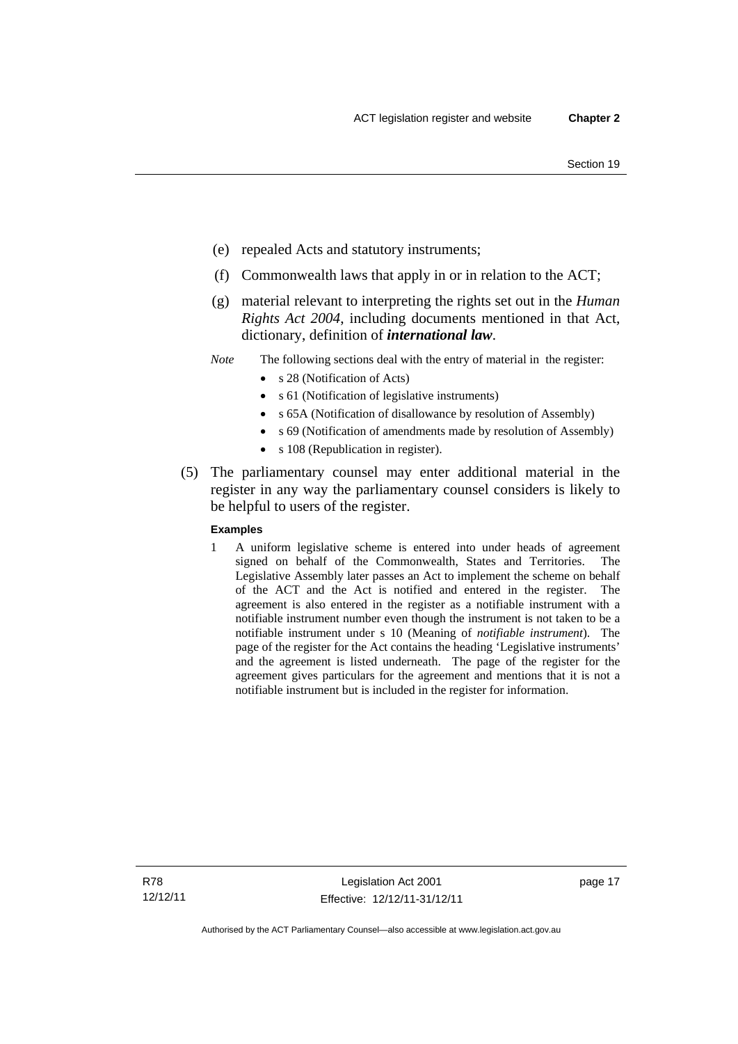(e) repealed Acts and statutory instruments;

(f) Commonwealth laws that apply in or in relation to the ACT;

(g) material relevant to interpreting the rights set out in the *Human Rights Act 2004*, including documents mentioned in that Act, dictionary, definition of ***international law***.

*Note* The following sections deal with the entry of material in the register:

- s 28 (Notification of Acts)
- s 61 (Notification of legislative instruments)
- s 65A (Notification of disallowance by resolution of Assembly)
- s 69 (Notification of amendments made by resolution of Assembly)
- s 108 (Republication in register).

(5) The parliamentary counsel may enter additional material in the register in any way the parliamentary counsel considers is likely to be helpful to users of the register.

**Examples**

1 A uniform legislative scheme is entered into under heads of agreement signed on behalf of the Commonwealth, States and Territories. The Legislative Assembly later passes an Act to implement the scheme on behalf of the ACT and the Act is notified and entered in the register. The agreement is also entered in the register as a notifiable instrument with a notifiable instrument number even though the instrument is not taken to be a notifiable instrument under s 10 (Meaning of *notifiable instrument*). The page of the register for the Act contains the heading 'Legislative instruments' and the agreement is listed underneath. The page of the register for the agreement gives particulars for the agreement and mentions that it is not a notifiable instrument but is included in the register for information.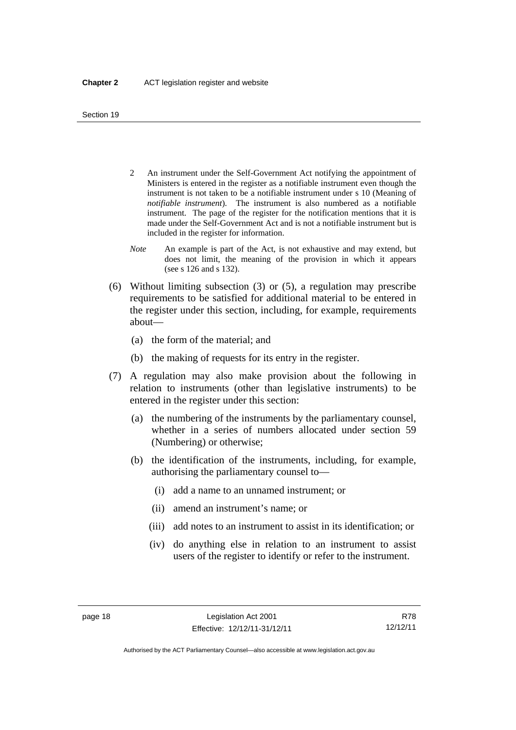2 An instrument under the Self-Government Act notifying the appointment of Ministers is entered in the register as a notifiable instrument even though the instrument is not taken to be a notifiable instrument under s 10 (Meaning of *notifiable instrument*). The instrument is also numbered as a notifiable instrument. The page of the register for the notification mentions that it is made under the Self-Government Act and is not a notifiable instrument but is included in the register for information.

*Note* An example is part of the Act, is not exhaustive and may extend, but does not limit, the meaning of the provision in which it appears (see s 126 and s 132).

(6) Without limiting subsection (3) or (5), a regulation may prescribe requirements to be satisfied for additional material to be entered in the register under this section, including, for example, requirements about—

(a) the form of the material; and

(b) the making of requests for its entry in the register.

(7) A regulation may also make provision about the following in relation to instruments (other than legislative instruments) to be entered in the register under this section:

(a) the numbering of the instruments by the parliamentary counsel, whether in a series of numbers allocated under section 59 (Numbering) or otherwise;

(b) the identification of the instruments, including, for example, authorising the parliamentary counsel to—

(i) add a name to an unnamed instrument; or

(ii) amend an instrument's name; or

(iii) add notes to an instrument to assist in its identification; or

(iv) do anything else in relation to an instrument to assist users of the register to identify or refer to the instrument.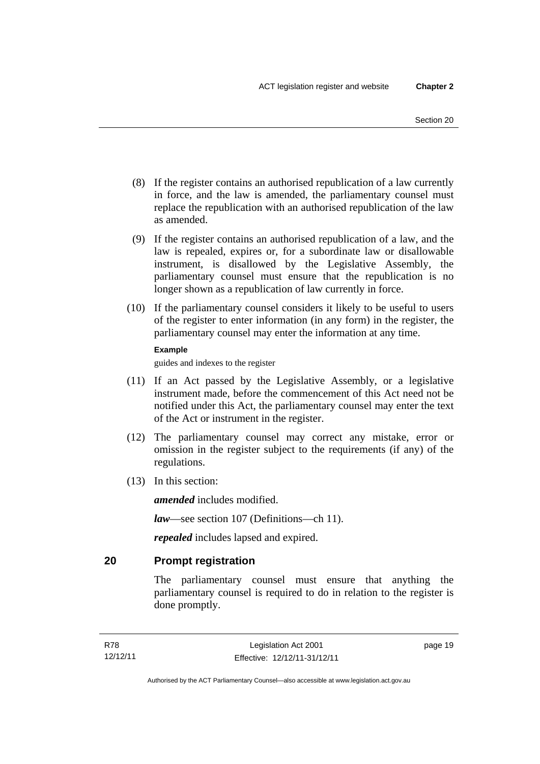(8) If the register contains an authorised republication of a law currently in force, and the law is amended, the parliamentary counsel must replace the republication with an authorised republication of the law as amended.

(9) If the register contains an authorised republication of a law, and the law is repealed, expires or, for a subordinate law or disallowable instrument, is disallowed by the Legislative Assembly, the parliamentary counsel must ensure that the republication is no longer shown as a republication of law currently in force.

(10) If the parliamentary counsel considers it likely to be useful to users of the register to enter information (in any form) in the register, the parliamentary counsel may enter the information at any time.

**Example**

guides and indexes to the register

(11) If an Act passed by the Legislative Assembly, or a legislative instrument made, before the commencement of this Act need not be notified under this Act, the parliamentary counsel may enter the text of the Act or instrument in the register.

(12) The parliamentary counsel may correct any mistake, error or omission in the register subject to the requirements (if any) of the regulations.

(13) In this section:

***amended*** includes modified.

***law***—see section 107 (Definitions—ch 11).

***repealed*** includes lapsed and expired.

## 20 Prompt registration

The parliamentary counsel must ensure that anything the parliamentary counsel is required to do in relation to the register is done promptly.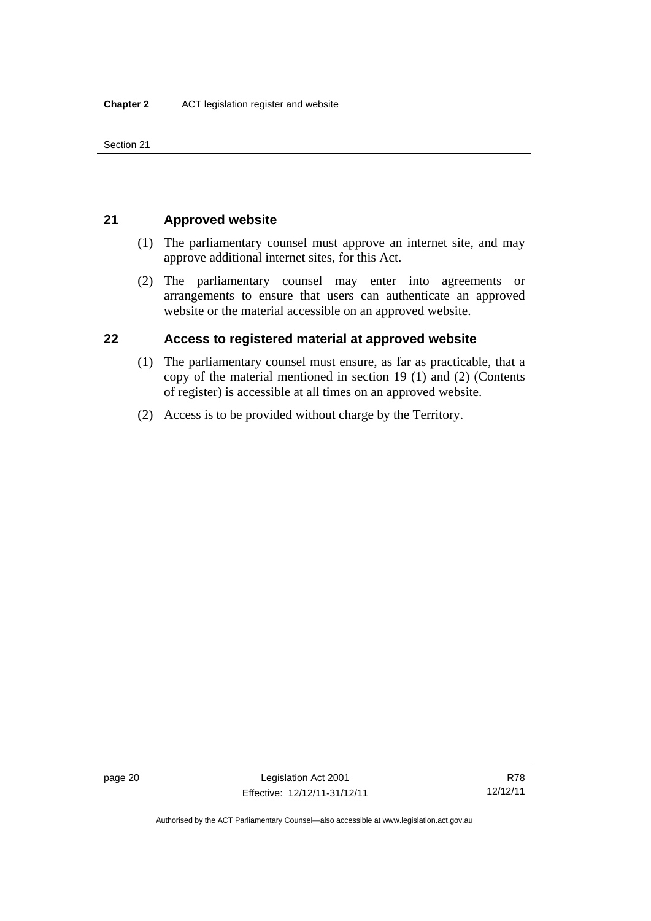## 21 Approved website

(1) The parliamentary counsel must approve an internet site, and may approve additional internet sites, for this Act.

(2) The parliamentary counsel may enter into agreements or arrangements to ensure that users can authenticate an approved website or the material accessible on an approved website.

## 22 Access to registered material at approved website

(1) The parliamentary counsel must ensure, as far as practicable, that a copy of the material mentioned in section 19 (1) and (2) (Contents of register) is accessible at all times on an approved website.

(2) Access is to be provided without charge by the Territory.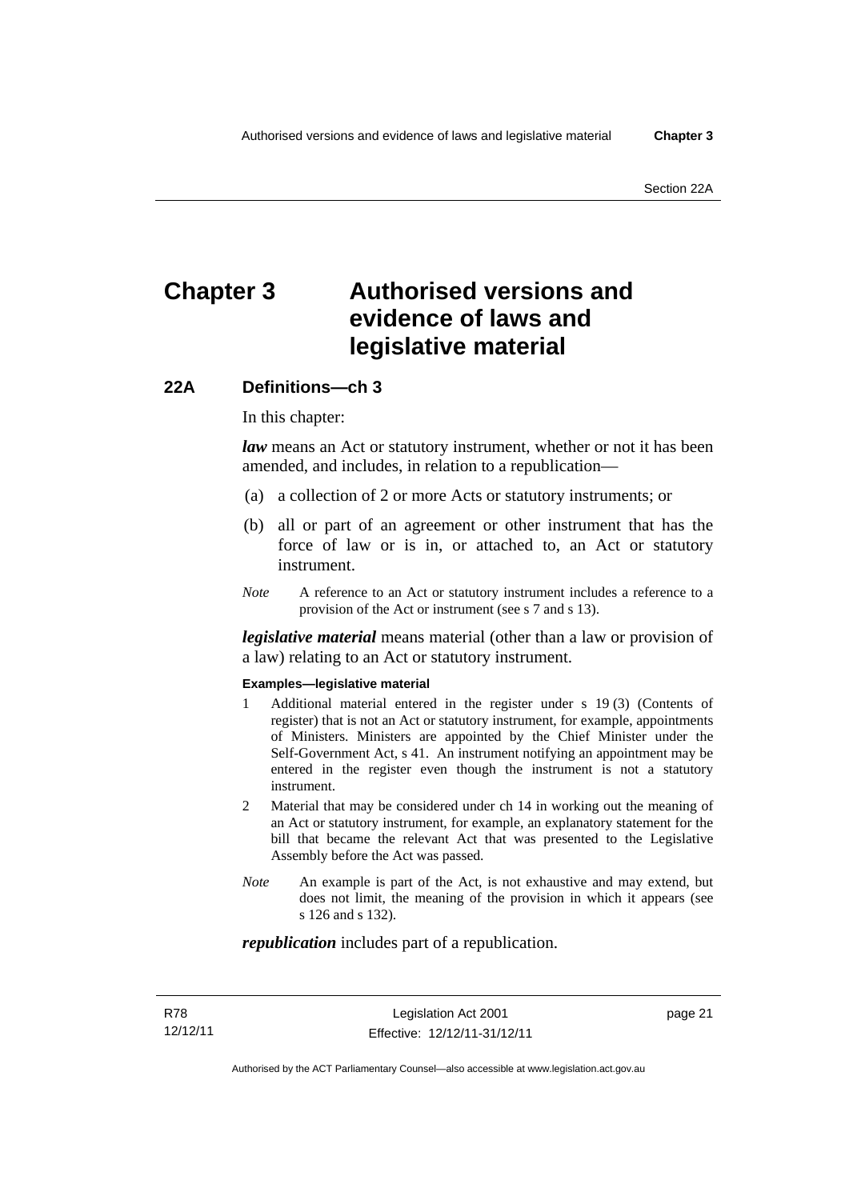# Chapter 3 Authorised versions and evidence of laws and legislative material

## 22A Definitions—ch 3

In this chapter:

***law*** means an Act or statutory instrument, whether or not it has been amended, and includes, in relation to a republication—

(a) a collection of 2 or more Acts or statutory instruments; or

(b) all or part of an agreement or other instrument that has the force of law or is in, or attached to, an Act or statutory instrument.

*Note* A reference to an Act or statutory instrument includes a reference to a provision of the Act or instrument (see s 7 and s 13).

***legislative material*** means material (other than a law or provision of a law) relating to an Act or statutory instrument.

**Examples—legislative material**

1 Additional material entered in the register under s 19 (3) (Contents of register) that is not an Act or statutory instrument, for example, appointments of Ministers. Ministers are appointed by the Chief Minister under the Self-Government Act, s 41. An instrument notifying an appointment may be entered in the register even though the instrument is not a statutory instrument.

2 Material that may be considered under ch 14 in working out the meaning of an Act or statutory instrument, for example, an explanatory statement for the bill that became the relevant Act that was presented to the Legislative Assembly before the Act was passed.

*Note* An example is part of the Act, is not exhaustive and may extend, but does not limit, the meaning of the provision in which it appears (see s 126 and s 132).

***republication*** includes part of a republication.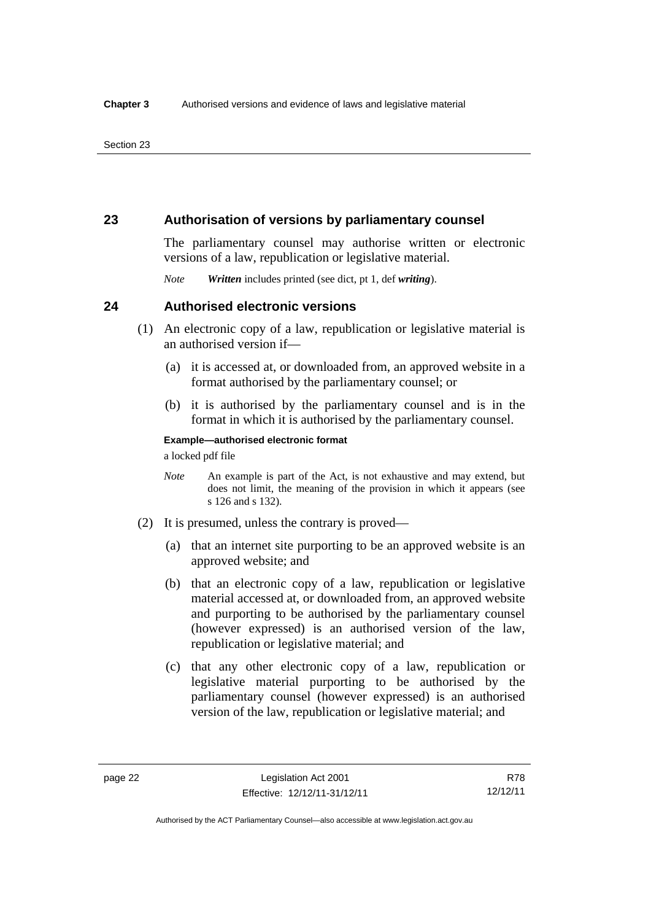## 23 Authorisation of versions by parliamentary counsel

The parliamentary counsel may authorise written or electronic versions of a law, republication or legislative material.

*Note* ***Written*** includes printed (see dict, pt 1, def ***writing***).

## 24 Authorised electronic versions

(1) An electronic copy of a law, republication or legislative material is an authorised version if—

(a) it is accessed at, or downloaded from, an approved website in a format authorised by the parliamentary counsel; or

(b) it is authorised by the parliamentary counsel and is in the format in which it is authorised by the parliamentary counsel.

**Example—authorised electronic format**

a locked pdf file

*Note* An example is part of the Act, is not exhaustive and may extend, but does not limit, the meaning of the provision in which it appears (see s 126 and s 132).

(2) It is presumed, unless the contrary is proved—

(a) that an internet site purporting to be an approved website is an approved website; and

(b) that an electronic copy of a law, republication or legislative material accessed at, or downloaded from, an approved website and purporting to be authorised by the parliamentary counsel (however expressed) is an authorised version of the law, republication or legislative material; and

(c) that any other electronic copy of a law, republication or legislative material purporting to be authorised by the parliamentary counsel (however expressed) is an authorised version of the law, republication or legislative material; and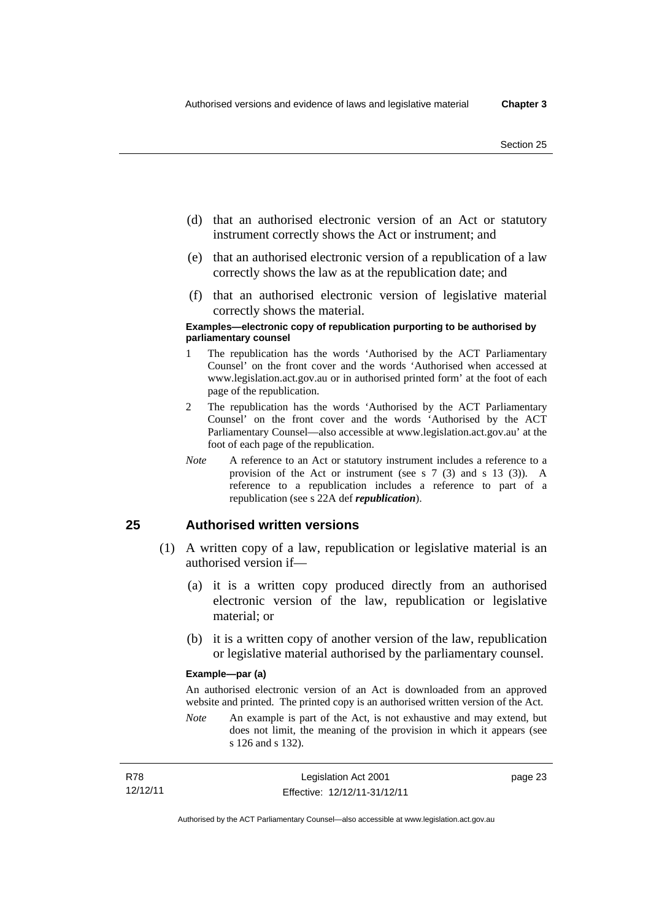(d) that an authorised electronic version of an Act or statutory instrument correctly shows the Act or instrument; and

(e) that an authorised electronic version of a republication of a law correctly shows the law as at the republication date; and

(f) that an authorised electronic version of legislative material correctly shows the material.

**Examples—electronic copy of republication purporting to be authorised by parliamentary counsel**

1 The republication has the words 'Authorised by the ACT Parliamentary Counsel' on the front cover and the words 'Authorised when accessed at www.legislation.act.gov.au or in authorised printed form' at the foot of each page of the republication.

2 The republication has the words 'Authorised by the ACT Parliamentary Counsel' on the front cover and the words 'Authorised by the ACT Parliamentary Counsel—also accessible at www.legislation.act.gov.au' at the foot of each page of the republication.

*Note* A reference to an Act or statutory instrument includes a reference to a provision of the Act or instrument (see s 7 (3) and s 13 (3)). A reference to a republication includes a reference to part of a republication (see s 22A def ***republication***).

## 25 Authorised written versions

(1) A written copy of a law, republication or legislative material is an authorised version if—

(a) it is a written copy produced directly from an authorised electronic version of the law, republication or legislative material; or

(b) it is a written copy of another version of the law, republication or legislative material authorised by the parliamentary counsel.

**Example—par (a)**

An authorised electronic version of an Act is downloaded from an approved website and printed. The printed copy is an authorised written version of the Act.

*Note* An example is part of the Act, is not exhaustive and may extend, but does not limit, the meaning of the provision in which it appears (see s 126 and s 132).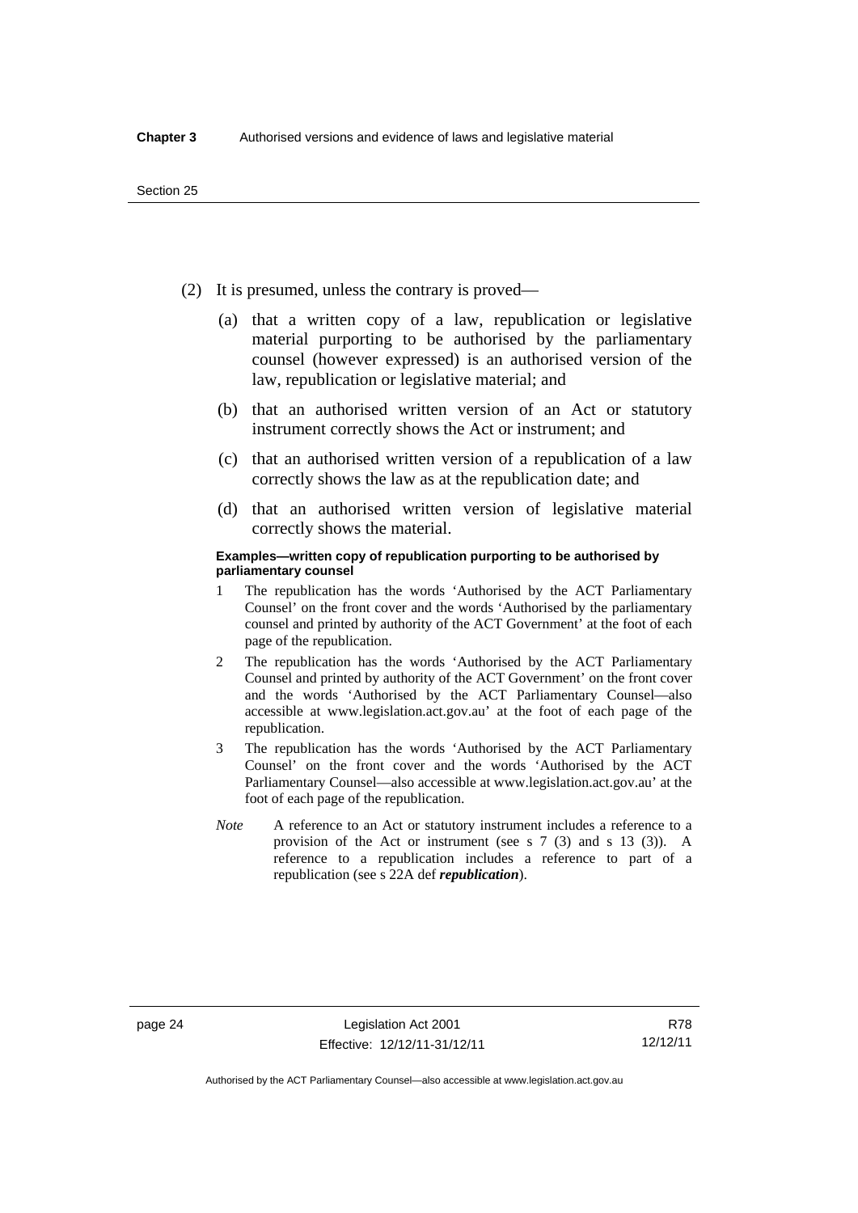(2) It is presumed, unless the contrary is proved—

(a) that a written copy of a law, republication or legislative material purporting to be authorised by the parliamentary counsel (however expressed) is an authorised version of the law, republication or legislative material; and

(b) that an authorised written version of an Act or statutory instrument correctly shows the Act or instrument; and

(c) that an authorised written version of a republication of a law correctly shows the law as at the republication date; and

(d) that an authorised written version of legislative material correctly shows the material.

**Examples—written copy of republication purporting to be authorised by parliamentary counsel**

1 The republication has the words 'Authorised by the ACT Parliamentary Counsel' on the front cover and the words 'Authorised by the parliamentary counsel and printed by authority of the ACT Government' at the foot of each page of the republication.

2 The republication has the words 'Authorised by the ACT Parliamentary Counsel and printed by authority of the ACT Government' on the front cover and the words 'Authorised by the ACT Parliamentary Counsel—also accessible at www.legislation.act.gov.au' at the foot of each page of the republication.

3 The republication has the words 'Authorised by the ACT Parliamentary Counsel' on the front cover and the words 'Authorised by the ACT Parliamentary Counsel—also accessible at www.legislation.act.gov.au' at the foot of each page of the republication.

*Note* A reference to an Act or statutory instrument includes a reference to a provision of the Act or instrument (see s 7 (3) and s 13 (3)). A reference to a republication includes a reference to part of a republication (see s 22A def ***republication***).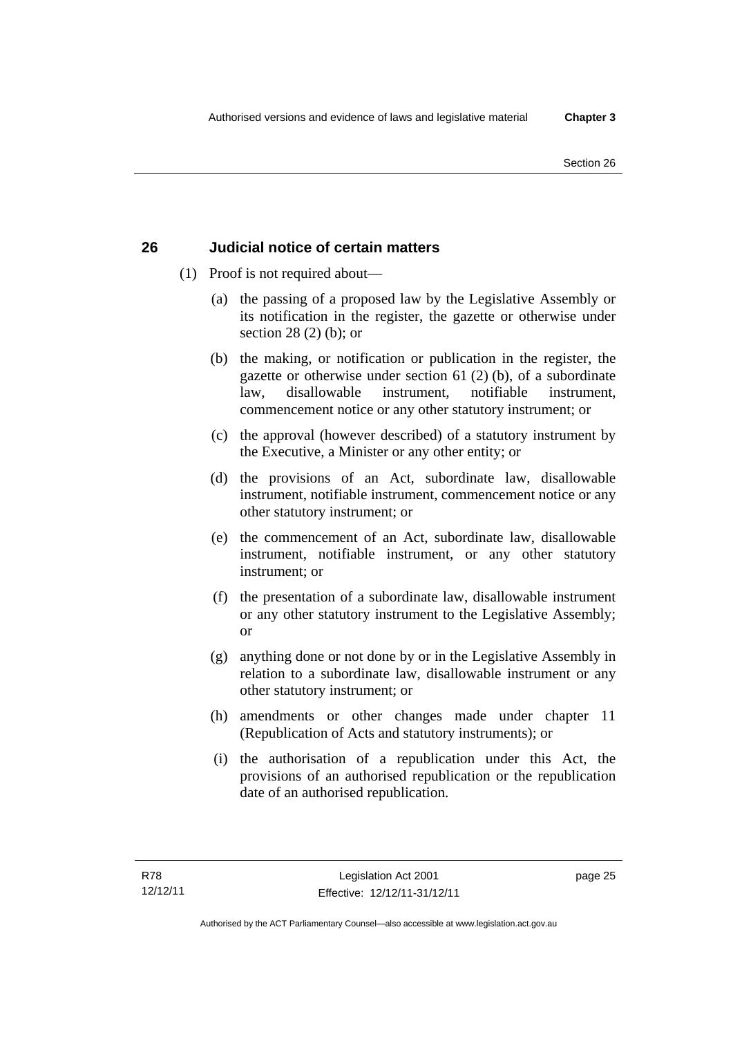## 26 Judicial notice of certain matters

(1) Proof is not required about—

(a) the passing of a proposed law by the Legislative Assembly or its notification in the register, the gazette or otherwise under section 28 (2) (b); or

(b) the making, or notification or publication in the register, the gazette or otherwise under section 61 (2) (b), of a subordinate law, disallowable instrument, notifiable instrument, commencement notice or any other statutory instrument; or

(c) the approval (however described) of a statutory instrument by the Executive, a Minister or any other entity; or

(d) the provisions of an Act, subordinate law, disallowable instrument, notifiable instrument, commencement notice or any other statutory instrument; or

(e) the commencement of an Act, subordinate law, disallowable instrument, notifiable instrument, or any other statutory instrument; or

(f) the presentation of a subordinate law, disallowable instrument or any other statutory instrument to the Legislative Assembly; or

(g) anything done or not done by or in the Legislative Assembly in relation to a subordinate law, disallowable instrument or any other statutory instrument; or

(h) amendments or other changes made under chapter 11 (Republication of Acts and statutory instruments); or

(i) the authorisation of a republication under this Act, the provisions of an authorised republication or the republication date of an authorised republication.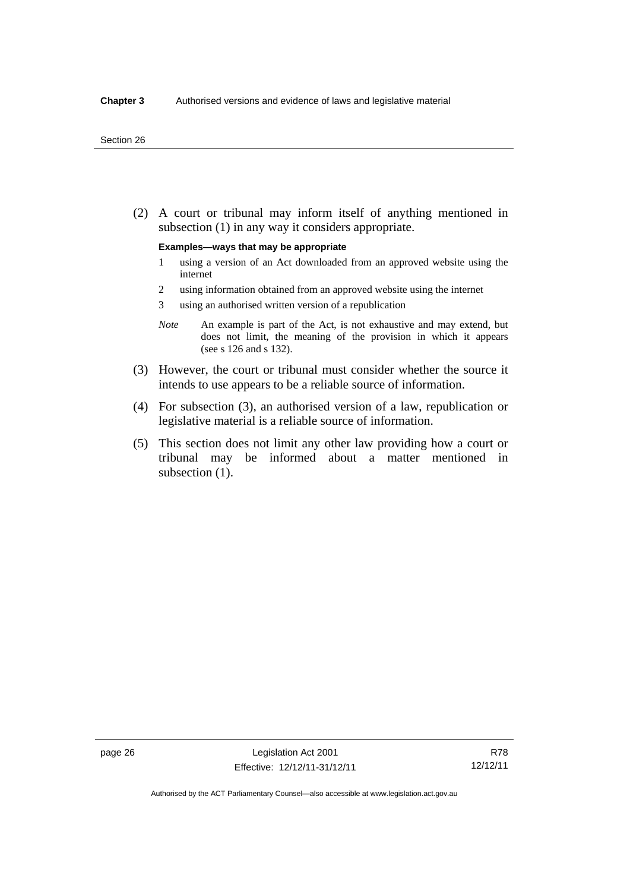(2) A court or tribunal may inform itself of anything mentioned in subsection (1) in any way it considers appropriate.

**Examples—ways that may be appropriate**

1 using a version of an Act downloaded from an approved website using the internet

2 using information obtained from an approved website using the internet

3 using an authorised written version of a republication

*Note* An example is part of the Act, is not exhaustive and may extend, but does not limit, the meaning of the provision in which it appears (see s 126 and s 132).

(3) However, the court or tribunal must consider whether the source it intends to use appears to be a reliable source of information.

(4) For subsection (3), an authorised version of a law, republication or legislative material is a reliable source of information.

(5) This section does not limit any other law providing how a court or tribunal may be informed about a matter mentioned in subsection (1).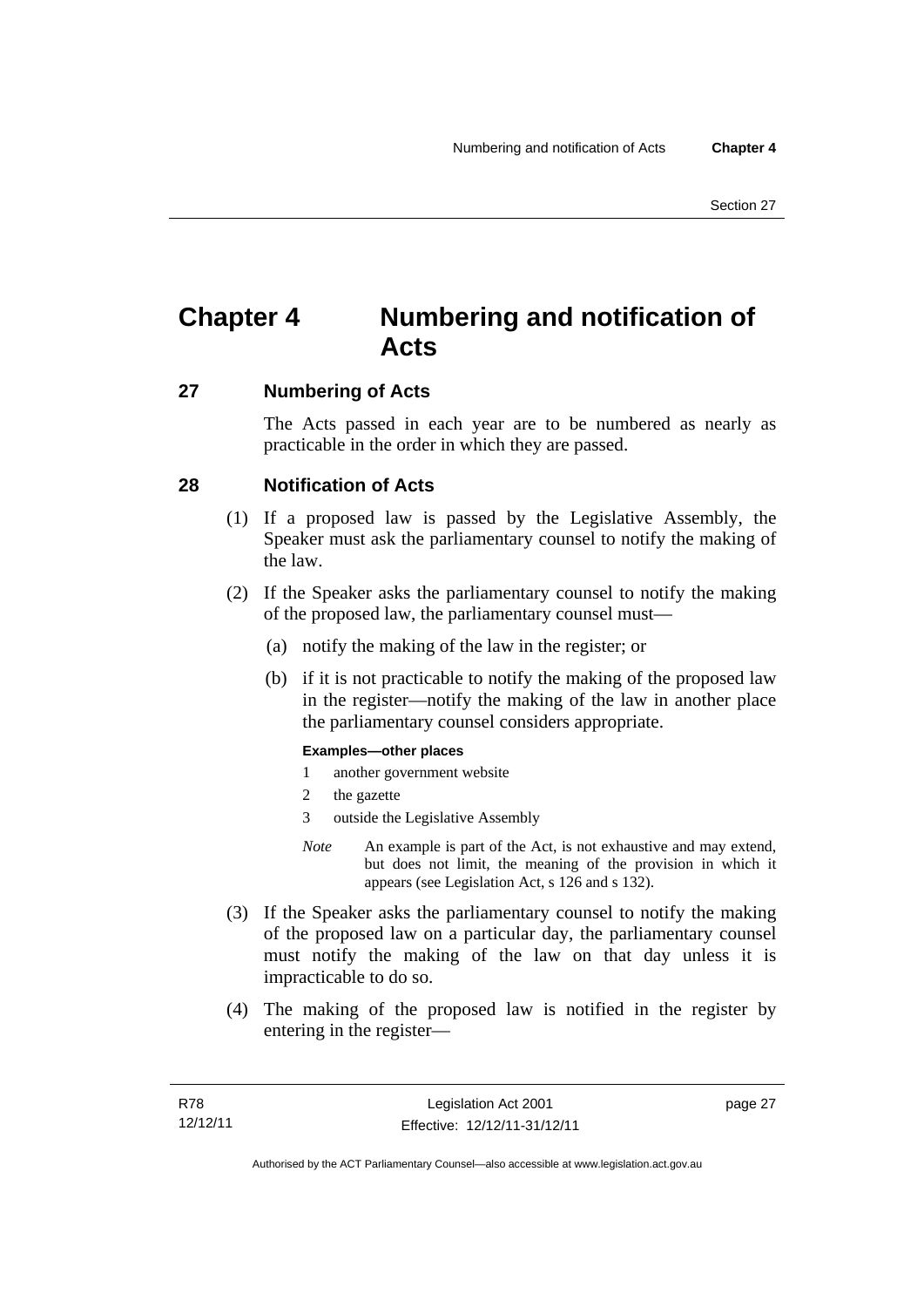# Chapter 4 Numbering and notification of Acts

## 27 Numbering of Acts

The Acts passed in each year are to be numbered as nearly as practicable in the order in which they are passed.

## 28 Notification of Acts

(1) If a proposed law is passed by the Legislative Assembly, the Speaker must ask the parliamentary counsel to notify the making of the law.

(2) If the Speaker asks the parliamentary counsel to notify the making of the proposed law, the parliamentary counsel must—

(a) notify the making of the law in the register; or

(b) if it is not practicable to notify the making of the proposed law in the register—notify the making of the law in another place the parliamentary counsel considers appropriate.

**Examples—other places**

1 another government website

2 the gazette

3 outside the Legislative Assembly

*Note* An example is part of the Act, is not exhaustive and may extend, but does not limit, the meaning of the provision in which it appears (see Legislation Act, s 126 and s 132).

(3) If the Speaker asks the parliamentary counsel to notify the making of the proposed law on a particular day, the parliamentary counsel must notify the making of the law on that day unless it is impracticable to do so.

(4) The making of the proposed law is notified in the register by entering in the register—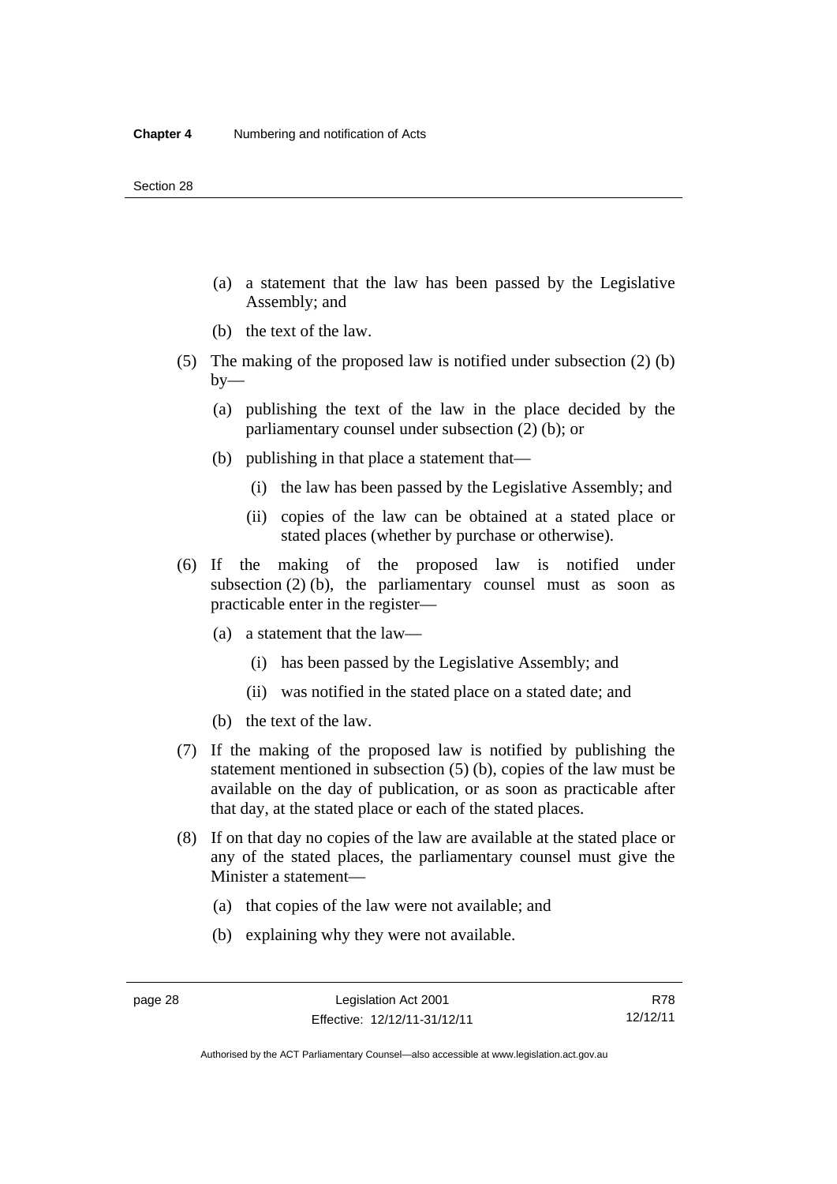(a) a statement that the law has been passed by the Legislative Assembly; and

(b) the text of the law.

(5) The making of the proposed law is notified under subsection (2) (b) by—

(a) publishing the text of the law in the place decided by the parliamentary counsel under subsection (2) (b); or

(b) publishing in that place a statement that—

(i) the law has been passed by the Legislative Assembly; and

(ii) copies of the law can be obtained at a stated place or stated places (whether by purchase or otherwise).

(6) If the making of the proposed law is notified under subsection (2) (b), the parliamentary counsel must as soon as practicable enter in the register—

(a) a statement that the law—

(i) has been passed by the Legislative Assembly; and

(ii) was notified in the stated place on a stated date; and

(b) the text of the law.

(7) If the making of the proposed law is notified by publishing the statement mentioned in subsection (5) (b), copies of the law must be available on the day of publication, or as soon as practicable after that day, at the stated place or each of the stated places.

(8) If on that day no copies of the law are available at the stated place or any of the stated places, the parliamentary counsel must give the Minister a statement—

(a) that copies of the law were not available; and

(b) explaining why they were not available.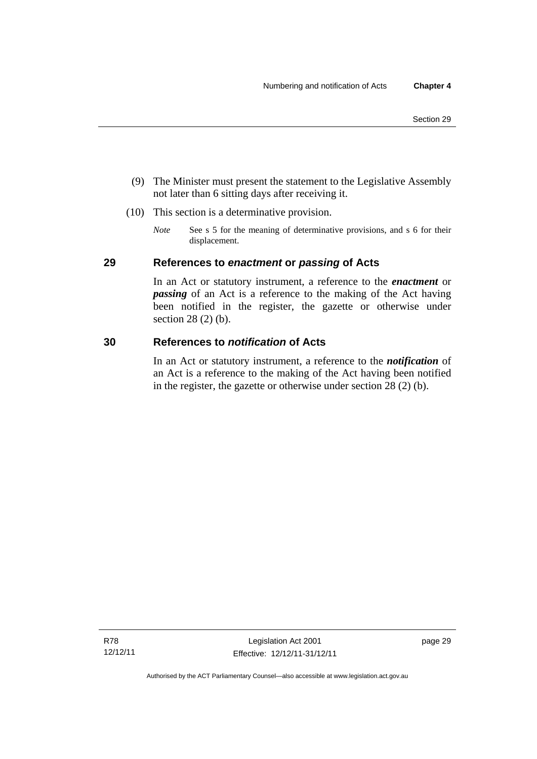(9) The Minister must present the statement to the Legislative Assembly not later than 6 sitting days after receiving it.

(10) This section is a determinative provision.

*Note* See s 5 for the meaning of determinative provisions, and s 6 for their displacement.

## 29 References to *enactment* or *passing* of Acts

In an Act or statutory instrument, a reference to the ***enactment*** or ***passing*** of an Act is a reference to the making of the Act having been notified in the register, the gazette or otherwise under section 28 (2) (b).

## 30 References to *notification* of Acts

In an Act or statutory instrument, a reference to the ***notification*** of an Act is a reference to the making of the Act having been notified in the register, the gazette or otherwise under section 28 (2) (b).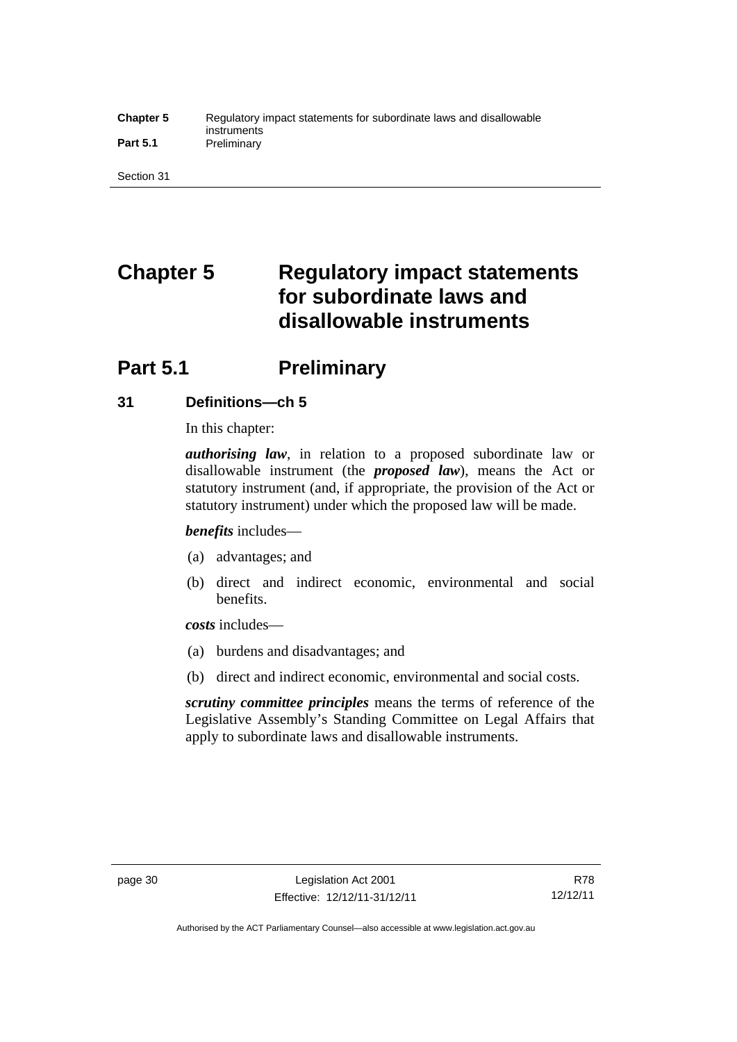# Chapter 5 Regulatory impact statements for subordinate laws and disallowable instruments

## Part 5.1 Preliminary

### 31 Definitions—ch 5

In this chapter:

***authorising law***, in relation to a proposed subordinate law or disallowable instrument (the ***proposed law***), means the Act or statutory instrument (and, if appropriate, the provision of the Act or statutory instrument) under which the proposed law will be made.

***benefits*** includes—

(a) advantages; and

(b) direct and indirect economic, environmental and social benefits.

***costs*** includes—

(a) burdens and disadvantages; and

(b) direct and indirect economic, environmental and social costs.

***scrutiny committee principles*** means the terms of reference of the Legislative Assembly's Standing Committee on Legal Affairs that apply to subordinate laws and disallowable instruments.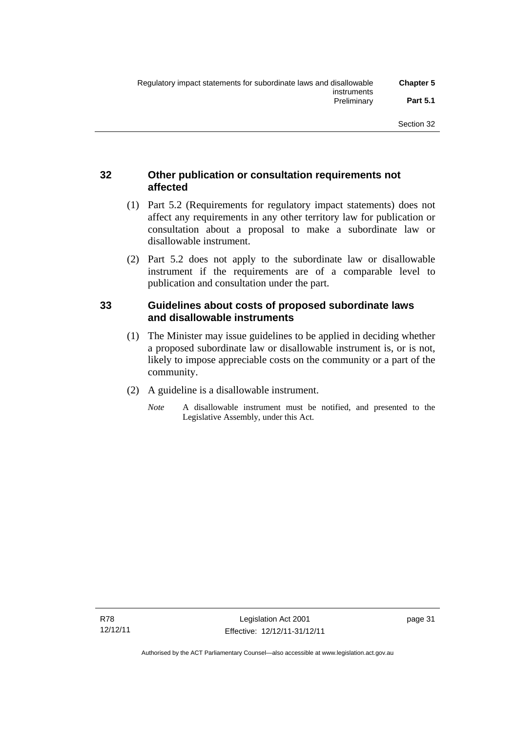## 32 Other publication or consultation requirements not affected

(1) Part 5.2 (Requirements for regulatory impact statements) does not affect any requirements in any other territory law for publication or consultation about a proposal to make a subordinate law or disallowable instrument.

(2) Part 5.2 does not apply to the subordinate law or disallowable instrument if the requirements are of a comparable level to publication and consultation under the part.

## 33 Guidelines about costs of proposed subordinate laws and disallowable instruments

(1) The Minister may issue guidelines to be applied in deciding whether a proposed subordinate law or disallowable instrument is, or is not, likely to impose appreciable costs on the community or a part of the community.

(2) A guideline is a disallowable instrument.

*Note* A disallowable instrument must be notified, and presented to the Legislative Assembly, under this Act.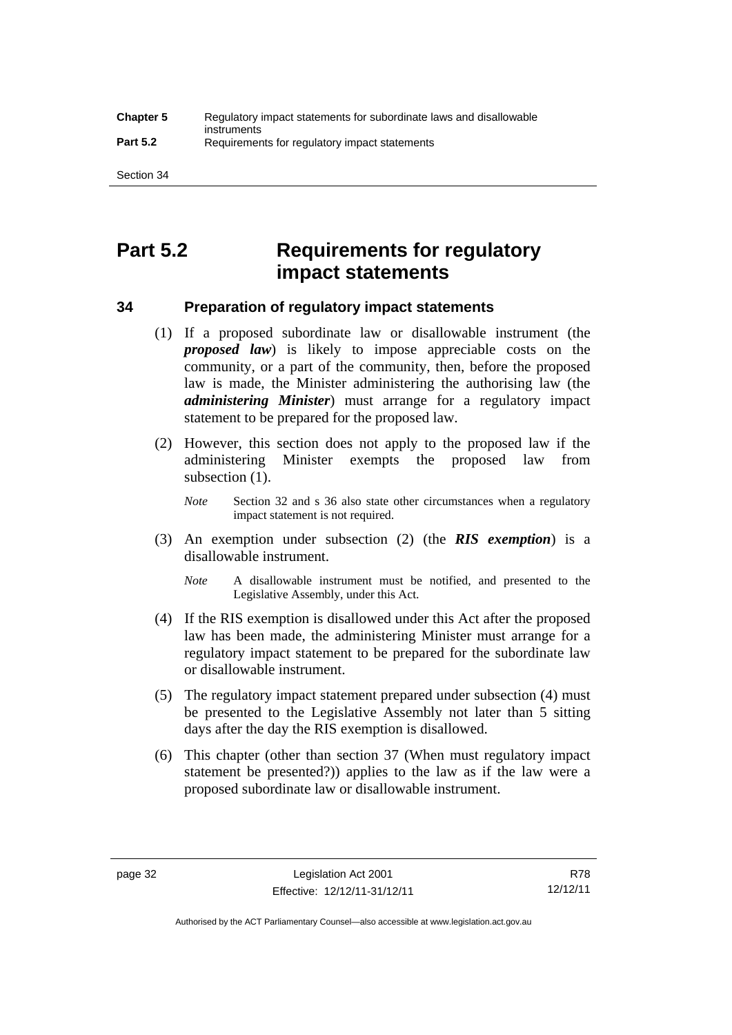# Part 5.2 Requirements for regulatory impact statements

## 34 Preparation of regulatory impact statements

(1) If a proposed subordinate law or disallowable instrument (the ***proposed law***) is likely to impose appreciable costs on the community, or a part of the community, then, before the proposed law is made, the Minister administering the authorising law (the ***administering Minister***) must arrange for a regulatory impact statement to be prepared for the proposed law.

(2) However, this section does not apply to the proposed law if the administering Minister exempts the proposed law from subsection (1).

*Note* Section 32 and s 36 also state other circumstances when a regulatory impact statement is not required.

(3) An exemption under subsection (2) (the ***RIS exemption***) is a disallowable instrument.

*Note* A disallowable instrument must be notified, and presented to the Legislative Assembly, under this Act.

(4) If the RIS exemption is disallowed under this Act after the proposed law has been made, the administering Minister must arrange for a regulatory impact statement to be prepared for the subordinate law or disallowable instrument.

(5) The regulatory impact statement prepared under subsection (4) must be presented to the Legislative Assembly not later than 5 sitting days after the day the RIS exemption is disallowed.

(6) This chapter (other than section 37 (When must regulatory impact statement be presented?)) applies to the law as if the law were a proposed subordinate law or disallowable instrument.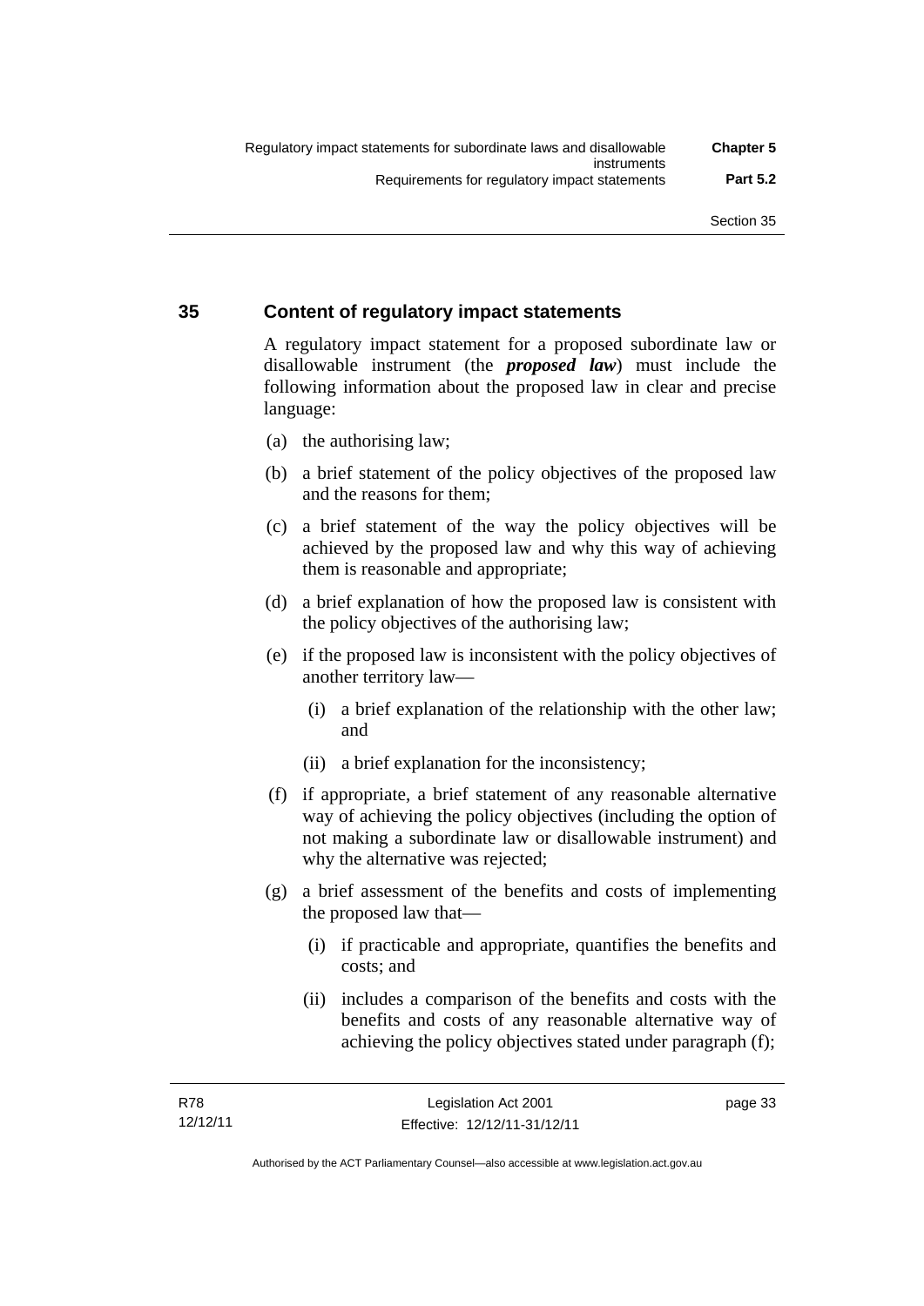## 35 Content of regulatory impact statements

A regulatory impact statement for a proposed subordinate law or disallowable instrument (the ***proposed law***) must include the following information about the proposed law in clear and precise language:

(a) the authorising law;

(b) a brief statement of the policy objectives of the proposed law and the reasons for them;

(c) a brief statement of the way the policy objectives will be achieved by the proposed law and why this way of achieving them is reasonable and appropriate;

(d) a brief explanation of how the proposed law is consistent with the policy objectives of the authorising law;

(e) if the proposed law is inconsistent with the policy objectives of another territory law—

  (i) a brief explanation of the relationship with the other law; and

  (ii) a brief explanation for the inconsistency;

(f) if appropriate, a brief statement of any reasonable alternative way of achieving the policy objectives (including the option of not making a subordinate law or disallowable instrument) and why the alternative was rejected;

(g) a brief assessment of the benefits and costs of implementing the proposed law that—

  (i) if practicable and appropriate, quantifies the benefits and costs; and

  (ii) includes a comparison of the benefits and costs with the benefits and costs of any reasonable alternative way of achieving the policy objectives stated under paragraph (f);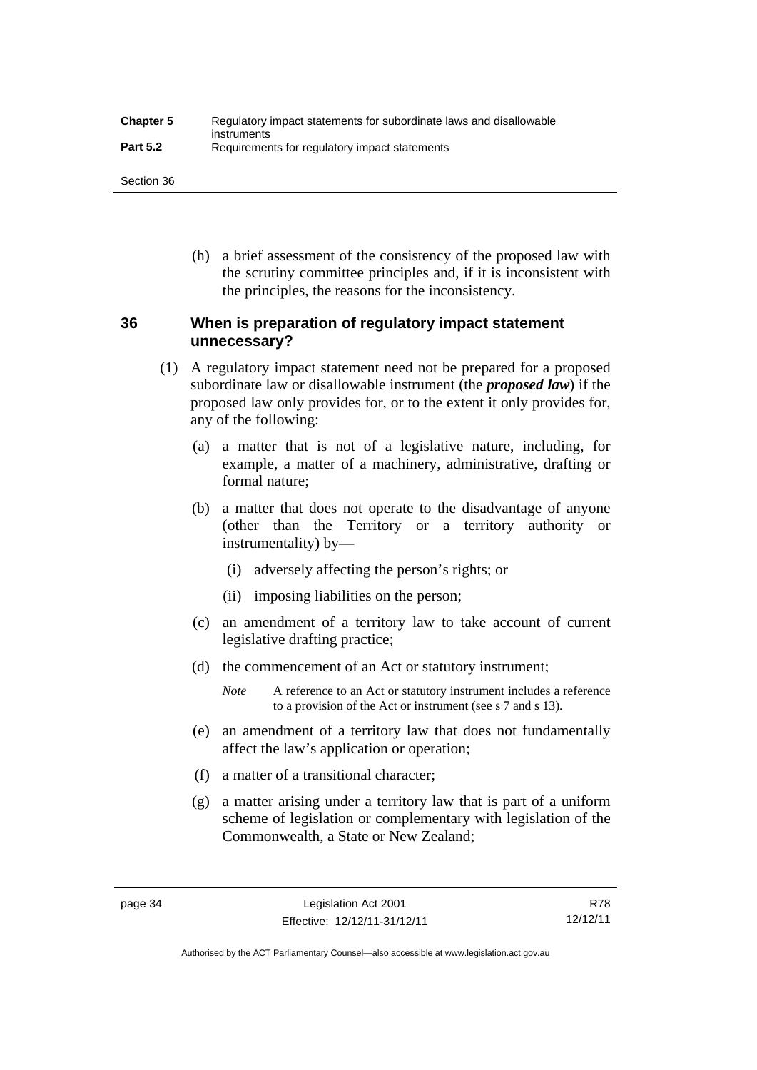(h) a brief assessment of the consistency of the proposed law with the scrutiny committee principles and, if it is inconsistent with the principles, the reasons for the inconsistency.

## 36 When is preparation of regulatory impact statement unnecessary?

(1) A regulatory impact statement need not be prepared for a proposed subordinate law or disallowable instrument (the ***proposed law***) if the proposed law only provides for, or to the extent it only provides for, any of the following:

(a) a matter that is not of a legislative nature, including, for example, a matter of a machinery, administrative, drafting or formal nature;

(b) a matter that does not operate to the disadvantage of anyone (other than the Territory or a territory authority or instrumentality) by—

(i) adversely affecting the person's rights; or

(ii) imposing liabilities on the person;

(c) an amendment of a territory law to take account of current legislative drafting practice;

(d) the commencement of an Act or statutory instrument;

*Note* A reference to an Act or statutory instrument includes a reference to a provision of the Act or instrument (see s 7 and s 13).

(e) an amendment of a territory law that does not fundamentally affect the law's application or operation;

(f) a matter of a transitional character;

(g) a matter arising under a territory law that is part of a uniform scheme of legislation or complementary with legislation of the Commonwealth, a State or New Zealand;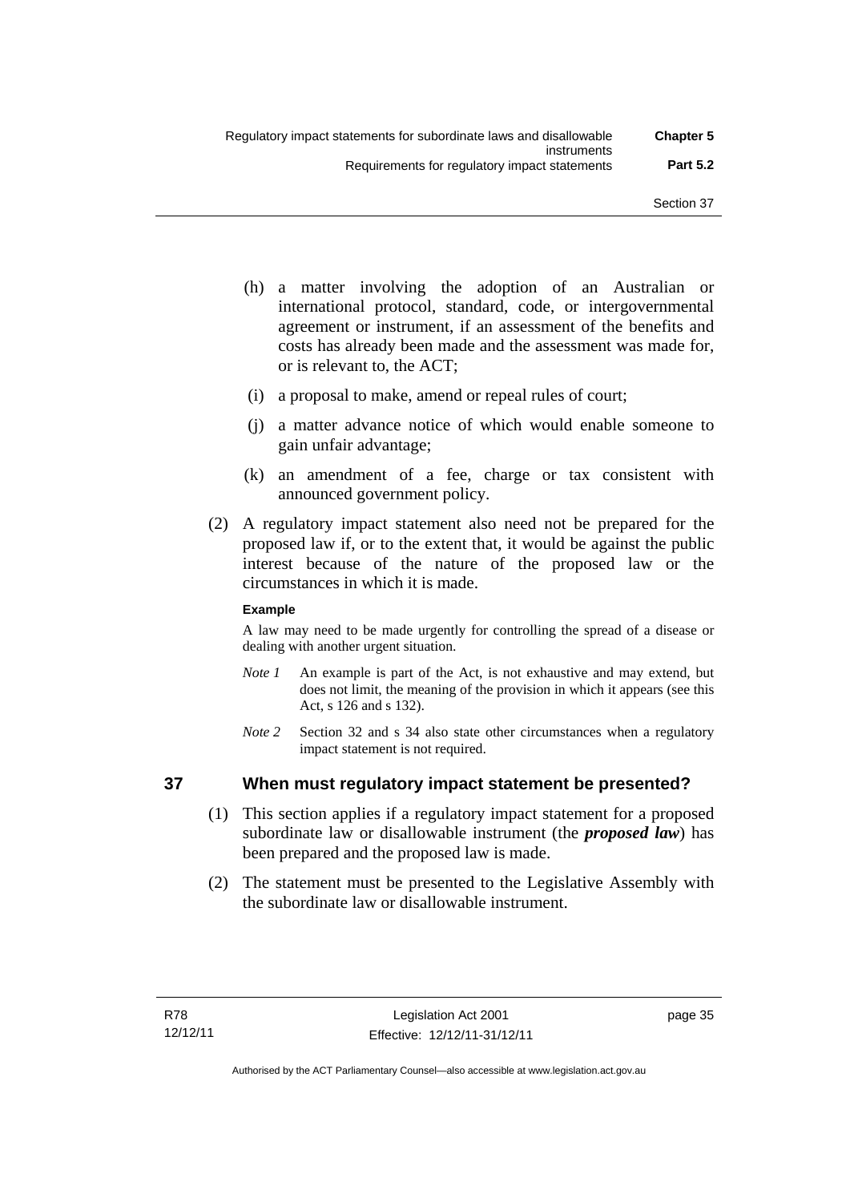(h) a matter involving the adoption of an Australian or international protocol, standard, code, or intergovernmental agreement or instrument, if an assessment of the benefits and costs has already been made and the assessment was made for, or is relevant to, the ACT;

(i) a proposal to make, amend or repeal rules of court;

(j) a matter advance notice of which would enable someone to gain unfair advantage;

(k) an amendment of a fee, charge or tax consistent with announced government policy.

(2) A regulatory impact statement also need not be prepared for the proposed law if, or to the extent that, it would be against the public interest because of the nature of the proposed law or the circumstances in which it is made.

**Example**

A law may need to be made urgently for controlling the spread of a disease or dealing with another urgent situation.

*Note 1* An example is part of the Act, is not exhaustive and may extend, but does not limit, the meaning of the provision in which it appears (see this Act, s 126 and s 132).

*Note 2* Section 32 and s 34 also state other circumstances when a regulatory impact statement is not required.

## 37 When must regulatory impact statement be presented?

(1) This section applies if a regulatory impact statement for a proposed subordinate law or disallowable instrument (the ***proposed law***) has been prepared and the proposed law is made.

(2) The statement must be presented to the Legislative Assembly with the subordinate law or disallowable instrument.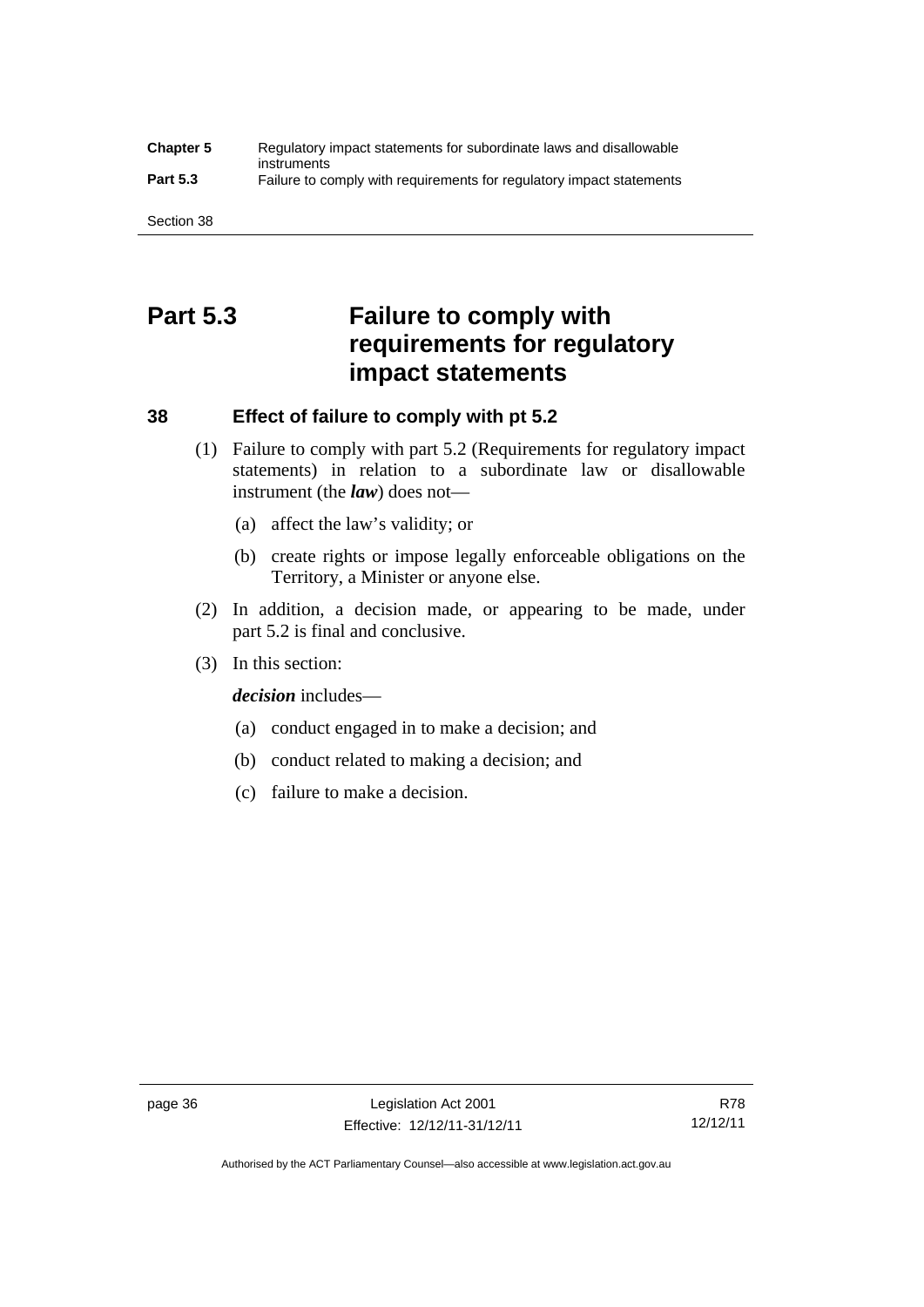# Part 5.3 Failure to comply with requirements for regulatory impact statements

## 38 Effect of failure to comply with pt 5.2

(1) Failure to comply with part 5.2 (Requirements for regulatory impact statements) in relation to a subordinate law or disallowable instrument (the ***law***) does not—

(a) affect the law's validity; or

(b) create rights or impose legally enforceable obligations on the Territory, a Minister or anyone else.

(2) In addition, a decision made, or appearing to be made, under part 5.2 is final and conclusive.

(3) In this section:

***decision*** includes—

(a) conduct engaged in to make a decision; and

(b) conduct related to making a decision; and

(c) failure to make a decision.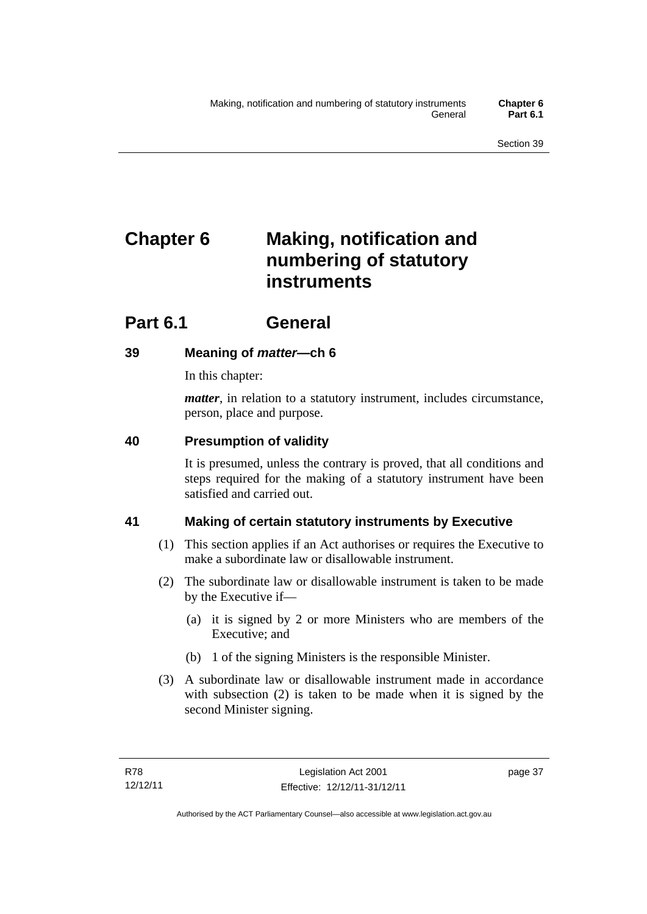# Chapter 6 Making, notification and numbering of statutory instruments

## Part 6.1 General

### 39 Meaning of *matter*—ch 6

In this chapter:

***matter***, in relation to a statutory instrument, includes circumstance, person, place and purpose.

### 40 Presumption of validity

It is presumed, unless the contrary is proved, that all conditions and steps required for the making of a statutory instrument have been satisfied and carried out.

### 41 Making of certain statutory instruments by Executive

(1) This section applies if an Act authorises or requires the Executive to make a subordinate law or disallowable instrument.

(2) The subordinate law or disallowable instrument is taken to be made by the Executive if—

- (a) it is signed by 2 or more Ministers who are members of the Executive; and
- (b) 1 of the signing Ministers is the responsible Minister.

(3) A subordinate law or disallowable instrument made in accordance with subsection (2) is taken to be made when it is signed by the second Minister signing.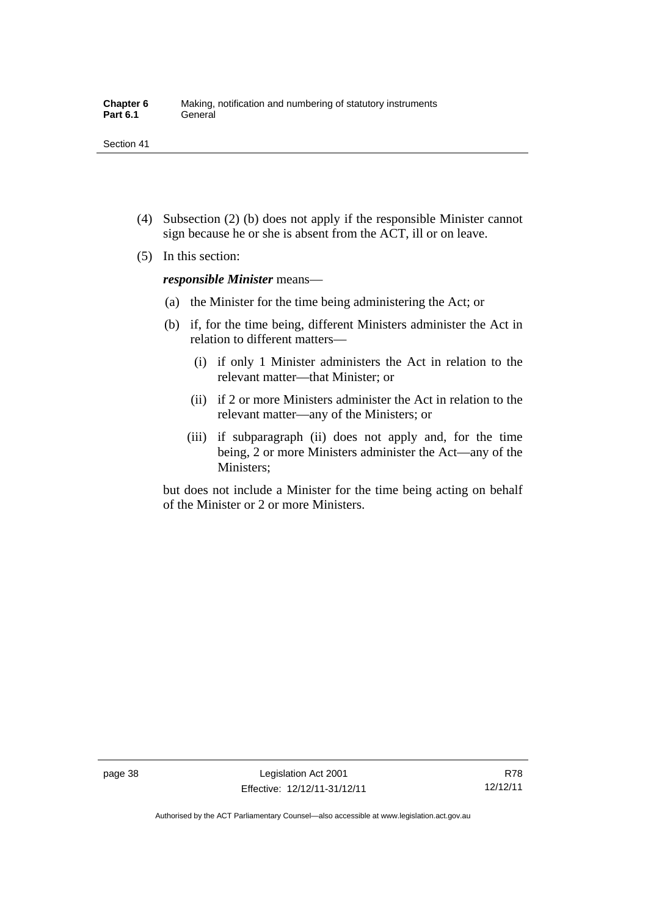(4) Subsection (2) (b) does not apply if the responsible Minister cannot sign because he or she is absent from the ACT, ill or on leave.

(5) In this section:

***responsible Minister*** means—

(a) the Minister for the time being administering the Act; or

(b) if, for the time being, different Ministers administer the Act in relation to different matters—

(i) if only 1 Minister administers the Act in relation to the relevant matter—that Minister; or

(ii) if 2 or more Ministers administer the Act in relation to the relevant matter—any of the Ministers; or

(iii) if subparagraph (ii) does not apply and, for the time being, 2 or more Ministers administer the Act—any of the Ministers;

but does not include a Minister for the time being acting on behalf of the Minister or 2 or more Ministers.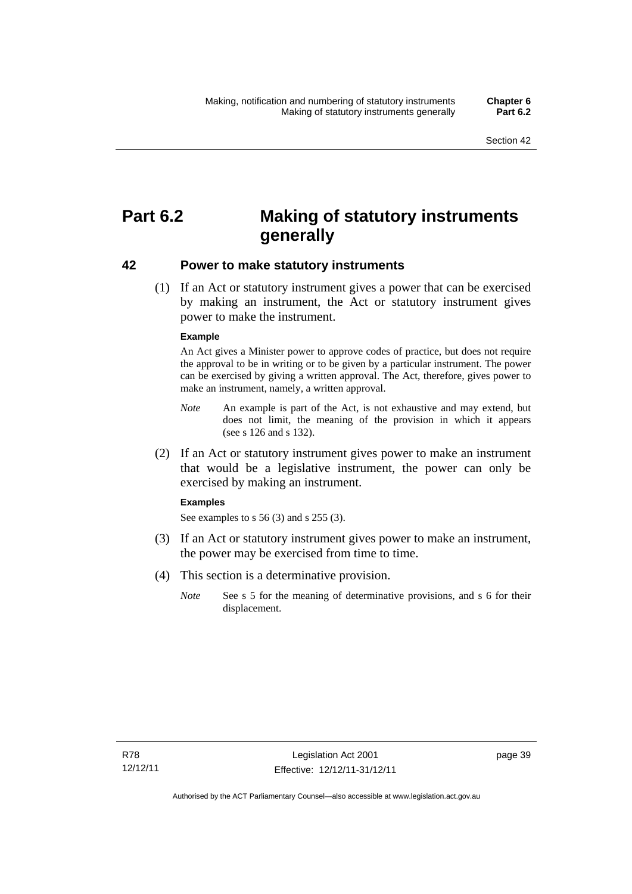# Part 6.2 Making of statutory instruments generally

## 42 Power to make statutory instruments

(1) If an Act or statutory instrument gives a power that can be exercised by making an instrument, the Act or statutory instrument gives power to make the instrument.

**Example**

An Act gives a Minister power to approve codes of practice, but does not require the approval to be in writing or to be given by a particular instrument. The power can be exercised by giving a written approval. The Act, therefore, gives power to make an instrument, namely, a written approval.

*Note* An example is part of the Act, is not exhaustive and may extend, but does not limit, the meaning of the provision in which it appears (see s 126 and s 132).

(2) If an Act or statutory instrument gives power to make an instrument that would be a legislative instrument, the power can only be exercised by making an instrument.

**Examples**

See examples to s 56 (3) and s 255 (3).

(3) If an Act or statutory instrument gives power to make an instrument, the power may be exercised from time to time.

(4) This section is a determinative provision.

*Note* See s 5 for the meaning of determinative provisions, and s 6 for their displacement.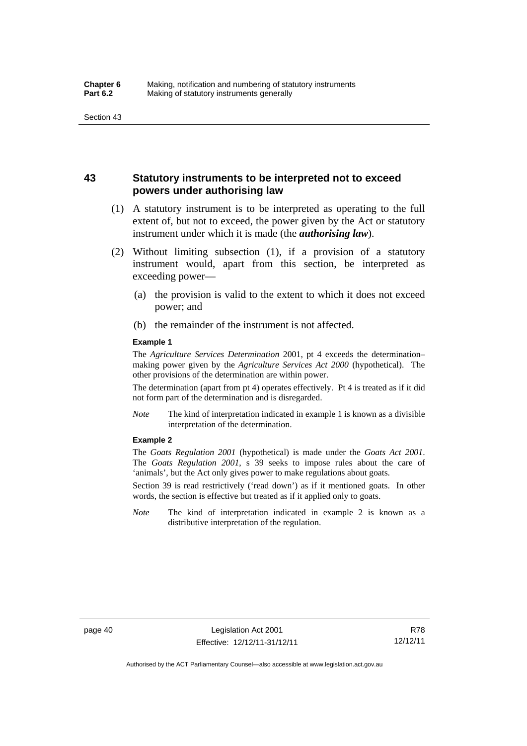## 43 Statutory instruments to be interpreted not to exceed powers under authorising law

(1) A statutory instrument is to be interpreted as operating to the full extent of, but not to exceed, the power given by the Act or statutory instrument under which it is made (the ***authorising law***).

(2) Without limiting subsection (1), if a provision of a statutory instrument would, apart from this section, be interpreted as exceeding power—

(a) the provision is valid to the extent to which it does not exceed power; and

(b) the remainder of the instrument is not affected.

**Example 1**

The *Agriculture Services Determination* 2001, pt 4 exceeds the determination–making power given by the *Agriculture Services Act 2000* (hypothetical). The other provisions of the determination are within power.

The determination (apart from pt 4) operates effectively. Pt 4 is treated as if it did not form part of the determination and is disregarded.

*Note* The kind of interpretation indicated in example 1 is known as a divisible interpretation of the determination.

**Example 2**

The *Goats Regulation 2001* (hypothetical) is made under the *Goats Act 2001*. The *Goats Regulation 2001*, s 39 seeks to impose rules about the care of 'animals', but the Act only gives power to make regulations about goats.

Section 39 is read restrictively ('read down') as if it mentioned goats. In other words, the section is effective but treated as if it applied only to goats.

*Note* The kind of interpretation indicated in example 2 is known as a distributive interpretation of the regulation.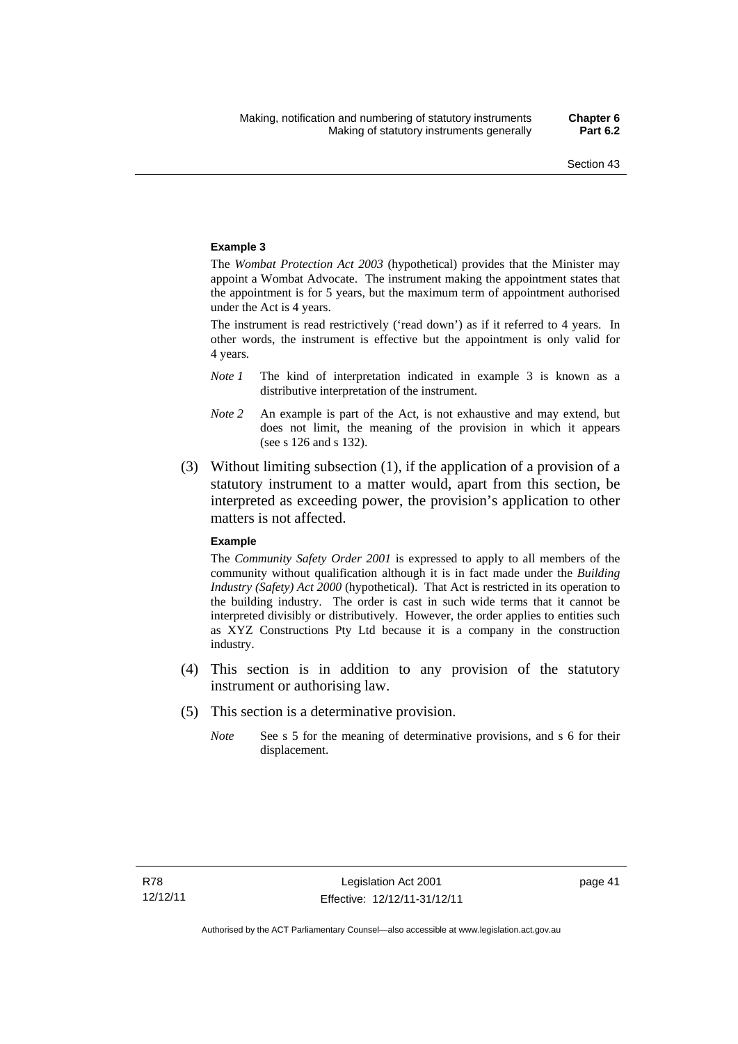**Example 3**

The *Wombat Protection Act 2003* (hypothetical) provides that the Minister may appoint a Wombat Advocate. The instrument making the appointment states that the appointment is for 5 years, but the maximum term of appointment authorised under the Act is 4 years.

The instrument is read restrictively ('read down') as if it referred to 4 years. In other words, the instrument is effective but the appointment is only valid for 4 years.

*Note 1* The kind of interpretation indicated in example 3 is known as a distributive interpretation of the instrument.

*Note 2* An example is part of the Act, is not exhaustive and may extend, but does not limit, the meaning of the provision in which it appears (see s 126 and s 132).

(3) Without limiting subsection (1), if the application of a provision of a statutory instrument to a matter would, apart from this section, be interpreted as exceeding power, the provision's application to other matters is not affected.

**Example**

The *Community Safety Order 2001* is expressed to apply to all members of the community without qualification although it is in fact made under the *Building Industry (Safety) Act 2000* (hypothetical). That Act is restricted in its operation to the building industry. The order is cast in such wide terms that it cannot be interpreted divisibly or distributively. However, the order applies to entities such as XYZ Constructions Pty Ltd because it is a company in the construction industry.

(4) This section is in addition to any provision of the statutory instrument or authorising law.

(5) This section is a determinative provision.

*Note* See s 5 for the meaning of determinative provisions, and s 6 for their displacement.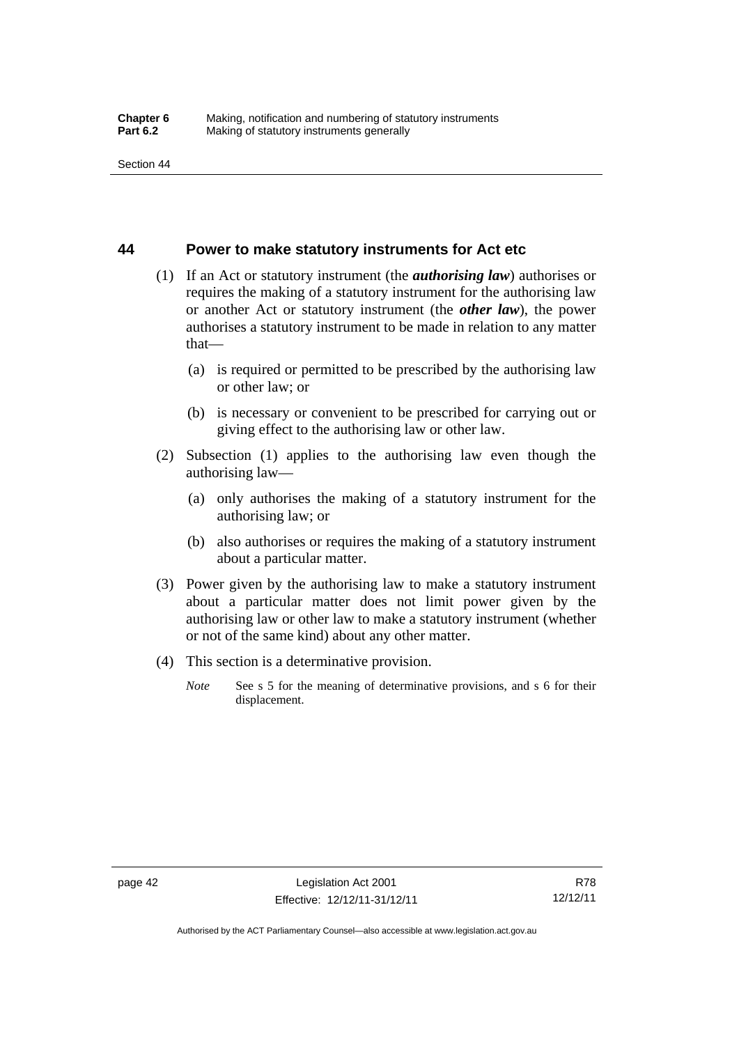## 44 Power to make statutory instruments for Act etc

(1) If an Act or statutory instrument (the ***authorising law***) authorises or requires the making of a statutory instrument for the authorising law or another Act or statutory instrument (the ***other law***), the power authorises a statutory instrument to be made in relation to any matter that—

   (a) is required or permitted to be prescribed by the authorising law or other law; or

   (b) is necessary or convenient to be prescribed for carrying out or giving effect to the authorising law or other law.

(2) Subsection (1) applies to the authorising law even though the authorising law—

   (a) only authorises the making of a statutory instrument for the authorising law; or

   (b) also authorises or requires the making of a statutory instrument about a particular matter.

(3) Power given by the authorising law to make a statutory instrument about a particular matter does not limit power given by the authorising law or other law to make a statutory instrument (whether or not of the same kind) about any other matter.

(4) This section is a determinative provision.

*Note* See s 5 for the meaning of determinative provisions, and s 6 for their displacement.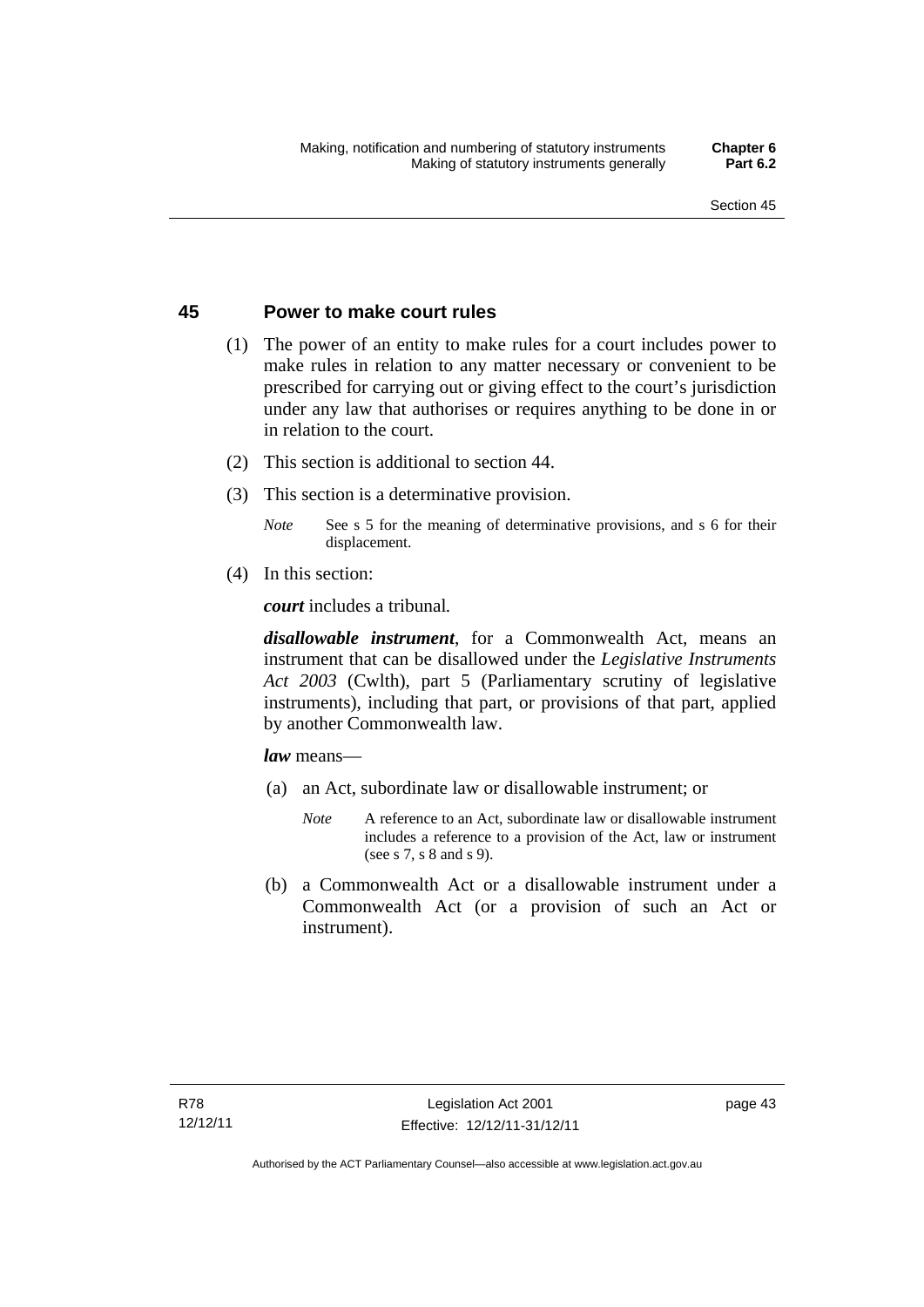## 45 Power to make court rules

(1) The power of an entity to make rules for a court includes power to make rules in relation to any matter necessary or convenient to be prescribed for carrying out or giving effect to the court's jurisdiction under any law that authorises or requires anything to be done in or in relation to the court.

(2) This section is additional to section 44.

(3) This section is a determinative provision.

*Note* See s 5 for the meaning of determinative provisions, and s 6 for their displacement.

(4) In this section:

***court*** includes a tribunal.

***disallowable instrument***, for a Commonwealth Act, means an instrument that can be disallowed under the *Legislative Instruments Act 2003* (Cwlth), part 5 (Parliamentary scrutiny of legislative instruments), including that part, or provisions of that part, applied by another Commonwealth law.

***law*** means—

(a) an Act, subordinate law or disallowable instrument; or

*Note* A reference to an Act, subordinate law or disallowable instrument includes a reference to a provision of the Act, law or instrument (see s 7, s 8 and s 9).

(b) a Commonwealth Act or a disallowable instrument under a Commonwealth Act (or a provision of such an Act or instrument).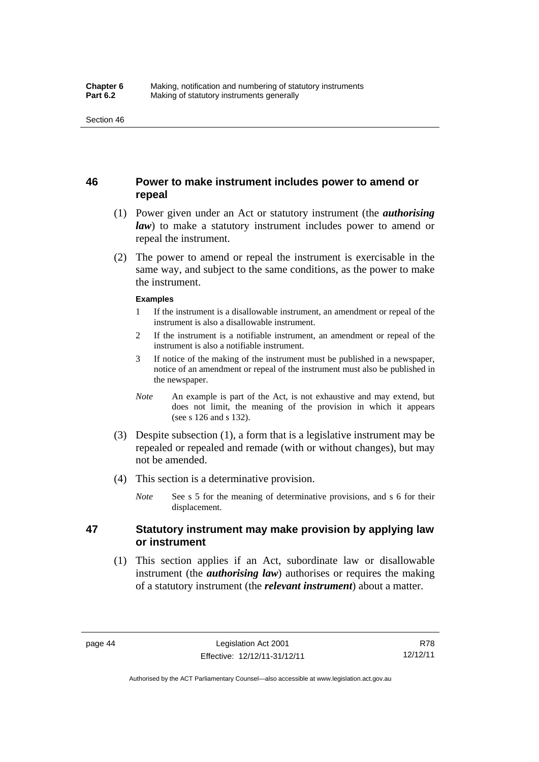## 46 Power to make instrument includes power to amend or repeal

(1) Power given under an Act or statutory instrument (the ***authorising law***) to make a statutory instrument includes power to amend or repeal the instrument.

(2) The power to amend or repeal the instrument is exercisable in the same way, and subject to the same conditions, as the power to make the instrument.

**Examples**

1 If the instrument is a disallowable instrument, an amendment or repeal of the instrument is also a disallowable instrument.

2 If the instrument is a notifiable instrument, an amendment or repeal of the instrument is also a notifiable instrument.

3 If notice of the making of the instrument must be published in a newspaper, notice of an amendment or repeal of the instrument must also be published in the newspaper.

*Note* An example is part of the Act, is not exhaustive and may extend, but does not limit, the meaning of the provision in which it appears (see s 126 and s 132).

(3) Despite subsection (1), a form that is a legislative instrument may be repealed or repealed and remade (with or without changes), but may not be amended.

(4) This section is a determinative provision.

*Note* See s 5 for the meaning of determinative provisions, and s 6 for their displacement.

## 47 Statutory instrument may make provision by applying law or instrument

(1) This section applies if an Act, subordinate law or disallowable instrument (the ***authorising law***) authorises or requires the making of a statutory instrument (the ***relevant instrument***) about a matter.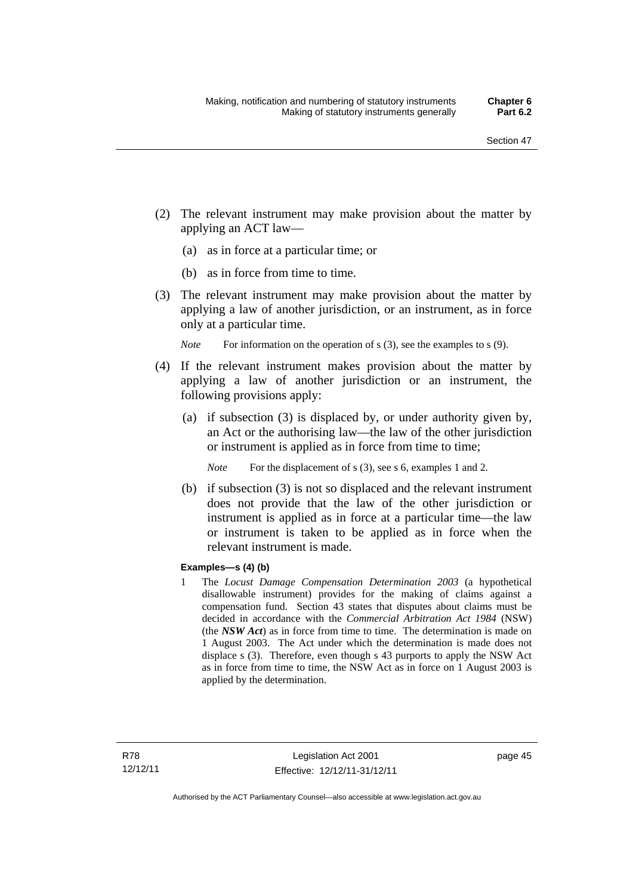(2) The relevant instrument may make provision about the matter by applying an ACT law—

(a) as in force at a particular time; or

(b) as in force from time to time.

(3) The relevant instrument may make provision about the matter by applying a law of another jurisdiction, or an instrument, as in force only at a particular time.

*Note* For information on the operation of s (3), see the examples to s (9).

(4) If the relevant instrument makes provision about the matter by applying a law of another jurisdiction or an instrument, the following provisions apply:

(a) if subsection (3) is displaced by, or under authority given by, an Act or the authorising law—the law of the other jurisdiction or instrument is applied as in force from time to time;

*Note* For the displacement of s (3), see s 6, examples 1 and 2.

(b) if subsection (3) is not so displaced and the relevant instrument does not provide that the law of the other jurisdiction or instrument is applied as in force at a particular time—the law or instrument is taken to be applied as in force when the relevant instrument is made.

**Examples—s (4) (b)**

1 The *Locust Damage Compensation Determination 2003* (a hypothetical disallowable instrument) provides for the making of claims against a compensation fund. Section 43 states that disputes about claims must be decided in accordance with the *Commercial Arbitration Act 1984* (NSW) (the ***NSW Act***) as in force from time to time. The determination is made on 1 August 2003. The Act under which the determination is made does not displace s (3). Therefore, even though s 43 purports to apply the NSW Act as in force from time to time, the NSW Act as in force on 1 August 2003 is applied by the determination.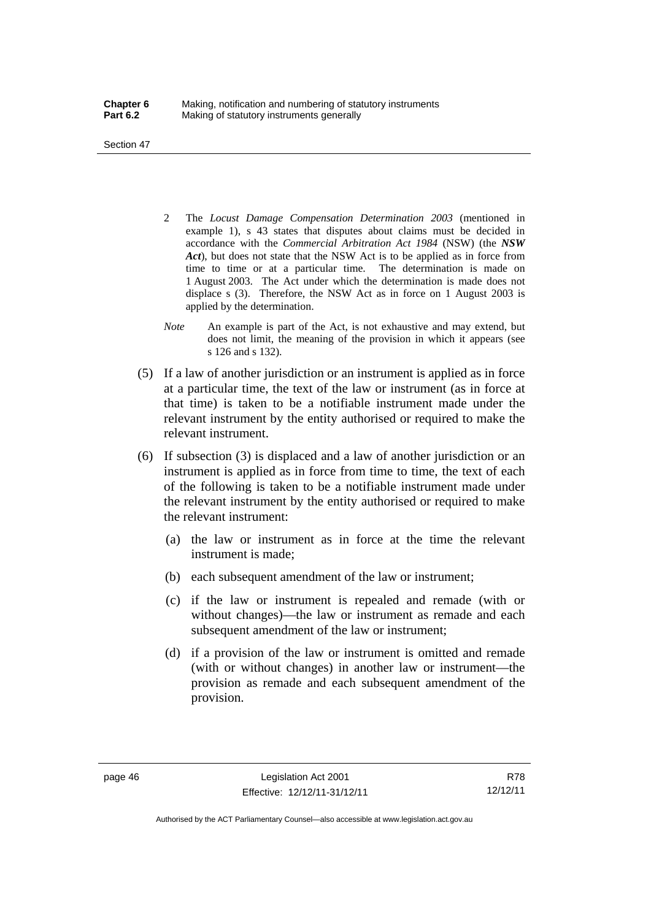2 The *Locust Damage Compensation Determination 2003* (mentioned in example 1), s 43 states that disputes about claims must be decided in accordance with the *Commercial Arbitration Act 1984* (NSW) (the ***NSW Act***), but does not state that the NSW Act is to be applied as in force from time to time or at a particular time. The determination is made on 1 August 2003. The Act under which the determination is made does not displace s (3). Therefore, the NSW Act as in force on 1 August 2003 is applied by the determination.

*Note* An example is part of the Act, is not exhaustive and may extend, but does not limit, the meaning of the provision in which it appears (see s 126 and s 132).

(5) If a law of another jurisdiction or an instrument is applied as in force at a particular time, the text of the law or instrument (as in force at that time) is taken to be a notifiable instrument made under the relevant instrument by the entity authorised or required to make the relevant instrument.

(6) If subsection (3) is displaced and a law of another jurisdiction or an instrument is applied as in force from time to time, the text of each of the following is taken to be a notifiable instrument made under the relevant instrument by the entity authorised or required to make the relevant instrument:

(a) the law or instrument as in force at the time the relevant instrument is made;

(b) each subsequent amendment of the law or instrument;

(c) if the law or instrument is repealed and remade (with or without changes)—the law or instrument as remade and each subsequent amendment of the law or instrument;

(d) if a provision of the law or instrument is omitted and remade (with or without changes) in another law or instrument—the provision as remade and each subsequent amendment of the provision.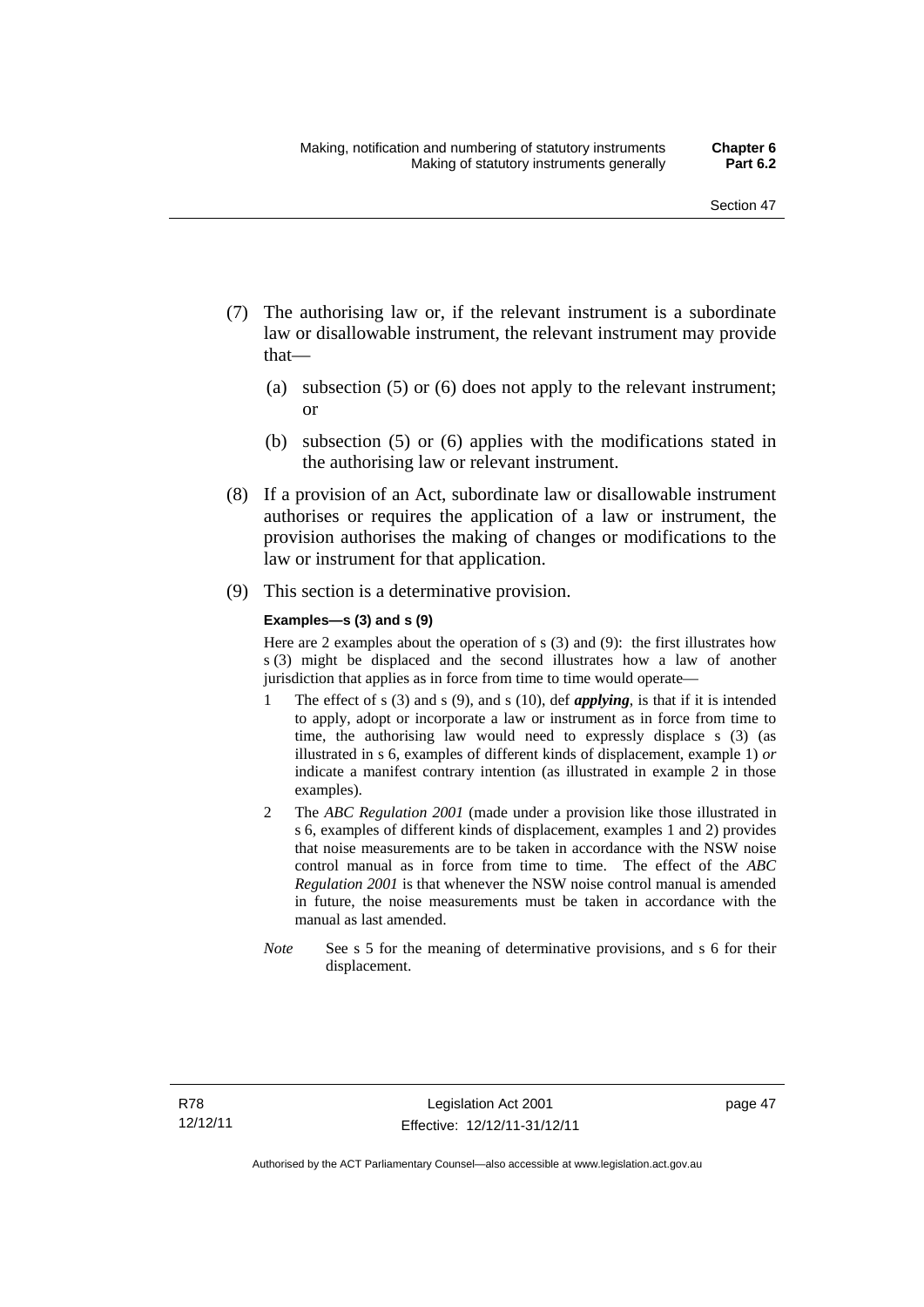(7) The authorising law or, if the relevant instrument is a subordinate law or disallowable instrument, the relevant instrument may provide that—

  (a) subsection (5) or (6) does not apply to the relevant instrument; or

  (b) subsection (5) or (6) applies with the modifications stated in the authorising law or relevant instrument.

(8) If a provision of an Act, subordinate law or disallowable instrument authorises or requires the application of a law or instrument, the provision authorises the making of changes or modifications to the law or instrument for that application.

(9) This section is a determinative provision.

**Examples—s (3) and s (9)**

Here are 2 examples about the operation of s (3) and (9): the first illustrates how s (3) might be displaced and the second illustrates how a law of another jurisdiction that applies as in force from time to time would operate—

1 The effect of s (3) and s (9), and s (10), def ***applying***, is that if it is intended to apply, adopt or incorporate a law or instrument as in force from time to time, the authorising law would need to expressly displace s (3) (as illustrated in s 6, examples of different kinds of displacement, example 1) *or* indicate a manifest contrary intention (as illustrated in example 2 in those examples).

2 The *ABC Regulation 2001* (made under a provision like those illustrated in s 6, examples of different kinds of displacement, examples 1 and 2) provides that noise measurements are to be taken in accordance with the NSW noise control manual as in force from time to time. The effect of the *ABC Regulation 2001* is that whenever the NSW noise control manual is amended in future, the noise measurements must be taken in accordance with the manual as last amended.

*Note* See s 5 for the meaning of determinative provisions, and s 6 for their displacement.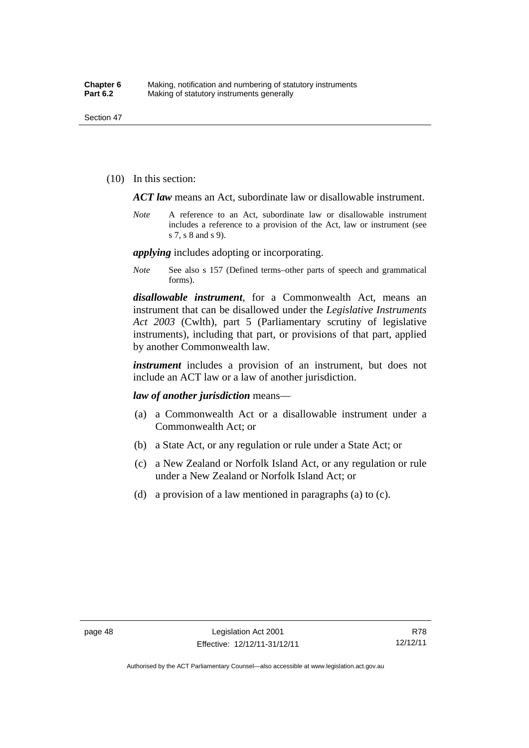(10) In this section:

***ACT law*** means an Act, subordinate law or disallowable instrument.

*Note* A reference to an Act, subordinate law or disallowable instrument includes a reference to a provision of the Act, law or instrument (see s 7, s 8 and s 9).

***applying*** includes adopting or incorporating.

*Note* See also s 157 (Defined terms–other parts of speech and grammatical forms).

***disallowable instrument***, for a Commonwealth Act, means an instrument that can be disallowed under the *Legislative Instruments Act 2003* (Cwlth), part 5 (Parliamentary scrutiny of legislative instruments), including that part, or provisions of that part, applied by another Commonwealth law.

***instrument*** includes a provision of an instrument, but does not include an ACT law or a law of another jurisdiction.

***law of another jurisdiction*** means—

(a) a Commonwealth Act or a disallowable instrument under a Commonwealth Act; or

(b) a State Act, or any regulation or rule under a State Act; or

(c) a New Zealand or Norfolk Island Act, or any regulation or rule under a New Zealand or Norfolk Island Act; or

(d) a provision of a law mentioned in paragraphs (a) to (c).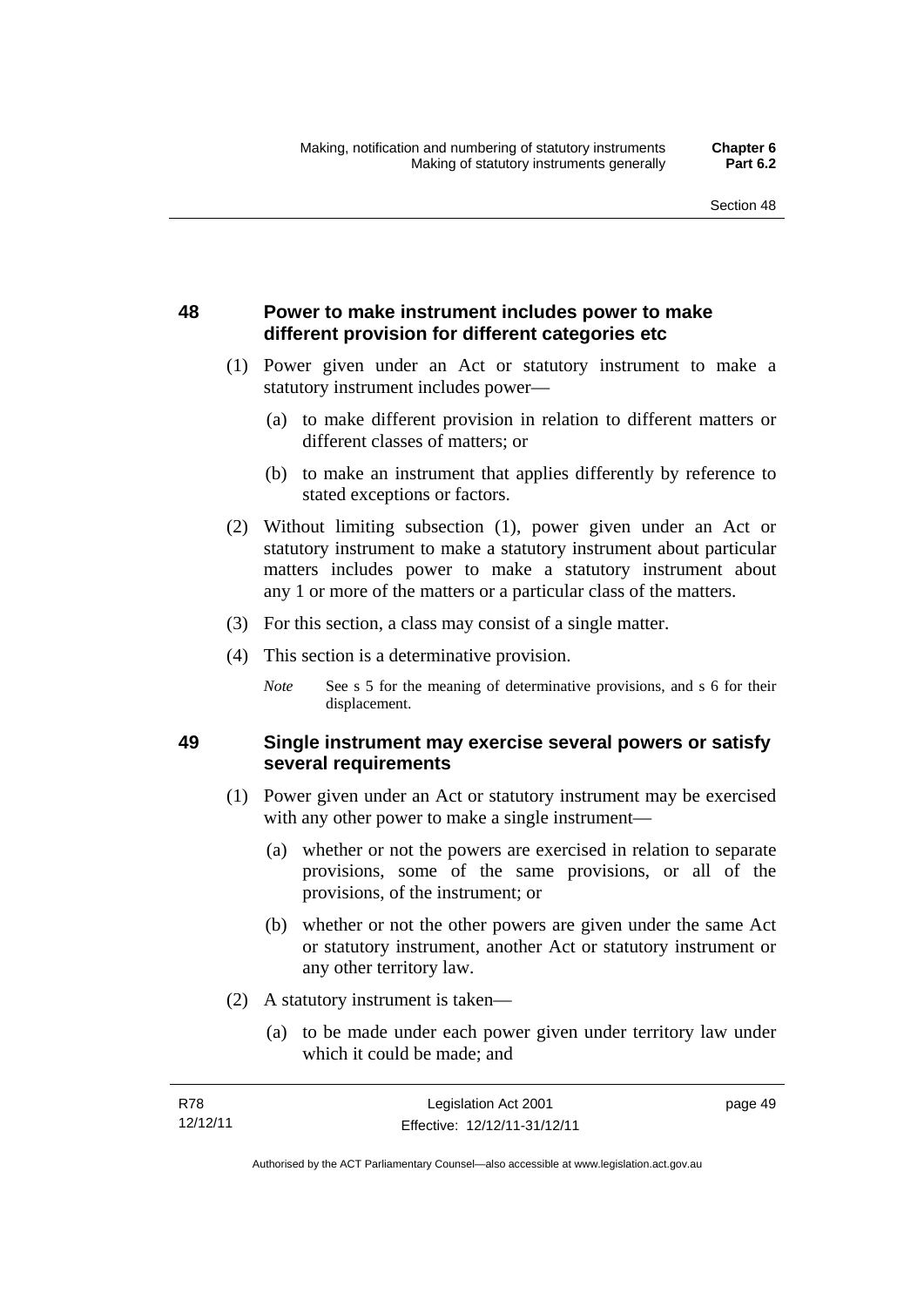## 48 Power to make instrument includes power to make different provision for different categories etc

(1) Power given under an Act or statutory instrument to make a statutory instrument includes power—

(a) to make different provision in relation to different matters or different classes of matters; or

(b) to make an instrument that applies differently by reference to stated exceptions or factors.

(2) Without limiting subsection (1), power given under an Act or statutory instrument to make a statutory instrument about particular matters includes power to make a statutory instrument about any 1 or more of the matters or a particular class of the matters.

(3) For this section, a class may consist of a single matter.

(4) This section is a determinative provision.

*Note* See s 5 for the meaning of determinative provisions, and s 6 for their displacement.

## 49 Single instrument may exercise several powers or satisfy several requirements

(1) Power given under an Act or statutory instrument may be exercised with any other power to make a single instrument—

(a) whether or not the powers are exercised in relation to separate provisions, some of the same provisions, or all of the provisions, of the instrument; or

(b) whether or not the other powers are given under the same Act or statutory instrument, another Act or statutory instrument or any other territory law.

(2) A statutory instrument is taken—

(a) to be made under each power given under territory law under which it could be made; and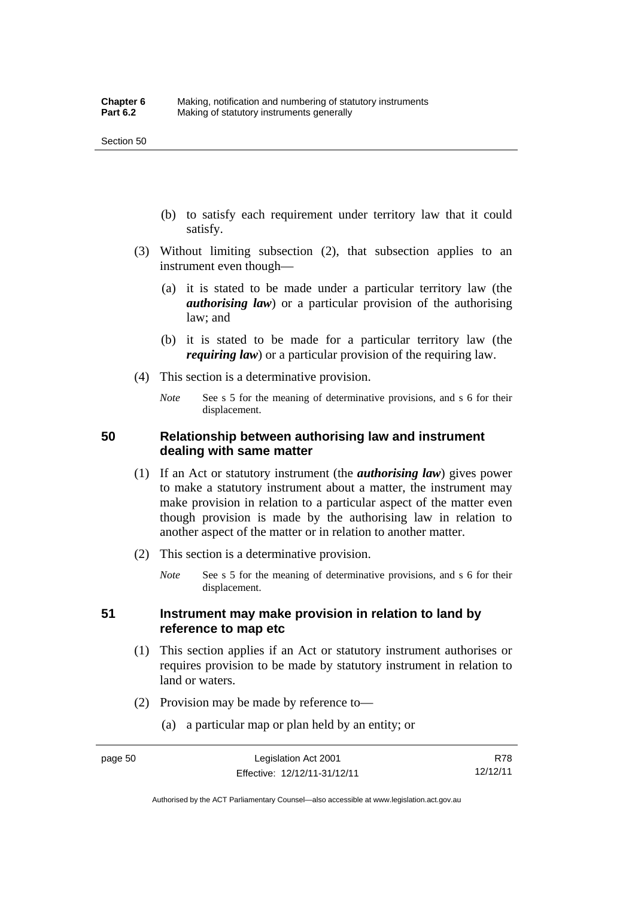(b) to satisfy each requirement under territory law that it could satisfy.

(3) Without limiting subsection (2), that subsection applies to an instrument even though—

(a) it is stated to be made under a particular territory law (the ***authorising law***) or a particular provision of the authorising law; and

(b) it is stated to be made for a particular territory law (the ***requiring law***) or a particular provision of the requiring law.

(4) This section is a determinative provision.

*Note* See s 5 for the meaning of determinative provisions, and s 6 for their displacement.

## 50 Relationship between authorising law and instrument dealing with same matter

(1) If an Act or statutory instrument (the ***authorising law***) gives power to make a statutory instrument about a matter, the instrument may make provision in relation to a particular aspect of the matter even though provision is made by the authorising law in relation to another aspect of the matter or in relation to another matter.

(2) This section is a determinative provision.

*Note* See s 5 for the meaning of determinative provisions, and s 6 for their displacement.

## 51 Instrument may make provision in relation to land by reference to map etc

(1) This section applies if an Act or statutory instrument authorises or requires provision to be made by statutory instrument in relation to land or waters.

(2) Provision may be made by reference to—

(a) a particular map or plan held by an entity; or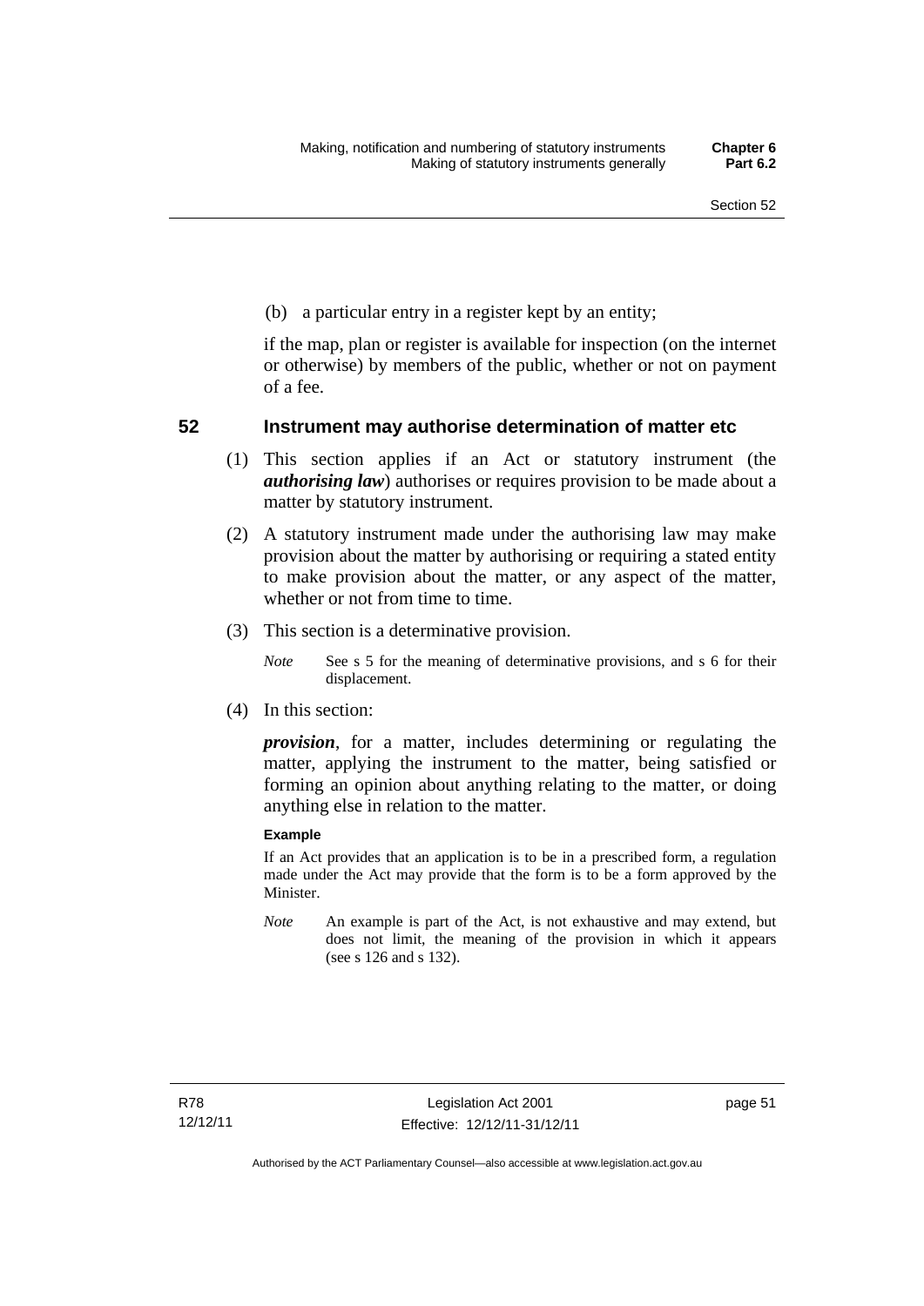(b) a particular entry in a register kept by an entity;

if the map, plan or register is available for inspection (on the internet or otherwise) by members of the public, whether or not on payment of a fee.

## 52 Instrument may authorise determination of matter etc

(1) This section applies if an Act or statutory instrument (the ***authorising law***) authorises or requires provision to be made about a matter by statutory instrument.

(2) A statutory instrument made under the authorising law may make provision about the matter by authorising or requiring a stated entity to make provision about the matter, or any aspect of the matter, whether or not from time to time.

(3) This section is a determinative provision.

*Note* See s 5 for the meaning of determinative provisions, and s 6 for their displacement.

(4) In this section:

***provision***, for a matter, includes determining or regulating the matter, applying the instrument to the matter, being satisfied or forming an opinion about anything relating to the matter, or doing anything else in relation to the matter.

**Example**

If an Act provides that an application is to be in a prescribed form, a regulation made under the Act may provide that the form is to be a form approved by the Minister.

*Note* An example is part of the Act, is not exhaustive and may extend, but does not limit, the meaning of the provision in which it appears (see s 126 and s 132).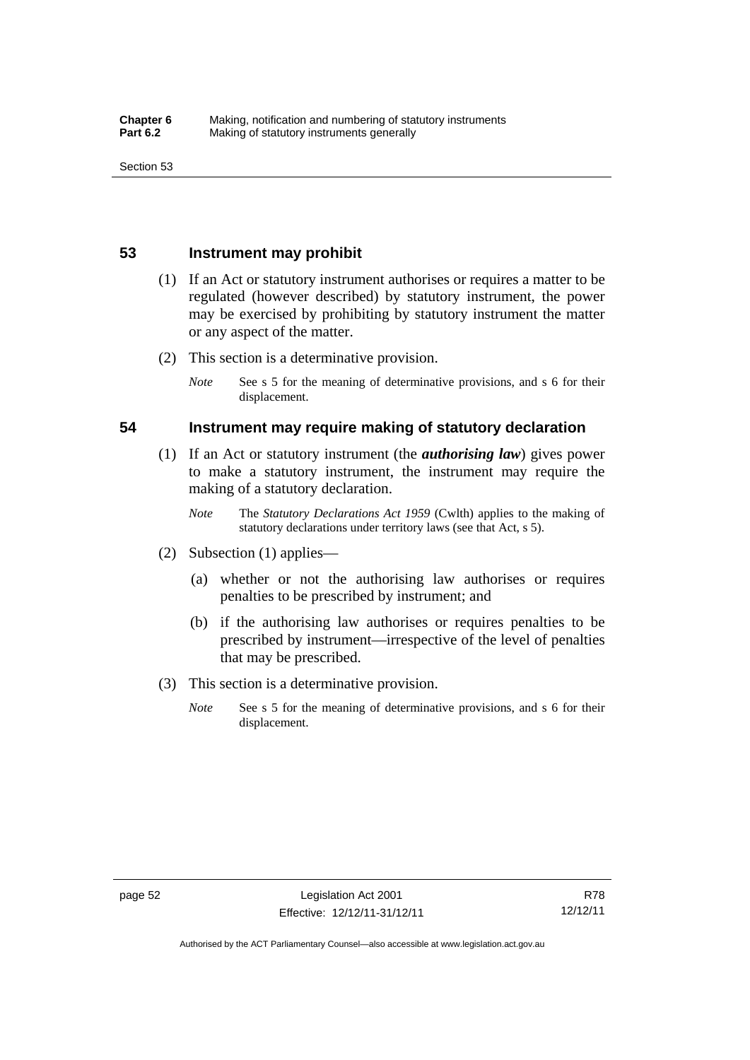## 53 Instrument may prohibit

(1) If an Act or statutory instrument authorises or requires a matter to be regulated (however described) by statutory instrument, the power may be exercised by prohibiting by statutory instrument the matter or any aspect of the matter.

(2) This section is a determinative provision.

*Note* See s 5 for the meaning of determinative provisions, and s 6 for their displacement.

## 54 Instrument may require making of statutory declaration

(1) If an Act or statutory instrument (the ***authorising law***) gives power to make a statutory instrument, the instrument may require the making of a statutory declaration.

*Note* The *Statutory Declarations Act 1959* (Cwlth) applies to the making of statutory declarations under territory laws (see that Act, s 5).

(2) Subsection (1) applies—

(a) whether or not the authorising law authorises or requires penalties to be prescribed by instrument; and

(b) if the authorising law authorises or requires penalties to be prescribed by instrument—irrespective of the level of penalties that may be prescribed.

(3) This section is a determinative provision.

*Note* See s 5 for the meaning of determinative provisions, and s 6 for their displacement.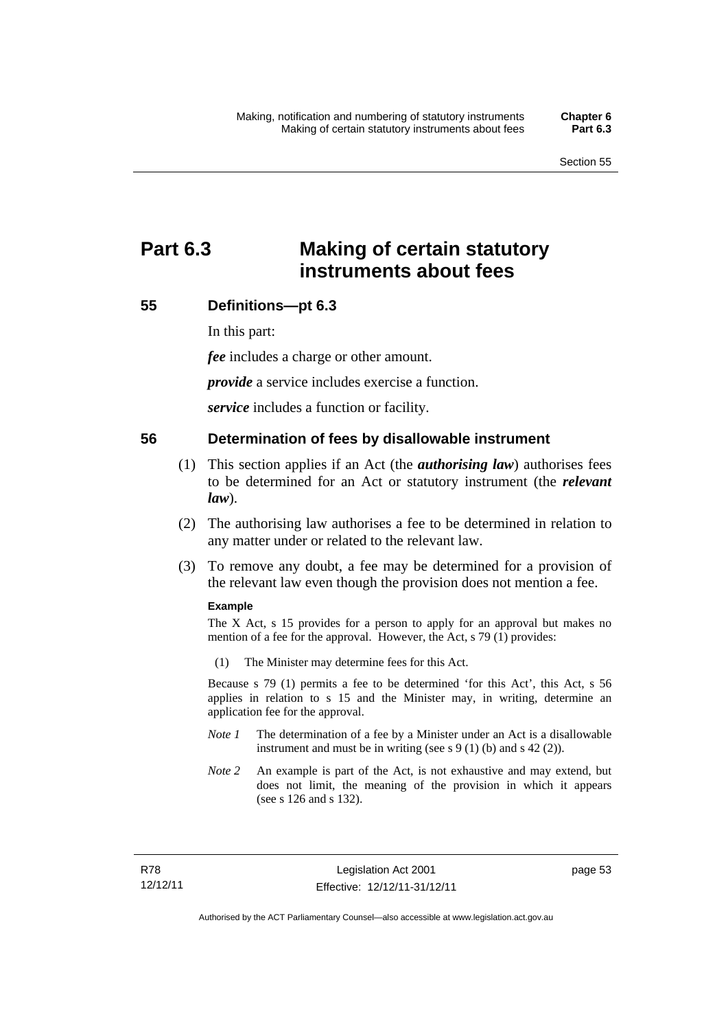# Part 6.3 Making of certain statutory instruments about fees

## 55 Definitions—pt 6.3

In this part:

***fee*** includes a charge or other amount.

***provide*** a service includes exercise a function.

***service*** includes a function or facility.

## 56 Determination of fees by disallowable instrument

(1) This section applies if an Act (the ***authorising law***) authorises fees to be determined for an Act or statutory instrument (the ***relevant law***).

(2) The authorising law authorises a fee to be determined in relation to any matter under or related to the relevant law.

(3) To remove any doubt, a fee may be determined for a provision of the relevant law even though the provision does not mention a fee.

**Example**

The X Act, s 15 provides for a person to apply for an approval but makes no mention of a fee for the approval. However, the Act, s 79 (1) provides:

(1) The Minister may determine fees for this Act.

Because s 79 (1) permits a fee to be determined 'for this Act', this Act, s 56 applies in relation to s 15 and the Minister may, in writing, determine an application fee for the approval.

*Note 1* The determination of a fee by a Minister under an Act is a disallowable instrument and must be in writing (see s 9 (1) (b) and s 42 (2)).

*Note 2* An example is part of the Act, is not exhaustive and may extend, but does not limit, the meaning of the provision in which it appears (see s 126 and s 132).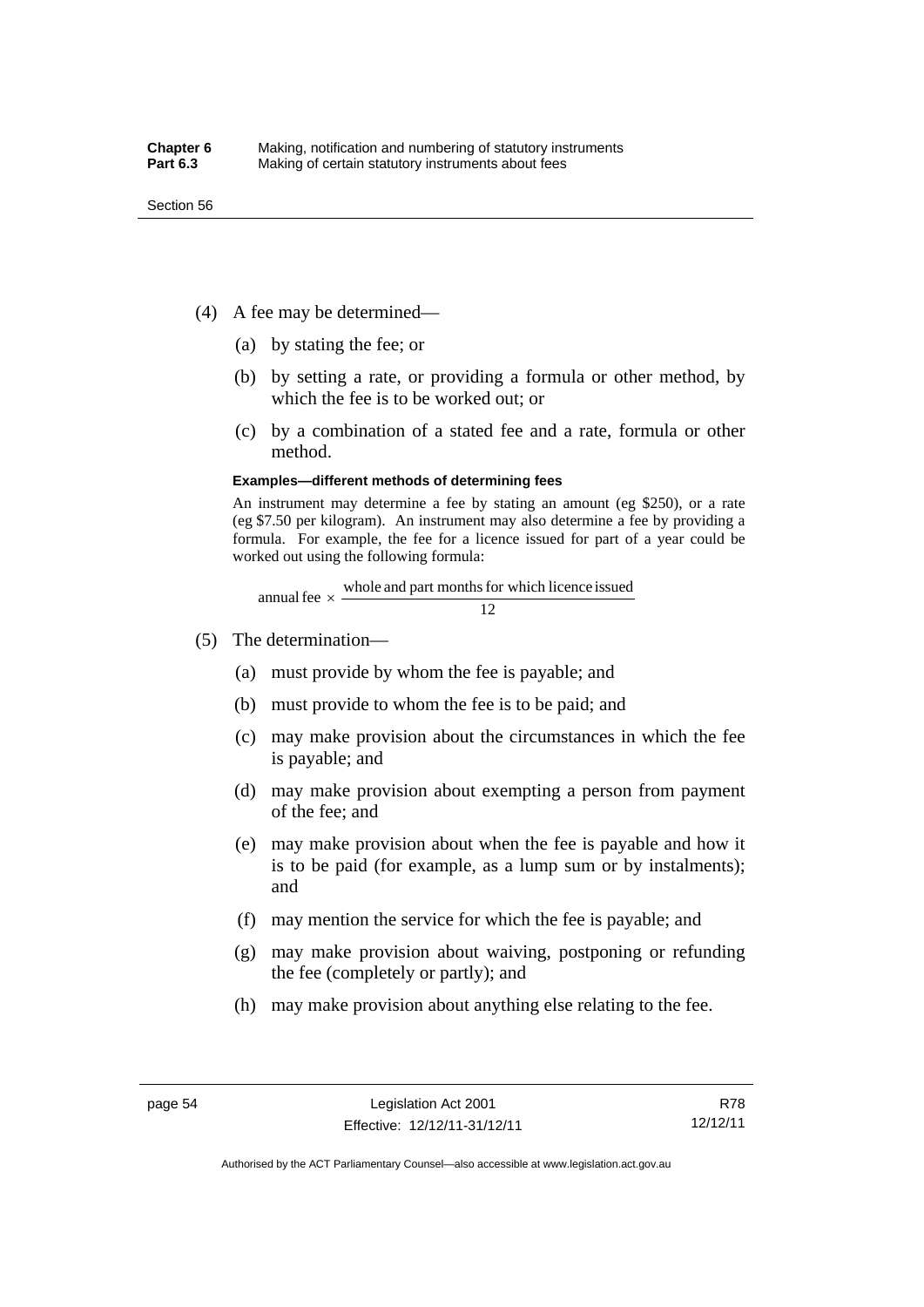(4) A fee may be determined—

(a) by stating the fee; or

(b) by setting a rate, or providing a formula or other method, by which the fee is to be worked out; or

(c) by a combination of a stated fee and a rate, formula or other method.

**Examples—different methods of determining fees**

An instrument may determine a fee by stating an amount (eg $250), or a rate (eg $7.50 per kilogram). An instrument may also determine a fee by providing a formula. For example, the fee for a licence issued for part of a year could be worked out using the following formula:

$$\text{annual fee} \times \frac{\text{whole and part months for which licence issued}}{12}$$

(5) The determination—

(a) must provide by whom the fee is payable; and

(b) must provide to whom the fee is to be paid; and

(c) may make provision about the circumstances in which the fee is payable; and

(d) may make provision about exempting a person from payment of the fee; and

(e) may make provision about when the fee is payable and how it is to be paid (for example, as a lump sum or by instalments); and

(f) may mention the service for which the fee is payable; and

(g) may make provision about waiving, postponing or refunding the fee (completely or partly); and

(h) may make provision about anything else relating to the fee.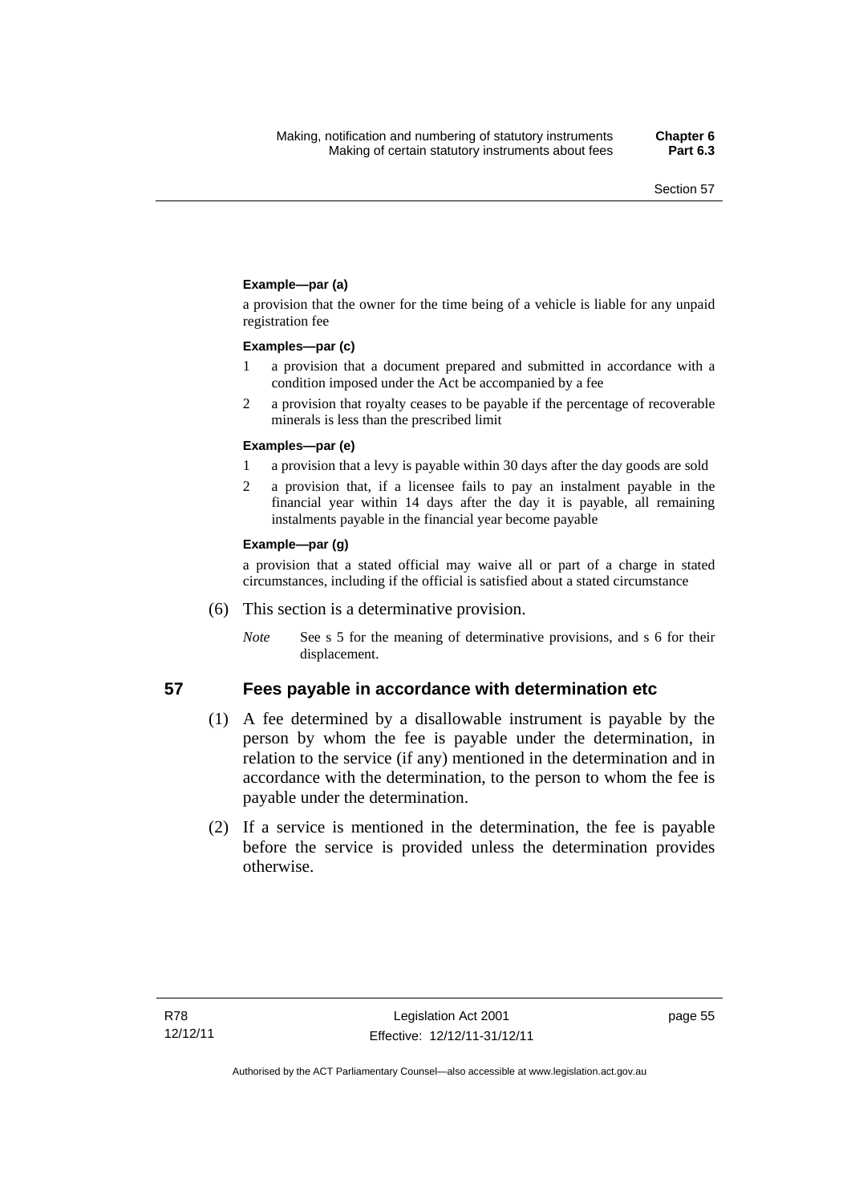**Example—par (a)**

a provision that the owner for the time being of a vehicle is liable for any unpaid registration fee

**Examples—par (c)**

1 a provision that a document prepared and submitted in accordance with a condition imposed under the Act be accompanied by a fee

2 a provision that royalty ceases to be payable if the percentage of recoverable minerals is less than the prescribed limit

**Examples—par (e)**

1 a provision that a levy is payable within 30 days after the day goods are sold

2 a provision that, if a licensee fails to pay an instalment payable in the financial year within 14 days after the day it is payable, all remaining instalments payable in the financial year become payable

**Example—par (g)**

a provision that a stated official may waive all or part of a charge in stated circumstances, including if the official is satisfied about a stated circumstance

(6) This section is a determinative provision.

*Note* See s 5 for the meaning of determinative provisions, and s 6 for their displacement.

## 57 Fees payable in accordance with determination etc

(1) A fee determined by a disallowable instrument is payable by the person by whom the fee is payable under the determination, in relation to the service (if any) mentioned in the determination and in accordance with the determination, to the person to whom the fee is payable under the determination.

(2) If a service is mentioned in the determination, the fee is payable before the service is provided unless the determination provides otherwise.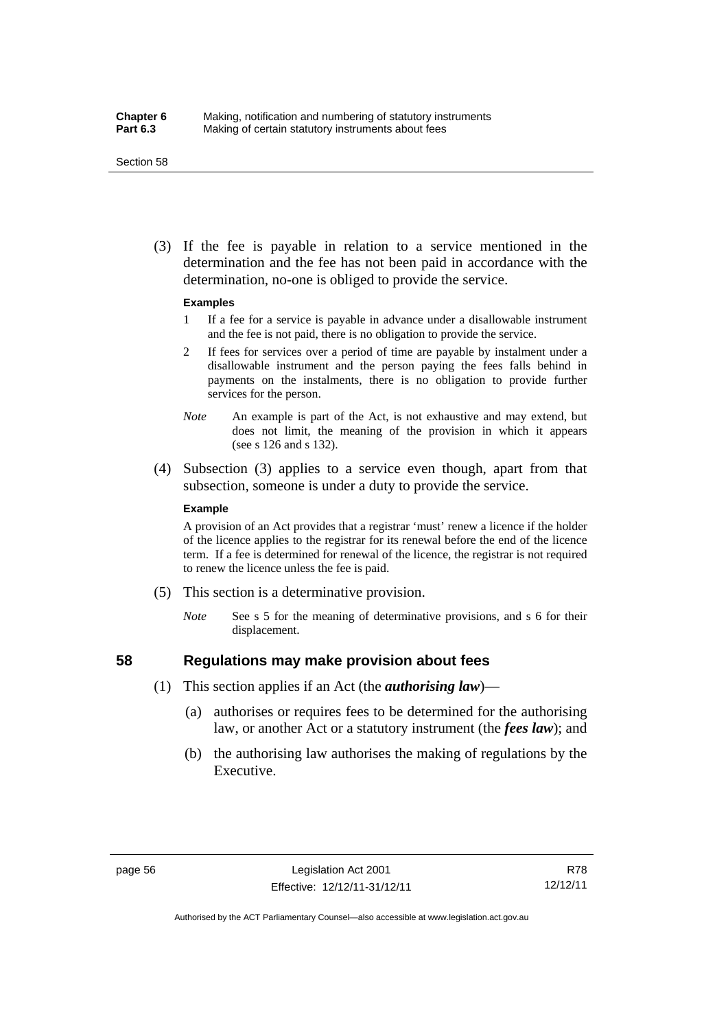(3) If the fee is payable in relation to a service mentioned in the determination and the fee has not been paid in accordance with the determination, no-one is obliged to provide the service.

**Examples**

1 If a fee for a service is payable in advance under a disallowable instrument and the fee is not paid, there is no obligation to provide the service.

2 If fees for services over a period of time are payable by instalment under a disallowable instrument and the person paying the fees falls behind in payments on the instalments, there is no obligation to provide further services for the person.

*Note* An example is part of the Act, is not exhaustive and may extend, but does not limit, the meaning of the provision in which it appears (see s 126 and s 132).

(4) Subsection (3) applies to a service even though, apart from that subsection, someone is under a duty to provide the service.

**Example**

A provision of an Act provides that a registrar 'must' renew a licence if the holder of the licence applies to the registrar for its renewal before the end of the licence term. If a fee is determined for renewal of the licence, the registrar is not required to renew the licence unless the fee is paid.

(5) This section is a determinative provision.

*Note* See s 5 for the meaning of determinative provisions, and s 6 for their displacement.

## 58 Regulations may make provision about fees

(1) This section applies if an Act (the ***authorising law***)—

(a) authorises or requires fees to be determined for the authorising law, or another Act or a statutory instrument (the ***fees law***); and

(b) the authorising law authorises the making of regulations by the Executive.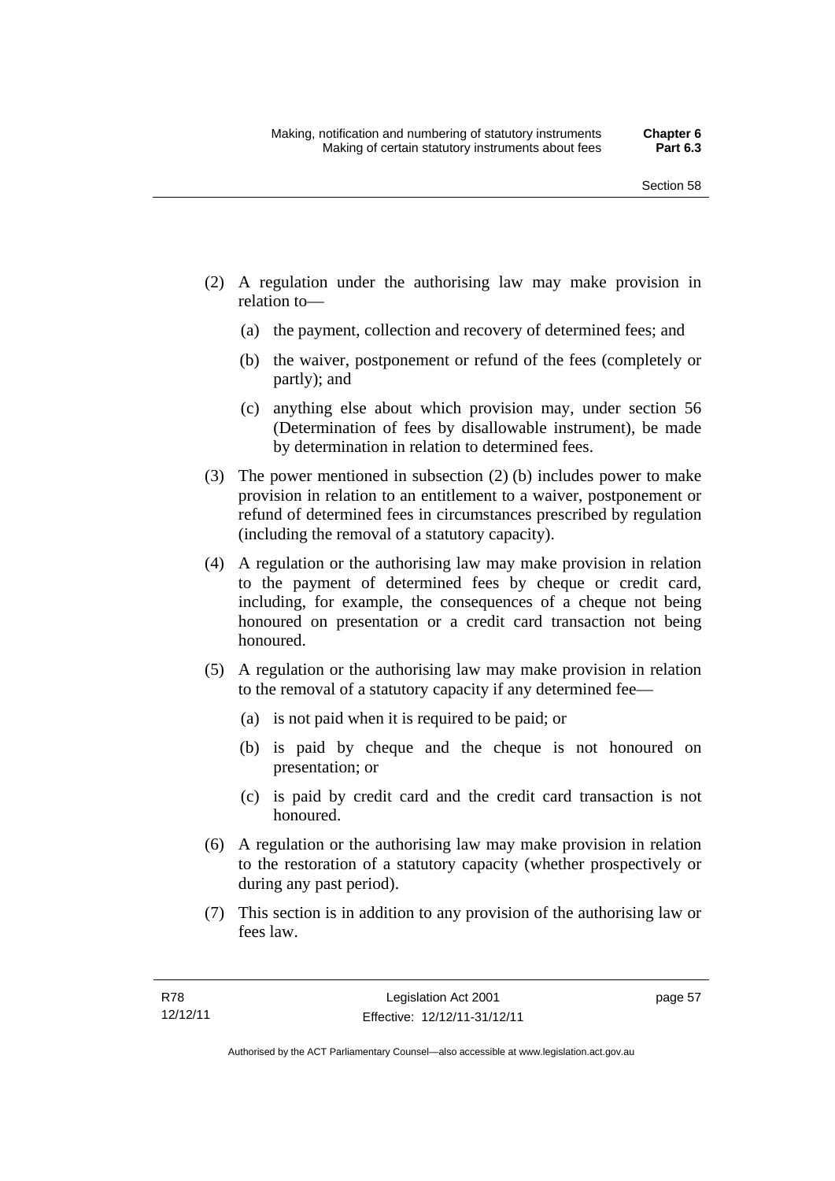(2) A regulation under the authorising law may make provision in relation to—

   (a) the payment, collection and recovery of determined fees; and

   (b) the waiver, postponement or refund of the fees (completely or partly); and

   (c) anything else about which provision may, under section 56 (Determination of fees by disallowable instrument), be made by determination in relation to determined fees.

(3) The power mentioned in subsection (2) (b) includes power to make provision in relation to an entitlement to a waiver, postponement or refund of determined fees in circumstances prescribed by regulation (including the removal of a statutory capacity).

(4) A regulation or the authorising law may make provision in relation to the payment of determined fees by cheque or credit card, including, for example, the consequences of a cheque not being honoured on presentation or a credit card transaction not being honoured.

(5) A regulation or the authorising law may make provision in relation to the removal of a statutory capacity if any determined fee—

   (a) is not paid when it is required to be paid; or

   (b) is paid by cheque and the cheque is not honoured on presentation; or

   (c) is paid by credit card and the credit card transaction is not honoured.

(6) A regulation or the authorising law may make provision in relation to the restoration of a statutory capacity (whether prospectively or during any past period).

(7) This section is in addition to any provision of the authorising law or fees law.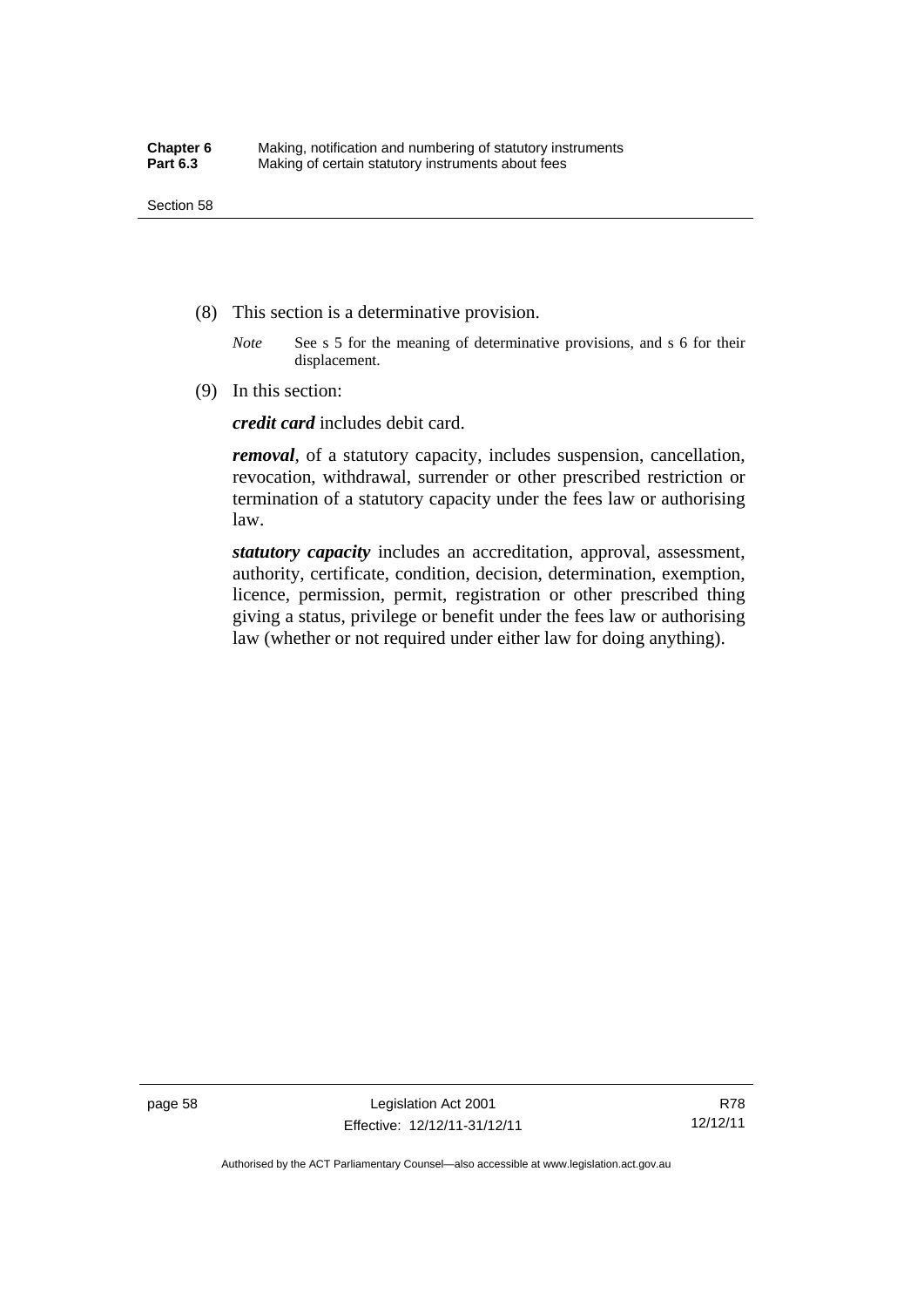(8) This section is a determinative provision.

*Note* See s 5 for the meaning of determinative provisions, and s 6 for their displacement.

(9) In this section:

***credit card*** includes debit card.

***removal***, of a statutory capacity, includes suspension, cancellation, revocation, withdrawal, surrender or other prescribed restriction or termination of a statutory capacity under the fees law or authorising law.

***statutory capacity*** includes an accreditation, approval, assessment, authority, certificate, condition, decision, determination, exemption, licence, permission, permit, registration or other prescribed thing giving a status, privilege or benefit under the fees law or authorising law (whether or not required under either law for doing anything).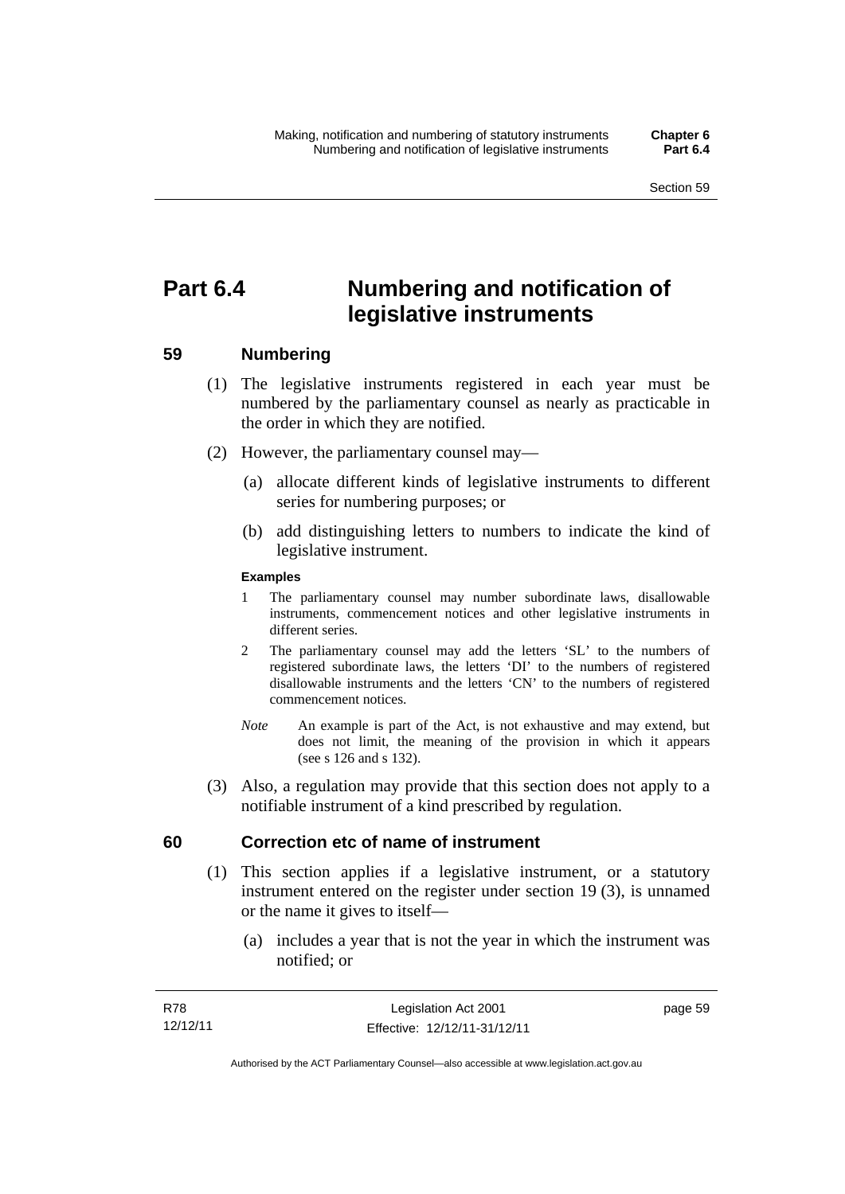# Part 6.4 Numbering and notification of legislative instruments

## 59 Numbering

(1) The legislative instruments registered in each year must be numbered by the parliamentary counsel as nearly as practicable in the order in which they are notified.

(2) However, the parliamentary counsel may—

(a) allocate different kinds of legislative instruments to different series for numbering purposes; or

(b) add distinguishing letters to numbers to indicate the kind of legislative instrument.

**Examples**

1 The parliamentary counsel may number subordinate laws, disallowable instruments, commencement notices and other legislative instruments in different series.

2 The parliamentary counsel may add the letters 'SL' to the numbers of registered subordinate laws, the letters 'DI' to the numbers of registered disallowable instruments and the letters 'CN' to the numbers of registered commencement notices.

*Note* An example is part of the Act, is not exhaustive and may extend, but does not limit, the meaning of the provision in which it appears (see s 126 and s 132).

(3) Also, a regulation may provide that this section does not apply to a notifiable instrument of a kind prescribed by regulation.

## 60 Correction etc of name of instrument

(1) This section applies if a legislative instrument, or a statutory instrument entered on the register under section 19 (3), is unnamed or the name it gives to itself—

(a) includes a year that is not the year in which the instrument was notified; or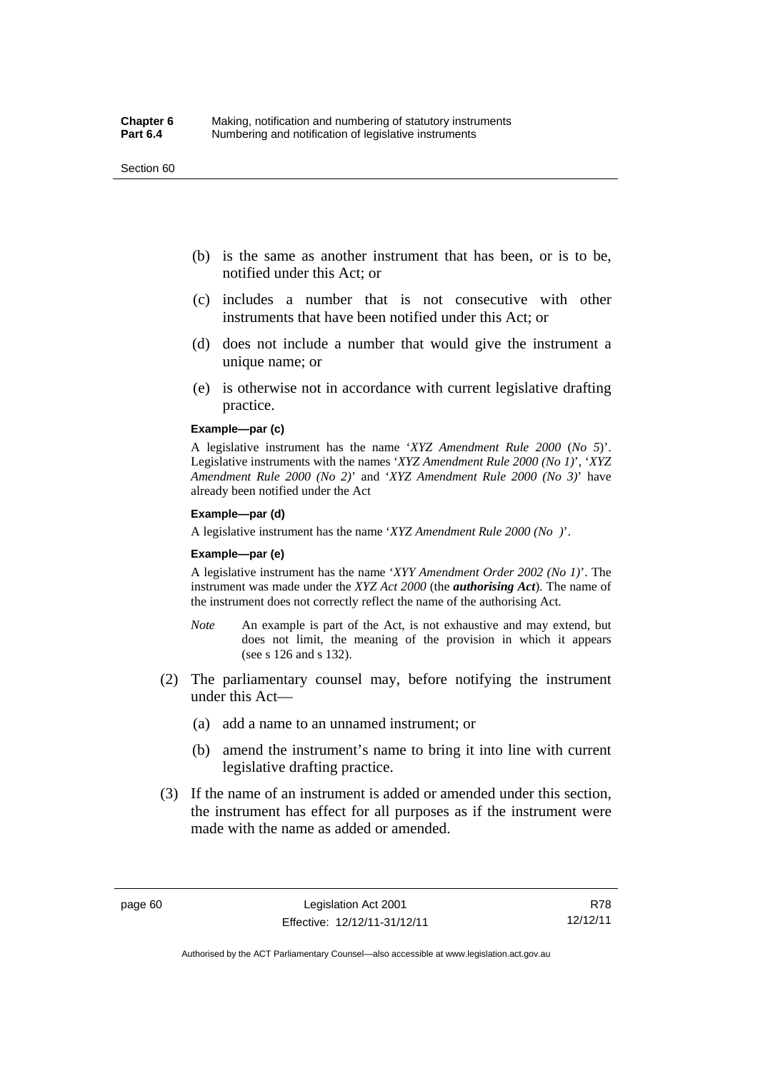(b) is the same as another instrument that has been, or is to be, notified under this Act; or

(c) includes a number that is not consecutive with other instruments that have been notified under this Act; or

(d) does not include a number that would give the instrument a unique name; or

(e) is otherwise not in accordance with current legislative drafting practice.

**Example—par (c)**

A legislative instrument has the name '*XYZ Amendment Rule 2000* (*No 5*)'. Legislative instruments with the names '*XYZ Amendment Rule 2000 (No 1)*', '*XYZ Amendment Rule 2000 (No 2)*' and '*XYZ Amendment Rule 2000 (No 3)*' have already been notified under the Act

**Example—par (d)**

A legislative instrument has the name '*XYZ Amendment Rule 2000 (No )*'.

**Example—par (e)**

A legislative instrument has the name '*XYY Amendment Order 2002 (No 1)*'. The instrument was made under the *XYZ Act 2000* (the ***authorising Act***). The name of the instrument does not correctly reflect the name of the authorising Act.

*Note* An example is part of the Act, is not exhaustive and may extend, but does not limit, the meaning of the provision in which it appears (see s 126 and s 132).

(2) The parliamentary counsel may, before notifying the instrument under this Act—

(a) add a name to an unnamed instrument; or

(b) amend the instrument's name to bring it into line with current legislative drafting practice.

(3) If the name of an instrument is added or amended under this section, the instrument has effect for all purposes as if the instrument were made with the name as added or amended.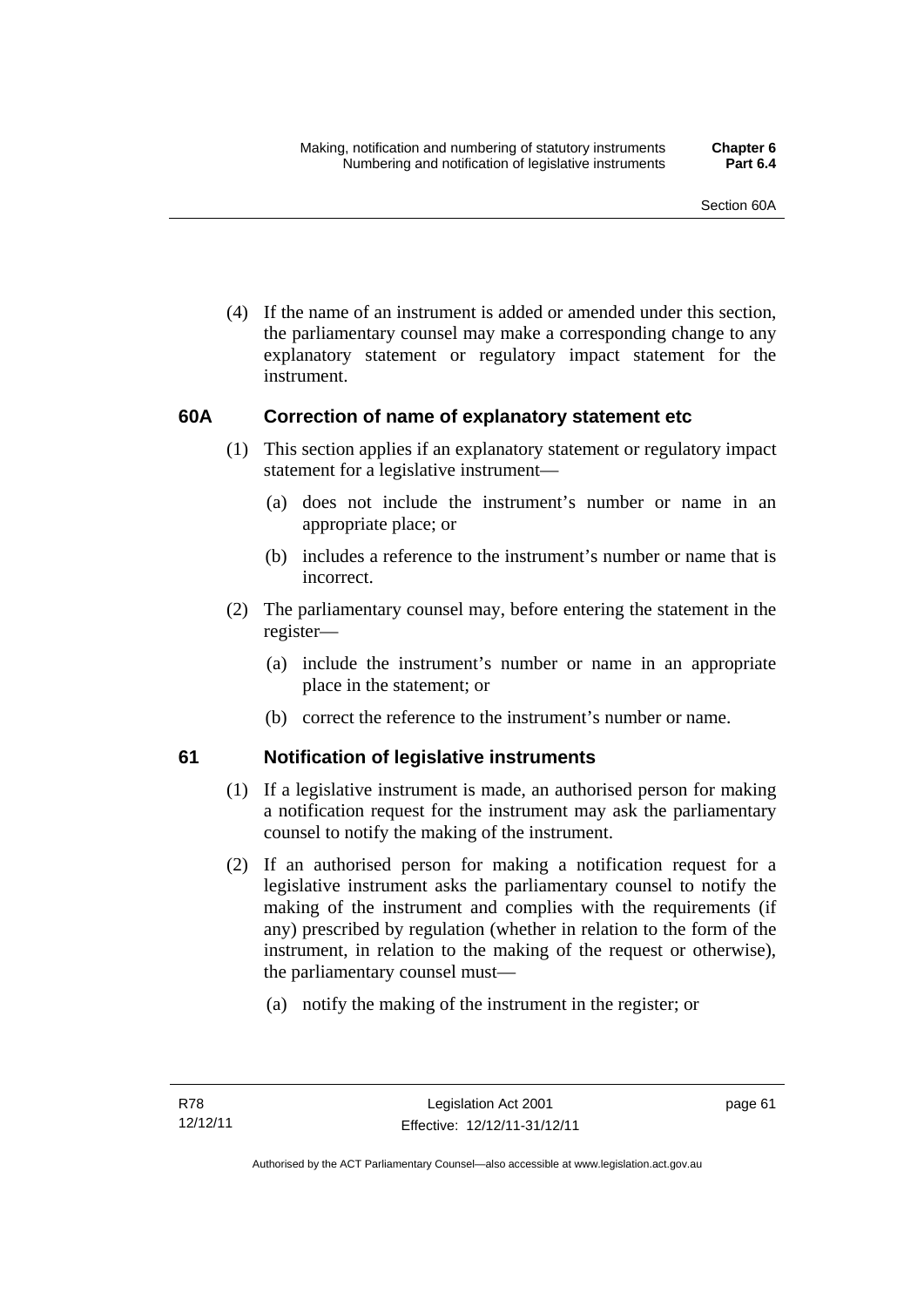(4) If the name of an instrument is added or amended under this section, the parliamentary counsel may make a corresponding change to any explanatory statement or regulatory impact statement for the instrument.

## 60A Correction of name of explanatory statement etc

(1) This section applies if an explanatory statement or regulatory impact statement for a legislative instrument—

(a) does not include the instrument's number or name in an appropriate place; or

(b) includes a reference to the instrument's number or name that is incorrect.

(2) The parliamentary counsel may, before entering the statement in the register—

(a) include the instrument's number or name in an appropriate place in the statement; or

(b) correct the reference to the instrument's number or name.

## 61 Notification of legislative instruments

(1) If a legislative instrument is made, an authorised person for making a notification request for the instrument may ask the parliamentary counsel to notify the making of the instrument.

(2) If an authorised person for making a notification request for a legislative instrument asks the parliamentary counsel to notify the making of the instrument and complies with the requirements (if any) prescribed by regulation (whether in relation to the form of the instrument, in relation to the making of the request or otherwise), the parliamentary counsel must—

(a) notify the making of the instrument in the register; or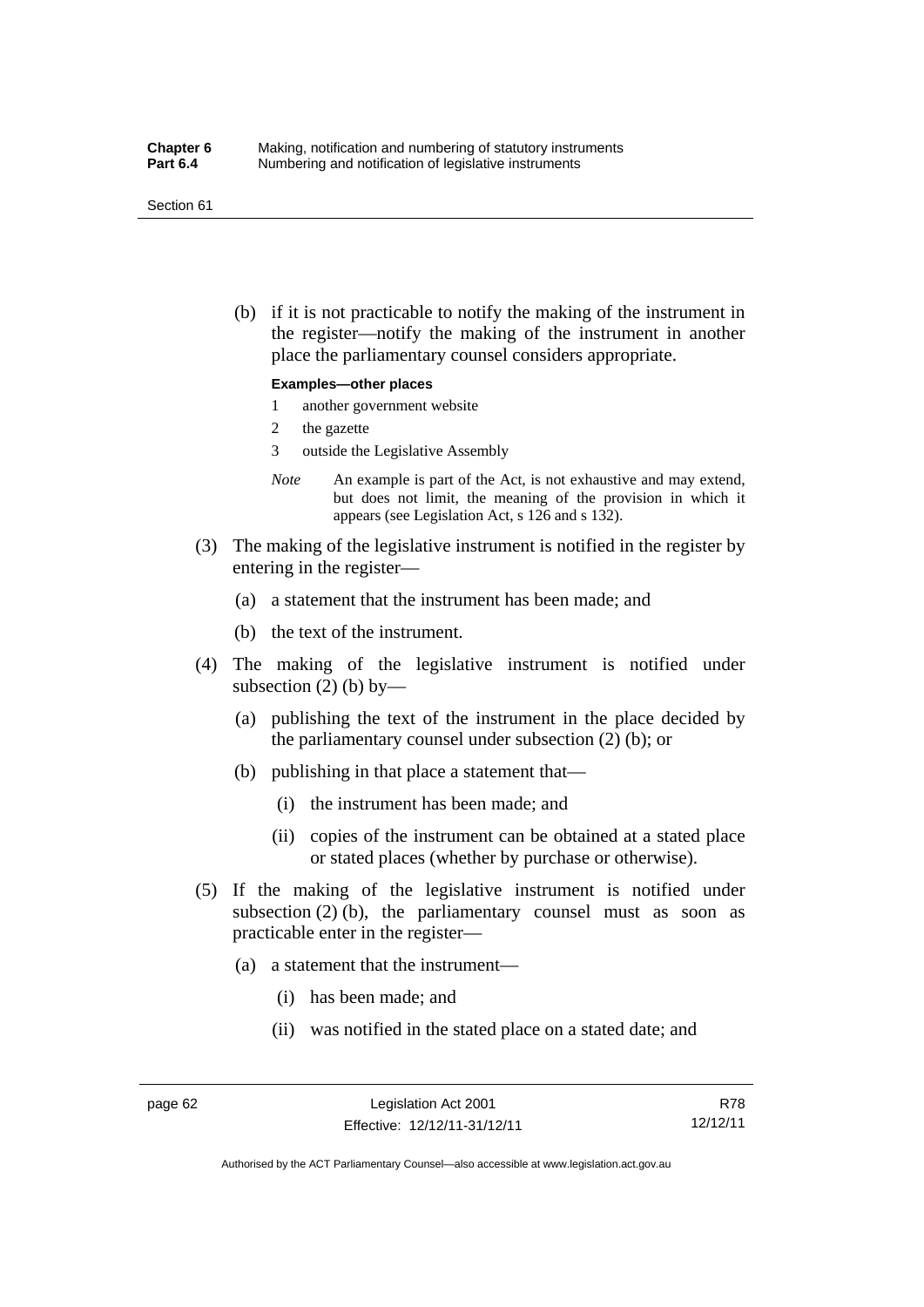(b) if it is not practicable to notify the making of the instrument in the register—notify the making of the instrument in another place the parliamentary counsel considers appropriate.

**Examples—other places**

1 another government website

2 the gazette

3 outside the Legislative Assembly

*Note* An example is part of the Act, is not exhaustive and may extend, but does not limit, the meaning of the provision in which it appears (see Legislation Act, s 126 and s 132).

(3) The making of the legislative instrument is notified in the register by entering in the register—

(a) a statement that the instrument has been made; and

(b) the text of the instrument.

(4) The making of the legislative instrument is notified under subsection (2) (b) by—

(a) publishing the text of the instrument in the place decided by the parliamentary counsel under subsection (2) (b); or

(b) publishing in that place a statement that—

(i) the instrument has been made; and

(ii) copies of the instrument can be obtained at a stated place or stated places (whether by purchase or otherwise).

(5) If the making of the legislative instrument is notified under subsection (2) (b), the parliamentary counsel must as soon as practicable enter in the register—

(a) a statement that the instrument—

(i) has been made; and

(ii) was notified in the stated place on a stated date; and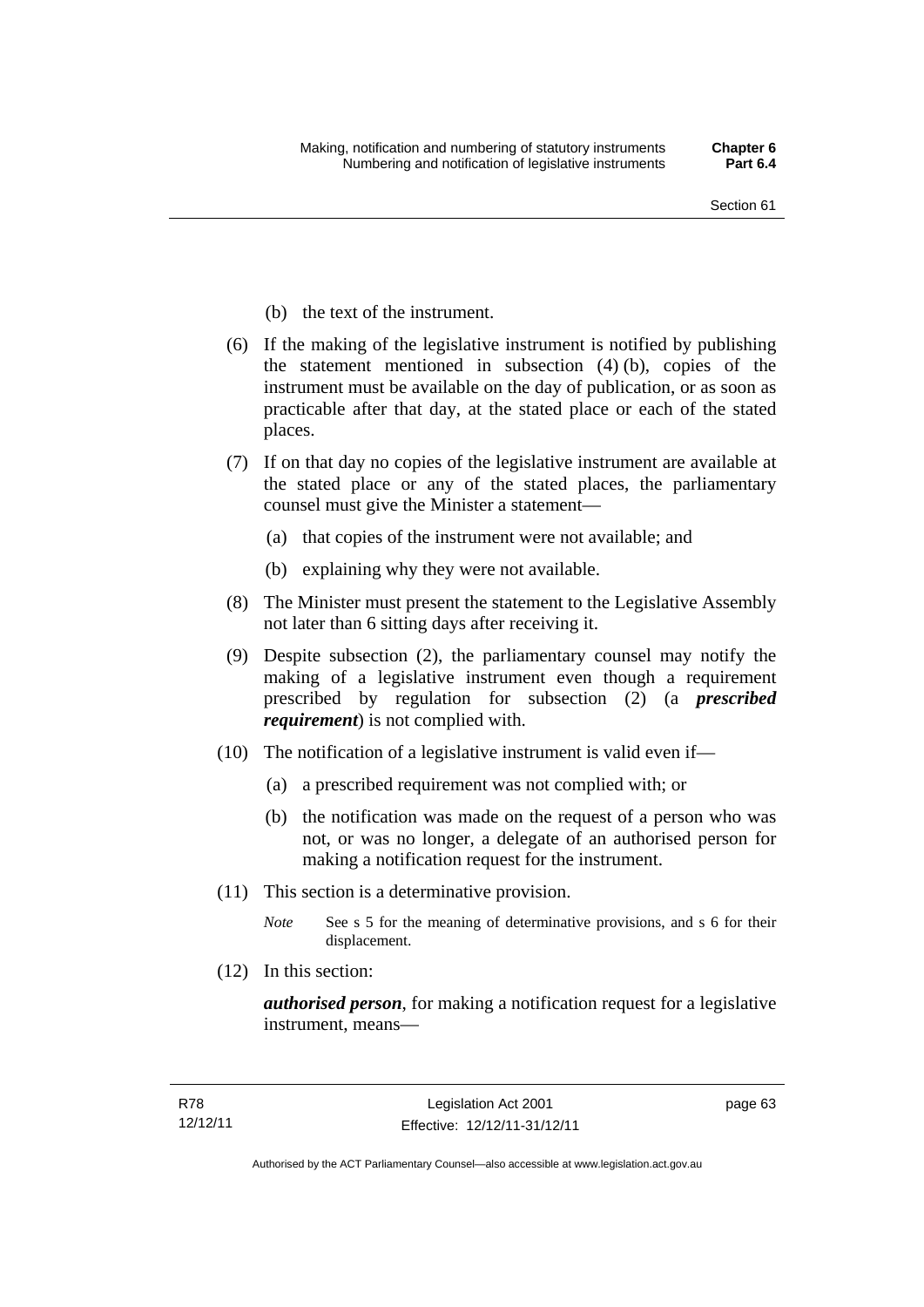(b) the text of the instrument.

(6) If the making of the legislative instrument is notified by publishing the statement mentioned in subsection (4) (b), copies of the instrument must be available on the day of publication, or as soon as practicable after that day, at the stated place or each of the stated places.

(7) If on that day no copies of the legislative instrument are available at the stated place or any of the stated places, the parliamentary counsel must give the Minister a statement—

(a) that copies of the instrument were not available; and

(b) explaining why they were not available.

(8) The Minister must present the statement to the Legislative Assembly not later than 6 sitting days after receiving it.

(9) Despite subsection (2), the parliamentary counsel may notify the making of a legislative instrument even though a requirement prescribed by regulation for subsection (2) (a ***prescribed requirement***) is not complied with.

(10) The notification of a legislative instrument is valid even if—

(a) a prescribed requirement was not complied with; or

(b) the notification was made on the request of a person who was not, or was no longer, a delegate of an authorised person for making a notification request for the instrument.

(11) This section is a determinative provision.

*Note* See s 5 for the meaning of determinative provisions, and s 6 for their displacement.

(12) In this section:

***authorised person***, for making a notification request for a legislative instrument, means—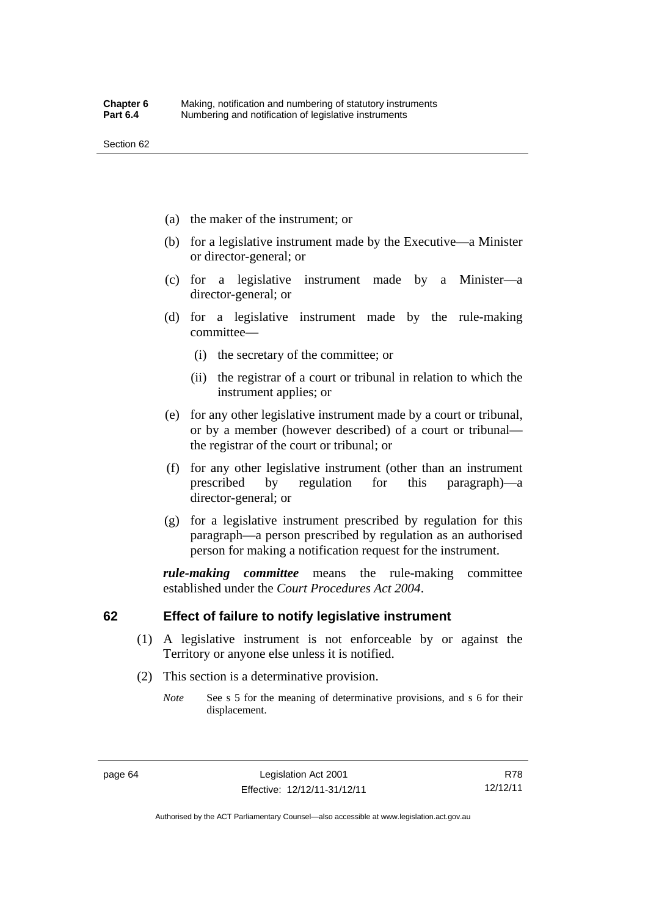(a) the maker of the instrument; or

(b) for a legislative instrument made by the Executive—a Minister or director-general; or

(c) for a legislative instrument made by a Minister—a director-general; or

(d) for a legislative instrument made by the rule-making committee—

  (i) the secretary of the committee; or

  (ii) the registrar of a court or tribunal in relation to which the instrument applies; or

(e) for any other legislative instrument made by a court or tribunal, or by a member (however described) of a court or tribunal—the registrar of the court or tribunal; or

(f) for any other legislative instrument (other than an instrument prescribed by regulation for this paragraph)—a director-general; or

(g) for a legislative instrument prescribed by regulation for this paragraph—a person prescribed by regulation as an authorised person for making a notification request for the instrument.

***rule-making committee*** means the rule-making committee established under the *Court Procedures Act 2004*.

## 62 Effect of failure to notify legislative instrument

(1) A legislative instrument is not enforceable by or against the Territory or anyone else unless it is notified.

(2) This section is a determinative provision.

*Note* See s 5 for the meaning of determinative provisions, and s 6 for their displacement.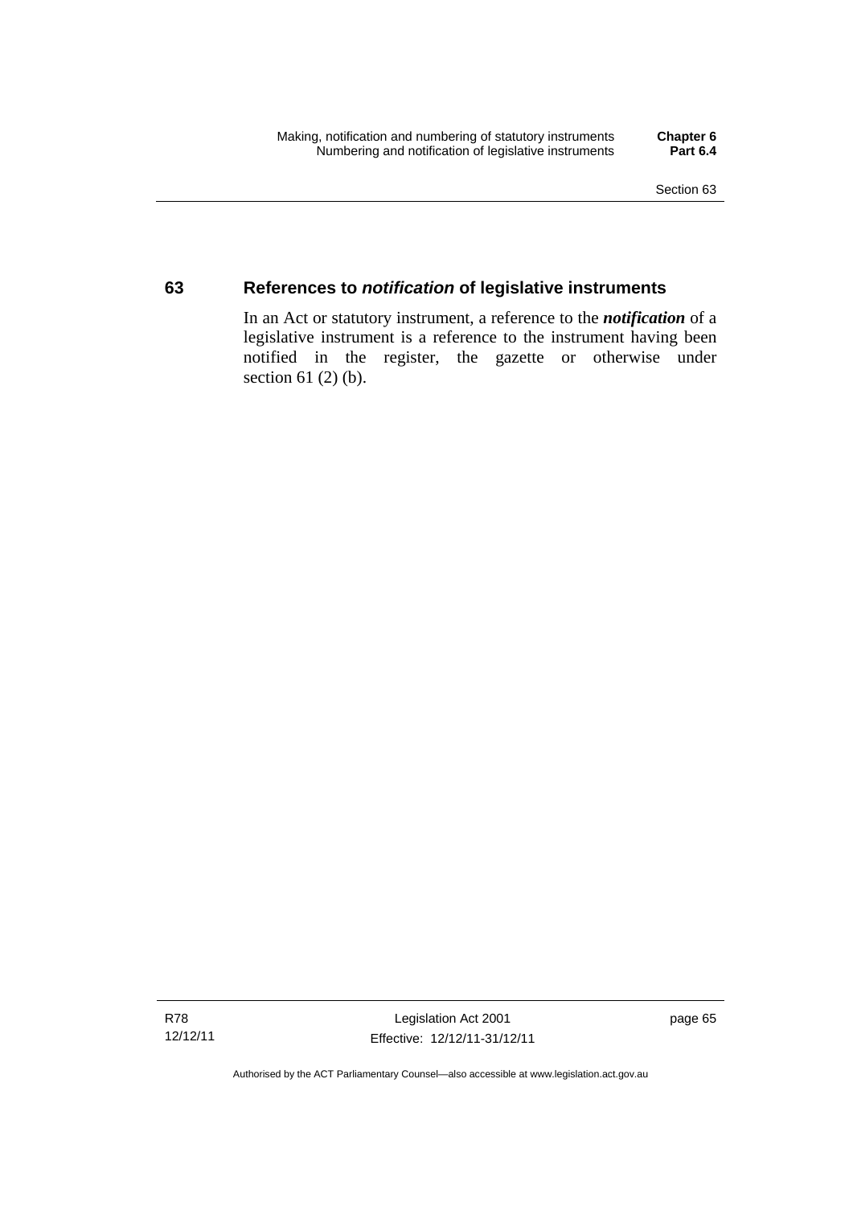## 63 References to *notification* of legislative instruments

In an Act or statutory instrument, a reference to the ***notification*** of a legislative instrument is a reference to the instrument having been notified in the register, the gazette or otherwise under section 61 (2) (b).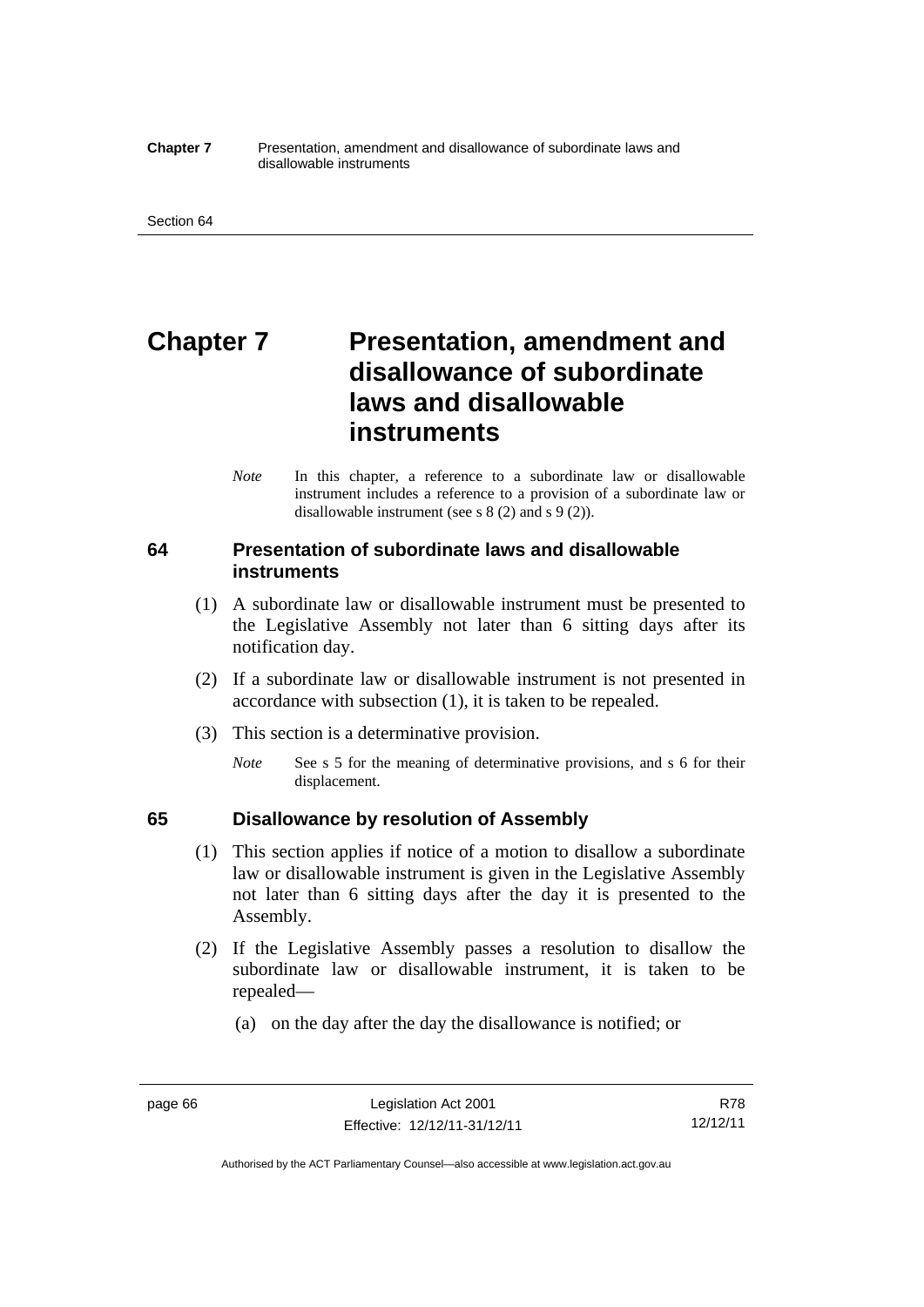# Chapter 7 Presentation, amendment and disallowance of subordinate laws and disallowable instruments

*Note* In this chapter, a reference to a subordinate law or disallowable instrument includes a reference to a provision of a subordinate law or disallowable instrument (see s 8 (2) and s 9 (2)).

## 64 Presentation of subordinate laws and disallowable instruments

(1) A subordinate law or disallowable instrument must be presented to the Legislative Assembly not later than 6 sitting days after its notification day.

(2) If a subordinate law or disallowable instrument is not presented in accordance with subsection (1), it is taken to be repealed.

(3) This section is a determinative provision.

*Note* See s 5 for the meaning of determinative provisions, and s 6 for their displacement.

## 65 Disallowance by resolution of Assembly

(1) This section applies if notice of a motion to disallow a subordinate law or disallowable instrument is given in the Legislative Assembly not later than 6 sitting days after the day it is presented to the Assembly.

(2) If the Legislative Assembly passes a resolution to disallow the subordinate law or disallowable instrument, it is taken to be repealed—

(a) on the day after the day the disallowance is notified; or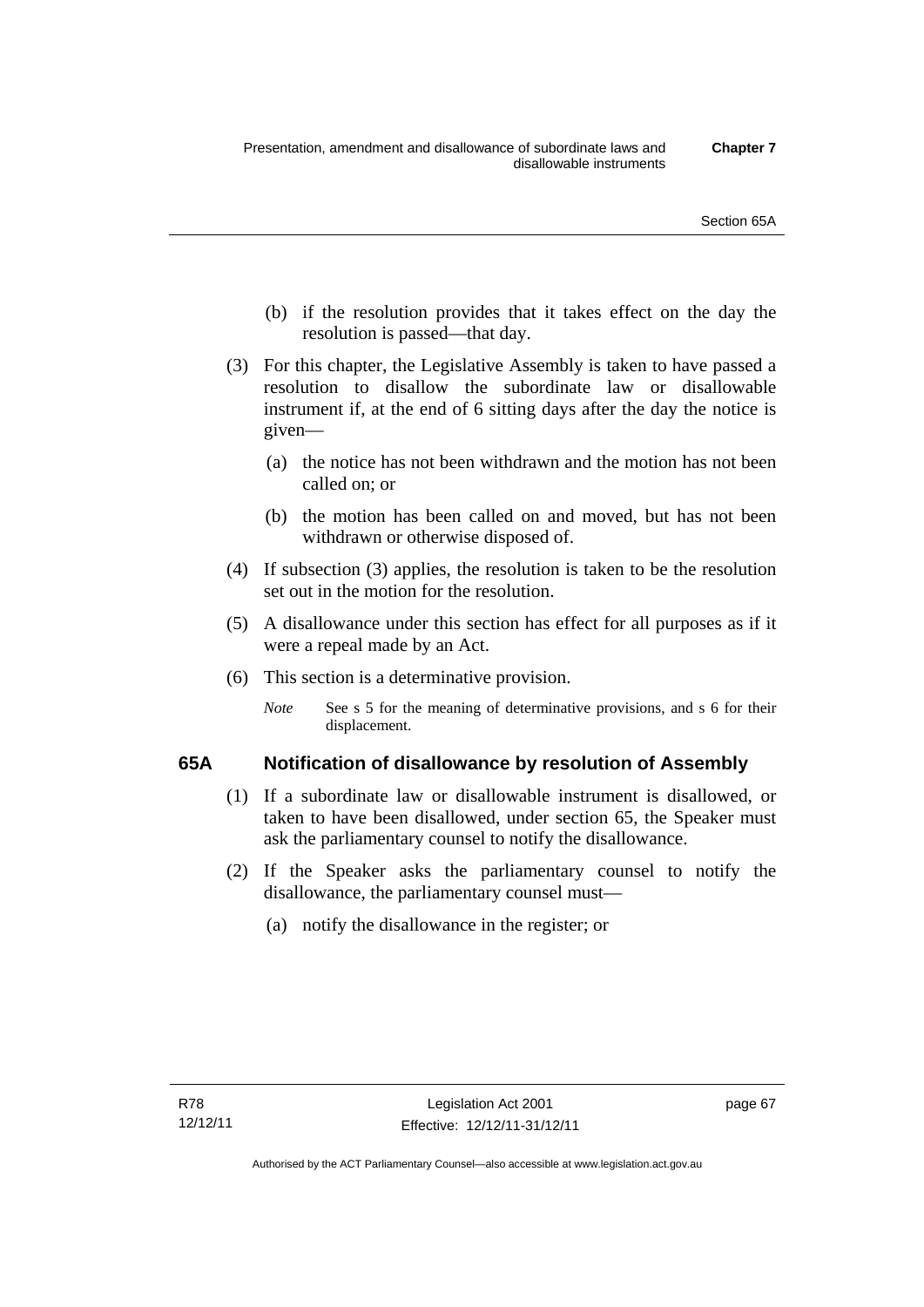(b) if the resolution provides that it takes effect on the day the resolution is passed—that day.

(3) For this chapter, the Legislative Assembly is taken to have passed a resolution to disallow the subordinate law or disallowable instrument if, at the end of 6 sitting days after the day the notice is given—

(a) the notice has not been withdrawn and the motion has not been called on; or

(b) the motion has been called on and moved, but has not been withdrawn or otherwise disposed of.

(4) If subsection (3) applies, the resolution is taken to be the resolution set out in the motion for the resolution.

(5) A disallowance under this section has effect for all purposes as if it were a repeal made by an Act.

(6) This section is a determinative provision.

*Note* See s 5 for the meaning of determinative provisions, and s 6 for their displacement.

## 65A Notification of disallowance by resolution of Assembly

(1) If a subordinate law or disallowable instrument is disallowed, or taken to have been disallowed, under section 65, the Speaker must ask the parliamentary counsel to notify the disallowance.

(2) If the Speaker asks the parliamentary counsel to notify the disallowance, the parliamentary counsel must—

(a) notify the disallowance in the register; or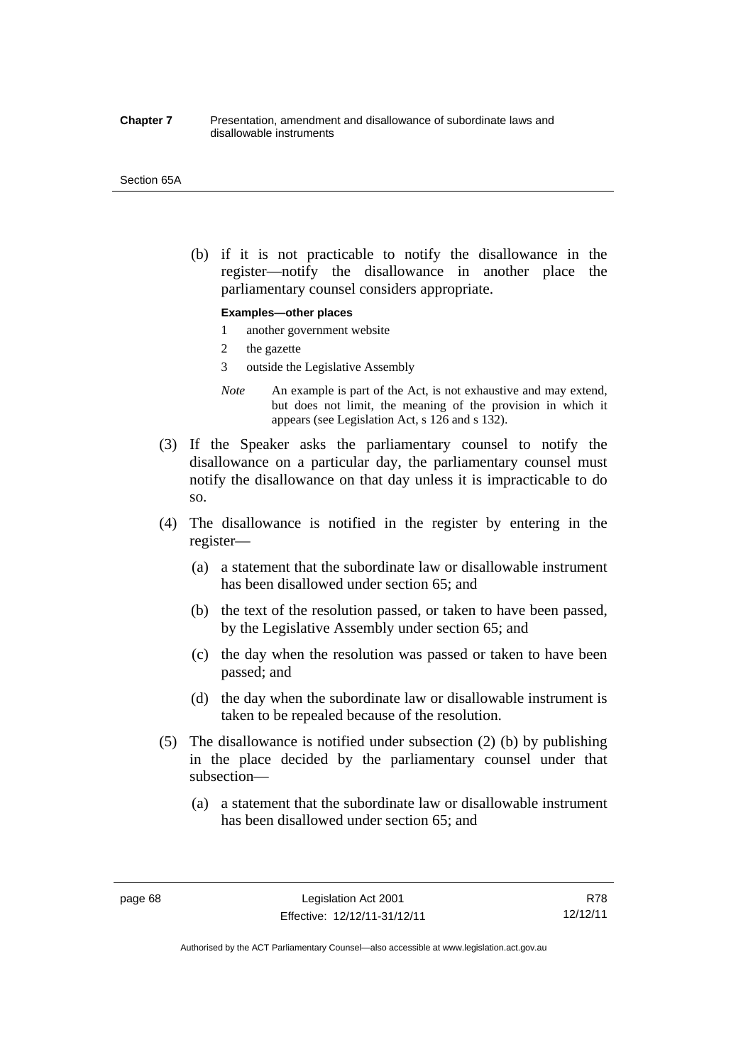(b) if it is not practicable to notify the disallowance in the register—notify the disallowance in another place the parliamentary counsel considers appropriate.

**Examples—other places**

1 another government website

2 the gazette

3 outside the Legislative Assembly

*Note* An example is part of the Act, is not exhaustive and may extend, but does not limit, the meaning of the provision in which it appears (see Legislation Act, s 126 and s 132).

(3) If the Speaker asks the parliamentary counsel to notify the disallowance on a particular day, the parliamentary counsel must notify the disallowance on that day unless it is impracticable to do so.

(4) The disallowance is notified in the register by entering in the register—

(a) a statement that the subordinate law or disallowable instrument has been disallowed under section 65; and

(b) the text of the resolution passed, or taken to have been passed, by the Legislative Assembly under section 65; and

(c) the day when the resolution was passed or taken to have been passed; and

(d) the day when the subordinate law or disallowable instrument is taken to be repealed because of the resolution.

(5) The disallowance is notified under subsection (2) (b) by publishing in the place decided by the parliamentary counsel under that subsection—

(a) a statement that the subordinate law or disallowable instrument has been disallowed under section 65; and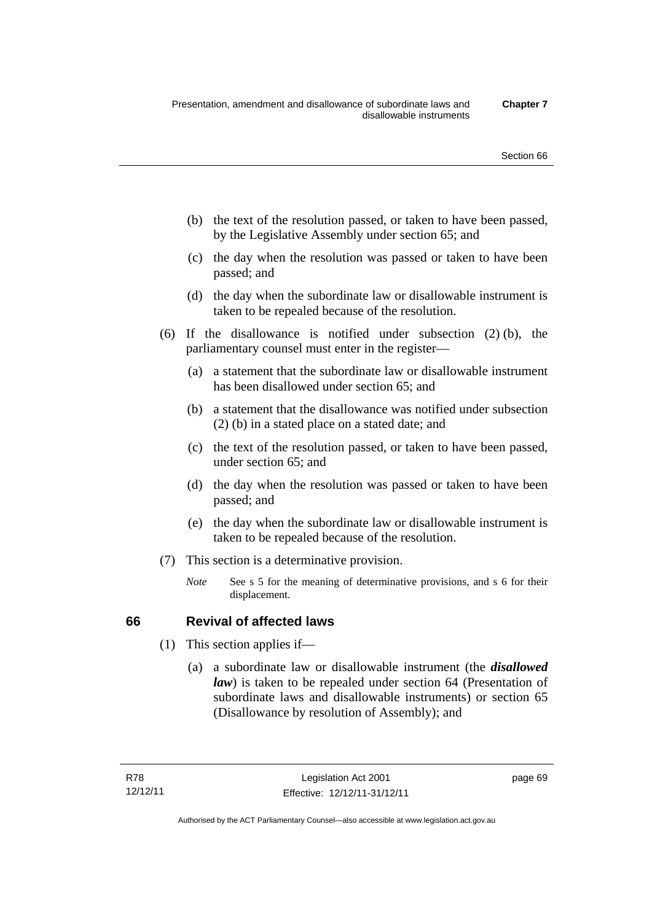(b) the text of the resolution passed, or taken to have been passed, by the Legislative Assembly under section 65; and

(c) the day when the resolution was passed or taken to have been passed; and

(d) the day when the subordinate law or disallowable instrument is taken to be repealed because of the resolution.

(6) If the disallowance is notified under subsection (2) (b), the parliamentary counsel must enter in the register—

(a) a statement that the subordinate law or disallowable instrument has been disallowed under section 65; and

(b) a statement that the disallowance was notified under subsection (2) (b) in a stated place on a stated date; and

(c) the text of the resolution passed, or taken to have been passed, under section 65; and

(d) the day when the resolution was passed or taken to have been passed; and

(e) the day when the subordinate law or disallowable instrument is taken to be repealed because of the resolution.

(7) This section is a determinative provision.

*Note* See s 5 for the meaning of determinative provisions, and s 6 for their displacement.

## 66 Revival of affected laws

(1) This section applies if—

(a) a subordinate law or disallowable instrument (the ***disallowed law***) is taken to be repealed under section 64 (Presentation of subordinate laws and disallowable instruments) or section 65 (Disallowance by resolution of Assembly); and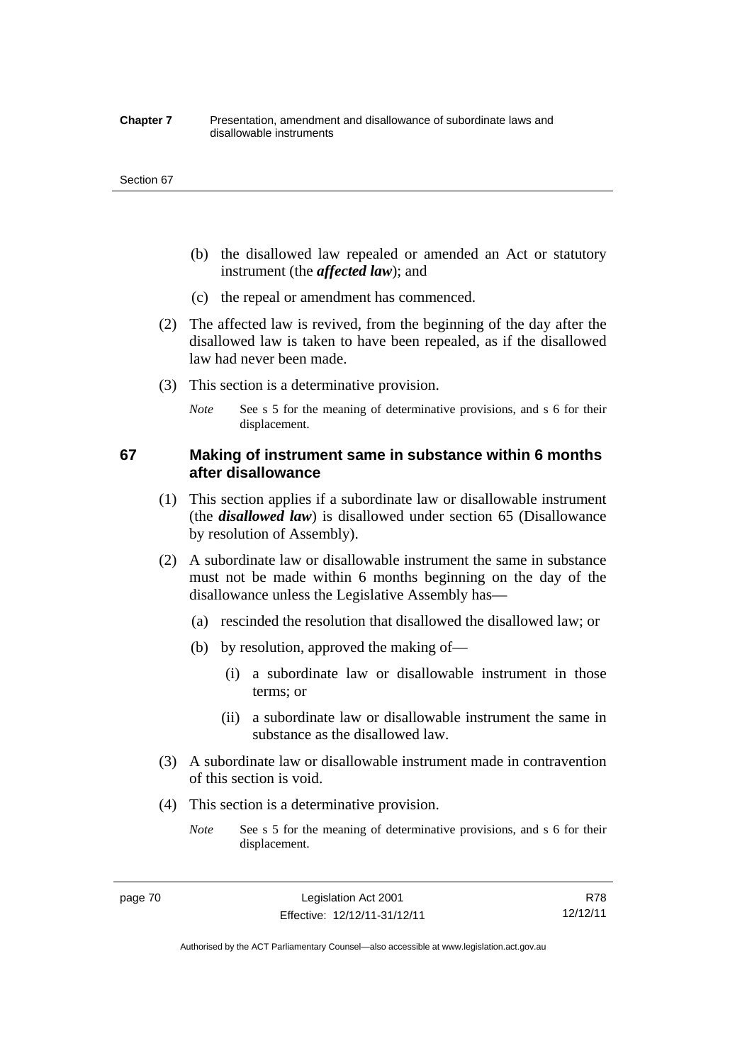(b) the disallowed law repealed or amended an Act or statutory instrument (the ***affected law***); and

(c) the repeal or amendment has commenced.

(2) The affected law is revived, from the beginning of the day after the disallowed law is taken to have been repealed, as if the disallowed law had never been made.

(3) This section is a determinative provision.

*Note* See s 5 for the meaning of determinative provisions, and s 6 for their displacement.

### 67 Making of instrument same in substance within 6 months after disallowance

(1) This section applies if a subordinate law or disallowable instrument (the ***disallowed law***) is disallowed under section 65 (Disallowance by resolution of Assembly).

(2) A subordinate law or disallowable instrument the same in substance must not be made within 6 months beginning on the day of the disallowance unless the Legislative Assembly has—

(a) rescinded the resolution that disallowed the disallowed law; or

(b) by resolution, approved the making of—

(i) a subordinate law or disallowable instrument in those terms; or

(ii) a subordinate law or disallowable instrument the same in substance as the disallowed law.

(3) A subordinate law or disallowable instrument made in contravention of this section is void.

(4) This section is a determinative provision.

*Note* See s 5 for the meaning of determinative provisions, and s 6 for their displacement.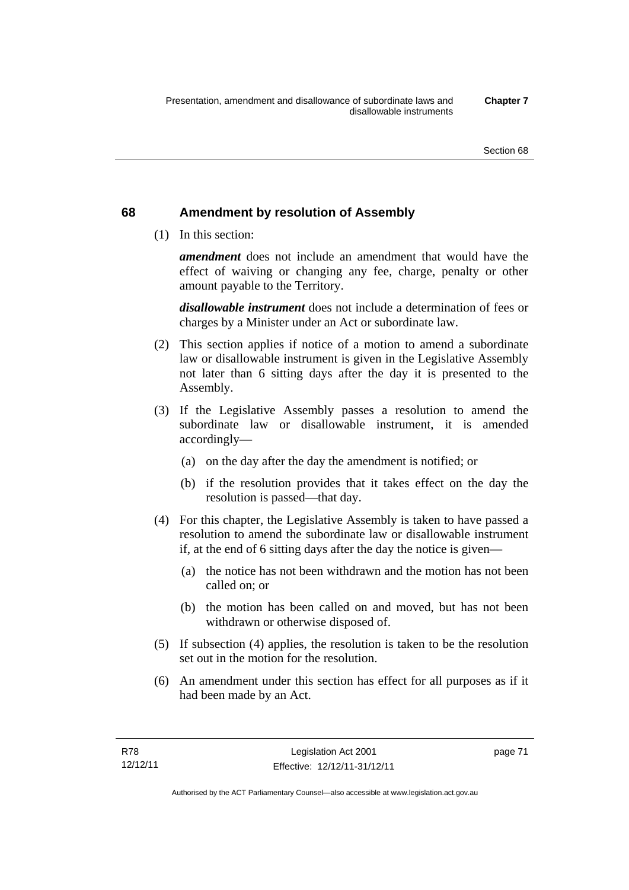## 68 Amendment by resolution of Assembly

(1) In this section:

***amendment*** does not include an amendment that would have the effect of waiving or changing any fee, charge, penalty or other amount payable to the Territory.

***disallowable instrument*** does not include a determination of fees or charges by a Minister under an Act or subordinate law.

(2) This section applies if notice of a motion to amend a subordinate law or disallowable instrument is given in the Legislative Assembly not later than 6 sitting days after the day it is presented to the Assembly.

(3) If the Legislative Assembly passes a resolution to amend the subordinate law or disallowable instrument, it is amended accordingly—

- (a) on the day after the day the amendment is notified; or
- (b) if the resolution provides that it takes effect on the day the resolution is passed—that day.

(4) For this chapter, the Legislative Assembly is taken to have passed a resolution to amend the subordinate law or disallowable instrument if, at the end of 6 sitting days after the day the notice is given—

- (a) the notice has not been withdrawn and the motion has not been called on; or
- (b) the motion has been called on and moved, but has not been withdrawn or otherwise disposed of.

(5) If subsection (4) applies, the resolution is taken to be the resolution set out in the motion for the resolution.

(6) An amendment under this section has effect for all purposes as if it had been made by an Act.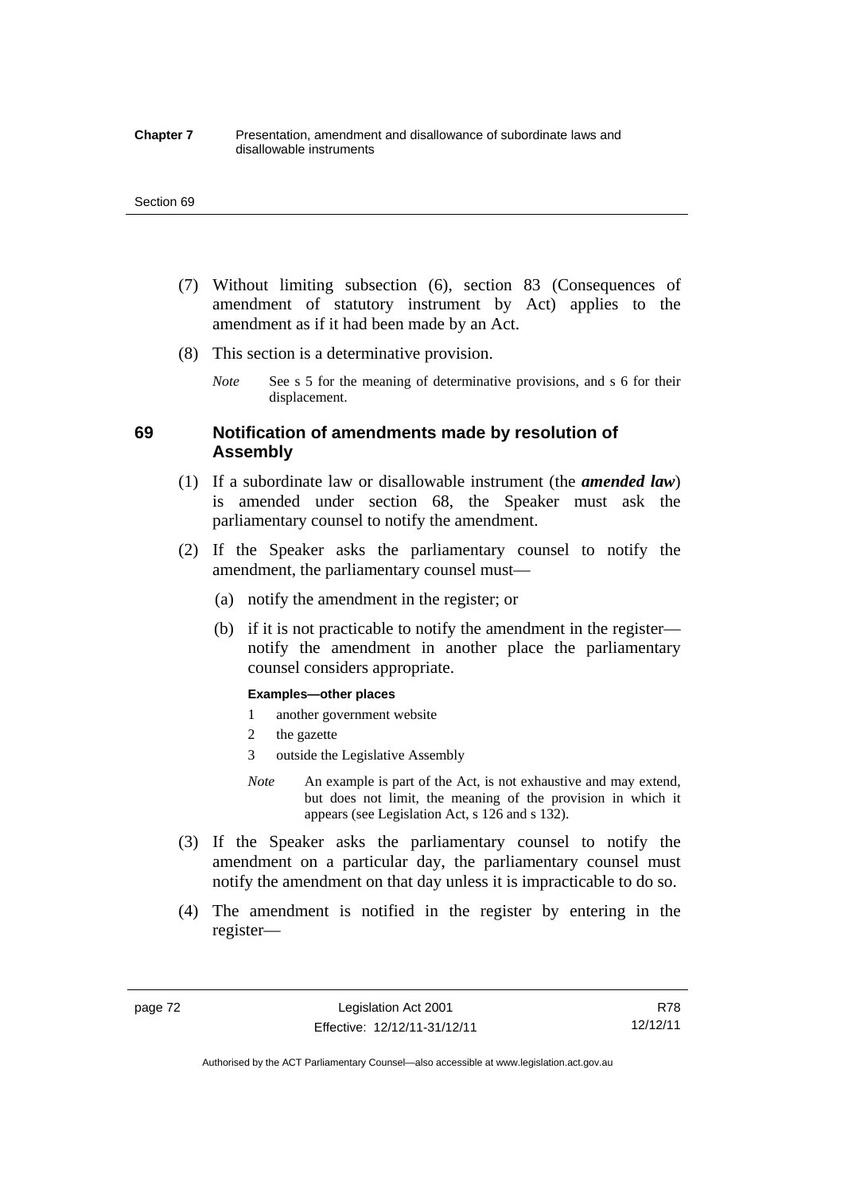(7) Without limiting subsection (6), section 83 (Consequences of amendment of statutory instrument by Act) applies to the amendment as if it had been made by an Act.

(8) This section is a determinative provision.

*Note* See s 5 for the meaning of determinative provisions, and s 6 for their displacement.

## 69 Notification of amendments made by resolution of Assembly

(1) If a subordinate law or disallowable instrument (the ***amended law***) is amended under section 68, the Speaker must ask the parliamentary counsel to notify the amendment.

(2) If the Speaker asks the parliamentary counsel to notify the amendment, the parliamentary counsel must—

(a) notify the amendment in the register; or

(b) if it is not practicable to notify the amendment in the register—notify the amendment in another place the parliamentary counsel considers appropriate.

**Examples—other places**

1 another government website

2 the gazette

3 outside the Legislative Assembly

*Note* An example is part of the Act, is not exhaustive and may extend, but does not limit, the meaning of the provision in which it appears (see Legislation Act, s 126 and s 132).

(3) If the Speaker asks the parliamentary counsel to notify the amendment on a particular day, the parliamentary counsel must notify the amendment on that day unless it is impracticable to do so.

(4) The amendment is notified in the register by entering in the register—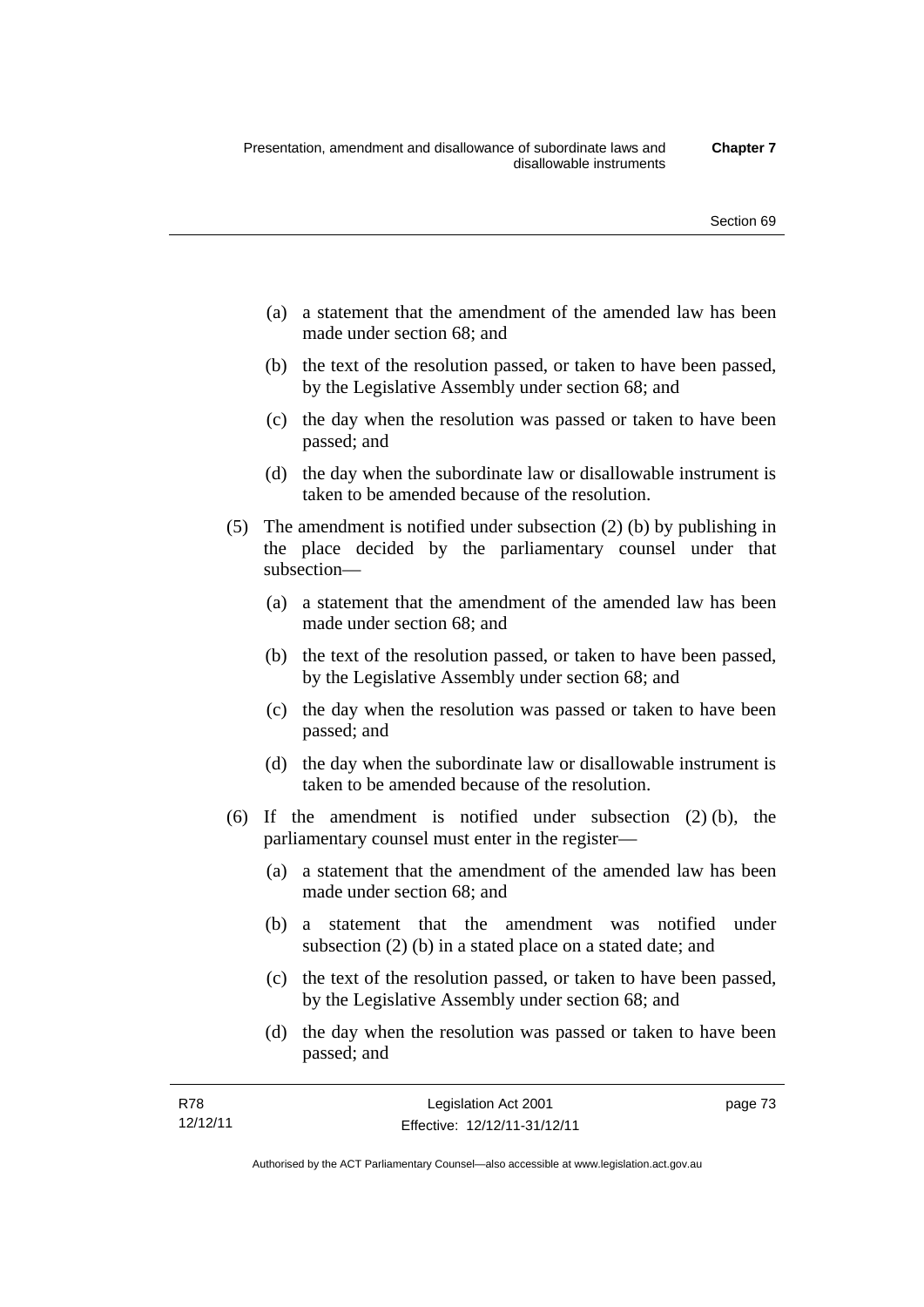(a) a statement that the amendment of the amended law has been made under section 68; and

(b) the text of the resolution passed, or taken to have been passed, by the Legislative Assembly under section 68; and

(c) the day when the resolution was passed or taken to have been passed; and

(d) the day when the subordinate law or disallowable instrument is taken to be amended because of the resolution.

(5) The amendment is notified under subsection (2) (b) by publishing in the place decided by the parliamentary counsel under that subsection—

(a) a statement that the amendment of the amended law has been made under section 68; and

(b) the text of the resolution passed, or taken to have been passed, by the Legislative Assembly under section 68; and

(c) the day when the resolution was passed or taken to have been passed; and

(d) the day when the subordinate law or disallowable instrument is taken to be amended because of the resolution.

(6) If the amendment is notified under subsection (2) (b), the parliamentary counsel must enter in the register—

(a) a statement that the amendment of the amended law has been made under section 68; and

(b) a statement that the amendment was notified under subsection (2) (b) in a stated place on a stated date; and

(c) the text of the resolution passed, or taken to have been passed, by the Legislative Assembly under section 68; and

(d) the day when the resolution was passed or taken to have been passed; and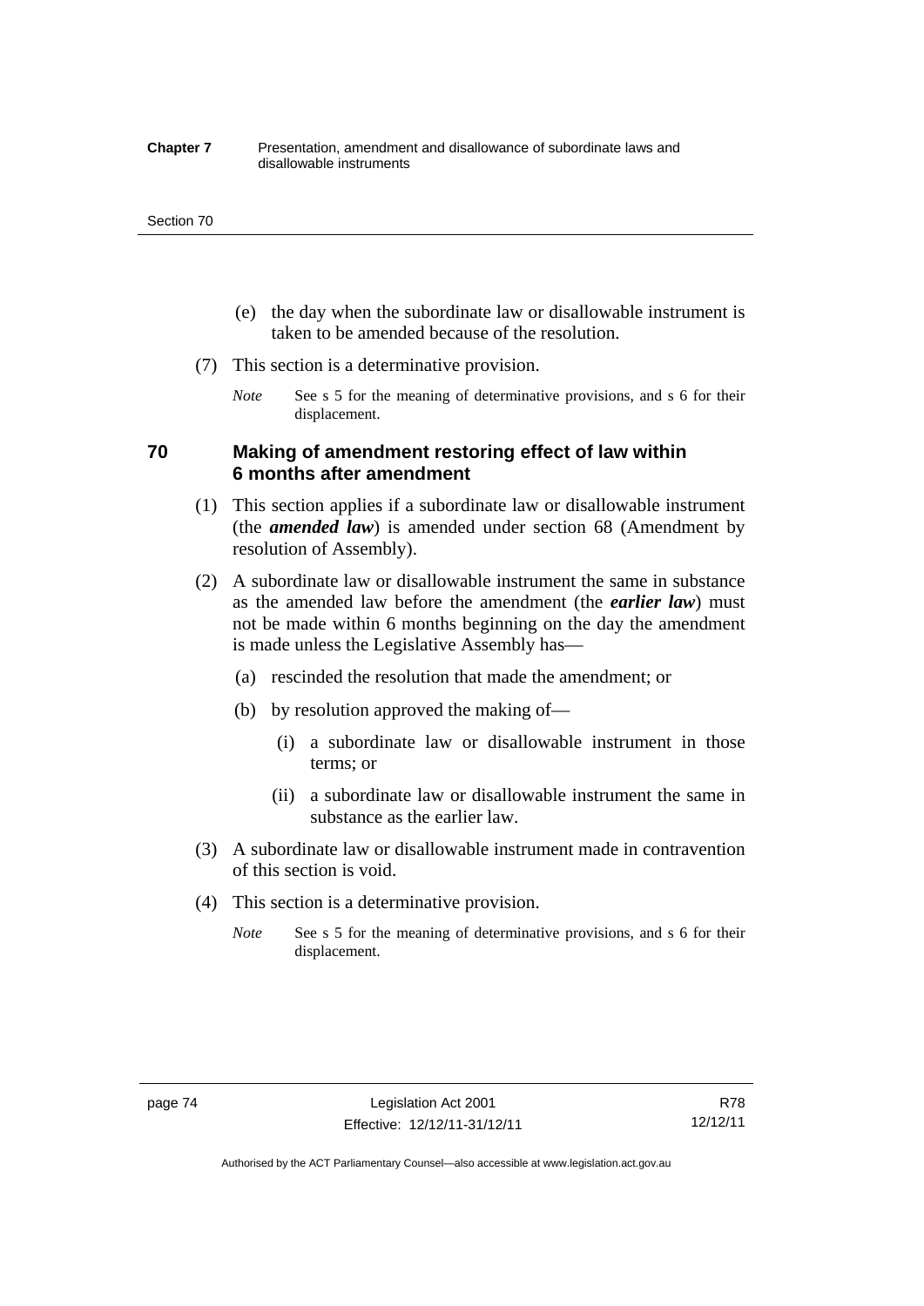(e) the day when the subordinate law or disallowable instrument is taken to be amended because of the resolution.

(7) This section is a determinative provision.

*Note* See s 5 for the meaning of determinative provisions, and s 6 for their displacement.

## 70 Making of amendment restoring effect of law within 6 months after amendment

(1) This section applies if a subordinate law or disallowable instrument (the ***amended law***) is amended under section 68 (Amendment by resolution of Assembly).

(2) A subordinate law or disallowable instrument the same in substance as the amended law before the amendment (the ***earlier law***) must not be made within 6 months beginning on the day the amendment is made unless the Legislative Assembly has—

(a) rescinded the resolution that made the amendment; or

(b) by resolution approved the making of—

(i) a subordinate law or disallowable instrument in those terms; or

(ii) a subordinate law or disallowable instrument the same in substance as the earlier law.

(3) A subordinate law or disallowable instrument made in contravention of this section is void.

(4) This section is a determinative provision.

*Note* See s 5 for the meaning of determinative provisions, and s 6 for their displacement.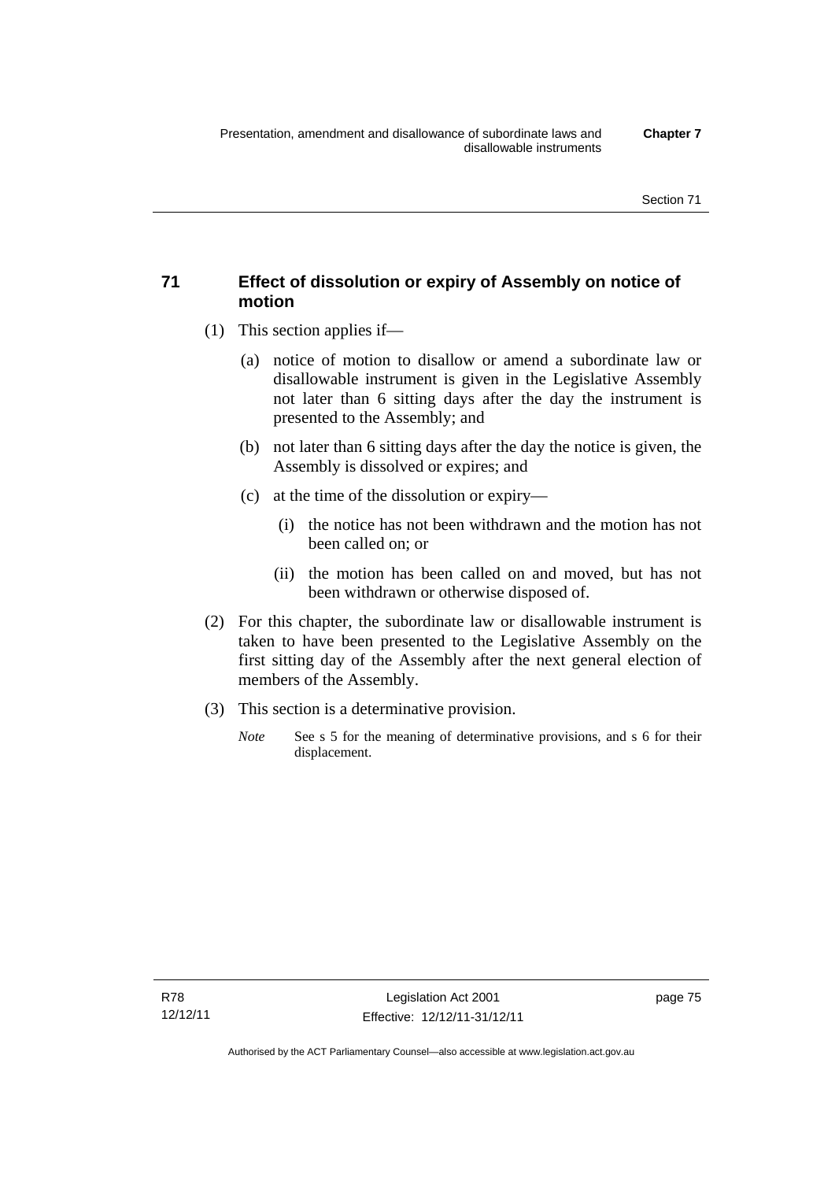## 71 Effect of dissolution or expiry of Assembly on notice of motion

(1) This section applies if—

(a) notice of motion to disallow or amend a subordinate law or disallowable instrument is given in the Legislative Assembly not later than 6 sitting days after the day the instrument is presented to the Assembly; and

(b) not later than 6 sitting days after the day the notice is given, the Assembly is dissolved or expires; and

(c) at the time of the dissolution or expiry—

(i) the notice has not been withdrawn and the motion has not been called on; or

(ii) the motion has been called on and moved, but has not been withdrawn or otherwise disposed of.

(2) For this chapter, the subordinate law or disallowable instrument is taken to have been presented to the Legislative Assembly on the first sitting day of the Assembly after the next general election of members of the Assembly.

(3) This section is a determinative provision.

*Note* See s 5 for the meaning of determinative provisions, and s 6 for their displacement.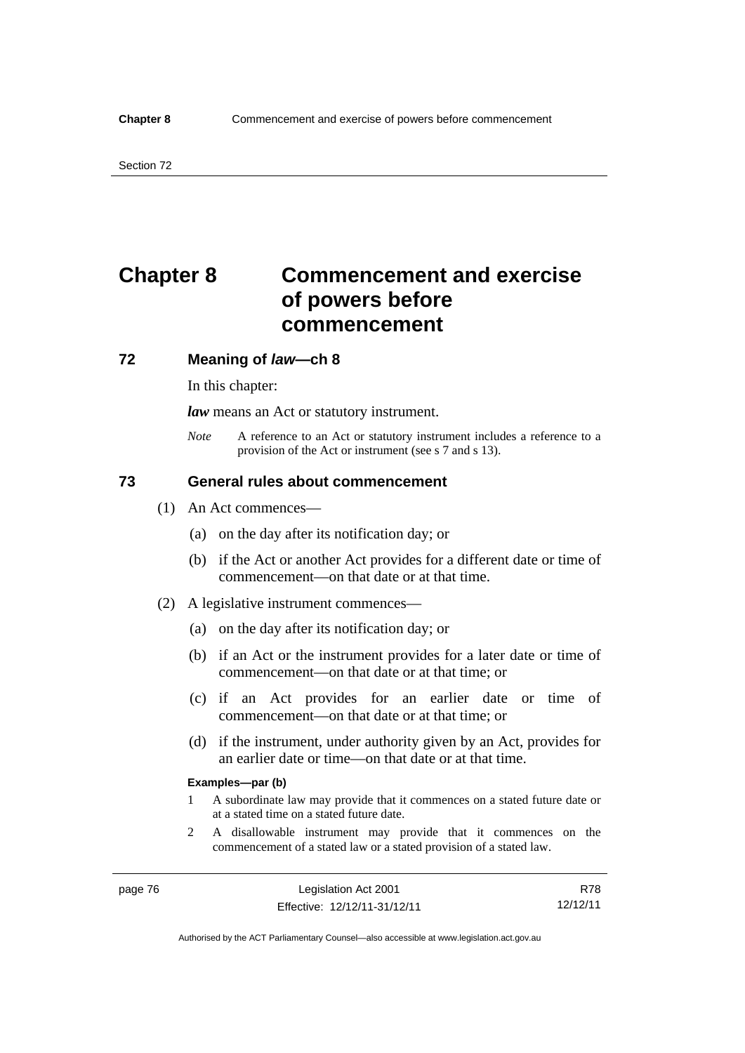# Chapter 8 Commencement and exercise of powers before commencement

## 72 Meaning of *law*—ch 8

In this chapter:

***law*** means an Act or statutory instrument.

*Note* A reference to an Act or statutory instrument includes a reference to a provision of the Act or instrument (see s 7 and s 13).

## 73 General rules about commencement

(1) An Act commences—

(a) on the day after its notification day; or

(b) if the Act or another Act provides for a different date or time of commencement—on that date or at that time.

(2) A legislative instrument commences—

(a) on the day after its notification day; or

(b) if an Act or the instrument provides for a later date or time of commencement—on that date or at that time; or

(c) if an Act provides for an earlier date or time of commencement—on that date or at that time; or

(d) if the instrument, under authority given by an Act, provides for an earlier date or time—on that date or at that time.

**Examples—par (b)**

1 A subordinate law may provide that it commences on a stated future date or at a stated time on a stated future date.

2 A disallowable instrument may provide that it commences on the commencement of a stated law or a stated provision of a stated law.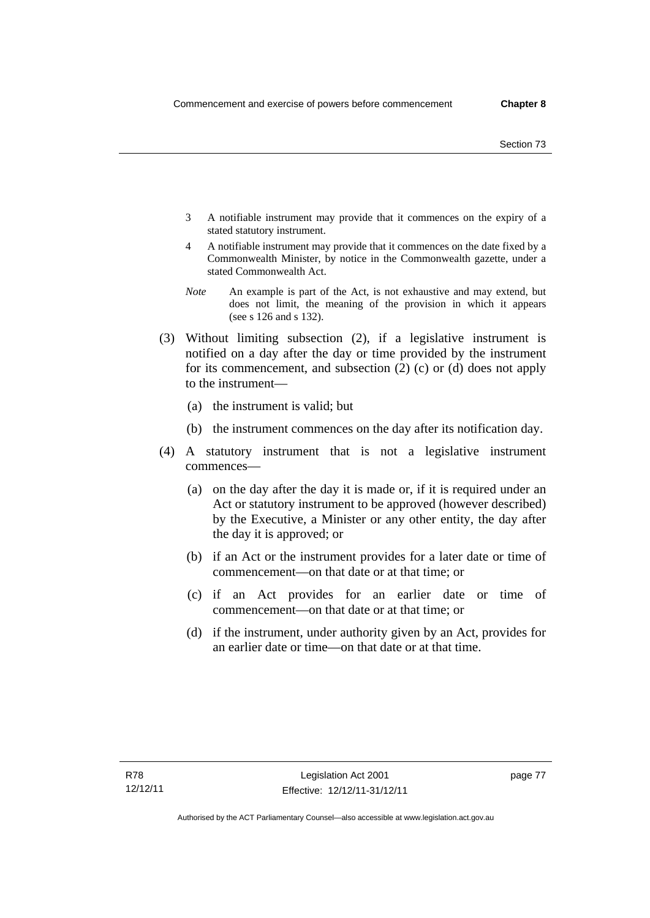3 A notifiable instrument may provide that it commences on the expiry of a stated statutory instrument.

4 A notifiable instrument may provide that it commences on the date fixed by a Commonwealth Minister, by notice in the Commonwealth gazette, under a stated Commonwealth Act.

*Note* An example is part of the Act, is not exhaustive and may extend, but does not limit, the meaning of the provision in which it appears (see s 126 and s 132).

(3) Without limiting subsection (2), if a legislative instrument is notified on a day after the day or time provided by the instrument for its commencement, and subsection (2) (c) or (d) does not apply to the instrument—

(a) the instrument is valid; but

(b) the instrument commences on the day after its notification day.

(4) A statutory instrument that is not a legislative instrument commences—

(a) on the day after the day it is made or, if it is required under an Act or statutory instrument to be approved (however described) by the Executive, a Minister or any other entity, the day after the day it is approved; or

(b) if an Act or the instrument provides for a later date or time of commencement—on that date or at that time; or

(c) if an Act provides for an earlier date or time of commencement—on that date or at that time; or

(d) if the instrument, under authority given by an Act, provides for an earlier date or time—on that date or at that time.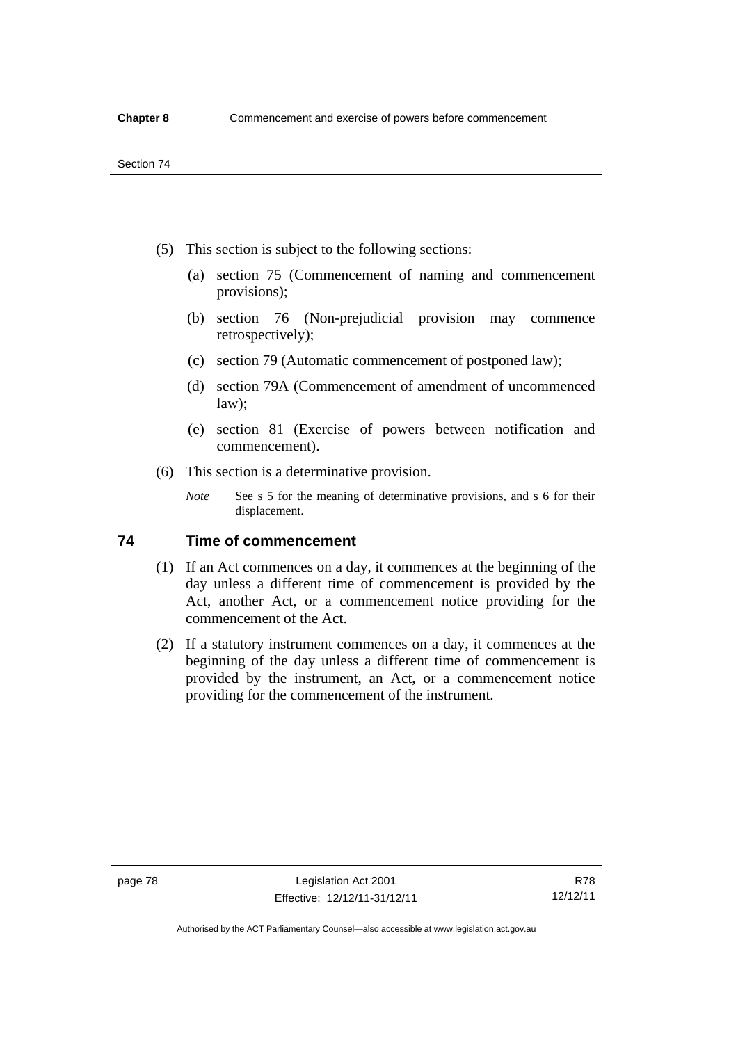(5) This section is subject to the following sections:

(a) section 75 (Commencement of naming and commencement provisions);

(b) section 76 (Non-prejudicial provision may commence retrospectively);

(c) section 79 (Automatic commencement of postponed law);

(d) section 79A (Commencement of amendment of uncommenced law);

(e) section 81 (Exercise of powers between notification and commencement).

(6) This section is a determinative provision.

*Note* See s 5 for the meaning of determinative provisions, and s 6 for their displacement.

## 74 Time of commencement

(1) If an Act commences on a day, it commences at the beginning of the day unless a different time of commencement is provided by the Act, another Act, or a commencement notice providing for the commencement of the Act.

(2) If a statutory instrument commences on a day, it commences at the beginning of the day unless a different time of commencement is provided by the instrument, an Act, or a commencement notice providing for the commencement of the instrument.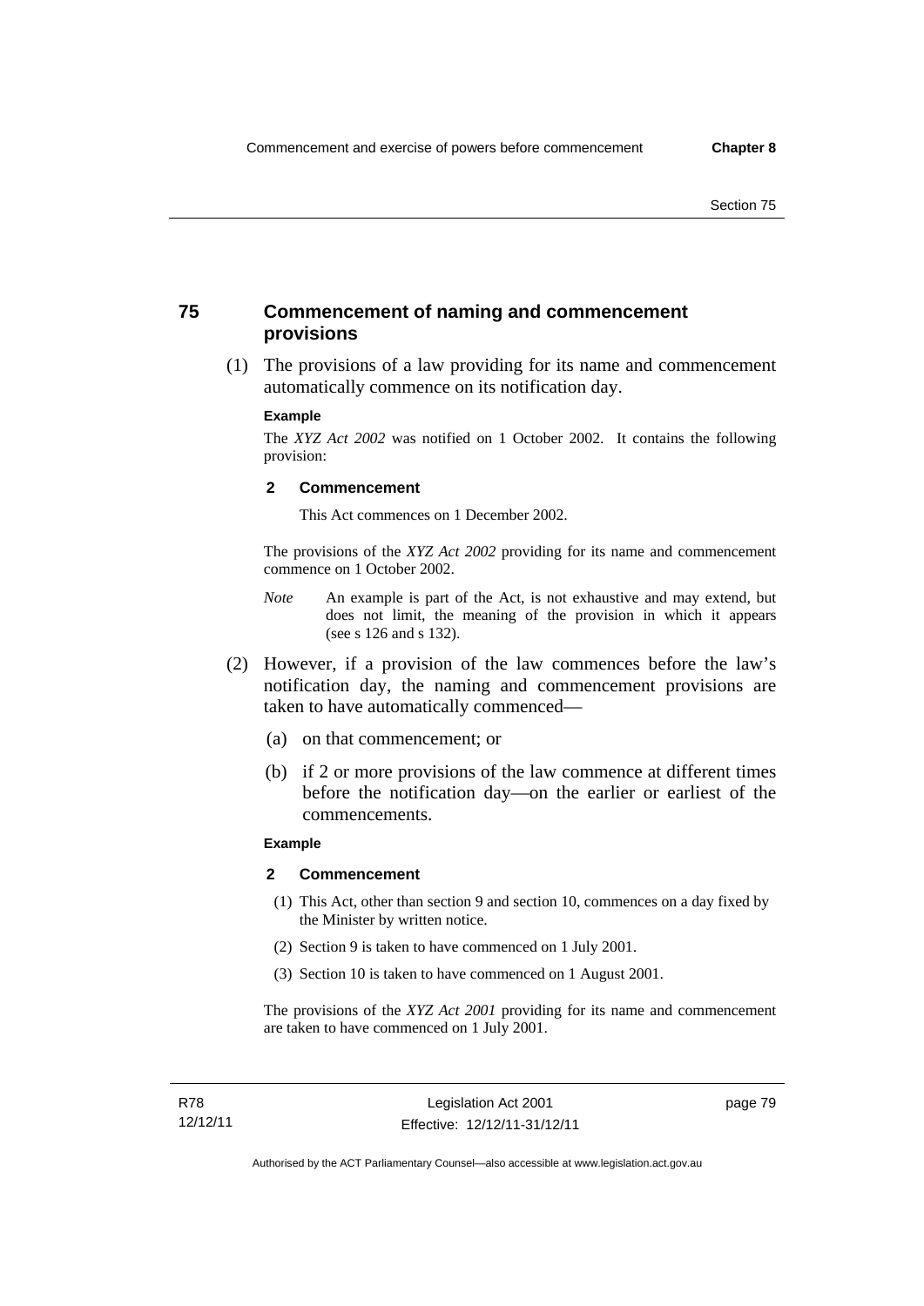## 75 Commencement of naming and commencement provisions

(1) The provisions of a law providing for its name and commencement automatically commence on its notification day.

**Example**

The *XYZ Act 2002* was notified on 1 October 2002. It contains the following provision:

**2 Commencement**

This Act commences on 1 December 2002.

The provisions of the *XYZ Act 2002* providing for its name and commencement commence on 1 October 2002.

*Note* An example is part of the Act, is not exhaustive and may extend, but does not limit, the meaning of the provision in which it appears (see s 126 and s 132).

(2) However, if a provision of the law commences before the law's notification day, the naming and commencement provisions are taken to have automatically commenced—

(a) on that commencement; or

(b) if 2 or more provisions of the law commence at different times before the notification day—on the earlier or earliest of the commencements.

**Example**

**2 Commencement**

(1) This Act, other than section 9 and section 10, commences on a day fixed by the Minister by written notice.

(2) Section 9 is taken to have commenced on 1 July 2001.

(3) Section 10 is taken to have commenced on 1 August 2001.

The provisions of the *XYZ Act 2001* providing for its name and commencement are taken to have commenced on 1 July 2001.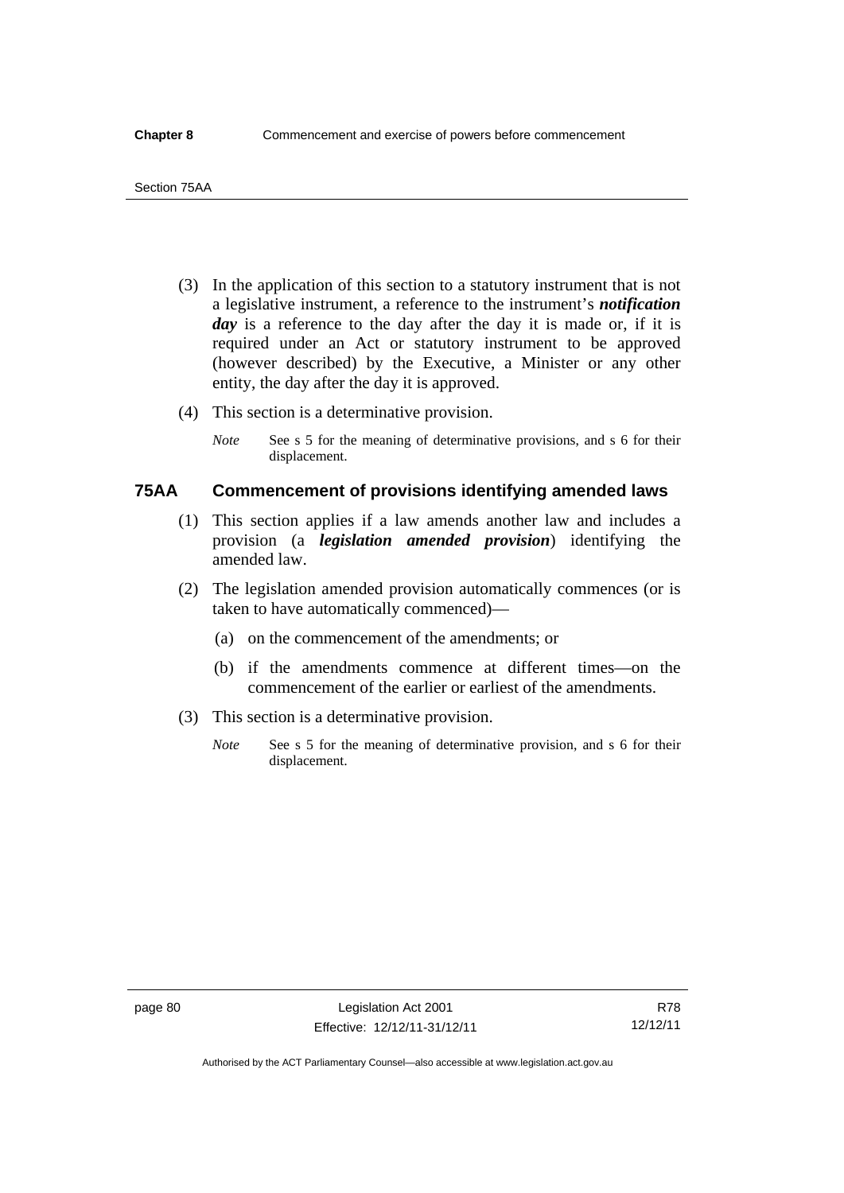(3) In the application of this section to a statutory instrument that is not a legislative instrument, a reference to the instrument's ***notification day*** is a reference to the day after the day it is made or, if it is required under an Act or statutory instrument to be approved (however described) by the Executive, a Minister or any other entity, the day after the day it is approved.

(4) This section is a determinative provision.

*Note* See s 5 for the meaning of determinative provisions, and s 6 for their displacement.

## 75AA Commencement of provisions identifying amended laws

(1) This section applies if a law amends another law and includes a provision (a ***legislation amended provision***) identifying the amended law.

(2) The legislation amended provision automatically commences (or is taken to have automatically commenced)—

(a) on the commencement of the amendments; or

(b) if the amendments commence at different times—on the commencement of the earlier or earliest of the amendments.

(3) This section is a determinative provision.

*Note* See s 5 for the meaning of determinative provision, and s 6 for their displacement.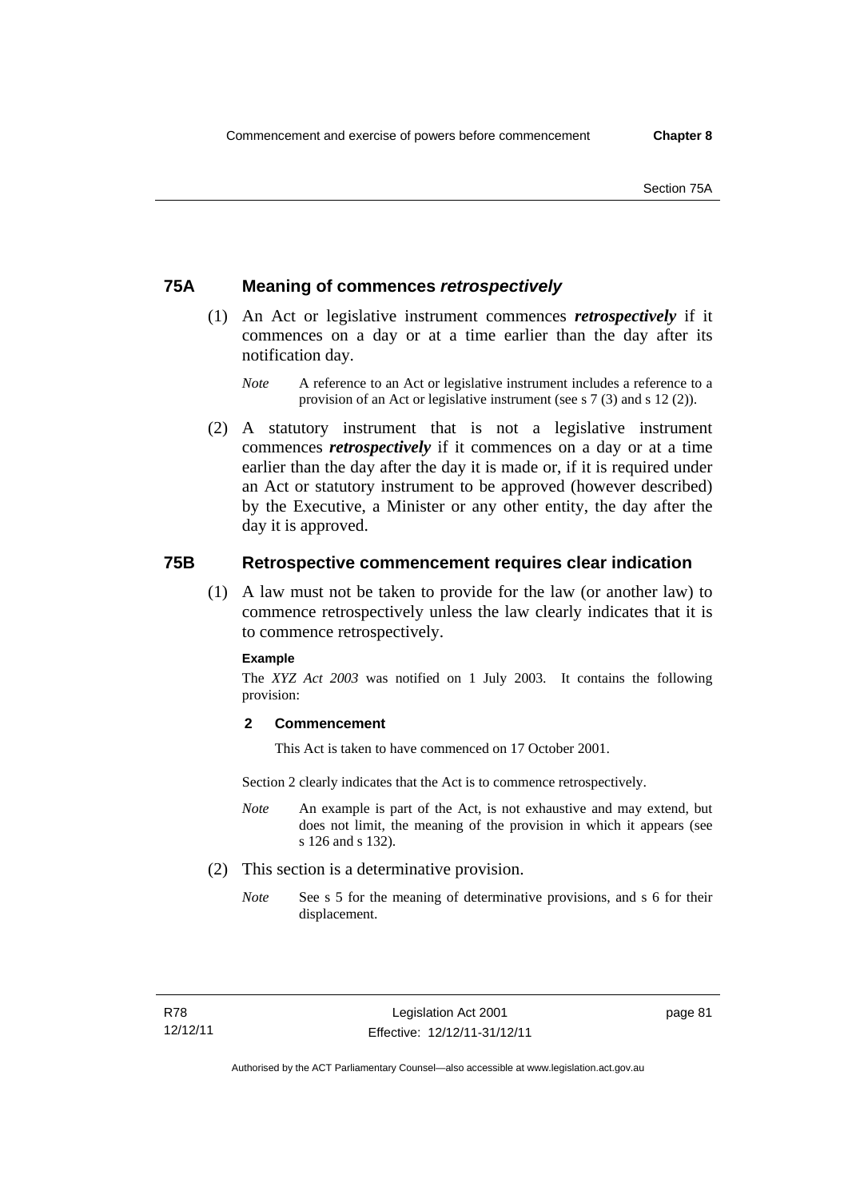## 75A Meaning of commences *retrospectively*

(1) An Act or legislative instrument commences ***retrospectively*** if it commences on a day or at a time earlier than the day after its notification day.

*Note* A reference to an Act or legislative instrument includes a reference to a provision of an Act or legislative instrument (see s 7 (3) and s 12 (2)).

(2) A statutory instrument that is not a legislative instrument commences ***retrospectively*** if it commences on a day or at a time earlier than the day after the day it is made or, if it is required under an Act or statutory instrument to be approved (however described) by the Executive, a Minister or any other entity, the day after the day it is approved.

## 75B Retrospective commencement requires clear indication

(1) A law must not be taken to provide for the law (or another law) to commence retrospectively unless the law clearly indicates that it is to commence retrospectively.

**Example**

The *XYZ Act 2003* was notified on 1 July 2003. It contains the following provision:

**2 Commencement**

This Act is taken to have commenced on 17 October 2001.

Section 2 clearly indicates that the Act is to commence retrospectively.

*Note* An example is part of the Act, is not exhaustive and may extend, but does not limit, the meaning of the provision in which it appears (see s 126 and s 132).

(2) This section is a determinative provision.

*Note* See s 5 for the meaning of determinative provisions, and s 6 for their displacement.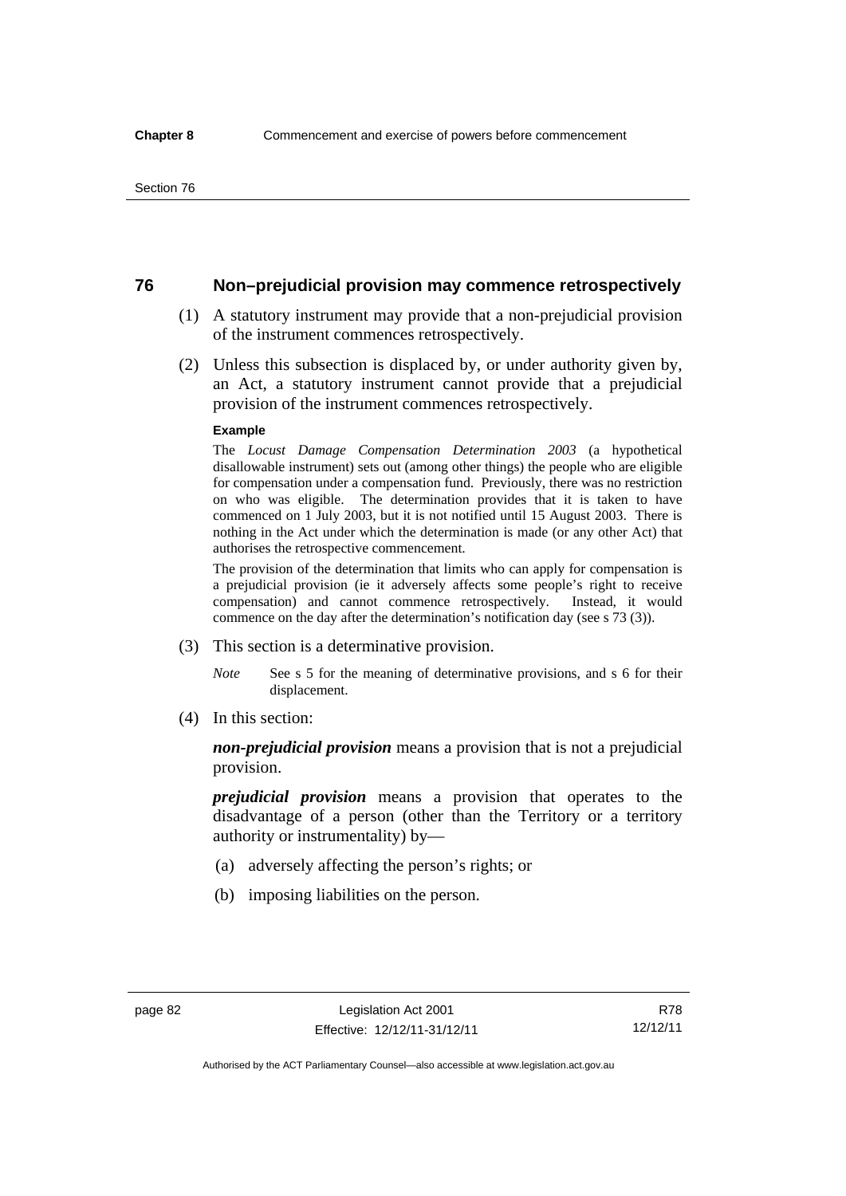## 76 Non–prejudicial provision may commence retrospectively

(1) A statutory instrument may provide that a non-prejudicial provision of the instrument commences retrospectively.

(2) Unless this subsection is displaced by, or under authority given by, an Act, a statutory instrument cannot provide that a prejudicial provision of the instrument commences retrospectively.

**Example**

The *Locust Damage Compensation Determination 2003* (a hypothetical disallowable instrument) sets out (among other things) the people who are eligible for compensation under a compensation fund. Previously, there was no restriction on who was eligible. The determination provides that it is taken to have commenced on 1 July 2003, but it is not notified until 15 August 2003. There is nothing in the Act under which the determination is made (or any other Act) that authorises the retrospective commencement.

The provision of the determination that limits who can apply for compensation is a prejudicial provision (ie it adversely affects some people's right to receive compensation) and cannot commence retrospectively. Instead, it would commence on the day after the determination's notification day (see s 73 (3)).

(3) This section is a determinative provision.

*Note* See s 5 for the meaning of determinative provisions, and s 6 for their displacement.

(4) In this section:

***non-prejudicial provision*** means a provision that is not a prejudicial provision.

***prejudicial provision*** means a provision that operates to the disadvantage of a person (other than the Territory or a territory authority or instrumentality) by—

(a) adversely affecting the person's rights; or

(b) imposing liabilities on the person.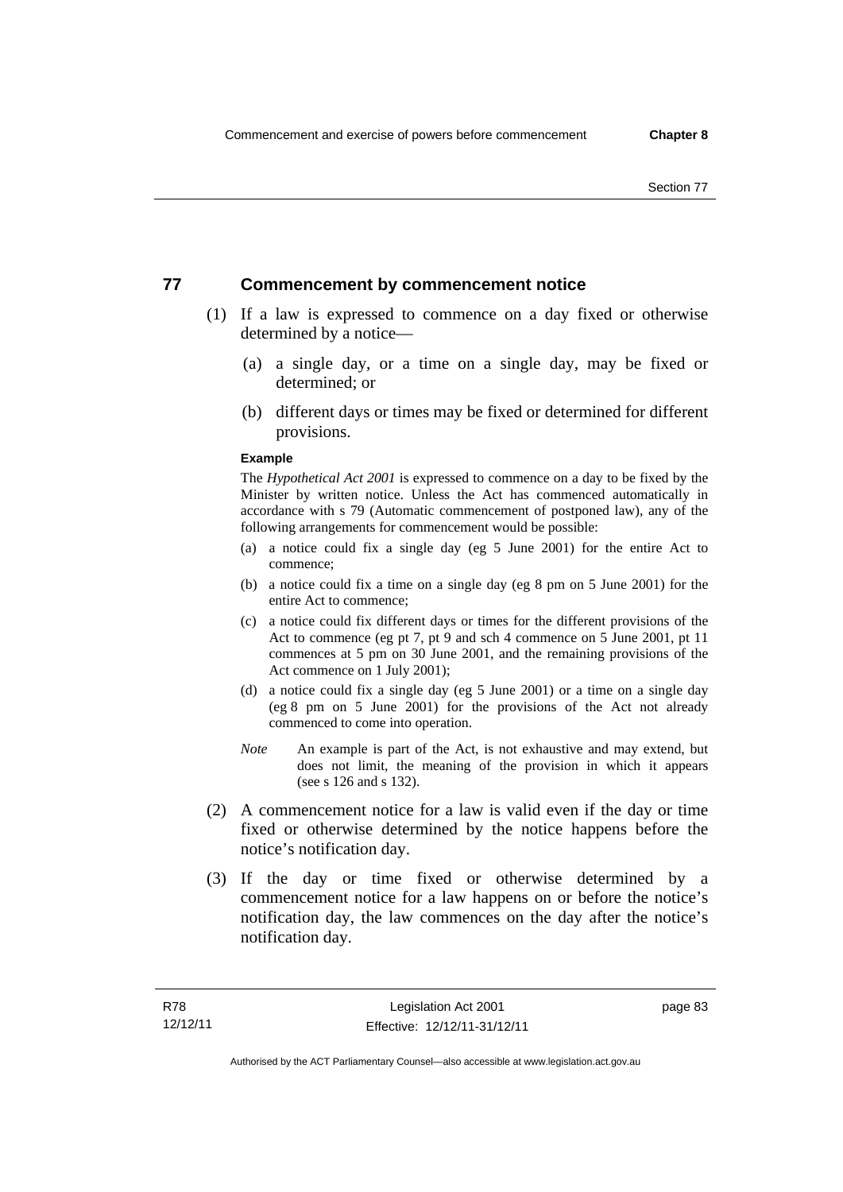## 77 Commencement by commencement notice

(1) If a law is expressed to commence on a day fixed or otherwise determined by a notice—

(a) a single day, or a time on a single day, may be fixed or determined; or

(b) different days or times may be fixed or determined for different provisions.

**Example**

The *Hypothetical Act 2001* is expressed to commence on a day to be fixed by the Minister by written notice. Unless the Act has commenced automatically in accordance with s 79 (Automatic commencement of postponed law), any of the following arrangements for commencement would be possible:

(a) a notice could fix a single day (eg 5 June 2001) for the entire Act to commence;

(b) a notice could fix a time on a single day (eg 8 pm on 5 June 2001) for the entire Act to commence;

(c) a notice could fix different days or times for the different provisions of the Act to commence (eg pt 7, pt 9 and sch 4 commence on 5 June 2001, pt 11 commences at 5 pm on 30 June 2001, and the remaining provisions of the Act commence on 1 July 2001);

(d) a notice could fix a single day (eg 5 June 2001) or a time on a single day (eg 8 pm on 5 June 2001) for the provisions of the Act not already commenced to come into operation.

*Note* An example is part of the Act, is not exhaustive and may extend, but does not limit, the meaning of the provision in which it appears (see s 126 and s 132).

(2) A commencement notice for a law is valid even if the day or time fixed or otherwise determined by the notice happens before the notice's notification day.

(3) If the day or time fixed or otherwise determined by a commencement notice for a law happens on or before the notice's notification day, the law commences on the day after the notice's notification day.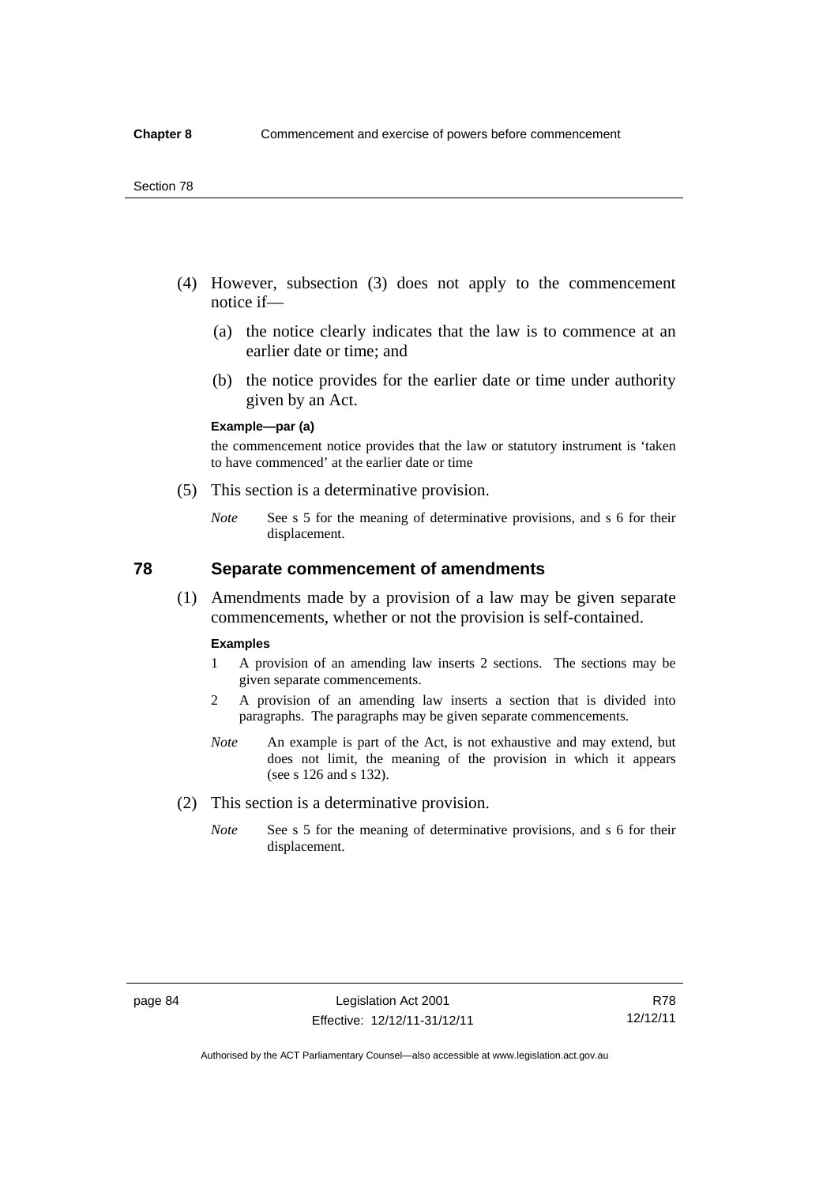(4) However, subsection (3) does not apply to the commencement notice if—

(a) the notice clearly indicates that the law is to commence at an earlier date or time; and

(b) the notice provides for the earlier date or time under authority given by an Act.

**Example—par (a)**

the commencement notice provides that the law or statutory instrument is 'taken to have commenced' at the earlier date or time

(5) This section is a determinative provision.

*Note* See s 5 for the meaning of determinative provisions, and s 6 for their displacement.

## 78 Separate commencement of amendments

(1) Amendments made by a provision of a law may be given separate commencements, whether or not the provision is self-contained.

**Examples**

1 A provision of an amending law inserts 2 sections. The sections may be given separate commencements.

2 A provision of an amending law inserts a section that is divided into paragraphs. The paragraphs may be given separate commencements.

*Note* An example is part of the Act, is not exhaustive and may extend, but does not limit, the meaning of the provision in which it appears (see s 126 and s 132).

(2) This section is a determinative provision.

*Note* See s 5 for the meaning of determinative provisions, and s 6 for their displacement.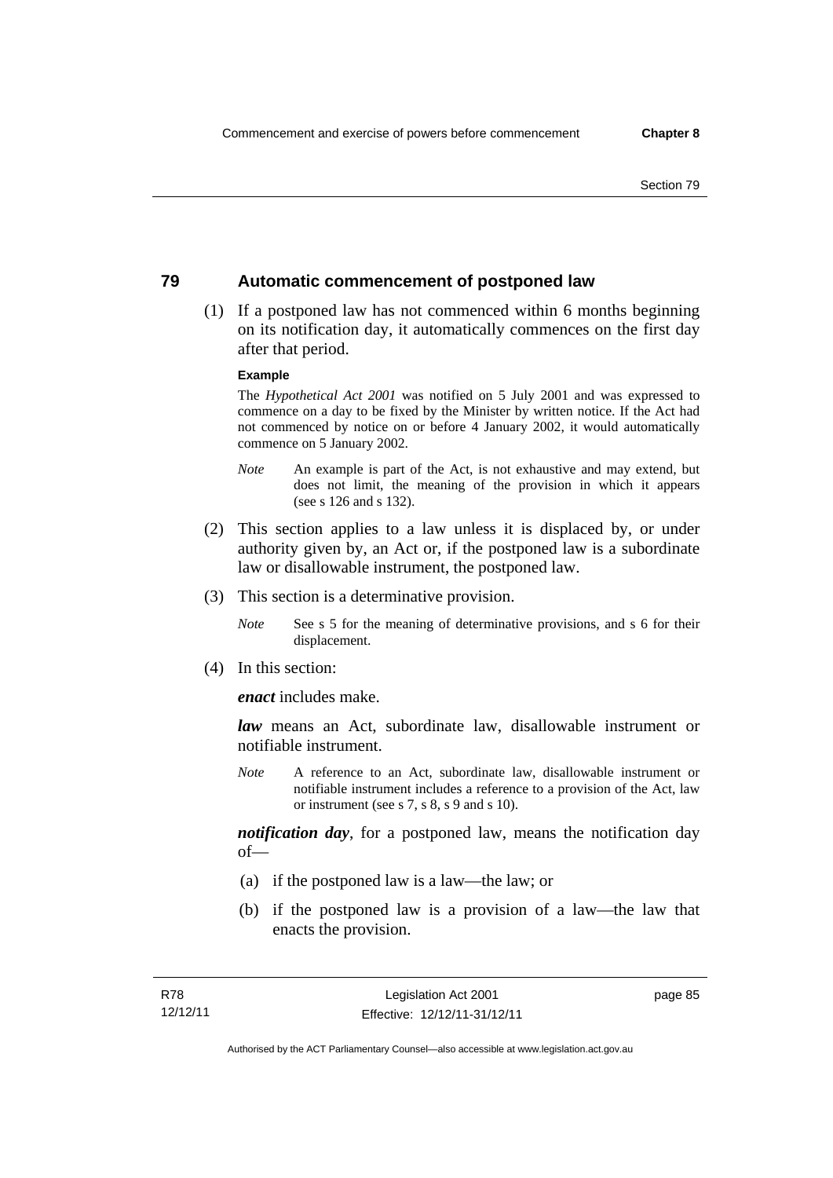## 79 Automatic commencement of postponed law

(1) If a postponed law has not commenced within 6 months beginning on its notification day, it automatically commences on the first day after that period.

**Example**

The *Hypothetical Act 2001* was notified on 5 July 2001 and was expressed to commence on a day to be fixed by the Minister by written notice. If the Act had not commenced by notice on or before 4 January 2002, it would automatically commence on 5 January 2002.

*Note* An example is part of the Act, is not exhaustive and may extend, but does not limit, the meaning of the provision in which it appears (see s 126 and s 132).

(2) This section applies to a law unless it is displaced by, or under authority given by, an Act or, if the postponed law is a subordinate law or disallowable instrument, the postponed law.

(3) This section is a determinative provision.

*Note* See s 5 for the meaning of determinative provisions, and s 6 for their displacement.

(4) In this section:

***enact*** includes make.

***law*** means an Act, subordinate law, disallowable instrument or notifiable instrument.

*Note* A reference to an Act, subordinate law, disallowable instrument or notifiable instrument includes a reference to a provision of the Act, law or instrument (see s 7, s 8, s 9 and s 10).

***notification day***, for a postponed law, means the notification day of—

(a) if the postponed law is a law—the law; or

(b) if the postponed law is a provision of a law—the law that enacts the provision.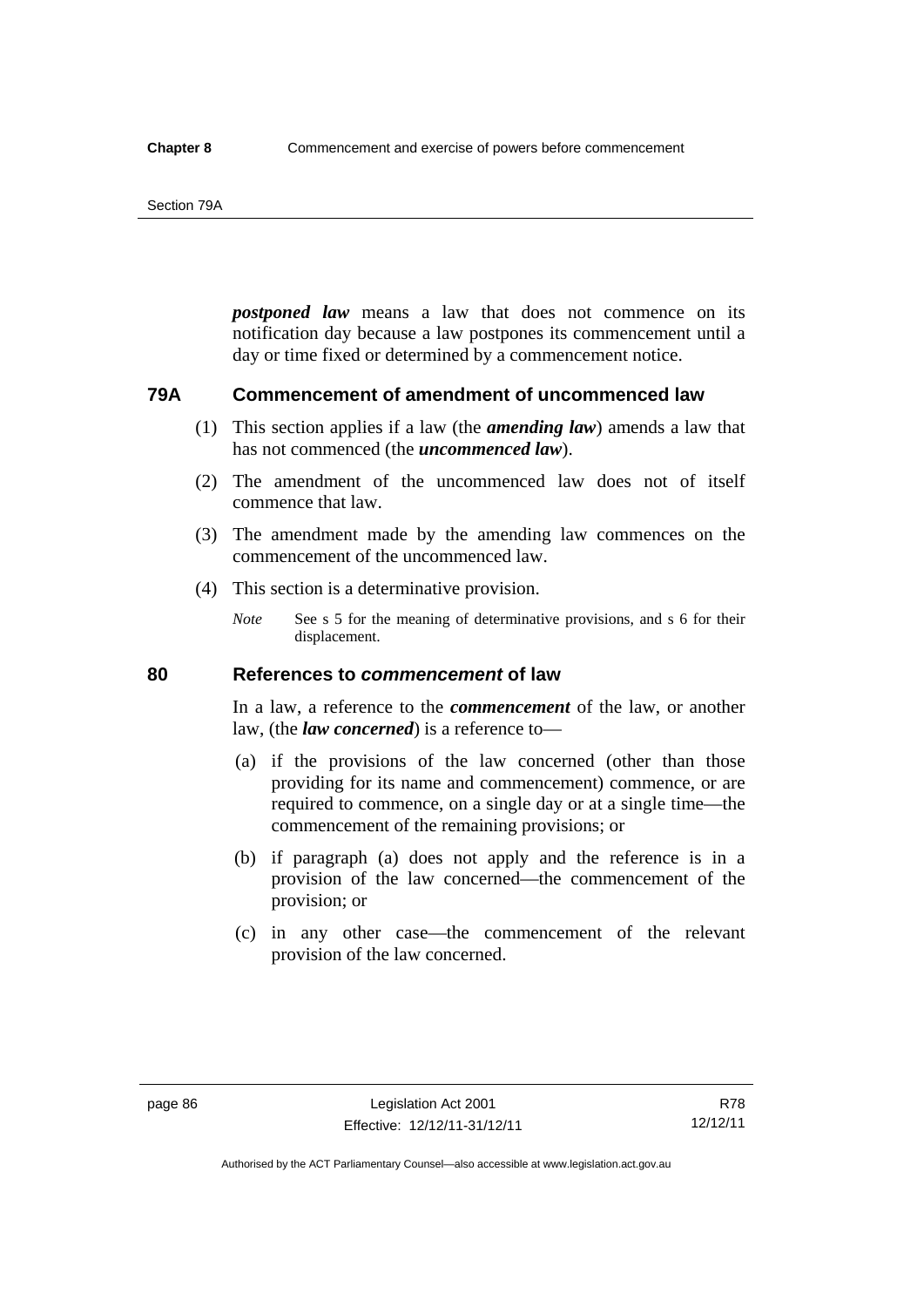***postponed law*** means a law that does not commence on its notification day because a law postpones its commencement until a day or time fixed or determined by a commencement notice.

## 79A Commencement of amendment of uncommenced law

(1) This section applies if a law (the ***amending law***) amends a law that has not commenced (the ***uncommenced law***).

(2) The amendment of the uncommenced law does not of itself commence that law.

(3) The amendment made by the amending law commences on the commencement of the uncommenced law.

(4) This section is a determinative provision.

*Note* See s 5 for the meaning of determinative provisions, and s 6 for their displacement.

## 80 References to *commencement* of law

In a law, a reference to the ***commencement*** of the law, or another law, (the ***law concerned***) is a reference to—

(a) if the provisions of the law concerned (other than those providing for its name and commencement) commence, or are required to commence, on a single day or at a single time—the commencement of the remaining provisions; or

(b) if paragraph (a) does not apply and the reference is in a provision of the law concerned—the commencement of the provision; or

(c) in any other case—the commencement of the relevant provision of the law concerned.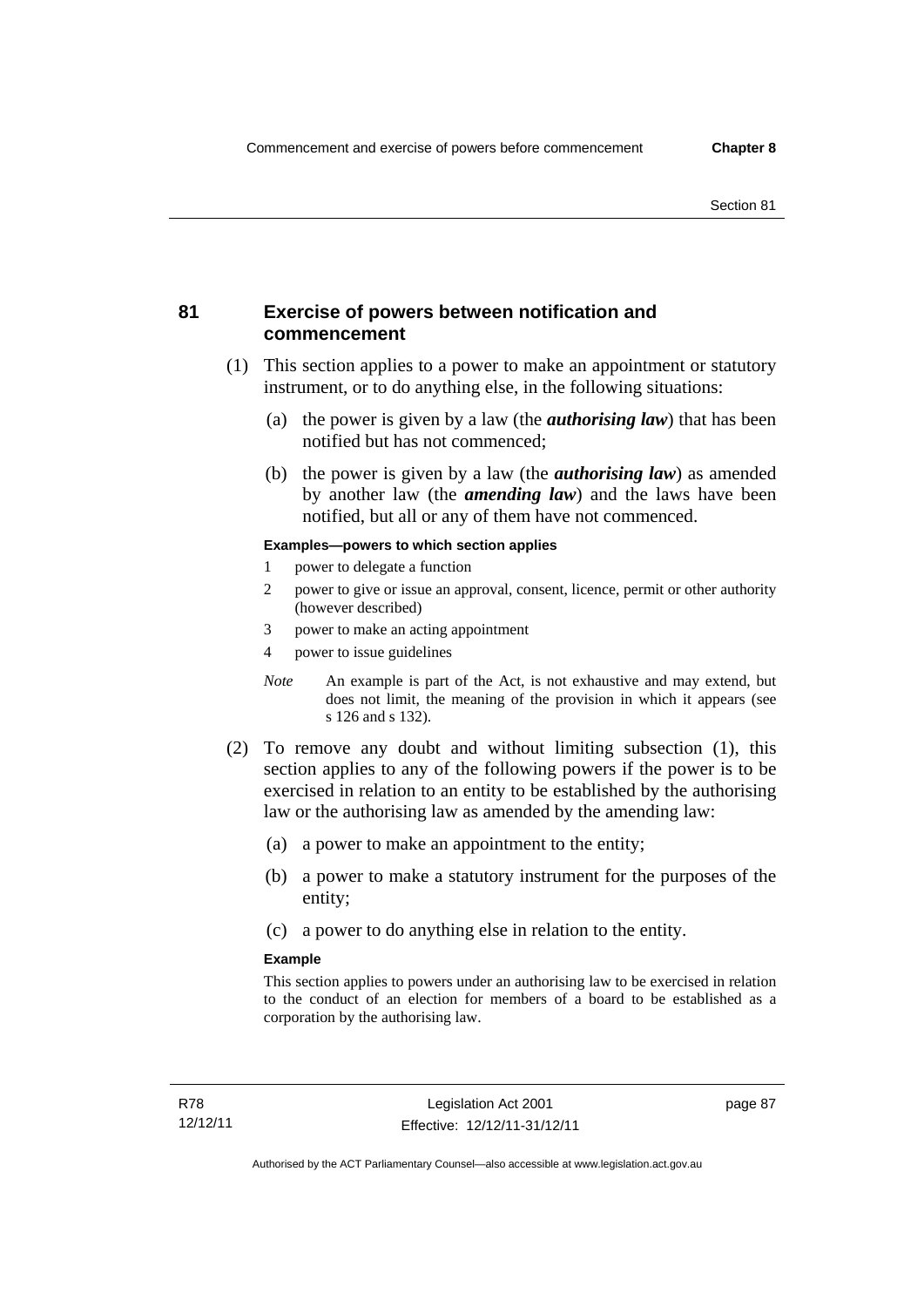## 81 Exercise of powers between notification and commencement

(1) This section applies to a power to make an appointment or statutory instrument, or to do anything else, in the following situations:

(a) the power is given by a law (the ***authorising law***) that has been notified but has not commenced;

(b) the power is given by a law (the ***authorising law***) as amended by another law (the ***amending law***) and the laws have been notified, but all or any of them have not commenced.

**Examples—powers to which section applies**

1 power to delegate a function

2 power to give or issue an approval, consent, licence, permit or other authority (however described)

3 power to make an acting appointment

4 power to issue guidelines

*Note* An example is part of the Act, is not exhaustive and may extend, but does not limit, the meaning of the provision in which it appears (see s 126 and s 132).

(2) To remove any doubt and without limiting subsection (1), this section applies to any of the following powers if the power is to be exercised in relation to an entity to be established by the authorising law or the authorising law as amended by the amending law:

(a) a power to make an appointment to the entity;

(b) a power to make a statutory instrument for the purposes of the entity;

(c) a power to do anything else in relation to the entity.

**Example**

This section applies to powers under an authorising law to be exercised in relation to the conduct of an election for members of a board to be established as a corporation by the authorising law.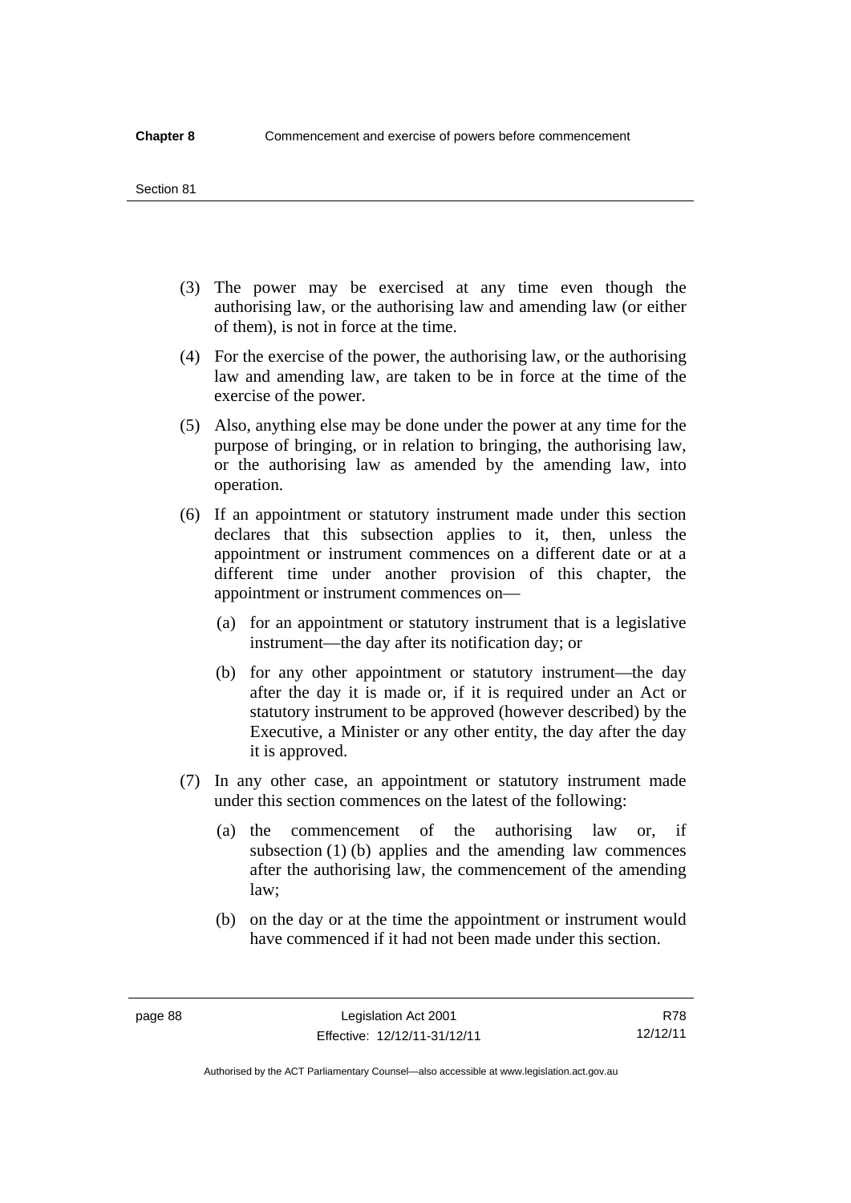(3) The power may be exercised at any time even though the authorising law, or the authorising law and amending law (or either of them), is not in force at the time.

(4) For the exercise of the power, the authorising law, or the authorising law and amending law, are taken to be in force at the time of the exercise of the power.

(5) Also, anything else may be done under the power at any time for the purpose of bringing, or in relation to bringing, the authorising law, or the authorising law as amended by the amending law, into operation.

(6) If an appointment or statutory instrument made under this section declares that this subsection applies to it, then, unless the appointment or instrument commences on a different date or at a different time under another provision of this chapter, the appointment or instrument commences on—

(a) for an appointment or statutory instrument that is a legislative instrument—the day after its notification day; or

(b) for any other appointment or statutory instrument—the day after the day it is made or, if it is required under an Act or statutory instrument to be approved (however described) by the Executive, a Minister or any other entity, the day after the day it is approved.

(7) In any other case, an appointment or statutory instrument made under this section commences on the latest of the following:

(a) the commencement of the authorising law or, if subsection (1) (b) applies and the amending law commences after the authorising law, the commencement of the amending law;

(b) on the day or at the time the appointment or instrument would have commenced if it had not been made under this section.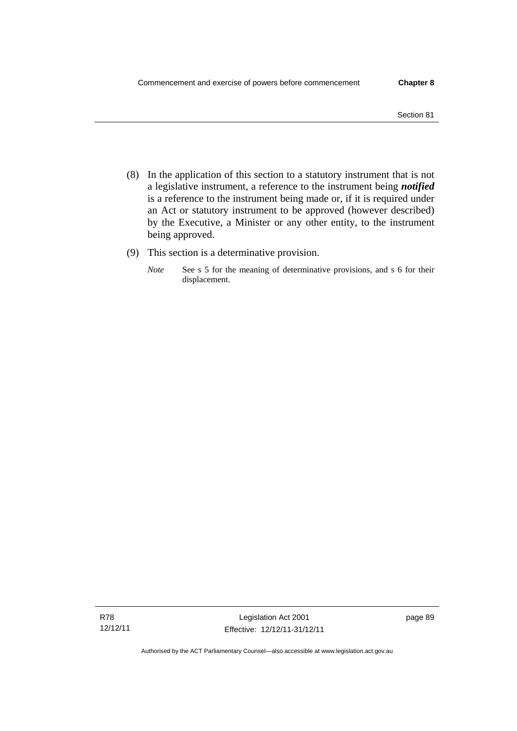(8) In the application of this section to a statutory instrument that is not a legislative instrument, a reference to the instrument being ***notified*** is a reference to the instrument being made or, if it is required under an Act or statutory instrument to be approved (however described) by the Executive, a Minister or any other entity, to the instrument being approved.

(9) This section is a determinative provision.

*Note* See s 5 for the meaning of determinative provisions, and s 6 for their displacement.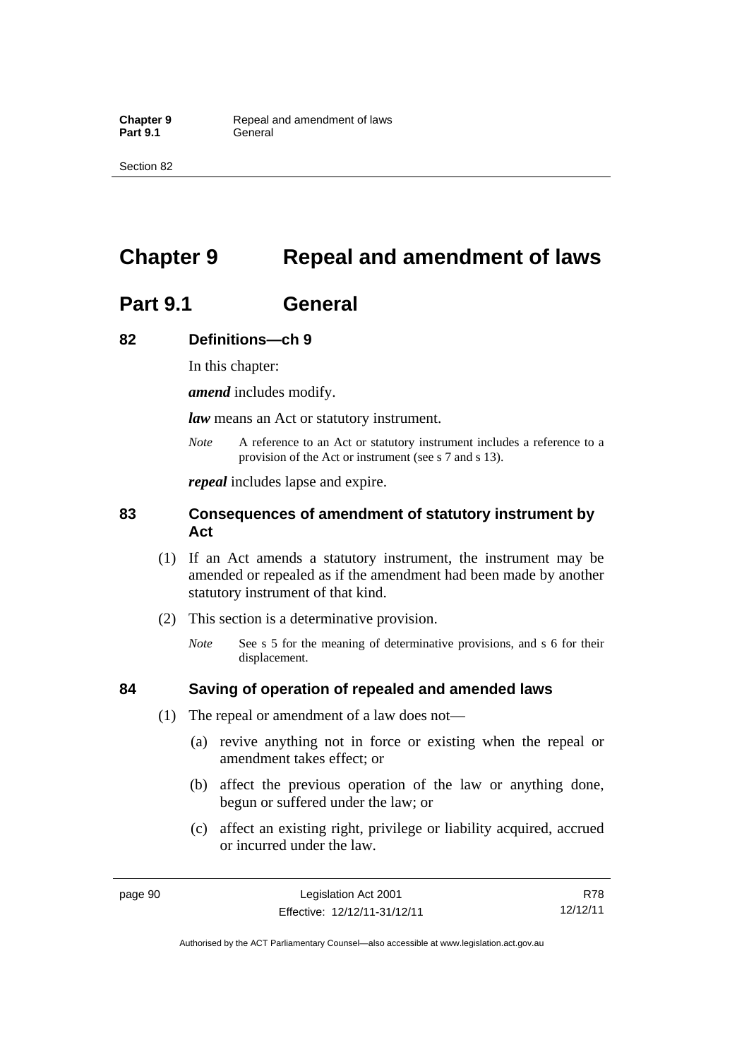# Chapter 9 Repeal and amendment of laws

## Part 9.1 General

### 82 Definitions—ch 9

In this chapter:

***amend*** includes modify.

***law*** means an Act or statutory instrument.

*Note* A reference to an Act or statutory instrument includes a reference to a provision of the Act or instrument (see s 7 and s 13).

***repeal*** includes lapse and expire.

### 83 Consequences of amendment of statutory instrument by Act

(1) If an Act amends a statutory instrument, the instrument may be amended or repealed as if the amendment had been made by another statutory instrument of that kind.

(2) This section is a determinative provision.

*Note* See s 5 for the meaning of determinative provisions, and s 6 for their displacement.

### 84 Saving of operation of repealed and amended laws

(1) The repeal or amendment of a law does not—

(a) revive anything not in force or existing when the repeal or amendment takes effect; or

(b) affect the previous operation of the law or anything done, begun or suffered under the law; or

(c) affect an existing right, privilege or liability acquired, accrued or incurred under the law.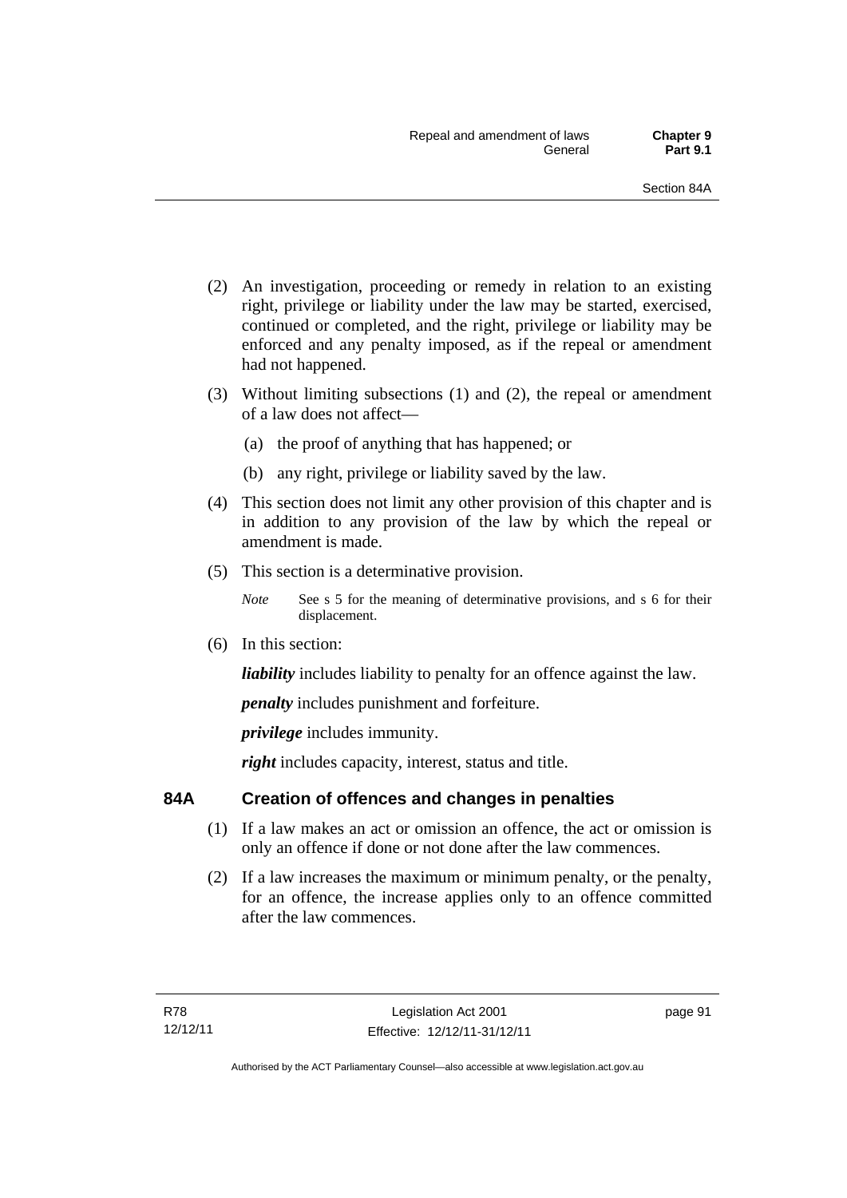(2) An investigation, proceeding or remedy in relation to an existing right, privilege or liability under the law may be started, exercised, continued or completed, and the right, privilege or liability may be enforced and any penalty imposed, as if the repeal or amendment had not happened.

(3) Without limiting subsections (1) and (2), the repeal or amendment of a law does not affect—

(a) the proof of anything that has happened; or

(b) any right, privilege or liability saved by the law.

(4) This section does not limit any other provision of this chapter and is in addition to any provision of the law by which the repeal or amendment is made.

(5) This section is a determinative provision.

*Note* See s 5 for the meaning of determinative provisions, and s 6 for their displacement.

(6) In this section:

***liability*** includes liability to penalty for an offence against the law.

***penalty*** includes punishment and forfeiture.

***privilege*** includes immunity.

***right*** includes capacity, interest, status and title.

## 84A Creation of offences and changes in penalties

(1) If a law makes an act or omission an offence, the act or omission is only an offence if done or not done after the law commences.

(2) If a law increases the maximum or minimum penalty, or the penalty, for an offence, the increase applies only to an offence committed after the law commences.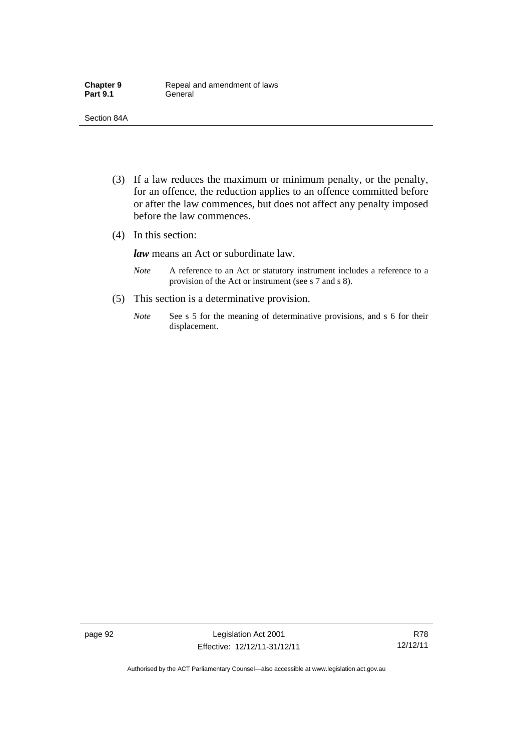(3) If a law reduces the maximum or minimum penalty, or the penalty, for an offence, the reduction applies to an offence committed before or after the law commences, but does not affect any penalty imposed before the law commences.

(4) In this section:

***law*** means an Act or subordinate law.

*Note* A reference to an Act or statutory instrument includes a reference to a provision of the Act or instrument (see s 7 and s 8).

(5) This section is a determinative provision.

*Note* See s 5 for the meaning of determinative provisions, and s 6 for their displacement.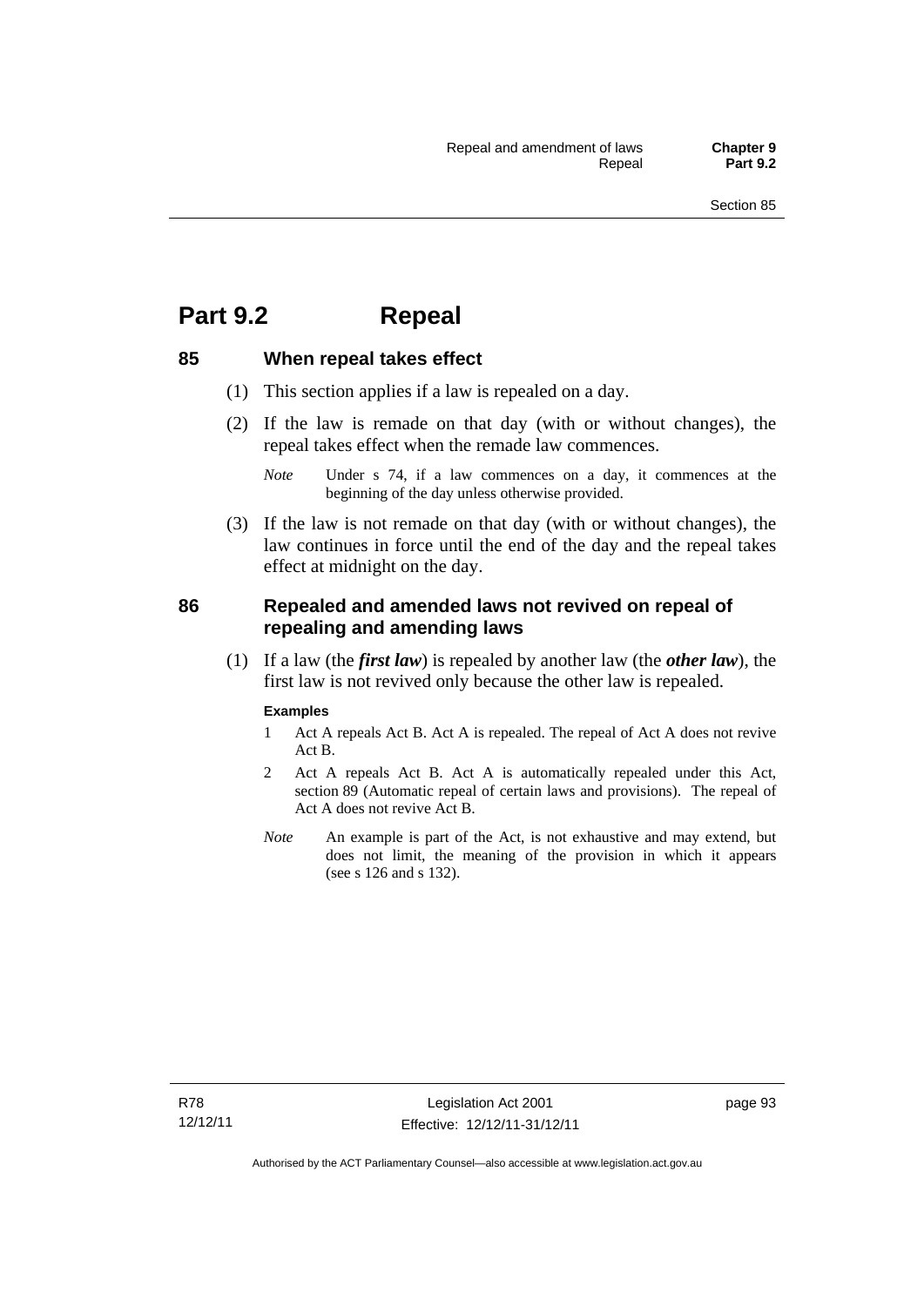# Part 9.2 Repeal

## 85 When repeal takes effect

(1) This section applies if a law is repealed on a day.

(2) If the law is remade on that day (with or without changes), the repeal takes effect when the remade law commences.

*Note* Under s 74, if a law commences on a day, it commences at the beginning of the day unless otherwise provided.

(3) If the law is not remade on that day (with or without changes), the law continues in force until the end of the day and the repeal takes effect at midnight on the day.

## 86 Repealed and amended laws not revived on repeal of repealing and amending laws

(1) If a law (the ***first law***) is repealed by another law (the ***other law***), the first law is not revived only because the other law is repealed.

**Examples**

1 Act A repeals Act B. Act A is repealed. The repeal of Act A does not revive Act B.

2 Act A repeals Act B. Act A is automatically repealed under this Act, section 89 (Automatic repeal of certain laws and provisions). The repeal of Act A does not revive Act B.

*Note* An example is part of the Act, is not exhaustive and may extend, but does not limit, the meaning of the provision in which it appears (see s 126 and s 132).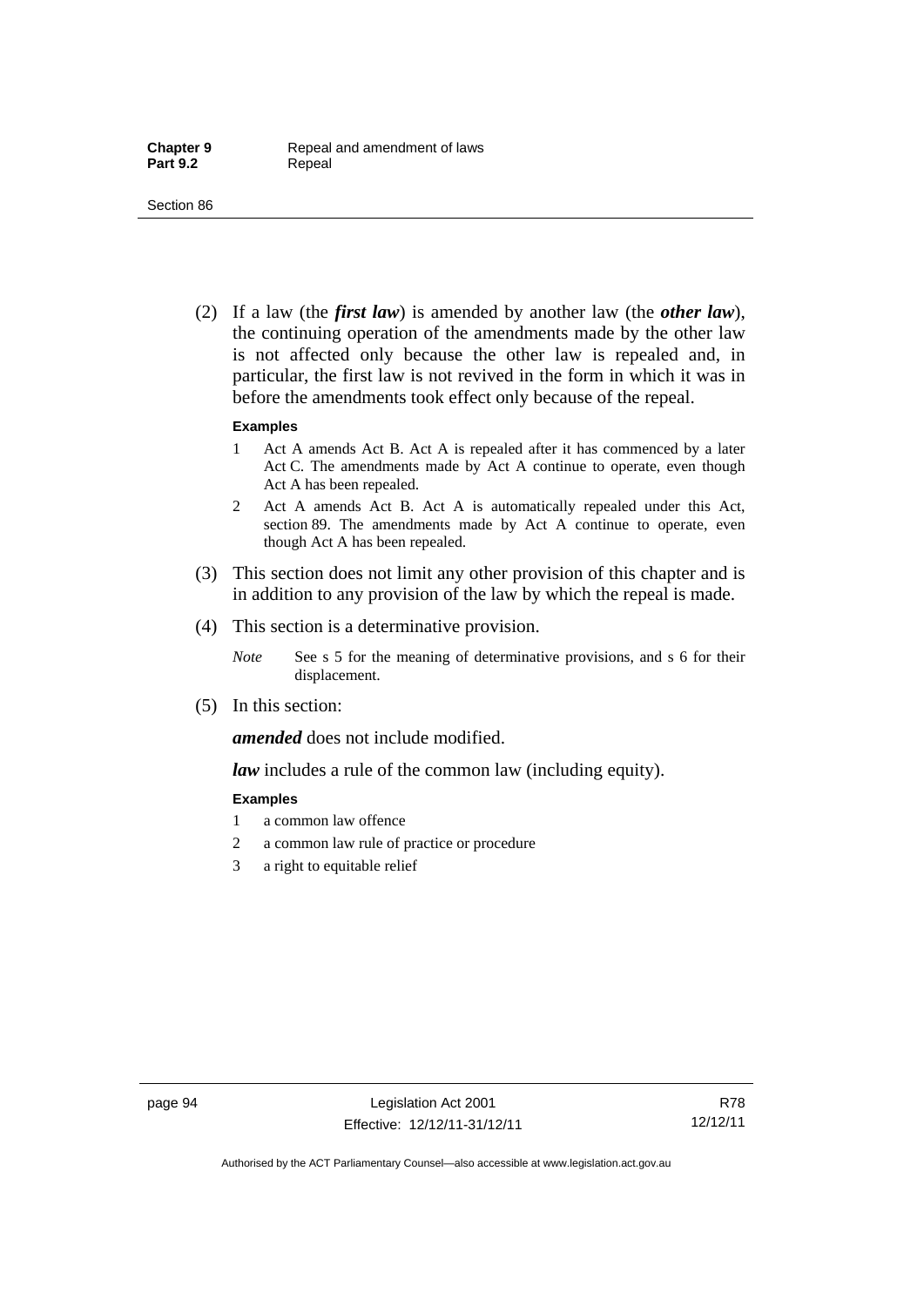(2) If a law (the ***first law***) is amended by another law (the ***other law***), the continuing operation of the amendments made by the other law is not affected only because the other law is repealed and, in particular, the first law is not revived in the form in which it was in before the amendments took effect only because of the repeal.

**Examples**

1. Act A amends Act B. Act A is repealed after it has commenced by a later Act C. The amendments made by Act A continue to operate, even though Act A has been repealed.
2. Act A amends Act B. Act A is automatically repealed under this Act, section 89. The amendments made by Act A continue to operate, even though Act A has been repealed.

(3) This section does not limit any other provision of this chapter and is in addition to any provision of the law by which the repeal is made.

(4) This section is a determinative provision.

*Note* See s 5 for the meaning of determinative provisions, and s 6 for their displacement.

(5) In this section:

***amended*** does not include modified.

***law*** includes a rule of the common law (including equity).

**Examples**

1. a common law offence
2. a common law rule of practice or procedure
3. a right to equitable relief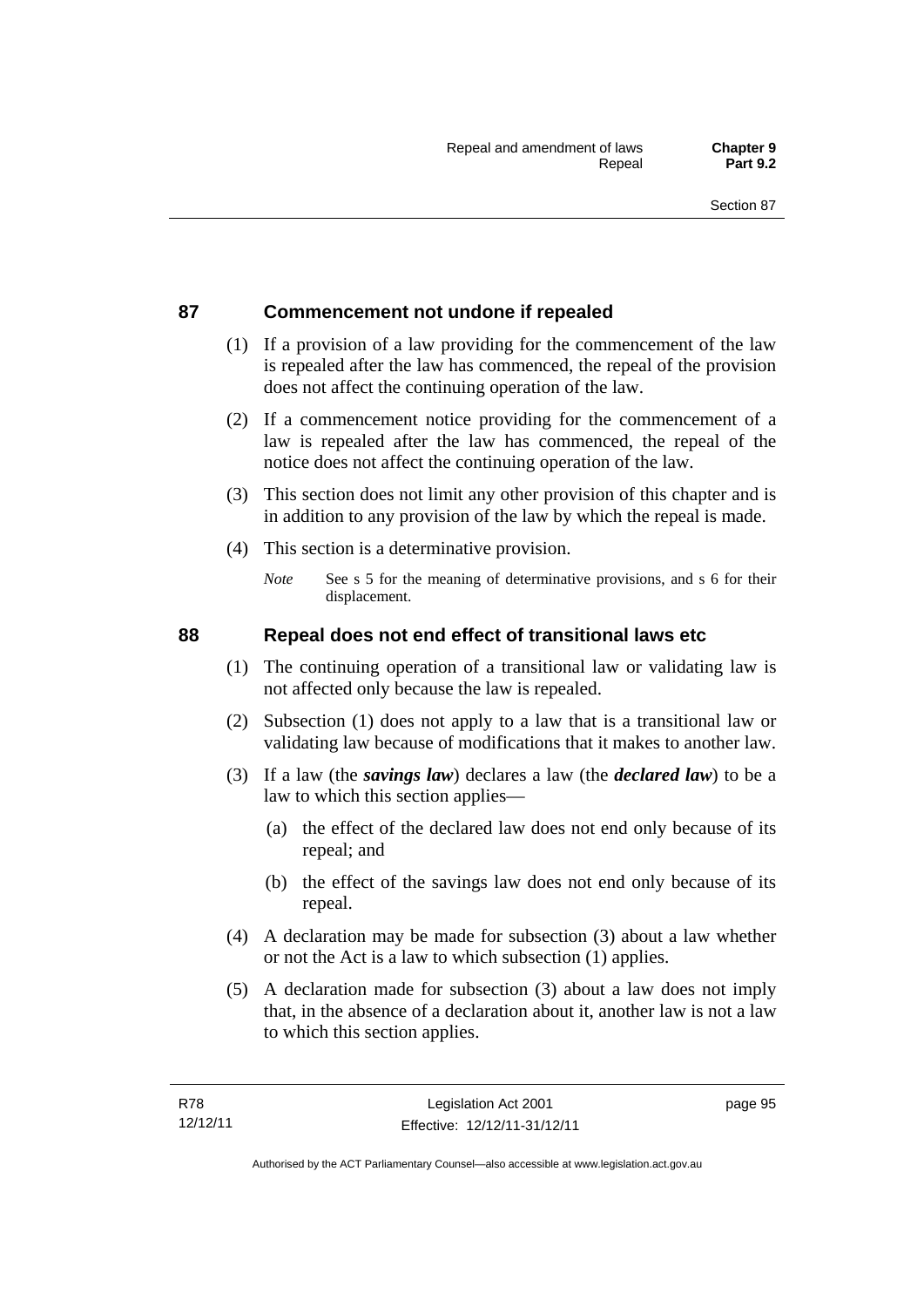## 87 Commencement not undone if repealed

(1) If a provision of a law providing for the commencement of the law is repealed after the law has commenced, the repeal of the provision does not affect the continuing operation of the law.

(2) If a commencement notice providing for the commencement of a law is repealed after the law has commenced, the repeal of the notice does not affect the continuing operation of the law.

(3) This section does not limit any other provision of this chapter and is in addition to any provision of the law by which the repeal is made.

(4) This section is a determinative provision.

*Note* See s 5 for the meaning of determinative provisions, and s 6 for their displacement.

## 88 Repeal does not end effect of transitional laws etc

(1) The continuing operation of a transitional law or validating law is not affected only because the law is repealed.

(2) Subsection (1) does not apply to a law that is a transitional law or validating law because of modifications that it makes to another law.

(3) If a law (the ***savings law***) declares a law (the ***declared law***) to be a law to which this section applies—

(a) the effect of the declared law does not end only because of its repeal; and

(b) the effect of the savings law does not end only because of its repeal.

(4) A declaration may be made for subsection (3) about a law whether or not the Act is a law to which subsection (1) applies.

(5) A declaration made for subsection (3) about a law does not imply that, in the absence of a declaration about it, another law is not a law to which this section applies.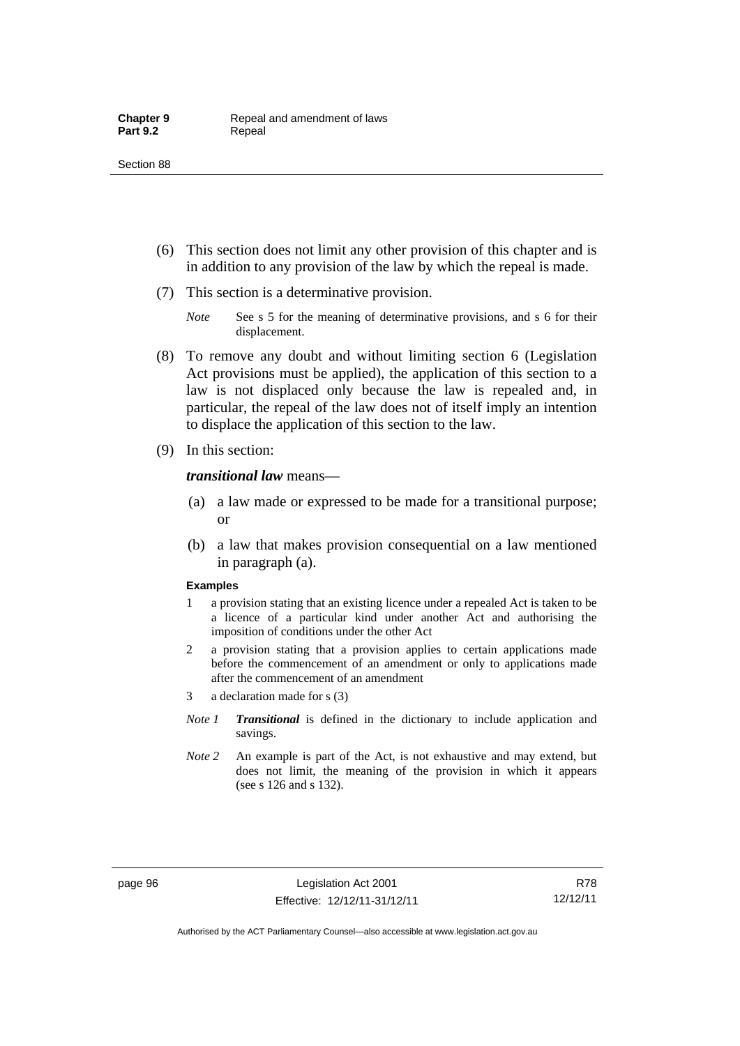(6) This section does not limit any other provision of this chapter and is in addition to any provision of the law by which the repeal is made.

(7) This section is a determinative provision.

*Note* See s 5 for the meaning of determinative provisions, and s 6 for their displacement.

(8) To remove any doubt and without limiting section 6 (Legislation Act provisions must be applied), the application of this section to a law is not displaced only because the law is repealed and, in particular, the repeal of the law does not of itself imply an intention to displace the application of this section to the law.

(9) In this section:

***transitional law*** means—

(a) a law made or expressed to be made for a transitional purpose; or

(b) a law that makes provision consequential on a law mentioned in paragraph (a).

**Examples**

1 a provision stating that an existing licence under a repealed Act is taken to be a licence of a particular kind under another Act and authorising the imposition of conditions under the other Act

2 a provision stating that a provision applies to certain applications made before the commencement of an amendment or only to applications made after the commencement of an amendment

3 a declaration made for s (3)

*Note 1* ***Transitional*** is defined in the dictionary to include application and savings.

*Note 2* An example is part of the Act, is not exhaustive and may extend, but does not limit, the meaning of the provision in which it appears (see s 126 and s 132).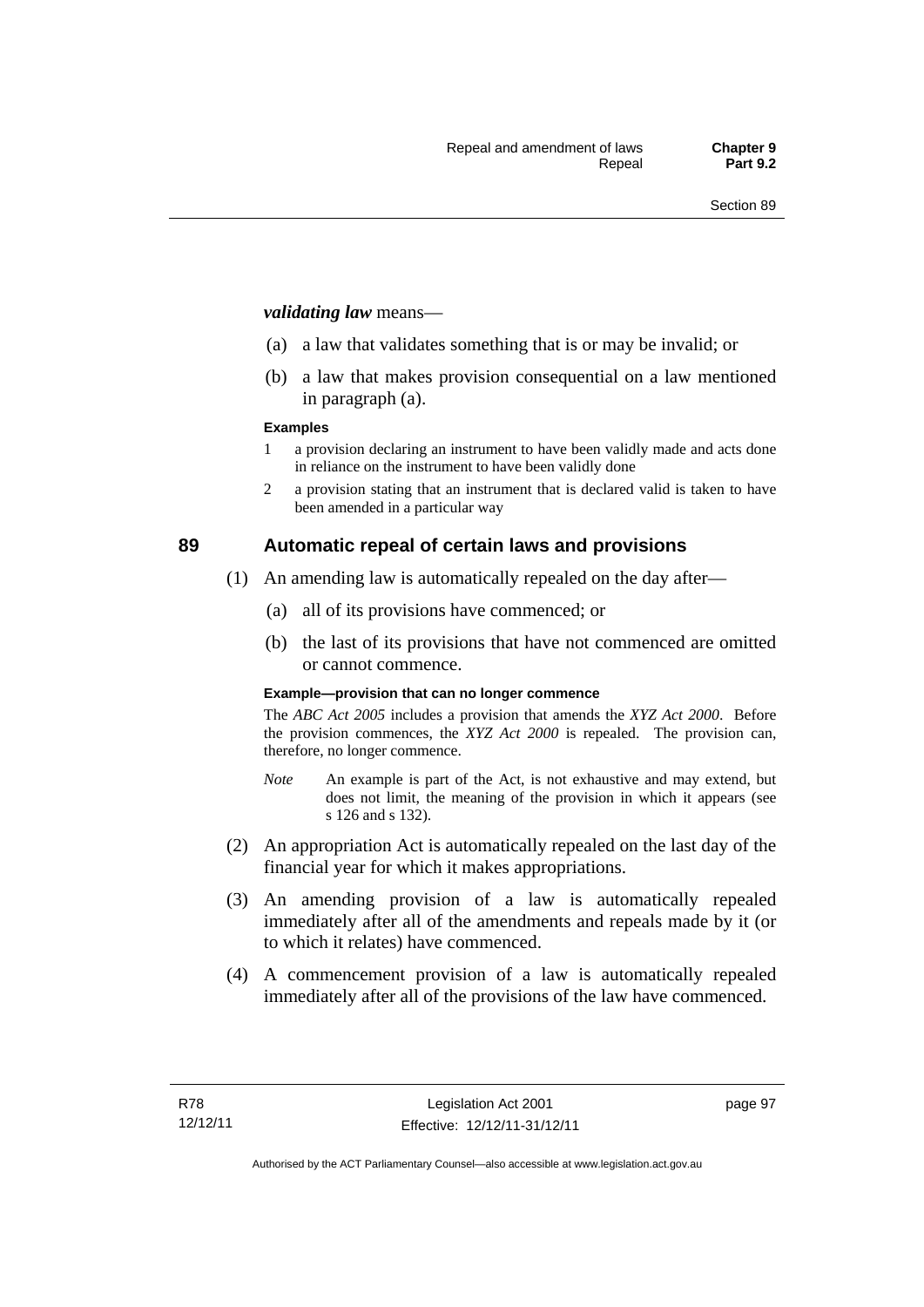***validating law*** means—

(a) a law that validates something that is or may be invalid; or

(b) a law that makes provision consequential on a law mentioned in paragraph (a).

**Examples**

1 a provision declaring an instrument to have been validly made and acts done in reliance on the instrument to have been validly done

2 a provision stating that an instrument that is declared valid is taken to have been amended in a particular way

## 89 Automatic repeal of certain laws and provisions

(1) An amending law is automatically repealed on the day after—

(a) all of its provisions have commenced; or

(b) the last of its provisions that have not commenced are omitted or cannot commence.

**Example—provision that can no longer commence**

The *ABC Act 2005* includes a provision that amends the *XYZ Act 2000*. Before the provision commences, the *XYZ Act 2000* is repealed. The provision can, therefore, no longer commence.

*Note* An example is part of the Act, is not exhaustive and may extend, but does not limit, the meaning of the provision in which it appears (see s 126 and s 132).

(2) An appropriation Act is automatically repealed on the last day of the financial year for which it makes appropriations.

(3) An amending provision of a law is automatically repealed immediately after all of the amendments and repeals made by it (or to which it relates) have commenced.

(4) A commencement provision of a law is automatically repealed immediately after all of the provisions of the law have commenced.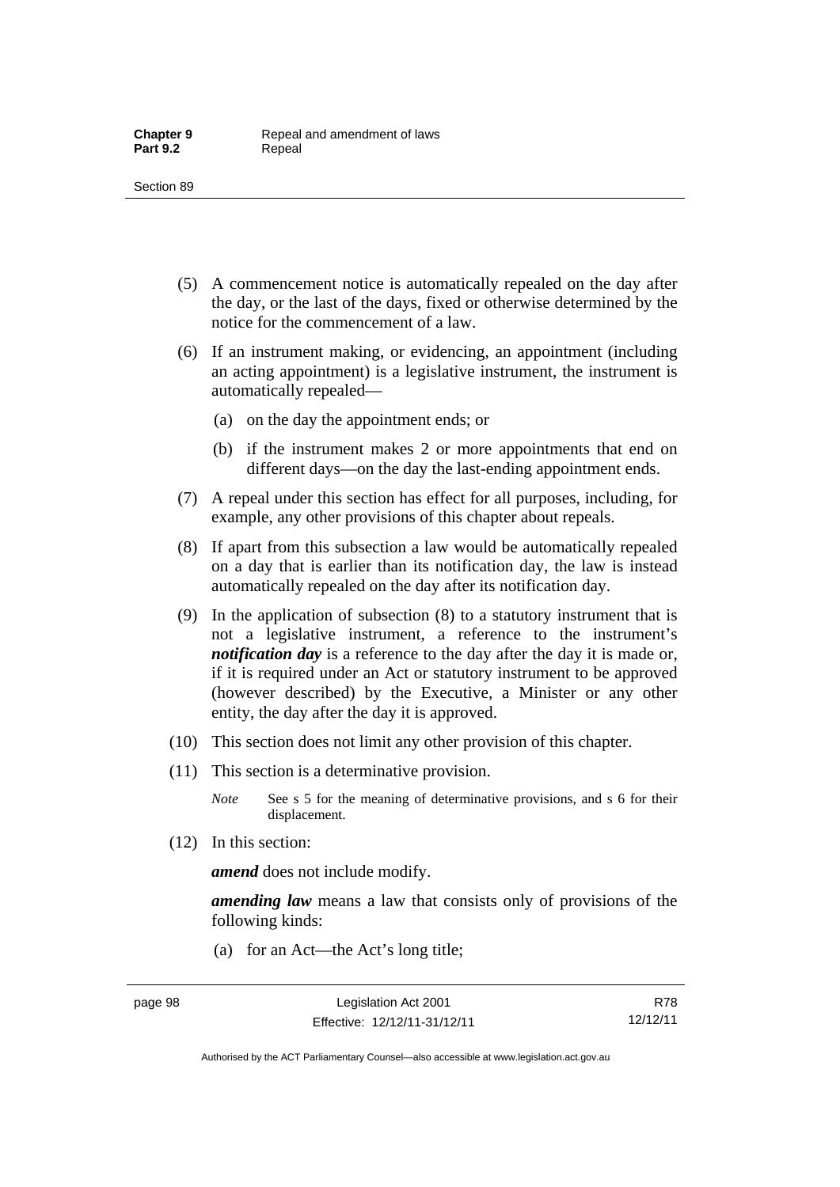(5) A commencement notice is automatically repealed on the day after the day, or the last of the days, fixed or otherwise determined by the notice for the commencement of a law.

(6) If an instrument making, or evidencing, an appointment (including an acting appointment) is a legislative instrument, the instrument is automatically repealed—

(a) on the day the appointment ends; or

(b) if the instrument makes 2 or more appointments that end on different days—on the day the last-ending appointment ends.

(7) A repeal under this section has effect for all purposes, including, for example, any other provisions of this chapter about repeals.

(8) If apart from this subsection a law would be automatically repealed on a day that is earlier than its notification day, the law is instead automatically repealed on the day after its notification day.

(9) In the application of subsection (8) to a statutory instrument that is not a legislative instrument, a reference to the instrument's ***notification day*** is a reference to the day after the day it is made or, if it is required under an Act or statutory instrument to be approved (however described) by the Executive, a Minister or any other entity, the day after the day it is approved.

(10) This section does not limit any other provision of this chapter.

(11) This section is a determinative provision.

*Note* See s 5 for the meaning of determinative provisions, and s 6 for their displacement.

(12) In this section:

***amend*** does not include modify.

***amending law*** means a law that consists only of provisions of the following kinds:

(a) for an Act—the Act's long title;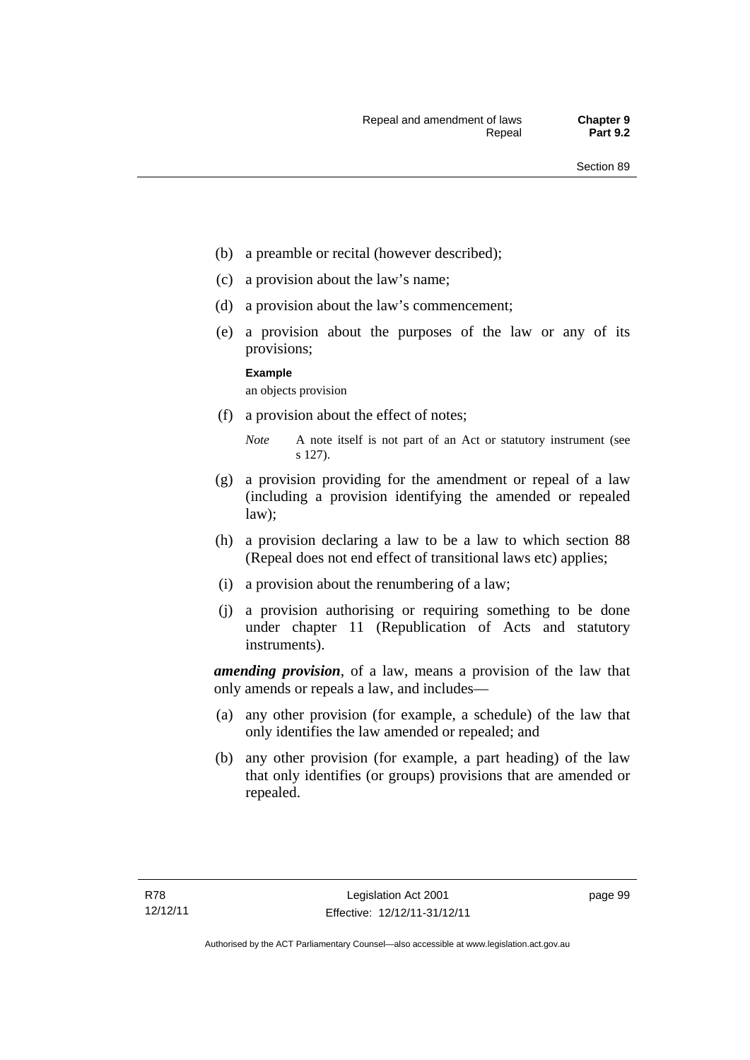- (b) a preamble or recital (however described);
- (c) a provision about the law's name;
- (d) a provision about the law's commencement;
- (e) a provision about the purposes of the law or any of its provisions;

  **Example**

  an objects provision

- (f) a provision about the effect of notes;

  *Note* A note itself is not part of an Act or statutory instrument (see s 127).

- (g) a provision providing for the amendment or repeal of a law (including a provision identifying the amended or repealed law);
- (h) a provision declaring a law to be a law to which section 88 (Repeal does not end effect of transitional laws etc) applies;
- (i) a provision about the renumbering of a law;
- (j) a provision authorising or requiring something to be done under chapter 11 (Republication of Acts and statutory instruments).

***amending provision***, of a law, means a provision of the law that only amends or repeals a law, and includes—

- (a) any other provision (for example, a schedule) of the law that only identifies the law amended or repealed; and
- (b) any other provision (for example, a part heading) of the law that only identifies (or groups) provisions that are amended or repealed.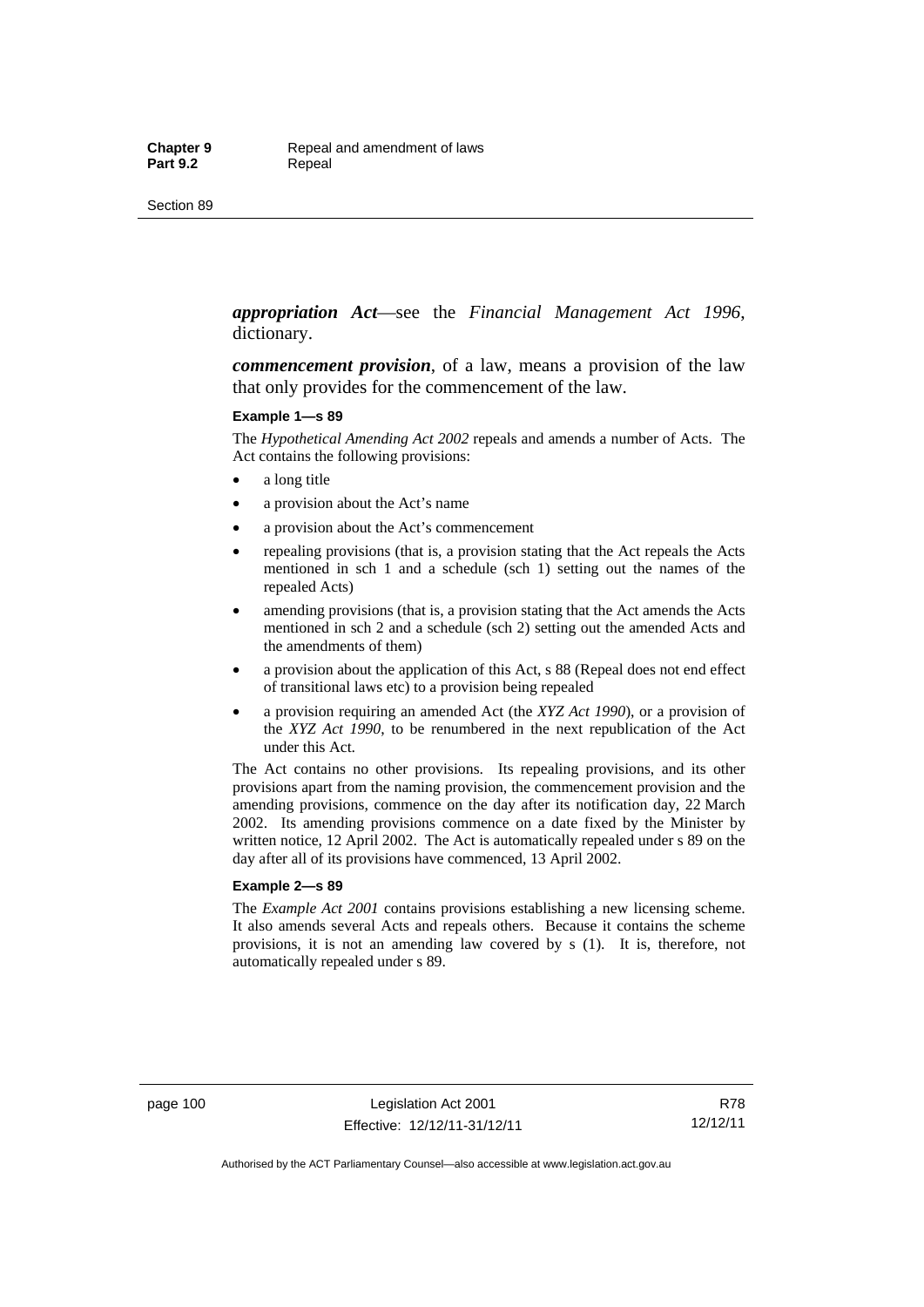***appropriation Act***—see the *Financial Management Act 1996*, dictionary.

***commencement provision***, of a law, means a provision of the law that only provides for the commencement of the law.

**Example 1—s 89**

The *Hypothetical Amending Act 2002* repeals and amends a number of Acts. The Act contains the following provisions:

- a long title
- a provision about the Act's name
- a provision about the Act's commencement
- repealing provisions (that is, a provision stating that the Act repeals the Acts mentioned in sch 1 and a schedule (sch 1) setting out the names of the repealed Acts)
- amending provisions (that is, a provision stating that the Act amends the Acts mentioned in sch 2 and a schedule (sch 2) setting out the amended Acts and the amendments of them)
- a provision about the application of this Act, s 88 (Repeal does not end effect of transitional laws etc) to a provision being repealed
- a provision requiring an amended Act (the *XYZ Act 1990*), or a provision of the *XYZ Act 1990*, to be renumbered in the next republication of the Act under this Act.

The Act contains no other provisions. Its repealing provisions, and its other provisions apart from the naming provision, the commencement provision and the amending provisions, commence on the day after its notification day, 22 March 2002. Its amending provisions commence on a date fixed by the Minister by written notice, 12 April 2002. The Act is automatically repealed under s 89 on the day after all of its provisions have commenced, 13 April 2002.

**Example 2—s 89**

The *Example Act 2001* contains provisions establishing a new licensing scheme. It also amends several Acts and repeals others. Because it contains the scheme provisions, it is not an amending law covered by s (1). It is, therefore, not automatically repealed under s 89.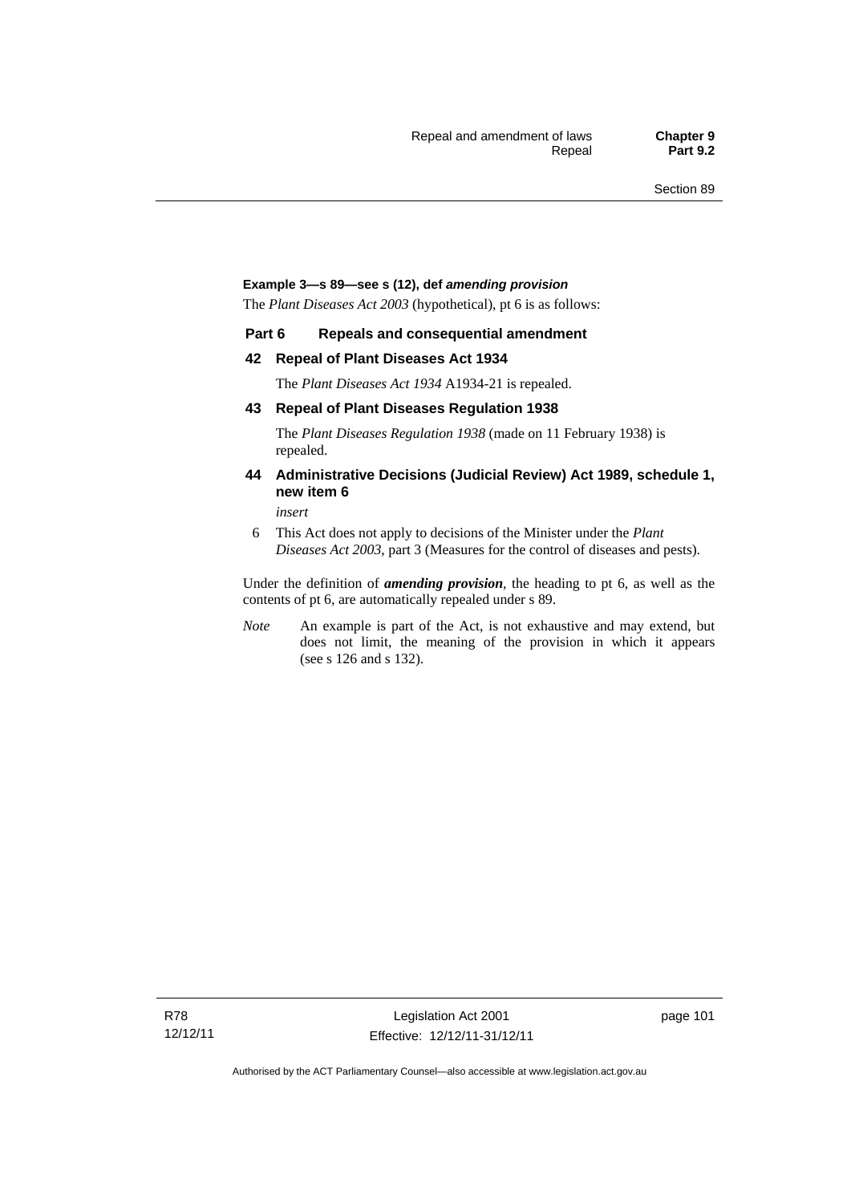**Example 3—s 89—see s (12), def *amending provision***

The *Plant Diseases Act 2003* (hypothetical), pt 6 is as follows:

**Part 6 Repeals and consequential amendment**

**42 Repeal of Plant Diseases Act 1934**

The *Plant Diseases Act 1934* A1934-21 is repealed.

**43 Repeal of Plant Diseases Regulation 1938**

The *Plant Diseases Regulation 1938* (made on 11 February 1938) is repealed.

**44 Administrative Decisions (Judicial Review) Act 1989, schedule 1, new item 6**

*insert*

6 This Act does not apply to decisions of the Minister under the *Plant Diseases Act 2003*, part 3 (Measures for the control of diseases and pests).

Under the definition of ***amending provision***, the heading to pt 6, as well as the contents of pt 6, are automatically repealed under s 89.

*Note* An example is part of the Act, is not exhaustive and may extend, but does not limit, the meaning of the provision in which it appears (see s 126 and s 132).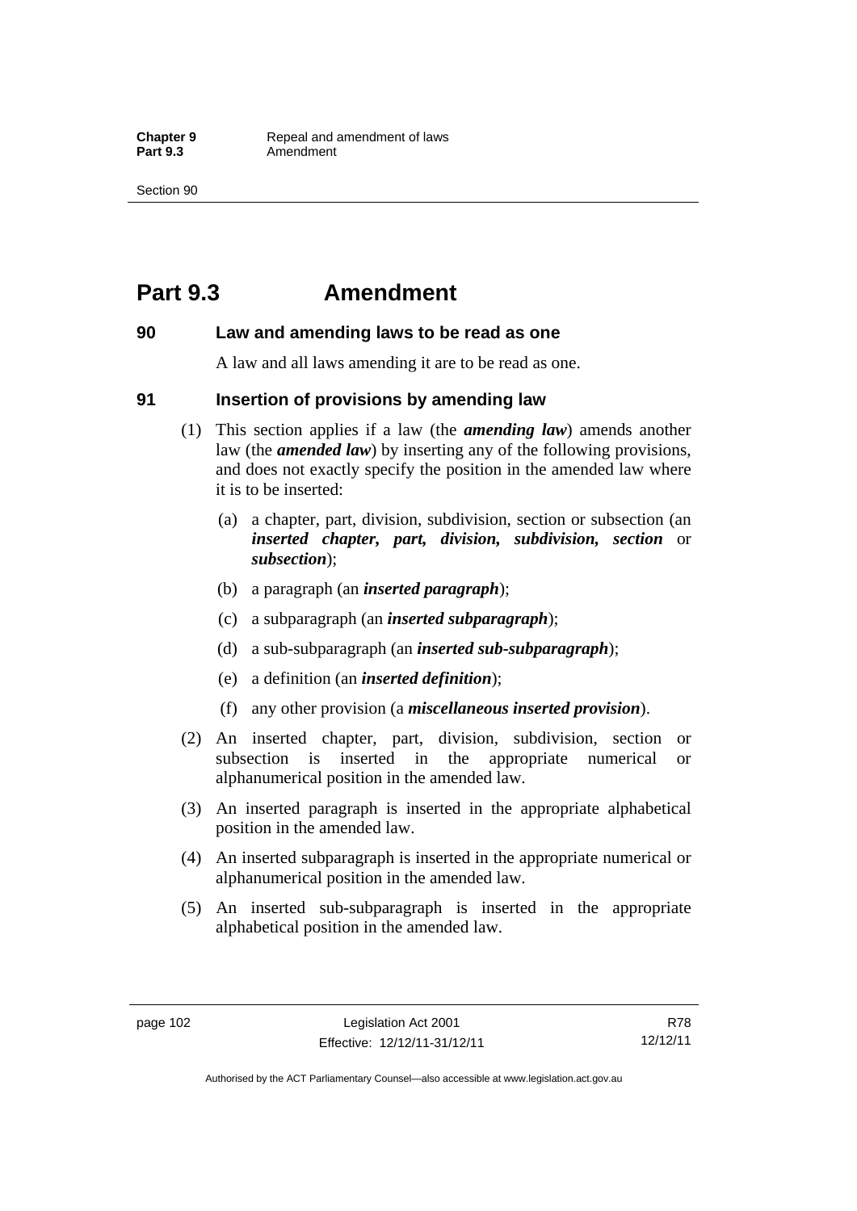# Part 9.3 Amendment

### 90 Law and amending laws to be read as one

A law and all laws amending it are to be read as one.

### 91 Insertion of provisions by amending law

(1) This section applies if a law (the ***amending law***) amends another law (the ***amended law***) by inserting any of the following provisions, and does not exactly specify the position in the amended law where it is to be inserted:

(a) a chapter, part, division, subdivision, section or subsection (an ***inserted chapter, part, division, subdivision, section*** or ***subsection***);

(b) a paragraph (an ***inserted paragraph***);

(c) a subparagraph (an ***inserted subparagraph***);

(d) a sub-subparagraph (an ***inserted sub-subparagraph***);

(e) a definition (an ***inserted definition***);

(f) any other provision (a ***miscellaneous inserted provision***).

(2) An inserted chapter, part, division, subdivision, section or subsection is inserted in the appropriate numerical or alphanumerical position in the amended law.

(3) An inserted paragraph is inserted in the appropriate alphabetical position in the amended law.

(4) An inserted subparagraph is inserted in the appropriate numerical or alphanumerical position in the amended law.

(5) An inserted sub-subparagraph is inserted in the appropriate alphabetical position in the amended law.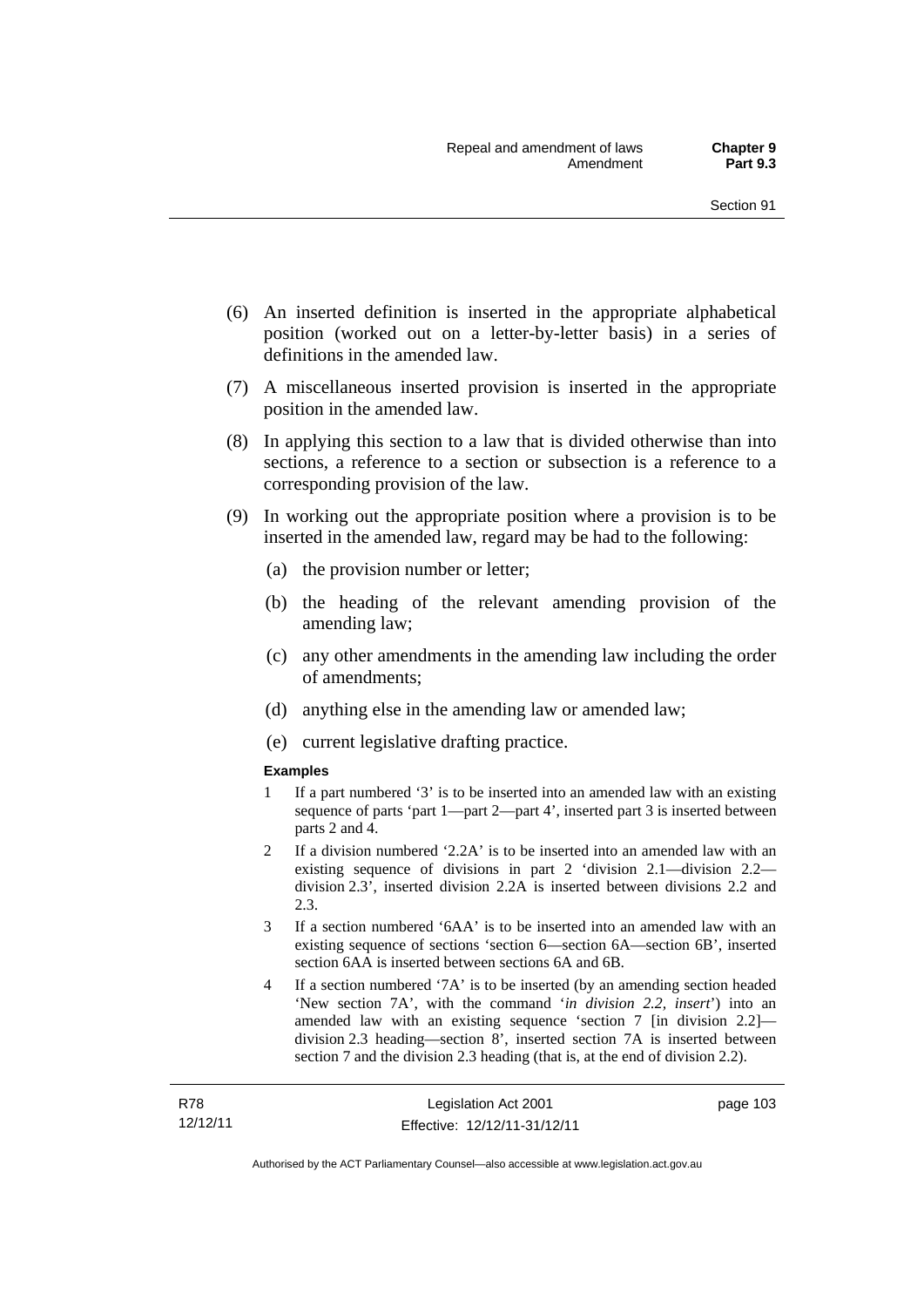(6) An inserted definition is inserted in the appropriate alphabetical position (worked out on a letter-by-letter basis) in a series of definitions in the amended law.

(7) A miscellaneous inserted provision is inserted in the appropriate position in the amended law.

(8) In applying this section to a law that is divided otherwise than into sections, a reference to a section or subsection is a reference to a corresponding provision of the law.

(9) In working out the appropriate position where a provision is to be inserted in the amended law, regard may be had to the following:

(a) the provision number or letter;

(b) the heading of the relevant amending provision of the amending law;

(c) any other amendments in the amending law including the order of amendments;

(d) anything else in the amending law or amended law;

(e) current legislative drafting practice.

**Examples**

1 If a part numbered '3' is to be inserted into an amended law with an existing sequence of parts 'part 1—part 2—part 4', inserted part 3 is inserted between parts 2 and 4.

2 If a division numbered '2.2A' is to be inserted into an amended law with an existing sequence of divisions in part 2 'division 2.1—division 2.2—division 2.3', inserted division 2.2A is inserted between divisions 2.2 and 2.3.

3 If a section numbered '6AA' is to be inserted into an amended law with an existing sequence of sections 'section 6—section 6A—section 6B', inserted section 6AA is inserted between sections 6A and 6B.

4 If a section numbered '7A' is to be inserted (by an amending section headed 'New section 7A', with the command '*in division 2.2, insert*') into an amended law with an existing sequence 'section 7 [in division 2.2]—division 2.3 heading—section 8', inserted section 7A is inserted between section 7 and the division 2.3 heading (that is, at the end of division 2.2).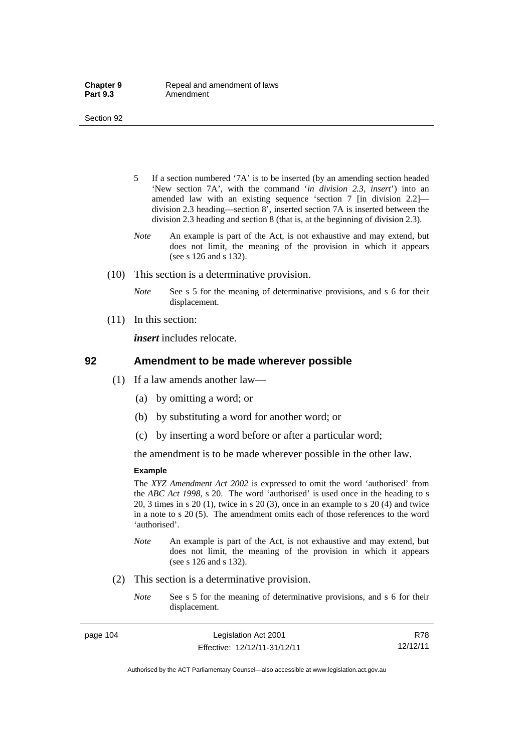5 If a section numbered '7A' is to be inserted (by an amending section headed 'New section 7A', with the command '*in division 2.3, insert*') into an amended law with an existing sequence 'section 7 [in division 2.2]—division 2.3 heading—section 8', inserted section 7A is inserted between the division 2.3 heading and section 8 (that is, at the beginning of division 2.3).

*Note* An example is part of the Act, is not exhaustive and may extend, but does not limit, the meaning of the provision in which it appears (see s 126 and s 132).

(10) This section is a determinative provision.

*Note* See s 5 for the meaning of determinative provisions, and s 6 for their displacement.

(11) In this section:

***insert*** includes relocate.

## 92 Amendment to be made wherever possible

(1) If a law amends another law—

(a) by omitting a word; or

(b) by substituting a word for another word; or

(c) by inserting a word before or after a particular word;

the amendment is to be made wherever possible in the other law.

**Example**

The *XYZ Amendment Act 2002* is expressed to omit the word 'authorised' from the *ABC Act 1998*, s 20. The word 'authorised' is used once in the heading to s 20, 3 times in s 20 (1), twice in s 20 (3), once in an example to s 20 (4) and twice in a note to s 20 (5). The amendment omits each of those references to the word 'authorised'.

*Note* An example is part of the Act, is not exhaustive and may extend, but does not limit, the meaning of the provision in which it appears (see s 126 and s 132).

(2) This section is a determinative provision.

*Note* See s 5 for the meaning of determinative provisions, and s 6 for their displacement.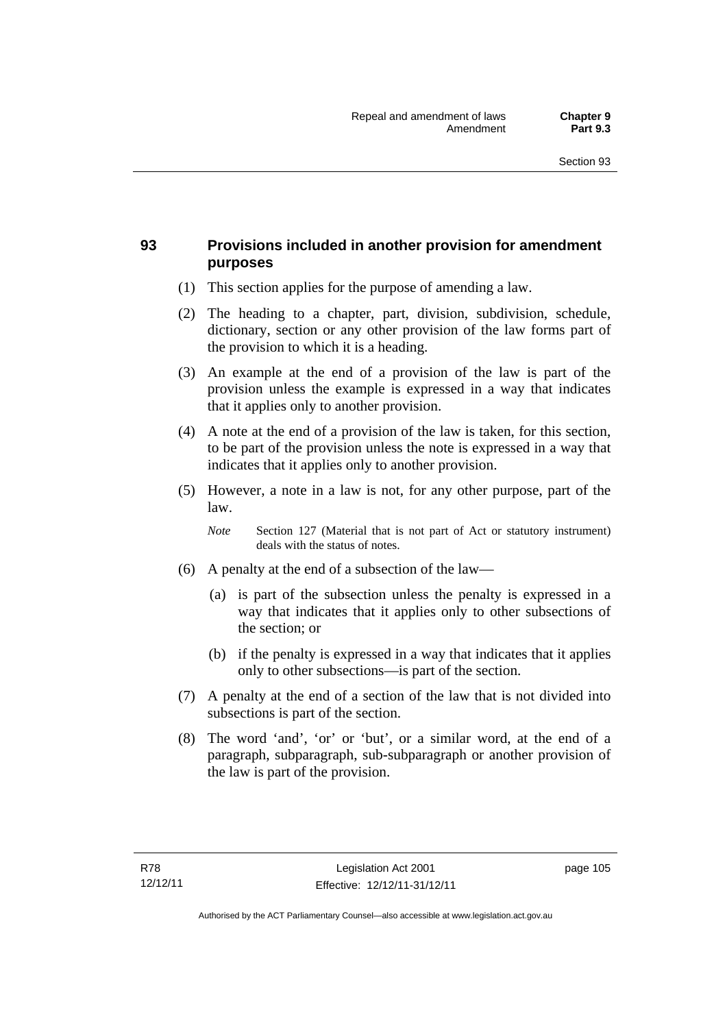## 93 Provisions included in another provision for amendment purposes

(1) This section applies for the purpose of amending a law.

(2) The heading to a chapter, part, division, subdivision, schedule, dictionary, section or any other provision of the law forms part of the provision to which it is a heading.

(3) An example at the end of a provision of the law is part of the provision unless the example is expressed in a way that indicates that it applies only to another provision.

(4) A note at the end of a provision of the law is taken, for this section, to be part of the provision unless the note is expressed in a way that indicates that it applies only to another provision.

(5) However, a note in a law is not, for any other purpose, part of the law.

*Note* Section 127 (Material that is not part of Act or statutory instrument) deals with the status of notes.

(6) A penalty at the end of a subsection of the law—

(a) is part of the subsection unless the penalty is expressed in a way that indicates that it applies only to other subsections of the section; or

(b) if the penalty is expressed in a way that indicates that it applies only to other subsections—is part of the section.

(7) A penalty at the end of a section of the law that is not divided into subsections is part of the section.

(8) The word 'and', 'or' or 'but', or a similar word, at the end of a paragraph, subparagraph, sub-subparagraph or another provision of the law is part of the provision.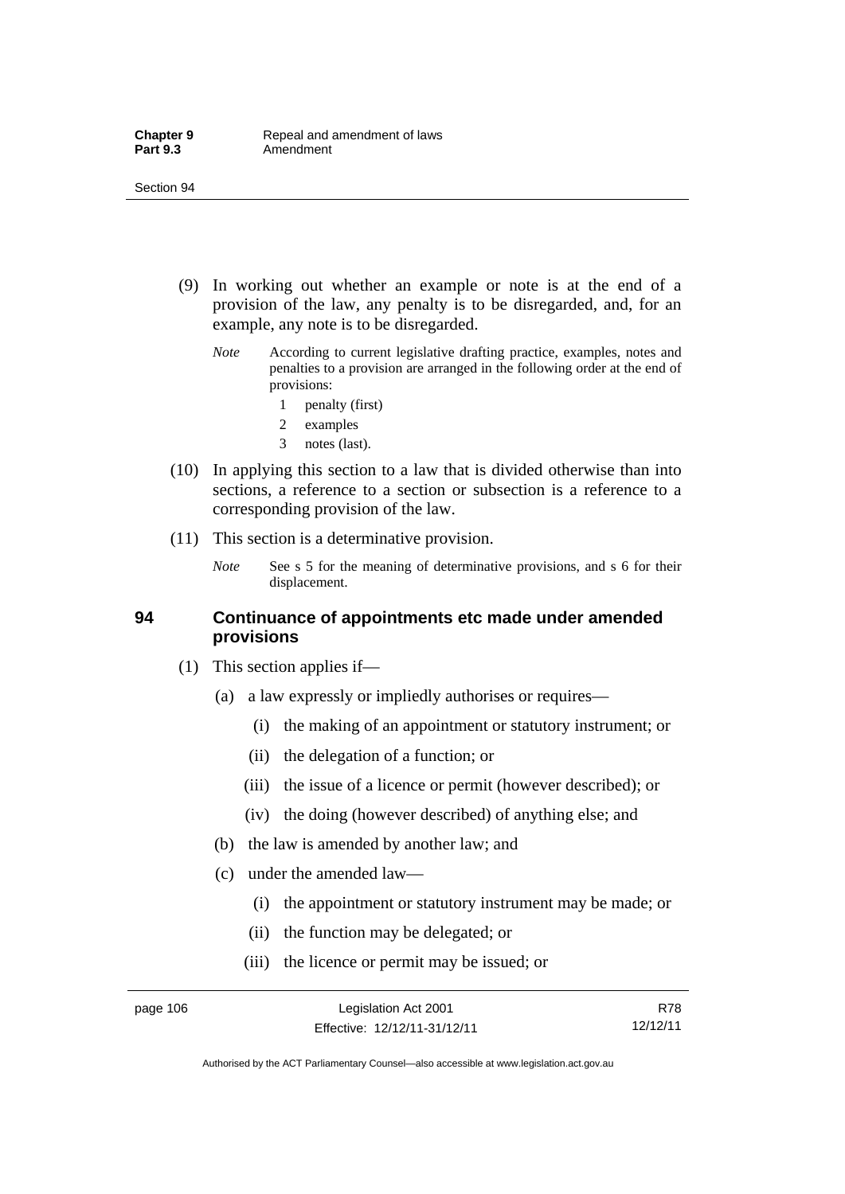(9) In working out whether an example or note is at the end of a provision of the law, any penalty is to be disregarded, and, for an example, any note is to be disregarded.

*Note* According to current legislative drafting practice, examples, notes and penalties to a provision are arranged in the following order at the end of provisions:

1 penalty (first)
2 examples
3 notes (last).

(10) In applying this section to a law that is divided otherwise than into sections, a reference to a section or subsection is a reference to a corresponding provision of the law.

(11) This section is a determinative provision.

*Note* See s 5 for the meaning of determinative provisions, and s 6 for their displacement.

### 94 Continuance of appointments etc made under amended provisions

(1) This section applies if—

(a) a law expressly or impliedly authorises or requires—

(i) the making of an appointment or statutory instrument; or

(ii) the delegation of a function; or

(iii) the issue of a licence or permit (however described); or

(iv) the doing (however described) of anything else; and

(b) the law is amended by another law; and

(c) under the amended law—

(i) the appointment or statutory instrument may be made; or

(ii) the function may be delegated; or

(iii) the licence or permit may be issued; or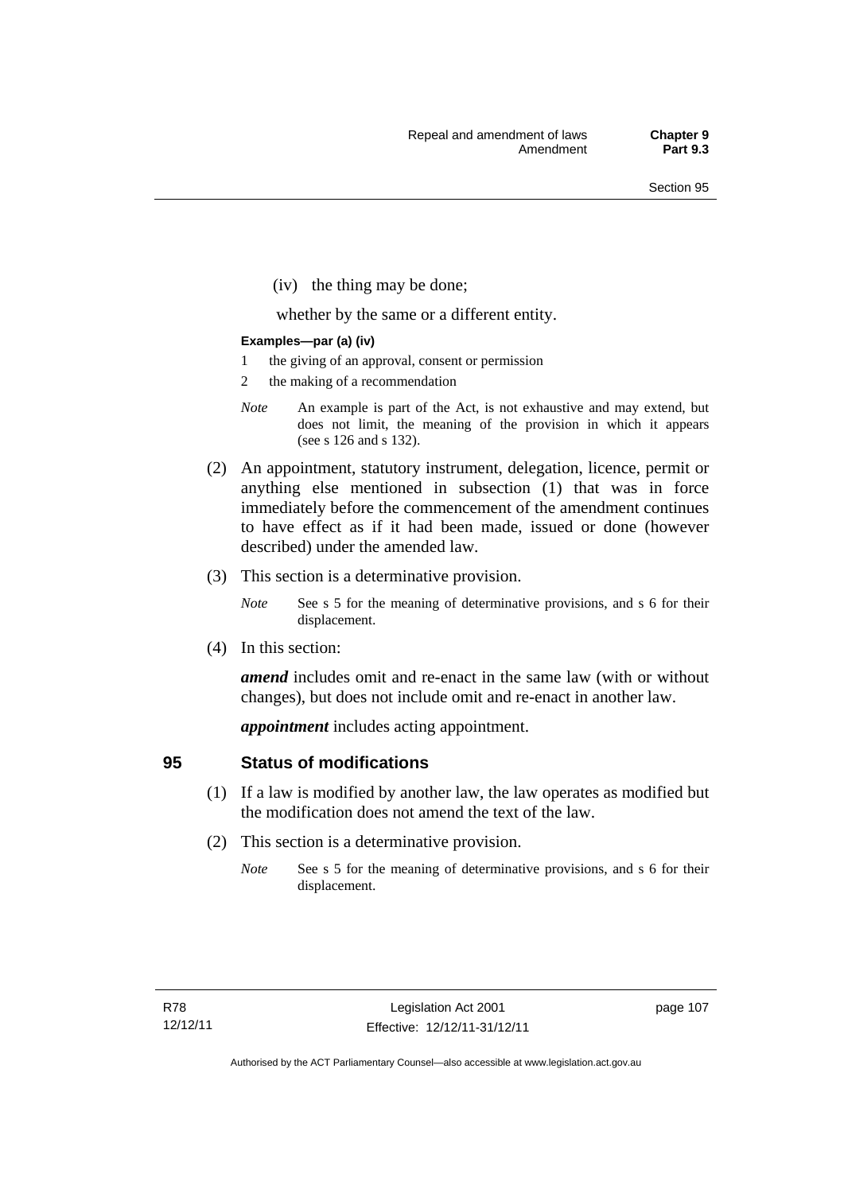(iv) the thing may be done;

whether by the same or a different entity.

**Examples—par (a) (iv)**

1 the giving of an approval, consent or permission
2 the making of a recommendation

*Note* An example is part of the Act, is not exhaustive and may extend, but does not limit, the meaning of the provision in which it appears (see s 126 and s 132).

(2) An appointment, statutory instrument, delegation, licence, permit or anything else mentioned in subsection (1) that was in force immediately before the commencement of the amendment continues to have effect as if it had been made, issued or done (however described) under the amended law.

(3) This section is a determinative provision.

*Note* See s 5 for the meaning of determinative provisions, and s 6 for their displacement.

(4) In this section:

***amend*** includes omit and re-enact in the same law (with or without changes), but does not include omit and re-enact in another law.

***appointment*** includes acting appointment.

## 95 Status of modifications

(1) If a law is modified by another law, the law operates as modified but the modification does not amend the text of the law.

(2) This section is a determinative provision.

*Note* See s 5 for the meaning of determinative provisions, and s 6 for their displacement.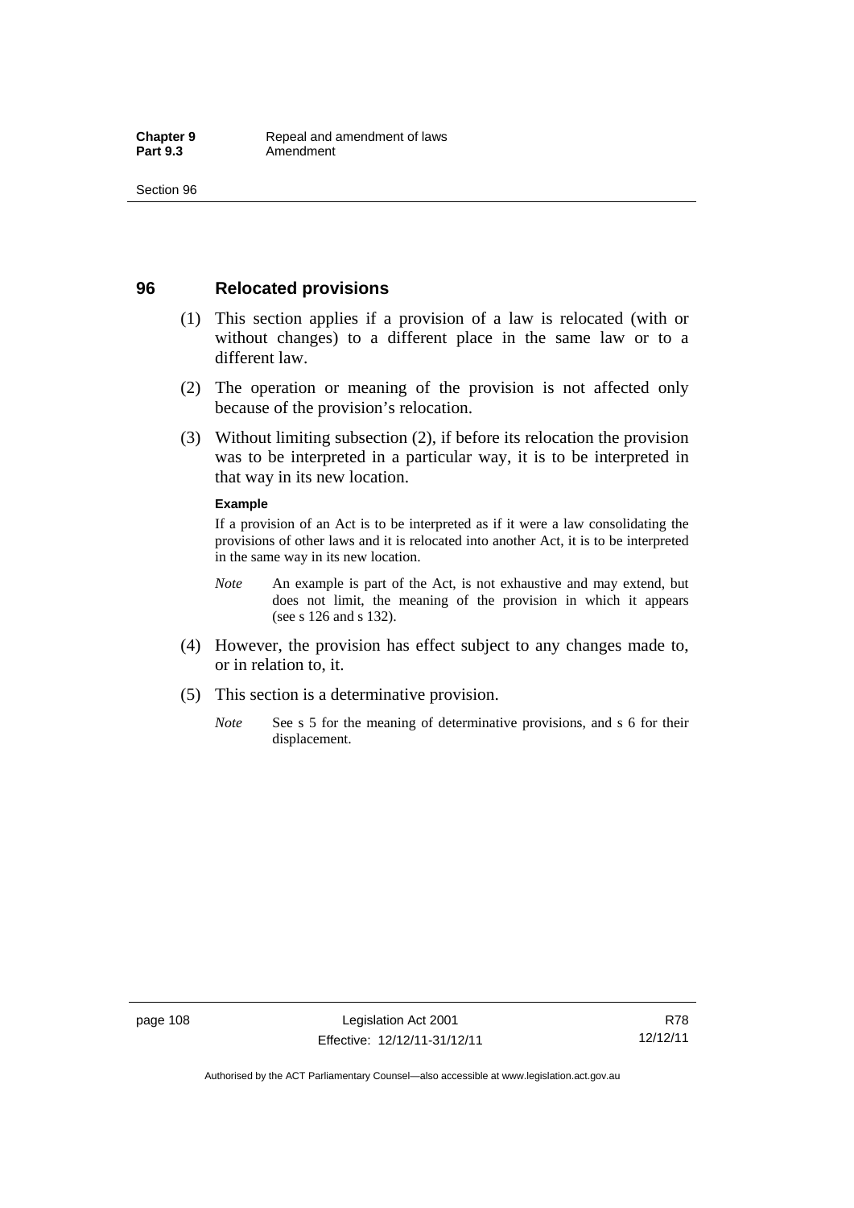## 96 Relocated provisions

(1) This section applies if a provision of a law is relocated (with or without changes) to a different place in the same law or to a different law.

(2) The operation or meaning of the provision is not affected only because of the provision's relocation.

(3) Without limiting subsection (2), if before its relocation the provision was to be interpreted in a particular way, it is to be interpreted in that way in its new location.

**Example**

If a provision of an Act is to be interpreted as if it were a law consolidating the provisions of other laws and it is relocated into another Act, it is to be interpreted in the same way in its new location.

*Note* An example is part of the Act, is not exhaustive and may extend, but does not limit, the meaning of the provision in which it appears (see s 126 and s 132).

(4) However, the provision has effect subject to any changes made to, or in relation to, it.

(5) This section is a determinative provision.

*Note* See s 5 for the meaning of determinative provisions, and s 6 for their displacement.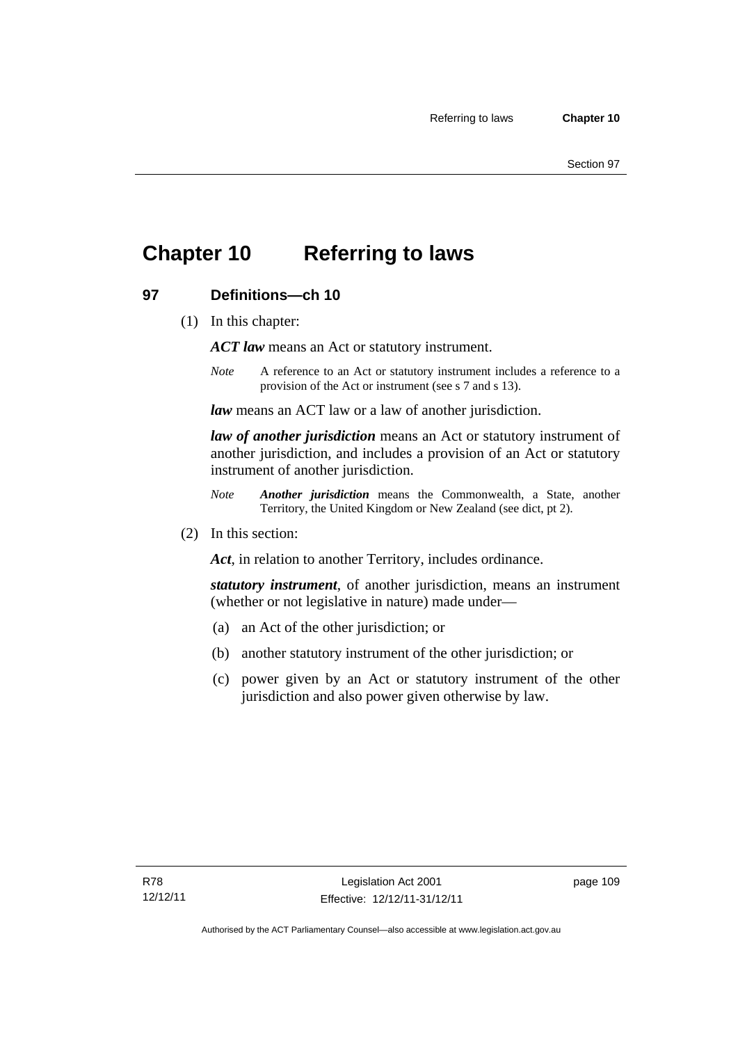# Chapter 10 Referring to laws

## 97 Definitions—ch 10

(1) In this chapter:

***ACT law*** means an Act or statutory instrument.

*Note* A reference to an Act or statutory instrument includes a reference to a provision of the Act or instrument (see s 7 and s 13).

***law*** means an ACT law or a law of another jurisdiction.

***law of another jurisdiction*** means an Act or statutory instrument of another jurisdiction, and includes a provision of an Act or statutory instrument of another jurisdiction.

*Note* ***Another jurisdiction*** means the Commonwealth, a State, another Territory, the United Kingdom or New Zealand (see dict, pt 2).

(2) In this section:

***Act***, in relation to another Territory, includes ordinance.

***statutory instrument***, of another jurisdiction, means an instrument (whether or not legislative in nature) made under—

(a) an Act of the other jurisdiction; or

(b) another statutory instrument of the other jurisdiction; or

(c) power given by an Act or statutory instrument of the other jurisdiction and also power given otherwise by law.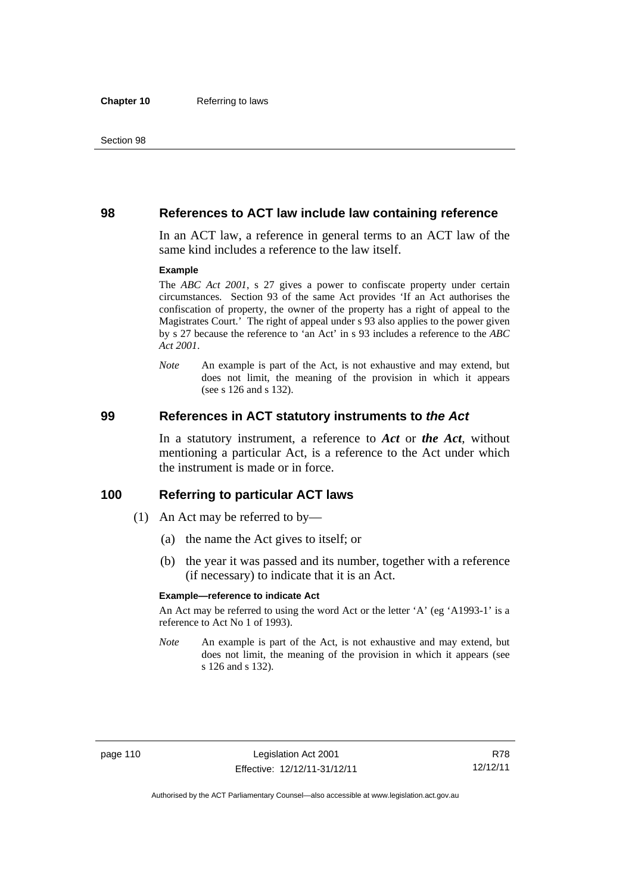## 98 References to ACT law include law containing reference

In an ACT law, a reference in general terms to an ACT law of the same kind includes a reference to the law itself.

**Example**

The *ABC Act 2001*, s 27 gives a power to confiscate property under certain circumstances. Section 93 of the same Act provides 'If an Act authorises the confiscation of property, the owner of the property has a right of appeal to the Magistrates Court.' The right of appeal under s 93 also applies to the power given by s 27 because the reference to 'an Act' in s 93 includes a reference to the *ABC Act 2001*.

*Note* An example is part of the Act, is not exhaustive and may extend, but does not limit, the meaning of the provision in which it appears (see s 126 and s 132).

## 99 References in ACT statutory instruments to *the Act*

In a statutory instrument, a reference to ***Act*** or ***the Act***, without mentioning a particular Act, is a reference to the Act under which the instrument is made or in force.

## 100 Referring to particular ACT laws

(1) An Act may be referred to by—

(a) the name the Act gives to itself; or

(b) the year it was passed and its number, together with a reference (if necessary) to indicate that it is an Act.

**Example—reference to indicate Act**

An Act may be referred to using the word Act or the letter 'A' (eg 'A1993-1' is a reference to Act No 1 of 1993).

*Note* An example is part of the Act, is not exhaustive and may extend, but does not limit, the meaning of the provision in which it appears (see s 126 and s 132).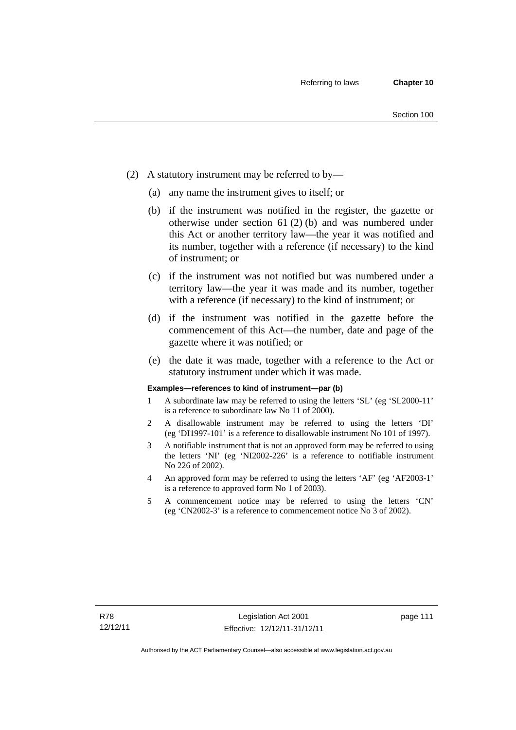(2) A statutory instrument may be referred to by—

(a) any name the instrument gives to itself; or

(b) if the instrument was notified in the register, the gazette or otherwise under section 61 (2) (b) and was numbered under this Act or another territory law—the year it was notified and its number, together with a reference (if necessary) to the kind of instrument; or

(c) if the instrument was not notified but was numbered under a territory law—the year it was made and its number, together with a reference (if necessary) to the kind of instrument; or

(d) if the instrument was notified in the gazette before the commencement of this Act—the number, date and page of the gazette where it was notified; or

(e) the date it was made, together with a reference to the Act or statutory instrument under which it was made.

**Examples—references to kind of instrument—par (b)**

1 A subordinate law may be referred to using the letters 'SL' (eg 'SL2000-11' is a reference to subordinate law No 11 of 2000).

2 A disallowable instrument may be referred to using the letters 'DI' (eg 'DI1997-101' is a reference to disallowable instrument No 101 of 1997).

3 A notifiable instrument that is not an approved form may be referred to using the letters 'NI' (eg 'NI2002-226' is a reference to notifiable instrument No 226 of 2002).

4 An approved form may be referred to using the letters 'AF' (eg 'AF2003-1' is a reference to approved form No 1 of 2003).

5 A commencement notice may be referred to using the letters 'CN' (eg 'CN2002-3' is a reference to commencement notice No 3 of 2002).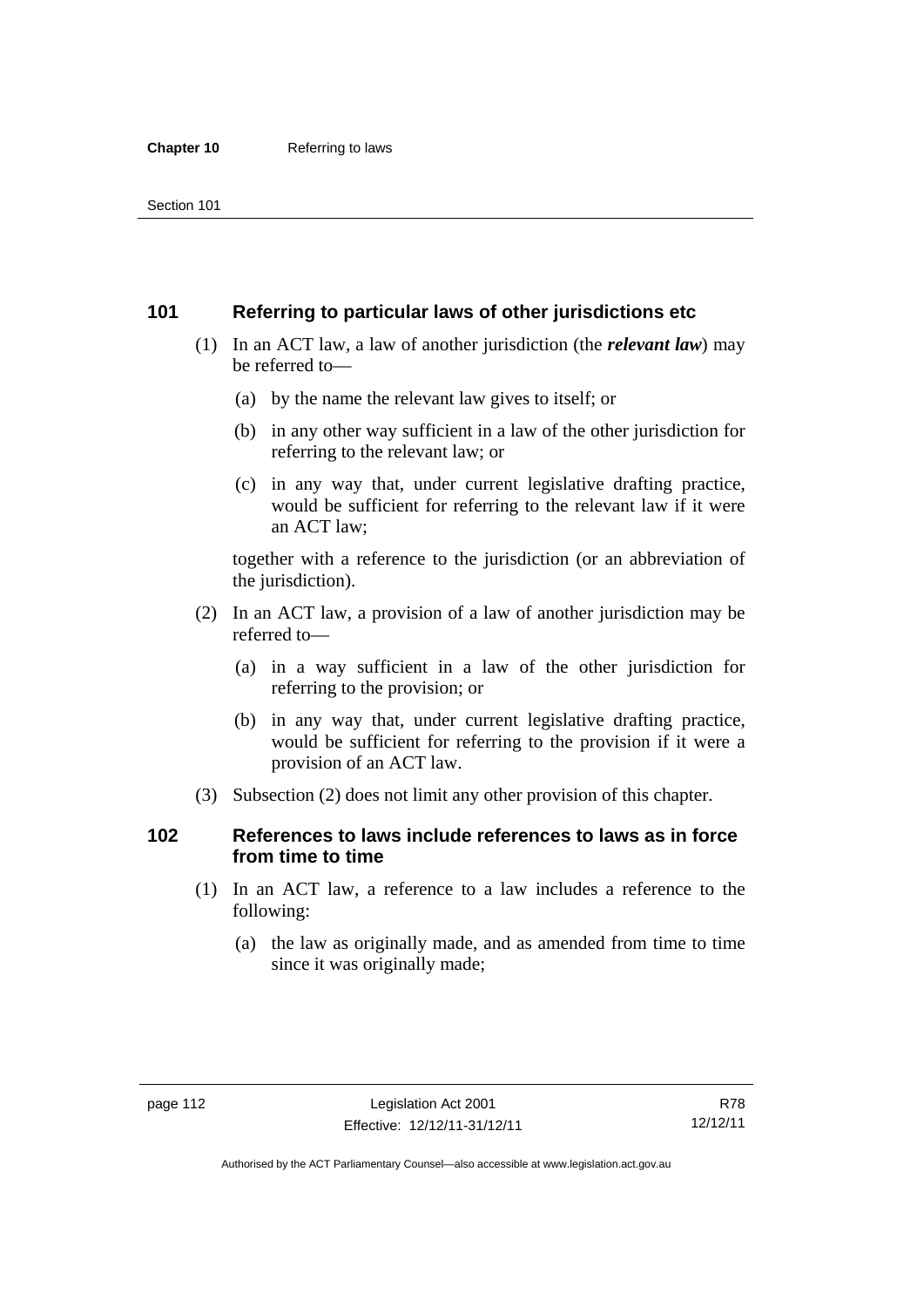## 101 Referring to particular laws of other jurisdictions etc

(1) In an ACT law, a law of another jurisdiction (the ***relevant law***) may be referred to—

(a) by the name the relevant law gives to itself; or

(b) in any other way sufficient in a law of the other jurisdiction for referring to the relevant law; or

(c) in any way that, under current legislative drafting practice, would be sufficient for referring to the relevant law if it were an ACT law;

together with a reference to the jurisdiction (or an abbreviation of the jurisdiction).

(2) In an ACT law, a provision of a law of another jurisdiction may be referred to—

(a) in a way sufficient in a law of the other jurisdiction for referring to the provision; or

(b) in any way that, under current legislative drafting practice, would be sufficient for referring to the provision if it were a provision of an ACT law.

(3) Subsection (2) does not limit any other provision of this chapter.

## 102 References to laws include references to laws as in force from time to time

(1) In an ACT law, a reference to a law includes a reference to the following:

(a) the law as originally made, and as amended from time to time since it was originally made;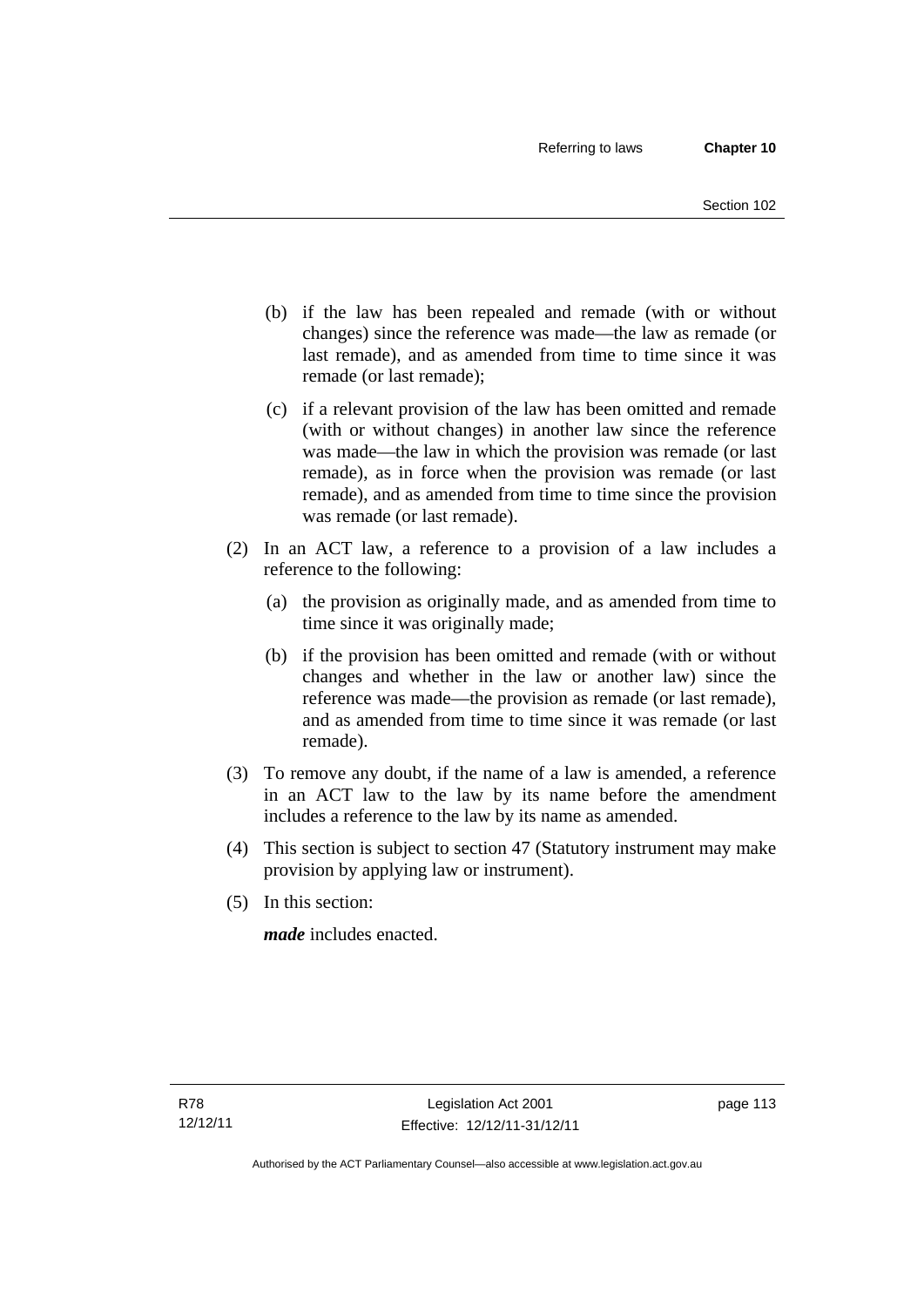(b) if the law has been repealed and remade (with or without changes) since the reference was made—the law as remade (or last remade), and as amended from time to time since it was remade (or last remade);

(c) if a relevant provision of the law has been omitted and remade (with or without changes) in another law since the reference was made—the law in which the provision was remade (or last remade), as in force when the provision was remade (or last remade), and as amended from time to time since the provision was remade (or last remade).

(2) In an ACT law, a reference to a provision of a law includes a reference to the following:

(a) the provision as originally made, and as amended from time to time since it was originally made;

(b) if the provision has been omitted and remade (with or without changes and whether in the law or another law) since the reference was made—the provision as remade (or last remade), and as amended from time to time since it was remade (or last remade).

(3) To remove any doubt, if the name of a law is amended, a reference in an ACT law to the law by its name before the amendment includes a reference to the law by its name as amended.

(4) This section is subject to section 47 (Statutory instrument may make provision by applying law or instrument).

(5) In this section:

***made*** includes enacted.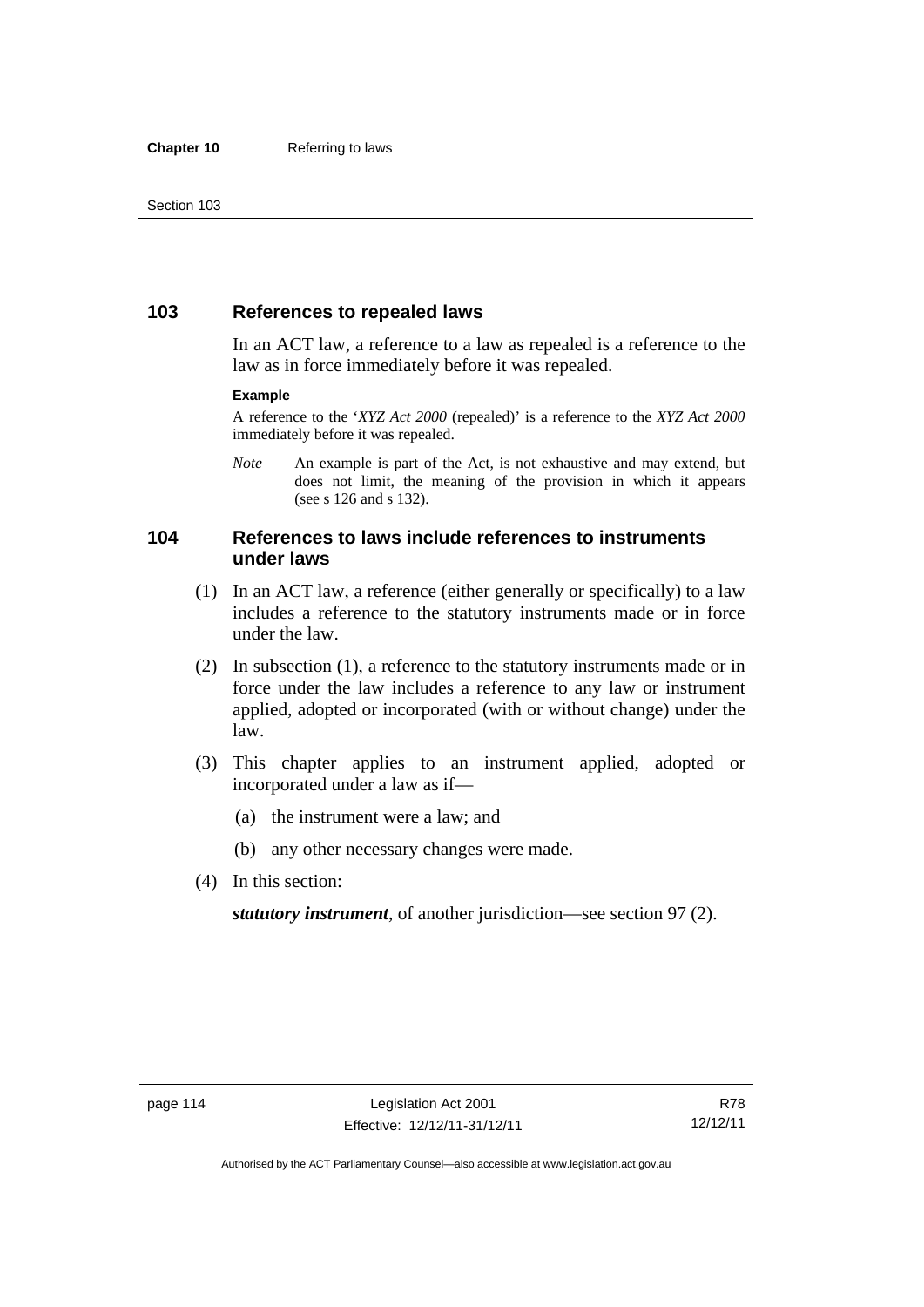## 103 References to repealed laws

In an ACT law, a reference to a law as repealed is a reference to the law as in force immediately before it was repealed.

**Example**

A reference to the '*XYZ Act 2000* (repealed)' is a reference to the *XYZ Act 2000* immediately before it was repealed.

*Note* An example is part of the Act, is not exhaustive and may extend, but does not limit, the meaning of the provision in which it appears (see s 126 and s 132).

## 104 References to laws include references to instruments under laws

(1) In an ACT law, a reference (either generally or specifically) to a law includes a reference to the statutory instruments made or in force under the law.

(2) In subsection (1), a reference to the statutory instruments made or in force under the law includes a reference to any law or instrument applied, adopted or incorporated (with or without change) under the law.

(3) This chapter applies to an instrument applied, adopted or incorporated under a law as if—

(a) the instrument were a law; and

(b) any other necessary changes were made.

(4) In this section:

***statutory instrument***, of another jurisdiction—see section 97 (2).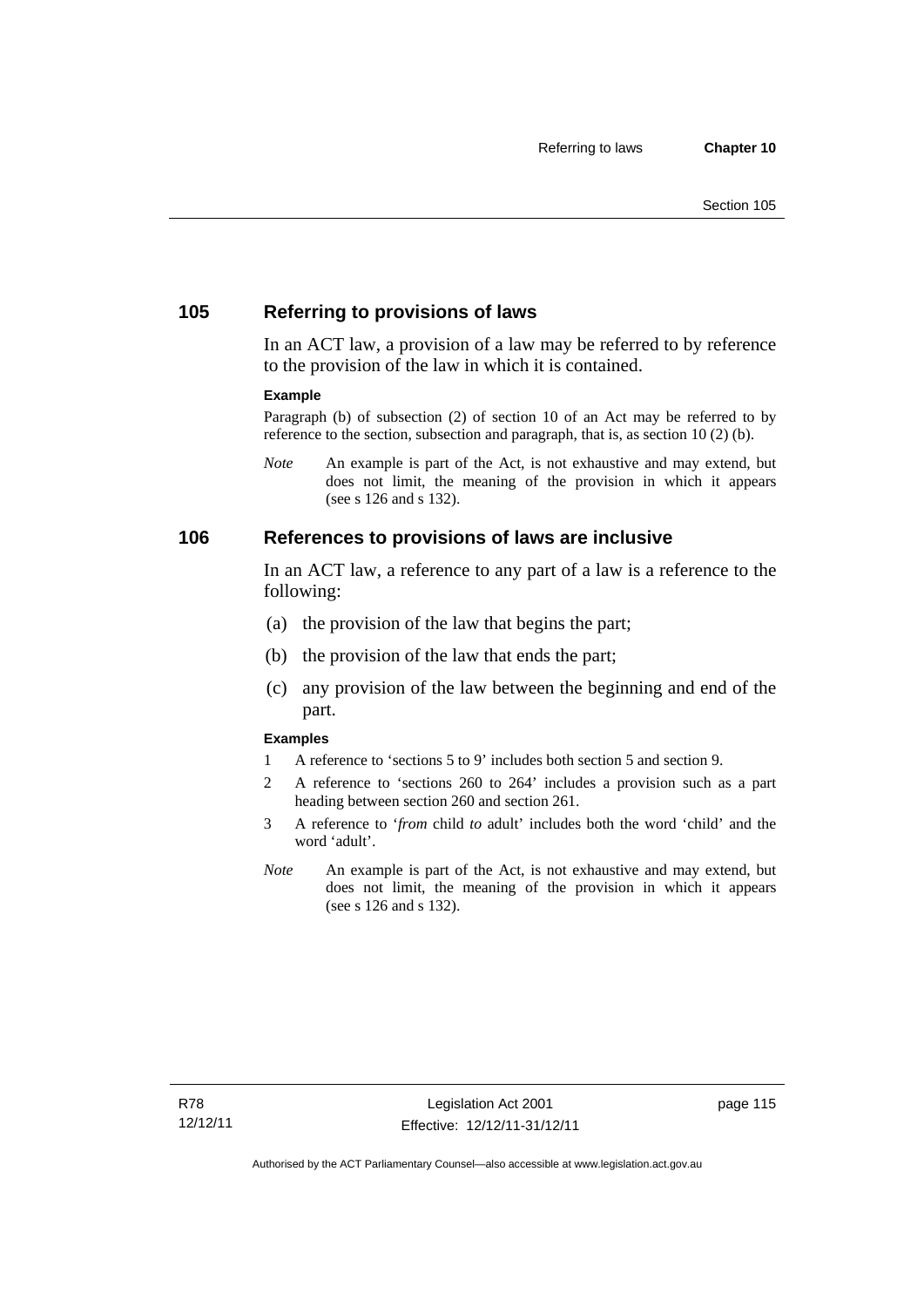## 105 Referring to provisions of laws

In an ACT law, a provision of a law may be referred to by reference to the provision of the law in which it is contained.

**Example**

Paragraph (b) of subsection (2) of section 10 of an Act may be referred to by reference to the section, subsection and paragraph, that is, as section 10 (2) (b).

*Note* An example is part of the Act, is not exhaustive and may extend, but does not limit, the meaning of the provision in which it appears (see s 126 and s 132).

## 106 References to provisions of laws are inclusive

In an ACT law, a reference to any part of a law is a reference to the following:

(a) the provision of the law that begins the part;

(b) the provision of the law that ends the part;

(c) any provision of the law between the beginning and end of the part.

**Examples**

1 A reference to 'sections 5 to 9' includes both section 5 and section 9.

2 A reference to 'sections 260 to 264' includes a provision such as a part heading between section 260 and section 261.

3 A reference to '*from* child *to* adult' includes both the word 'child' and the word 'adult'.

*Note* An example is part of the Act, is not exhaustive and may extend, but does not limit, the meaning of the provision in which it appears (see s 126 and s 132).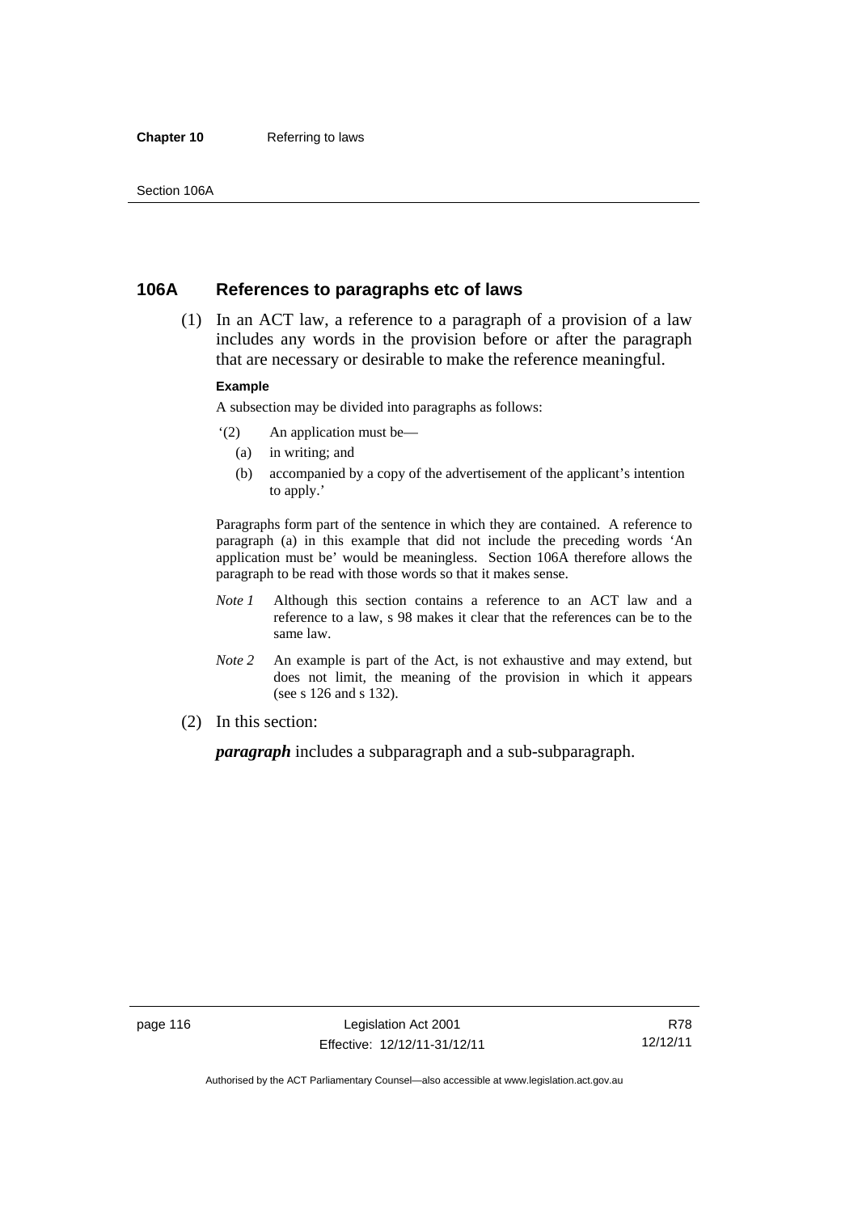## 106A References to paragraphs etc of laws

(1) In an ACT law, a reference to a paragraph of a provision of a law includes any words in the provision before or after the paragraph that are necessary or desirable to make the reference meaningful.

**Example**

A subsection may be divided into paragraphs as follows:

'(2) An application must be—

(a) in writing; and

(b) accompanied by a copy of the advertisement of the applicant's intention to apply.'

Paragraphs form part of the sentence in which they are contained. A reference to paragraph (a) in this example that did not include the preceding words 'An application must be' would be meaningless. Section 106A therefore allows the paragraph to be read with those words so that it makes sense.

*Note 1* Although this section contains a reference to an ACT law and a reference to a law, s 98 makes it clear that the references can be to the same law.

*Note 2* An example is part of the Act, is not exhaustive and may extend, but does not limit, the meaning of the provision in which it appears (see s 126 and s 132).

(2) In this section:

***paragraph*** includes a subparagraph and a sub-subparagraph.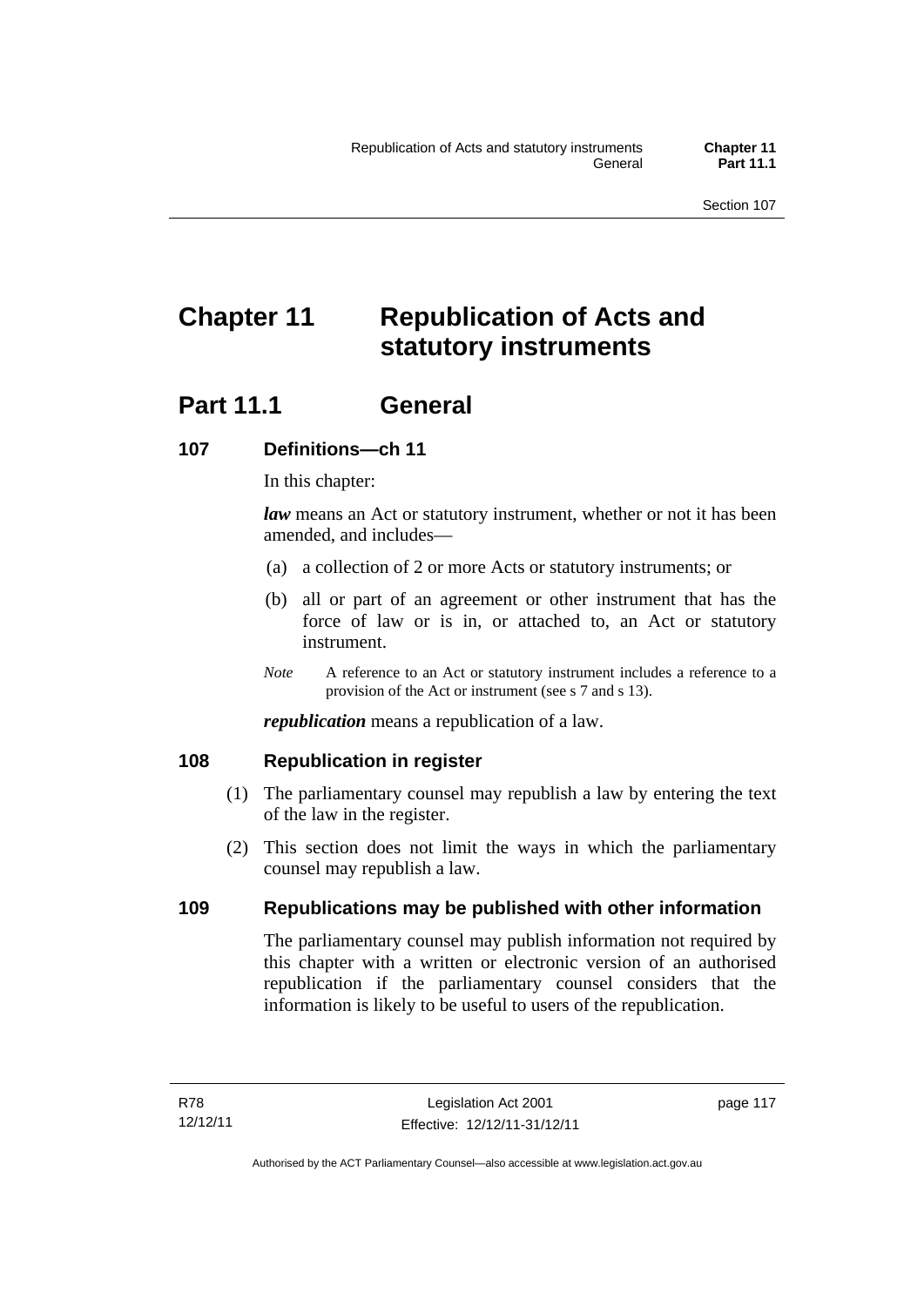# Chapter 11 Republication of Acts and statutory instruments

## Part 11.1 General

### 107 Definitions—ch 11

In this chapter:

***law*** means an Act or statutory instrument, whether or not it has been amended, and includes—

(a) a collection of 2 or more Acts or statutory instruments; or

(b) all or part of an agreement or other instrument that has the force of law or is in, or attached to, an Act or statutory instrument.

*Note* A reference to an Act or statutory instrument includes a reference to a provision of the Act or instrument (see s 7 and s 13).

***republication*** means a republication of a law.

### 108 Republication in register

(1) The parliamentary counsel may republish a law by entering the text of the law in the register.

(2) This section does not limit the ways in which the parliamentary counsel may republish a law.

### 109 Republications may be published with other information

The parliamentary counsel may publish information not required by this chapter with a written or electronic version of an authorised republication if the parliamentary counsel considers that the information is likely to be useful to users of the republication.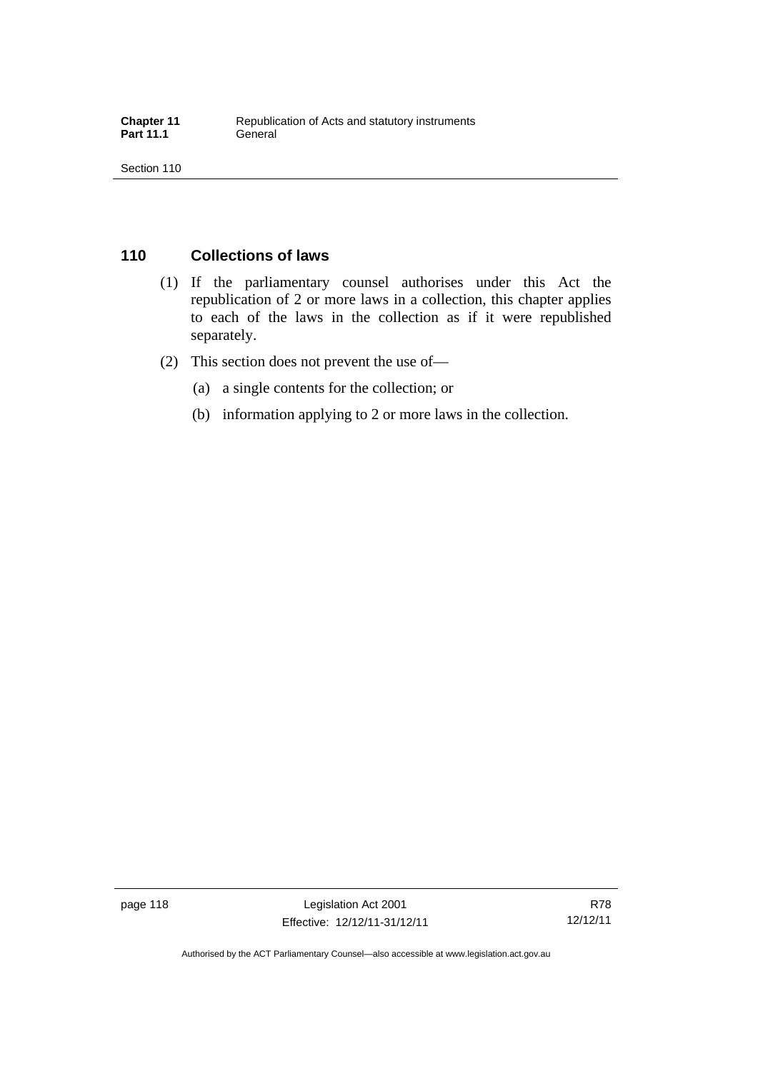## 110 Collections of laws

(1) If the parliamentary counsel authorises under this Act the republication of 2 or more laws in a collection, this chapter applies to each of the laws in the collection as if it were republished separately.

(2) This section does not prevent the use of—

(a) a single contents for the collection; or

(b) information applying to 2 or more laws in the collection.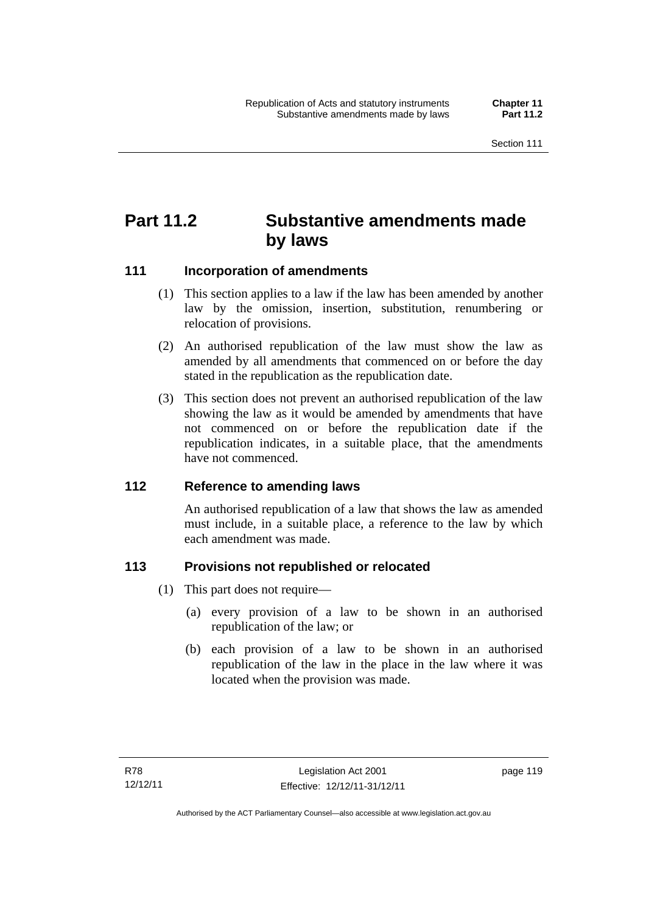# Part 11.2 Substantive amendments made by laws

## 111 Incorporation of amendments

(1) This section applies to a law if the law has been amended by another law by the omission, insertion, substitution, renumbering or relocation of provisions.

(2) An authorised republication of the law must show the law as amended by all amendments that commenced on or before the day stated in the republication as the republication date.

(3) This section does not prevent an authorised republication of the law showing the law as it would be amended by amendments that have not commenced on or before the republication date if the republication indicates, in a suitable place, that the amendments have not commenced.

## 112 Reference to amending laws

An authorised republication of a law that shows the law as amended must include, in a suitable place, a reference to the law by which each amendment was made.

## 113 Provisions not republished or relocated

(1) This part does not require—

(a) every provision of a law to be shown in an authorised republication of the law; or

(b) each provision of a law to be shown in an authorised republication of the law in the place in the law where it was located when the provision was made.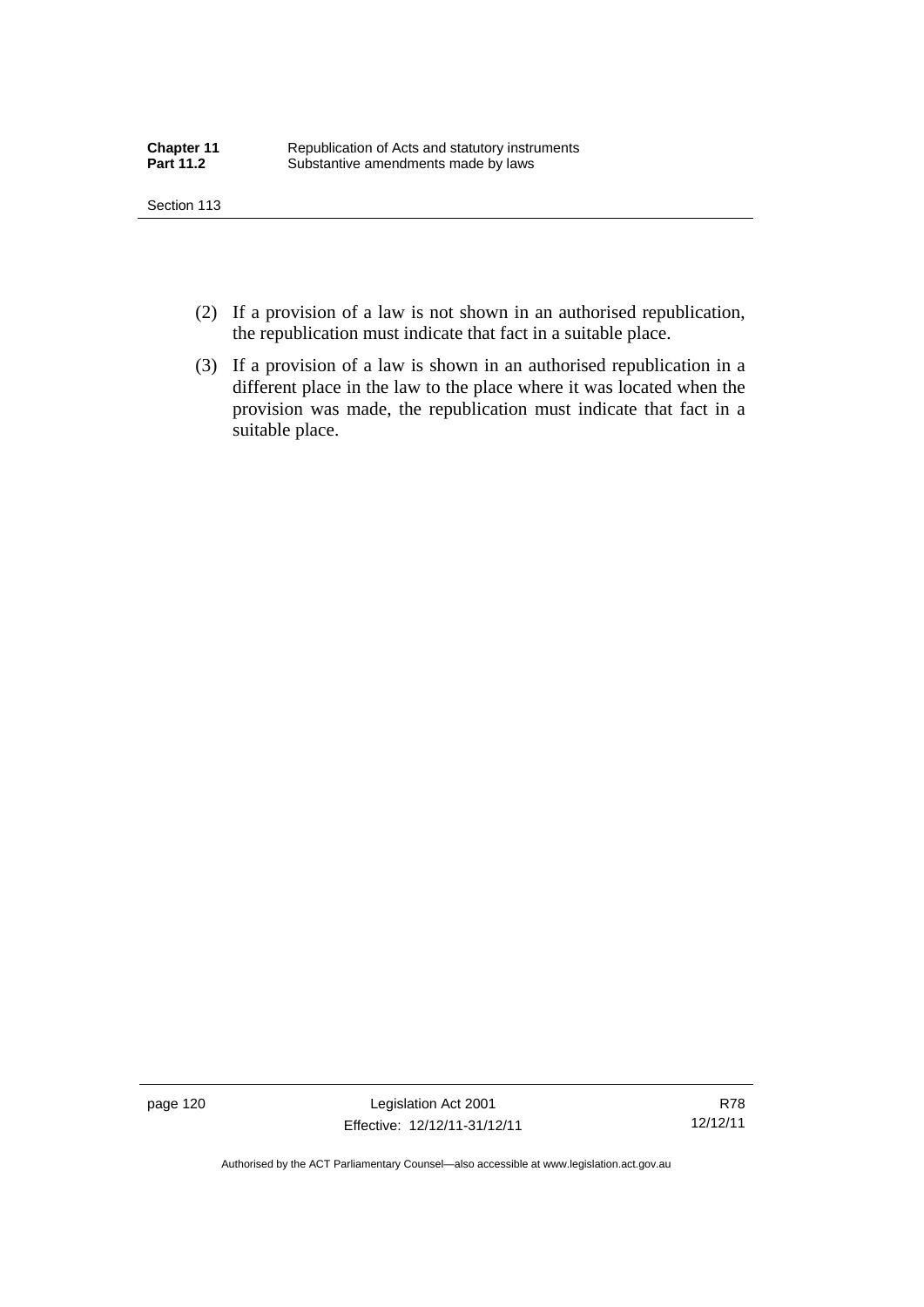(2) If a provision of a law is not shown in an authorised republication, the republication must indicate that fact in a suitable place.

(3) If a provision of a law is shown in an authorised republication in a different place in the law to the place where it was located when the provision was made, the republication must indicate that fact in a suitable place.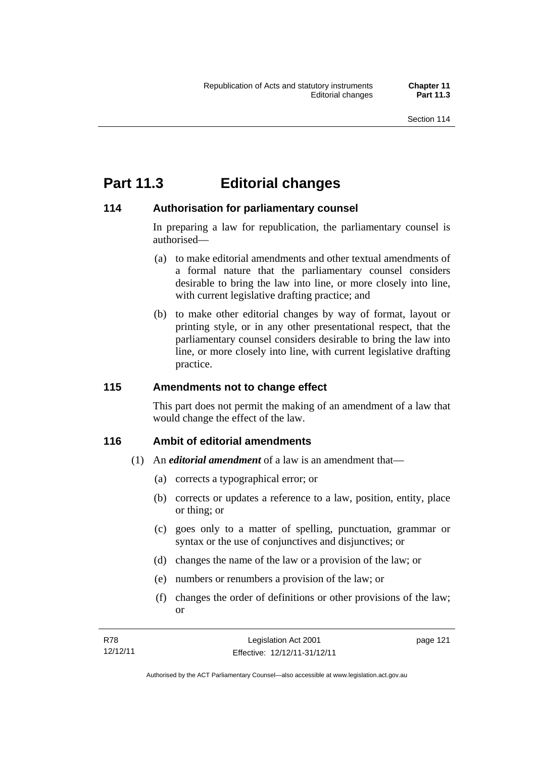# Part 11.3 Editorial changes

## 114 Authorisation for parliamentary counsel

In preparing a law for republication, the parliamentary counsel is authorised—

(a) to make editorial amendments and other textual amendments of a formal nature that the parliamentary counsel considers desirable to bring the law into line, or more closely into line, with current legislative drafting practice; and

(b) to make other editorial changes by way of format, layout or printing style, or in any other presentational respect, that the parliamentary counsel considers desirable to bring the law into line, or more closely into line, with current legislative drafting practice.

## 115 Amendments not to change effect

This part does not permit the making of an amendment of a law that would change the effect of the law.

## 116 Ambit of editorial amendments

(1) An ***editorial amendment*** of a law is an amendment that—

(a) corrects a typographical error; or

(b) corrects or updates a reference to a law, position, entity, place or thing; or

(c) goes only to a matter of spelling, punctuation, grammar or syntax or the use of conjunctives and disjunctives; or

(d) changes the name of the law or a provision of the law; or

(e) numbers or renumbers a provision of the law; or

(f) changes the order of definitions or other provisions of the law; or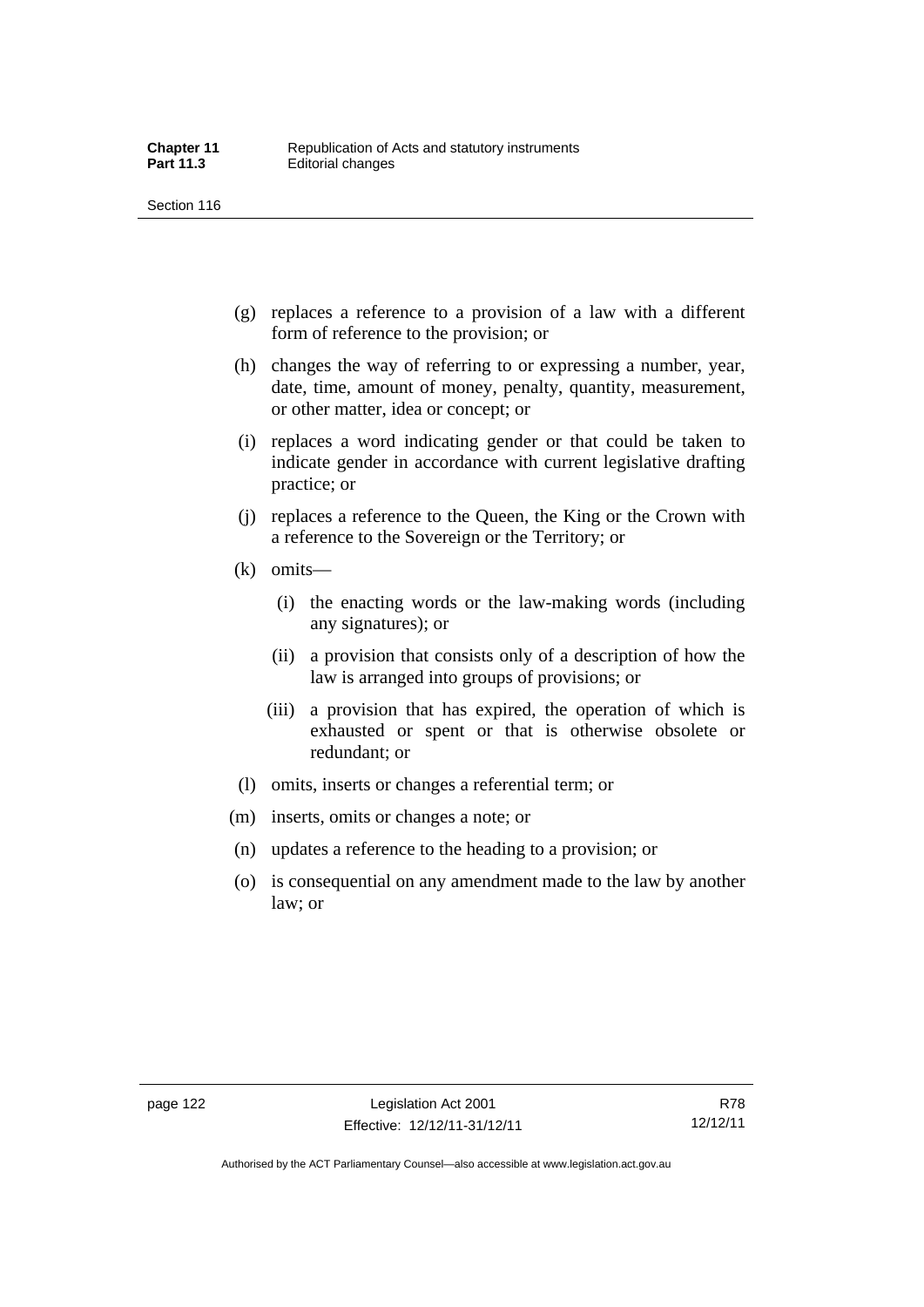(g) replaces a reference to a provision of a law with a different form of reference to the provision; or

(h) changes the way of referring to or expressing a number, year, date, time, amount of money, penalty, quantity, measurement, or other matter, idea or concept; or

(i) replaces a word indicating gender or that could be taken to indicate gender in accordance with current legislative drafting practice; or

(j) replaces a reference to the Queen, the King or the Crown with a reference to the Sovereign or the Territory; or

(k) omits—

  (i) the enacting words or the law-making words (including any signatures); or

  (ii) a provision that consists only of a description of how the law is arranged into groups of provisions; or

  (iii) a provision that has expired, the operation of which is exhausted or spent or that is otherwise obsolete or redundant; or

(l) omits, inserts or changes a referential term; or

(m) inserts, omits or changes a note; or

(n) updates a reference to the heading to a provision; or

(o) is consequential on any amendment made to the law by another law; or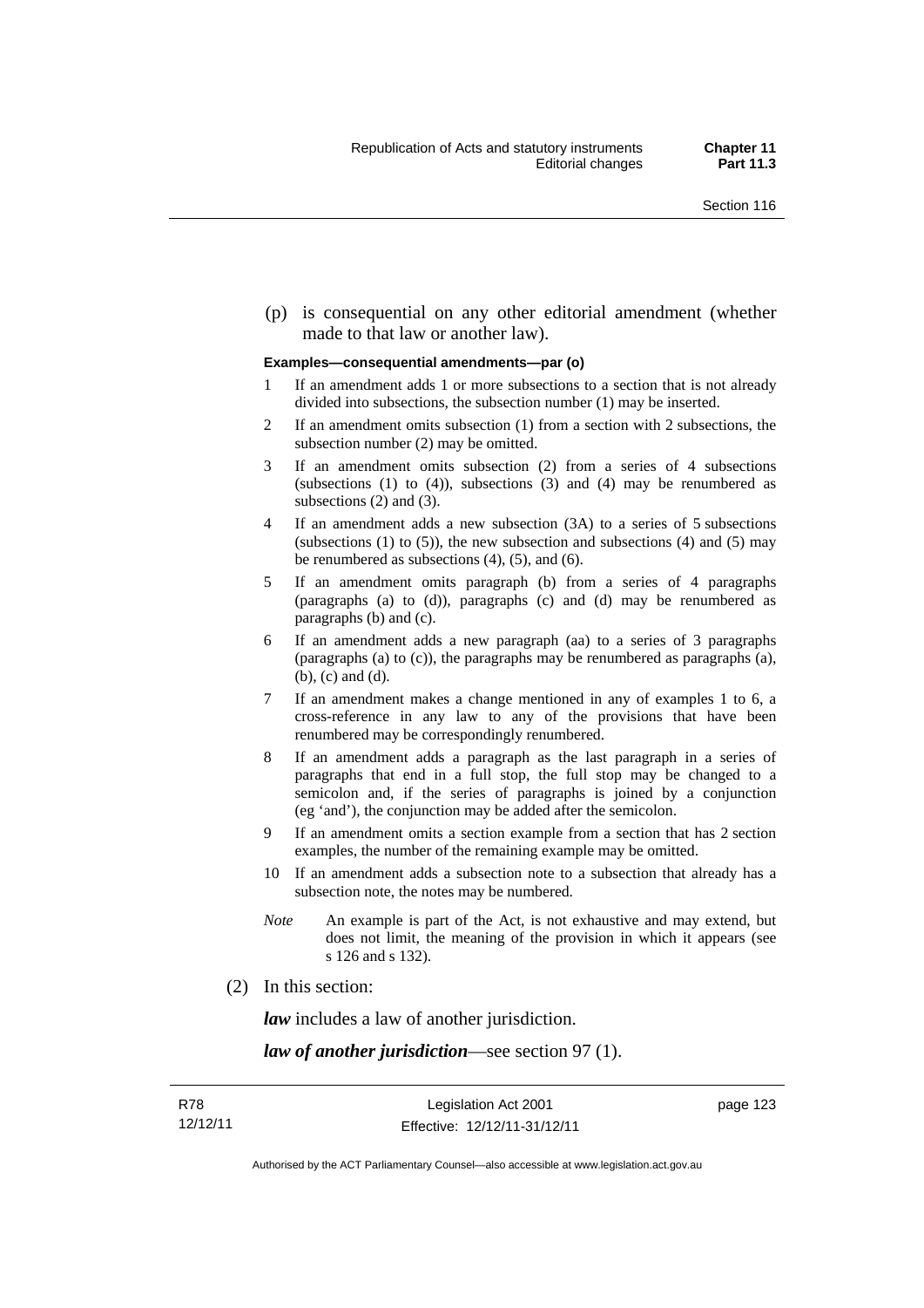(p) is consequential on any other editorial amendment (whether made to that law or another law).

**Examples—consequential amendments—par (o)**

1 If an amendment adds 1 or more subsections to a section that is not already divided into subsections, the subsection number (1) may be inserted.

2 If an amendment omits subsection (1) from a section with 2 subsections, the subsection number (2) may be omitted.

3 If an amendment omits subsection (2) from a series of 4 subsections (subsections (1) to (4)), subsections (3) and (4) may be renumbered as subsections (2) and (3).

4 If an amendment adds a new subsection (3A) to a series of 5 subsections (subsections (1) to (5)), the new subsection and subsections (4) and (5) may be renumbered as subsections (4), (5), and (6).

5 If an amendment omits paragraph (b) from a series of 4 paragraphs (paragraphs (a) to (d)), paragraphs (c) and (d) may be renumbered as paragraphs (b) and (c).

6 If an amendment adds a new paragraph (aa) to a series of 3 paragraphs (paragraphs (a) to (c)), the paragraphs may be renumbered as paragraphs (a), (b), (c) and (d).

7 If an amendment makes a change mentioned in any of examples 1 to 6, a cross-reference in any law to any of the provisions that have been renumbered may be correspondingly renumbered.

8 If an amendment adds a paragraph as the last paragraph in a series of paragraphs that end in a full stop, the full stop may be changed to a semicolon and, if the series of paragraphs is joined by a conjunction (eg 'and'), the conjunction may be added after the semicolon.

9 If an amendment omits a section example from a section that has 2 section examples, the number of the remaining example may be omitted.

10 If an amendment adds a subsection note to a subsection that already has a subsection note, the notes may be numbered.

*Note* An example is part of the Act, is not exhaustive and may extend, but does not limit, the meaning of the provision in which it appears (see s 126 and s 132).

(2) In this section:

***law*** includes a law of another jurisdiction.

***law of another jurisdiction***—see section 97 (1).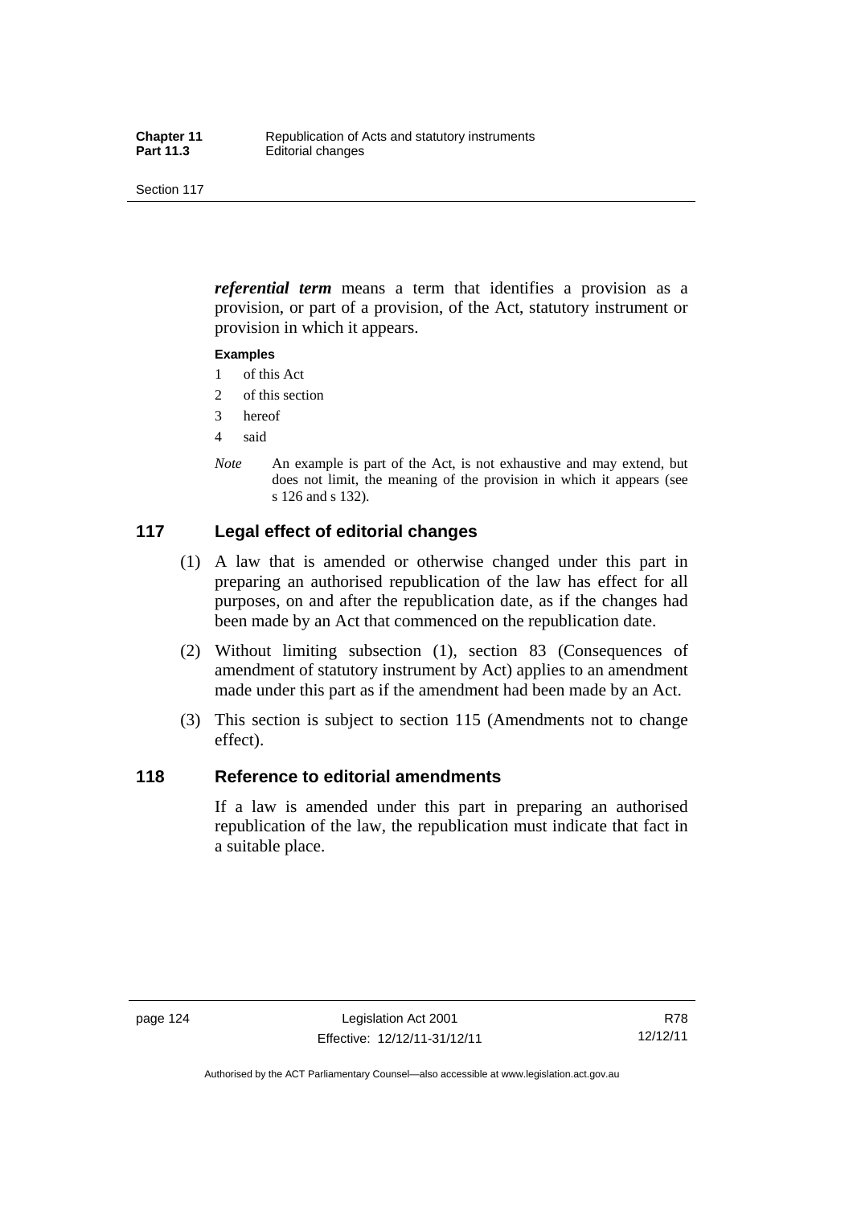***referential term*** means a term that identifies a provision as a provision, or part of a provision, of the Act, statutory instrument or provision in which it appears.

**Examples**

1 of this Act

2 of this section

3 hereof

4 said

*Note* An example is part of the Act, is not exhaustive and may extend, but does not limit, the meaning of the provision in which it appears (see s 126 and s 132).

## 117 Legal effect of editorial changes

(1) A law that is amended or otherwise changed under this part in preparing an authorised republication of the law has effect for all purposes, on and after the republication date, as if the changes had been made by an Act that commenced on the republication date.

(2) Without limiting subsection (1), section 83 (Consequences of amendment of statutory instrument by Act) applies to an amendment made under this part as if the amendment had been made by an Act.

(3) This section is subject to section 115 (Amendments not to change effect).

## 118 Reference to editorial amendments

If a law is amended under this part in preparing an authorised republication of the law, the republication must indicate that fact in a suitable place.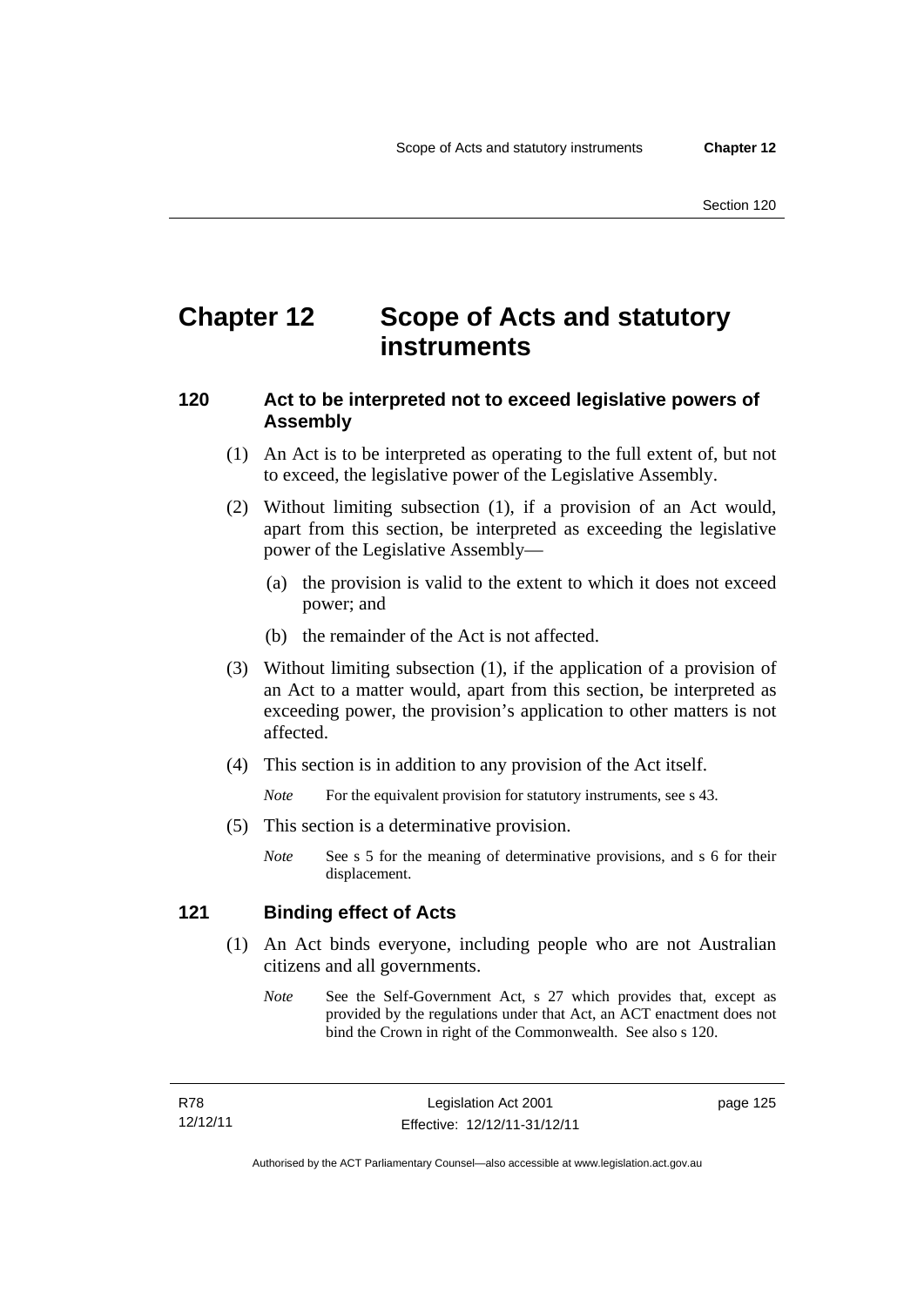# Chapter 12 Scope of Acts and statutory instruments

## 120 Act to be interpreted not to exceed legislative powers of Assembly

(1) An Act is to be interpreted as operating to the full extent of, but not to exceed, the legislative power of the Legislative Assembly.

(2) Without limiting subsection (1), if a provision of an Act would, apart from this section, be interpreted as exceeding the legislative power of the Legislative Assembly—

(a) the provision is valid to the extent to which it does not exceed power; and

(b) the remainder of the Act is not affected.

(3) Without limiting subsection (1), if the application of a provision of an Act to a matter would, apart from this section, be interpreted as exceeding power, the provision's application to other matters is not affected.

(4) This section is in addition to any provision of the Act itself.

*Note* For the equivalent provision for statutory instruments, see s 43.

(5) This section is a determinative provision.

*Note* See s 5 for the meaning of determinative provisions, and s 6 for their displacement.

## 121 Binding effect of Acts

(1) An Act binds everyone, including people who are not Australian citizens and all governments.

*Note* See the Self-Government Act, s 27 which provides that, except as provided by the regulations under that Act, an ACT enactment does not bind the Crown in right of the Commonwealth. See also s 120.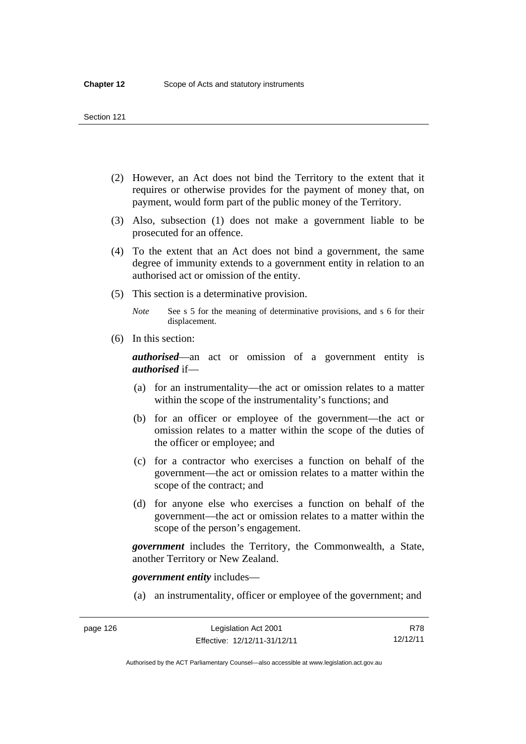(2) However, an Act does not bind the Territory to the extent that it requires or otherwise provides for the payment of money that, on payment, would form part of the public money of the Territory.

(3) Also, subsection (1) does not make a government liable to be prosecuted for an offence.

(4) To the extent that an Act does not bind a government, the same degree of immunity extends to a government entity in relation to an authorised act or omission of the entity.

(5) This section is a determinative provision.

*Note* See s 5 for the meaning of determinative provisions, and s 6 for their displacement.

(6) In this section:

***authorised***—an act or omission of a government entity is ***authorised*** if—

(a) for an instrumentality—the act or omission relates to a matter within the scope of the instrumentality's functions; and

(b) for an officer or employee of the government—the act or omission relates to a matter within the scope of the duties of the officer or employee; and

(c) for a contractor who exercises a function on behalf of the government—the act or omission relates to a matter within the scope of the contract; and

(d) for anyone else who exercises a function on behalf of the government—the act or omission relates to a matter within the scope of the person's engagement.

***government*** includes the Territory, the Commonwealth, a State, another Territory or New Zealand.

***government entity*** includes—

(a) an instrumentality, officer or employee of the government; and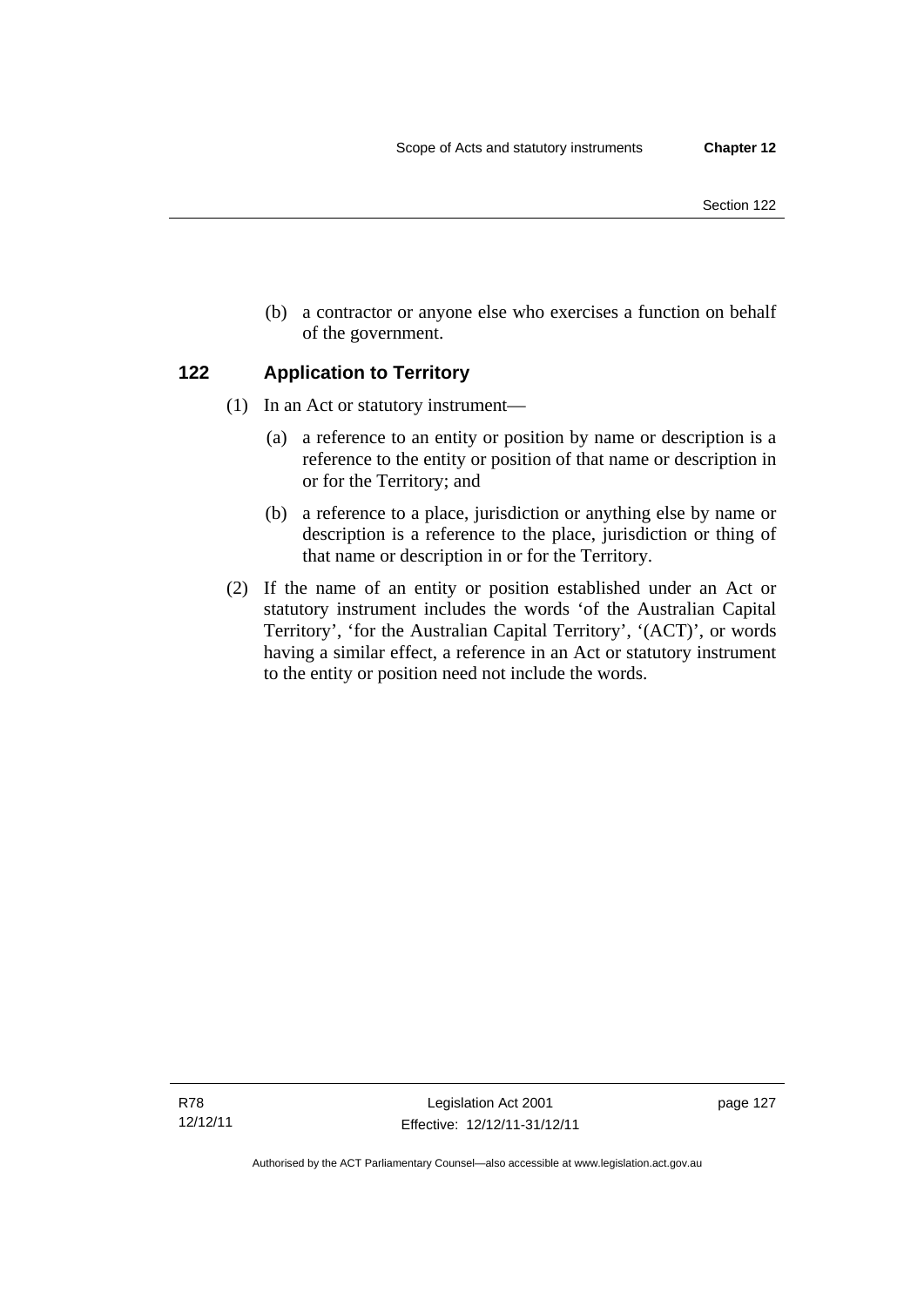(b) a contractor or anyone else who exercises a function on behalf of the government.

## 122 Application to Territory

(1) In an Act or statutory instrument—

(a) a reference to an entity or position by name or description is a reference to the entity or position of that name or description in or for the Territory; and

(b) a reference to a place, jurisdiction or anything else by name or description is a reference to the place, jurisdiction or thing of that name or description in or for the Territory.

(2) If the name of an entity or position established under an Act or statutory instrument includes the words 'of the Australian Capital Territory', 'for the Australian Capital Territory', '(ACT)', or words having a similar effect, a reference in an Act or statutory instrument to the entity or position need not include the words.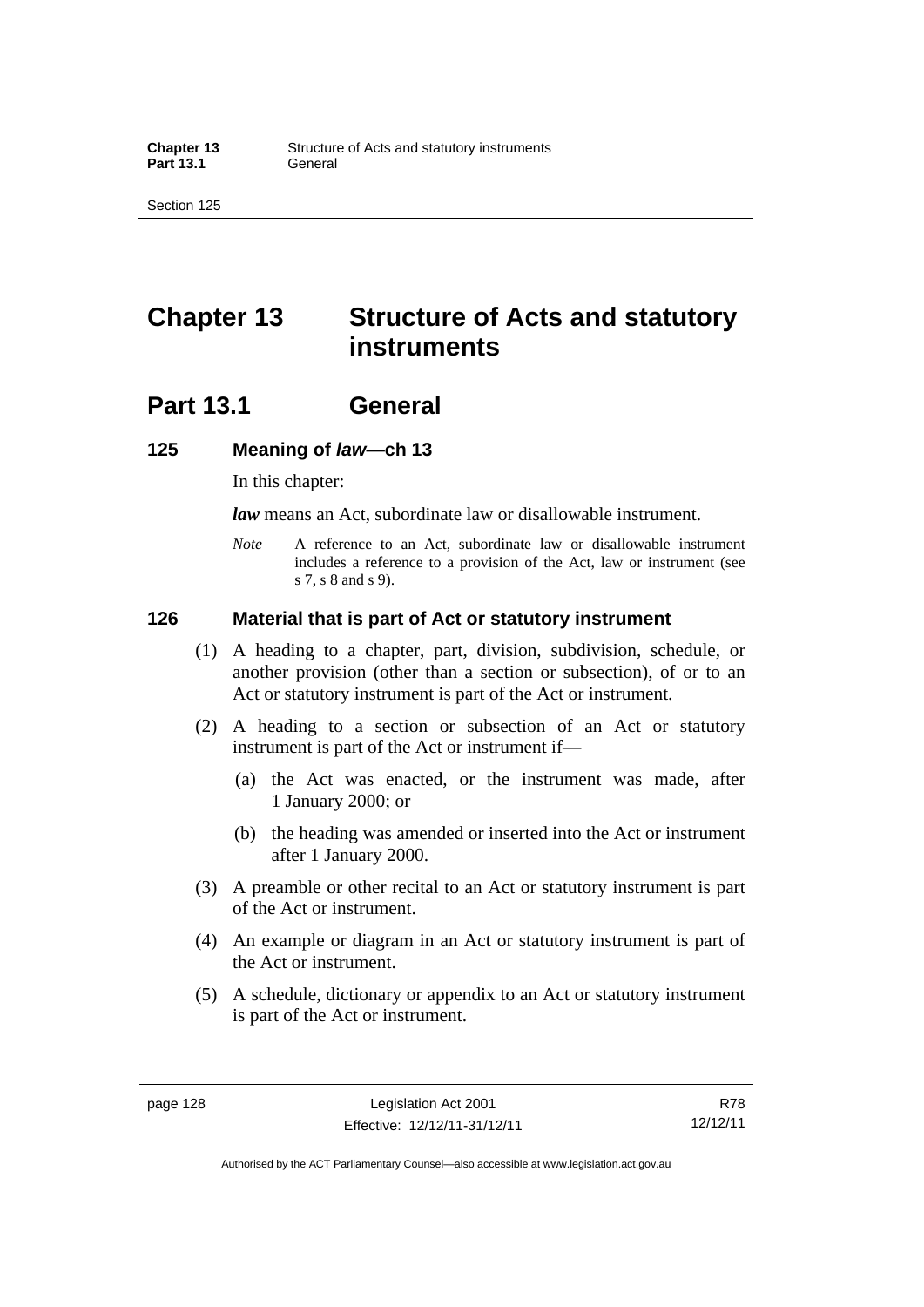# Chapter 13 Structure of Acts and statutory instruments

## Part 13.1 General

### 125 Meaning of *law*—ch 13

In this chapter:

***law*** means an Act, subordinate law or disallowable instrument.

*Note* A reference to an Act, subordinate law or disallowable instrument includes a reference to a provision of the Act, law or instrument (see s 7, s 8 and s 9).

### 126 Material that is part of Act or statutory instrument

(1) A heading to a chapter, part, division, subdivision, schedule, or another provision (other than a section or subsection), of or to an Act or statutory instrument is part of the Act or instrument.

(2) A heading to a section or subsection of an Act or statutory instrument is part of the Act or instrument if—

(a) the Act was enacted, or the instrument was made, after 1 January 2000; or

(b) the heading was amended or inserted into the Act or instrument after 1 January 2000.

(3) A preamble or other recital to an Act or statutory instrument is part of the Act or instrument.

(4) An example or diagram in an Act or statutory instrument is part of the Act or instrument.

(5) A schedule, dictionary or appendix to an Act or statutory instrument is part of the Act or instrument.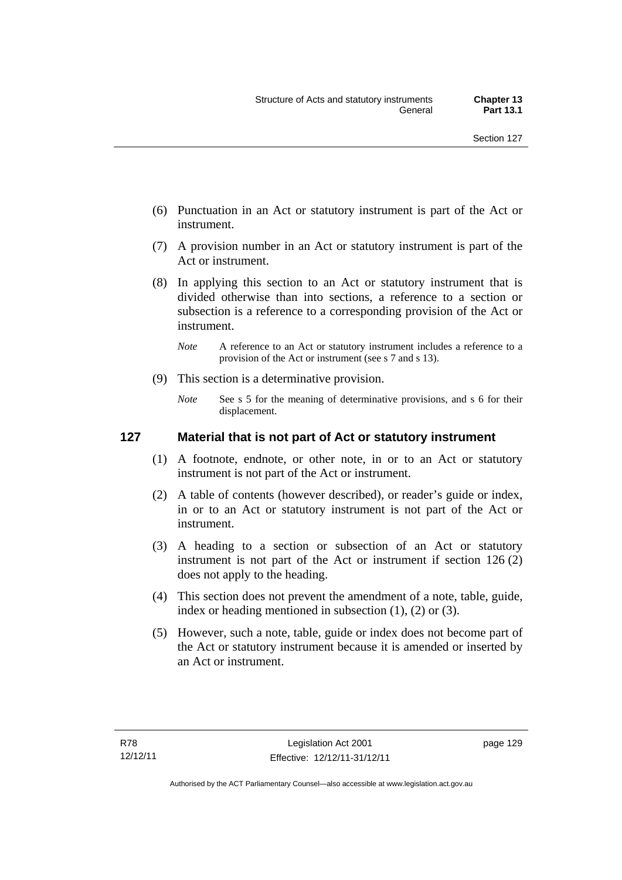(6) Punctuation in an Act or statutory instrument is part of the Act or instrument.

(7) A provision number in an Act or statutory instrument is part of the Act or instrument.

(8) In applying this section to an Act or statutory instrument that is divided otherwise than into sections, a reference to a section or subsection is a reference to a corresponding provision of the Act or instrument.

*Note* A reference to an Act or statutory instrument includes a reference to a provision of the Act or instrument (see s 7 and s 13).

(9) This section is a determinative provision.

*Note* See s 5 for the meaning of determinative provisions, and s 6 for their displacement.

## 127 Material that is not part of Act or statutory instrument

(1) A footnote, endnote, or other note, in or to an Act or statutory instrument is not part of the Act or instrument.

(2) A table of contents (however described), or reader's guide or index, in or to an Act or statutory instrument is not part of the Act or instrument.

(3) A heading to a section or subsection of an Act or statutory instrument is not part of the Act or instrument if section 126 (2) does not apply to the heading.

(4) This section does not prevent the amendment of a note, table, guide, index or heading mentioned in subsection (1), (2) or (3).

(5) However, such a note, table, guide or index does not become part of the Act or statutory instrument because it is amended or inserted by an Act or instrument.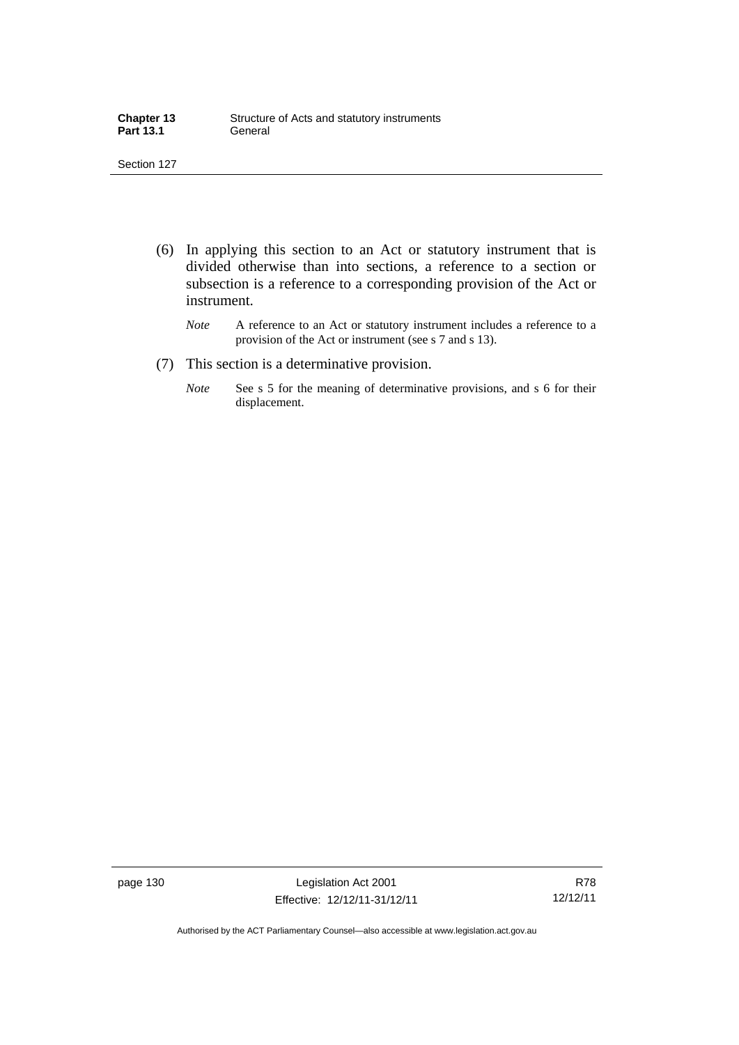(6) In applying this section to an Act or statutory instrument that is divided otherwise than into sections, a reference to a section or subsection is a reference to a corresponding provision of the Act or instrument.

*Note* A reference to an Act or statutory instrument includes a reference to a provision of the Act or instrument (see s 7 and s 13).

(7) This section is a determinative provision.

*Note* See s 5 for the meaning of determinative provisions, and s 6 for their displacement.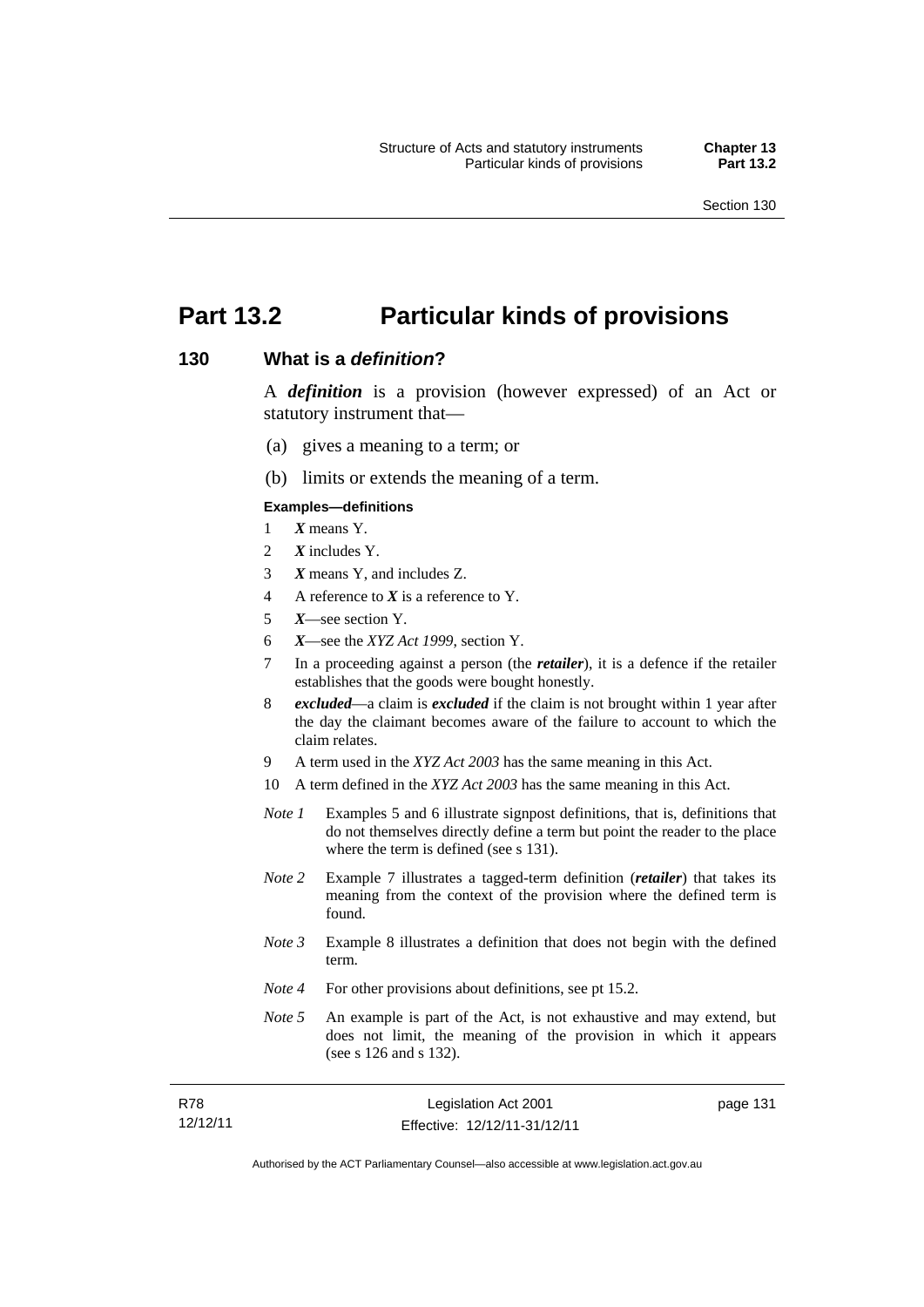# Part 13.2 Particular kinds of provisions

## 130 What is a *definition*?

A ***definition*** is a provision (however expressed) of an Act or statutory instrument that—

(a) gives a meaning to a term; or

(b) limits or extends the meaning of a term.

**Examples—definitions**

1. ***X*** means Y.
2. ***X*** includes Y.
3. ***X*** means Y, and includes Z.
4. A reference to ***X*** is a reference to Y.
5. ***X***—see section Y.
6. ***X***—see the *XYZ Act 1999*, section Y.
7. In a proceeding against a person (the ***retailer***), it is a defence if the retailer establishes that the goods were bought honestly.
8. ***excluded***—a claim is ***excluded*** if the claim is not brought within 1 year after the day the claimant becomes aware of the failure to account to which the claim relates.
9. A term used in the *XYZ Act 2003* has the same meaning in this Act.
10. A term defined in the *XYZ Act 2003* has the same meaning in this Act.

*Note 1* Examples 5 and 6 illustrate signpost definitions, that is, definitions that do not themselves directly define a term but point the reader to the place where the term is defined (see s 131).

*Note 2* Example 7 illustrates a tagged-term definition (***retailer***) that takes its meaning from the context of the provision where the defined term is found.

*Note 3* Example 8 illustrates a definition that does not begin with the defined term.

*Note 4* For other provisions about definitions, see pt 15.2.

*Note 5* An example is part of the Act, is not exhaustive and may extend, but does not limit, the meaning of the provision in which it appears (see s 126 and s 132).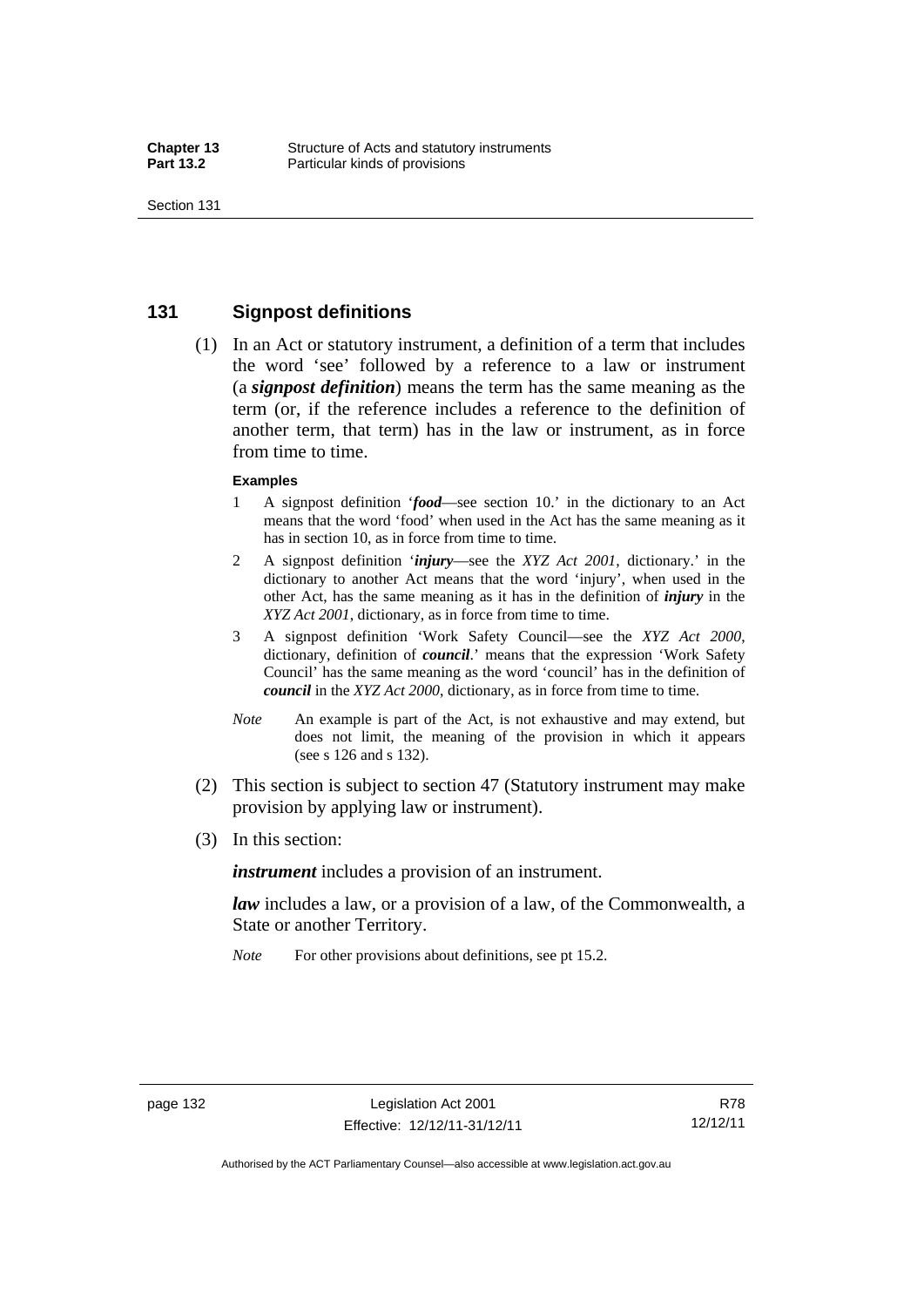## 131 Signpost definitions

(1) In an Act or statutory instrument, a definition of a term that includes the word 'see' followed by a reference to a law or instrument (a ***signpost definition***) means the term has the same meaning as the term (or, if the reference includes a reference to the definition of another term, that term) has in the law or instrument, as in force from time to time.

**Examples**

1 A signpost definition '***food***—see section 10.' in the dictionary to an Act means that the word 'food' when used in the Act has the same meaning as it has in section 10, as in force from time to time.

2 A signpost definition '***injury***—see the *XYZ Act 2001*, dictionary.' in the dictionary to another Act means that the word 'injury', when used in the other Act, has the same meaning as it has in the definition of ***injury*** in the *XYZ Act 2001*, dictionary, as in force from time to time.

3 A signpost definition 'Work Safety Council—see the *XYZ Act 2000*, dictionary, definition of ***council***.' means that the expression 'Work Safety Council' has the same meaning as the word 'council' has in the definition of ***council*** in the *XYZ Act 2000*, dictionary, as in force from time to time.

*Note* An example is part of the Act, is not exhaustive and may extend, but does not limit, the meaning of the provision in which it appears (see s 126 and s 132).

(2) This section is subject to section 47 (Statutory instrument may make provision by applying law or instrument).

(3) In this section:

***instrument*** includes a provision of an instrument.

***law*** includes a law, or a provision of a law, of the Commonwealth, a State or another Territory.

*Note* For other provisions about definitions, see pt 15.2.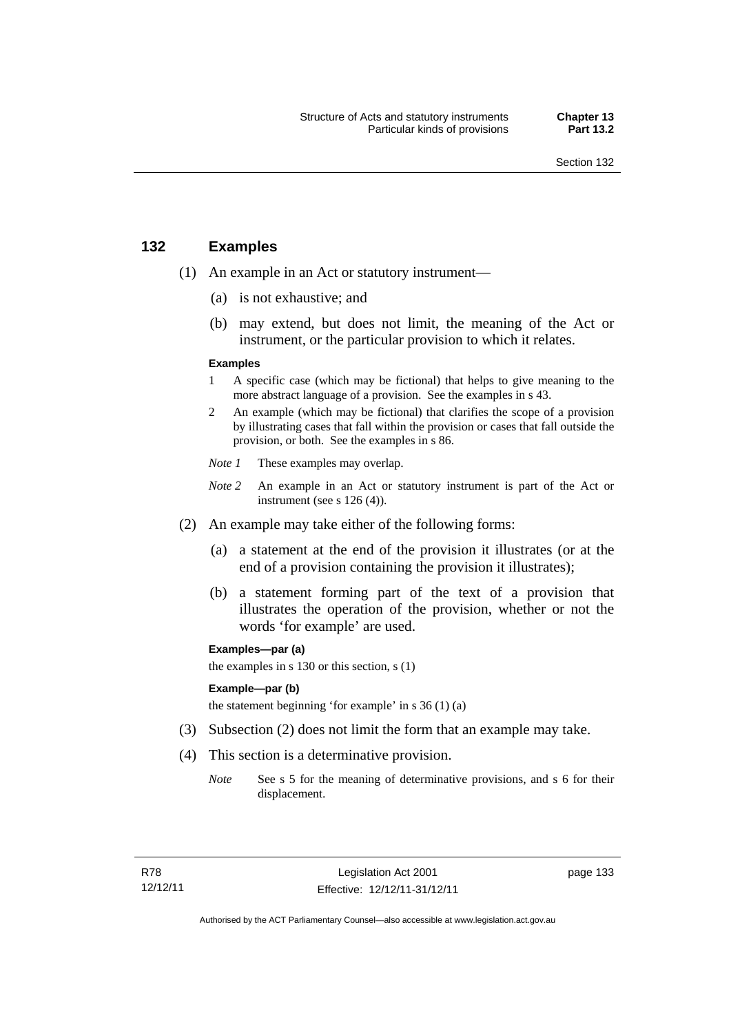## 132 Examples

(1) An example in an Act or statutory instrument—

(a) is not exhaustive; and

(b) may extend, but does not limit, the meaning of the Act or instrument, or the particular provision to which it relates.

**Examples**

1 A specific case (which may be fictional) that helps to give meaning to the more abstract language of a provision. See the examples in s 43.

2 An example (which may be fictional) that clarifies the scope of a provision by illustrating cases that fall within the provision or cases that fall outside the provision, or both. See the examples in s 86.

*Note 1* These examples may overlap.

*Note 2* An example in an Act or statutory instrument is part of the Act or instrument (see s 126 (4)).

(2) An example may take either of the following forms:

(a) a statement at the end of the provision it illustrates (or at the end of a provision containing the provision it illustrates);

(b) a statement forming part of the text of a provision that illustrates the operation of the provision, whether or not the words 'for example' are used.

**Examples—par (a)**

the examples in s 130 or this section, s (1)

**Example—par (b)**

the statement beginning 'for example' in s 36 (1) (a)

(3) Subsection (2) does not limit the form that an example may take.

(4) This section is a determinative provision.

*Note* See s 5 for the meaning of determinative provisions, and s 6 for their displacement.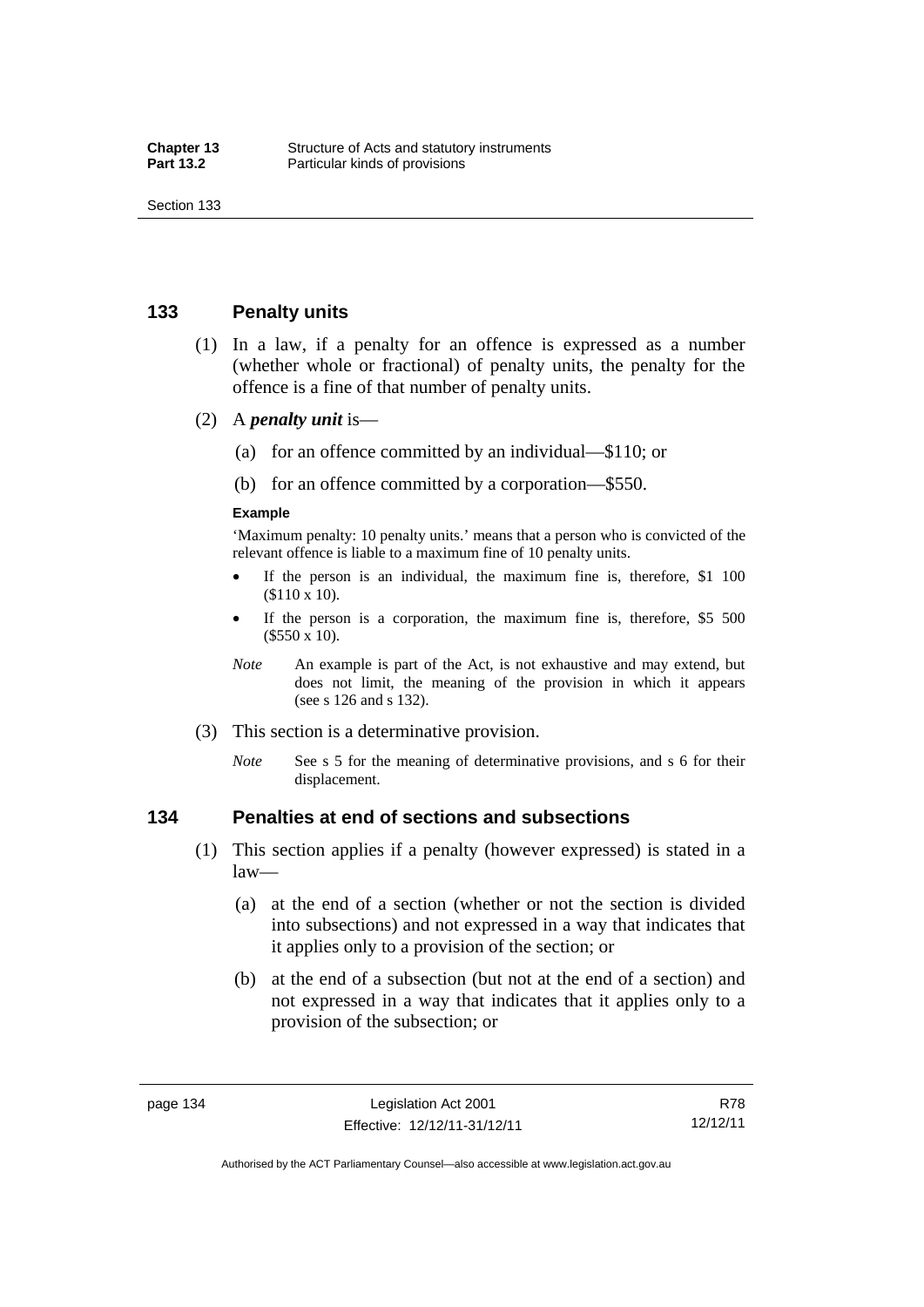## 133 Penalty units

(1) In a law, if a penalty for an offence is expressed as a number (whether whole or fractional) of penalty units, the penalty for the offence is a fine of that number of penalty units.

(2) A ***penalty unit*** is—

(a) for an offence committed by an individual—$110; or

(b) for an offence committed by a corporation—$550.

**Example**

'Maximum penalty: 10 penalty units.' means that a person who is convicted of the relevant offence is liable to a maximum fine of 10 penalty units.

- If the person is an individual, the maximum fine is, therefore, $1 100 ($110 x 10).
- If the person is a corporation, the maximum fine is, therefore, $5 500 ($550 x 10).

*Note* An example is part of the Act, is not exhaustive and may extend, but does not limit, the meaning of the provision in which it appears (see s 126 and s 132).

(3) This section is a determinative provision.

*Note* See s 5 for the meaning of determinative provisions, and s 6 for their displacement.

## 134 Penalties at end of sections and subsections

(1) This section applies if a penalty (however expressed) is stated in a law—

(a) at the end of a section (whether or not the section is divided into subsections) and not expressed in a way that indicates that it applies only to a provision of the section; or

(b) at the end of a subsection (but not at the end of a section) and not expressed in a way that indicates that it applies only to a provision of the subsection; or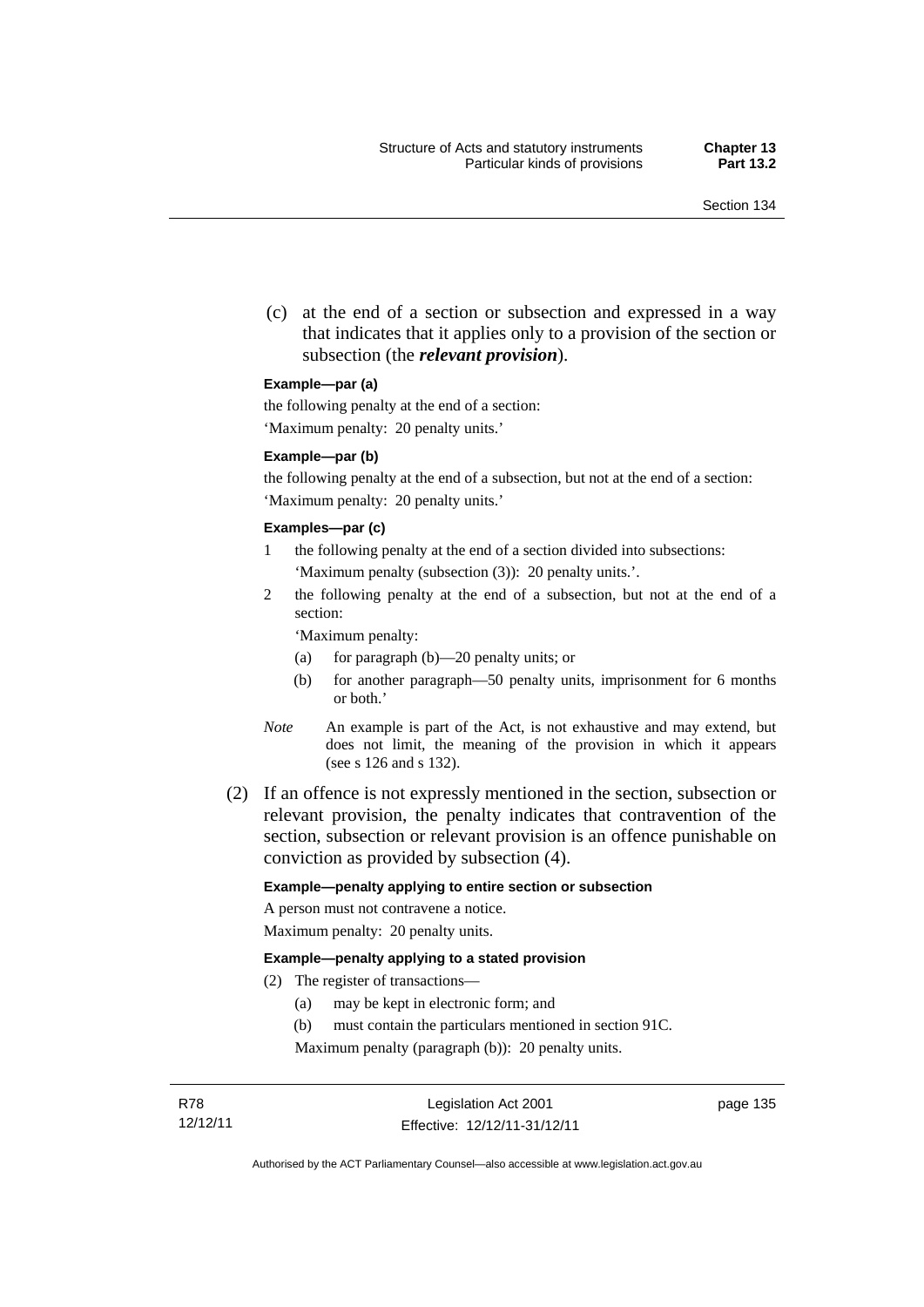(c) at the end of a section or subsection and expressed in a way that indicates that it applies only to a provision of the section or subsection (the ***relevant provision***).

**Example—par (a)**

the following penalty at the end of a section:

'Maximum penalty: 20 penalty units.'

**Example—par (b)**

the following penalty at the end of a subsection, but not at the end of a section:

'Maximum penalty: 20 penalty units.'

**Examples—par (c)**

1 the following penalty at the end of a section divided into subsections: 'Maximum penalty (subsection (3)): 20 penalty units.'.

2 the following penalty at the end of a subsection, but not at the end of a section:

'Maximum penalty:

(a) for paragraph (b)—20 penalty units; or

(b) for another paragraph—50 penalty units, imprisonment for 6 months or both.'

*Note* An example is part of the Act, is not exhaustive and may extend, but does not limit, the meaning of the provision in which it appears (see s 126 and s 132).

(2) If an offence is not expressly mentioned in the section, subsection or relevant provision, the penalty indicates that contravention of the section, subsection or relevant provision is an offence punishable on conviction as provided by subsection (4).

**Example—penalty applying to entire section or subsection**

A person must not contravene a notice.

Maximum penalty: 20 penalty units.

**Example—penalty applying to a stated provision**

(2) The register of transactions—

(a) may be kept in electronic form; and

(b) must contain the particulars mentioned in section 91C.

Maximum penalty (paragraph (b)): 20 penalty units.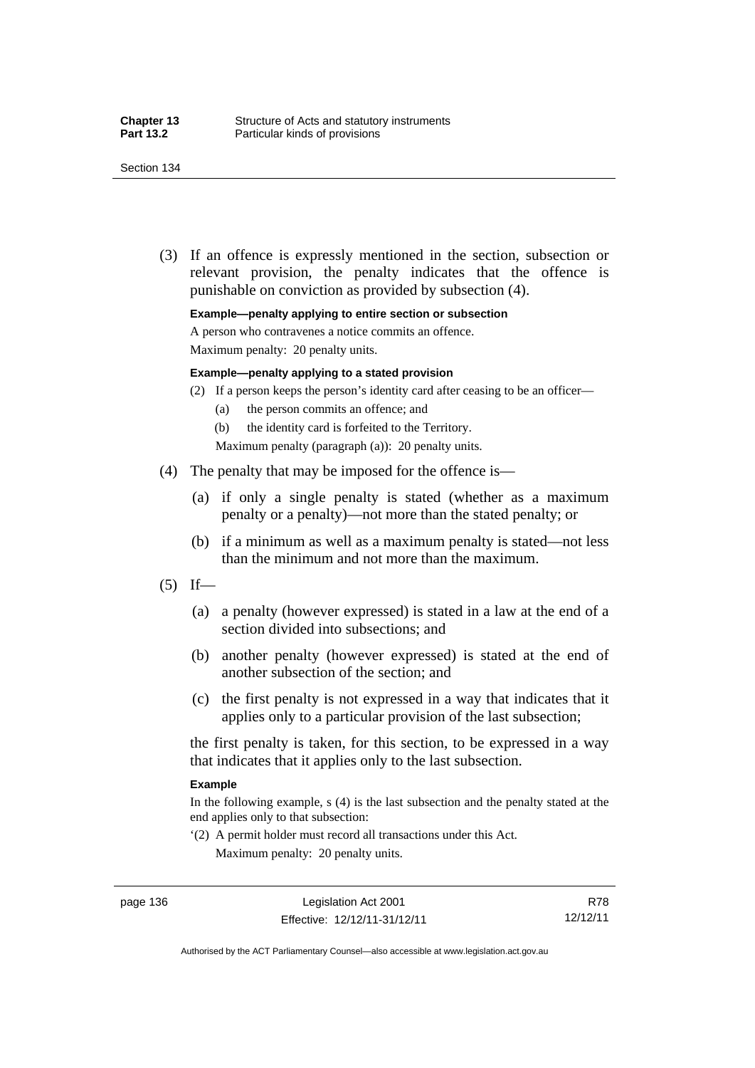(3) If an offence is expressly mentioned in the section, subsection or relevant provision, the penalty indicates that the offence is punishable on conviction as provided by subsection (4).

**Example—penalty applying to entire section or subsection**

A person who contravenes a notice commits an offence.

Maximum penalty: 20 penalty units.

**Example—penalty applying to a stated provision**

(2) If a person keeps the person's identity card after ceasing to be an officer—

(a) the person commits an offence; and

(b) the identity card is forfeited to the Territory.

Maximum penalty (paragraph (a)): 20 penalty units.

(4) The penalty that may be imposed for the offence is—

(a) if only a single penalty is stated (whether as a maximum penalty or a penalty)—not more than the stated penalty; or

(b) if a minimum as well as a maximum penalty is stated—not less than the minimum and not more than the maximum.

(5) If—

(a) a penalty (however expressed) is stated in a law at the end of a section divided into subsections; and

(b) another penalty (however expressed) is stated at the end of another subsection of the section; and

(c) the first penalty is not expressed in a way that indicates that it applies only to a particular provision of the last subsection;

the first penalty is taken, for this section, to be expressed in a way that indicates that it applies only to the last subsection.

**Example**

In the following example, s (4) is the last subsection and the penalty stated at the end applies only to that subsection:

'(2) A permit holder must record all transactions under this Act.

Maximum penalty: 20 penalty units.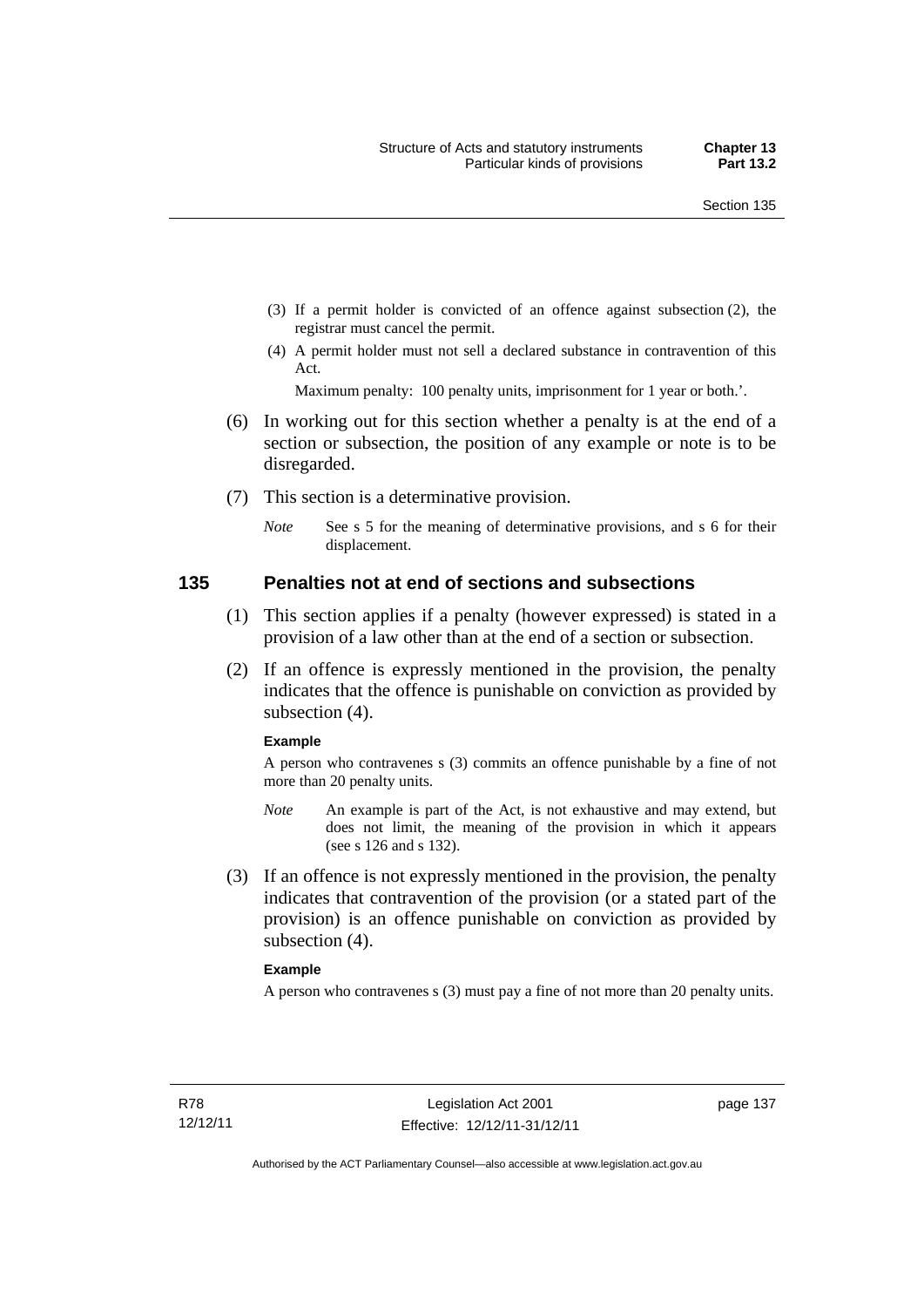(3) If a permit holder is convicted of an offence against subsection (2), the registrar must cancel the permit.

(4) A permit holder must not sell a declared substance in contravention of this Act.

Maximum penalty: 100 penalty units, imprisonment for 1 year or both.'.

(6) In working out for this section whether a penalty is at the end of a section or subsection, the position of any example or note is to be disregarded.

(7) This section is a determinative provision.

*Note* See s 5 for the meaning of determinative provisions, and s 6 for their displacement.

## 135 Penalties not at end of sections and subsections

(1) This section applies if a penalty (however expressed) is stated in a provision of a law other than at the end of a section or subsection.

(2) If an offence is expressly mentioned in the provision, the penalty indicates that the offence is punishable on conviction as provided by subsection (4).

**Example**

A person who contravenes s (3) commits an offence punishable by a fine of not more than 20 penalty units.

*Note* An example is part of the Act, is not exhaustive and may extend, but does not limit, the meaning of the provision in which it appears (see s 126 and s 132).

(3) If an offence is not expressly mentioned in the provision, the penalty indicates that contravention of the provision (or a stated part of the provision) is an offence punishable on conviction as provided by subsection (4).

**Example**

A person who contravenes s (3) must pay a fine of not more than 20 penalty units.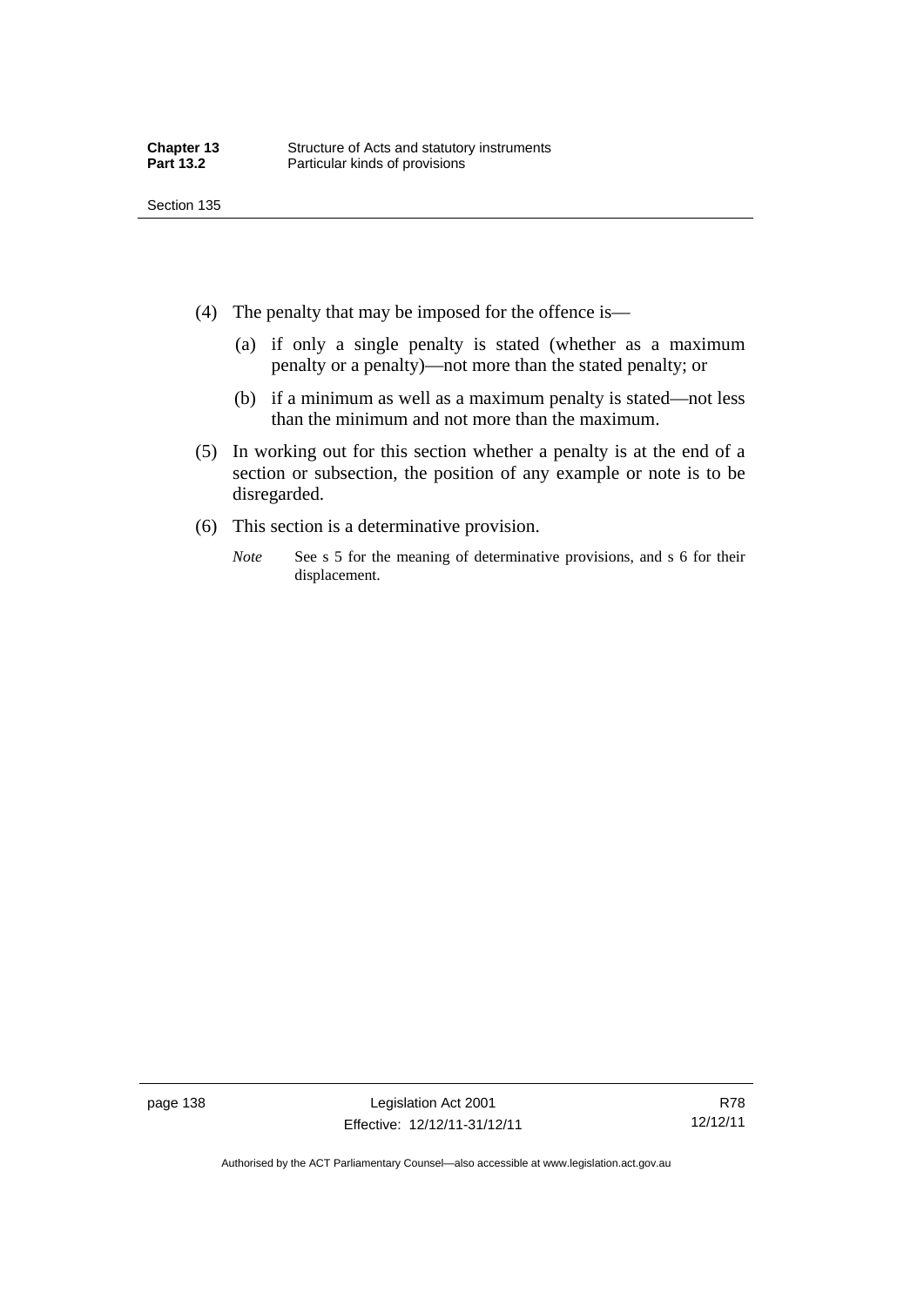(4) The penalty that may be imposed for the offence is—

(a) if only a single penalty is stated (whether as a maximum penalty or a penalty)—not more than the stated penalty; or

(b) if a minimum as well as a maximum penalty is stated—not less than the minimum and not more than the maximum.

(5) In working out for this section whether a penalty is at the end of a section or subsection, the position of any example or note is to be disregarded.

(6) This section is a determinative provision.

*Note* See s 5 for the meaning of determinative provisions, and s 6 for their displacement.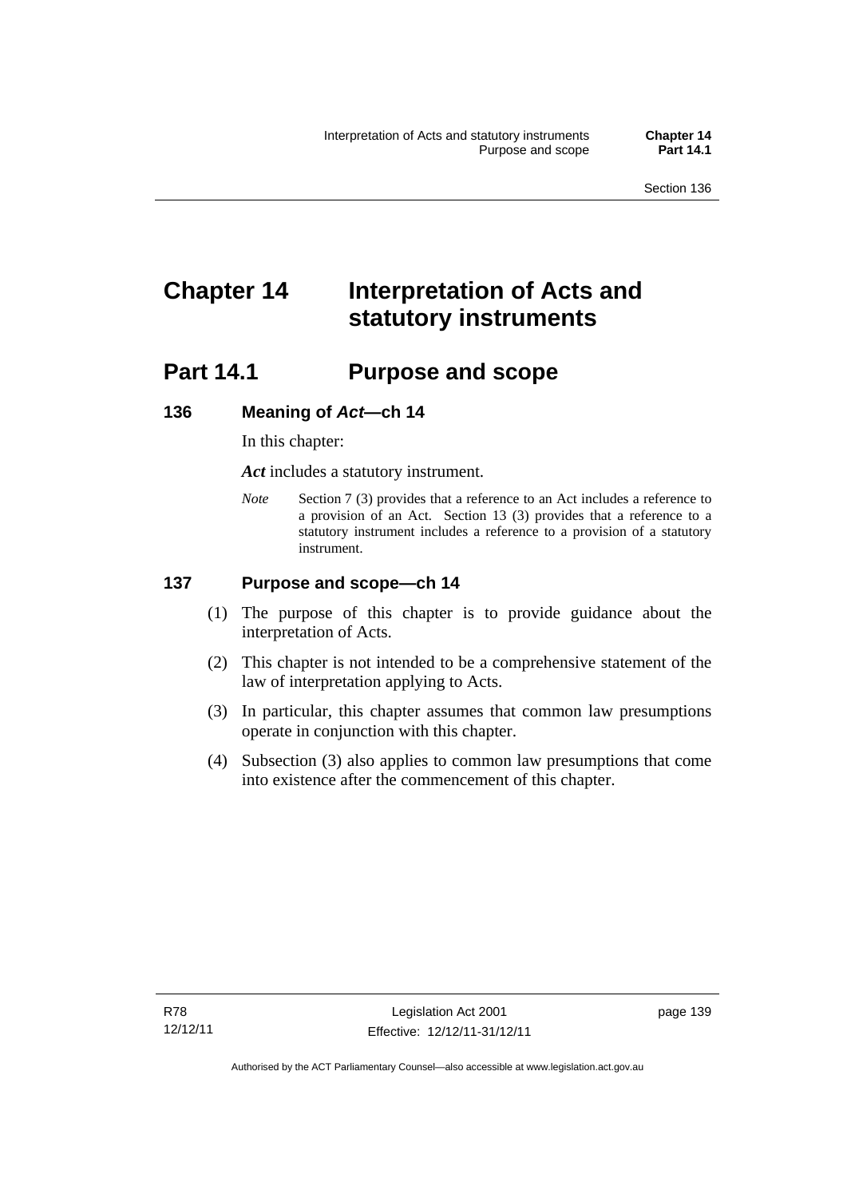# Chapter 14 Interpretation of Acts and statutory instruments

## Part 14.1 Purpose and scope

### 136 Meaning of *Act*—ch 14

In this chapter:

***Act*** includes a statutory instrument.

*Note* Section 7 (3) provides that a reference to an Act includes a reference to a provision of an Act. Section 13 (3) provides that a reference to a statutory instrument includes a reference to a provision of a statutory instrument.

### 137 Purpose and scope—ch 14

(1) The purpose of this chapter is to provide guidance about the interpretation of Acts.

(2) This chapter is not intended to be a comprehensive statement of the law of interpretation applying to Acts.

(3) In particular, this chapter assumes that common law presumptions operate in conjunction with this chapter.

(4) Subsection (3) also applies to common law presumptions that come into existence after the commencement of this chapter.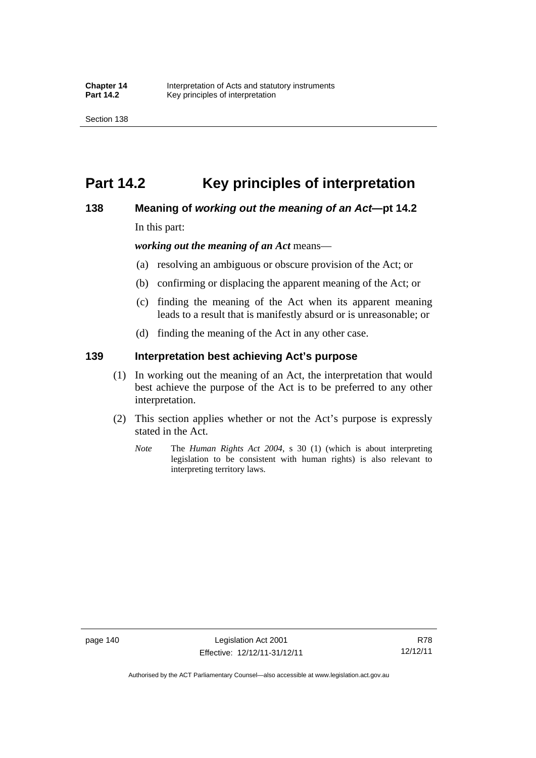# Part 14.2 Key principles of interpretation

## 138 Meaning of *working out the meaning of an Act*—pt 14.2

In this part:

***working out the meaning of an Act*** means—

(a) resolving an ambiguous or obscure provision of the Act; or

(b) confirming or displacing the apparent meaning of the Act; or

(c) finding the meaning of the Act when its apparent meaning leads to a result that is manifestly absurd or is unreasonable; or

(d) finding the meaning of the Act in any other case.

## 139 Interpretation best achieving Act's purpose

(1) In working out the meaning of an Act, the interpretation that would best achieve the purpose of the Act is to be preferred to any other interpretation.

(2) This section applies whether or not the Act's purpose is expressly stated in the Act.

*Note* The *Human Rights Act 2004*, s 30 (1) (which is about interpreting legislation to be consistent with human rights) is also relevant to interpreting territory laws.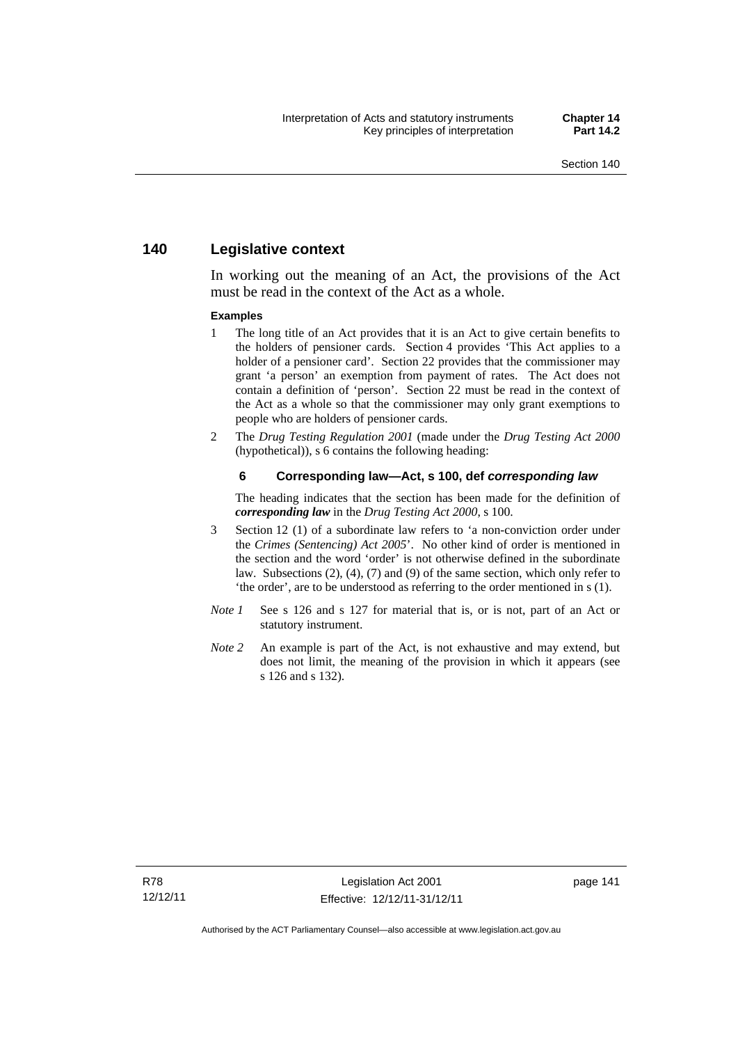## 140 Legislative context

In working out the meaning of an Act, the provisions of the Act must be read in the context of the Act as a whole.

**Examples**

1. The long title of an Act provides that it is an Act to give certain benefits to the holders of pensioner cards. Section 4 provides 'This Act applies to a holder of a pensioner card'. Section 22 provides that the commissioner may grant 'a person' an exemption from payment of rates. The Act does not contain a definition of 'person'. Section 22 must be read in the context of the Act as a whole so that the commissioner may only grant exemptions to people who are holders of pensioner cards.
2. The *Drug Testing Regulation 2001* (made under the *Drug Testing Act 2000* (hypothetical)), s 6 contains the following heading:

   **6 Corresponding law—Act, s 100, def *corresponding law***

   The heading indicates that the section has been made for the definition of ***corresponding law*** in the *Drug Testing Act 2000*, s 100.
3. Section 12 (1) of a subordinate law refers to 'a non-conviction order under the *Crimes (Sentencing) Act 2005*'. No other kind of order is mentioned in the section and the word 'order' is not otherwise defined in the subordinate law. Subsections (2), (4), (7) and (9) of the same section, which only refer to 'the order', are to be understood as referring to the order mentioned in s (1).

*Note 1* See s 126 and s 127 for material that is, or is not, part of an Act or statutory instrument.

*Note 2* An example is part of the Act, is not exhaustive and may extend, but does not limit, the meaning of the provision in which it appears (see s 126 and s 132).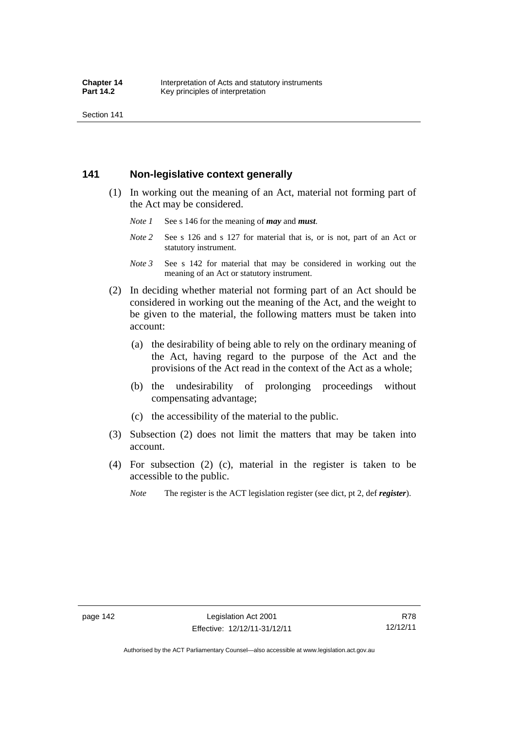## 141 Non-legislative context generally

(1) In working out the meaning of an Act, material not forming part of the Act may be considered.

*Note 1* See s 146 for the meaning of ***may*** and ***must***.

*Note 2* See s 126 and s 127 for material that is, or is not, part of an Act or statutory instrument.

*Note 3* See s 142 for material that may be considered in working out the meaning of an Act or statutory instrument.

(2) In deciding whether material not forming part of an Act should be considered in working out the meaning of the Act, and the weight to be given to the material, the following matters must be taken into account:

(a) the desirability of being able to rely on the ordinary meaning of the Act, having regard to the purpose of the Act and the provisions of the Act read in the context of the Act as a whole;

(b) the undesirability of prolonging proceedings without compensating advantage;

(c) the accessibility of the material to the public.

(3) Subsection (2) does not limit the matters that may be taken into account.

(4) For subsection (2) (c), material in the register is taken to be accessible to the public.

*Note* The register is the ACT legislation register (see dict, pt 2, def ***register***).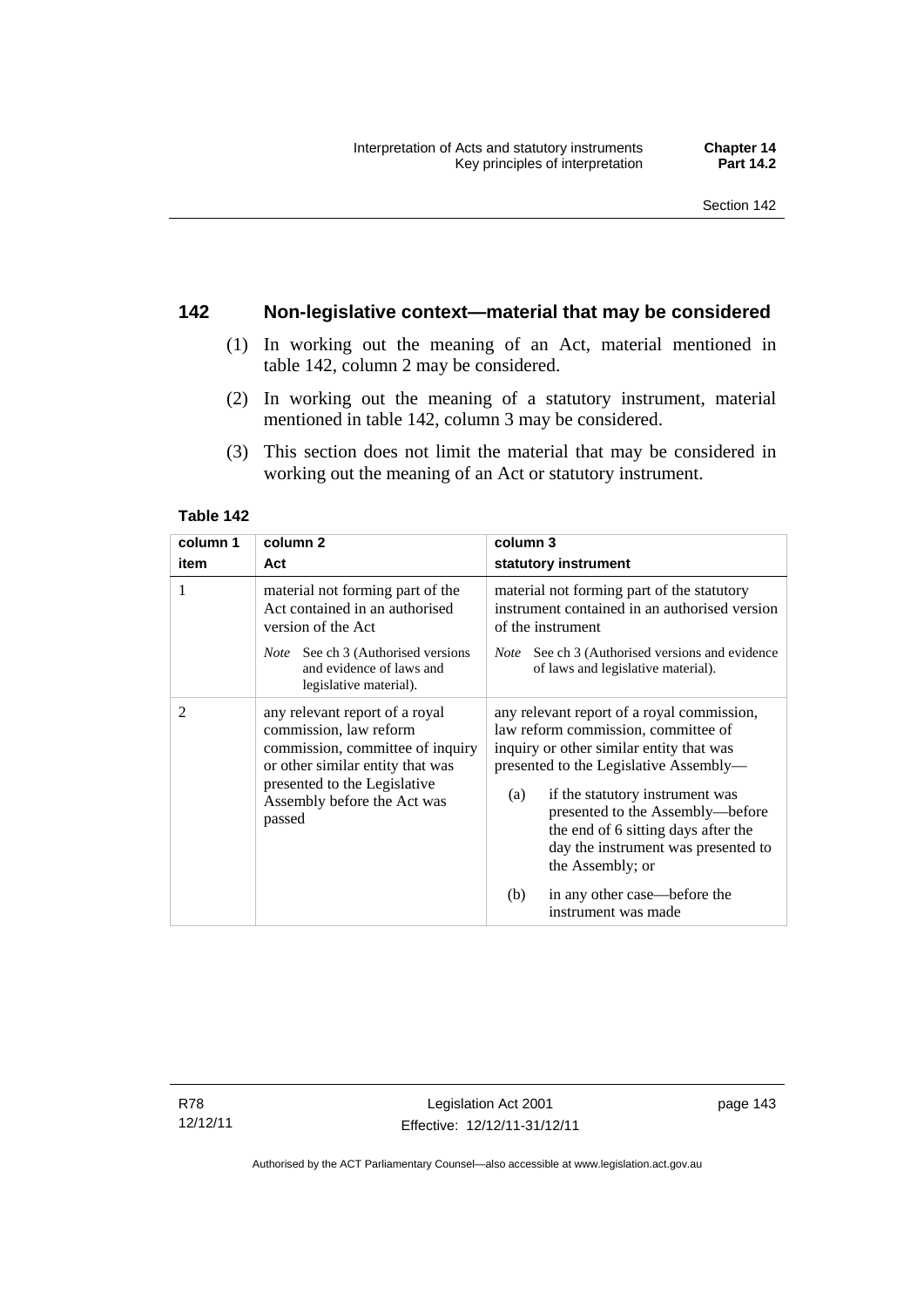## 142 Non-legislative context—material that may be considered

(1) In working out the meaning of an Act, material mentioned in table 142, column 2 may be considered.

(2) In working out the meaning of a statutory instrument, material mentioned in table 142, column 3 may be considered.

(3) This section does not limit the material that may be considered in working out the meaning of an Act or statutory instrument.

**Table 142**

| column 1<br>item | column 2<br>Act | column 3<br>statutory instrument |
|---|---|---|
| 1 | material not forming part of the Act contained in an authorised version of the Act<br><br>*Note* See ch 3 (Authorised versions and evidence of laws and legislative material). | material not forming part of the statutory instrument contained in an authorised version of the instrument<br><br>*Note* See ch 3 (Authorised versions and evidence of laws and legislative material). |
| 2 | any relevant report of a royal commission, law reform commission, committee of inquiry or other similar entity that was presented to the Legislative Assembly before the Act was passed | any relevant report of a royal commission, law reform commission, committee of inquiry or other similar entity that was presented to the Legislative Assembly—<br><br>(a) if the statutory instrument was presented to the Assembly—before the end of 6 sitting days after the day the instrument was presented to the Assembly; or<br><br>(b) in any other case—before the instrument was made |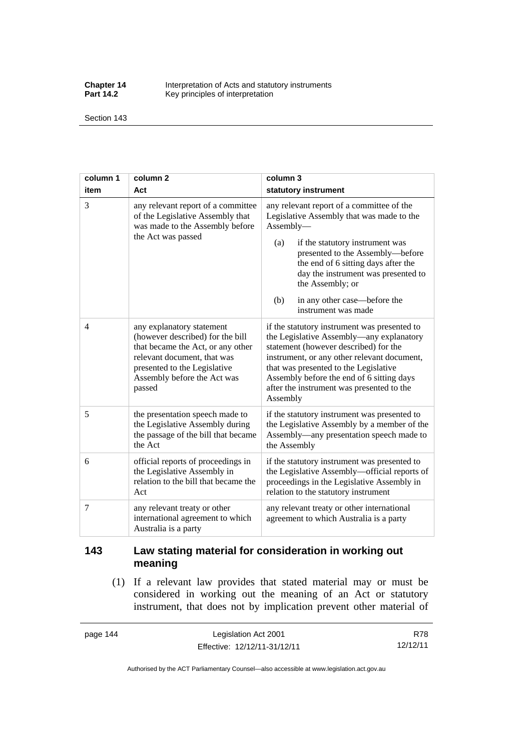| column 1 item | column 2 Act | column 3 statutory instrument |
|---|---|---|
| 3 | any relevant report of a committee of the Legislative Assembly that was made to the Assembly before the Act was passed | any relevant report of a committee of the Legislative Assembly that was made to the Assembly— (a) if the statutory instrument was presented to the Assembly—before the end of 6 sitting days after the day the instrument was presented to the Assembly; or (b) in any other case—before the instrument was made |
| 4 | any explanatory statement (however described) for the bill that became the Act, or any other relevant document, that was presented to the Legislative Assembly before the Act was passed | if the statutory instrument was presented to the Legislative Assembly—any explanatory statement (however described) for the instrument, or any other relevant document, that was presented to the Legislative Assembly before the end of 6 sitting days after the instrument was presented to the Assembly |
| 5 | the presentation speech made to the Legislative Assembly during the passage of the bill that became the Act | if the statutory instrument was presented to the Legislative Assembly by a member of the Assembly—any presentation speech made to the Assembly |
| 6 | official reports of proceedings in the Legislative Assembly in relation to the bill that became the Act | if the statutory instrument was presented to the Legislative Assembly—official reports of proceedings in the Legislative Assembly in relation to the statutory instrument |
| 7 | any relevant treaty or other international agreement to which Australia is a party | any relevant treaty or other international agreement to which Australia is a party |

## 143 Law stating material for consideration in working out meaning

(1) If a relevant law provides that stated material may or must be considered in working out the meaning of an Act or statutory instrument, that does not by implication prevent other material of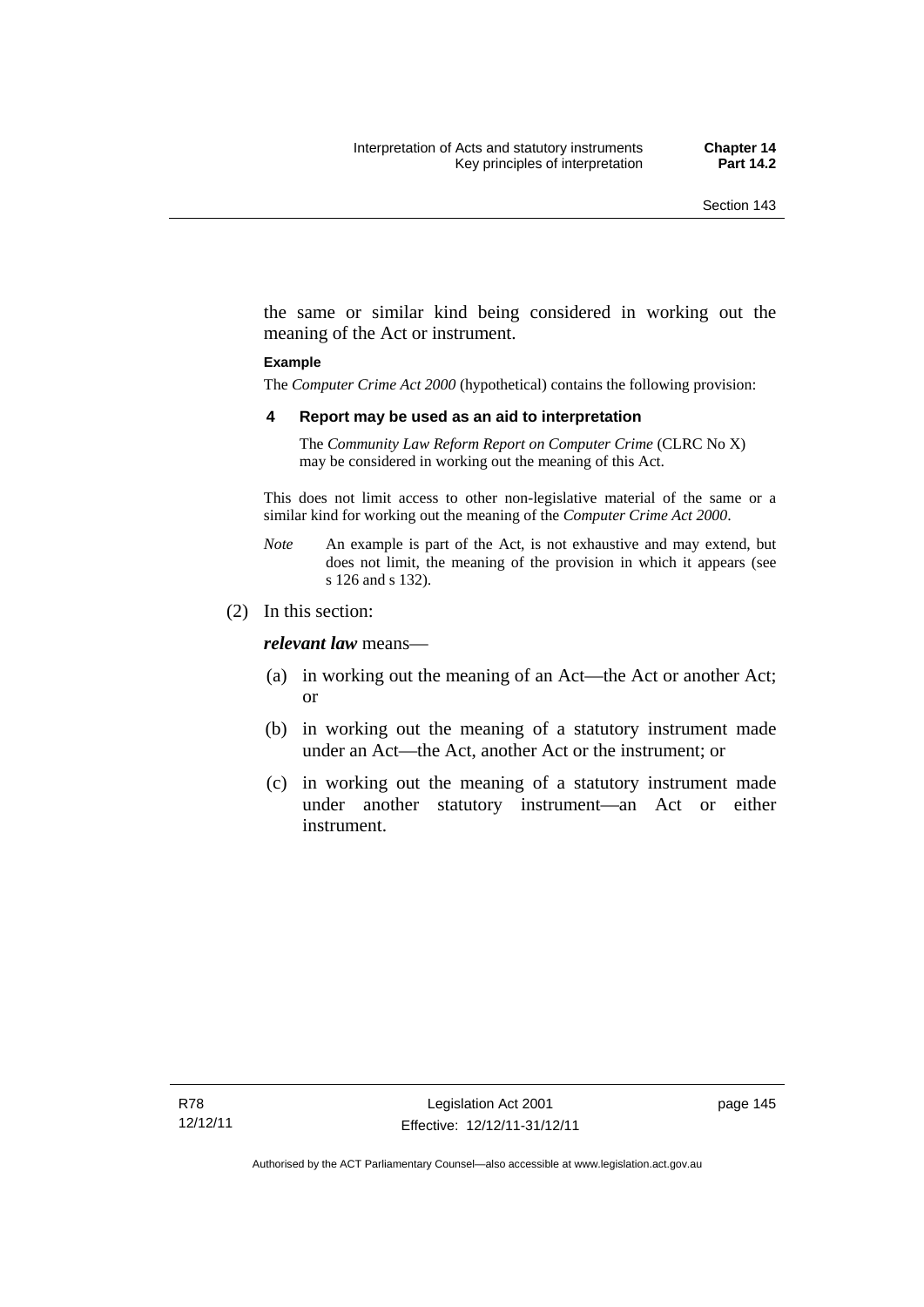the same or similar kind being considered in working out the meaning of the Act or instrument.

**Example**

The *Computer Crime Act 2000* (hypothetical) contains the following provision:

**4 Report may be used as an aid to interpretation**

The *Community Law Reform Report on Computer Crime* (CLRC No X) may be considered in working out the meaning of this Act.

This does not limit access to other non-legislative material of the same or a similar kind for working out the meaning of the *Computer Crime Act 2000*.

*Note* An example is part of the Act, is not exhaustive and may extend, but does not limit, the meaning of the provision in which it appears (see s 126 and s 132).

(2) In this section:

***relevant law*** means—

(a) in working out the meaning of an Act—the Act or another Act; or

(b) in working out the meaning of a statutory instrument made under an Act—the Act, another Act or the instrument; or

(c) in working out the meaning of a statutory instrument made under another statutory instrument—an Act or either instrument.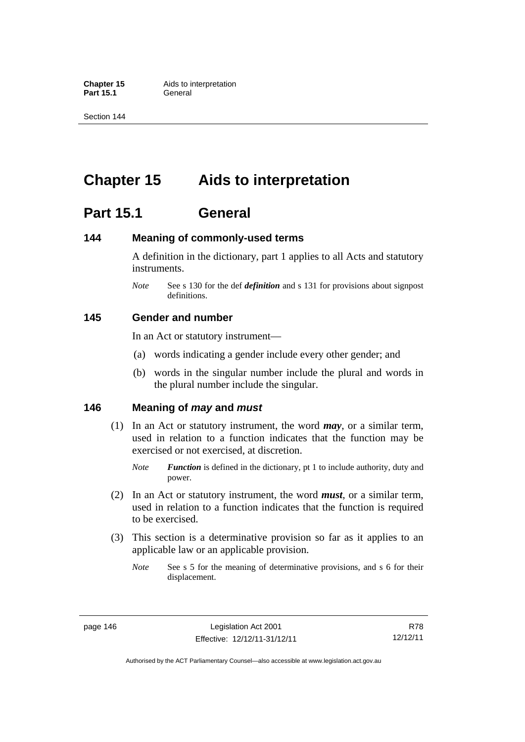# Chapter 15 Aids to interpretation

## Part 15.1 General

### 144 Meaning of commonly-used terms

A definition in the dictionary, part 1 applies to all Acts and statutory instruments.

*Note* See s 130 for the def ***definition*** and s 131 for provisions about signpost definitions.

### 145 Gender and number

In an Act or statutory instrument—

(a) words indicating a gender include every other gender; and

(b) words in the singular number include the plural and words in the plural number include the singular.

### 146 Meaning of *may* and *must*

(1) In an Act or statutory instrument, the word ***may***, or a similar term, used in relation to a function indicates that the function may be exercised or not exercised, at discretion.

*Note* ***Function*** is defined in the dictionary, pt 1 to include authority, duty and power.

(2) In an Act or statutory instrument, the word ***must***, or a similar term, used in relation to a function indicates that the function is required to be exercised.

(3) This section is a determinative provision so far as it applies to an applicable law or an applicable provision.

*Note* See s 5 for the meaning of determinative provisions, and s 6 for their displacement.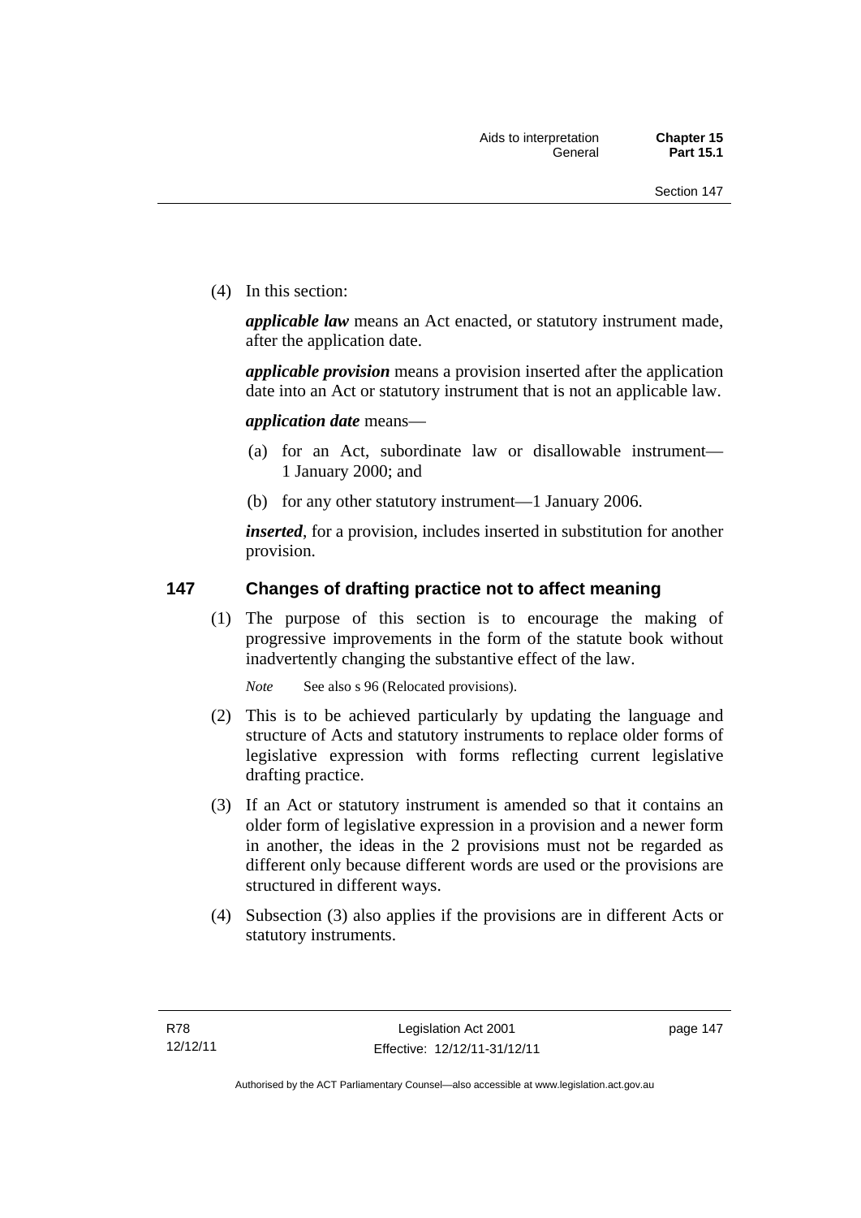(4) In this section:

***applicable law*** means an Act enacted, or statutory instrument made, after the application date.

***applicable provision*** means a provision inserted after the application date into an Act or statutory instrument that is not an applicable law.

***application date*** means—

(a) for an Act, subordinate law or disallowable instrument—1 January 2000; and

(b) for any other statutory instrument—1 January 2006.

***inserted***, for a provision, includes inserted in substitution for another provision.

## 147 Changes of drafting practice not to affect meaning

(1) The purpose of this section is to encourage the making of progressive improvements in the form of the statute book without inadvertently changing the substantive effect of the law.

*Note* See also s 96 (Relocated provisions).

(2) This is to be achieved particularly by updating the language and structure of Acts and statutory instruments to replace older forms of legislative expression with forms reflecting current legislative drafting practice.

(3) If an Act or statutory instrument is amended so that it contains an older form of legislative expression in a provision and a newer form in another, the ideas in the 2 provisions must not be regarded as different only because different words are used or the provisions are structured in different ways.

(4) Subsection (3) also applies if the provisions are in different Acts or statutory instruments.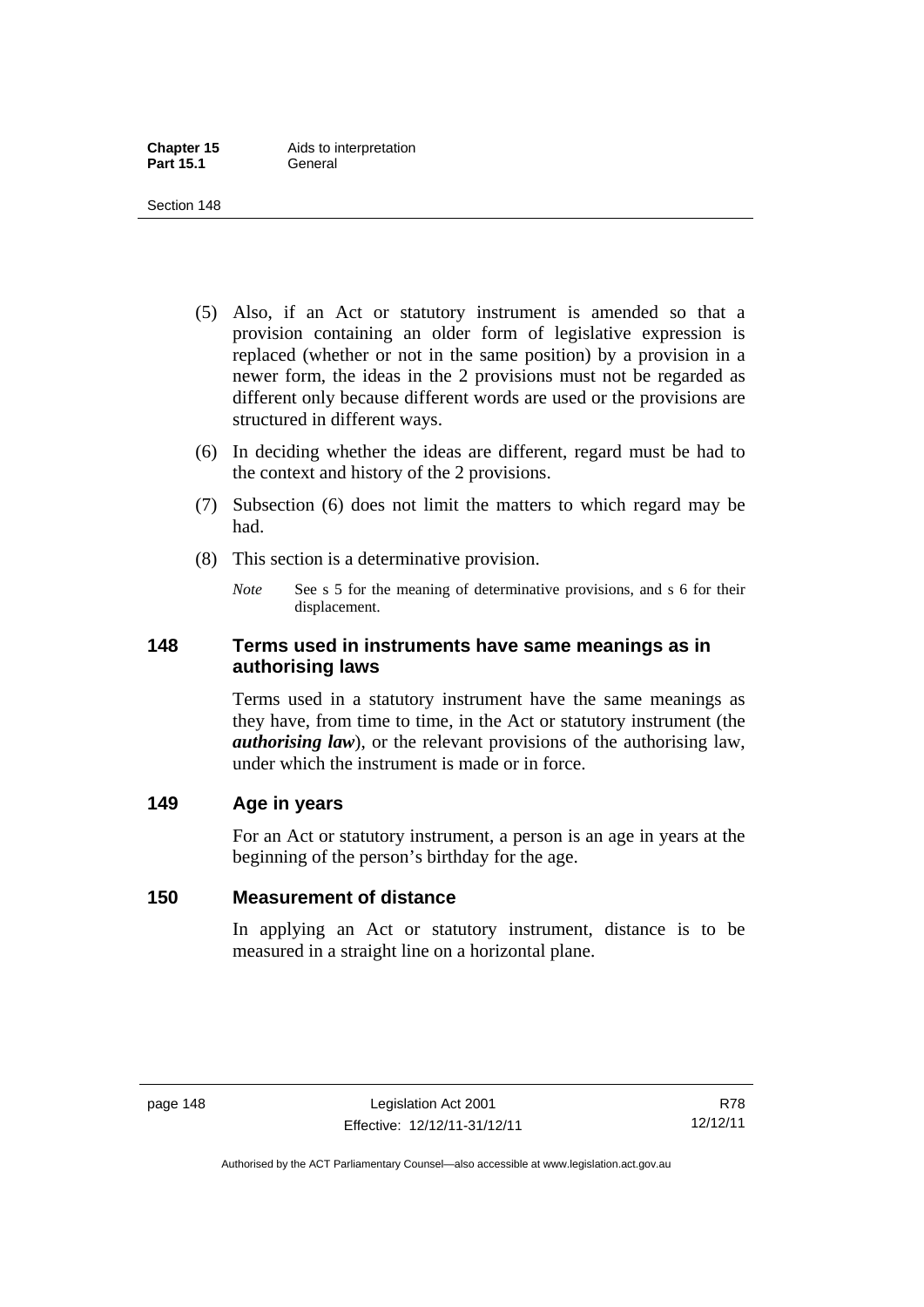(5) Also, if an Act or statutory instrument is amended so that a provision containing an older form of legislative expression is replaced (whether or not in the same position) by a provision in a newer form, the ideas in the 2 provisions must not be regarded as different only because different words are used or the provisions are structured in different ways.

(6) In deciding whether the ideas are different, regard must be had to the context and history of the 2 provisions.

(7) Subsection (6) does not limit the matters to which regard may be had.

(8) This section is a determinative provision.

*Note* See s 5 for the meaning of determinative provisions, and s 6 for their displacement.

## 148 Terms used in instruments have same meanings as in authorising laws

Terms used in a statutory instrument have the same meanings as they have, from time to time, in the Act or statutory instrument (the ***authorising law***), or the relevant provisions of the authorising law, under which the instrument is made or in force.

## 149 Age in years

For an Act or statutory instrument, a person is an age in years at the beginning of the person's birthday for the age.

## 150 Measurement of distance

In applying an Act or statutory instrument, distance is to be measured in a straight line on a horizontal plane.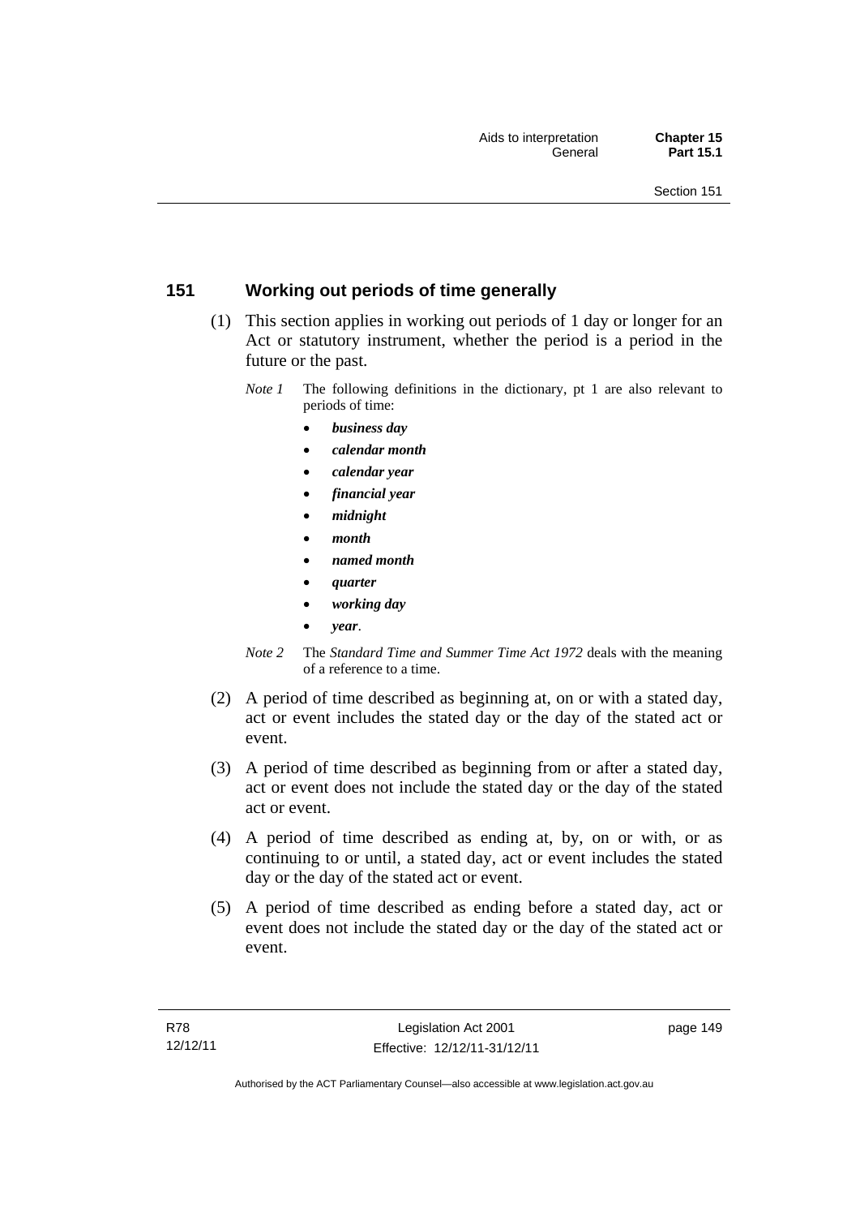## 151 Working out periods of time generally

(1) This section applies in working out periods of 1 day or longer for an Act or statutory instrument, whether the period is a period in the future or the past.

*Note 1* The following definitions in the dictionary, pt 1 are also relevant to periods of time:

- ***business day***
- ***calendar month***
- ***calendar year***
- ***financial year***
- ***midnight***
- ***month***
- ***named month***
- ***quarter***
- ***working day***
- ***year***.

*Note 2* The *Standard Time and Summer Time Act 1972* deals with the meaning of a reference to a time.

(2) A period of time described as beginning at, on or with a stated day, act or event includes the stated day or the day of the stated act or event.

(3) A period of time described as beginning from or after a stated day, act or event does not include the stated day or the day of the stated act or event.

(4) A period of time described as ending at, by, on or with, or as continuing to or until, a stated day, act or event includes the stated day or the day of the stated act or event.

(5) A period of time described as ending before a stated day, act or event does not include the stated day or the day of the stated act or event.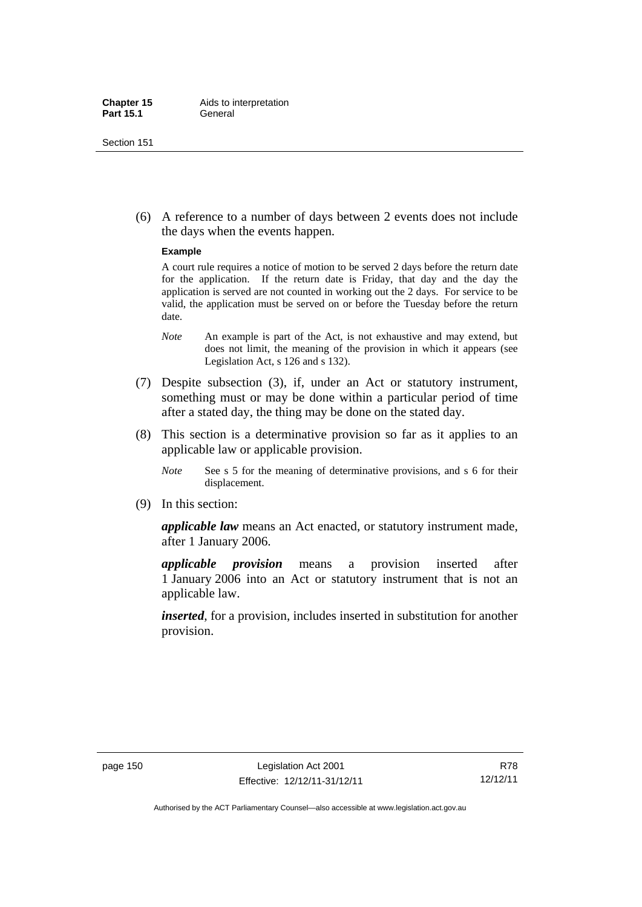(6) A reference to a number of days between 2 events does not include the days when the events happen.

**Example**

A court rule requires a notice of motion to be served 2 days before the return date for the application. If the return date is Friday, that day and the day the application is served are not counted in working out the 2 days. For service to be valid, the application must be served on or before the Tuesday before the return date.

*Note* An example is part of the Act, is not exhaustive and may extend, but does not limit, the meaning of the provision in which it appears (see Legislation Act, s 126 and s 132).

(7) Despite subsection (3), if, under an Act or statutory instrument, something must or may be done within a particular period of time after a stated day, the thing may be done on the stated day.

(8) This section is a determinative provision so far as it applies to an applicable law or applicable provision.

*Note* See s 5 for the meaning of determinative provisions, and s 6 for their displacement.

(9) In this section:

***applicable law*** means an Act enacted, or statutory instrument made, after 1 January 2006.

***applicable provision*** means a provision inserted after 1 January 2006 into an Act or statutory instrument that is not an applicable law.

***inserted***, for a provision, includes inserted in substitution for another provision.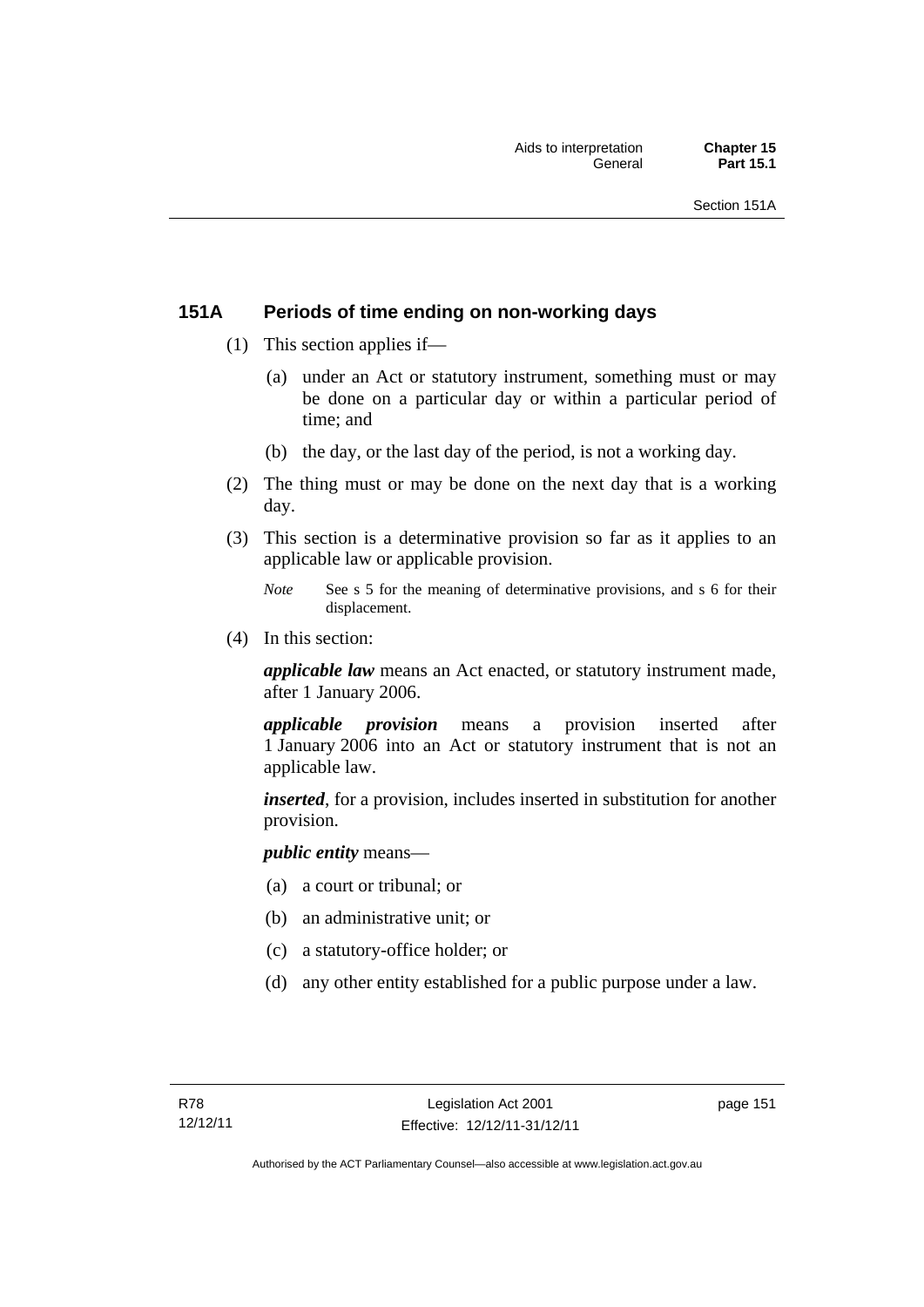## 151A Periods of time ending on non-working days

(1) This section applies if—

(a) under an Act or statutory instrument, something must or may be done on a particular day or within a particular period of time; and

(b) the day, or the last day of the period, is not a working day.

(2) The thing must or may be done on the next day that is a working day.

(3) This section is a determinative provision so far as it applies to an applicable law or applicable provision.

*Note* See s 5 for the meaning of determinative provisions, and s 6 for their displacement.

(4) In this section:

***applicable law*** means an Act enacted, or statutory instrument made, after 1 January 2006.

***applicable provision*** means a provision inserted after 1 January 2006 into an Act or statutory instrument that is not an applicable law.

***inserted***, for a provision, includes inserted in substitution for another provision.

***public entity*** means—

(a) a court or tribunal; or

(b) an administrative unit; or

(c) a statutory-office holder; or

(d) any other entity established for a public purpose under a law.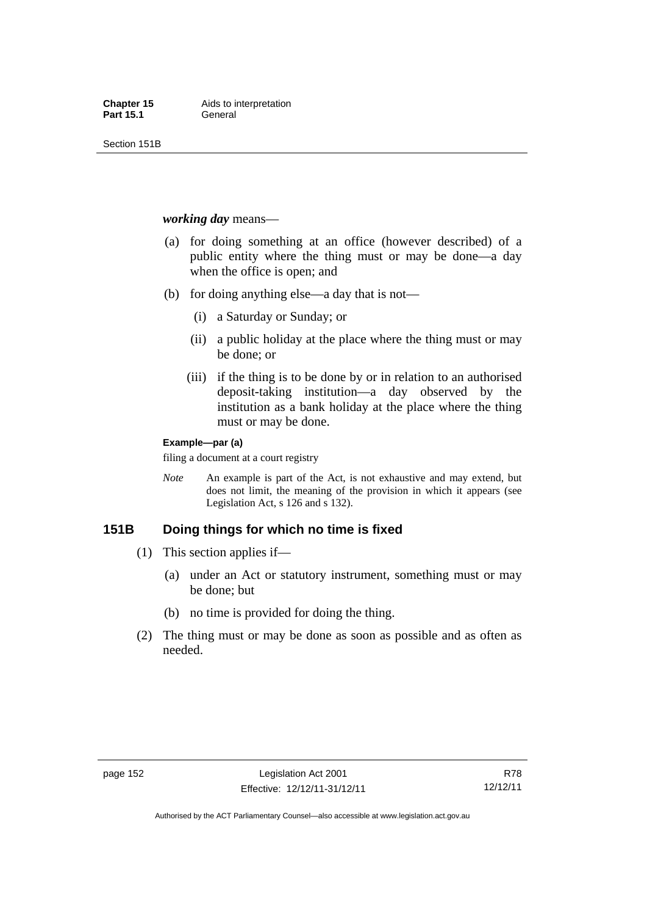***working day*** means—

(a) for doing something at an office (however described) of a public entity where the thing must or may be done—a day when the office is open; and

(b) for doing anything else—a day that is not—

  (i) a Saturday or Sunday; or

  (ii) a public holiday at the place where the thing must or may be done; or

  (iii) if the thing is to be done by or in relation to an authorised deposit-taking institution—a day observed by the institution as a bank holiday at the place where the thing must or may be done.

**Example—par (a)**

filing a document at a court registry

*Note* An example is part of the Act, is not exhaustive and may extend, but does not limit, the meaning of the provision in which it appears (see Legislation Act, s 126 and s 132).

## 151B Doing things for which no time is fixed

(1) This section applies if—

  (a) under an Act or statutory instrument, something must or may be done; but

  (b) no time is provided for doing the thing.

(2) The thing must or may be done as soon as possible and as often as needed.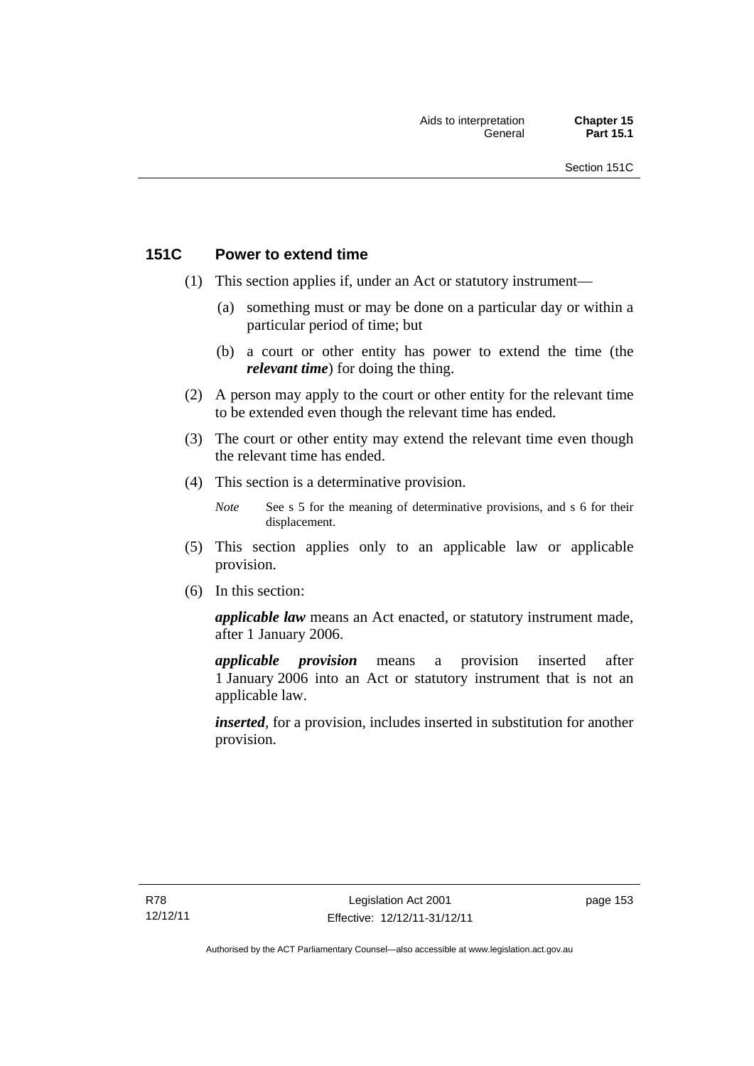## 151C Power to extend time

(1) This section applies if, under an Act or statutory instrument—

(a) something must or may be done on a particular day or within a particular period of time; but

(b) a court or other entity has power to extend the time (the ***relevant time***) for doing the thing.

(2) A person may apply to the court or other entity for the relevant time to be extended even though the relevant time has ended.

(3) The court or other entity may extend the relevant time even though the relevant time has ended.

(4) This section is a determinative provision.

*Note* See s 5 for the meaning of determinative provisions, and s 6 for their displacement.

(5) This section applies only to an applicable law or applicable provision.

(6) In this section:

***applicable law*** means an Act enacted, or statutory instrument made, after 1 January 2006.

***applicable provision*** means a provision inserted after 1 January 2006 into an Act or statutory instrument that is not an applicable law.

***inserted***, for a provision, includes inserted in substitution for another provision.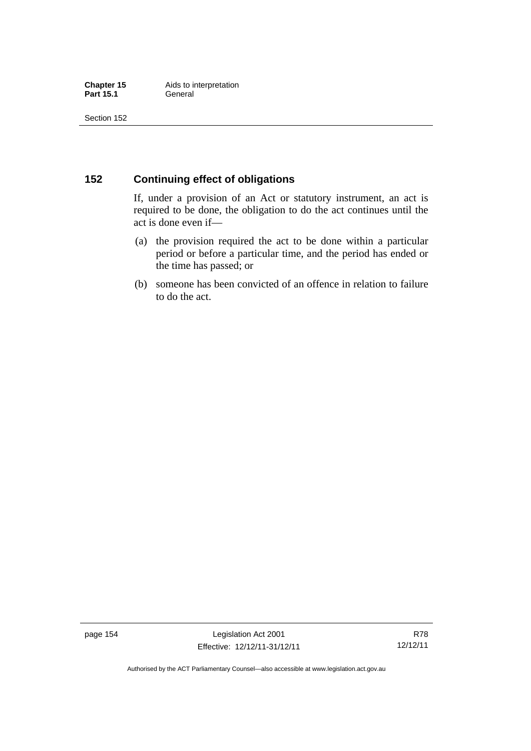## 152 Continuing effect of obligations

If, under a provision of an Act or statutory instrument, an act is required to be done, the obligation to do the act continues until the act is done even if—

(a) the provision required the act to be done within a particular period or before a particular time, and the period has ended or the time has passed; or

(b) someone has been convicted of an offence in relation to failure to do the act.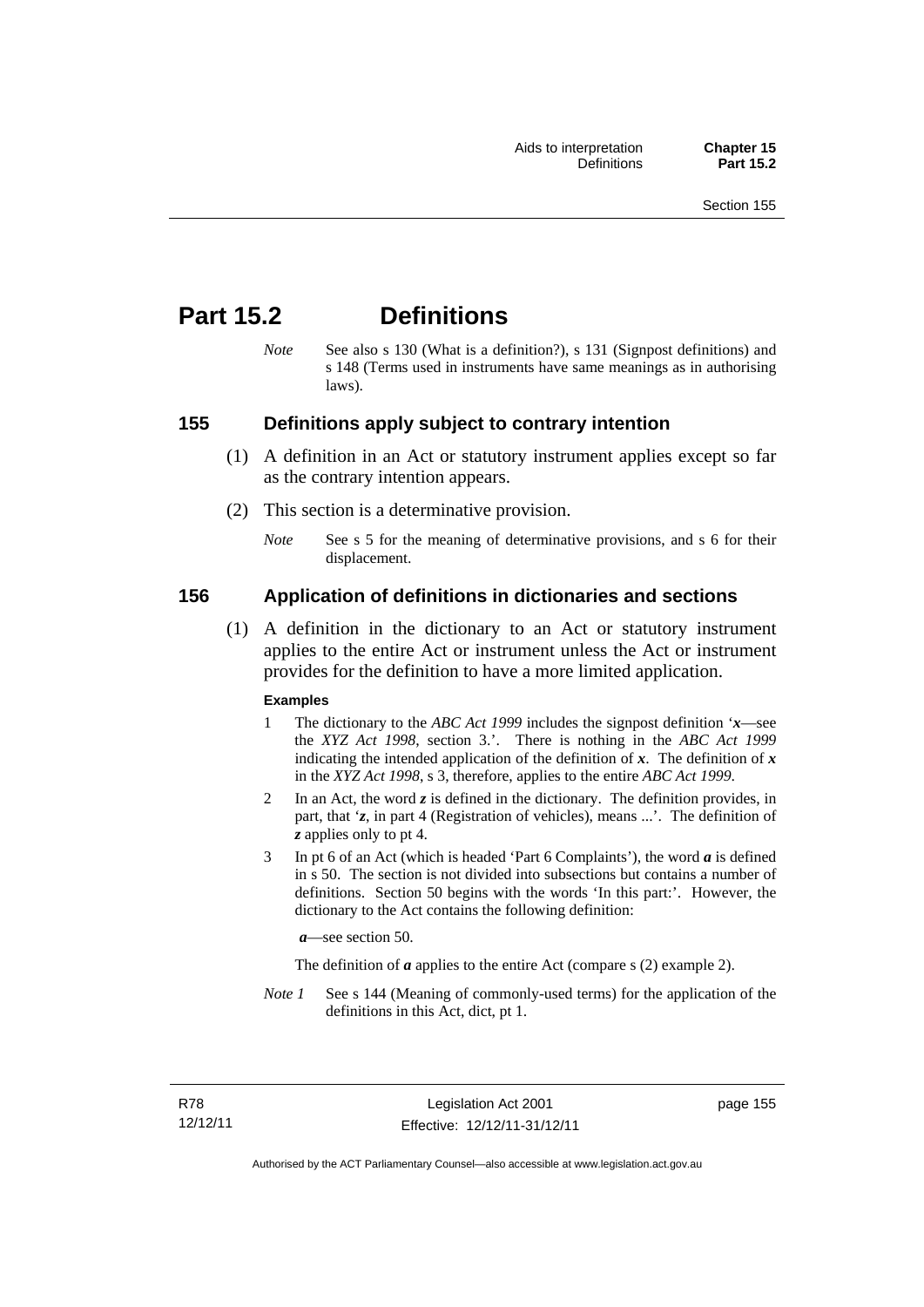# Part 15.2 Definitions

*Note* See also s 130 (What is a definition?), s 131 (Signpost definitions) and s 148 (Terms used in instruments have same meanings as in authorising laws).

## 155 Definitions apply subject to contrary intention

(1) A definition in an Act or statutory instrument applies except so far as the contrary intention appears.

(2) This section is a determinative provision.

*Note* See s 5 for the meaning of determinative provisions, and s 6 for their displacement.

## 156 Application of definitions in dictionaries and sections

(1) A definition in the dictionary to an Act or statutory instrument applies to the entire Act or instrument unless the Act or instrument provides for the definition to have a more limited application.

**Examples**

1 The dictionary to the *ABC Act 1999* includes the signpost definition '***x***—see the *XYZ Act 1998*, section 3.'. There is nothing in the *ABC Act 1999* indicating the intended application of the definition of ***x***. The definition of ***x*** in the *XYZ Act 1998*, s 3, therefore, applies to the entire *ABC Act 1999*.

2 In an Act, the word ***z*** is defined in the dictionary. The definition provides, in part, that '***z***, in part 4 (Registration of vehicles), means ...'. The definition of ***z*** applies only to pt 4.

3 In pt 6 of an Act (which is headed 'Part 6 Complaints'), the word ***a*** is defined in s 50. The section is not divided into subsections but contains a number of definitions. Section 50 begins with the words 'In this part:'. However, the dictionary to the Act contains the following definition:

***a***—see section 50.

The definition of ***a*** applies to the entire Act (compare s (2) example 2).

*Note 1* See s 144 (Meaning of commonly-used terms) for the application of the definitions in this Act, dict, pt 1.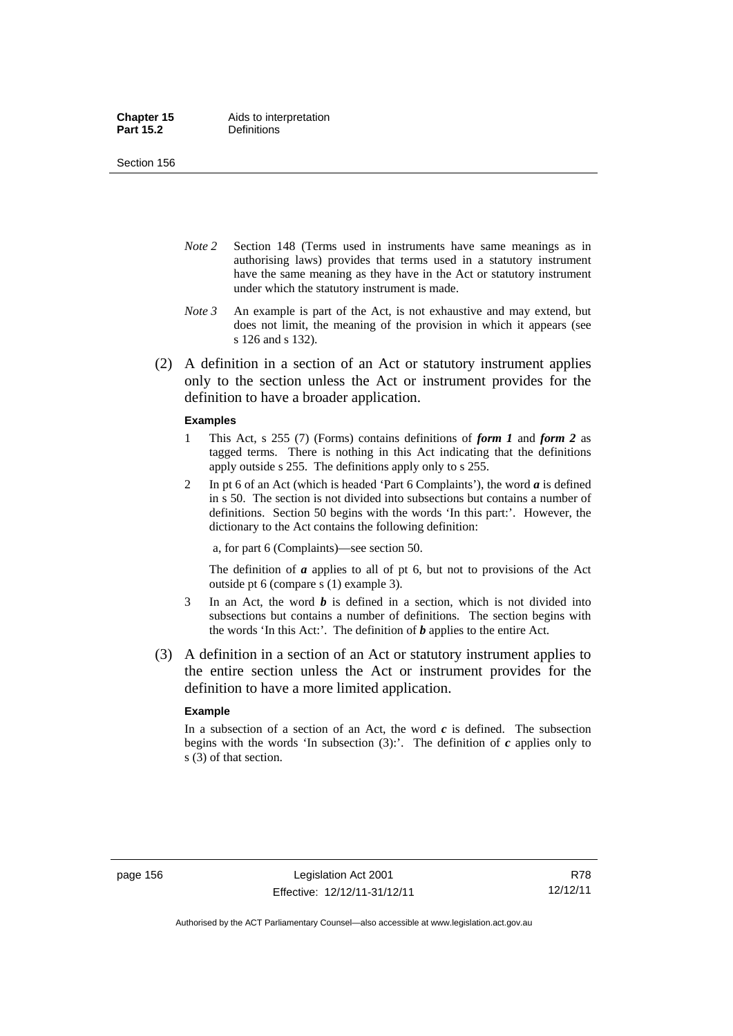*Note 2* Section 148 (Terms used in instruments have same meanings as in authorising laws) provides that terms used in a statutory instrument have the same meaning as they have in the Act or statutory instrument under which the statutory instrument is made.

*Note 3* An example is part of the Act, is not exhaustive and may extend, but does not limit, the meaning of the provision in which it appears (see s 126 and s 132).

(2) A definition in a section of an Act or statutory instrument applies only to the section unless the Act or instrument provides for the definition to have a broader application.

**Examples**

1 This Act, s 255 (7) (Forms) contains definitions of ***form 1*** and ***form 2*** as tagged terms. There is nothing in this Act indicating that the definitions apply outside s 255. The definitions apply only to s 255.

2 In pt 6 of an Act (which is headed 'Part 6 Complaints'), the word ***a*** is defined in s 50. The section is not divided into subsections but contains a number of definitions. Section 50 begins with the words 'In this part:'. However, the dictionary to the Act contains the following definition:

a, for part 6 (Complaints)—see section 50.

The definition of ***a*** applies to all of pt 6, but not to provisions of the Act outside pt 6 (compare s (1) example 3).

3 In an Act, the word ***b*** is defined in a section, which is not divided into subsections but contains a number of definitions. The section begins with the words 'In this Act:'. The definition of ***b*** applies to the entire Act.

(3) A definition in a section of an Act or statutory instrument applies to the entire section unless the Act or instrument provides for the definition to have a more limited application.

**Example**

In a subsection of a section of an Act, the word ***c*** is defined. The subsection begins with the words 'In subsection (3):'. The definition of ***c*** applies only to s (3) of that section.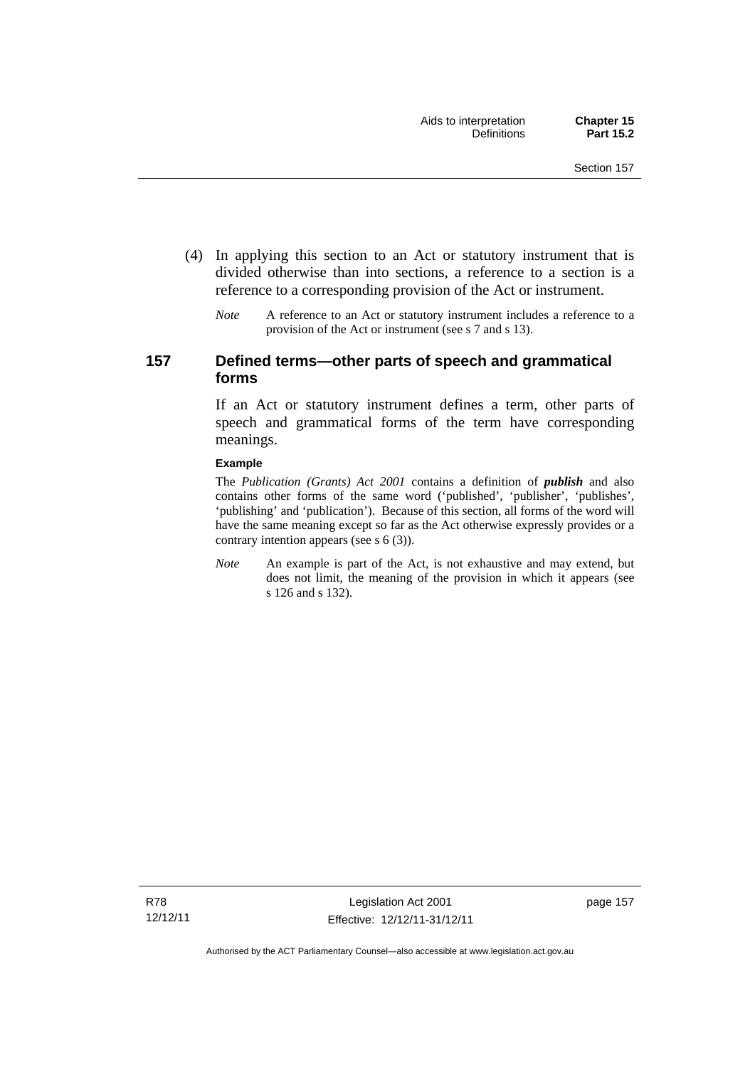(4) In applying this section to an Act or statutory instrument that is divided otherwise than into sections, a reference to a section is a reference to a corresponding provision of the Act or instrument.

*Note* A reference to an Act or statutory instrument includes a reference to a provision of the Act or instrument (see s 7 and s 13).

## 157 Defined terms—other parts of speech and grammatical forms

If an Act or statutory instrument defines a term, other parts of speech and grammatical forms of the term have corresponding meanings.

**Example**

The *Publication (Grants) Act 2001* contains a definition of ***publish*** and also contains other forms of the same word ('published', 'publisher', 'publishes', 'publishing' and 'publication'). Because of this section, all forms of the word will have the same meaning except so far as the Act otherwise expressly provides or a contrary intention appears (see s 6 (3)).

*Note* An example is part of the Act, is not exhaustive and may extend, but does not limit, the meaning of the provision in which it appears (see s 126 and s 132).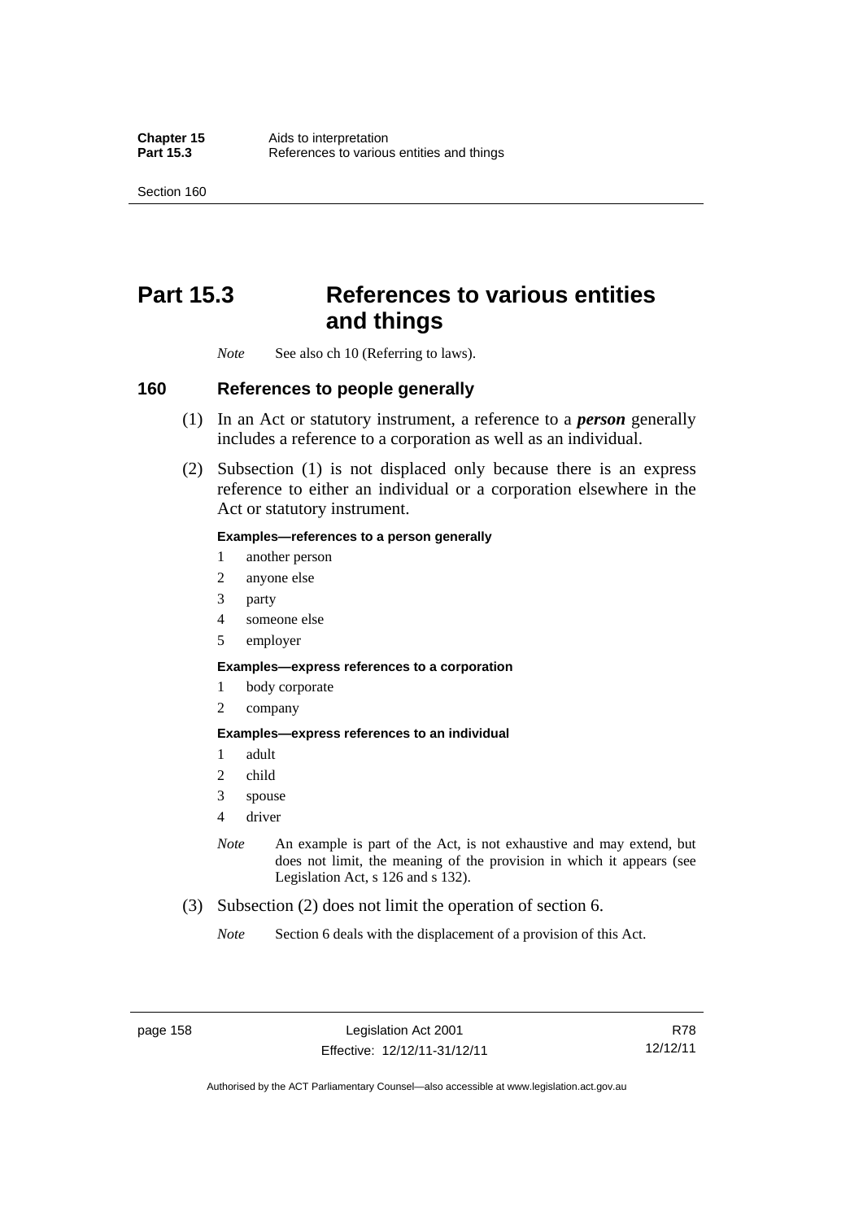# Part 15.3 References to various entities and things

*Note* See also ch 10 (Referring to laws).

## 160 References to people generally

(1) In an Act or statutory instrument, a reference to a ***person*** generally includes a reference to a corporation as well as an individual.

(2) Subsection (1) is not displaced only because there is an express reference to either an individual or a corporation elsewhere in the Act or statutory instrument.

**Examples—references to a person generally**

1 another person
2 anyone else
3 party
4 someone else
5 employer

**Examples—express references to a corporation**

1 body corporate
2 company

**Examples—express references to an individual**

1 adult
2 child
3 spouse
4 driver

*Note* An example is part of the Act, is not exhaustive and may extend, but does not limit, the meaning of the provision in which it appears (see Legislation Act, s 126 and s 132).

(3) Subsection (2) does not limit the operation of section 6.

*Note* Section 6 deals with the displacement of a provision of this Act.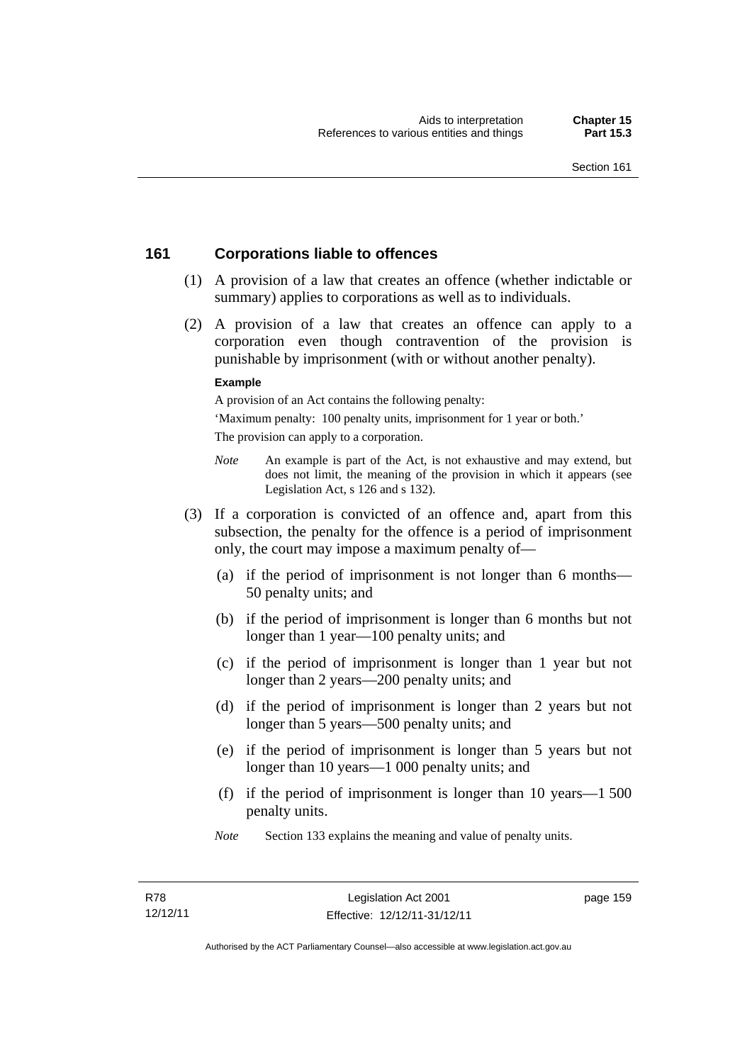## 161 Corporations liable to offences

(1) A provision of a law that creates an offence (whether indictable or summary) applies to corporations as well as to individuals.

(2) A provision of a law that creates an offence can apply to a corporation even though contravention of the provision is punishable by imprisonment (with or without another penalty).

**Example**

A provision of an Act contains the following penalty:

'Maximum penalty: 100 penalty units, imprisonment for 1 year or both.'

The provision can apply to a corporation.

*Note* An example is part of the Act, is not exhaustive and may extend, but does not limit, the meaning of the provision in which it appears (see Legislation Act, s 126 and s 132).

(3) If a corporation is convicted of an offence and, apart from this subsection, the penalty for the offence is a period of imprisonment only, the court may impose a maximum penalty of—

(a) if the period of imprisonment is not longer than 6 months—50 penalty units; and

(b) if the period of imprisonment is longer than 6 months but not longer than 1 year—100 penalty units; and

(c) if the period of imprisonment is longer than 1 year but not longer than 2 years—200 penalty units; and

(d) if the period of imprisonment is longer than 2 years but not longer than 5 years—500 penalty units; and

(e) if the period of imprisonment is longer than 5 years but not longer than 10 years—1 000 penalty units; and

(f) if the period of imprisonment is longer than 10 years—1 500 penalty units.

*Note* Section 133 explains the meaning and value of penalty units.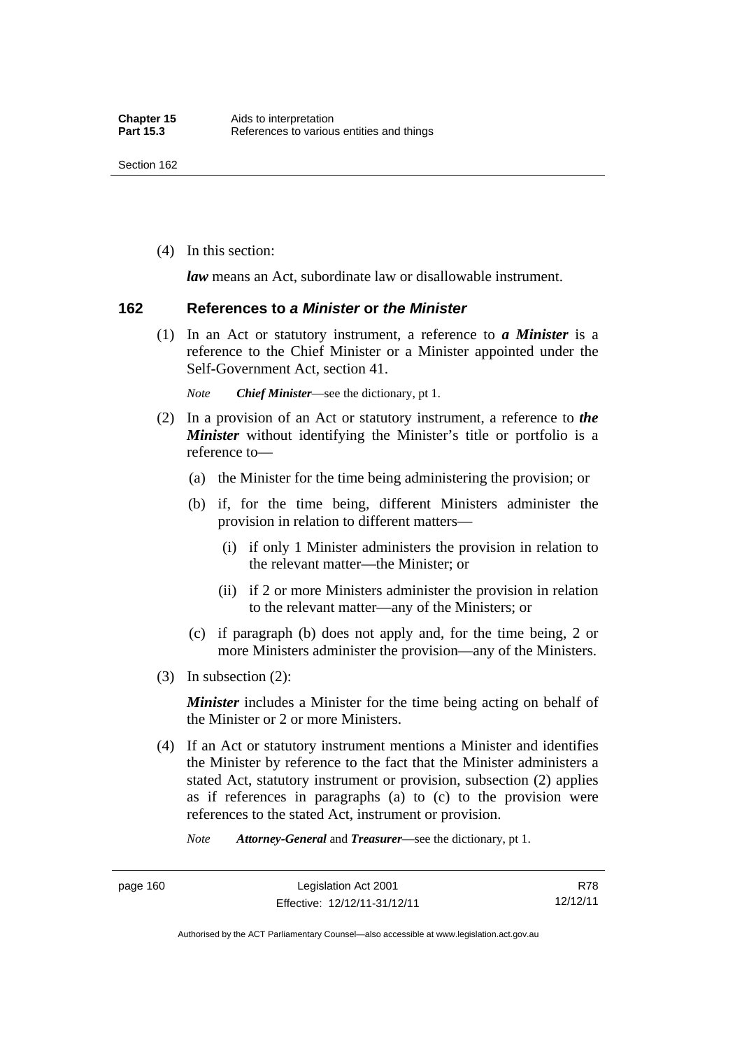(4) In this section:

***law*** means an Act, subordinate law or disallowable instrument.

## 162 References to *a Minister* or *the Minister*

(1) In an Act or statutory instrument, a reference to ***a Minister*** is a reference to the Chief Minister or a Minister appointed under the Self-Government Act, section 41.

*Note* ***Chief Minister***—see the dictionary, pt 1.

(2) In a provision of an Act or statutory instrument, a reference to ***the Minister*** without identifying the Minister's title or portfolio is a reference to—

(a) the Minister for the time being administering the provision; or

(b) if, for the time being, different Ministers administer the provision in relation to different matters—

(i) if only 1 Minister administers the provision in relation to the relevant matter—the Minister; or

(ii) if 2 or more Ministers administer the provision in relation to the relevant matter—any of the Ministers; or

(c) if paragraph (b) does not apply and, for the time being, 2 or more Ministers administer the provision—any of the Ministers.

(3) In subsection (2):

***Minister*** includes a Minister for the time being acting on behalf of the Minister or 2 or more Ministers.

(4) If an Act or statutory instrument mentions a Minister and identifies the Minister by reference to the fact that the Minister administers a stated Act, statutory instrument or provision, subsection (2) applies as if references in paragraphs (a) to (c) to the provision were references to the stated Act, instrument or provision.

*Note* ***Attorney-General*** and ***Treasurer***—see the dictionary, pt 1.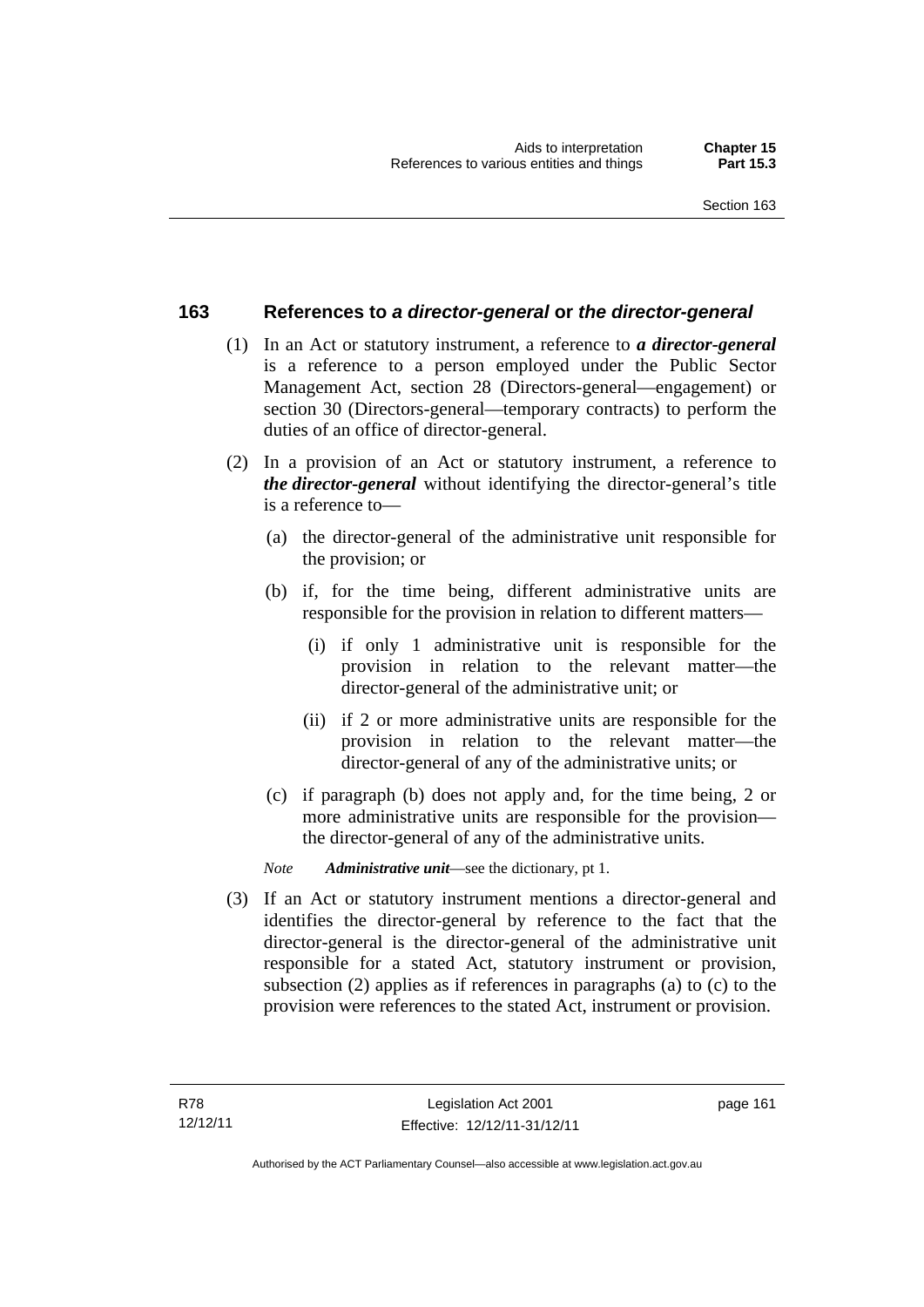## 163 References to *a director-general* or *the director-general*

(1) In an Act or statutory instrument, a reference to ***a director-general*** is a reference to a person employed under the Public Sector Management Act, section 28 (Directors-general—engagement) or section 30 (Directors-general—temporary contracts) to perform the duties of an office of director-general.

(2) In a provision of an Act or statutory instrument, a reference to ***the director-general*** without identifying the director-general's title is a reference to—

(a) the director-general of the administrative unit responsible for the provision; or

(b) if, for the time being, different administrative units are responsible for the provision in relation to different matters—

(i) if only 1 administrative unit is responsible for the provision in relation to the relevant matter—the director-general of the administrative unit; or

(ii) if 2 or more administrative units are responsible for the provision in relation to the relevant matter—the director-general of any of the administrative units; or

(c) if paragraph (b) does not apply and, for the time being, 2 or more administrative units are responsible for the provision—the director-general of any of the administrative units.

*Note* ***Administrative unit***—see the dictionary, pt 1.

(3) If an Act or statutory instrument mentions a director-general and identifies the director-general by reference to the fact that the director-general is the director-general of the administrative unit responsible for a stated Act, statutory instrument or provision, subsection (2) applies as if references in paragraphs (a) to (c) to the provision were references to the stated Act, instrument or provision.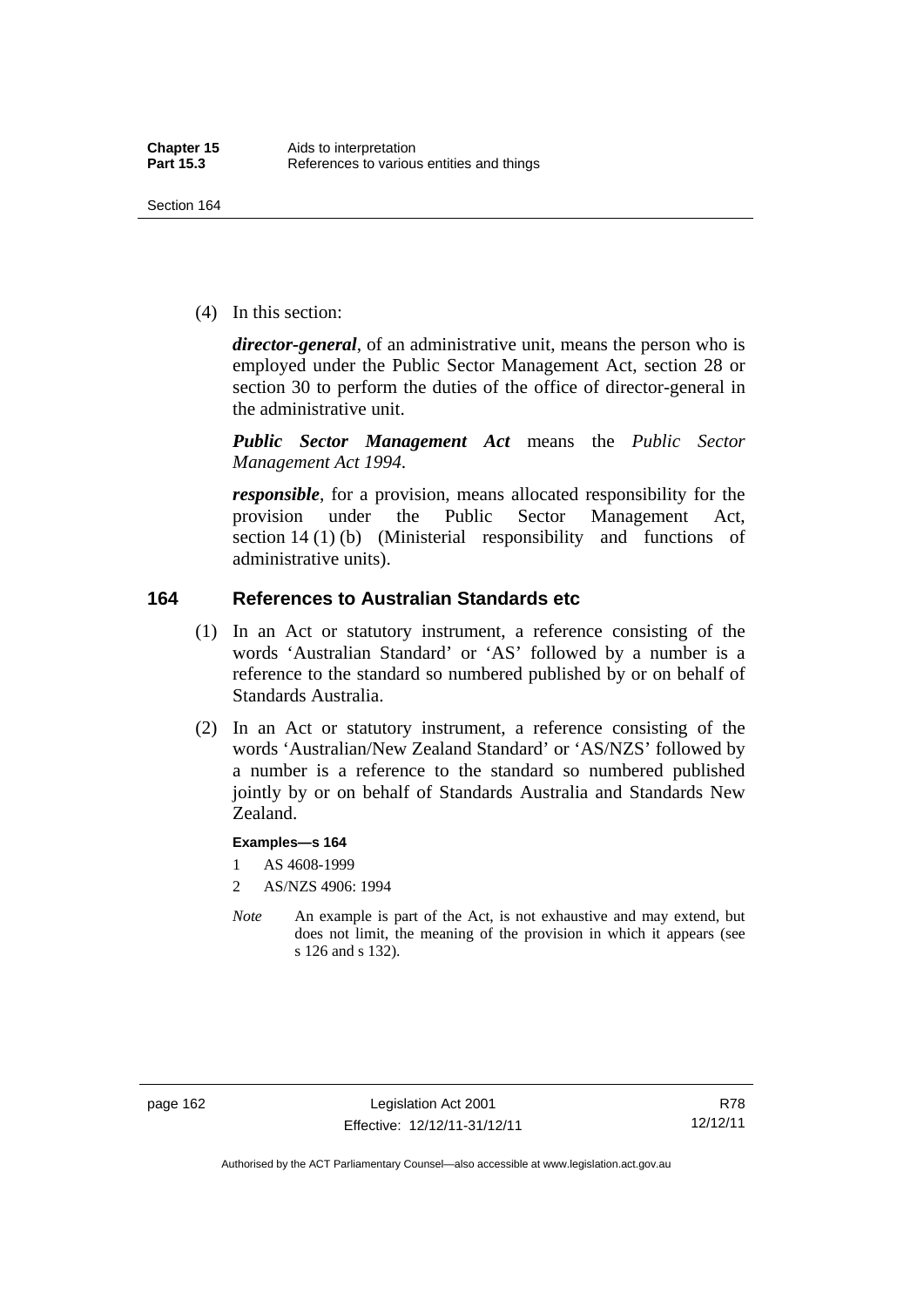(4) In this section:

***director-general***, of an administrative unit, means the person who is employed under the Public Sector Management Act, section 28 or section 30 to perform the duties of the office of director-general in the administrative unit.

***Public Sector Management Act*** means the *Public Sector Management Act 1994*.

***responsible***, for a provision, means allocated responsibility for the provision under the Public Sector Management Act, section 14 (1) (b) (Ministerial responsibility and functions of administrative units).

## 164 References to Australian Standards etc

(1) In an Act or statutory instrument, a reference consisting of the words 'Australian Standard' or 'AS' followed by a number is a reference to the standard so numbered published by or on behalf of Standards Australia.

(2) In an Act or statutory instrument, a reference consisting of the words 'Australian/New Zealand Standard' or 'AS/NZS' followed by a number is a reference to the standard so numbered published jointly by or on behalf of Standards Australia and Standards New Zealand.

**Examples—s 164**

1 AS 4608-1999

2 AS/NZS 4906: 1994

*Note* An example is part of the Act, is not exhaustive and may extend, but does not limit, the meaning of the provision in which it appears (see s 126 and s 132).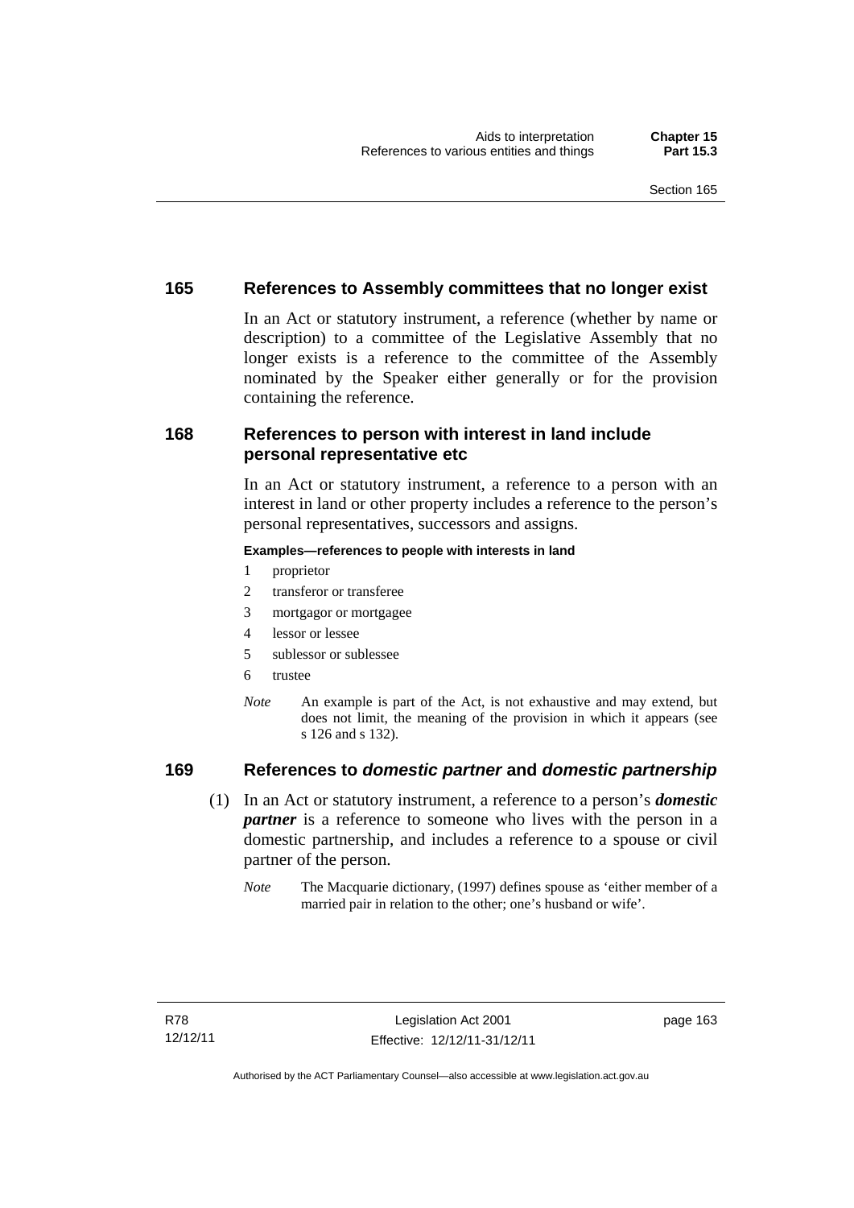## 165 References to Assembly committees that no longer exist

In an Act or statutory instrument, a reference (whether by name or description) to a committee of the Legislative Assembly that no longer exists is a reference to the committee of the Assembly nominated by the Speaker either generally or for the provision containing the reference.

## 168 References to person with interest in land include personal representative etc

In an Act or statutory instrument, a reference to a person with an interest in land or other property includes a reference to the person's personal representatives, successors and assigns.

**Examples—references to people with interests in land**

1. proprietor
2. transferor or transferee
3. mortgagor or mortgagee
4. lessor or lessee
5. sublessor or sublessee
6. trustee

*Note* An example is part of the Act, is not exhaustive and may extend, but does not limit, the meaning of the provision in which it appears (see s 126 and s 132).

## 169 References to *domestic partner* and *domestic partnership*

(1) In an Act or statutory instrument, a reference to a person's ***domestic partner*** is a reference to someone who lives with the person in a domestic partnership, and includes a reference to a spouse or civil partner of the person.

*Note* The Macquarie dictionary, (1997) defines spouse as 'either member of a married pair in relation to the other; one's husband or wife'.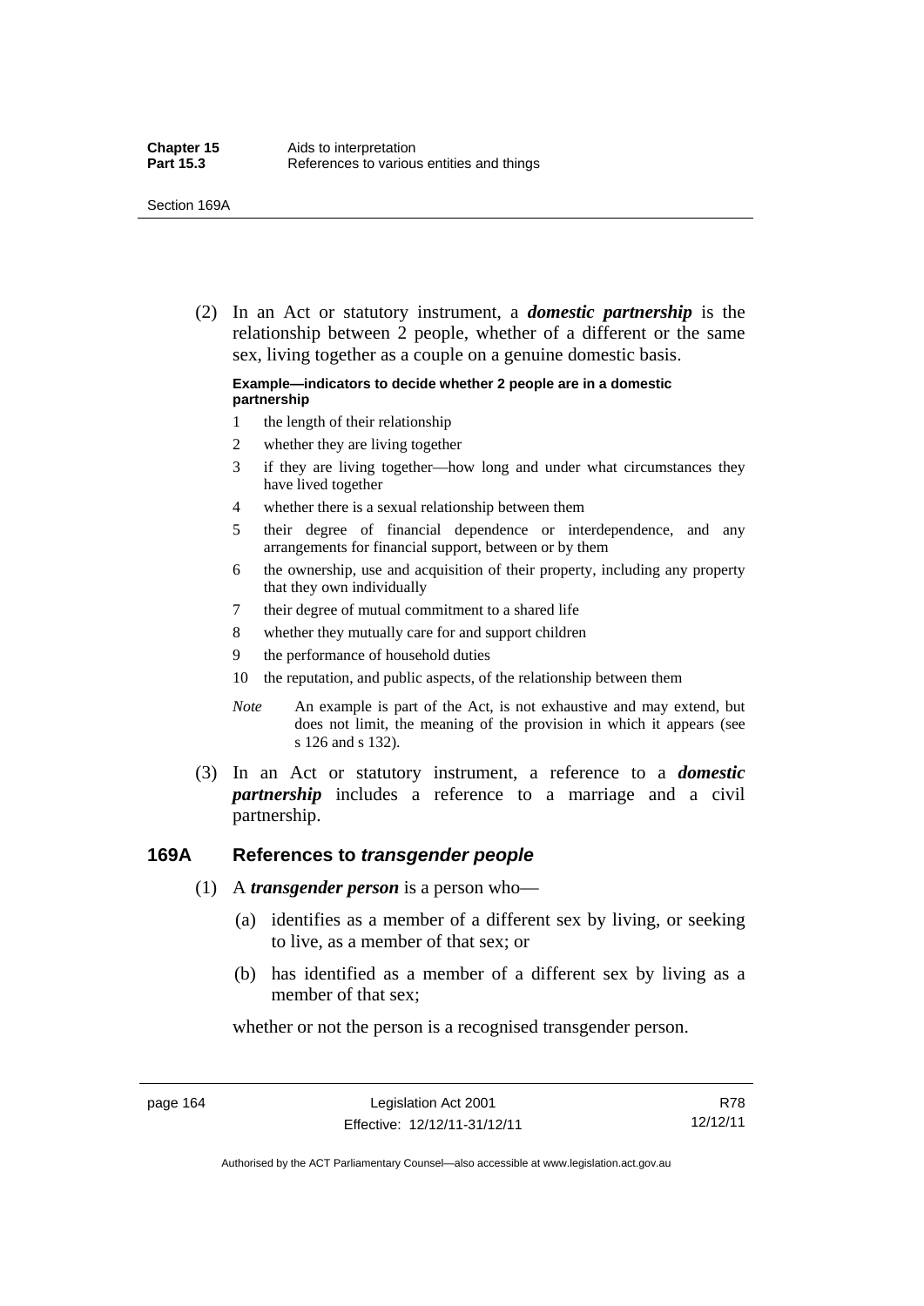(2) In an Act or statutory instrument, a ***domestic partnership*** is the relationship between 2 people, whether of a different or the same sex, living together as a couple on a genuine domestic basis.

**Example—indicators to decide whether 2 people are in a domestic partnership**

1. the length of their relationship
2. whether they are living together
3. if they are living together—how long and under what circumstances they have lived together
4. whether there is a sexual relationship between them
5. their degree of financial dependence or interdependence, and any arrangements for financial support, between or by them
6. the ownership, use and acquisition of their property, including any property that they own individually
7. their degree of mutual commitment to a shared life
8. whether they mutually care for and support children
9. the performance of household duties
10. the reputation, and public aspects, of the relationship between them

*Note* An example is part of the Act, is not exhaustive and may extend, but does not limit, the meaning of the provision in which it appears (see s 126 and s 132).

(3) In an Act or statutory instrument, a reference to a ***domestic partnership*** includes a reference to a marriage and a civil partnership.

## 169A References to *transgender people*

(1) A ***transgender person*** is a person who—

(a) identifies as a member of a different sex by living, or seeking to live, as a member of that sex; or

(b) has identified as a member of a different sex by living as a member of that sex;

whether or not the person is a recognised transgender person.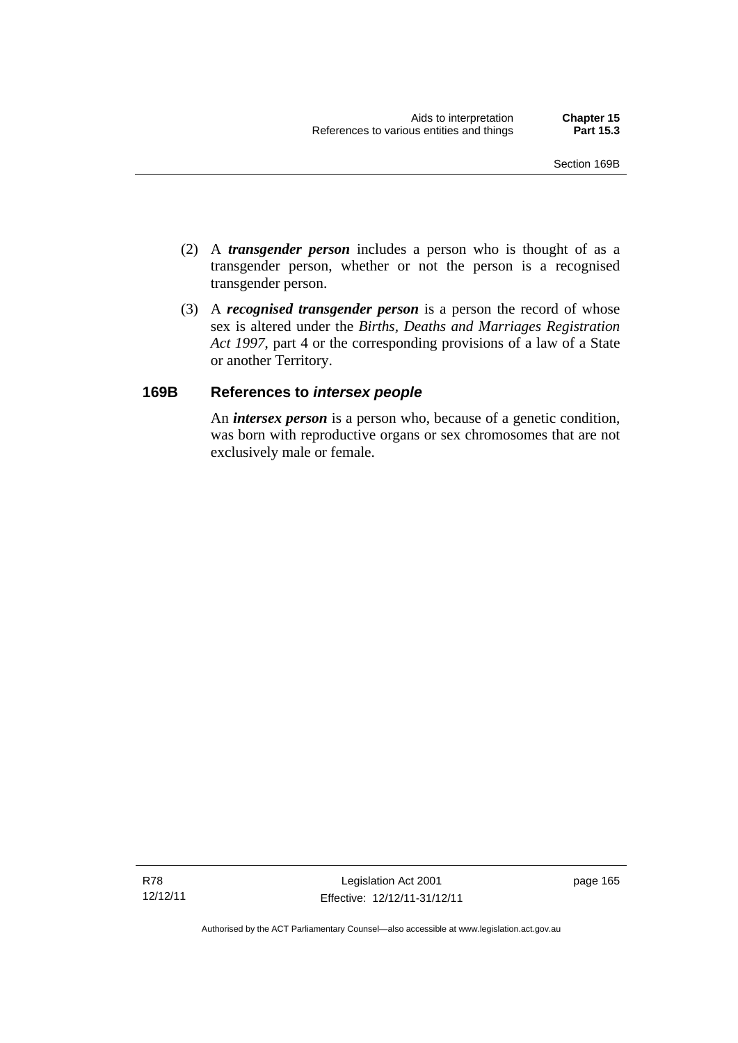(2) A ***transgender person*** includes a person who is thought of as a transgender person, whether or not the person is a recognised transgender person.

(3) A ***recognised transgender person*** is a person the record of whose sex is altered under the *Births, Deaths and Marriages Registration Act 1997*, part 4 or the corresponding provisions of a law of a State or another Territory.

## 169B References to *intersex people*

An ***intersex person*** is a person who, because of a genetic condition, was born with reproductive organs or sex chromosomes that are not exclusively male or female.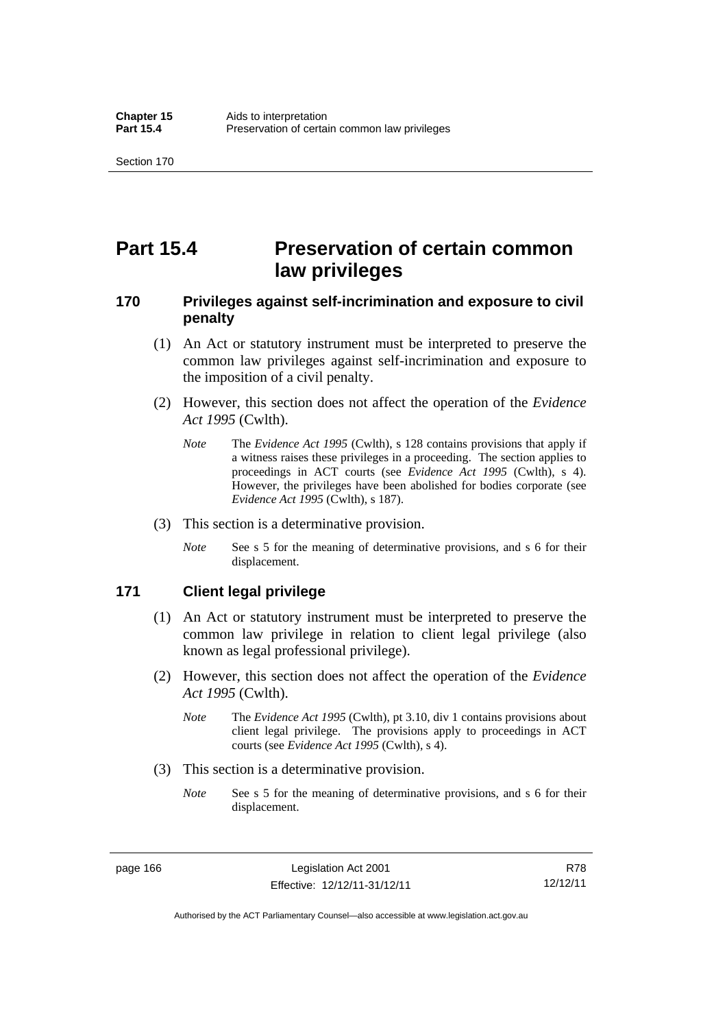# Part 15.4 Preservation of certain common law privileges

## 170 Privileges against self-incrimination and exposure to civil penalty

(1) An Act or statutory instrument must be interpreted to preserve the common law privileges against self-incrimination and exposure to the imposition of a civil penalty.

(2) However, this section does not affect the operation of the *Evidence Act 1995* (Cwlth).

*Note* The *Evidence Act 1995* (Cwlth), s 128 contains provisions that apply if a witness raises these privileges in a proceeding. The section applies to proceedings in ACT courts (see *Evidence Act 1995* (Cwlth), s 4). However, the privileges have been abolished for bodies corporate (see *Evidence Act 1995* (Cwlth), s 187).

(3) This section is a determinative provision.

*Note* See s 5 for the meaning of determinative provisions, and s 6 for their displacement.

## 171 Client legal privilege

(1) An Act or statutory instrument must be interpreted to preserve the common law privilege in relation to client legal privilege (also known as legal professional privilege).

(2) However, this section does not affect the operation of the *Evidence Act 1995* (Cwlth).

*Note* The *Evidence Act 1995* (Cwlth), pt 3.10, div 1 contains provisions about client legal privilege. The provisions apply to proceedings in ACT courts (see *Evidence Act 1995* (Cwlth), s 4).

(3) This section is a determinative provision.

*Note* See s 5 for the meaning of determinative provisions, and s 6 for their displacement.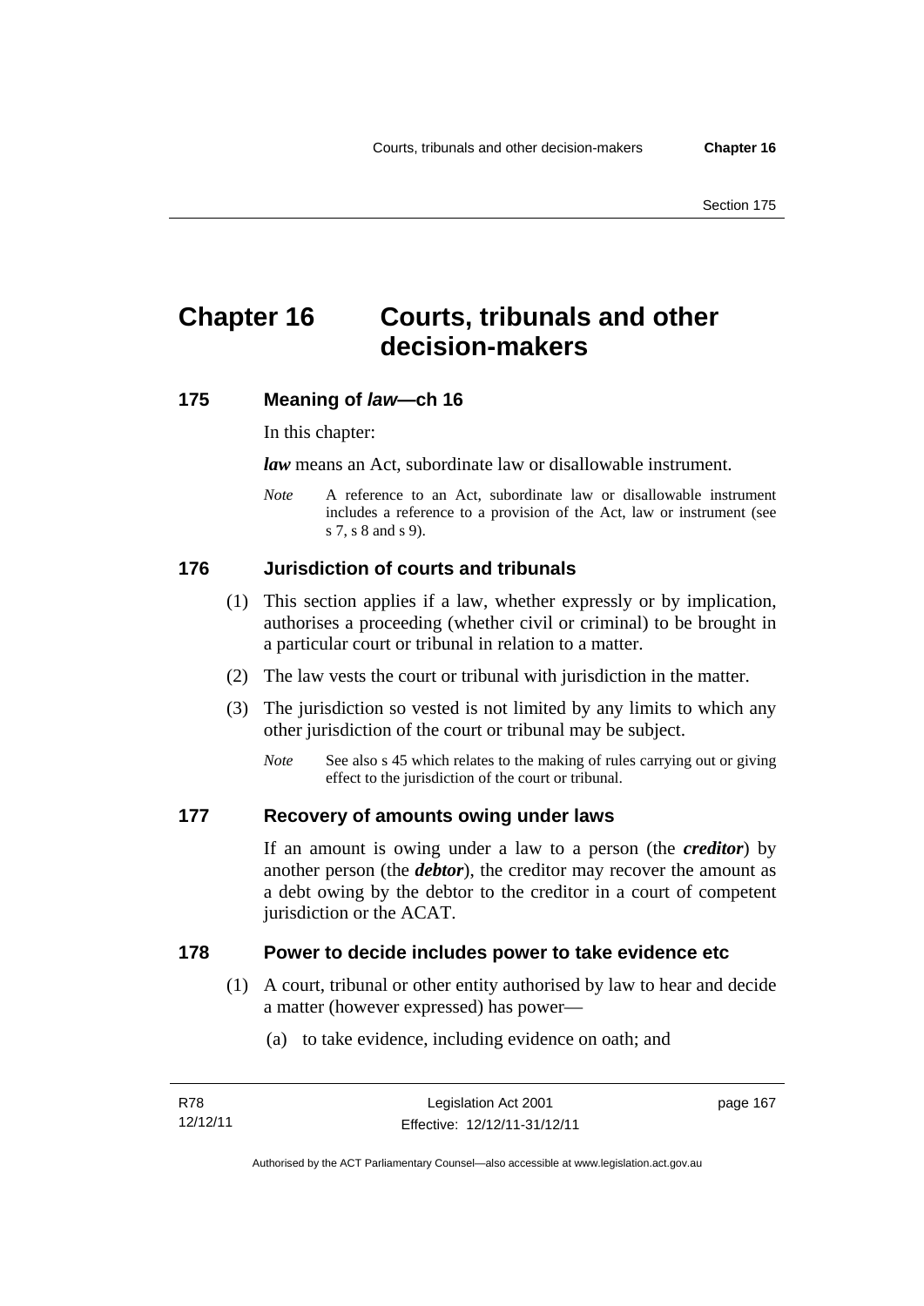# Chapter 16 Courts, tribunals and other decision-makers

## 175 Meaning of *law*—ch 16

In this chapter:

***law*** means an Act, subordinate law or disallowable instrument.

*Note* A reference to an Act, subordinate law or disallowable instrument includes a reference to a provision of the Act, law or instrument (see s 7, s 8 and s 9).

## 176 Jurisdiction of courts and tribunals

(1) This section applies if a law, whether expressly or by implication, authorises a proceeding (whether civil or criminal) to be brought in a particular court or tribunal in relation to a matter.

(2) The law vests the court or tribunal with jurisdiction in the matter.

(3) The jurisdiction so vested is not limited by any limits to which any other jurisdiction of the court or tribunal may be subject.

*Note* See also s 45 which relates to the making of rules carrying out or giving effect to the jurisdiction of the court or tribunal.

## 177 Recovery of amounts owing under laws

If an amount is owing under a law to a person (the ***creditor***) by another person (the ***debtor***), the creditor may recover the amount as a debt owing by the debtor to the creditor in a court of competent jurisdiction or the ACAT.

## 178 Power to decide includes power to take evidence etc

(1) A court, tribunal or other entity authorised by law to hear and decide a matter (however expressed) has power—

(a) to take evidence, including evidence on oath; and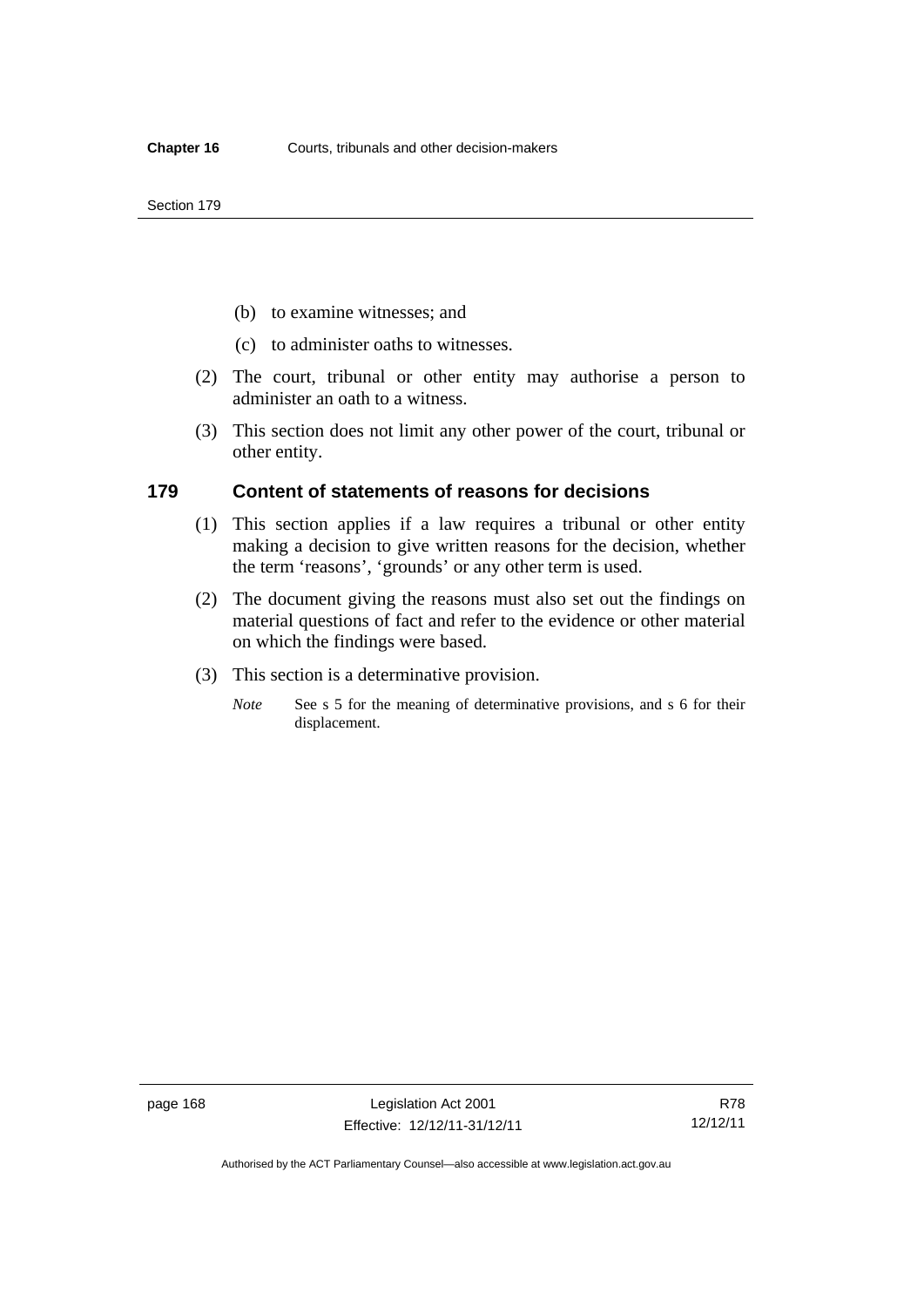(b) to examine witnesses; and

(c) to administer oaths to witnesses.

(2) The court, tribunal or other entity may authorise a person to administer an oath to a witness.

(3) This section does not limit any other power of the court, tribunal or other entity.

### 179 Content of statements of reasons for decisions

(1) This section applies if a law requires a tribunal or other entity making a decision to give written reasons for the decision, whether the term 'reasons', 'grounds' or any other term is used.

(2) The document giving the reasons must also set out the findings on material questions of fact and refer to the evidence or other material on which the findings were based.

(3) This section is a determinative provision.

*Note* See s 5 for the meaning of determinative provisions, and s 6 for their displacement.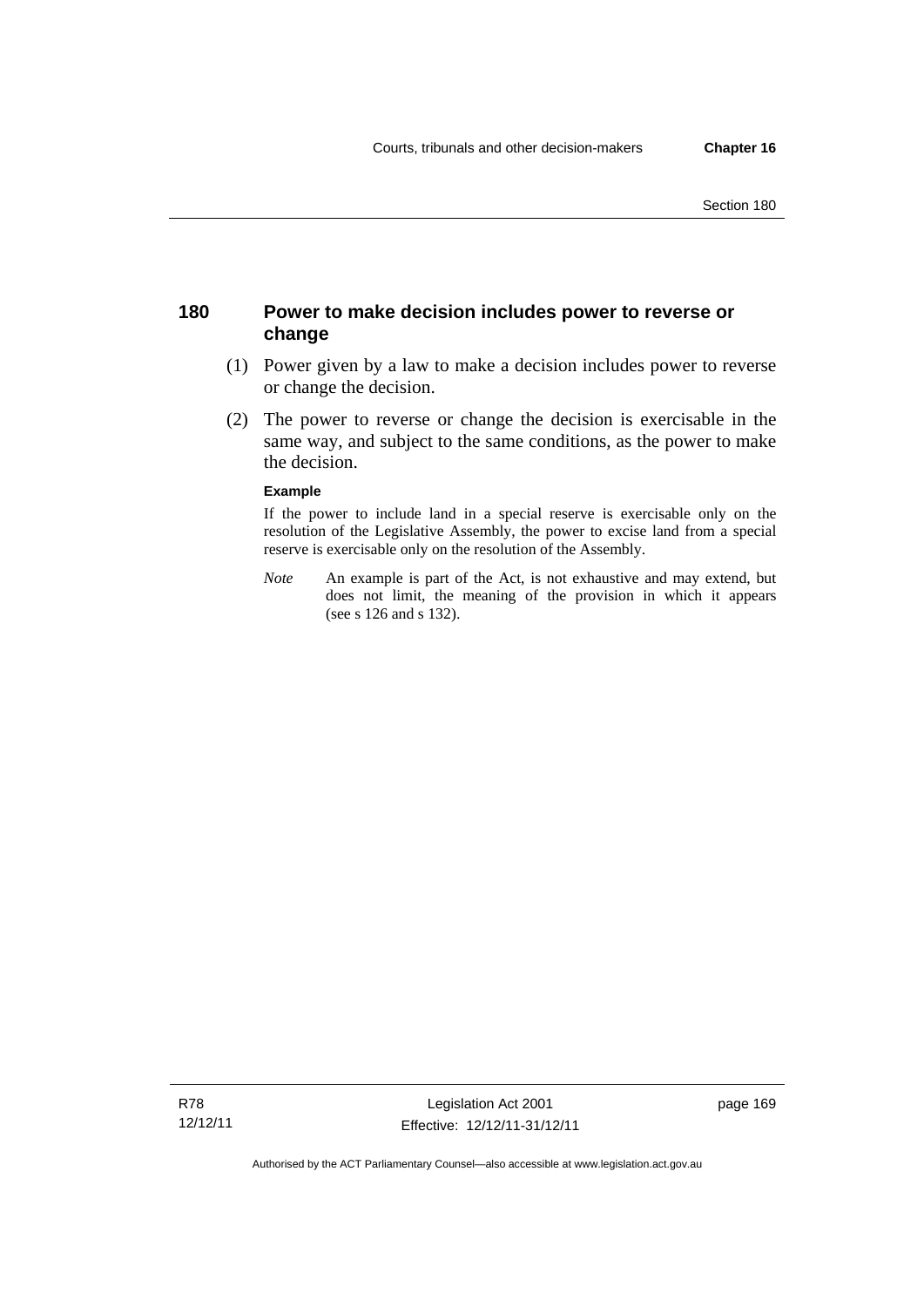## 180 Power to make decision includes power to reverse or change

(1) Power given by a law to make a decision includes power to reverse or change the decision.

(2) The power to reverse or change the decision is exercisable in the same way, and subject to the same conditions, as the power to make the decision.

**Example**

If the power to include land in a special reserve is exercisable only on the resolution of the Legislative Assembly, the power to excise land from a special reserve is exercisable only on the resolution of the Assembly.

*Note* An example is part of the Act, is not exhaustive and may extend, but does not limit, the meaning of the provision in which it appears (see s 126 and s 132).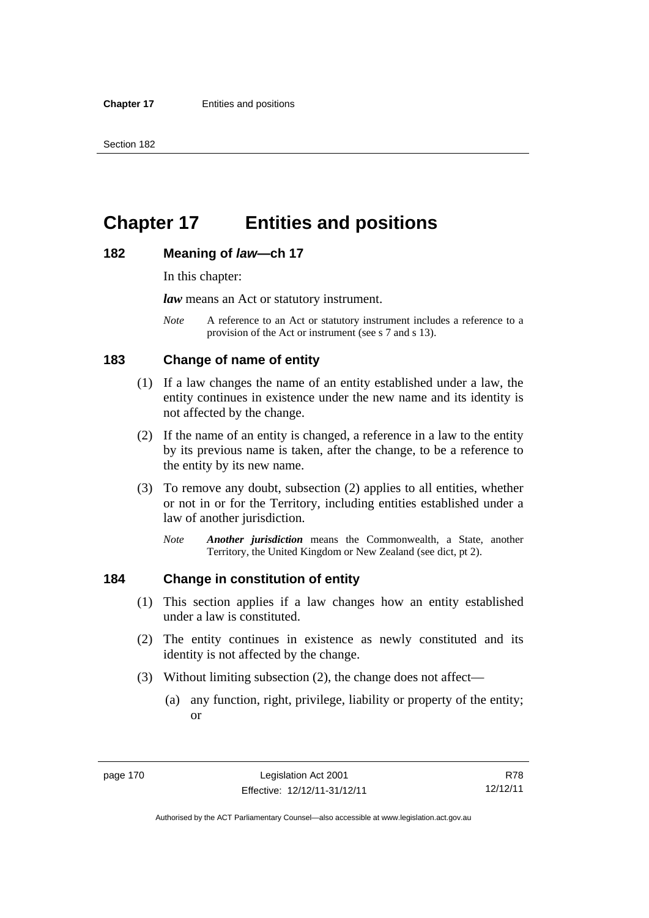# Chapter 17 Entities and positions

## 182 Meaning of *law*—ch 17

In this chapter:

***law*** means an Act or statutory instrument.

*Note* A reference to an Act or statutory instrument includes a reference to a provision of the Act or instrument (see s 7 and s 13).

## 183 Change of name of entity

(1) If a law changes the name of an entity established under a law, the entity continues in existence under the new name and its identity is not affected by the change.

(2) If the name of an entity is changed, a reference in a law to the entity by its previous name is taken, after the change, to be a reference to the entity by its new name.

(3) To remove any doubt, subsection (2) applies to all entities, whether or not in or for the Territory, including entities established under a law of another jurisdiction.

*Note* ***Another jurisdiction*** means the Commonwealth, a State, another Territory, the United Kingdom or New Zealand (see dict, pt 2).

## 184 Change in constitution of entity

(1) This section applies if a law changes how an entity established under a law is constituted.

(2) The entity continues in existence as newly constituted and its identity is not affected by the change.

(3) Without limiting subsection (2), the change does not affect—

(a) any function, right, privilege, liability or property of the entity; or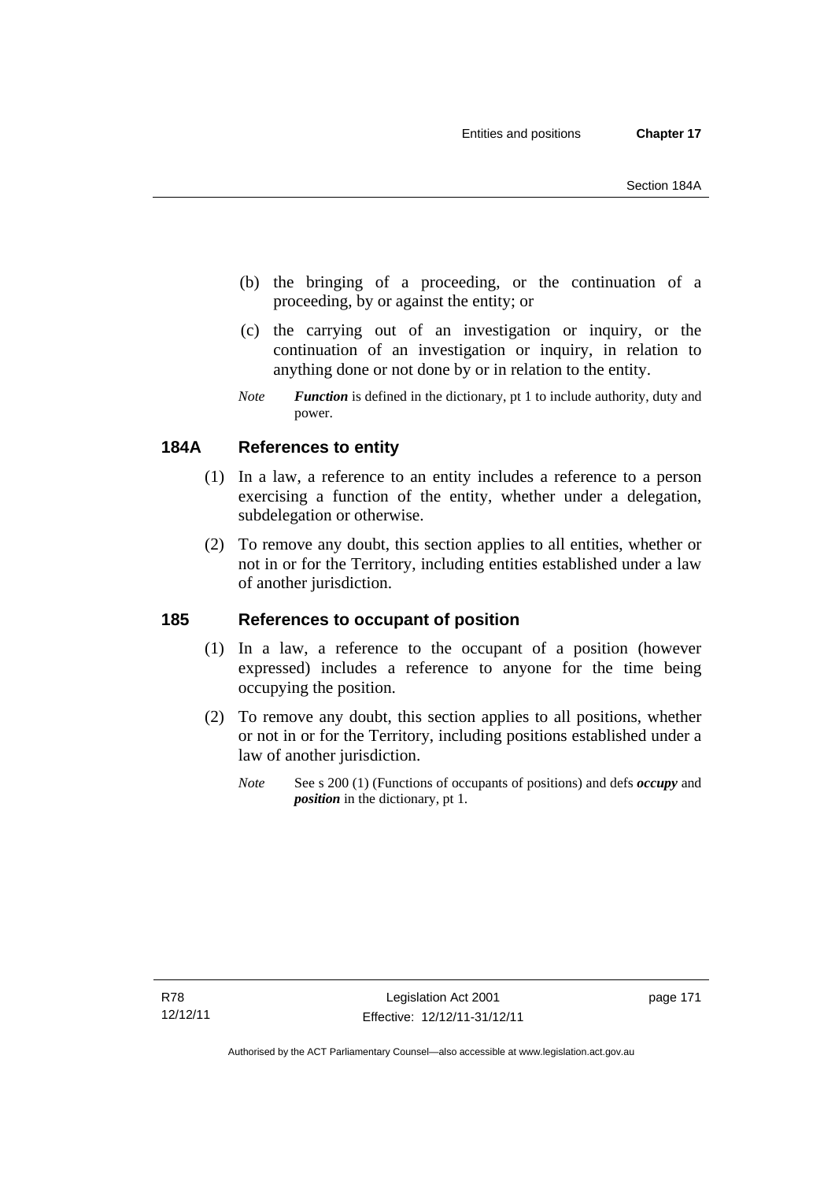(b) the bringing of a proceeding, or the continuation of a proceeding, by or against the entity; or

(c) the carrying out of an investigation or inquiry, or the continuation of an investigation or inquiry, in relation to anything done or not done by or in relation to the entity.

*Note* ***Function*** is defined in the dictionary, pt 1 to include authority, duty and power.

## 184A References to entity

(1) In a law, a reference to an entity includes a reference to a person exercising a function of the entity, whether under a delegation, subdelegation or otherwise.

(2) To remove any doubt, this section applies to all entities, whether or not in or for the Territory, including entities established under a law of another jurisdiction.

## 185 References to occupant of position

(1) In a law, a reference to the occupant of a position (however expressed) includes a reference to anyone for the time being occupying the position.

(2) To remove any doubt, this section applies to all positions, whether or not in or for the Territory, including positions established under a law of another jurisdiction.

*Note* See s 200 (1) (Functions of occupants of positions) and defs ***occupy*** and ***position*** in the dictionary, pt 1.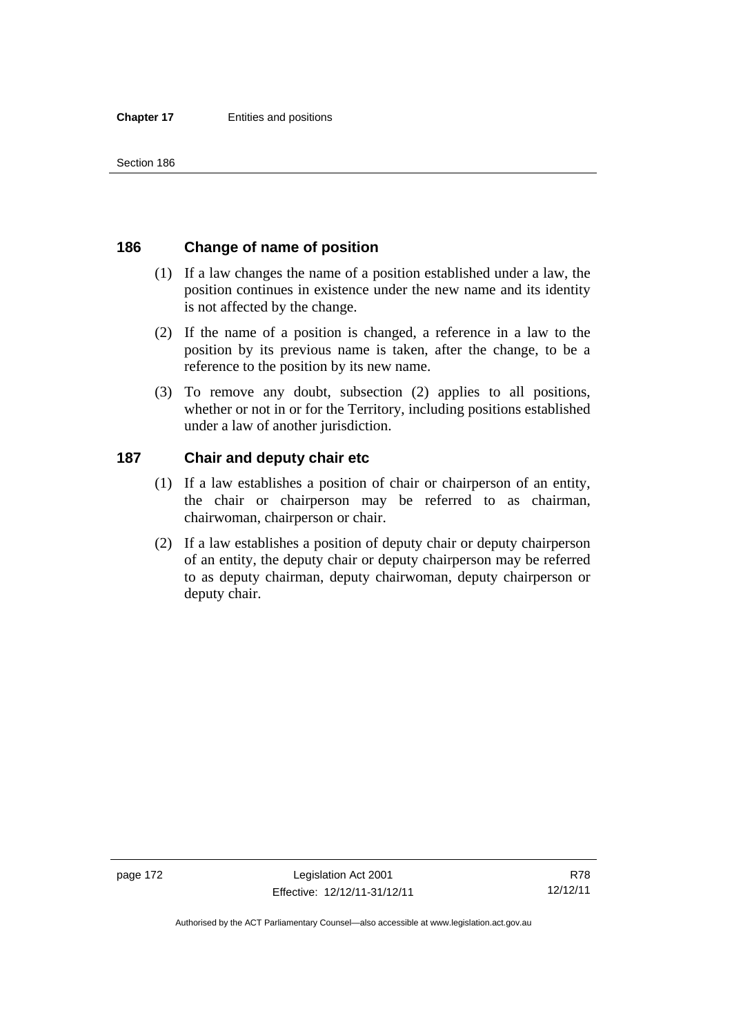## 186 Change of name of position

(1) If a law changes the name of a position established under a law, the position continues in existence under the new name and its identity is not affected by the change.

(2) If the name of a position is changed, a reference in a law to the position by its previous name is taken, after the change, to be a reference to the position by its new name.

(3) To remove any doubt, subsection (2) applies to all positions, whether or not in or for the Territory, including positions established under a law of another jurisdiction.

## 187 Chair and deputy chair etc

(1) If a law establishes a position of chair or chairperson of an entity, the chair or chairperson may be referred to as chairman, chairwoman, chairperson or chair.

(2) If a law establishes a position of deputy chair or deputy chairperson of an entity, the deputy chair or deputy chairperson may be referred to as deputy chairman, deputy chairwoman, deputy chairperson or deputy chair.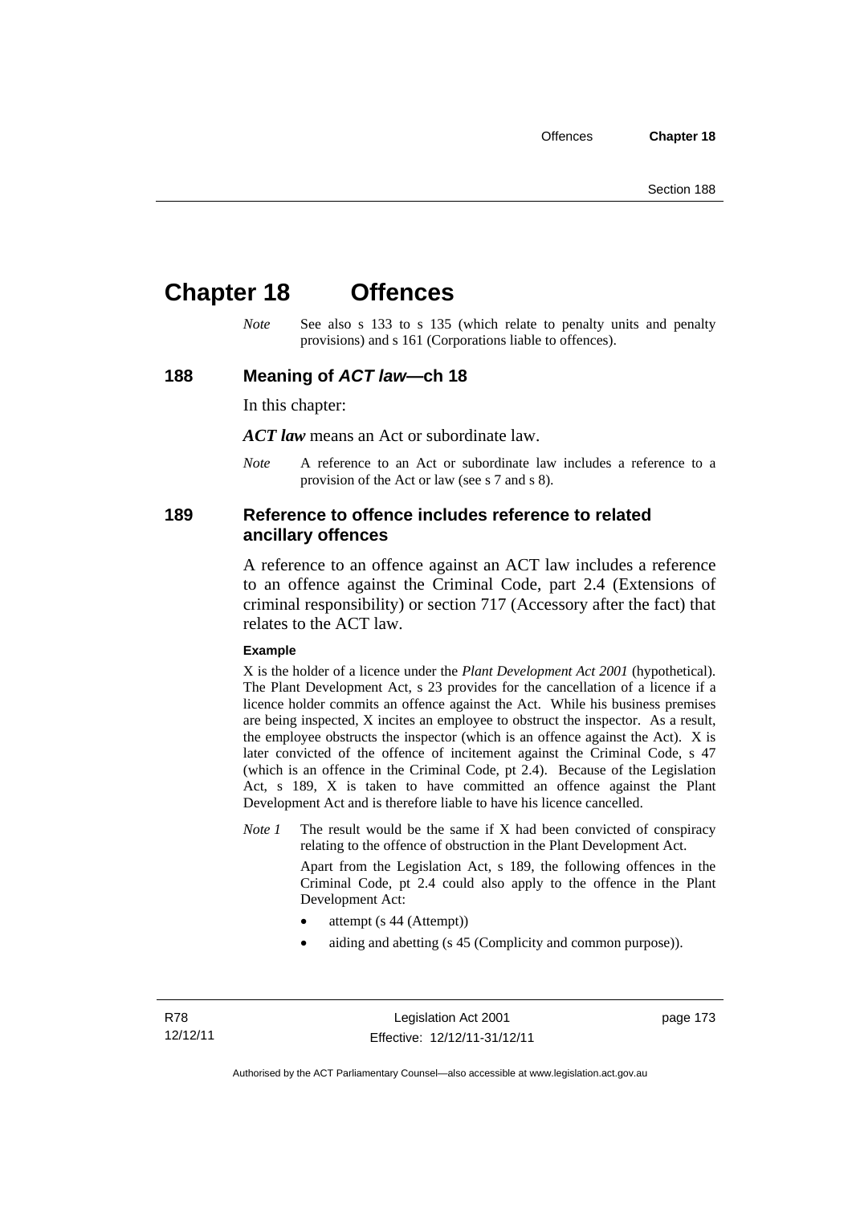# Chapter 18 Offences

*Note* See also s 133 to s 135 (which relate to penalty units and penalty provisions) and s 161 (Corporations liable to offences).

## 188 Meaning of *ACT law*—ch 18

In this chapter:

***ACT law*** means an Act or subordinate law.

*Note* A reference to an Act or subordinate law includes a reference to a provision of the Act or law (see s 7 and s 8).

## 189 Reference to offence includes reference to related ancillary offences

A reference to an offence against an ACT law includes a reference to an offence against the Criminal Code, part 2.4 (Extensions of criminal responsibility) or section 717 (Accessory after the fact) that relates to the ACT law.

**Example**

X is the holder of a licence under the *Plant Development Act 2001* (hypothetical). The Plant Development Act, s 23 provides for the cancellation of a licence if a licence holder commits an offence against the Act. While his business premises are being inspected, X incites an employee to obstruct the inspector. As a result, the employee obstructs the inspector (which is an offence against the Act). X is later convicted of the offence of incitement against the Criminal Code, s 47 (which is an offence in the Criminal Code, pt 2.4). Because of the Legislation Act, s 189, X is taken to have committed an offence against the Plant Development Act and is therefore liable to have his licence cancelled.

*Note 1* The result would be the same if X had been convicted of conspiracy relating to the offence of obstruction in the Plant Development Act.

Apart from the Legislation Act, s 189, the following offences in the Criminal Code, pt 2.4 could also apply to the offence in the Plant Development Act:

- attempt (s 44 (Attempt))
- aiding and abetting (s 45 (Complicity and common purpose)).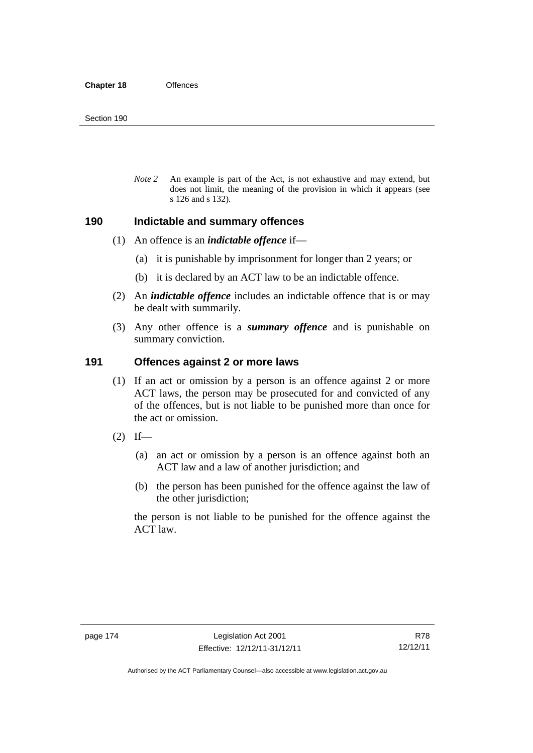*Note 2* An example is part of the Act, is not exhaustive and may extend, but does not limit, the meaning of the provision in which it appears (see s 126 and s 132).

## 190 Indictable and summary offences

(1) An offence is an ***indictable offence*** if—

(a) it is punishable by imprisonment for longer than 2 years; or

(b) it is declared by an ACT law to be an indictable offence.

(2) An ***indictable offence*** includes an indictable offence that is or may be dealt with summarily.

(3) Any other offence is a ***summary offence*** and is punishable on summary conviction.

## 191 Offences against 2 or more laws

(1) If an act or omission by a person is an offence against 2 or more ACT laws, the person may be prosecuted for and convicted of any of the offences, but is not liable to be punished more than once for the act or omission.

(2) If—

(a) an act or omission by a person is an offence against both an ACT law and a law of another jurisdiction; and

(b) the person has been punished for the offence against the law of the other jurisdiction;

the person is not liable to be punished for the offence against the ACT law.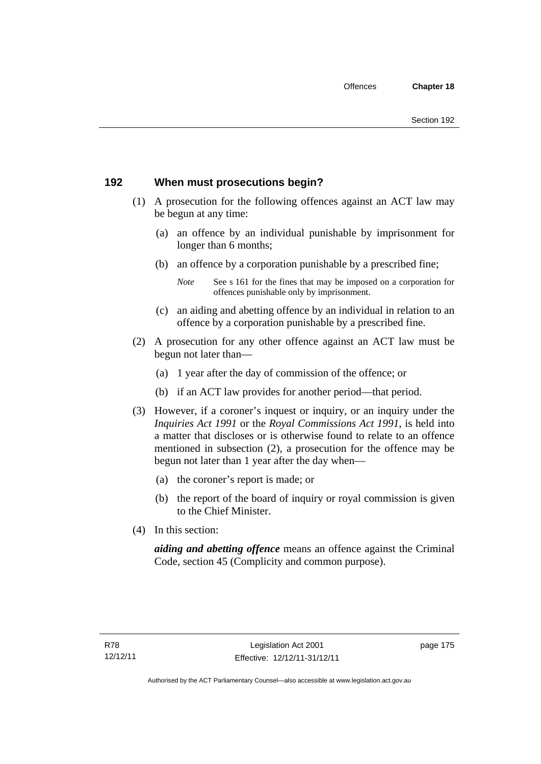## 192 When must prosecutions begin?

(1) A prosecution for the following offences against an ACT law may be begun at any time:

(a) an offence by an individual punishable by imprisonment for longer than 6 months;

(b) an offence by a corporation punishable by a prescribed fine;

*Note* See s 161 for the fines that may be imposed on a corporation for offences punishable only by imprisonment.

(c) an aiding and abetting offence by an individual in relation to an offence by a corporation punishable by a prescribed fine.

(2) A prosecution for any other offence against an ACT law must be begun not later than—

(a) 1 year after the day of commission of the offence; or

(b) if an ACT law provides for another period—that period.

(3) However, if a coroner's inquest or inquiry, or an inquiry under the *Inquiries Act 1991* or the *Royal Commissions Act 1991*, is held into a matter that discloses or is otherwise found to relate to an offence mentioned in subsection (2), a prosecution for the offence may be begun not later than 1 year after the day when—

(a) the coroner's report is made; or

(b) the report of the board of inquiry or royal commission is given to the Chief Minister.

(4) In this section:

***aiding and abetting offence*** means an offence against the Criminal Code, section 45 (Complicity and common purpose).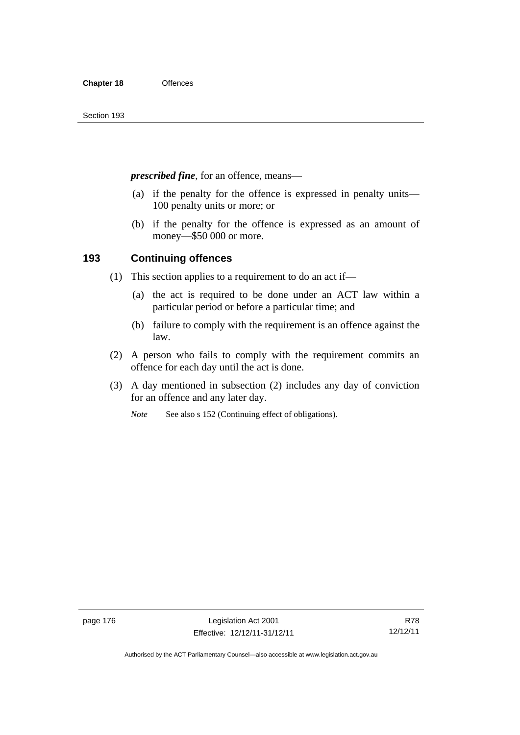***prescribed fine***, for an offence, means—

(a) if the penalty for the offence is expressed in penalty units—100 penalty units or more; or

(b) if the penalty for the offence is expressed as an amount of money—$50 000 or more.

## 193 Continuing offences

(1) This section applies to a requirement to do an act if—

(a) the act is required to be done under an ACT law within a particular period or before a particular time; and

(b) failure to comply with the requirement is an offence against the law.

(2) A person who fails to comply with the requirement commits an offence for each day until the act is done.

(3) A day mentioned in subsection (2) includes any day of conviction for an offence and any later day.

*Note* See also s 152 (Continuing effect of obligations).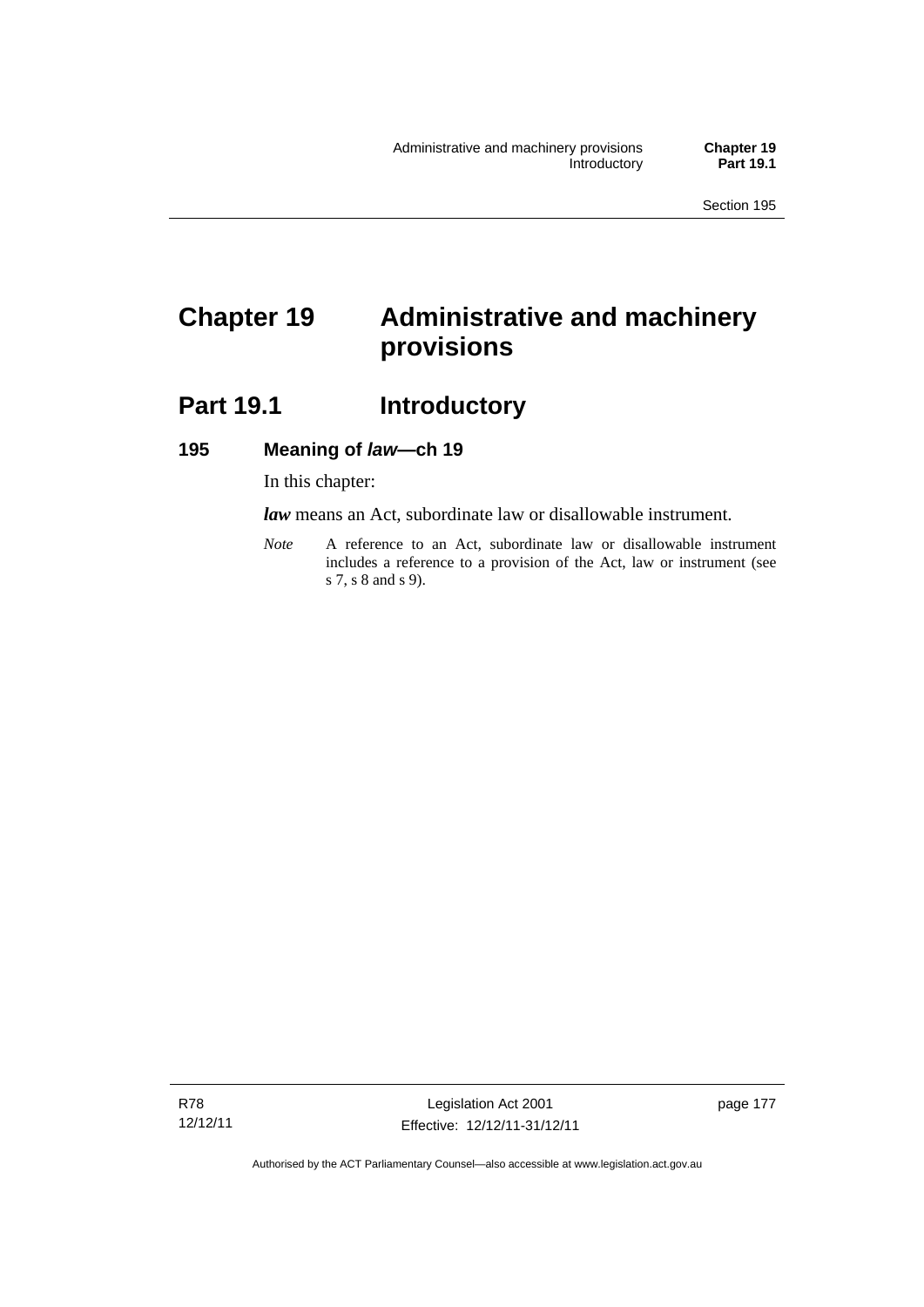# Chapter 19 Administrative and machinery provisions

## Part 19.1 Introductory

### 195 Meaning of *law*—ch 19

In this chapter:

***law*** means an Act, subordinate law or disallowable instrument.

*Note* A reference to an Act, subordinate law or disallowable instrument includes a reference to a provision of the Act, law or instrument (see s 7, s 8 and s 9).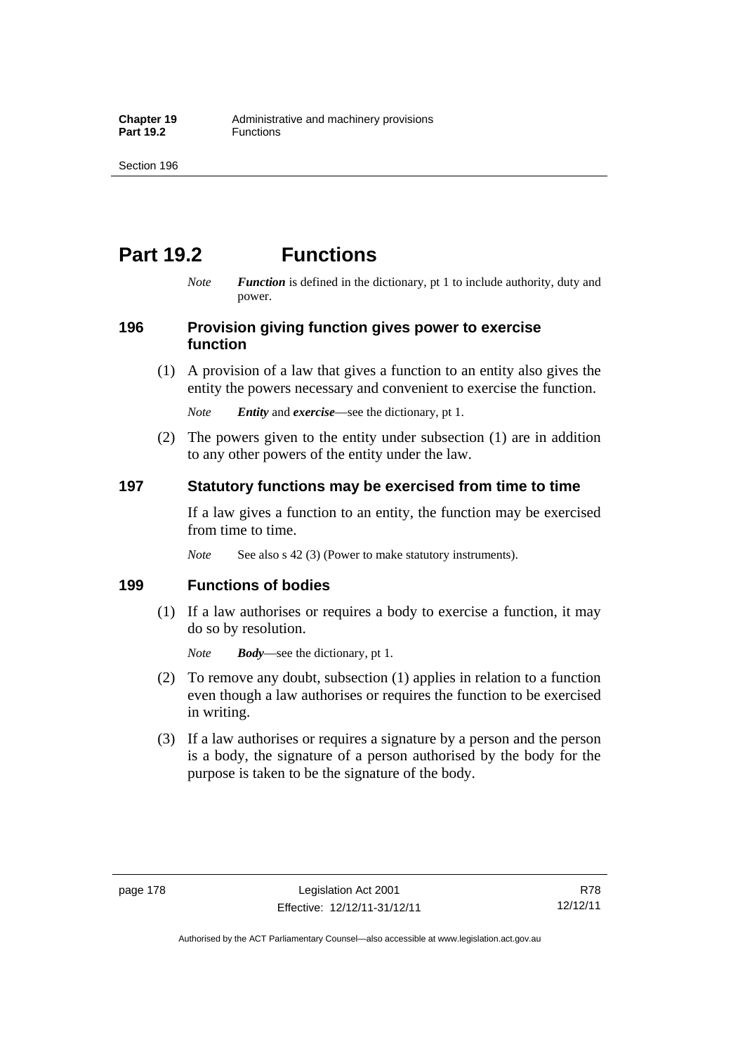# Part 19.2 Functions

*Note* ***Function*** is defined in the dictionary, pt 1 to include authority, duty and power.

## 196 Provision giving function gives power to exercise function

(1) A provision of a law that gives a function to an entity also gives the entity the powers necessary and convenient to exercise the function.

*Note* ***Entity*** and ***exercise***—see the dictionary, pt 1.

(2) The powers given to the entity under subsection (1) are in addition to any other powers of the entity under the law.

## 197 Statutory functions may be exercised from time to time

If a law gives a function to an entity, the function may be exercised from time to time.

*Note* See also s 42 (3) (Power to make statutory instruments).

## 199 Functions of bodies

(1) If a law authorises or requires a body to exercise a function, it may do so by resolution.

*Note* ***Body***—see the dictionary, pt 1.

(2) To remove any doubt, subsection (1) applies in relation to a function even though a law authorises or requires the function to be exercised in writing.

(3) If a law authorises or requires a signature by a person and the person is a body, the signature of a person authorised by the body for the purpose is taken to be the signature of the body.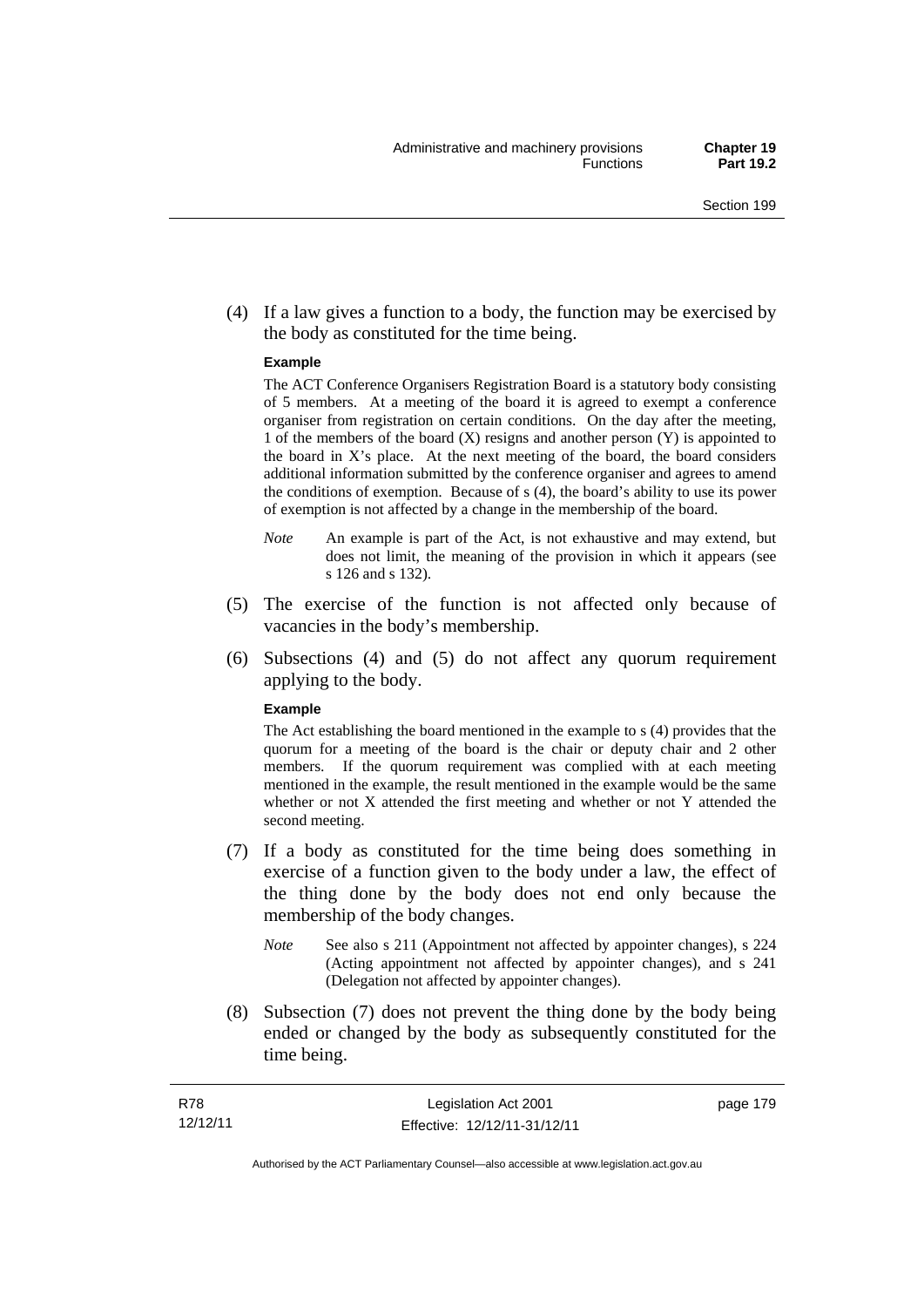(4) If a law gives a function to a body, the function may be exercised by the body as constituted for the time being.

**Example**

The ACT Conference Organisers Registration Board is a statutory body consisting of 5 members. At a meeting of the board it is agreed to exempt a conference organiser from registration on certain conditions. On the day after the meeting, 1 of the members of the board (X) resigns and another person (Y) is appointed to the board in X's place. At the next meeting of the board, the board considers additional information submitted by the conference organiser and agrees to amend the conditions of exemption. Because of s (4), the board's ability to use its power of exemption is not affected by a change in the membership of the board.

*Note* An example is part of the Act, is not exhaustive and may extend, but does not limit, the meaning of the provision in which it appears (see s 126 and s 132).

(5) The exercise of the function is not affected only because of vacancies in the body's membership.

(6) Subsections (4) and (5) do not affect any quorum requirement applying to the body.

**Example**

The Act establishing the board mentioned in the example to s (4) provides that the quorum for a meeting of the board is the chair or deputy chair and 2 other members. If the quorum requirement was complied with at each meeting mentioned in the example, the result mentioned in the example would be the same whether or not X attended the first meeting and whether or not Y attended the second meeting.

(7) If a body as constituted for the time being does something in exercise of a function given to the body under a law, the effect of the thing done by the body does not end only because the membership of the body changes.

*Note* See also s 211 (Appointment not affected by appointer changes), s 224 (Acting appointment not affected by appointer changes), and s 241 (Delegation not affected by appointer changes).

(8) Subsection (7) does not prevent the thing done by the body being ended or changed by the body as subsequently constituted for the time being.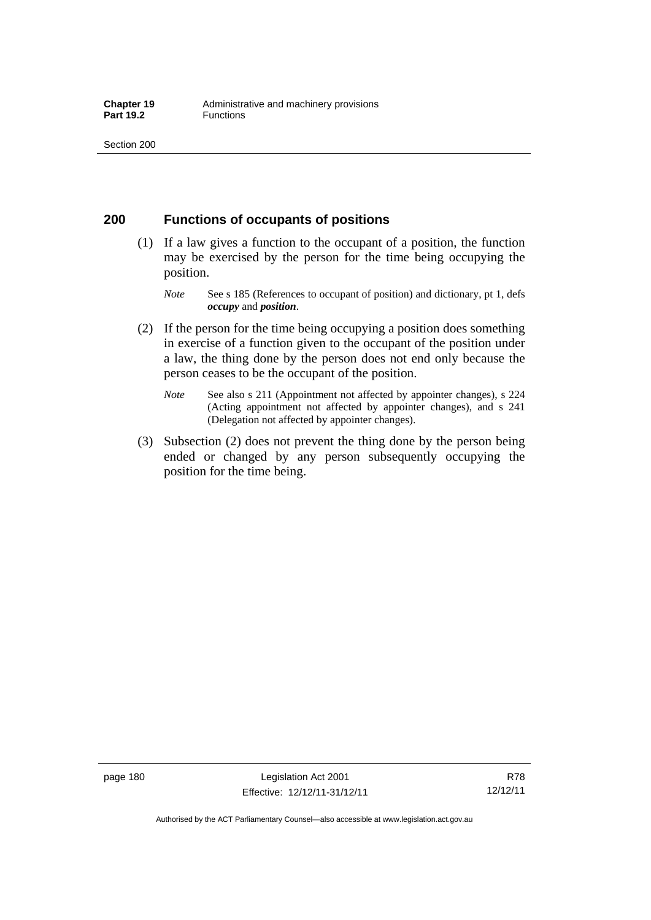## 200 Functions of occupants of positions

(1) If a law gives a function to the occupant of a position, the function may be exercised by the person for the time being occupying the position.

*Note* See s 185 (References to occupant of position) and dictionary, pt 1, defs ***occupy*** and ***position***.

(2) If the person for the time being occupying a position does something in exercise of a function given to the occupant of the position under a law, the thing done by the person does not end only because the person ceases to be the occupant of the position.

*Note* See also s 211 (Appointment not affected by appointer changes), s 224 (Acting appointment not affected by appointer changes), and s 241 (Delegation not affected by appointer changes).

(3) Subsection (2) does not prevent the thing done by the person being ended or changed by any person subsequently occupying the position for the time being.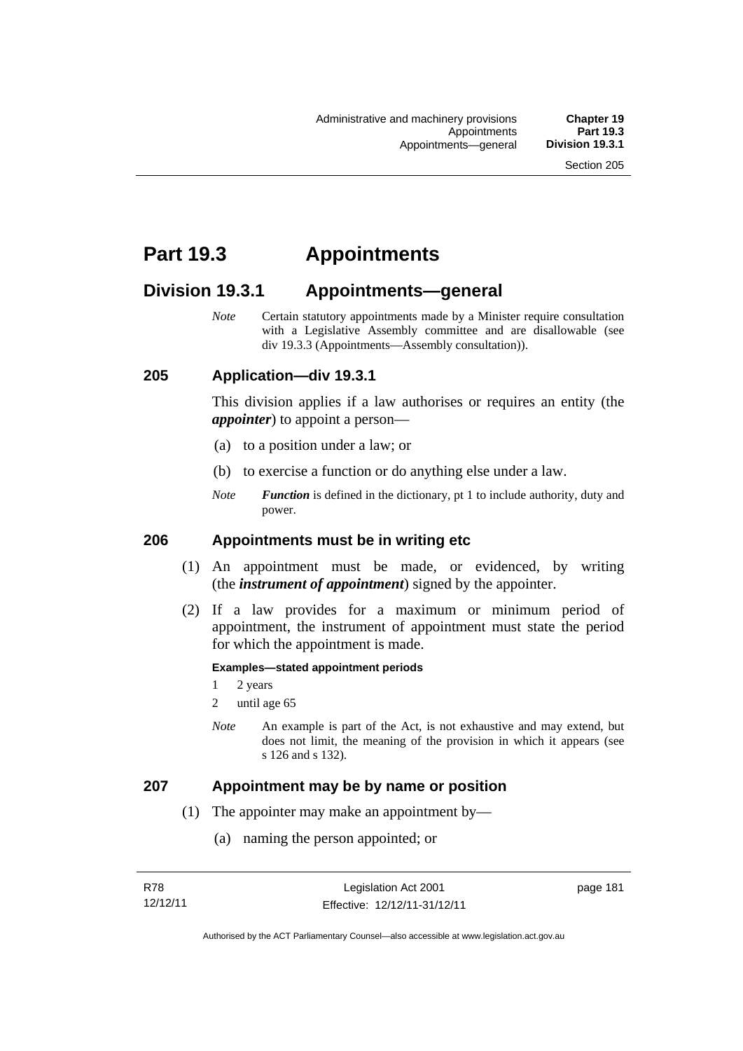# Part 19.3 Appointments

## Division 19.3.1 Appointments—general

*Note* Certain statutory appointments made by a Minister require consultation with a Legislative Assembly committee and are disallowable (see div 19.3.3 (Appointments—Assembly consultation)).

### 205 Application—div 19.3.1

This division applies if a law authorises or requires an entity (the ***appointer***) to appoint a person—

(a) to a position under a law; or

(b) to exercise a function or do anything else under a law.

*Note* ***Function*** is defined in the dictionary, pt 1 to include authority, duty and power.

### 206 Appointments must be in writing etc

(1) An appointment must be made, or evidenced, by writing (the ***instrument of appointment***) signed by the appointer.

(2) If a law provides for a maximum or minimum period of appointment, the instrument of appointment must state the period for which the appointment is made.

**Examples—stated appointment periods**

1 2 years

2 until age 65

*Note* An example is part of the Act, is not exhaustive and may extend, but does not limit, the meaning of the provision in which it appears (see s 126 and s 132).

### 207 Appointment may be by name or position

(1) The appointer may make an appointment by—

(a) naming the person appointed; or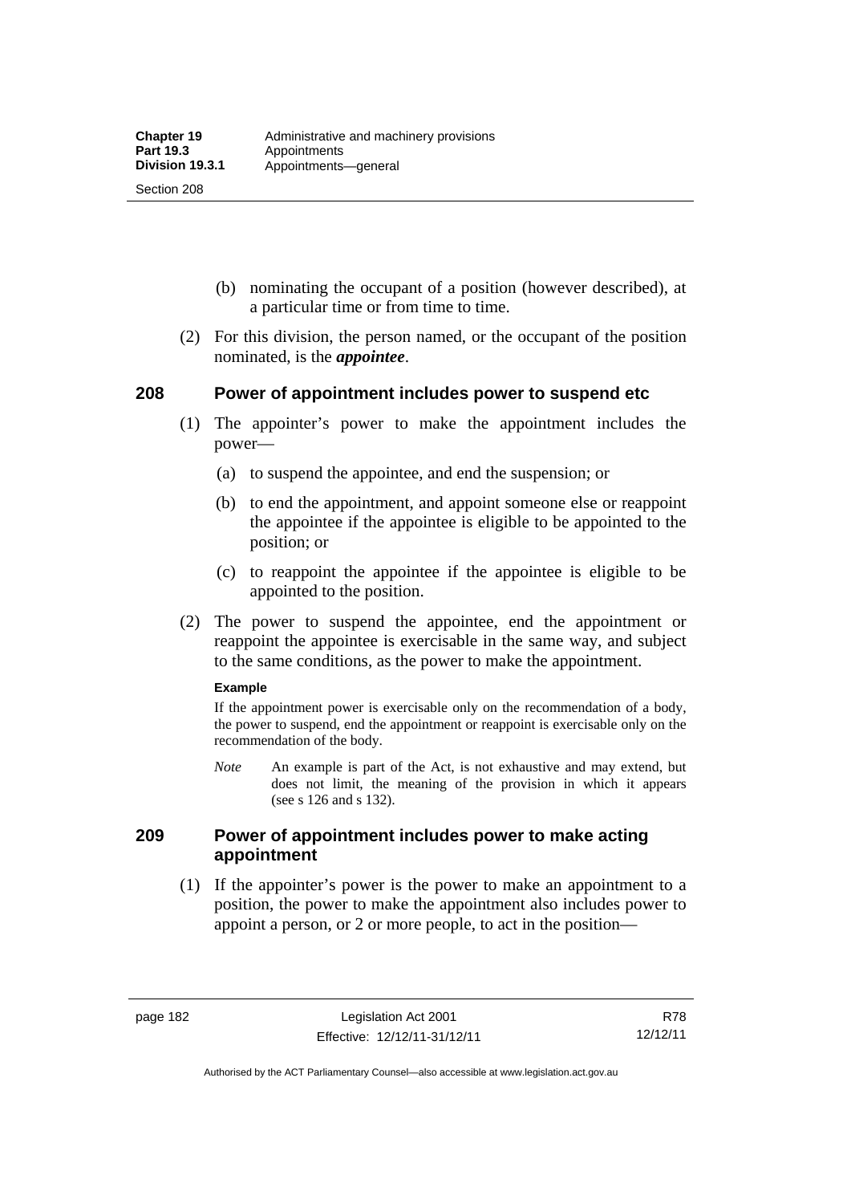(b) nominating the occupant of a position (however described), at a particular time or from time to time.

(2) For this division, the person named, or the occupant of the position nominated, is the ***appointee***.

## 208 Power of appointment includes power to suspend etc

(1) The appointer's power to make the appointment includes the power—

(a) to suspend the appointee, and end the suspension; or

(b) to end the appointment, and appoint someone else or reappoint the appointee if the appointee is eligible to be appointed to the position; or

(c) to reappoint the appointee if the appointee is eligible to be appointed to the position.

(2) The power to suspend the appointee, end the appointment or reappoint the appointee is exercisable in the same way, and subject to the same conditions, as the power to make the appointment.

**Example**

If the appointment power is exercisable only on the recommendation of a body, the power to suspend, end the appointment or reappoint is exercisable only on the recommendation of the body.

*Note* An example is part of the Act, is not exhaustive and may extend, but does not limit, the meaning of the provision in which it appears (see s 126 and s 132).

## 209 Power of appointment includes power to make acting appointment

(1) If the appointer's power is the power to make an appointment to a position, the power to make the appointment also includes power to appoint a person, or 2 or more people, to act in the position—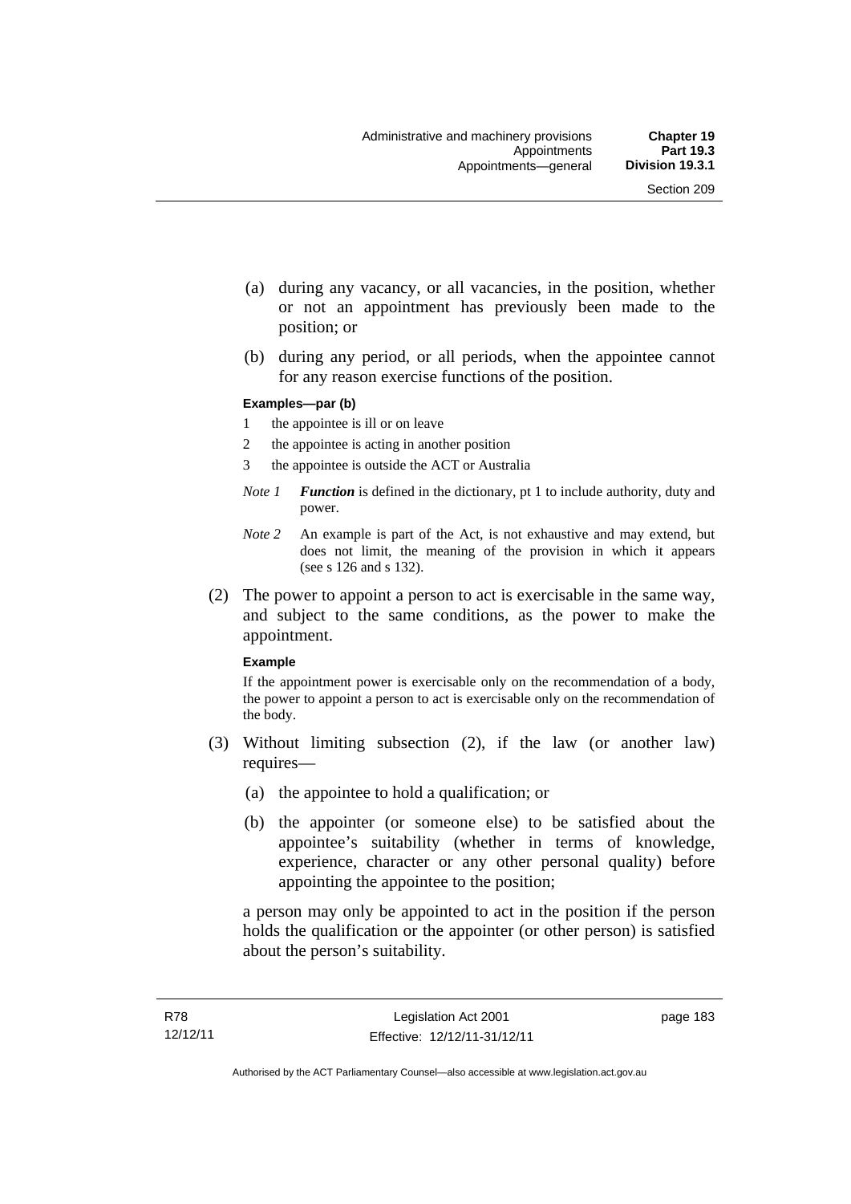(a) during any vacancy, or all vacancies, in the position, whether or not an appointment has previously been made to the position; or

(b) during any period, or all periods, when the appointee cannot for any reason exercise functions of the position.

**Examples—par (b)**

1 the appointee is ill or on leave

2 the appointee is acting in another position

3 the appointee is outside the ACT or Australia

*Note 1* ***Function*** is defined in the dictionary, pt 1 to include authority, duty and power.

*Note 2* An example is part of the Act, is not exhaustive and may extend, but does not limit, the meaning of the provision in which it appears (see s 126 and s 132).

(2) The power to appoint a person to act is exercisable in the same way, and subject to the same conditions, as the power to make the appointment.

**Example**

If the appointment power is exercisable only on the recommendation of a body, the power to appoint a person to act is exercisable only on the recommendation of the body.

(3) Without limiting subsection (2), if the law (or another law) requires—

(a) the appointee to hold a qualification; or

(b) the appointer (or someone else) to be satisfied about the appointee's suitability (whether in terms of knowledge, experience, character or any other personal quality) before appointing the appointee to the position;

a person may only be appointed to act in the position if the person holds the qualification or the appointer (or other person) is satisfied about the person's suitability.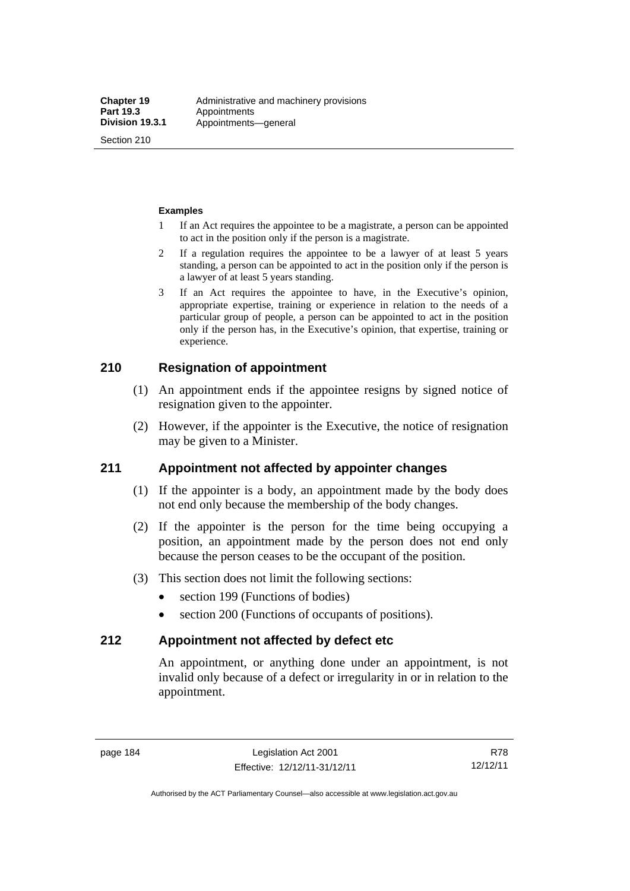**Examples**

1 If an Act requires the appointee to be a magistrate, a person can be appointed to act in the position only if the person is a magistrate.

2 If a regulation requires the appointee to be a lawyer of at least 5 years standing, a person can be appointed to act in the position only if the person is a lawyer of at least 5 years standing.

3 If an Act requires the appointee to have, in the Executive's opinion, appropriate expertise, training or experience in relation to the needs of a particular group of people, a person can be appointed to act in the position only if the person has, in the Executive's opinion, that expertise, training or experience.

## 210 Resignation of appointment

(1) An appointment ends if the appointee resigns by signed notice of resignation given to the appointer.

(2) However, if the appointer is the Executive, the notice of resignation may be given to a Minister.

## 211 Appointment not affected by appointer changes

(1) If the appointer is a body, an appointment made by the body does not end only because the membership of the body changes.

(2) If the appointer is the person for the time being occupying a position, an appointment made by the person does not end only because the person ceases to be the occupant of the position.

(3) This section does not limit the following sections:

- section 199 (Functions of bodies)
- section 200 (Functions of occupants of positions).

## 212 Appointment not affected by defect etc

An appointment, or anything done under an appointment, is not invalid only because of a defect or irregularity in or in relation to the appointment.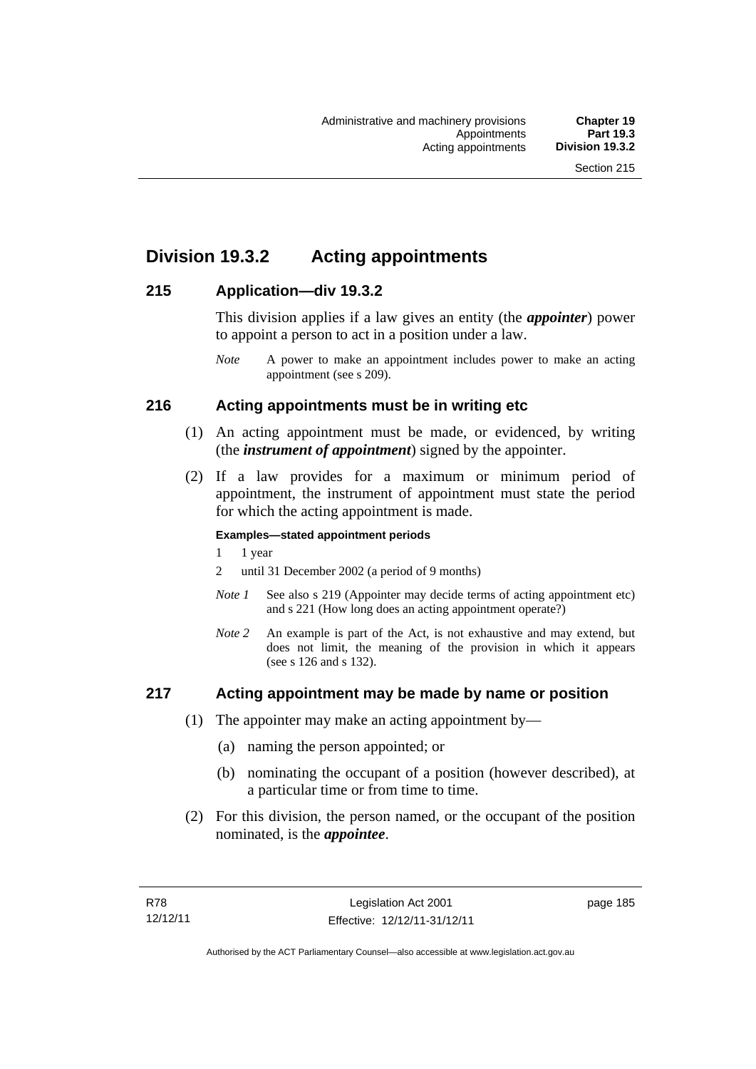## Division 19.3.2 Acting appointments

### 215 Application—div 19.3.2

This division applies if a law gives an entity (the ***appointer***) power to appoint a person to act in a position under a law.

*Note* A power to make an appointment includes power to make an acting appointment (see s 209).

### 216 Acting appointments must be in writing etc

(1) An acting appointment must be made, or evidenced, by writing (the ***instrument of appointment***) signed by the appointer.

(2) If a law provides for a maximum or minimum period of appointment, the instrument of appointment must state the period for which the acting appointment is made.

**Examples—stated appointment periods**

1 1 year

2 until 31 December 2002 (a period of 9 months)

*Note 1* See also s 219 (Appointer may decide terms of acting appointment etc) and s 221 (How long does an acting appointment operate?)

*Note 2* An example is part of the Act, is not exhaustive and may extend, but does not limit, the meaning of the provision in which it appears (see s 126 and s 132).

### 217 Acting appointment may be made by name or position

(1) The appointer may make an acting appointment by—

(a) naming the person appointed; or

(b) nominating the occupant of a position (however described), at a particular time or from time to time.

(2) For this division, the person named, or the occupant of the position nominated, is the ***appointee***.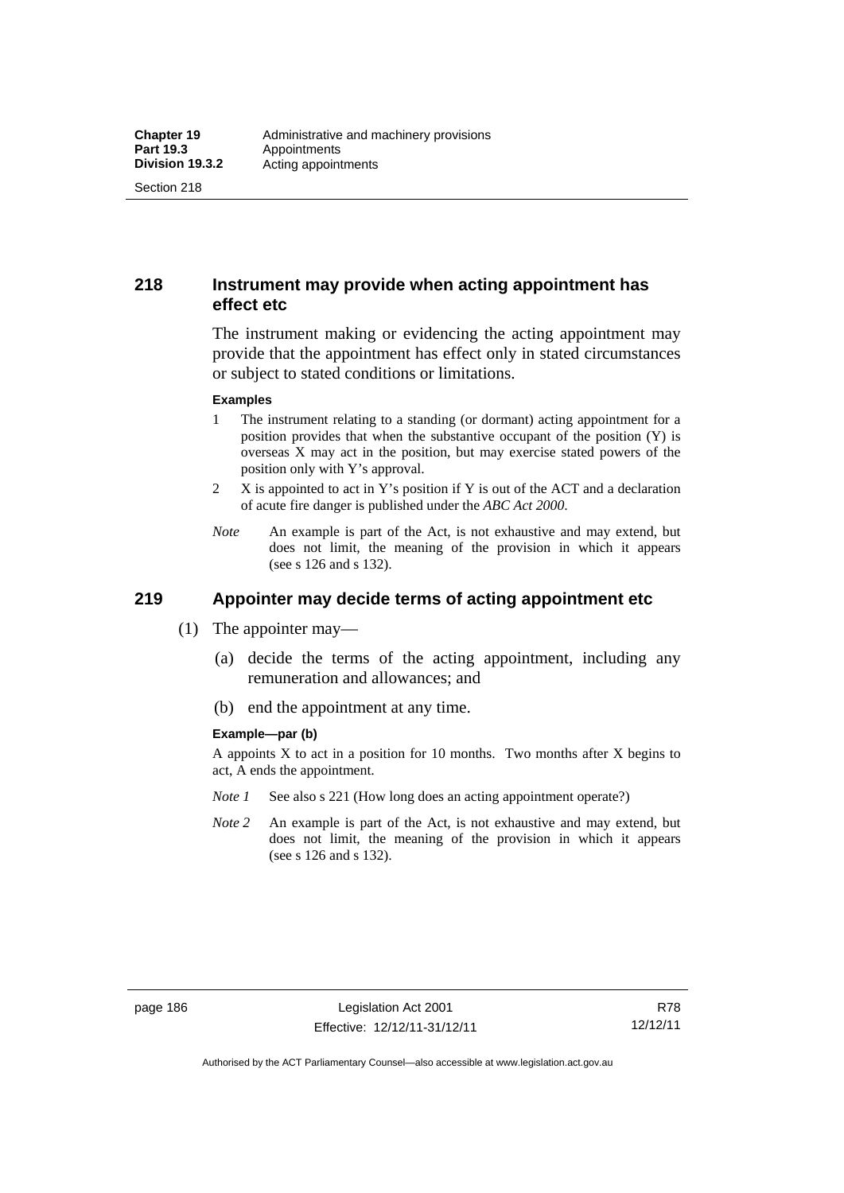## 218 Instrument may provide when acting appointment has effect etc

The instrument making or evidencing the acting appointment may provide that the appointment has effect only in stated circumstances or subject to stated conditions or limitations.

**Examples**

1 The instrument relating to a standing (or dormant) acting appointment for a position provides that when the substantive occupant of the position (Y) is overseas X may act in the position, but may exercise stated powers of the position only with Y's approval.

2 X is appointed to act in Y's position if Y is out of the ACT and a declaration of acute fire danger is published under the *ABC Act 2000*.

*Note* An example is part of the Act, is not exhaustive and may extend, but does not limit, the meaning of the provision in which it appears (see s 126 and s 132).

## 219 Appointer may decide terms of acting appointment etc

(1) The appointer may—

(a) decide the terms of the acting appointment, including any remuneration and allowances; and

(b) end the appointment at any time.

**Example—par (b)**

A appoints X to act in a position for 10 months. Two months after X begins to act, A ends the appointment.

*Note 1* See also s 221 (How long does an acting appointment operate?)

*Note 2* An example is part of the Act, is not exhaustive and may extend, but does not limit, the meaning of the provision in which it appears (see s 126 and s 132).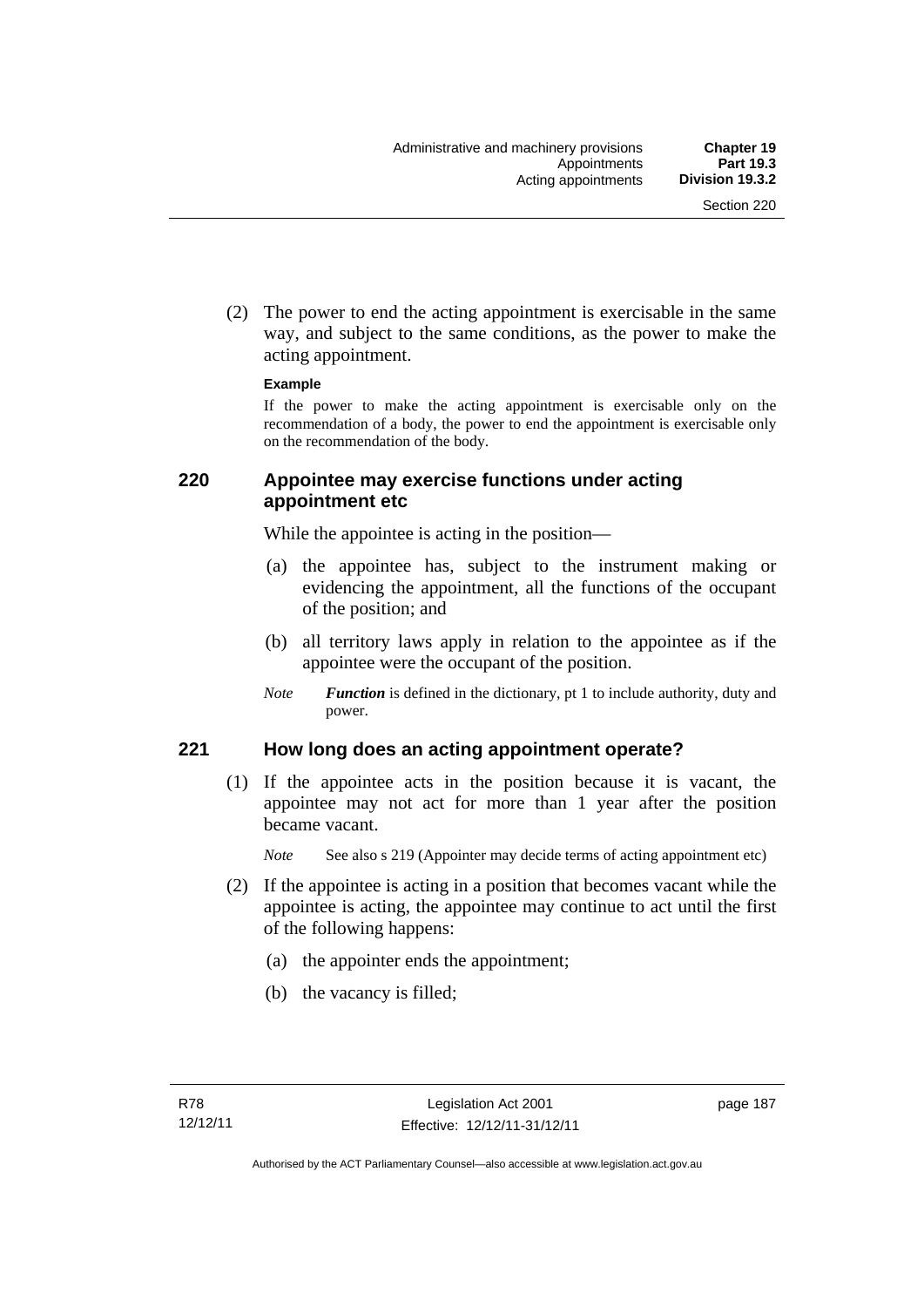(2) The power to end the acting appointment is exercisable in the same way, and subject to the same conditions, as the power to make the acting appointment.

**Example**

If the power to make the acting appointment is exercisable only on the recommendation of a body, the power to end the appointment is exercisable only on the recommendation of the body.

## 220 Appointee may exercise functions under acting appointment etc

While the appointee is acting in the position—

(a) the appointee has, subject to the instrument making or evidencing the appointment, all the functions of the occupant of the position; and

(b) all territory laws apply in relation to the appointee as if the appointee were the occupant of the position.

*Note* ***Function*** is defined in the dictionary, pt 1 to include authority, duty and power.

## 221 How long does an acting appointment operate?

(1) If the appointee acts in the position because it is vacant, the appointee may not act for more than 1 year after the position became vacant.

*Note* See also s 219 (Appointer may decide terms of acting appointment etc)

(2) If the appointee is acting in a position that becomes vacant while the appointee is acting, the appointee may continue to act until the first of the following happens:

(a) the appointer ends the appointment;

(b) the vacancy is filled;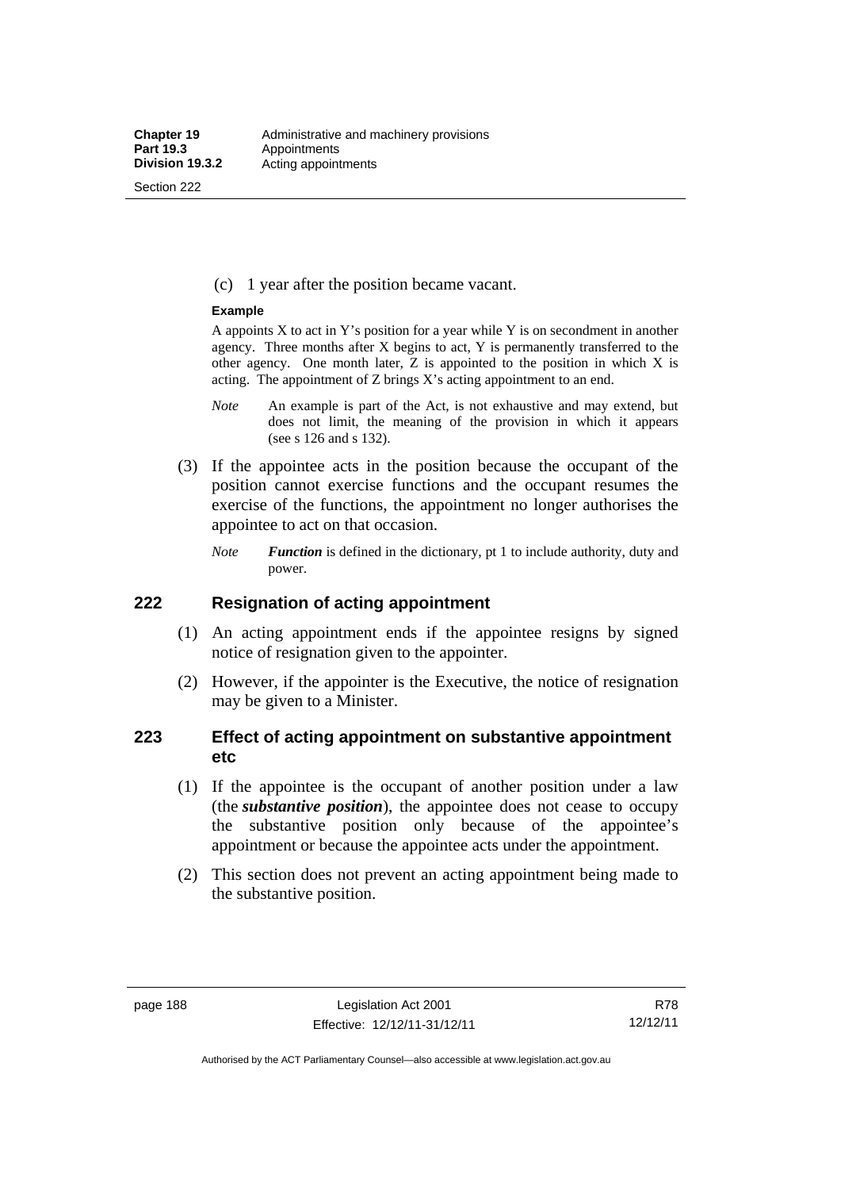(c) 1 year after the position became vacant.

**Example**

A appoints X to act in Y's position for a year while Y is on secondment in another agency. Three months after X begins to act, Y is permanently transferred to the other agency. One month later, Z is appointed to the position in which X is acting. The appointment of Z brings X's acting appointment to an end.

*Note* An example is part of the Act, is not exhaustive and may extend, but does not limit, the meaning of the provision in which it appears (see s 126 and s 132).

(3) If the appointee acts in the position because the occupant of the position cannot exercise functions and the occupant resumes the exercise of the functions, the appointment no longer authorises the appointee to act on that occasion.

*Note* ***Function*** is defined in the dictionary, pt 1 to include authority, duty and power.

## 222 Resignation of acting appointment

(1) An acting appointment ends if the appointee resigns by signed notice of resignation given to the appointer.

(2) However, if the appointer is the Executive, the notice of resignation may be given to a Minister.

## 223 Effect of acting appointment on substantive appointment etc

(1) If the appointee is the occupant of another position under a law (the ***substantive position***), the appointee does not cease to occupy the substantive position only because of the appointee's appointment or because the appointee acts under the appointment.

(2) This section does not prevent an acting appointment being made to the substantive position.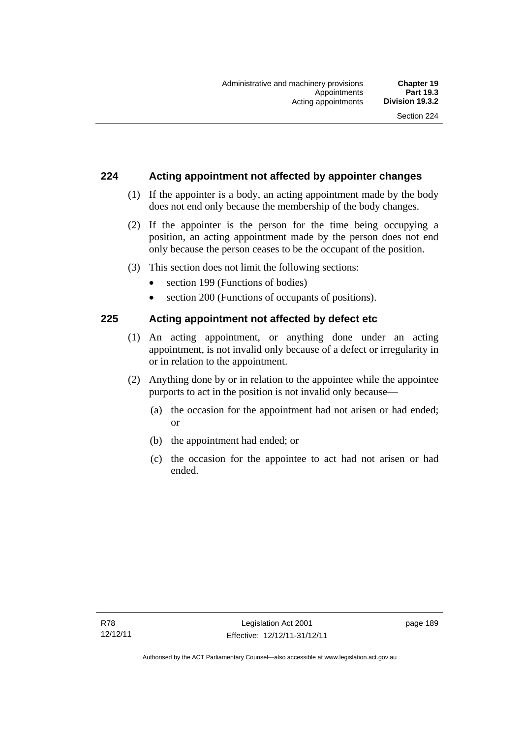## 224 Acting appointment not affected by appointer changes

(1) If the appointer is a body, an acting appointment made by the body does not end only because the membership of the body changes.

(2) If the appointer is the person for the time being occupying a position, an acting appointment made by the person does not end only because the person ceases to be the occupant of the position.

(3) This section does not limit the following sections:

- section 199 (Functions of bodies)
- section 200 (Functions of occupants of positions).

## 225 Acting appointment not affected by defect etc

(1) An acting appointment, or anything done under an acting appointment, is not invalid only because of a defect or irregularity in or in relation to the appointment.

(2) Anything done by or in relation to the appointee while the appointee purports to act in the position is not invalid only because—

(a) the occasion for the appointment had not arisen or had ended; or

(b) the appointment had ended; or

(c) the occasion for the appointee to act had not arisen or had ended.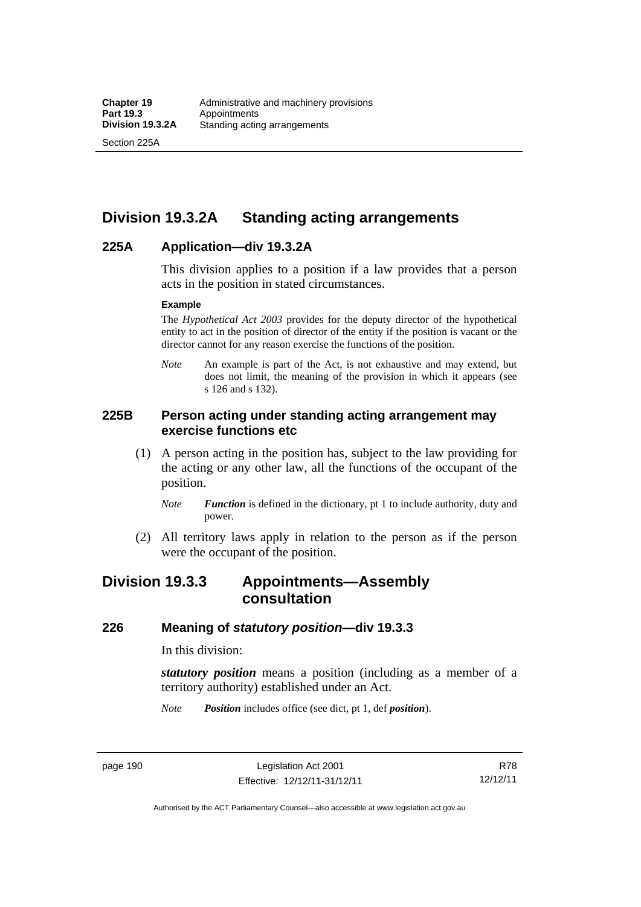## Division 19.3.2A Standing acting arrangements

### 225A Application—div 19.3.2A

This division applies to a position if a law provides that a person acts in the position in stated circumstances.

**Example**

The *Hypothetical Act 2003* provides for the deputy director of the hypothetical entity to act in the position of director of the entity if the position is vacant or the director cannot for any reason exercise the functions of the position.

*Note* An example is part of the Act, is not exhaustive and may extend, but does not limit, the meaning of the provision in which it appears (see s 126 and s 132).

### 225B Person acting under standing acting arrangement may exercise functions etc

(1) A person acting in the position has, subject to the law providing for the acting or any other law, all the functions of the occupant of the position.

*Note* ***Function*** is defined in the dictionary, pt 1 to include authority, duty and power.

(2) All territory laws apply in relation to the person as if the person were the occupant of the position.

## Division 19.3.3 Appointments—Assembly consultation

### 226 Meaning of *statutory position*—div 19.3.3

In this division:

***statutory position*** means a position (including as a member of a territory authority) established under an Act.

*Note* ***Position*** includes office (see dict, pt 1, def ***position***).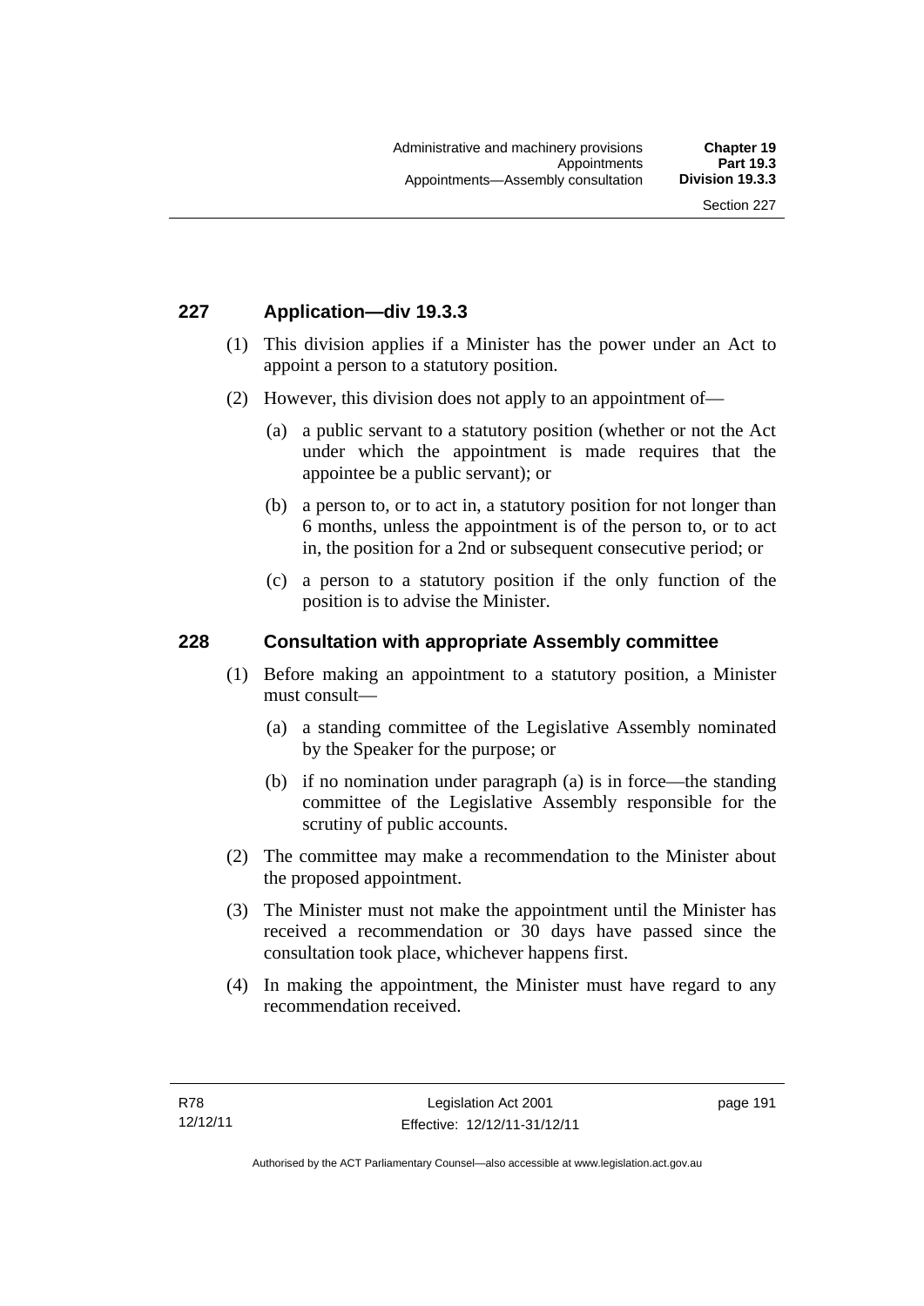## 227 Application—div 19.3.3

(1) This division applies if a Minister has the power under an Act to appoint a person to a statutory position.

(2) However, this division does not apply to an appointment of—

(a) a public servant to a statutory position (whether or not the Act under which the appointment is made requires that the appointee be a public servant); or

(b) a person to, or to act in, a statutory position for not longer than 6 months, unless the appointment is of the person to, or to act in, the position for a 2nd or subsequent consecutive period; or

(c) a person to a statutory position if the only function of the position is to advise the Minister.

## 228 Consultation with appropriate Assembly committee

(1) Before making an appointment to a statutory position, a Minister must consult—

(a) a standing committee of the Legislative Assembly nominated by the Speaker for the purpose; or

(b) if no nomination under paragraph (a) is in force—the standing committee of the Legislative Assembly responsible for the scrutiny of public accounts.

(2) The committee may make a recommendation to the Minister about the proposed appointment.

(3) The Minister must not make the appointment until the Minister has received a recommendation or 30 days have passed since the consultation took place, whichever happens first.

(4) In making the appointment, the Minister must have regard to any recommendation received.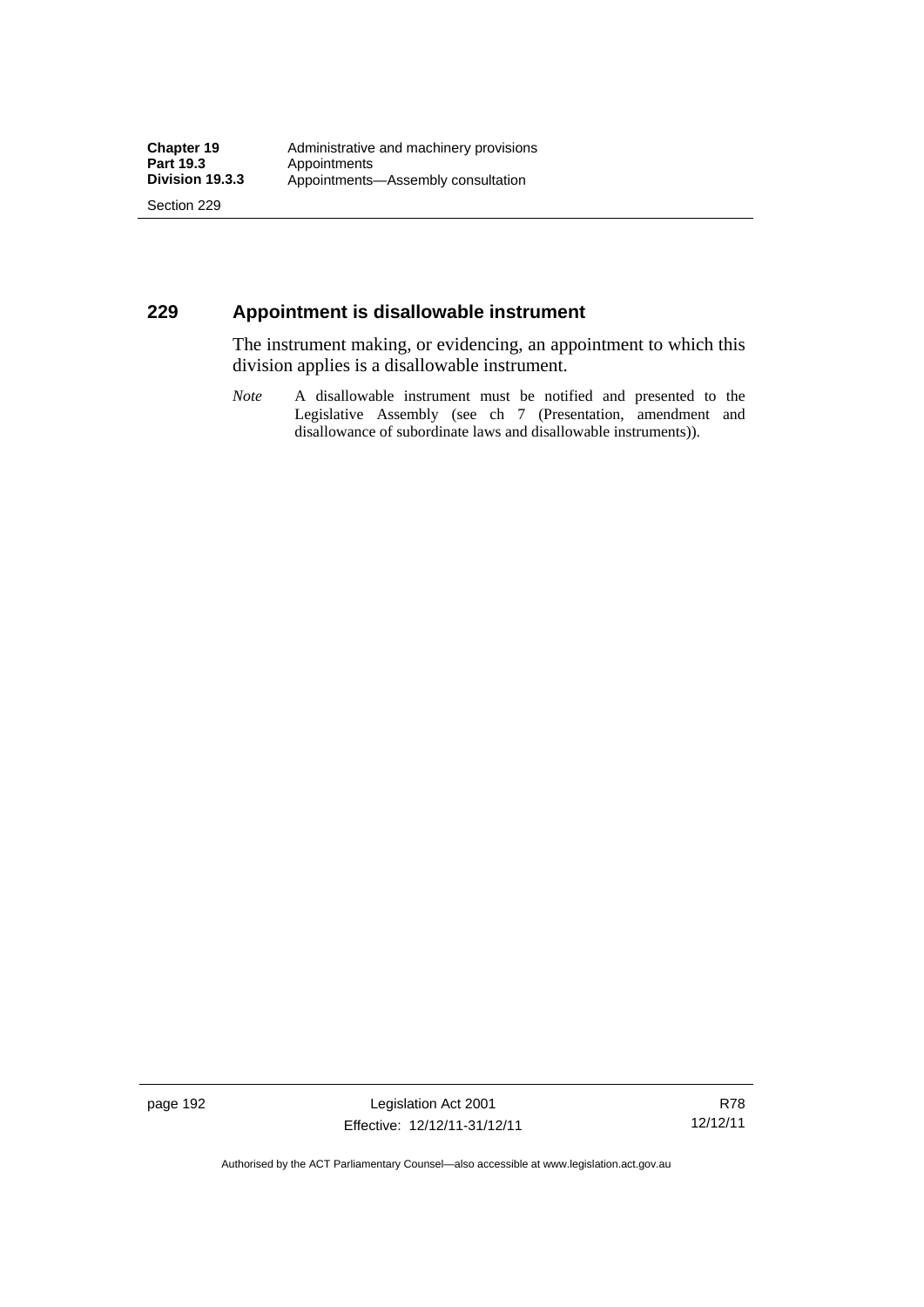## 229 Appointment is disallowable instrument

The instrument making, or evidencing, an appointment to which this division applies is a disallowable instrument.

*Note* A disallowable instrument must be notified and presented to the Legislative Assembly (see ch 7 (Presentation, amendment and disallowance of subordinate laws and disallowable instruments)).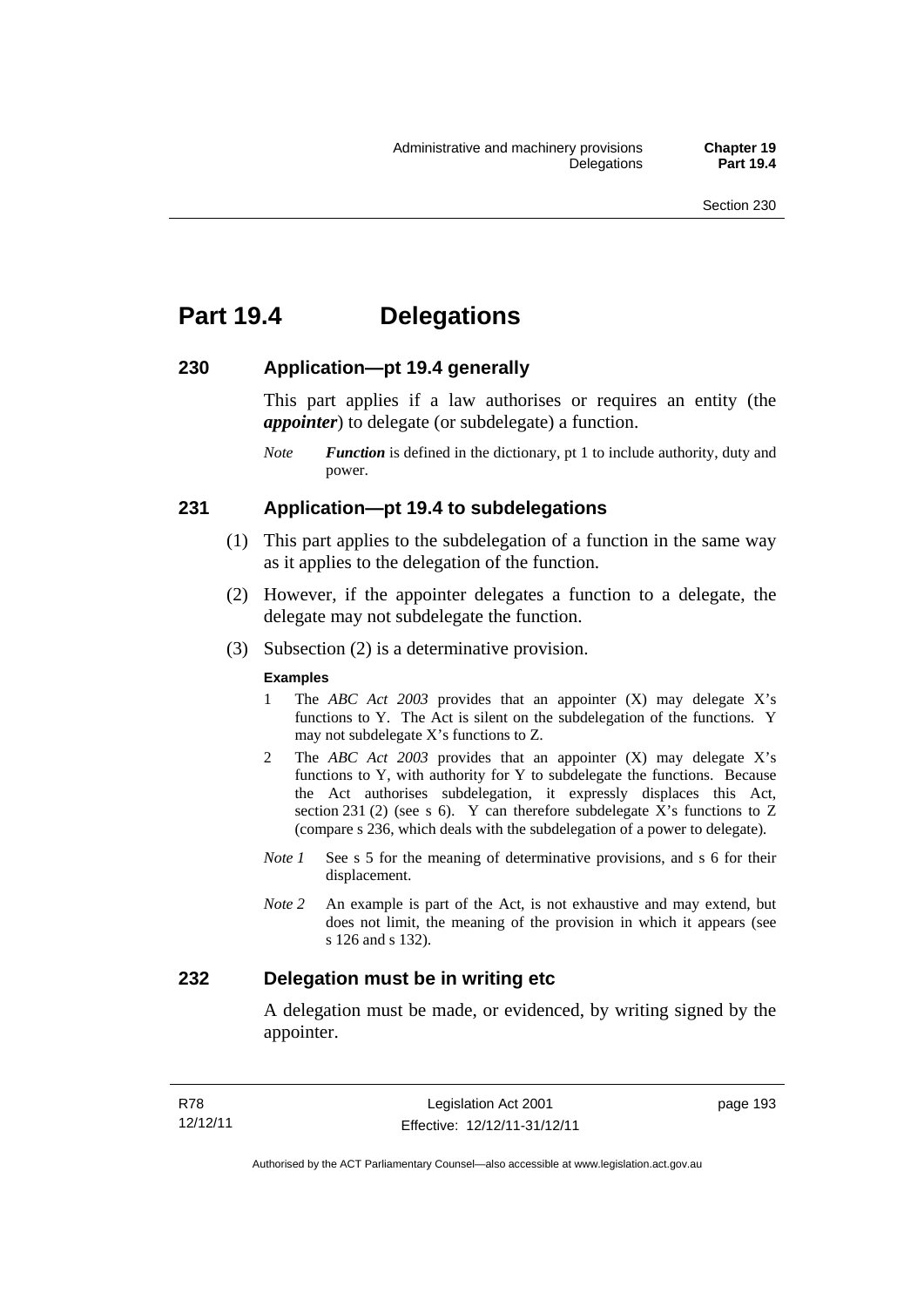# Part 19.4 Delegations

## 230 Application—pt 19.4 generally

This part applies if a law authorises or requires an entity (the ***appointer***) to delegate (or subdelegate) a function.

*Note* ***Function*** is defined in the dictionary, pt 1 to include authority, duty and power.

## 231 Application—pt 19.4 to subdelegations

(1) This part applies to the subdelegation of a function in the same way as it applies to the delegation of the function.

(2) However, if the appointer delegates a function to a delegate, the delegate may not subdelegate the function.

(3) Subsection (2) is a determinative provision.

**Examples**

1 The *ABC Act 2003* provides that an appointer (X) may delegate X's functions to Y. The Act is silent on the subdelegation of the functions. Y may not subdelegate X's functions to Z.

2 The *ABC Act 2003* provides that an appointer (X) may delegate X's functions to Y, with authority for Y to subdelegate the functions. Because the Act authorises subdelegation, it expressly displaces this Act, section 231 (2) (see s 6). Y can therefore subdelegate X's functions to Z (compare s 236, which deals with the subdelegation of a power to delegate).

*Note 1* See s 5 for the meaning of determinative provisions, and s 6 for their displacement.

*Note 2* An example is part of the Act, is not exhaustive and may extend, but does not limit, the meaning of the provision in which it appears (see s 126 and s 132).

## 232 Delegation must be in writing etc

A delegation must be made, or evidenced, by writing signed by the appointer.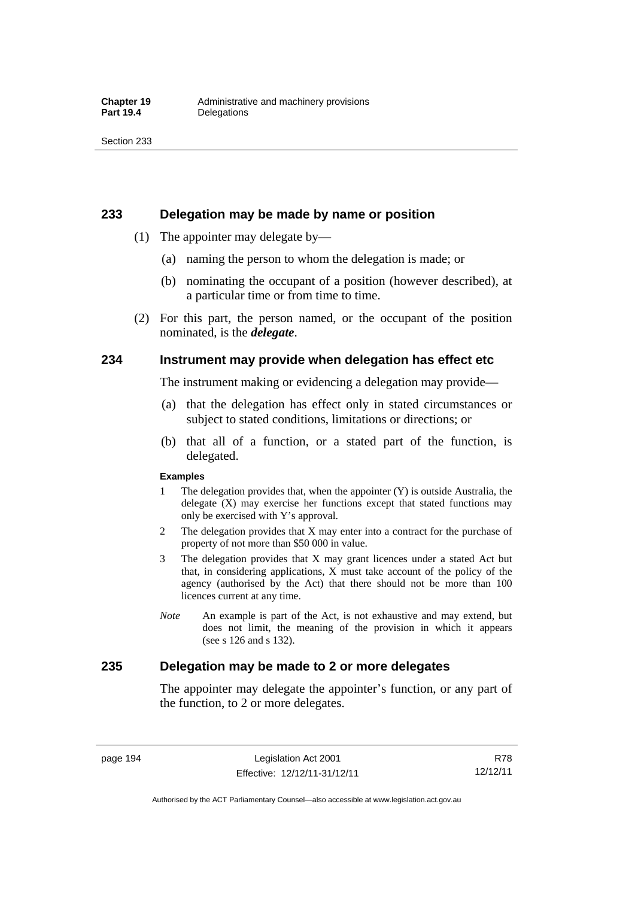## 233 Delegation may be made by name or position

(1) The appointer may delegate by—

(a) naming the person to whom the delegation is made; or

(b) nominating the occupant of a position (however described), at a particular time or from time to time.

(2) For this part, the person named, or the occupant of the position nominated, is the ***delegate***.

## 234 Instrument may provide when delegation has effect etc

The instrument making or evidencing a delegation may provide—

(a) that the delegation has effect only in stated circumstances or subject to stated conditions, limitations or directions; or

(b) that all of a function, or a stated part of the function, is delegated.

**Examples**

1 The delegation provides that, when the appointer (Y) is outside Australia, the delegate (X) may exercise her functions except that stated functions may only be exercised with Y's approval.

2 The delegation provides that X may enter into a contract for the purchase of property of not more than $50 000 in value.

3 The delegation provides that X may grant licences under a stated Act but that, in considering applications, X must take account of the policy of the agency (authorised by the Act) that there should not be more than 100 licences current at any time.

*Note* An example is part of the Act, is not exhaustive and may extend, but does not limit, the meaning of the provision in which it appears (see s 126 and s 132).

## 235 Delegation may be made to 2 or more delegates

The appointer may delegate the appointer's function, or any part of the function, to 2 or more delegates.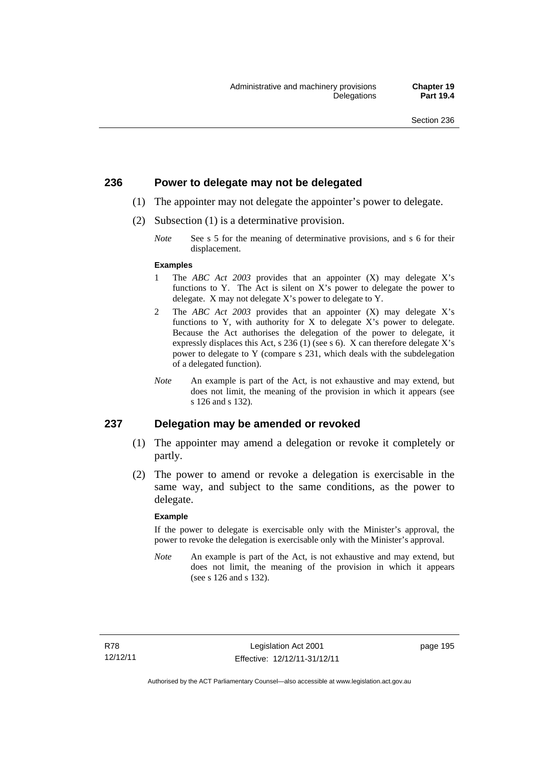## 236 Power to delegate may not be delegated

(1) The appointer may not delegate the appointer's power to delegate.

(2) Subsection (1) is a determinative provision.

*Note* See s 5 for the meaning of determinative provisions, and s 6 for their displacement.

**Examples**

1 The *ABC Act 2003* provides that an appointer (X) may delegate X's functions to Y. The Act is silent on X's power to delegate the power to delegate. X may not delegate X's power to delegate to Y.

2 The *ABC Act 2003* provides that an appointer (X) may delegate X's functions to Y, with authority for X to delegate X's power to delegate. Because the Act authorises the delegation of the power to delegate, it expressly displaces this Act, s 236 (1) (see s 6). X can therefore delegate X's power to delegate to Y (compare s 231, which deals with the subdelegation of a delegated function).

*Note* An example is part of the Act, is not exhaustive and may extend, but does not limit, the meaning of the provision in which it appears (see s 126 and s 132).

## 237 Delegation may be amended or revoked

(1) The appointer may amend a delegation or revoke it completely or partly.

(2) The power to amend or revoke a delegation is exercisable in the same way, and subject to the same conditions, as the power to delegate.

**Example**

If the power to delegate is exercisable only with the Minister's approval, the power to revoke the delegation is exercisable only with the Minister's approval.

*Note* An example is part of the Act, is not exhaustive and may extend, but does not limit, the meaning of the provision in which it appears (see s 126 and s 132).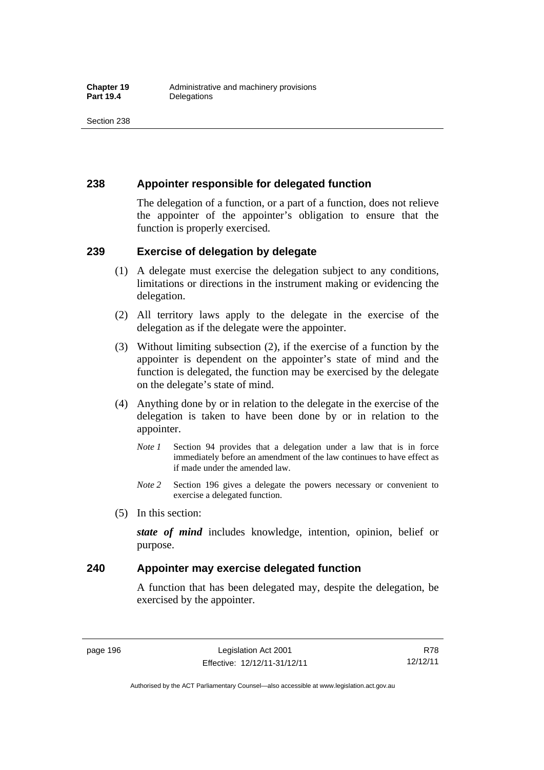## 238 Appointer responsible for delegated function

The delegation of a function, or a part of a function, does not relieve the appointer of the appointer's obligation to ensure that the function is properly exercised.

## 239 Exercise of delegation by delegate

(1) A delegate must exercise the delegation subject to any conditions, limitations or directions in the instrument making or evidencing the delegation.

(2) All territory laws apply to the delegate in the exercise of the delegation as if the delegate were the appointer.

(3) Without limiting subsection (2), if the exercise of a function by the appointer is dependent on the appointer's state of mind and the function is delegated, the function may be exercised by the delegate on the delegate's state of mind.

(4) Anything done by or in relation to the delegate in the exercise of the delegation is taken to have been done by or in relation to the appointer.

*Note 1* Section 94 provides that a delegation under a law that is in force immediately before an amendment of the law continues to have effect as if made under the amended law.

*Note 2* Section 196 gives a delegate the powers necessary or convenient to exercise a delegated function.

(5) In this section:

***state of mind*** includes knowledge, intention, opinion, belief or purpose.

## 240 Appointer may exercise delegated function

A function that has been delegated may, despite the delegation, be exercised by the appointer.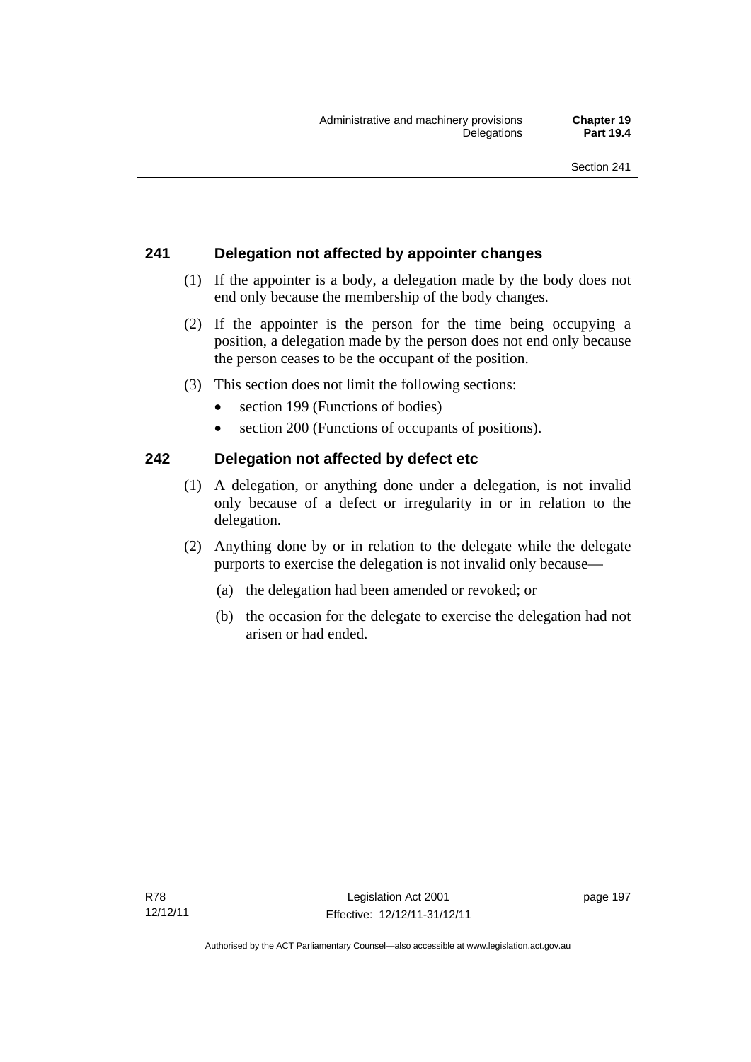## 241 Delegation not affected by appointer changes

(1) If the appointer is a body, a delegation made by the body does not end only because the membership of the body changes.

(2) If the appointer is the person for the time being occupying a position, a delegation made by the person does not end only because the person ceases to be the occupant of the position.

(3) This section does not limit the following sections:

- section 199 (Functions of bodies)
- section 200 (Functions of occupants of positions).

## 242 Delegation not affected by defect etc

(1) A delegation, or anything done under a delegation, is not invalid only because of a defect or irregularity in or in relation to the delegation.

(2) Anything done by or in relation to the delegate while the delegate purports to exercise the delegation is not invalid only because—

(a) the delegation had been amended or revoked; or

(b) the occasion for the delegate to exercise the delegation had not arisen or had ended.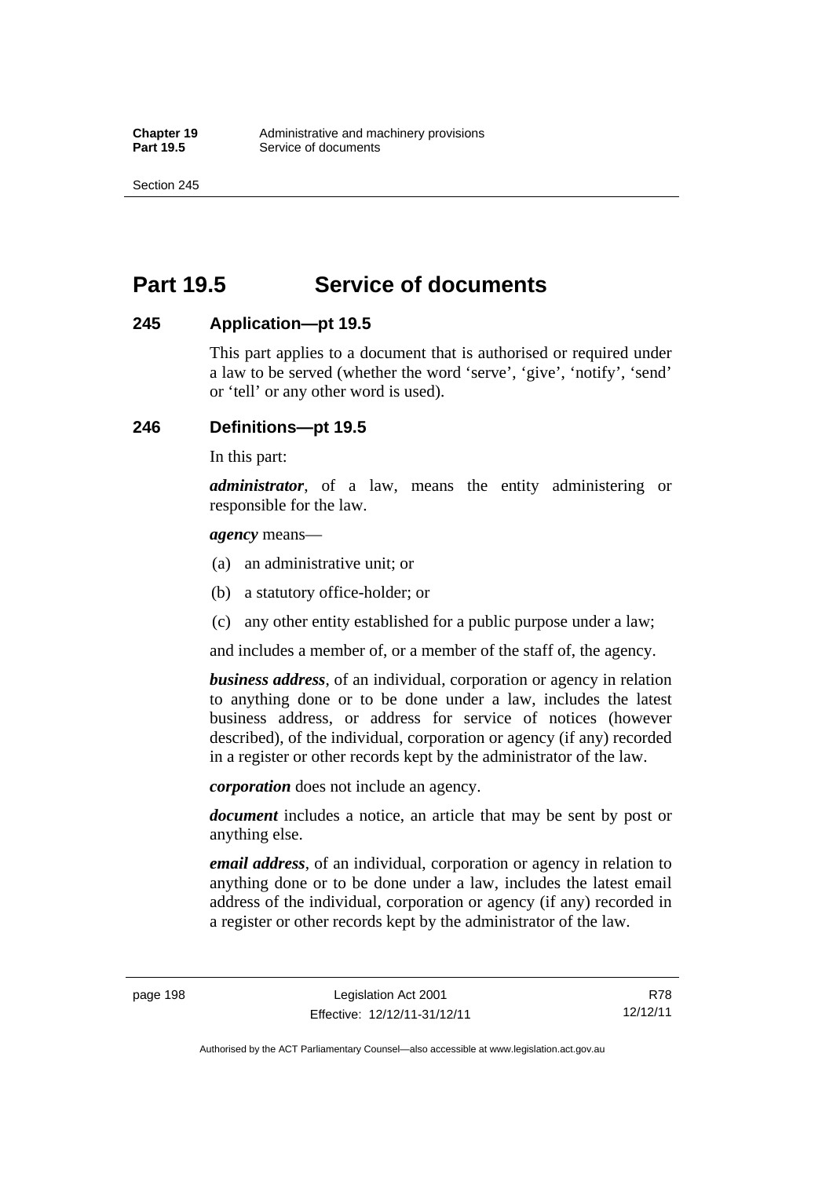# Part 19.5 Service of documents

## 245 Application—pt 19.5

This part applies to a document that is authorised or required under a law to be served (whether the word 'serve', 'give', 'notify', 'send' or 'tell' or any other word is used).

## 246 Definitions—pt 19.5

In this part:

***administrator***, of a law, means the entity administering or responsible for the law.

***agency*** means—

(a) an administrative unit; or

(b) a statutory office-holder; or

(c) any other entity established for a public purpose under a law;

and includes a member of, or a member of the staff of, the agency.

***business address***, of an individual, corporation or agency in relation to anything done or to be done under a law, includes the latest business address, or address for service of notices (however described), of the individual, corporation or agency (if any) recorded in a register or other records kept by the administrator of the law.

***corporation*** does not include an agency.

***document*** includes a notice, an article that may be sent by post or anything else.

***email address***, of an individual, corporation or agency in relation to anything done or to be done under a law, includes the latest email address of the individual, corporation or agency (if any) recorded in a register or other records kept by the administrator of the law.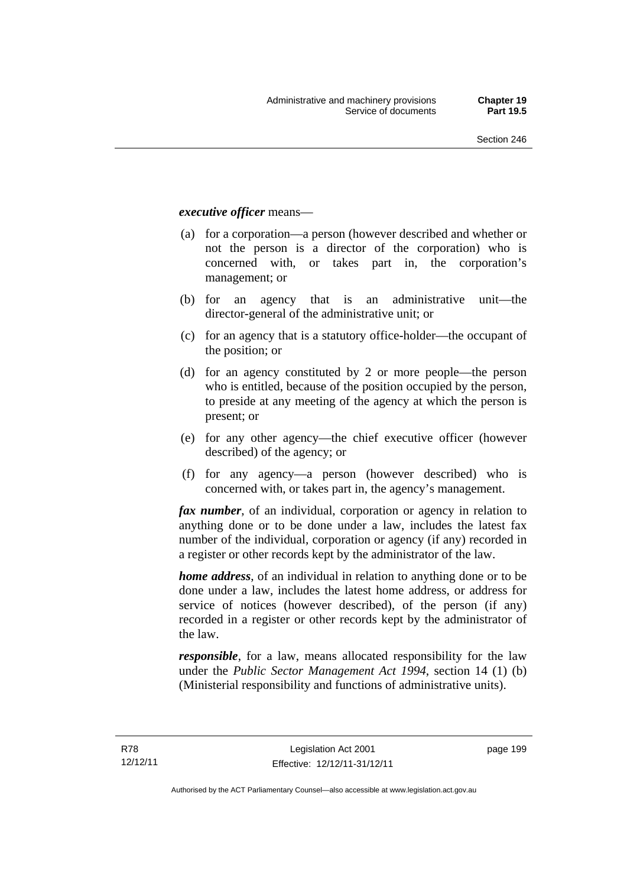***executive officer*** means—

(a) for a corporation—a person (however described and whether or not the person is a director of the corporation) who is concerned with, or takes part in, the corporation's management; or

(b) for an agency that is an administrative unit—the director-general of the administrative unit; or

(c) for an agency that is a statutory office-holder—the occupant of the position; or

(d) for an agency constituted by 2 or more people—the person who is entitled, because of the position occupied by the person, to preside at any meeting of the agency at which the person is present; or

(e) for any other agency—the chief executive officer (however described) of the agency; or

(f) for any agency—a person (however described) who is concerned with, or takes part in, the agency's management.

***fax number***, of an individual, corporation or agency in relation to anything done or to be done under a law, includes the latest fax number of the individual, corporation or agency (if any) recorded in a register or other records kept by the administrator of the law.

***home address***, of an individual in relation to anything done or to be done under a law, includes the latest home address, or address for service of notices (however described), of the person (if any) recorded in a register or other records kept by the administrator of the law.

***responsible***, for a law, means allocated responsibility for the law under the *Public Sector Management Act 1994*, section 14 (1) (b) (Ministerial responsibility and functions of administrative units).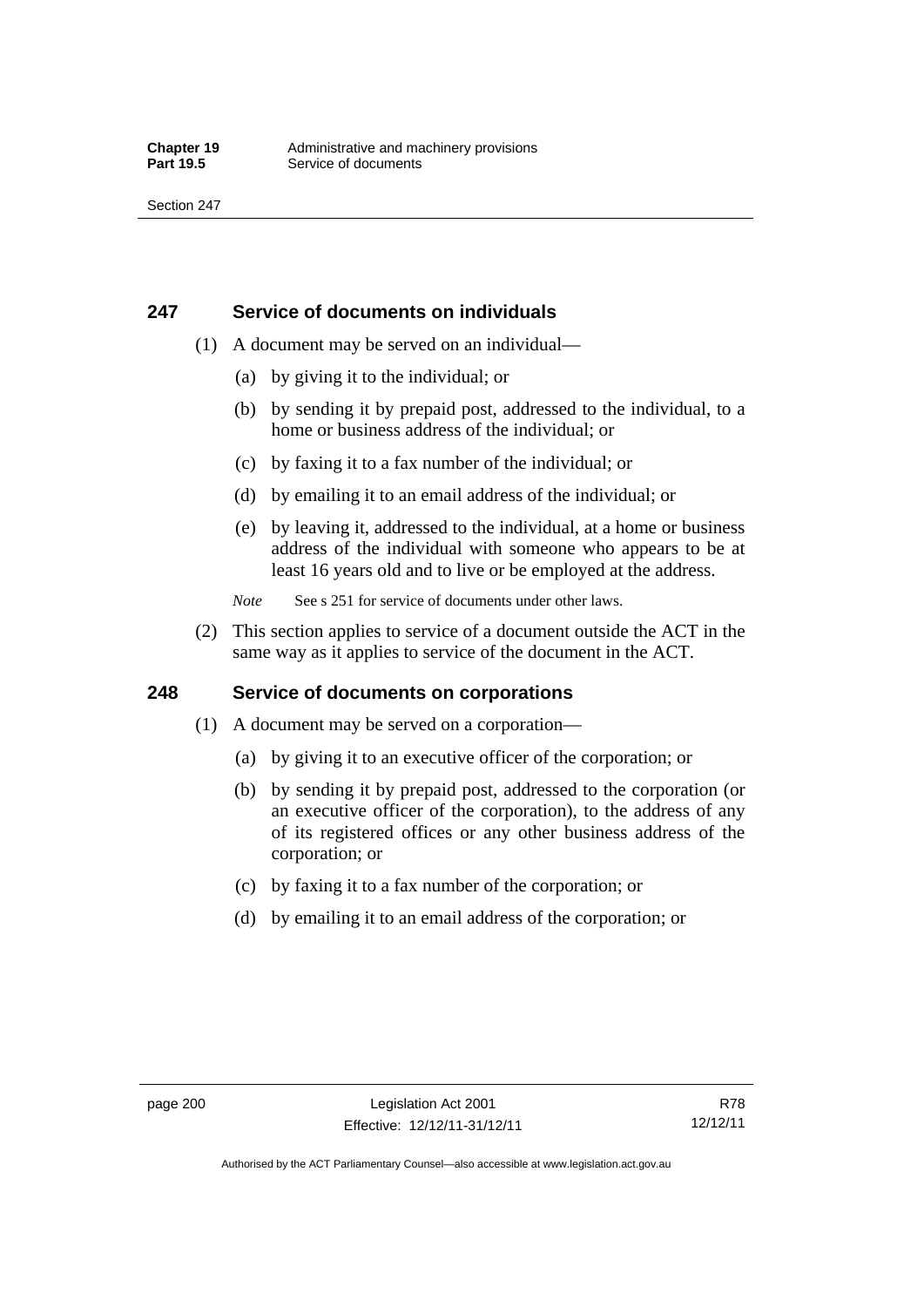## 247 Service of documents on individuals

(1) A document may be served on an individual—

(a) by giving it to the individual; or

(b) by sending it by prepaid post, addressed to the individual, to a home or business address of the individual; or

(c) by faxing it to a fax number of the individual; or

(d) by emailing it to an email address of the individual; or

(e) by leaving it, addressed to the individual, at a home or business address of the individual with someone who appears to be at least 16 years old and to live or be employed at the address.

*Note* See s 251 for service of documents under other laws.

(2) This section applies to service of a document outside the ACT in the same way as it applies to service of the document in the ACT.

## 248 Service of documents on corporations

(1) A document may be served on a corporation—

(a) by giving it to an executive officer of the corporation; or

(b) by sending it by prepaid post, addressed to the corporation (or an executive officer of the corporation), to the address of any of its registered offices or any other business address of the corporation; or

(c) by faxing it to a fax number of the corporation; or

(d) by emailing it to an email address of the corporation; or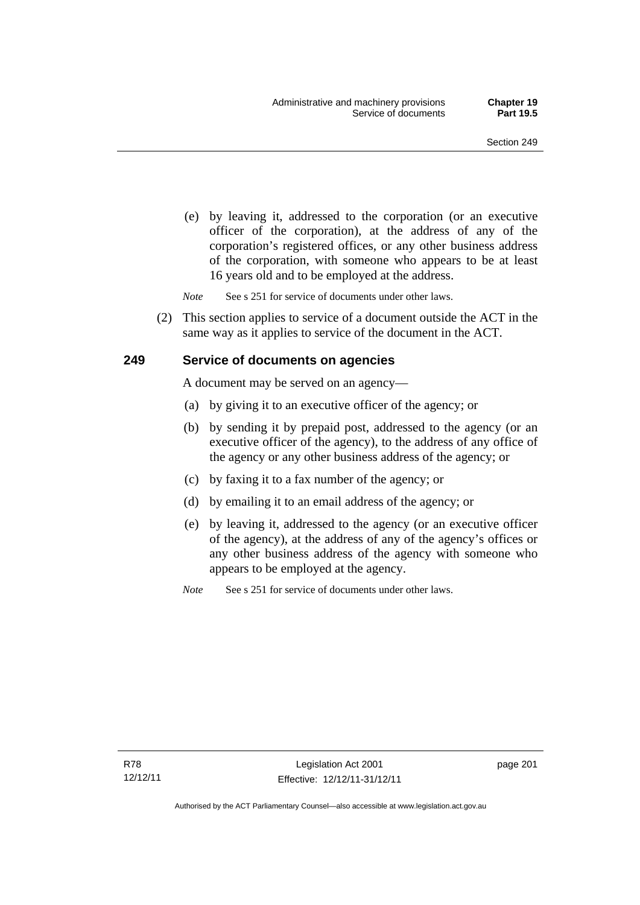(e) by leaving it, addressed to the corporation (or an executive officer of the corporation), at the address of any of the corporation's registered offices, or any other business address of the corporation, with someone who appears to be at least 16 years old and to be employed at the address.

*Note* See s 251 for service of documents under other laws.

(2) This section applies to service of a document outside the ACT in the same way as it applies to service of the document in the ACT.

## 249 Service of documents on agencies

A document may be served on an agency—

(a) by giving it to an executive officer of the agency; or

(b) by sending it by prepaid post, addressed to the agency (or an executive officer of the agency), to the address of any office of the agency or any other business address of the agency; or

(c) by faxing it to a fax number of the agency; or

(d) by emailing it to an email address of the agency; or

(e) by leaving it, addressed to the agency (or an executive officer of the agency), at the address of any of the agency's offices or any other business address of the agency with someone who appears to be employed at the agency.

*Note* See s 251 for service of documents under other laws.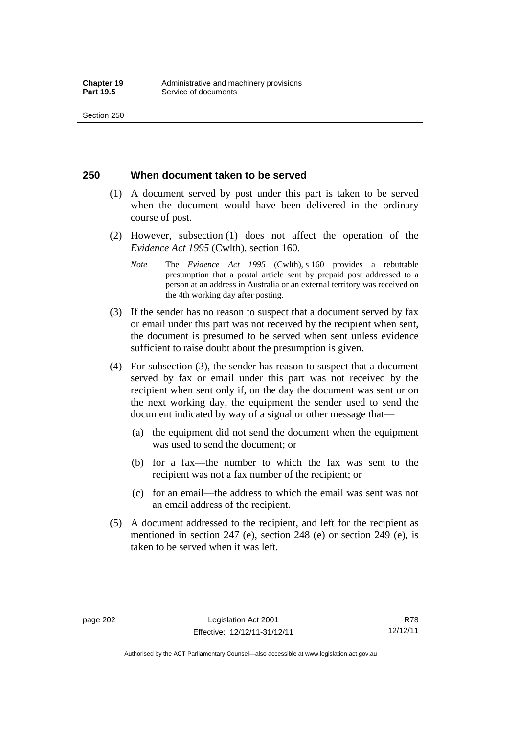## 250 When document taken to be served

(1) A document served by post under this part is taken to be served when the document would have been delivered in the ordinary course of post.

(2) However, subsection (1) does not affect the operation of the *Evidence Act 1995* (Cwlth), section 160.

*Note* The *Evidence Act 1995* (Cwlth), s 160 provides a rebuttable presumption that a postal article sent by prepaid post addressed to a person at an address in Australia or an external territory was received on the 4th working day after posting.

(3) If the sender has no reason to suspect that a document served by fax or email under this part was not received by the recipient when sent, the document is presumed to be served when sent unless evidence sufficient to raise doubt about the presumption is given.

(4) For subsection (3), the sender has reason to suspect that a document served by fax or email under this part was not received by the recipient when sent only if, on the day the document was sent or on the next working day, the equipment the sender used to send the document indicated by way of a signal or other message that—

(a) the equipment did not send the document when the equipment was used to send the document; or

(b) for a fax—the number to which the fax was sent to the recipient was not a fax number of the recipient; or

(c) for an email—the address to which the email was sent was not an email address of the recipient.

(5) A document addressed to the recipient, and left for the recipient as mentioned in section 247 (e), section 248 (e) or section 249 (e), is taken to be served when it was left.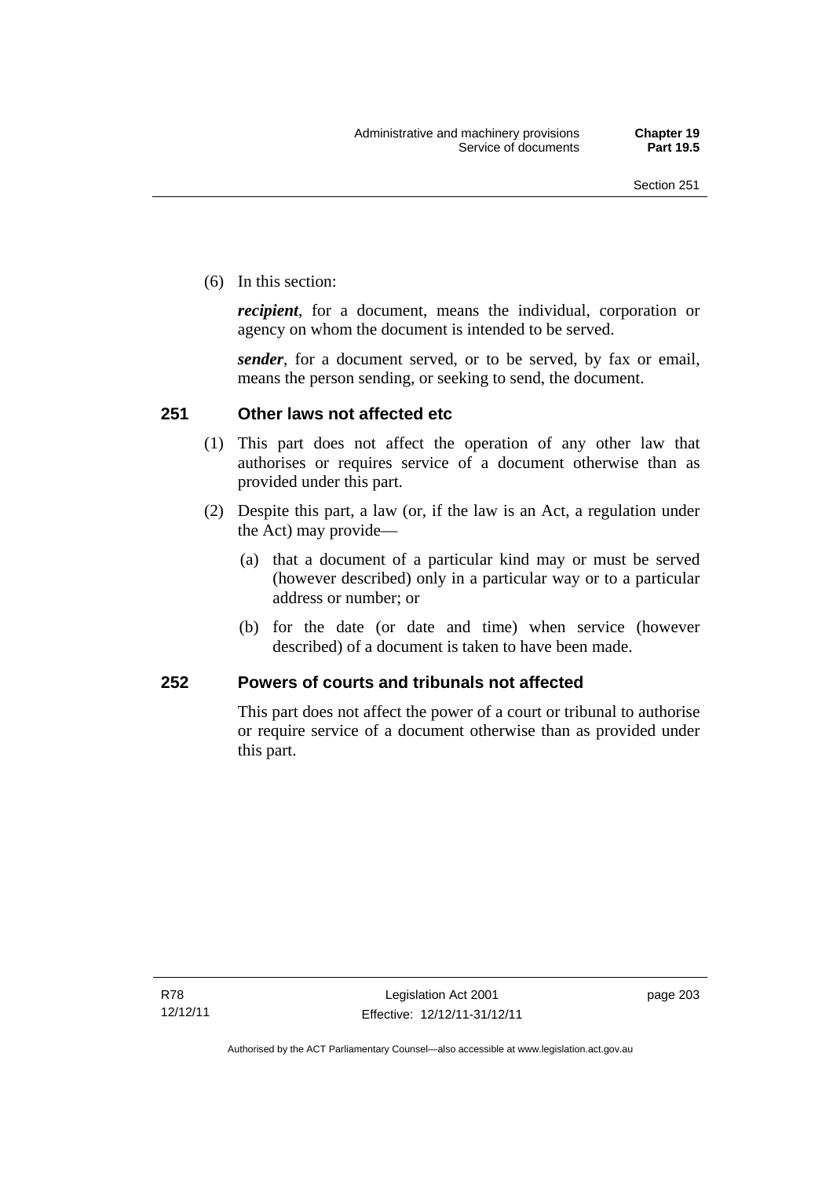(6) In this section:

***recipient***, for a document, means the individual, corporation or agency on whom the document is intended to be served.

***sender***, for a document served, or to be served, by fax or email, means the person sending, or seeking to send, the document.

### 251 Other laws not affected etc

(1) This part does not affect the operation of any other law that authorises or requires service of a document otherwise than as provided under this part.

(2) Despite this part, a law (or, if the law is an Act, a regulation under the Act) may provide—

(a) that a document of a particular kind may or must be served (however described) only in a particular way or to a particular address or number; or

(b) for the date (or date and time) when service (however described) of a document is taken to have been made.

### 252 Powers of courts and tribunals not affected

This part does not affect the power of a court or tribunal to authorise or require service of a document otherwise than as provided under this part.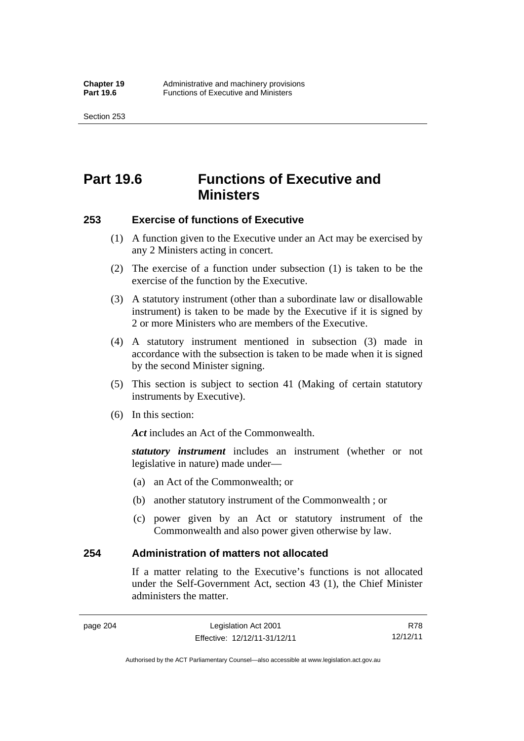# Part 19.6 Functions of Executive and Ministers

### 253 Exercise of functions of Executive

(1) A function given to the Executive under an Act may be exercised by any 2 Ministers acting in concert.

(2) The exercise of a function under subsection (1) is taken to be the exercise of the function by the Executive.

(3) A statutory instrument (other than a subordinate law or disallowable instrument) is taken to be made by the Executive if it is signed by 2 or more Ministers who are members of the Executive.

(4) A statutory instrument mentioned in subsection (3) made in accordance with the subsection is taken to be made when it is signed by the second Minister signing.

(5) This section is subject to section 41 (Making of certain statutory instruments by Executive).

(6) In this section:

***Act*** includes an Act of the Commonwealth.

***statutory instrument*** includes an instrument (whether or not legislative in nature) made under—

(a) an Act of the Commonwealth; or

(b) another statutory instrument of the Commonwealth ; or

(c) power given by an Act or statutory instrument of the Commonwealth and also power given otherwise by law.

### 254 Administration of matters not allocated

If a matter relating to the Executive's functions is not allocated under the Self-Government Act, section 43 (1), the Chief Minister administers the matter.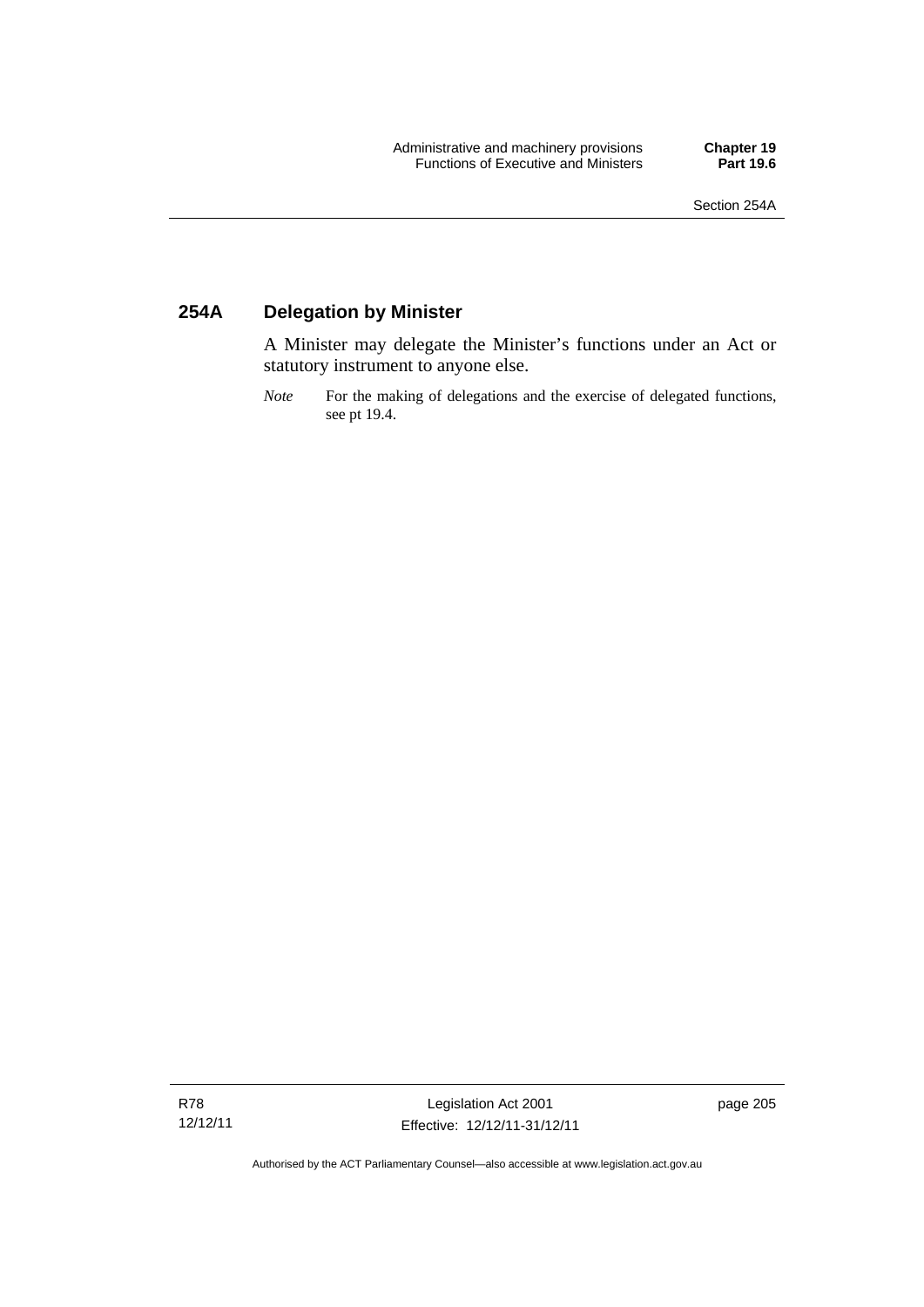## 254A Delegation by Minister

A Minister may delegate the Minister's functions under an Act or statutory instrument to anyone else.

*Note* For the making of delegations and the exercise of delegated functions, see pt 19.4.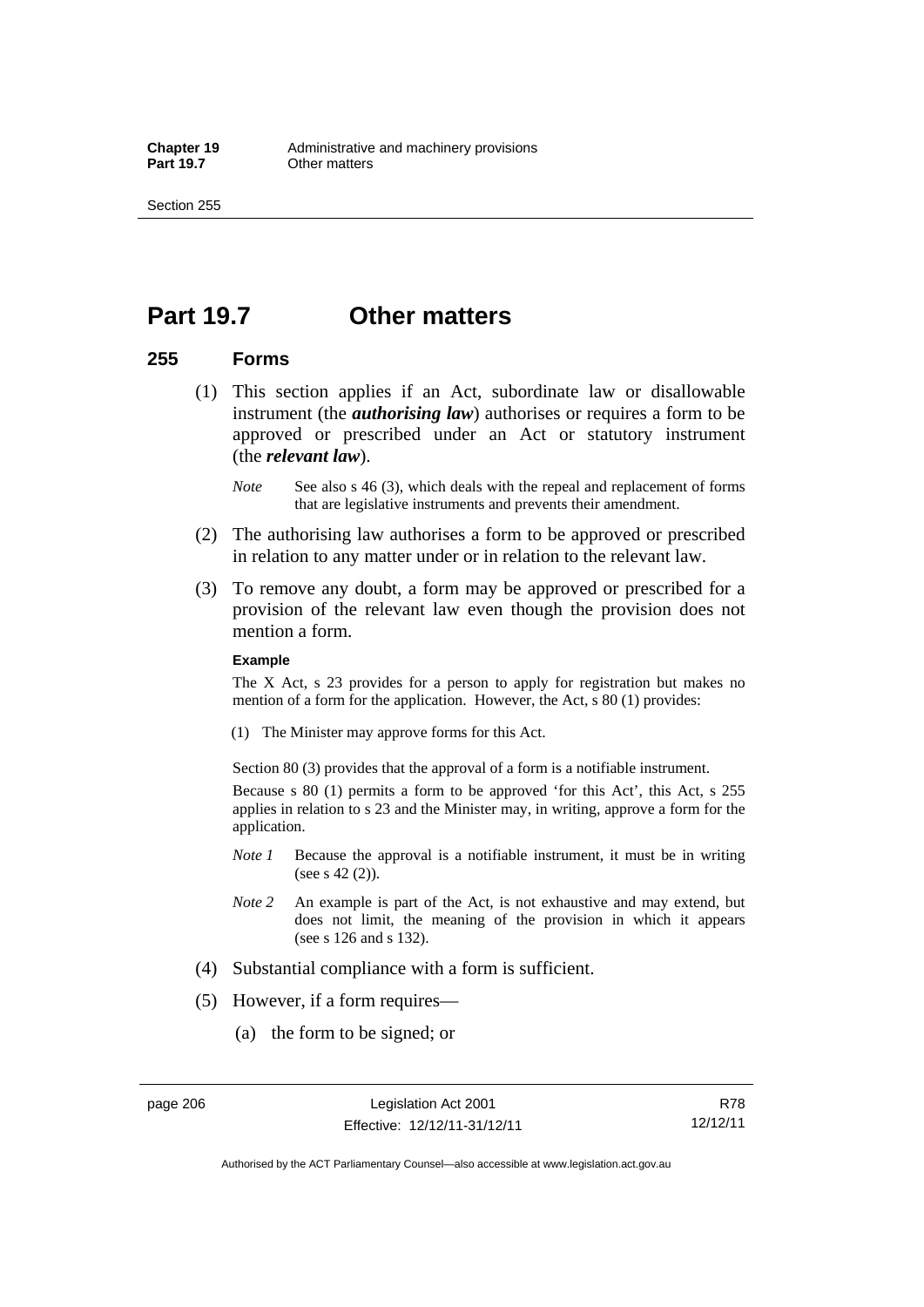# Part 19.7 Other matters

## 255 Forms

(1) This section applies if an Act, subordinate law or disallowable instrument (the ***authorising law***) authorises or requires a form to be approved or prescribed under an Act or statutory instrument (the ***relevant law***).

*Note* See also s 46 (3), which deals with the repeal and replacement of forms that are legislative instruments and prevents their amendment.

(2) The authorising law authorises a form to be approved or prescribed in relation to any matter under or in relation to the relevant law.

(3) To remove any doubt, a form may be approved or prescribed for a provision of the relevant law even though the provision does not mention a form.

**Example**

The X Act, s 23 provides for a person to apply for registration but makes no mention of a form for the application. However, the Act, s 80 (1) provides:

(1) The Minister may approve forms for this Act.

Section 80 (3) provides that the approval of a form is a notifiable instrument.

Because s 80 (1) permits a form to be approved 'for this Act', this Act, s 255 applies in relation to s 23 and the Minister may, in writing, approve a form for the application.

*Note 1* Because the approval is a notifiable instrument, it must be in writing (see s 42 (2)).

*Note 2* An example is part of the Act, is not exhaustive and may extend, but does not limit, the meaning of the provision in which it appears (see s 126 and s 132).

(4) Substantial compliance with a form is sufficient.

(5) However, if a form requires—

(a) the form to be signed; or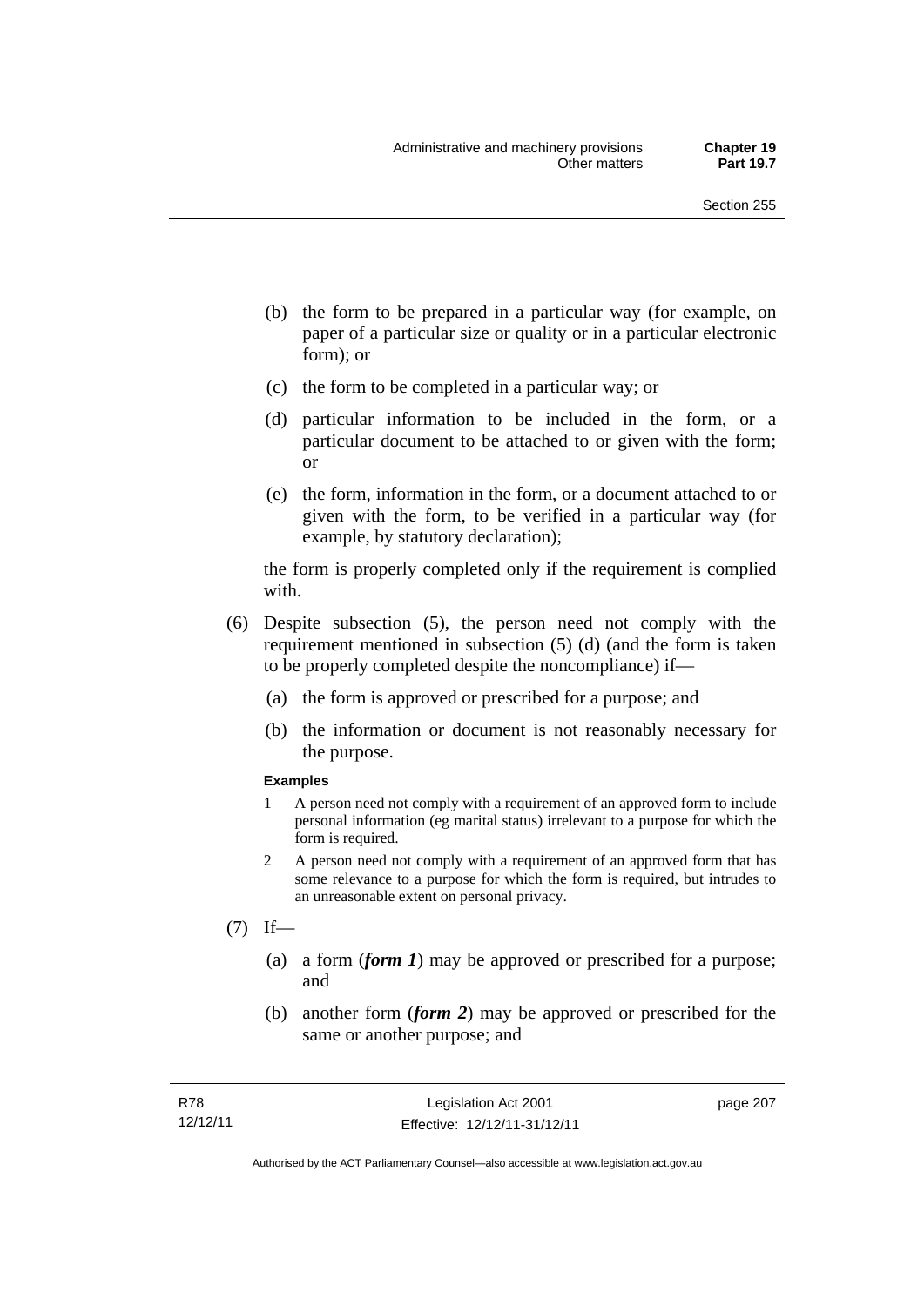(b) the form to be prepared in a particular way (for example, on paper of a particular size or quality or in a particular electronic form); or

(c) the form to be completed in a particular way; or

(d) particular information to be included in the form, or a particular document to be attached to or given with the form; or

(e) the form, information in the form, or a document attached to or given with the form, to be verified in a particular way (for example, by statutory declaration);

the form is properly completed only if the requirement is complied with.

(6) Despite subsection (5), the person need not comply with the requirement mentioned in subsection (5) (d) (and the form is taken to be properly completed despite the noncompliance) if—

(a) the form is approved or prescribed for a purpose; and

(b) the information or document is not reasonably necessary for the purpose.

**Examples**

1 A person need not comply with a requirement of an approved form to include personal information (eg marital status) irrelevant to a purpose for which the form is required.

2 A person need not comply with a requirement of an approved form that has some relevance to a purpose for which the form is required, but intrudes to an unreasonable extent on personal privacy.

(7) If—

(a) a form (***form 1***) may be approved or prescribed for a purpose; and

(b) another form (***form 2***) may be approved or prescribed for the same or another purpose; and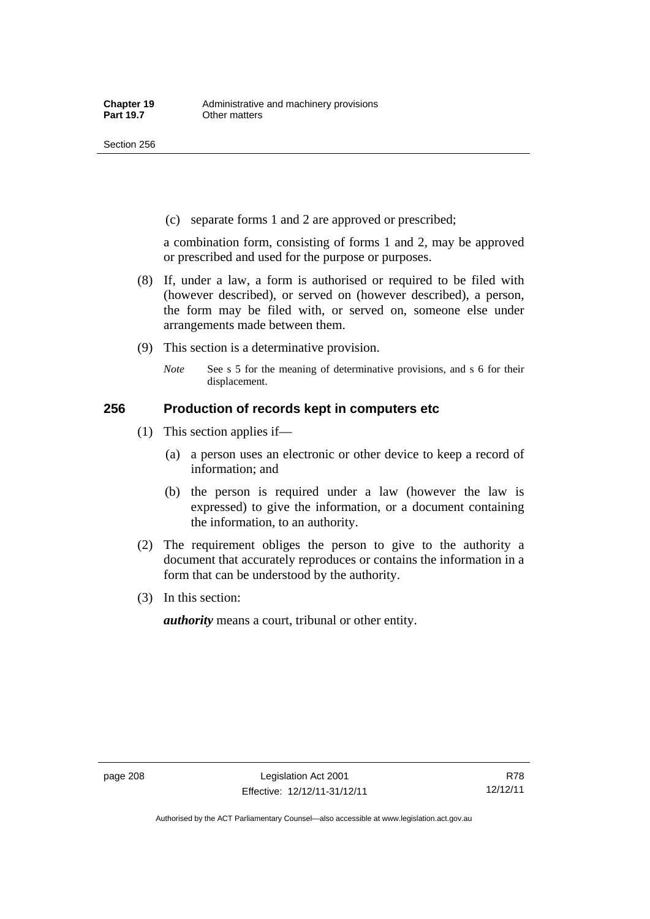(c) separate forms 1 and 2 are approved or prescribed;

a combination form, consisting of forms 1 and 2, may be approved or prescribed and used for the purpose or purposes.

(8) If, under a law, a form is authorised or required to be filed with (however described), or served on (however described), a person, the form may be filed with, or served on, someone else under arrangements made between them.

(9) This section is a determinative provision.

*Note* See s 5 for the meaning of determinative provisions, and s 6 for their displacement.

## 256 Production of records kept in computers etc

(1) This section applies if—

(a) a person uses an electronic or other device to keep a record of information; and

(b) the person is required under a law (however the law is expressed) to give the information, or a document containing the information, to an authority.

(2) The requirement obliges the person to give to the authority a document that accurately reproduces or contains the information in a form that can be understood by the authority.

(3) In this section:

***authority*** means a court, tribunal or other entity.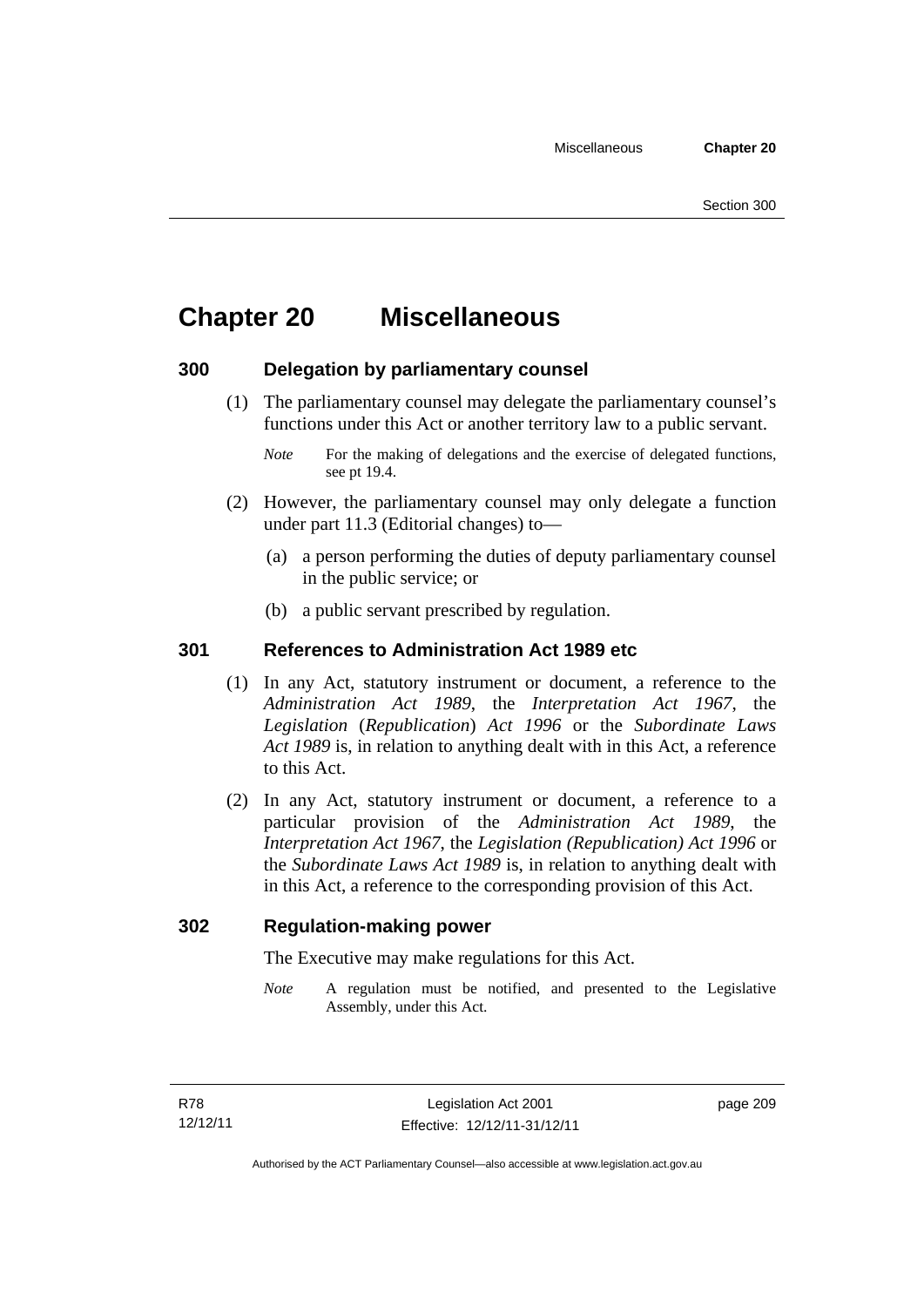# Chapter 20 Miscellaneous

## 300 Delegation by parliamentary counsel

(1) The parliamentary counsel may delegate the parliamentary counsel's functions under this Act or another territory law to a public servant.

*Note* For the making of delegations and the exercise of delegated functions, see pt 19.4.

(2) However, the parliamentary counsel may only delegate a function under part 11.3 (Editorial changes) to—

(a) a person performing the duties of deputy parliamentary counsel in the public service; or

(b) a public servant prescribed by regulation.

## 301 References to Administration Act 1989 etc

(1) In any Act, statutory instrument or document, a reference to the *Administration Act 1989*, the *Interpretation Act 1967*, the *Legislation* (*Republication*) *Act 1996* or the *Subordinate Laws Act 1989* is, in relation to anything dealt with in this Act, a reference to this Act.

(2) In any Act, statutory instrument or document, a reference to a particular provision of the *Administration Act 1989*, the *Interpretation Act 1967*, the *Legislation (Republication) Act 1996* or the *Subordinate Laws Act 1989* is, in relation to anything dealt with in this Act, a reference to the corresponding provision of this Act.

## 302 Regulation-making power

The Executive may make regulations for this Act.

*Note* A regulation must be notified, and presented to the Legislative Assembly, under this Act.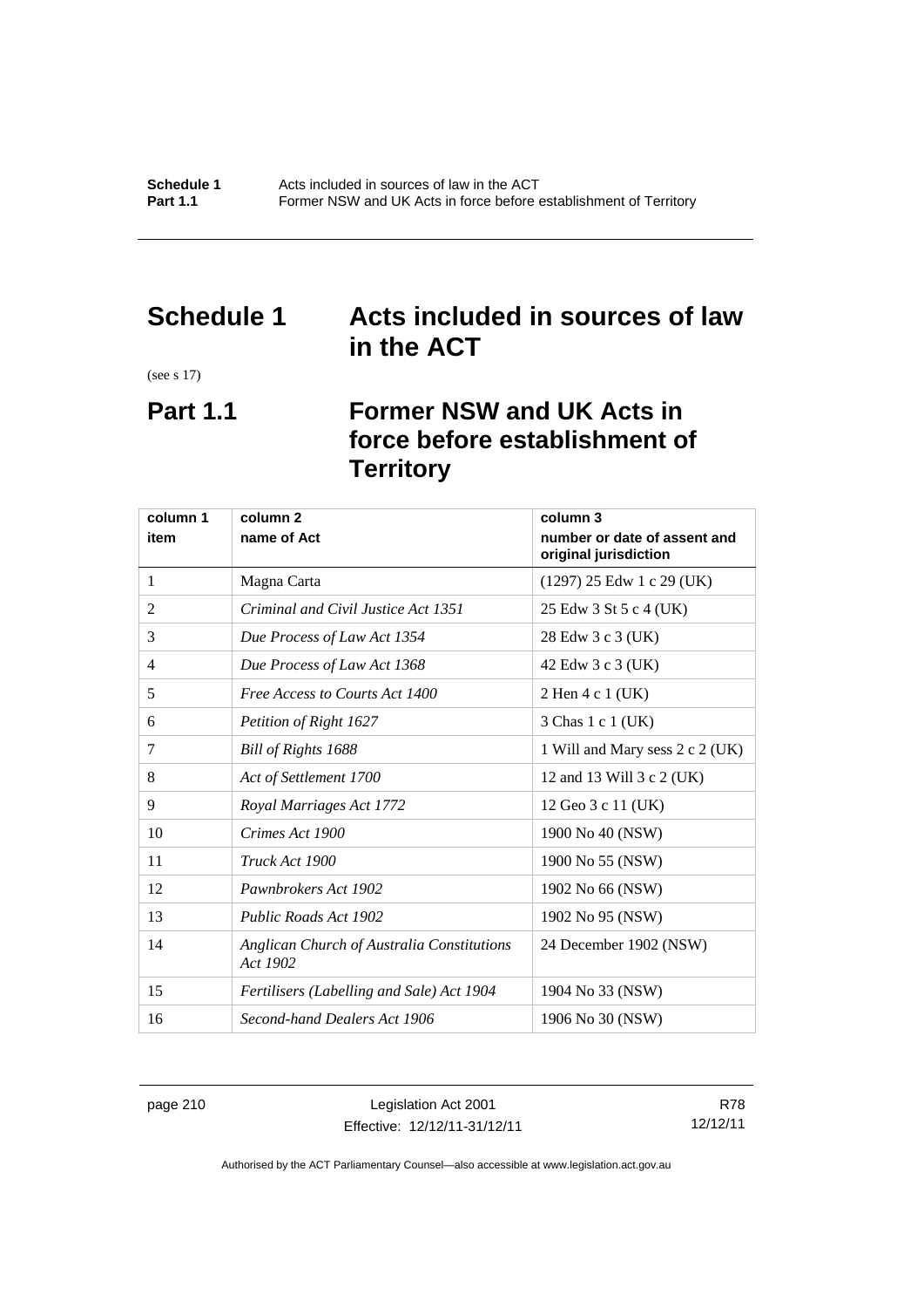# Schedule 1 Acts included in sources of law in the ACT

(see s 17)

## Part 1.1 Former NSW and UK Acts in force before establishment of Territory

| column 1<br>item | column 2<br>name of Act | column 3<br>number or date of assent and original jurisdiction |
|---|---|---|
| 1 | Magna Carta | (1297) 25 Edw 1 c 29 (UK) |
| 2 | *Criminal and Civil Justice Act 1351* | 25 Edw 3 St 5 c 4 (UK) |
| 3 | *Due Process of Law Act 1354* | 28 Edw 3 c 3 (UK) |
| 4 | *Due Process of Law Act 1368* | 42 Edw 3 c 3 (UK) |
| 5 | *Free Access to Courts Act 1400* | 2 Hen 4 c 1 (UK) |
| 6 | *Petition of Right 1627* | 3 Chas 1 c 1 (UK) |
| 7 | *Bill of Rights 1688* | 1 Will and Mary sess 2 c 2 (UK) |
| 8 | *Act of Settlement 1700* | 12 and 13 Will 3 c 2 (UK) |
| 9 | *Royal Marriages Act 1772* | 12 Geo 3 c 11 (UK) |
| 10 | *Crimes Act 1900* | 1900 No 40 (NSW) |
| 11 | *Truck Act 1900* | 1900 No 55 (NSW) |
| 12 | *Pawnbrokers Act 1902* | 1902 No 66 (NSW) |
| 13 | *Public Roads Act 1902* | 1902 No 95 (NSW) |
| 14 | *Anglican Church of Australia Constitutions Act 1902* | 24 December 1902 (NSW) |
| 15 | *Fertilisers (Labelling and Sale) Act 1904* | 1904 No 33 (NSW) |
| 16 | *Second-hand Dealers Act 1906* | 1906 No 30 (NSW) |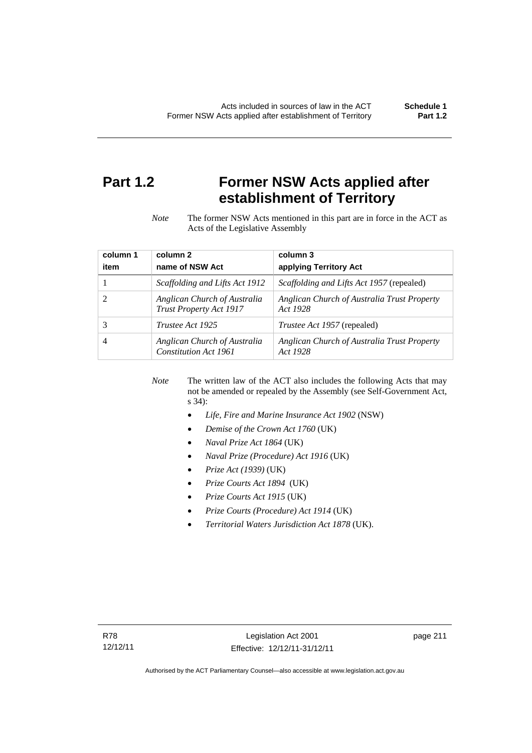# Part 1.2 Former NSW Acts applied after establishment of Territory

*Note* The former NSW Acts mentioned in this part are in force in the ACT as Acts of the Legislative Assembly

| column 1<br>item | column 2<br>name of NSW Act | column 3<br>applying Territory Act |
|---|---|---|
| 1 | *Scaffolding and Lifts Act 1912* | *Scaffolding and Lifts Act 1957* (repealed) |
| 2 | *Anglican Church of Australia Trust Property Act 1917* | *Anglican Church of Australia Trust Property Act 1928* |
| 3 | *Trustee Act 1925* | *Trustee Act 1957* (repealed) |
| 4 | *Anglican Church of Australia Constitution Act 1961* | *Anglican Church of Australia Trust Property Act 1928* |

*Note* The written law of the ACT also includes the following Acts that may not be amended or repealed by the Assembly (see Self-Government Act, s 34):

- *Life, Fire and Marine Insurance Act 1902* (NSW)
- *Demise of the Crown Act 1760* (UK)
- *Naval Prize Act 1864* (UK)
- *Naval Prize (Procedure) Act 1916* (UK)
- *Prize Act (1939)* (UK)
- *Prize Courts Act 1894* (UK)
- *Prize Courts Act 1915* (UK)
- *Prize Courts (Procedure) Act 1914* (UK)
- *Territorial Waters Jurisdiction Act 1878* (UK).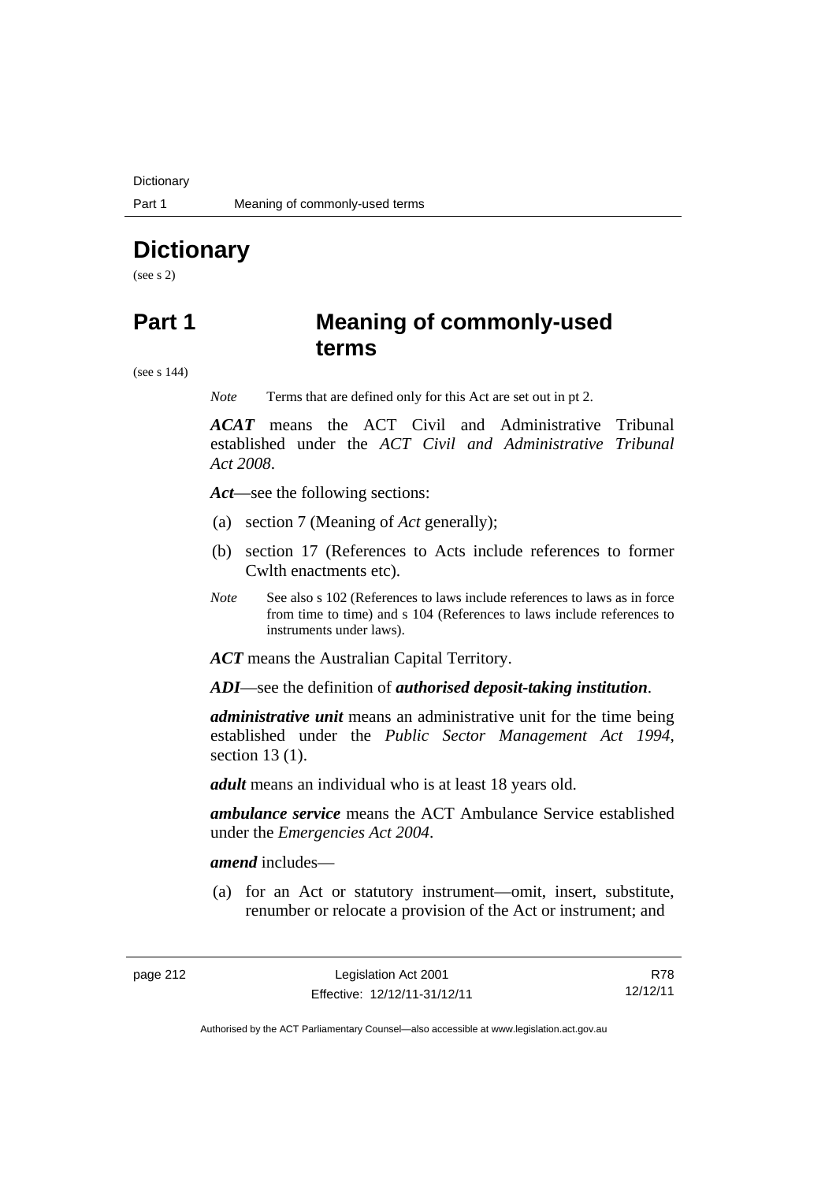# Dictionary

(see s 2)

# Part 1 Meaning of commonly-used terms

(see s 144)

*Note* Terms that are defined only for this Act are set out in pt 2.

***ACAT*** means the ACT Civil and Administrative Tribunal established under the *ACT Civil and Administrative Tribunal Act 2008*.

***Act***—see the following sections:

(a) section 7 (Meaning of *Act* generally);

(b) section 17 (References to Acts include references to former Cwlth enactments etc).

*Note* See also s 102 (References to laws include references to laws as in force from time to time) and s 104 (References to laws include references to instruments under laws).

***ACT*** means the Australian Capital Territory.

***ADI***—see the definition of ***authorised deposit-taking institution***.

***administrative unit*** means an administrative unit for the time being established under the *Public Sector Management Act 1994*, section 13 (1).

***adult*** means an individual who is at least 18 years old.

***ambulance service*** means the ACT Ambulance Service established under the *Emergencies Act 2004*.

***amend*** includes—

(a) for an Act or statutory instrument—omit, insert, substitute, renumber or relocate a provision of the Act or instrument; and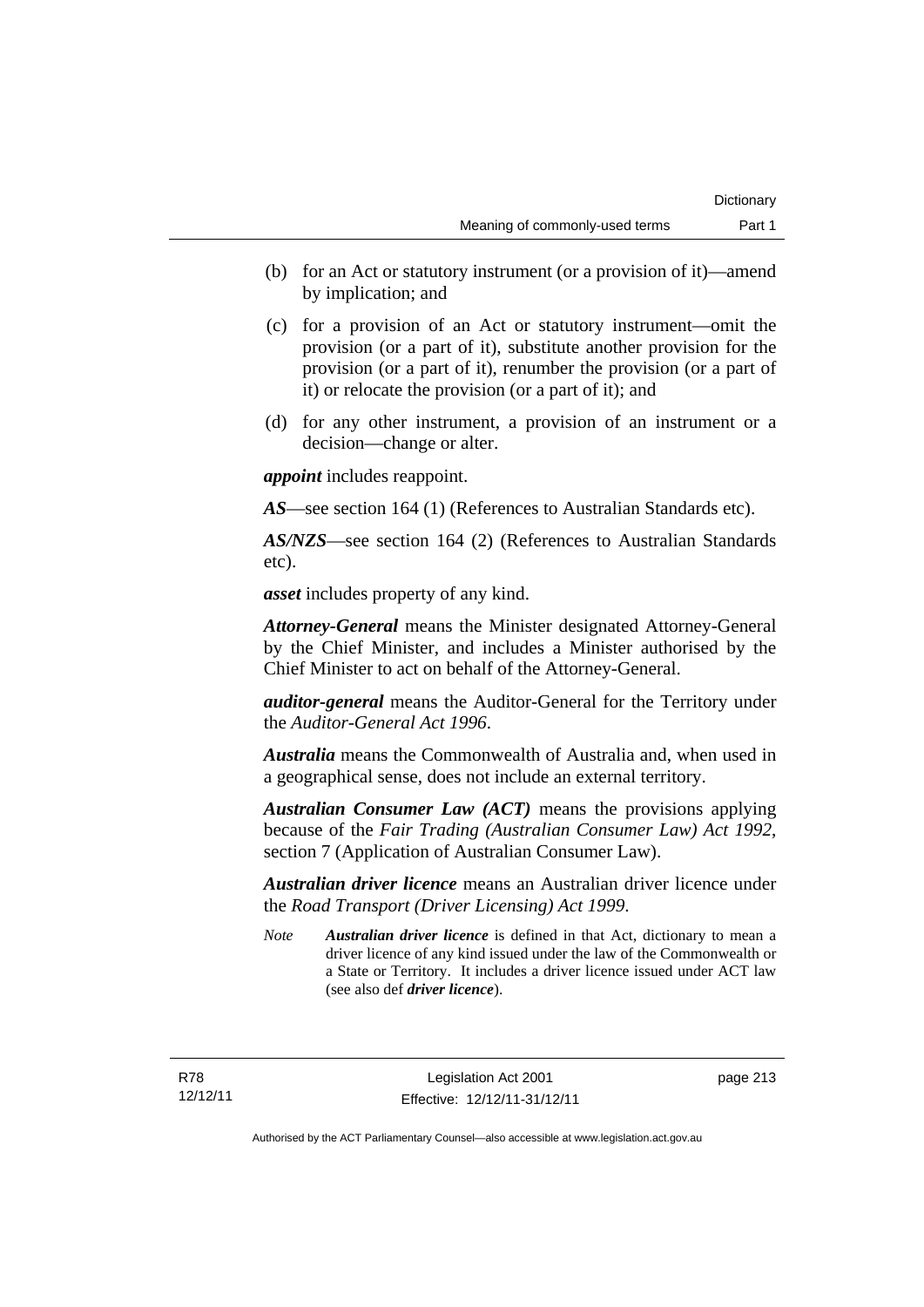(b) for an Act or statutory instrument (or a provision of it)—amend by implication; and

(c) for a provision of an Act or statutory instrument—omit the provision (or a part of it), substitute another provision for the provision (or a part of it), renumber the provision (or a part of it) or relocate the provision (or a part of it); and

(d) for any other instrument, a provision of an instrument or a decision—change or alter.

***appoint*** includes reappoint.

***AS***—see section 164 (1) (References to Australian Standards etc).

***AS/NZS***—see section 164 (2) (References to Australian Standards etc).

***asset*** includes property of any kind.

***Attorney-General*** means the Minister designated Attorney-General by the Chief Minister, and includes a Minister authorised by the Chief Minister to act on behalf of the Attorney-General.

***auditor-general*** means the Auditor-General for the Territory under the *Auditor-General Act 1996*.

***Australia*** means the Commonwealth of Australia and, when used in a geographical sense, does not include an external territory.

***Australian Consumer Law (ACT)*** means the provisions applying because of the *Fair Trading (Australian Consumer Law) Act 1992*, section 7 (Application of Australian Consumer Law).

***Australian driver licence*** means an Australian driver licence under the *Road Transport (Driver Licensing) Act 1999*.

*Note* ***Australian driver licence*** is defined in that Act, dictionary to mean a driver licence of any kind issued under the law of the Commonwealth or a State or Territory. It includes a driver licence issued under ACT law (see also def ***driver licence***).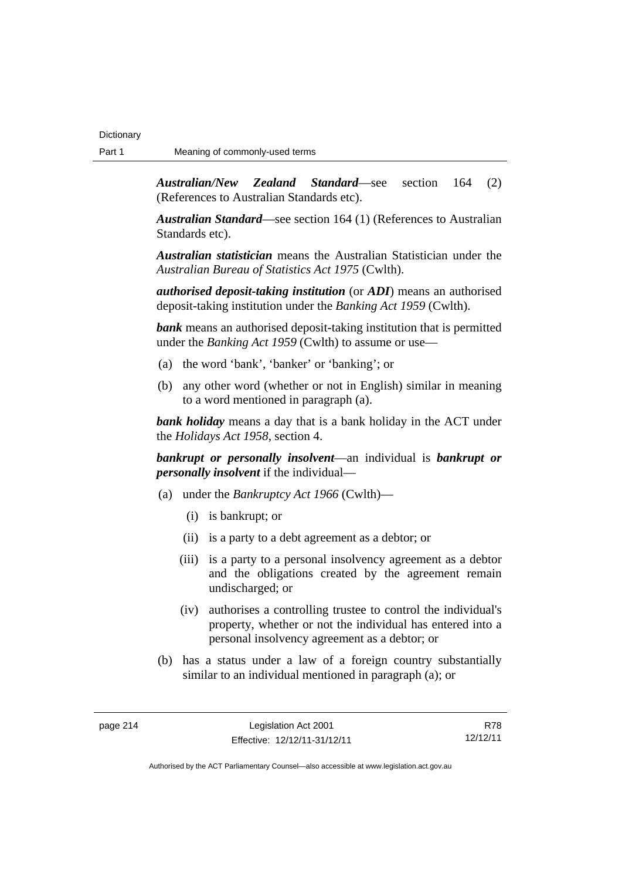***Australian/New Zealand Standard***—see section 164 (2) (References to Australian Standards etc).

***Australian Standard***—see section 164 (1) (References to Australian Standards etc).

***Australian statistician*** means the Australian Statistician under the *Australian Bureau of Statistics Act 1975* (Cwlth).

***authorised deposit-taking institution*** (or ***ADI***) means an authorised deposit-taking institution under the *Banking Act 1959* (Cwlth).

***bank*** means an authorised deposit-taking institution that is permitted under the *Banking Act 1959* (Cwlth) to assume or use—

(a) the word 'bank', 'banker' or 'banking'; or

(b) any other word (whether or not in English) similar in meaning to a word mentioned in paragraph (a).

***bank holiday*** means a day that is a bank holiday in the ACT under the *Holidays Act 1958*, section 4.

***bankrupt or personally insolvent***—an individual is ***bankrupt or personally insolvent*** if the individual—

(a) under the *Bankruptcy Act 1966* (Cwlth)—

 (i) is bankrupt; or

 (ii) is a party to a debt agreement as a debtor; or

 (iii) is a party to a personal insolvency agreement as a debtor and the obligations created by the agreement remain undischarged; or

 (iv) authorises a controlling trustee to control the individual's property, whether or not the individual has entered into a personal insolvency agreement as a debtor; or

(b) has a status under a law of a foreign country substantially similar to an individual mentioned in paragraph (a); or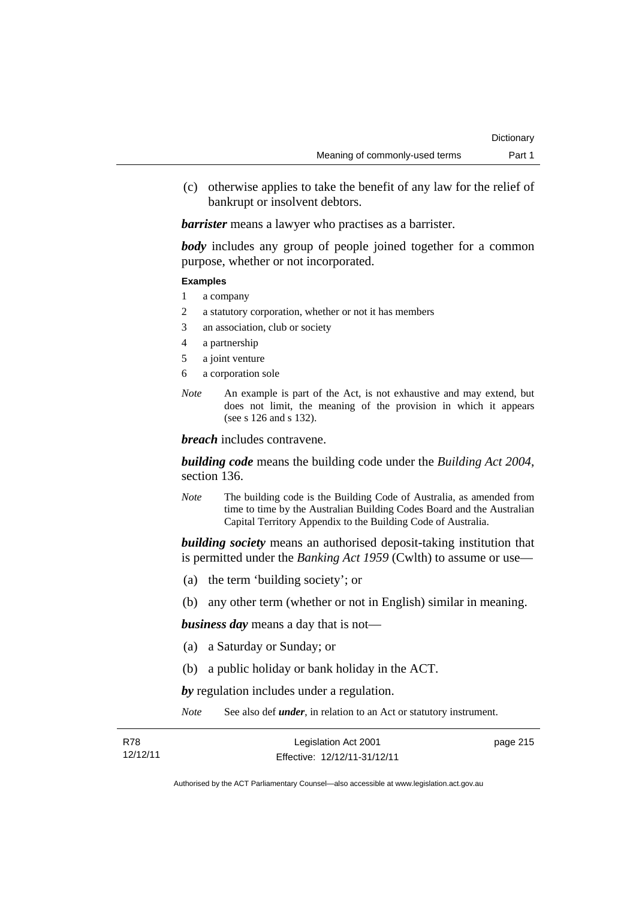(c) otherwise applies to take the benefit of any law for the relief of bankrupt or insolvent debtors.

***barrister*** means a lawyer who practises as a barrister.

***body*** includes any group of people joined together for a common purpose, whether or not incorporated.

**Examples**

1 a company
2 a statutory corporation, whether or not it has members
3 an association, club or society
4 a partnership
5 a joint venture
6 a corporation sole

*Note* An example is part of the Act, is not exhaustive and may extend, but does not limit, the meaning of the provision in which it appears (see s 126 and s 132).

***breach*** includes contravene.

***building code*** means the building code under the *Building Act 2004*, section 136.

*Note* The building code is the Building Code of Australia, as amended from time to time by the Australian Building Codes Board and the Australian Capital Territory Appendix to the Building Code of Australia.

***building society*** means an authorised deposit-taking institution that is permitted under the *Banking Act 1959* (Cwlth) to assume or use—

(a) the term 'building society'; or

(b) any other term (whether or not in English) similar in meaning.

***business day*** means a day that is not—

(a) a Saturday or Sunday; or

(b) a public holiday or bank holiday in the ACT.

***by*** regulation includes under a regulation.

*Note* See also def ***under***, in relation to an Act or statutory instrument.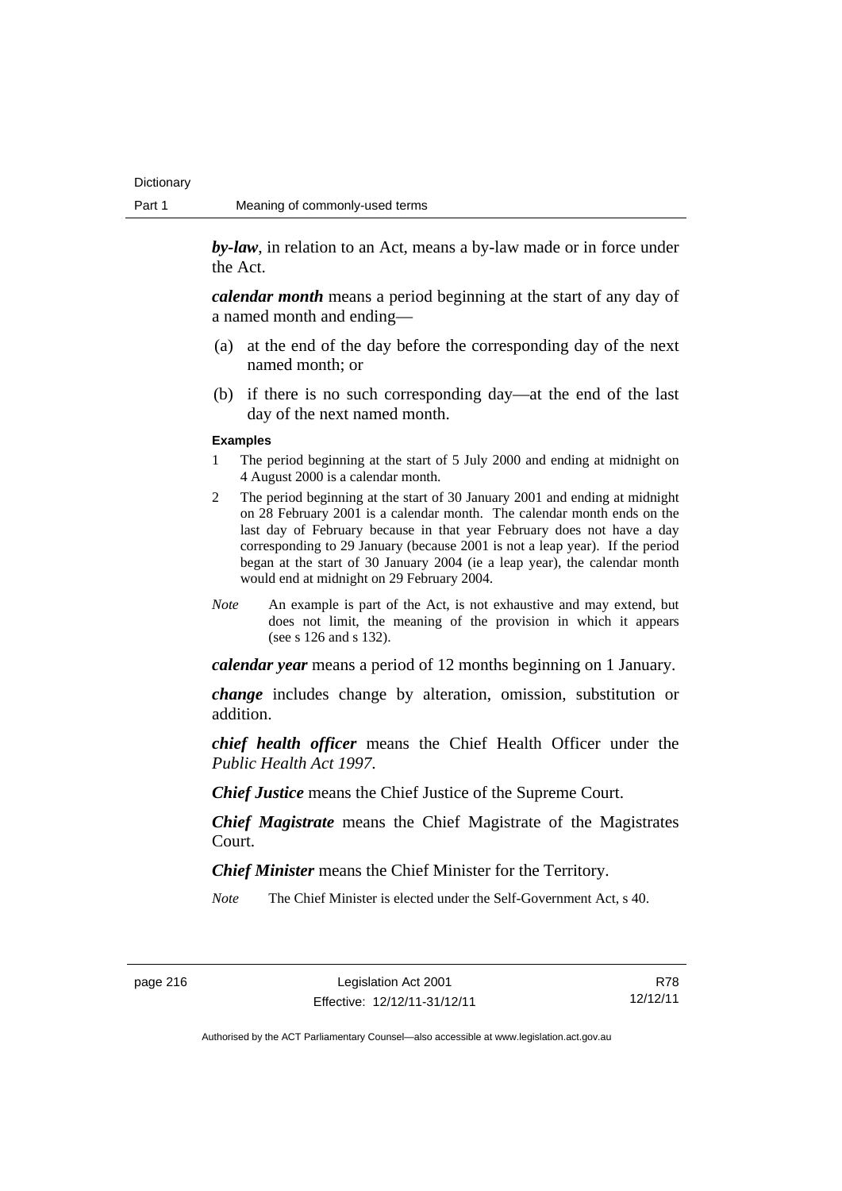***by-law***, in relation to an Act, means a by-law made or in force under the Act.

***calendar month*** means a period beginning at the start of any day of a named month and ending—

(a) at the end of the day before the corresponding day of the next named month; or

(b) if there is no such corresponding day—at the end of the last day of the next named month.

**Examples**

1 The period beginning at the start of 5 July 2000 and ending at midnight on 4 August 2000 is a calendar month.

2 The period beginning at the start of 30 January 2001 and ending at midnight on 28 February 2001 is a calendar month. The calendar month ends on the last day of February because in that year February does not have a day corresponding to 29 January (because 2001 is not a leap year). If the period began at the start of 30 January 2004 (ie a leap year), the calendar month would end at midnight on 29 February 2004.

*Note* An example is part of the Act, is not exhaustive and may extend, but does not limit, the meaning of the provision in which it appears (see s 126 and s 132).

***calendar year*** means a period of 12 months beginning on 1 January.

***change*** includes change by alteration, omission, substitution or addition.

***chief health officer*** means the Chief Health Officer under the *Public Health Act 1997*.

***Chief Justice*** means the Chief Justice of the Supreme Court.

***Chief Magistrate*** means the Chief Magistrate of the Magistrates Court.

***Chief Minister*** means the Chief Minister for the Territory.

*Note* The Chief Minister is elected under the Self-Government Act, s 40.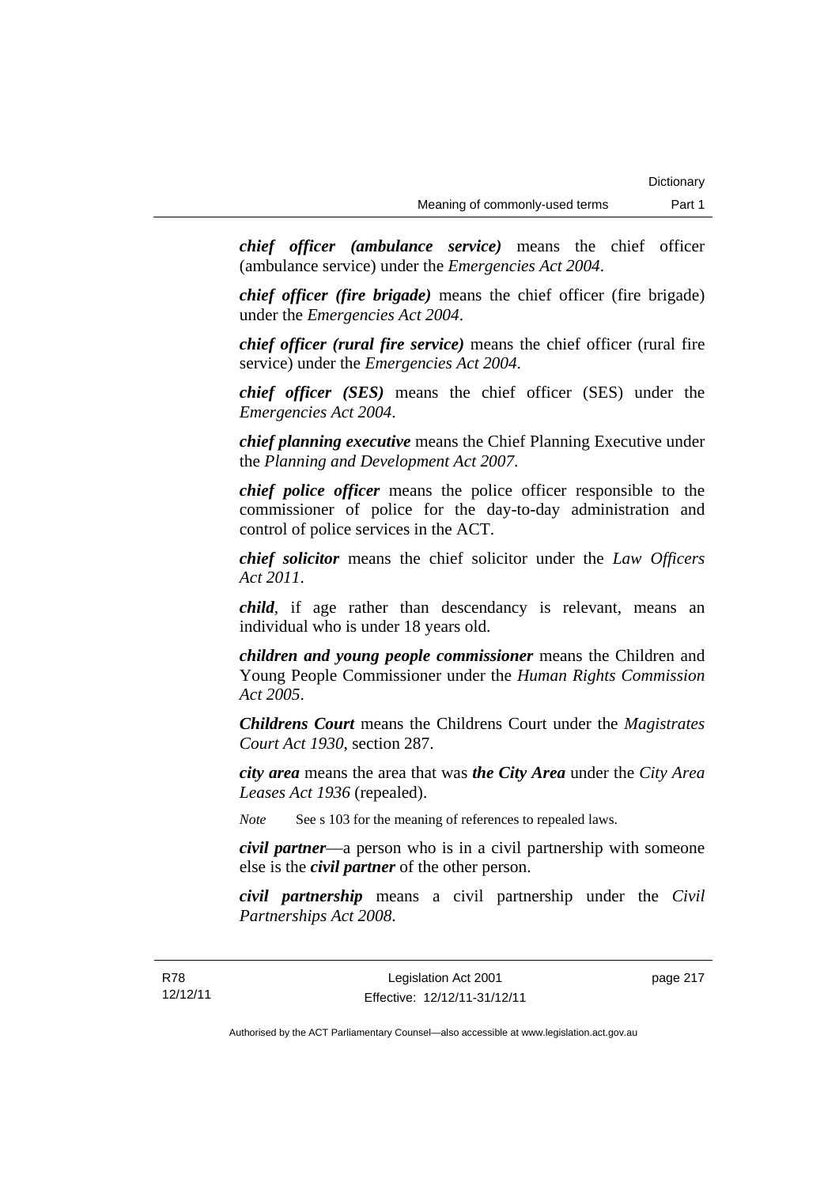***chief officer (ambulance service)*** means the chief officer (ambulance service) under the *Emergencies Act 2004*.

***chief officer (fire brigade)*** means the chief officer (fire brigade) under the *Emergencies Act 2004*.

***chief officer (rural fire service)*** means the chief officer (rural fire service) under the *Emergencies Act 2004*.

***chief officer (SES)*** means the chief officer (SES) under the *Emergencies Act 2004*.

***chief planning executive*** means the Chief Planning Executive under the *Planning and Development Act 2007*.

***chief police officer*** means the police officer responsible to the commissioner of police for the day-to-day administration and control of police services in the ACT.

***chief solicitor*** means the chief solicitor under the *Law Officers Act 2011*.

***child***, if age rather than descendancy is relevant, means an individual who is under 18 years old.

***children and young people commissioner*** means the Children and Young People Commissioner under the *Human Rights Commission Act 2005*.

***Childrens Court*** means the Childrens Court under the *Magistrates Court Act 1930*, section 287.

***city area*** means the area that was ***the City Area*** under the *City Area Leases Act 1936* (repealed).

*Note* See s 103 for the meaning of references to repealed laws.

***civil partner***—a person who is in a civil partnership with someone else is the ***civil partner*** of the other person.

***civil partnership*** means a civil partnership under the *Civil Partnerships Act 2008*.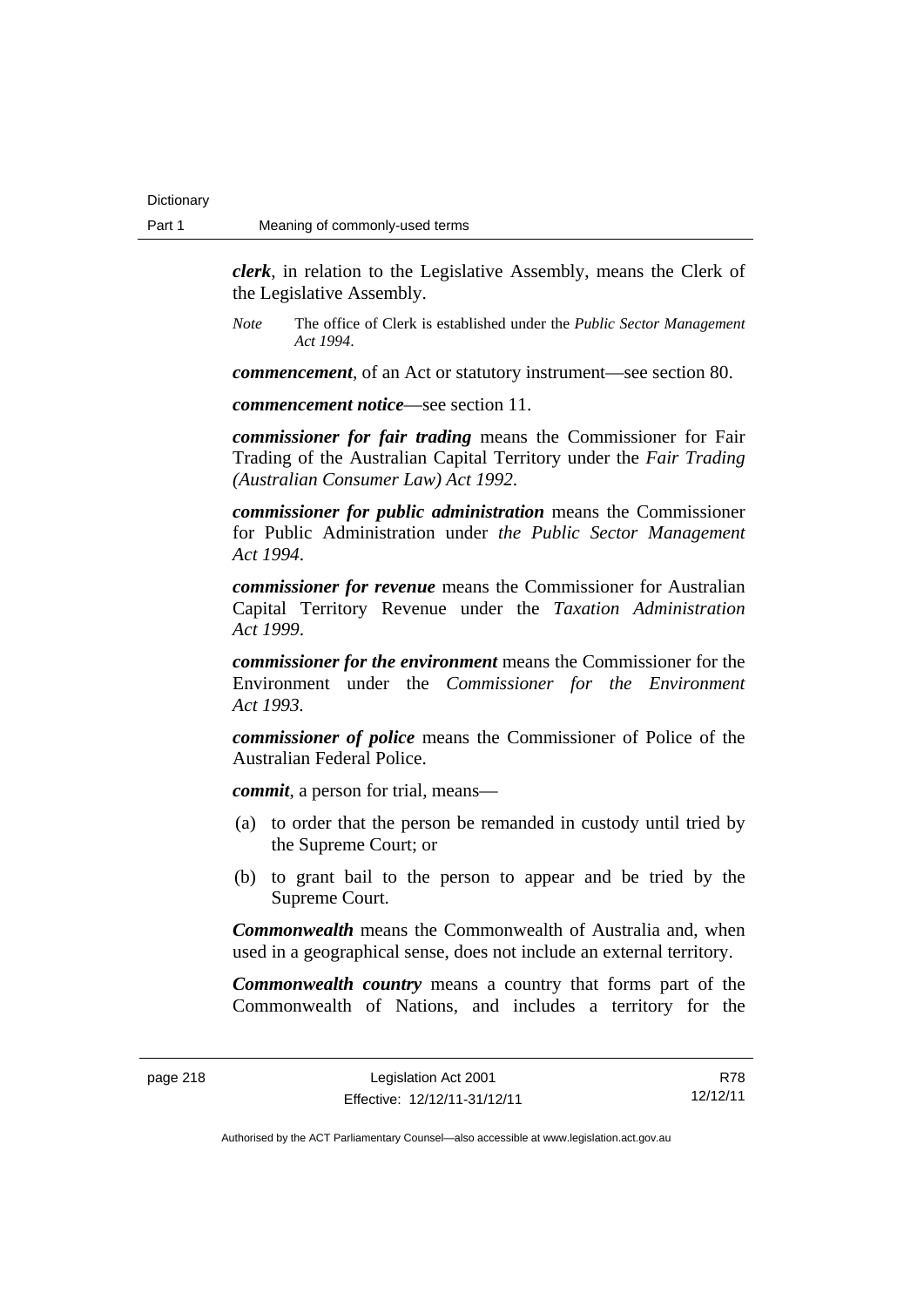***clerk***, in relation to the Legislative Assembly, means the Clerk of the Legislative Assembly.

*Note* The office of Clerk is established under the *Public Sector Management Act 1994*.

***commencement***, of an Act or statutory instrument—see section 80.

***commencement notice***—see section 11.

***commissioner for fair trading*** means the Commissioner for Fair Trading of the Australian Capital Territory under the *Fair Trading (Australian Consumer Law) Act 1992*.

***commissioner for public administration*** means the Commissioner for Public Administration under *the Public Sector Management Act 1994*.

***commissioner for revenue*** means the Commissioner for Australian Capital Territory Revenue under the *Taxation Administration Act 1999*.

***commissioner for the environment*** means the Commissioner for the Environment under the *Commissioner for the Environment Act 1993*.

***commissioner of police*** means the Commissioner of Police of the Australian Federal Police.

***commit***, a person for trial, means—

(a) to order that the person be remanded in custody until tried by the Supreme Court; or

(b) to grant bail to the person to appear and be tried by the Supreme Court.

***Commonwealth*** means the Commonwealth of Australia and, when used in a geographical sense, does not include an external territory.

***Commonwealth country*** means a country that forms part of the Commonwealth of Nations, and includes a territory for the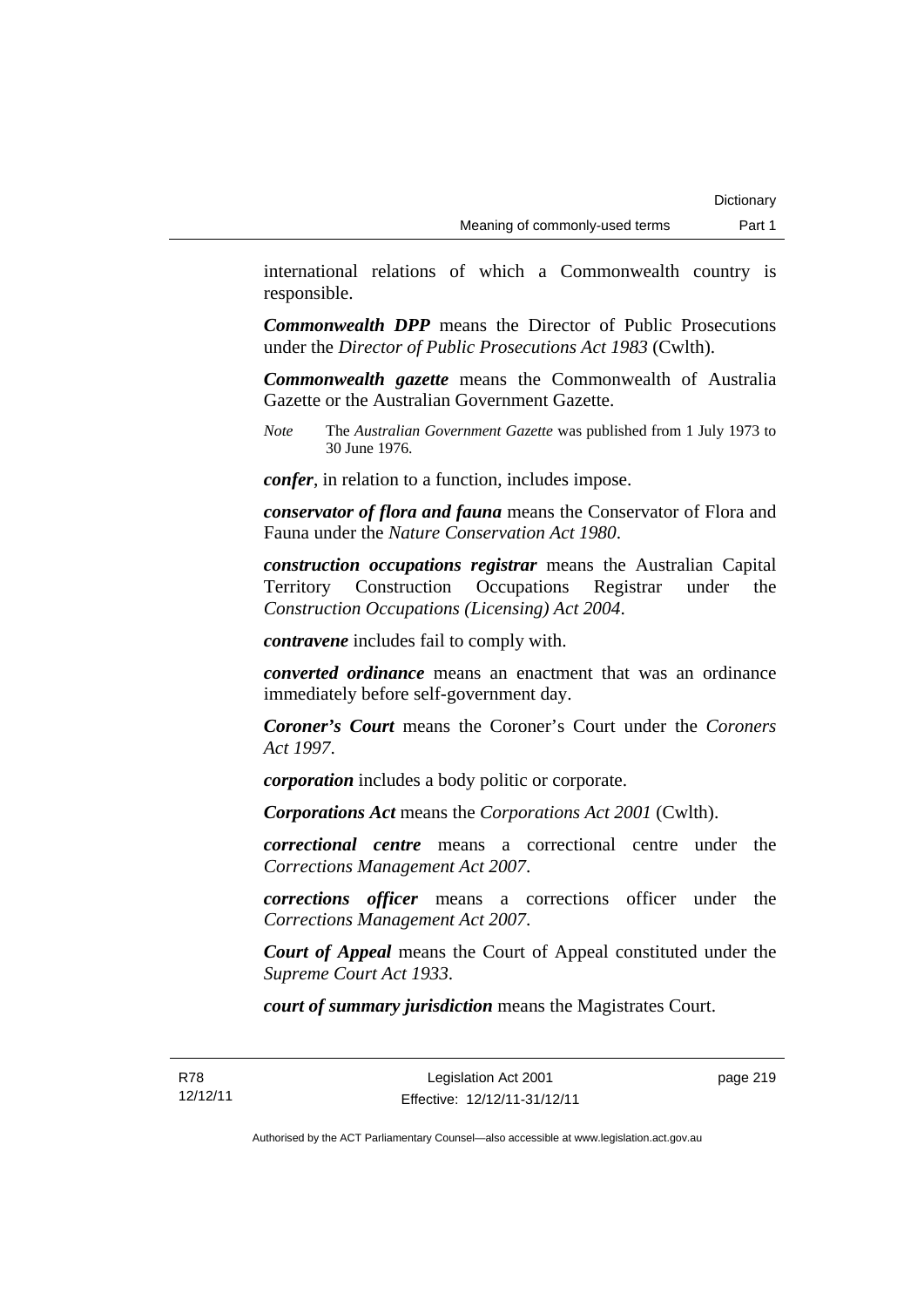international relations of which a Commonwealth country is responsible.

***Commonwealth DPP*** means the Director of Public Prosecutions under the *Director of Public Prosecutions Act 1983* (Cwlth).

***Commonwealth gazette*** means the Commonwealth of Australia Gazette or the Australian Government Gazette.

*Note* The *Australian Government Gazette* was published from 1 July 1973 to 30 June 1976.

***confer***, in relation to a function, includes impose.

***conservator of flora and fauna*** means the Conservator of Flora and Fauna under the *Nature Conservation Act 1980*.

***construction occupations registrar*** means the Australian Capital Territory Construction Occupations Registrar under the *Construction Occupations (Licensing) Act 2004*.

***contravene*** includes fail to comply with.

***converted ordinance*** means an enactment that was an ordinance immediately before self-government day.

***Coroner's Court*** means the Coroner's Court under the *Coroners Act 1997*.

***corporation*** includes a body politic or corporate.

***Corporations Act*** means the *Corporations Act 2001* (Cwlth).

***correctional centre*** means a correctional centre under the *Corrections Management Act 2007*.

***corrections officer*** means a corrections officer under the *Corrections Management Act 2007*.

***Court of Appeal*** means the Court of Appeal constituted under the *Supreme Court Act 1933*.

***court of summary jurisdiction*** means the Magistrates Court.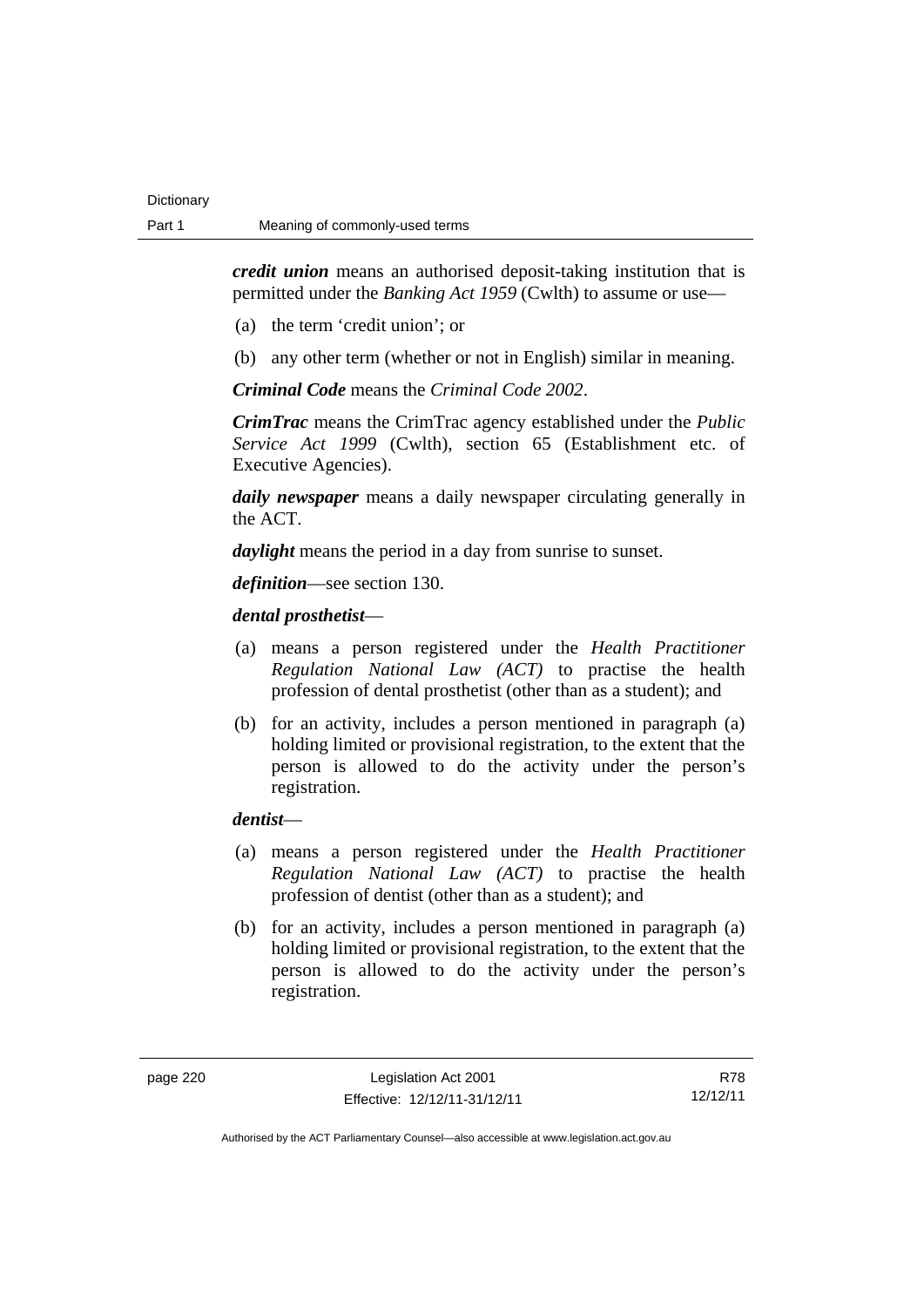***credit union*** means an authorised deposit-taking institution that is permitted under the *Banking Act 1959* (Cwlth) to assume or use—

(a) the term 'credit union'; or

(b) any other term (whether or not in English) similar in meaning.

***Criminal Code*** means the *Criminal Code 2002*.

***CrimTrac*** means the CrimTrac agency established under the *Public Service Act 1999* (Cwlth), section 65 (Establishment etc. of Executive Agencies).

***daily newspaper*** means a daily newspaper circulating generally in the ACT.

***daylight*** means the period in a day from sunrise to sunset.

***definition***—see section 130.

***dental prosthetist***—

(a) means a person registered under the *Health Practitioner Regulation National Law (ACT)* to practise the health profession of dental prosthetist (other than as a student); and

(b) for an activity, includes a person mentioned in paragraph (a) holding limited or provisional registration, to the extent that the person is allowed to do the activity under the person's registration.

***dentist***—

(a) means a person registered under the *Health Practitioner Regulation National Law (ACT)* to practise the health profession of dentist (other than as a student); and

(b) for an activity, includes a person mentioned in paragraph (a) holding limited or provisional registration, to the extent that the person is allowed to do the activity under the person's registration.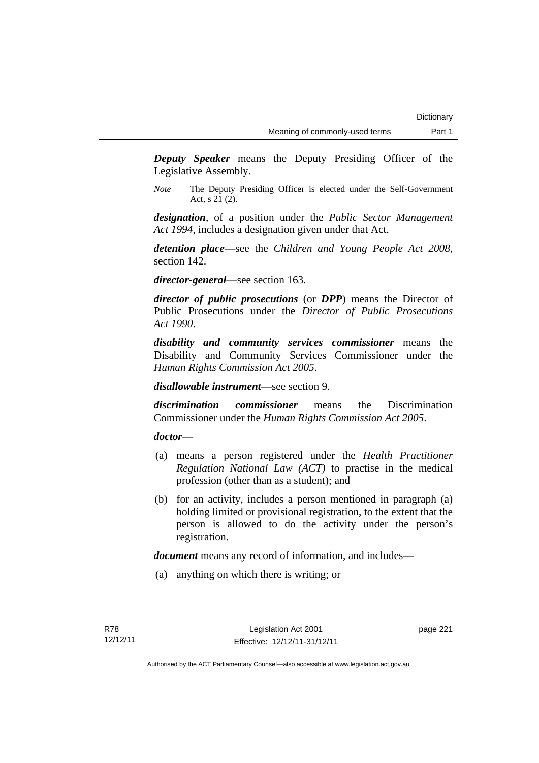***Deputy Speaker*** means the Deputy Presiding Officer of the Legislative Assembly.

*Note* The Deputy Presiding Officer is elected under the Self-Government Act, s 21 (2).

***designation***, of a position under the *Public Sector Management Act 1994*, includes a designation given under that Act.

***detention place***—see the *Children and Young People Act 2008*, section 142.

***director-general***—see section 163.

***director of public prosecutions*** (or ***DPP***) means the Director of Public Prosecutions under the *Director of Public Prosecutions Act 1990*.

***disability and community services commissioner*** means the Disability and Community Services Commissioner under the *Human Rights Commission Act 2005*.

***disallowable instrument***—see section 9.

***discrimination commissioner*** means the Discrimination Commissioner under the *Human Rights Commission Act 2005*.

***doctor***—

(a) means a person registered under the *Health Practitioner Regulation National Law (ACT)* to practise in the medical profession (other than as a student); and

(b) for an activity, includes a person mentioned in paragraph (a) holding limited or provisional registration, to the extent that the person is allowed to do the activity under the person's registration.

***document*** means any record of information, and includes—

(a) anything on which there is writing; or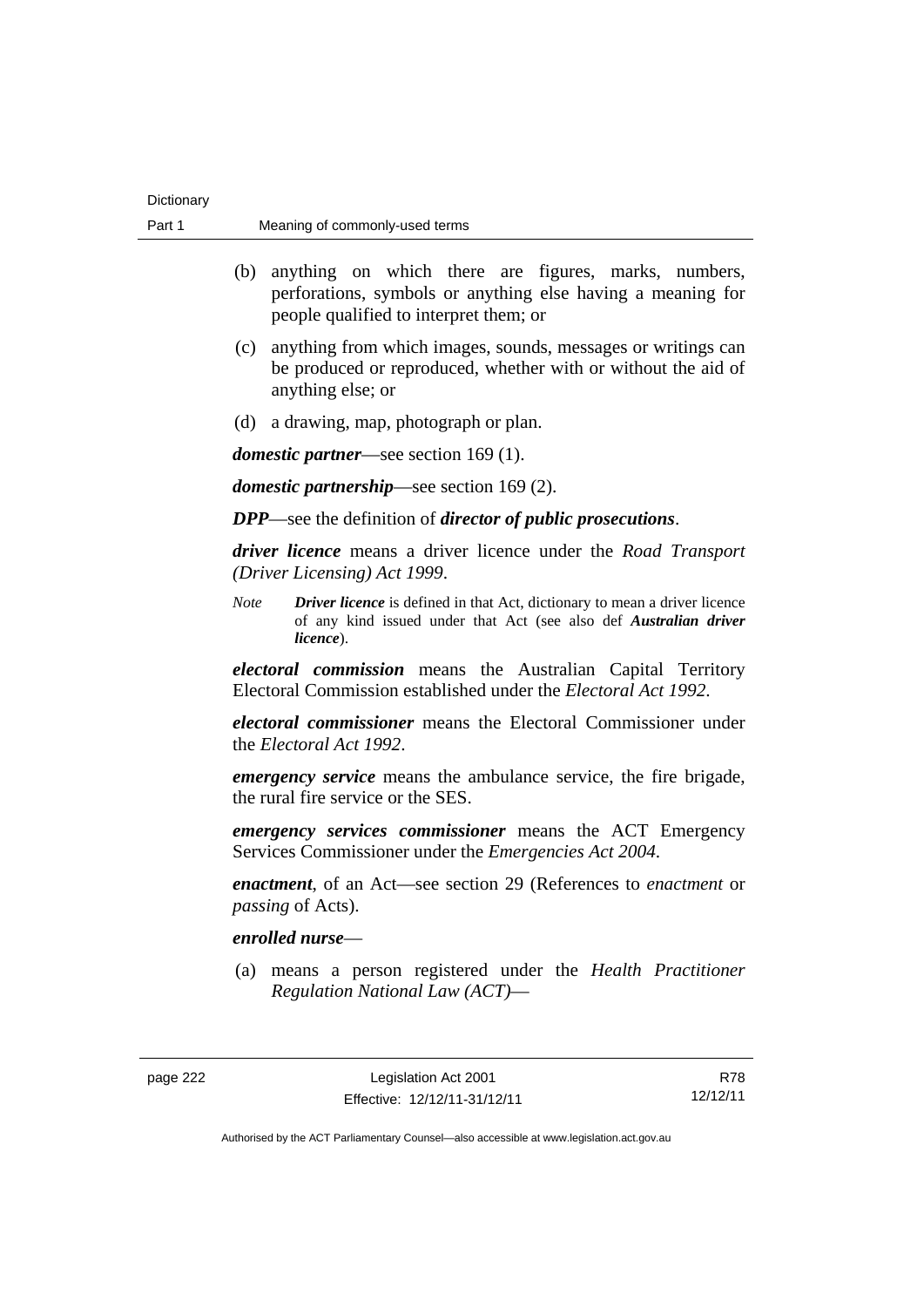(b) anything on which there are figures, marks, numbers, perforations, symbols or anything else having a meaning for people qualified to interpret them; or

(c) anything from which images, sounds, messages or writings can be produced or reproduced, whether with or without the aid of anything else; or

(d) a drawing, map, photograph or plan.

***domestic partner***—see section 169 (1).

***domestic partnership***—see section 169 (2).

***DPP***—see the definition of ***director of public prosecutions***.

***driver licence*** means a driver licence under the *Road Transport (Driver Licensing) Act 1999*.

*Note* ***Driver licence*** is defined in that Act, dictionary to mean a driver licence of any kind issued under that Act (see also def ***Australian driver licence***).

***electoral commission*** means the Australian Capital Territory Electoral Commission established under the *Electoral Act 1992*.

***electoral commissioner*** means the Electoral Commissioner under the *Electoral Act 1992*.

***emergency service*** means the ambulance service, the fire brigade, the rural fire service or the SES.

***emergency services commissioner*** means the ACT Emergency Services Commissioner under the *Emergencies Act 2004*.

***enactment***, of an Act—see section 29 (References to *enactment* or *passing* of Acts).

***enrolled nurse***—

(a) means a person registered under the *Health Practitioner Regulation National Law (ACT)*—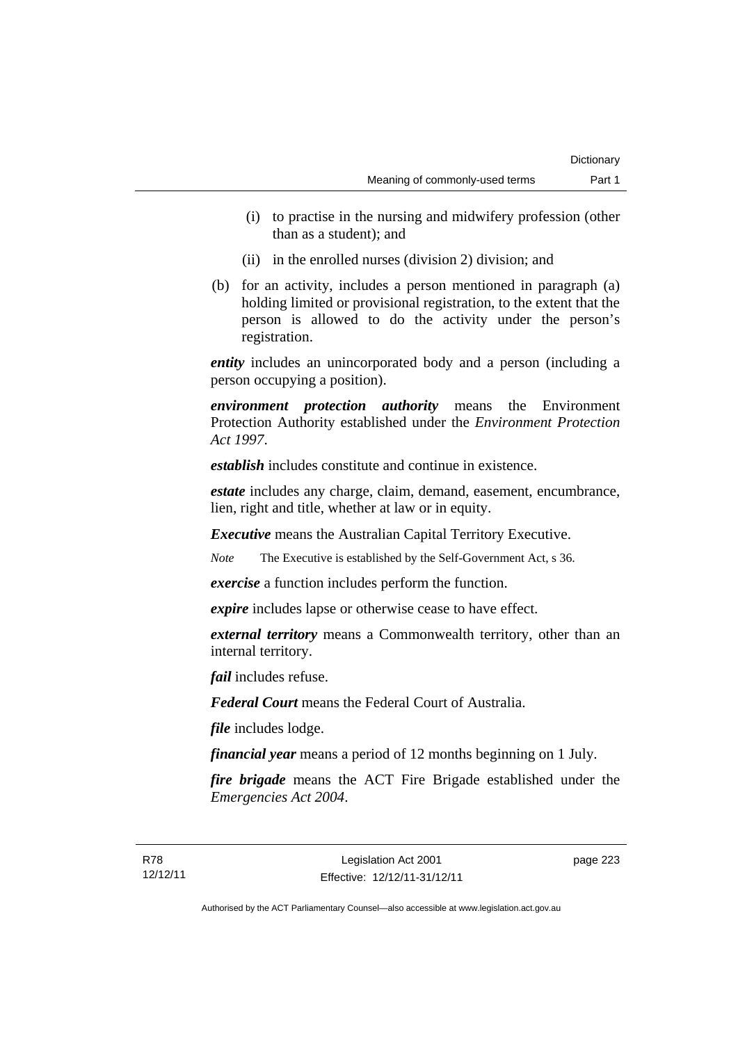(i) to practise in the nursing and midwifery profession (other than as a student); and

(ii) in the enrolled nurses (division 2) division; and

(b) for an activity, includes a person mentioned in paragraph (a) holding limited or provisional registration, to the extent that the person is allowed to do the activity under the person's registration.

***entity*** includes an unincorporated body and a person (including a person occupying a position).

***environment protection authority*** means the Environment Protection Authority established under the *Environment Protection Act 1997*.

***establish*** includes constitute and continue in existence.

***estate*** includes any charge, claim, demand, easement, encumbrance, lien, right and title, whether at law or in equity.

***Executive*** means the Australian Capital Territory Executive.

*Note* The Executive is established by the Self-Government Act, s 36.

***exercise*** a function includes perform the function.

***expire*** includes lapse or otherwise cease to have effect.

***external territory*** means a Commonwealth territory, other than an internal territory.

***fail*** includes refuse.

***Federal Court*** means the Federal Court of Australia.

***file*** includes lodge.

***financial year*** means a period of 12 months beginning on 1 July.

***fire brigade*** means the ACT Fire Brigade established under the *Emergencies Act 2004*.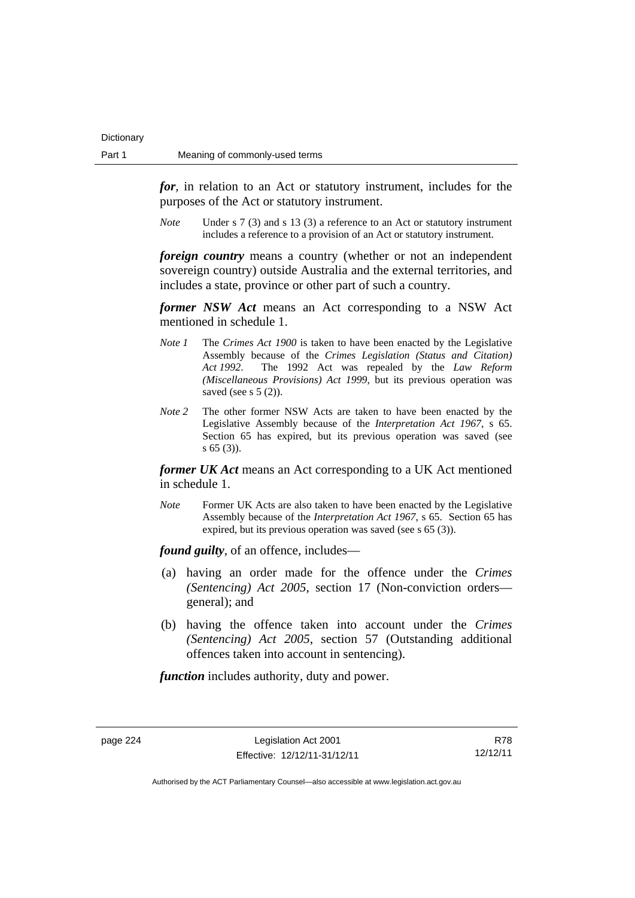***for***, in relation to an Act or statutory instrument, includes for the purposes of the Act or statutory instrument.

*Note* Under s 7 (3) and s 13 (3) a reference to an Act or statutory instrument includes a reference to a provision of an Act or statutory instrument.

***foreign country*** means a country (whether or not an independent sovereign country) outside Australia and the external territories, and includes a state, province or other part of such a country.

***former NSW Act*** means an Act corresponding to a NSW Act mentioned in schedule 1.

*Note 1* The *Crimes Act 1900* is taken to have been enacted by the Legislative Assembly because of the *Crimes Legislation (Status and Citation) Act 1992*. The 1992 Act was repealed by the *Law Reform (Miscellaneous Provisions) Act 1999*, but its previous operation was saved (see s 5 (2)).

*Note 2* The other former NSW Acts are taken to have been enacted by the Legislative Assembly because of the *Interpretation Act 1967*, s 65. Section 65 has expired, but its previous operation was saved (see s 65 (3)).

***former UK Act*** means an Act corresponding to a UK Act mentioned in schedule 1.

*Note* Former UK Acts are also taken to have been enacted by the Legislative Assembly because of the *Interpretation Act 1967*, s 65. Section 65 has expired, but its previous operation was saved (see s 65 (3)).

***found guilty***, of an offence, includes—

(a) having an order made for the offence under the *Crimes (Sentencing) Act 2005*, section 17 (Non-conviction orders—general); and

(b) having the offence taken into account under the *Crimes (Sentencing) Act 2005*, section 57 (Outstanding additional offences taken into account in sentencing).

***function*** includes authority, duty and power.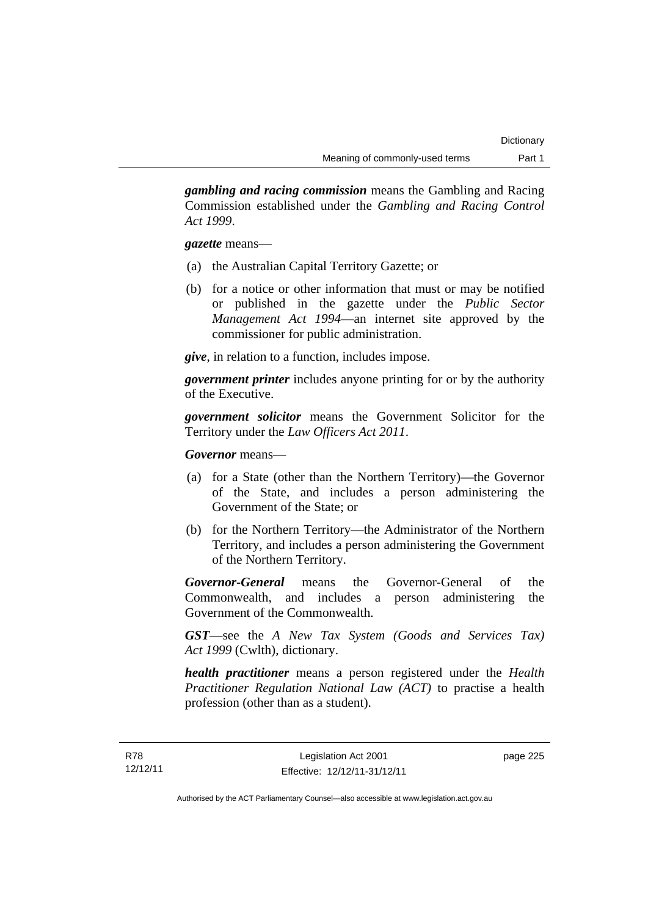***gambling and racing commission*** means the Gambling and Racing Commission established under the *Gambling and Racing Control Act 1999*.

***gazette*** means—

(a) the Australian Capital Territory Gazette; or

(b) for a notice or other information that must or may be notified or published in the gazette under the *Public Sector Management Act 1994*—an internet site approved by the commissioner for public administration.

***give***, in relation to a function, includes impose.

***government printer*** includes anyone printing for or by the authority of the Executive.

***government solicitor*** means the Government Solicitor for the Territory under the *Law Officers Act 2011*.

***Governor*** means—

(a) for a State (other than the Northern Territory)—the Governor of the State, and includes a person administering the Government of the State; or

(b) for the Northern Territory—the Administrator of the Northern Territory, and includes a person administering the Government of the Northern Territory.

***Governor-General*** means the Governor-General of the Commonwealth, and includes a person administering the Government of the Commonwealth.

***GST***—see the *A New Tax System (Goods and Services Tax) Act 1999* (Cwlth), dictionary.

***health practitioner*** means a person registered under the *Health Practitioner Regulation National Law (ACT)* to practise a health profession (other than as a student).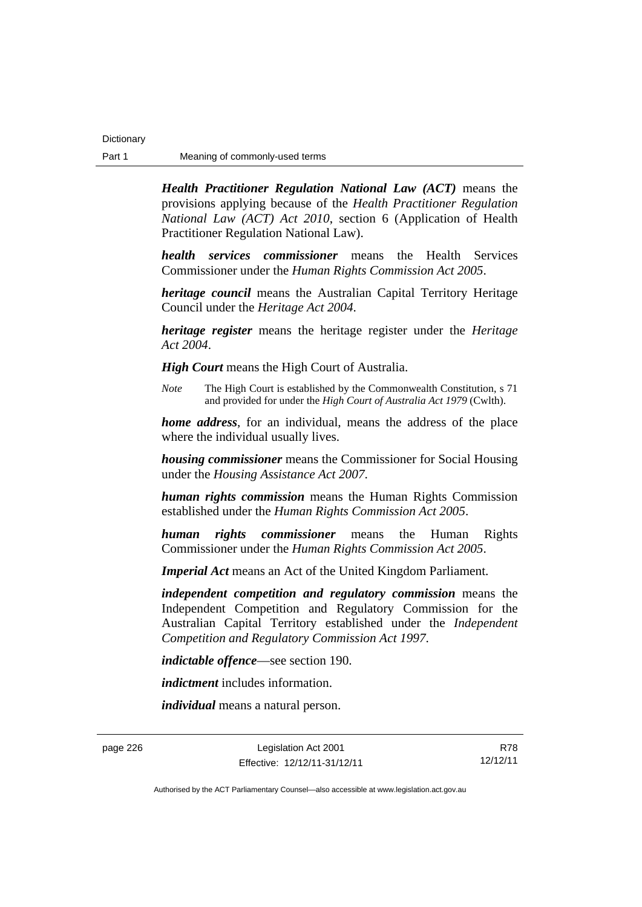***Health Practitioner Regulation National Law (ACT)*** means the provisions applying because of the *Health Practitioner Regulation National Law (ACT) Act 2010*, section 6 (Application of Health Practitioner Regulation National Law).

***health services commissioner*** means the Health Services Commissioner under the *Human Rights Commission Act 2005*.

***heritage council*** means the Australian Capital Territory Heritage Council under the *Heritage Act 2004*.

***heritage register*** means the heritage register under the *Heritage Act 2004*.

***High Court*** means the High Court of Australia.

*Note* The High Court is established by the Commonwealth Constitution, s 71 and provided for under the *High Court of Australia Act 1979* (Cwlth).

***home address***, for an individual, means the address of the place where the individual usually lives.

***housing commissioner*** means the Commissioner for Social Housing under the *Housing Assistance Act 2007*.

***human rights commission*** means the Human Rights Commission established under the *Human Rights Commission Act 2005*.

***human rights commissioner*** means the Human Rights Commissioner under the *Human Rights Commission Act 2005*.

***Imperial Act*** means an Act of the United Kingdom Parliament.

***independent competition and regulatory commission*** means the Independent Competition and Regulatory Commission for the Australian Capital Territory established under the *Independent Competition and Regulatory Commission Act 1997*.

***indictable offence***—see section 190.

***indictment*** includes information.

***individual*** means a natural person.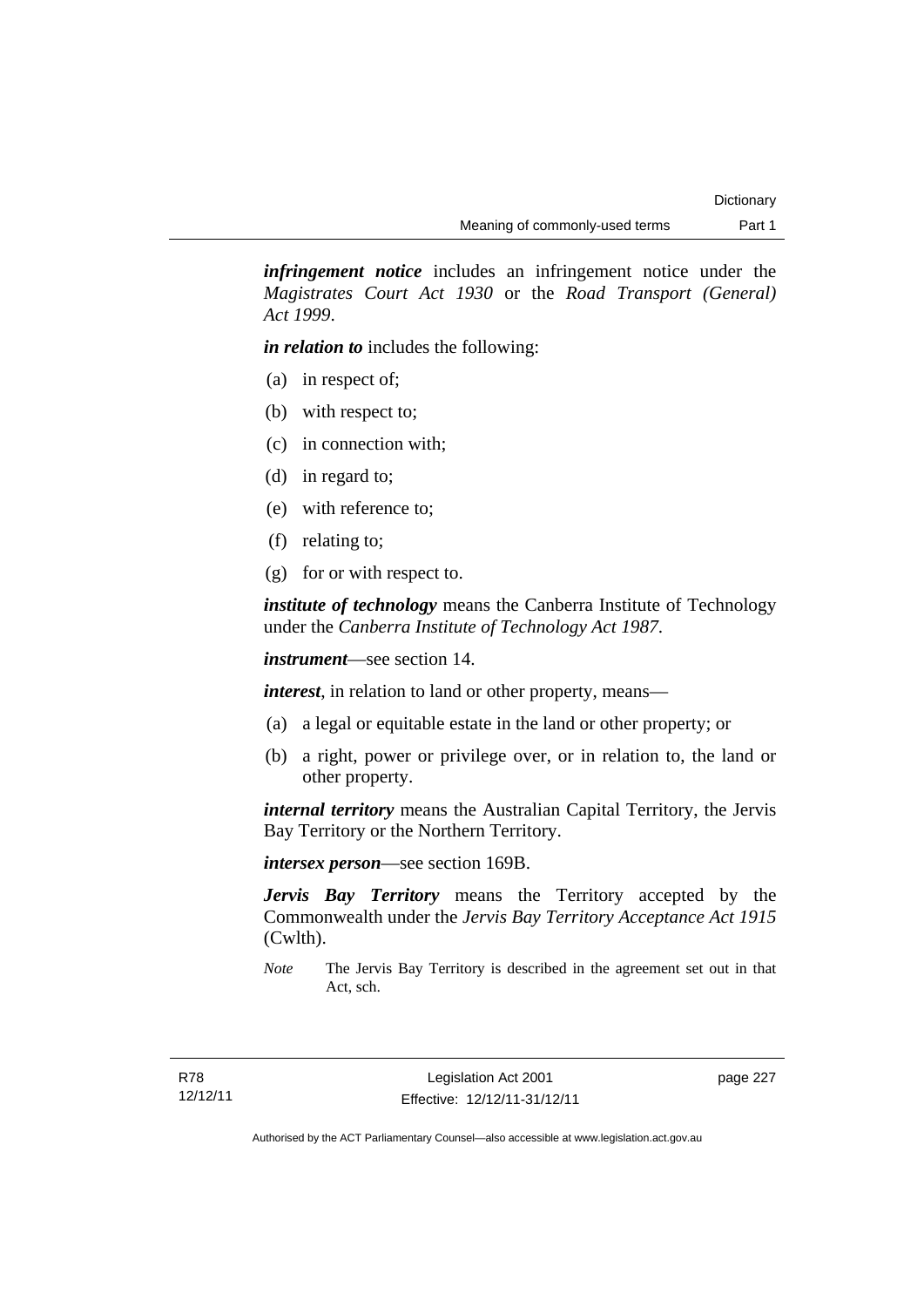***infringement notice*** includes an infringement notice under the *Magistrates Court Act 1930* or the *Road Transport (General) Act 1999*.

***in relation to*** includes the following:

(a) in respect of;

(b) with respect to;

(c) in connection with;

(d) in regard to;

(e) with reference to;

(f) relating to;

(g) for or with respect to.

***institute of technology*** means the Canberra Institute of Technology under the *Canberra Institute of Technology Act 1987*.

***instrument***—see section 14.

***interest***, in relation to land or other property, means—

(a) a legal or equitable estate in the land or other property; or

(b) a right, power or privilege over, or in relation to, the land or other property.

***internal territory*** means the Australian Capital Territory, the Jervis Bay Territory or the Northern Territory.

***intersex person***—see section 169B.

***Jervis Bay Territory*** means the Territory accepted by the Commonwealth under the *Jervis Bay Territory Acceptance Act 1915* (Cwlth).

*Note* The Jervis Bay Territory is described in the agreement set out in that Act, sch.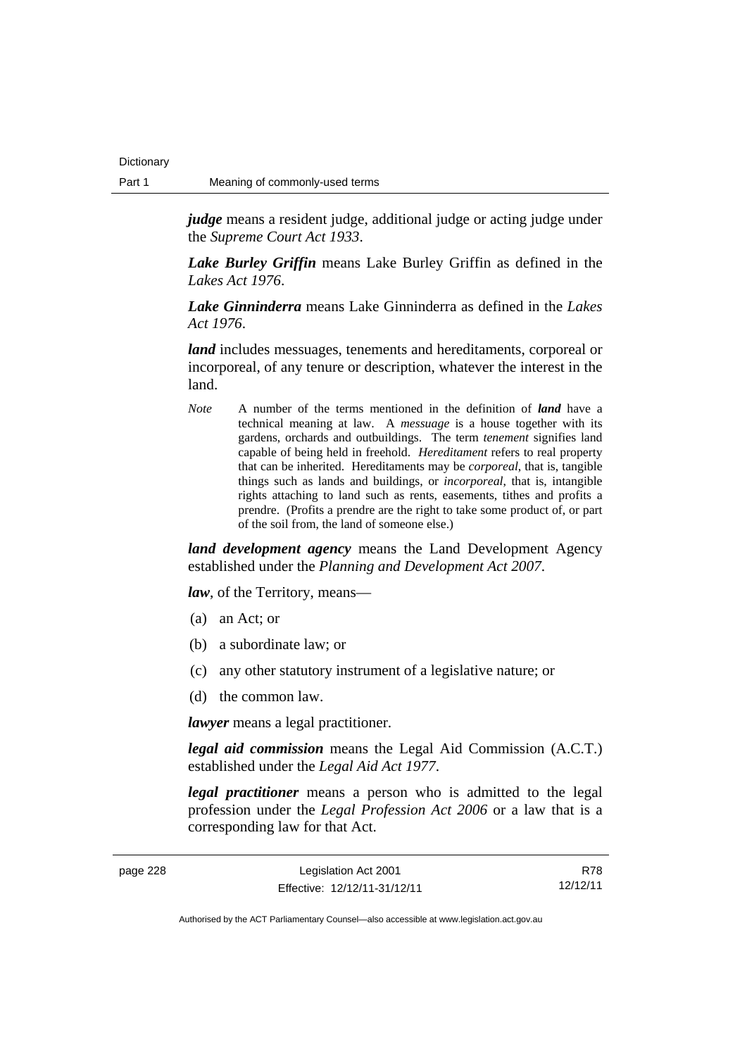***judge*** means a resident judge, additional judge or acting judge under the *Supreme Court Act 1933*.

***Lake Burley Griffin*** means Lake Burley Griffin as defined in the *Lakes Act 1976*.

***Lake Ginninderra*** means Lake Ginninderra as defined in the *Lakes Act 1976*.

***land*** includes messuages, tenements and hereditaments, corporeal or incorporeal, of any tenure or description, whatever the interest in the land.

*Note* A number of the terms mentioned in the definition of ***land*** have a technical meaning at law. A *messuage* is a house together with its gardens, orchards and outbuildings. The term *tenement* signifies land capable of being held in freehold. *Hereditament* refers to real property that can be inherited. Hereditaments may be *corporeal*, that is, tangible things such as lands and buildings, or *incorporeal*, that is, intangible rights attaching to land such as rents, easements, tithes and profits a prendre. (Profits a prendre are the right to take some product of, or part of the soil from, the land of someone else.)

***land development agency*** means the Land Development Agency established under the *Planning and Development Act 2007*.

***law***, of the Territory, means—

(a) an Act; or

(b) a subordinate law; or

(c) any other statutory instrument of a legislative nature; or

(d) the common law.

***lawyer*** means a legal practitioner.

***legal aid commission*** means the Legal Aid Commission (A.C.T.) established under the *Legal Aid Act 1977*.

***legal practitioner*** means a person who is admitted to the legal profession under the *Legal Profession Act 2006* or a law that is a corresponding law for that Act.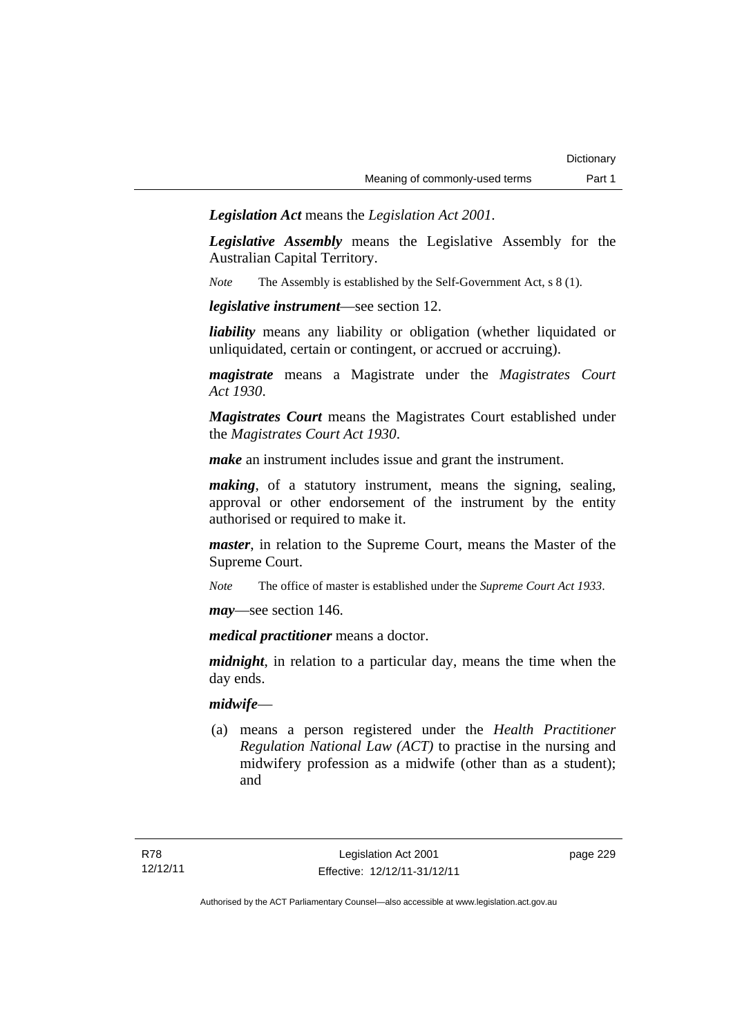***Legislation Act*** means the *Legislation Act 2001*.

***Legislative Assembly*** means the Legislative Assembly for the Australian Capital Territory.

*Note* The Assembly is established by the Self-Government Act, s 8 (1).

***legislative instrument***—see section 12.

***liability*** means any liability or obligation (whether liquidated or unliquidated, certain or contingent, or accrued or accruing).

***magistrate*** means a Magistrate under the *Magistrates Court Act 1930*.

***Magistrates Court*** means the Magistrates Court established under the *Magistrates Court Act 1930*.

***make*** an instrument includes issue and grant the instrument.

***making***, of a statutory instrument, means the signing, sealing, approval or other endorsement of the instrument by the entity authorised or required to make it.

***master***, in relation to the Supreme Court, means the Master of the Supreme Court.

*Note* The office of master is established under the *Supreme Court Act 1933*.

***may***—see section 146.

***medical practitioner*** means a doctor.

***midnight***, in relation to a particular day, means the time when the day ends.

***midwife***—

(a) means a person registered under the *Health Practitioner Regulation National Law (ACT)* to practise in the nursing and midwifery profession as a midwife (other than as a student); and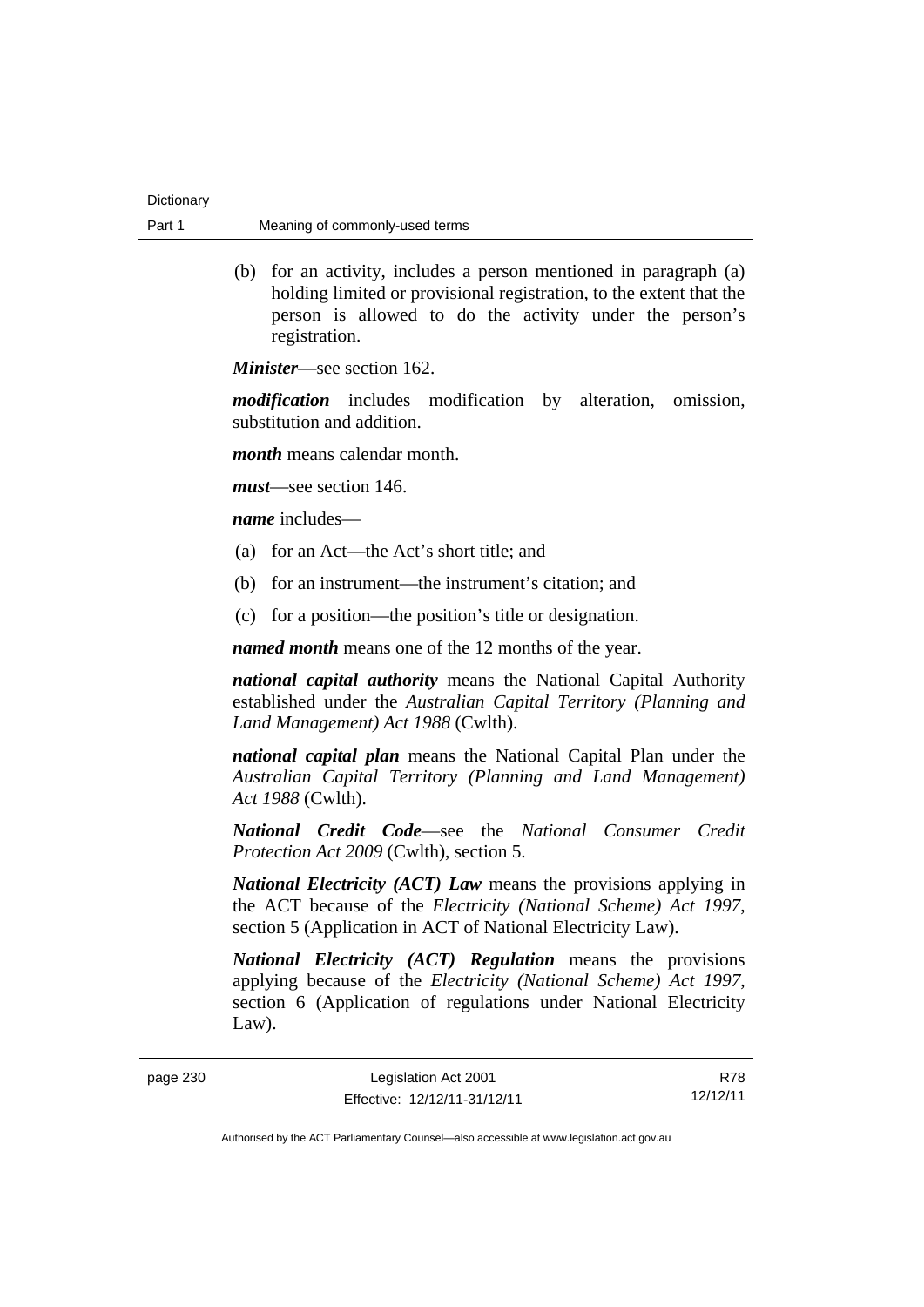(b) for an activity, includes a person mentioned in paragraph (a) holding limited or provisional registration, to the extent that the person is allowed to do the activity under the person's registration.

***Minister***—see section 162.

***modification*** includes modification by alteration, omission, substitution and addition.

***month*** means calendar month.

***must***—see section 146.

***name*** includes—

(a) for an Act—the Act's short title; and

(b) for an instrument—the instrument's citation; and

(c) for a position—the position's title or designation.

***named month*** means one of the 12 months of the year.

***national capital authority*** means the National Capital Authority established under the *Australian Capital Territory (Planning and Land Management) Act 1988* (Cwlth).

***national capital plan*** means the National Capital Plan under the *Australian Capital Territory (Planning and Land Management) Act 1988* (Cwlth).

***National Credit Code***—see the *National Consumer Credit Protection Act 2009* (Cwlth), section 5.

***National Electricity (ACT) Law*** means the provisions applying in the ACT because of the *Electricity (National Scheme) Act 1997*, section 5 (Application in ACT of National Electricity Law).

***National Electricity (ACT) Regulation*** means the provisions applying because of the *Electricity (National Scheme) Act 1997*, section 6 (Application of regulations under National Electricity Law).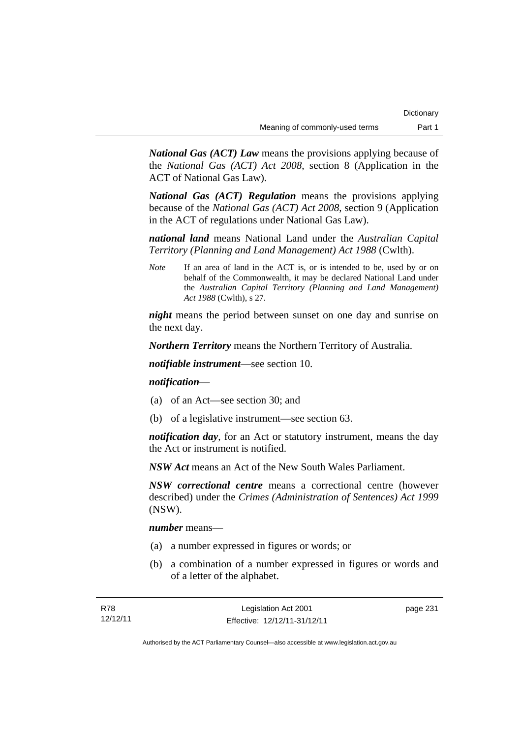***National Gas (ACT) Law*** means the provisions applying because of the *National Gas (ACT) Act 2008*, section 8 (Application in the ACT of National Gas Law).

***National Gas (ACT) Regulation*** means the provisions applying because of the *National Gas (ACT) Act 2008*, section 9 (Application in the ACT of regulations under National Gas Law).

***national land*** means National Land under the *Australian Capital Territory (Planning and Land Management) Act 1988* (Cwlth).

*Note* If an area of land in the ACT is, or is intended to be, used by or on behalf of the Commonwealth, it may be declared National Land under the *Australian Capital Territory (Planning and Land Management) Act 1988* (Cwlth), s 27.

***night*** means the period between sunset on one day and sunrise on the next day.

***Northern Territory*** means the Northern Territory of Australia.

***notifiable instrument***—see section 10.

***notification***—

(a) of an Act—see section 30; and

(b) of a legislative instrument—see section 63.

***notification day***, for an Act or statutory instrument, means the day the Act or instrument is notified.

***NSW Act*** means an Act of the New South Wales Parliament.

***NSW correctional centre*** means a correctional centre (however described) under the *Crimes (Administration of Sentences) Act 1999* (NSW).

***number*** means—

(a) a number expressed in figures or words; or

(b) a combination of a number expressed in figures or words and of a letter of the alphabet.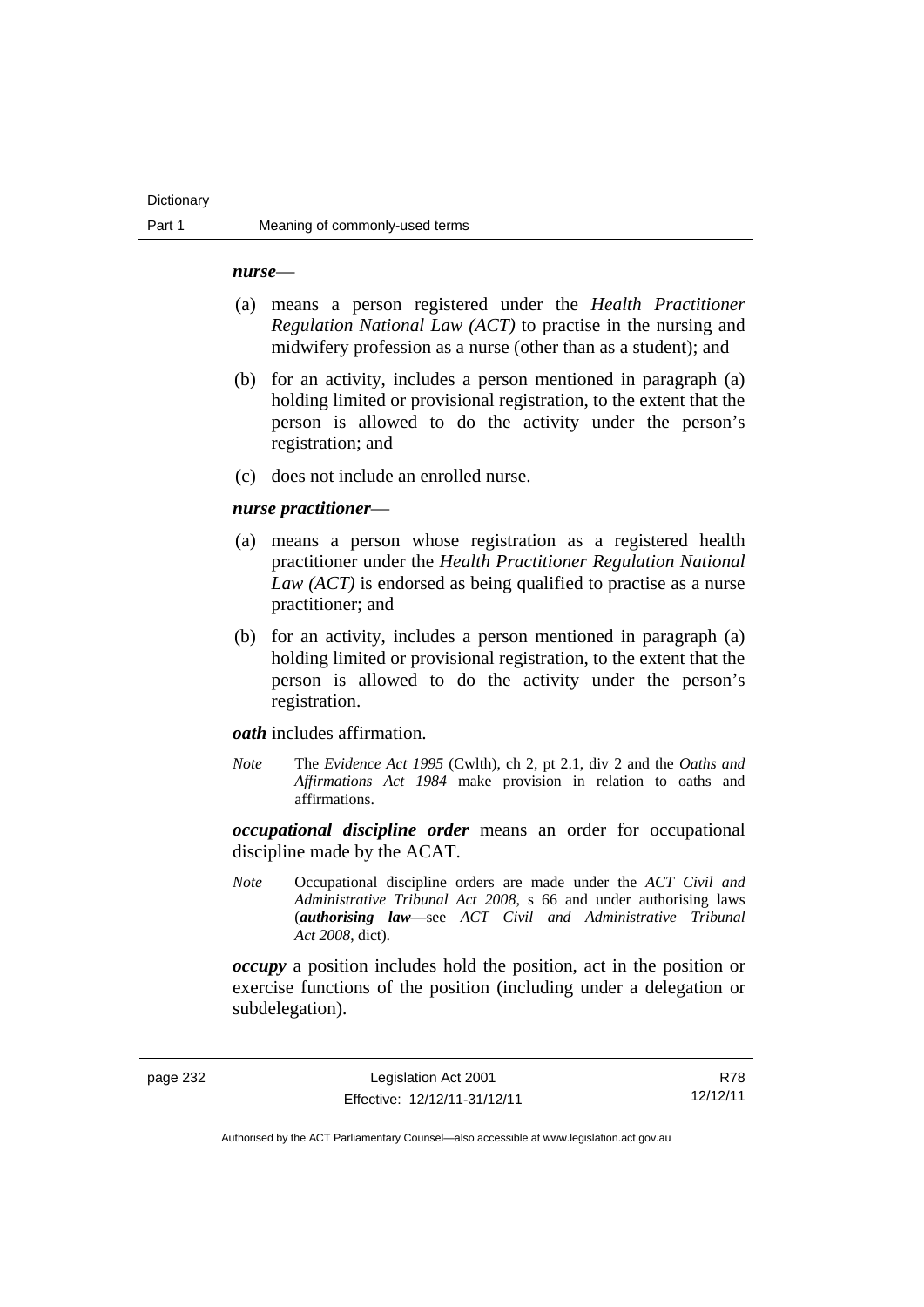***nurse***—

(a) means a person registered under the *Health Practitioner Regulation National Law (ACT)* to practise in the nursing and midwifery profession as a nurse (other than as a student); and

(b) for an activity, includes a person mentioned in paragraph (a) holding limited or provisional registration, to the extent that the person is allowed to do the activity under the person's registration; and

(c) does not include an enrolled nurse.

***nurse practitioner***—

(a) means a person whose registration as a registered health practitioner under the *Health Practitioner Regulation National Law (ACT)* is endorsed as being qualified to practise as a nurse practitioner; and

(b) for an activity, includes a person mentioned in paragraph (a) holding limited or provisional registration, to the extent that the person is allowed to do the activity under the person's registration.

***oath*** includes affirmation.

*Note* The *Evidence Act 1995* (Cwlth), ch 2, pt 2.1, div 2 and the *Oaths and Affirmations Act 1984* make provision in relation to oaths and affirmations.

***occupational discipline order*** means an order for occupational discipline made by the ACAT.

*Note* Occupational discipline orders are made under the *ACT Civil and Administrative Tribunal Act 2008*, s 66 and under authorising laws (***authorising law***—see *ACT Civil and Administrative Tribunal Act 2008*, dict).

***occupy*** a position includes hold the position, act in the position or exercise functions of the position (including under a delegation or subdelegation).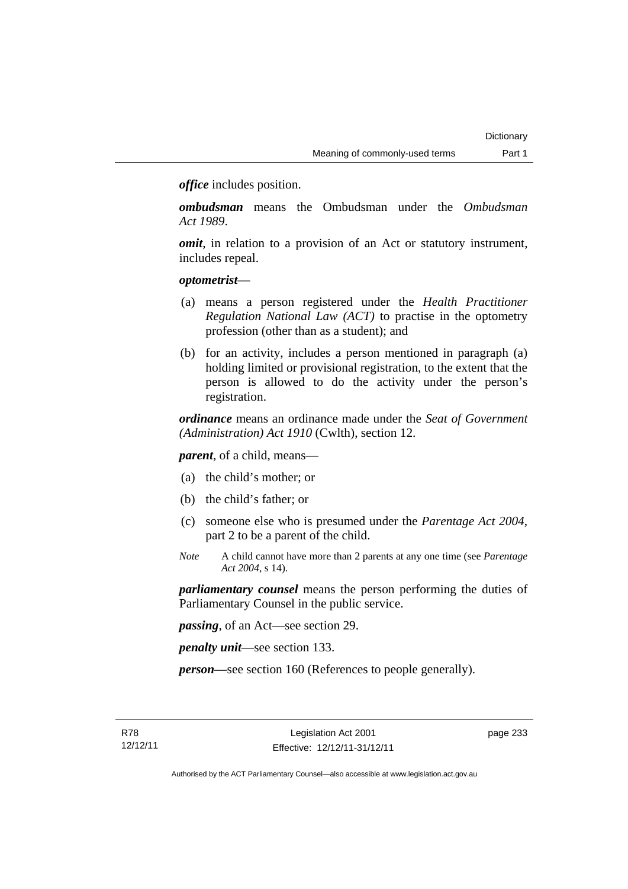***office*** includes position.

***ombudsman*** means the Ombudsman under the *Ombudsman Act 1989*.

***omit***, in relation to a provision of an Act or statutory instrument, includes repeal.

***optometrist***—

(a) means a person registered under the *Health Practitioner Regulation National Law (ACT)* to practise in the optometry profession (other than as a student); and

(b) for an activity, includes a person mentioned in paragraph (a) holding limited or provisional registration, to the extent that the person is allowed to do the activity under the person's registration.

***ordinance*** means an ordinance made under the *Seat of Government (Administration) Act 1910* (Cwlth), section 12.

***parent***, of a child, means—

(a) the child's mother; or

(b) the child's father; or

(c) someone else who is presumed under the *Parentage Act 2004*, part 2 to be a parent of the child.

*Note* A child cannot have more than 2 parents at any one time (see *Parentage Act 2004*, s 14).

***parliamentary counsel*** means the person performing the duties of Parliamentary Counsel in the public service.

***passing***, of an Act—see section 29.

***penalty unit***—see section 133.

***person***—see section 160 (References to people generally).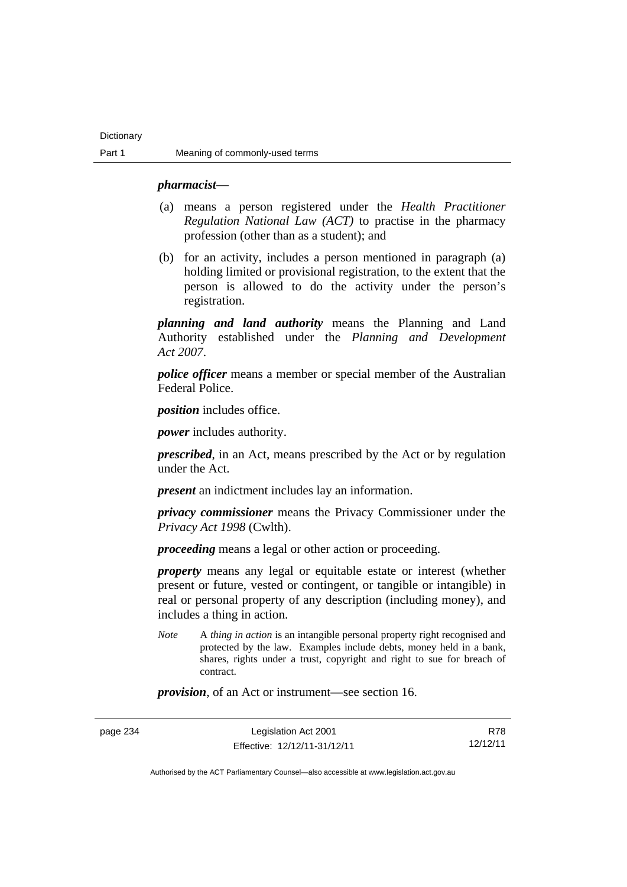***pharmacist***—

(a) means a person registered under the *Health Practitioner Regulation National Law (ACT)* to practise in the pharmacy profession (other than as a student); and

(b) for an activity, includes a person mentioned in paragraph (a) holding limited or provisional registration, to the extent that the person is allowed to do the activity under the person's registration.

***planning and land authority*** means the Planning and Land Authority established under the *Planning and Development Act 2007*.

***police officer*** means a member or special member of the Australian Federal Police.

***position*** includes office.

***power*** includes authority.

***prescribed***, in an Act, means prescribed by the Act or by regulation under the Act.

***present*** an indictment includes lay an information.

***privacy commissioner*** means the Privacy Commissioner under the *Privacy Act 1998* (Cwlth).

***proceeding*** means a legal or other action or proceeding.

***property*** means any legal or equitable estate or interest (whether present or future, vested or contingent, or tangible or intangible) in real or personal property of any description (including money), and includes a thing in action.

*Note* A *thing in action* is an intangible personal property right recognised and protected by the law. Examples include debts, money held in a bank, shares, rights under a trust, copyright and right to sue for breach of contract.

***provision***, of an Act or instrument—see section 16.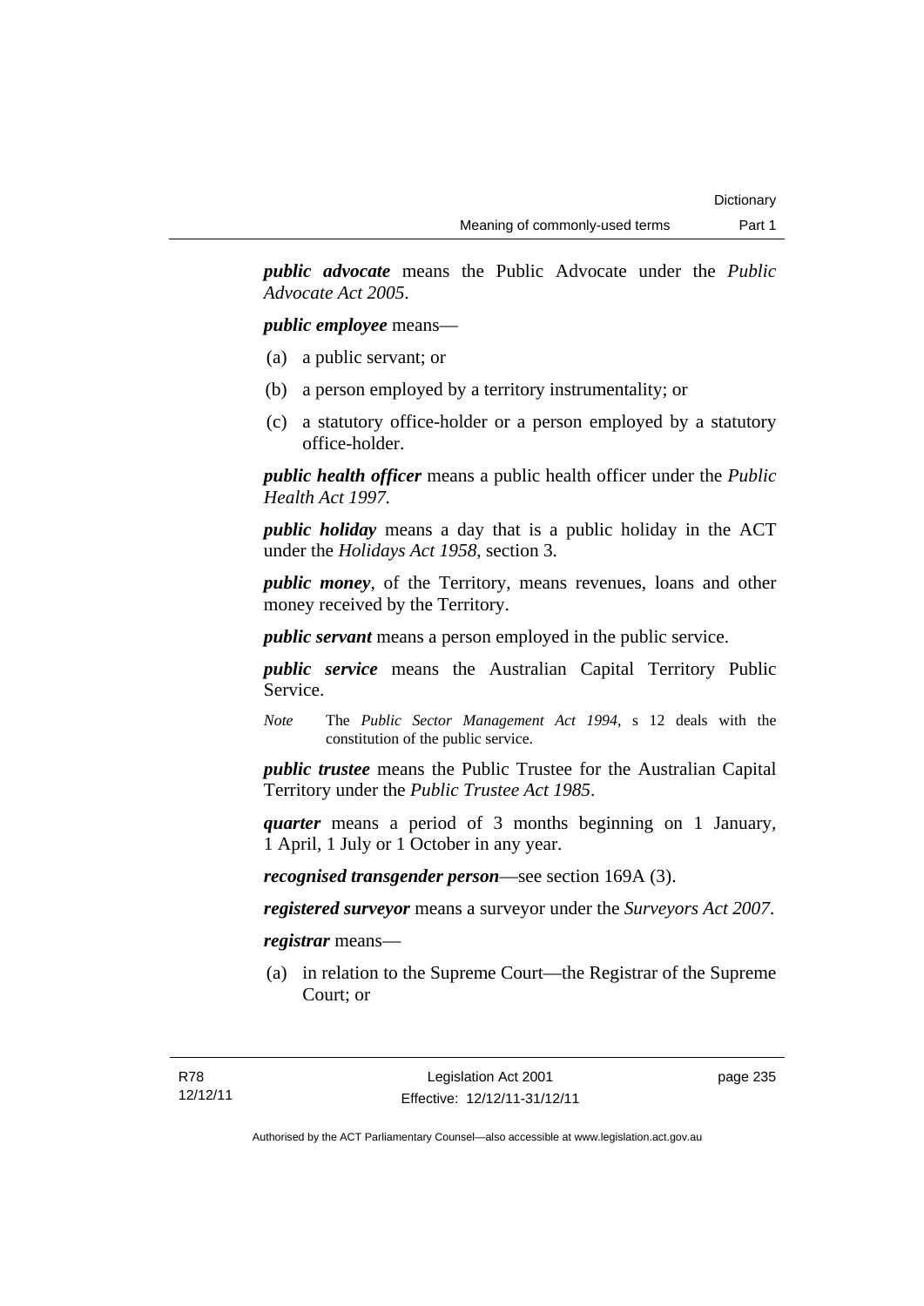***public advocate*** means the Public Advocate under the *Public Advocate Act 2005*.

***public employee*** means—

(a) a public servant; or

(b) a person employed by a territory instrumentality; or

(c) a statutory office-holder or a person employed by a statutory office-holder.

***public health officer*** means a public health officer under the *Public Health Act 1997*.

***public holiday*** means a day that is a public holiday in the ACT under the *Holidays Act 1958*, section 3.

***public money***, of the Territory, means revenues, loans and other money received by the Territory.

***public servant*** means a person employed in the public service.

***public service*** means the Australian Capital Territory Public Service.

*Note* The *Public Sector Management Act 1994*, s 12 deals with the constitution of the public service.

***public trustee*** means the Public Trustee for the Australian Capital Territory under the *Public Trustee Act 1985*.

***quarter*** means a period of 3 months beginning on 1 January, 1 April, 1 July or 1 October in any year.

***recognised transgender person***—see section 169A (3).

***registered surveyor*** means a surveyor under the *Surveyors Act 2007*.

***registrar*** means—

(a) in relation to the Supreme Court—the Registrar of the Supreme Court; or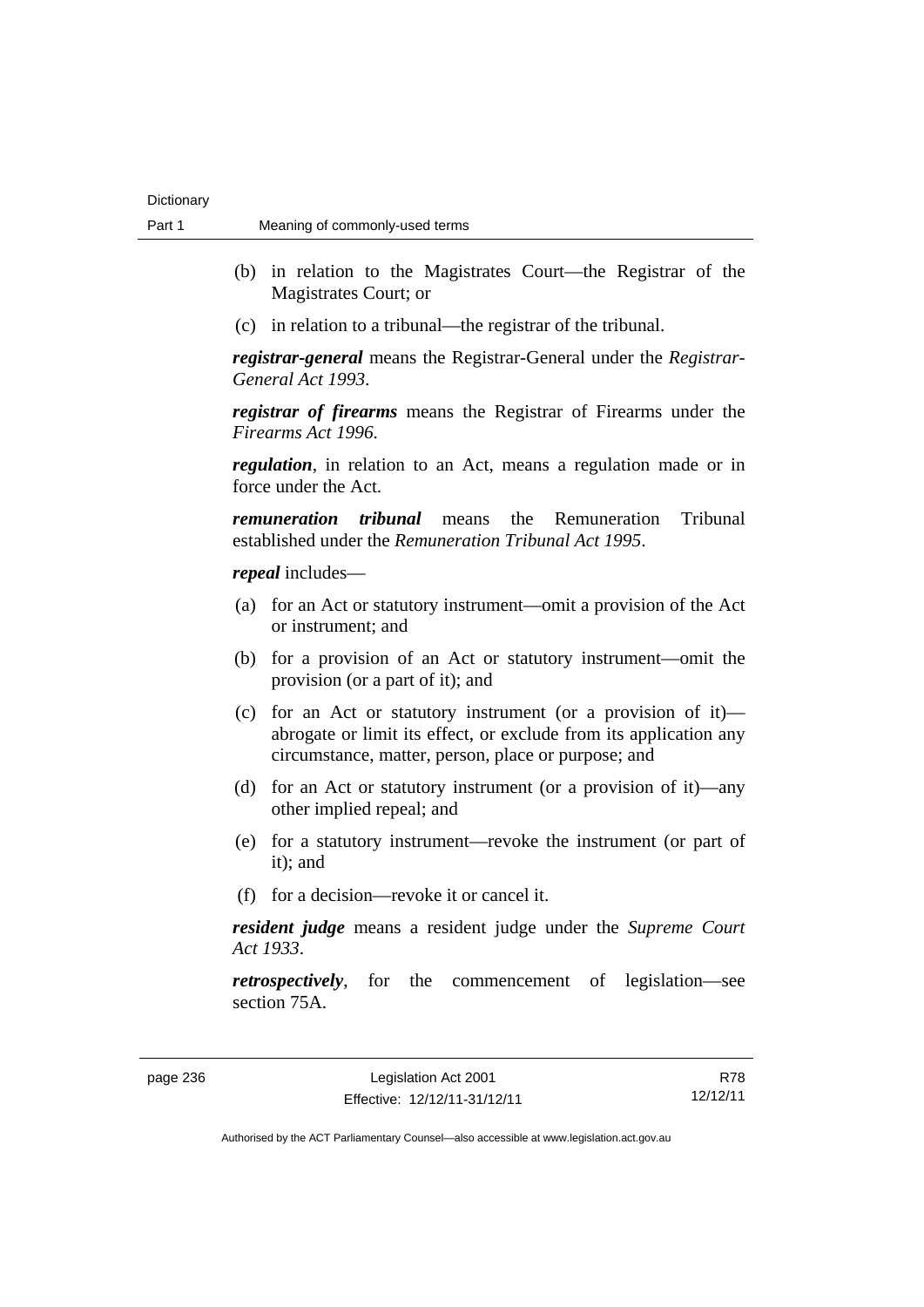(b) in relation to the Magistrates Court—the Registrar of the Magistrates Court; or

(c) in relation to a tribunal—the registrar of the tribunal.

***registrar-general*** means the Registrar-General under the *Registrar-General Act 1993*.

***registrar of firearms*** means the Registrar of Firearms under the *Firearms Act 1996*.

***regulation***, in relation to an Act, means a regulation made or in force under the Act.

***remuneration tribunal*** means the Remuneration Tribunal established under the *Remuneration Tribunal Act 1995*.

***repeal*** includes—

(a) for an Act or statutory instrument—omit a provision of the Act or instrument; and

(b) for a provision of an Act or statutory instrument—omit the provision (or a part of it); and

(c) for an Act or statutory instrument (or a provision of it)—abrogate or limit its effect, or exclude from its application any circumstance, matter, person, place or purpose; and

(d) for an Act or statutory instrument (or a provision of it)—any other implied repeal; and

(e) for a statutory instrument—revoke the instrument (or part of it); and

(f) for a decision—revoke it or cancel it.

***resident judge*** means a resident judge under the *Supreme Court Act 1933*.

***retrospectively***, for the commencement of legislation—see section 75A.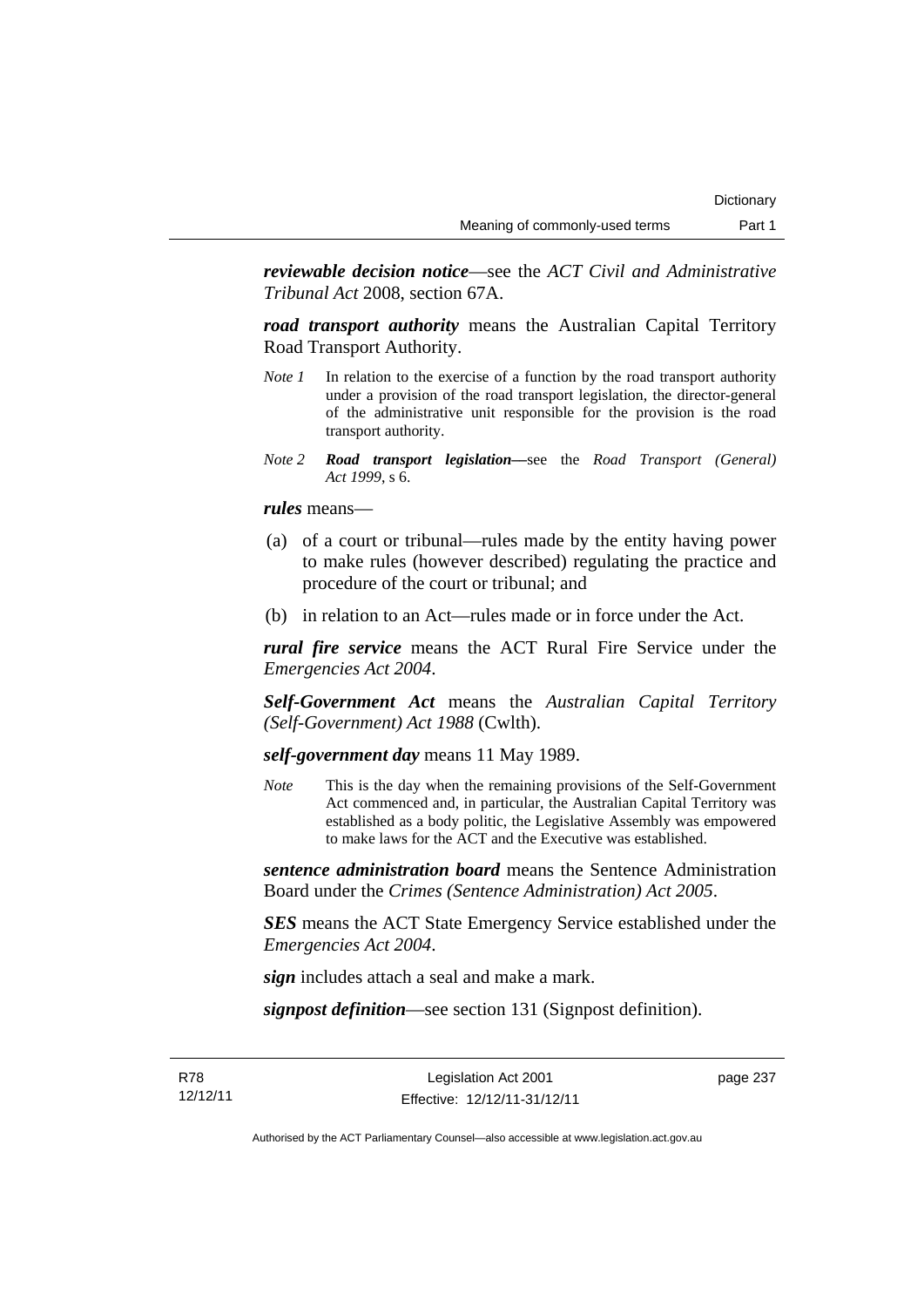***reviewable decision notice***—see the *ACT Civil and Administrative Tribunal Act* 2008, section 67A.

***road transport authority*** means the Australian Capital Territory Road Transport Authority.

*Note 1* In relation to the exercise of a function by the road transport authority under a provision of the road transport legislation, the director-general of the administrative unit responsible for the provision is the road transport authority.

*Note 2* ***Road transport legislation***—see the *Road Transport (General) Act 1999*, s 6.

***rules*** means—

(a) of a court or tribunal—rules made by the entity having power to make rules (however described) regulating the practice and procedure of the court or tribunal; and

(b) in relation to an Act—rules made or in force under the Act.

***rural fire service*** means the ACT Rural Fire Service under the *Emergencies Act 2004*.

***Self-Government Act*** means the *Australian Capital Territory (Self-Government) Act 1988* (Cwlth).

***self-government day*** means 11 May 1989.

*Note* This is the day when the remaining provisions of the Self-Government Act commenced and, in particular, the Australian Capital Territory was established as a body politic, the Legislative Assembly was empowered to make laws for the ACT and the Executive was established.

***sentence administration board*** means the Sentence Administration Board under the *Crimes (Sentence Administration) Act 2005*.

***SES*** means the ACT State Emergency Service established under the *Emergencies Act 2004*.

***sign*** includes attach a seal and make a mark.

***signpost definition***—see section 131 (Signpost definition).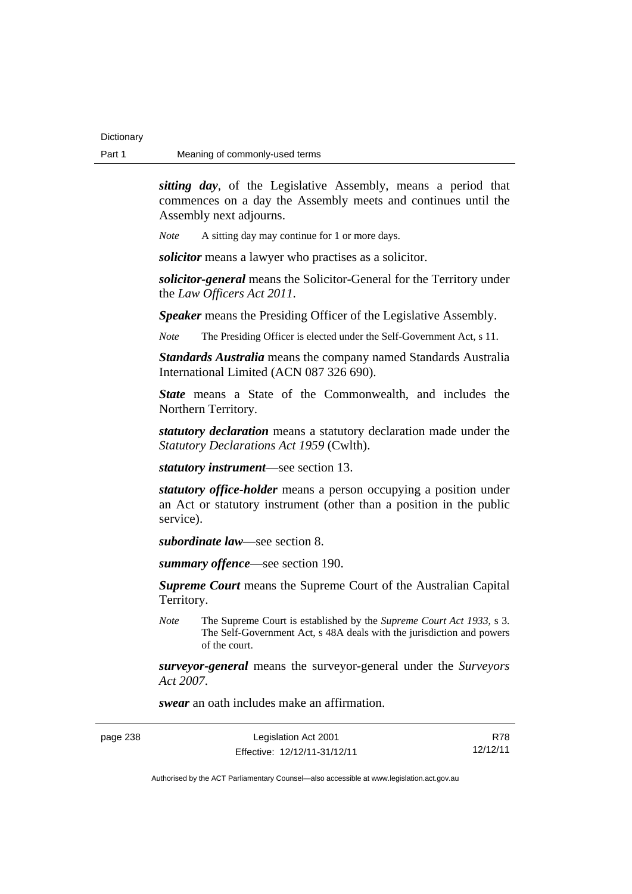***sitting day***, of the Legislative Assembly, means a period that commences on a day the Assembly meets and continues until the Assembly next adjourns.

*Note* A sitting day may continue for 1 or more days.

***solicitor*** means a lawyer who practises as a solicitor.

***solicitor-general*** means the Solicitor-General for the Territory under the *Law Officers Act 2011*.

***Speaker*** means the Presiding Officer of the Legislative Assembly.

*Note* The Presiding Officer is elected under the Self-Government Act, s 11.

***Standards Australia*** means the company named Standards Australia International Limited (ACN 087 326 690).

***State*** means a State of the Commonwealth, and includes the Northern Territory.

***statutory declaration*** means a statutory declaration made under the *Statutory Declarations Act 1959* (Cwlth).

***statutory instrument***—see section 13.

***statutory office-holder*** means a person occupying a position under an Act or statutory instrument (other than a position in the public service).

***subordinate law***—see section 8.

***summary offence***—see section 190.

***Supreme Court*** means the Supreme Court of the Australian Capital Territory.

*Note* The Supreme Court is established by the *Supreme Court Act 1933*, s 3. The Self-Government Act, s 48A deals with the jurisdiction and powers of the court.

***surveyor-general*** means the surveyor-general under the *Surveyors Act 2007*.

***swear*** an oath includes make an affirmation.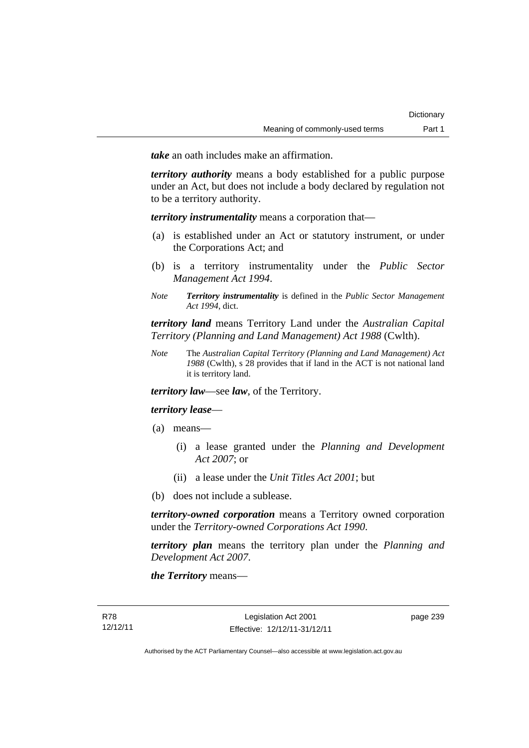***take*** an oath includes make an affirmation.

***territory authority*** means a body established for a public purpose under an Act, but does not include a body declared by regulation not to be a territory authority.

***territory instrumentality*** means a corporation that—

(a) is established under an Act or statutory instrument, or under the Corporations Act; and

(b) is a territory instrumentality under the *Public Sector Management Act 1994*.

*Note* ***Territory instrumentality*** is defined in the *Public Sector Management Act 1994*, dict.

***territory land*** means Territory Land under the *Australian Capital Territory (Planning and Land Management) Act 1988* (Cwlth).

*Note* The *Australian Capital Territory (Planning and Land Management) Act 1988* (Cwlth), s 28 provides that if land in the ACT is not national land it is territory land.

***territory law***—see ***law***, of the Territory.

***territory lease***—

(a) means—

  (i) a lease granted under the *Planning and Development Act 2007*; or

  (ii) a lease under the *Unit Titles Act 2001*; but

(b) does not include a sublease.

***territory-owned corporation*** means a Territory owned corporation under the *Territory-owned Corporations Act 1990*.

***territory plan*** means the territory plan under the *Planning and Development Act 2007*.

***the Territory*** means—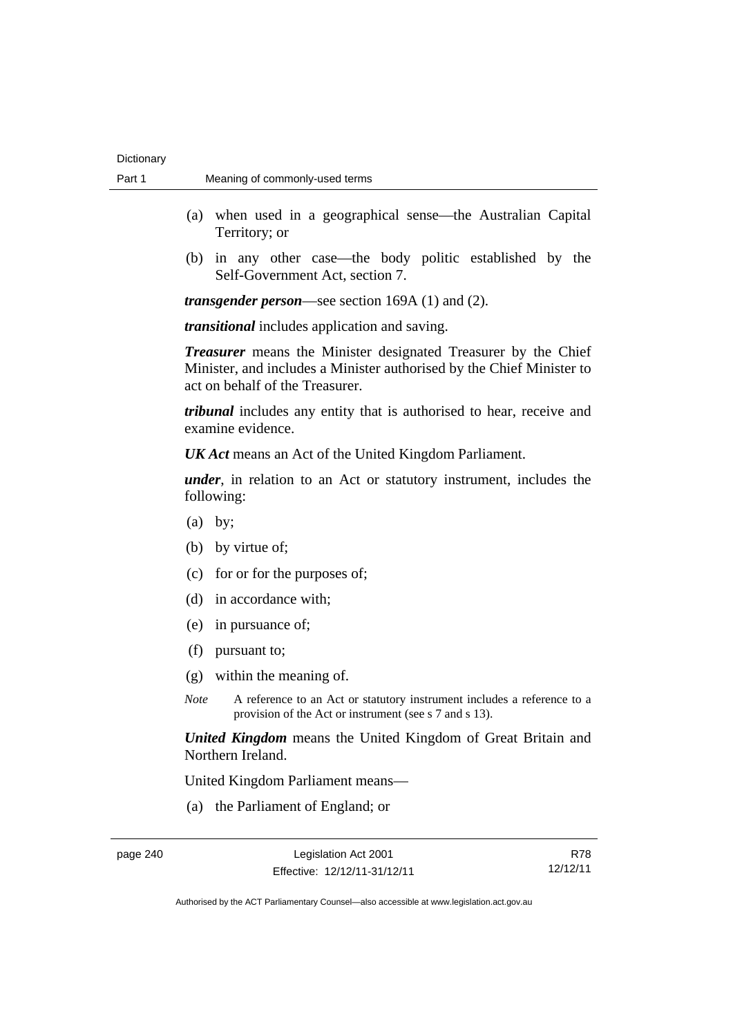(a) when used in a geographical sense—the Australian Capital Territory; or

(b) in any other case—the body politic established by the Self-Government Act, section 7.

***transgender person***—see section 169A (1) and (2).

***transitional*** includes application and saving.

***Treasurer*** means the Minister designated Treasurer by the Chief Minister, and includes a Minister authorised by the Chief Minister to act on behalf of the Treasurer.

***tribunal*** includes any entity that is authorised to hear, receive and examine evidence.

***UK Act*** means an Act of the United Kingdom Parliament.

***under***, in relation to an Act or statutory instrument, includes the following:

(a) by;

(b) by virtue of;

(c) for or for the purposes of;

(d) in accordance with;

(e) in pursuance of;

(f) pursuant to;

(g) within the meaning of.

*Note* A reference to an Act or statutory instrument includes a reference to a provision of the Act or instrument (see s 7 and s 13).

***United Kingdom*** means the United Kingdom of Great Britain and Northern Ireland.

United Kingdom Parliament means—

(a) the Parliament of England; or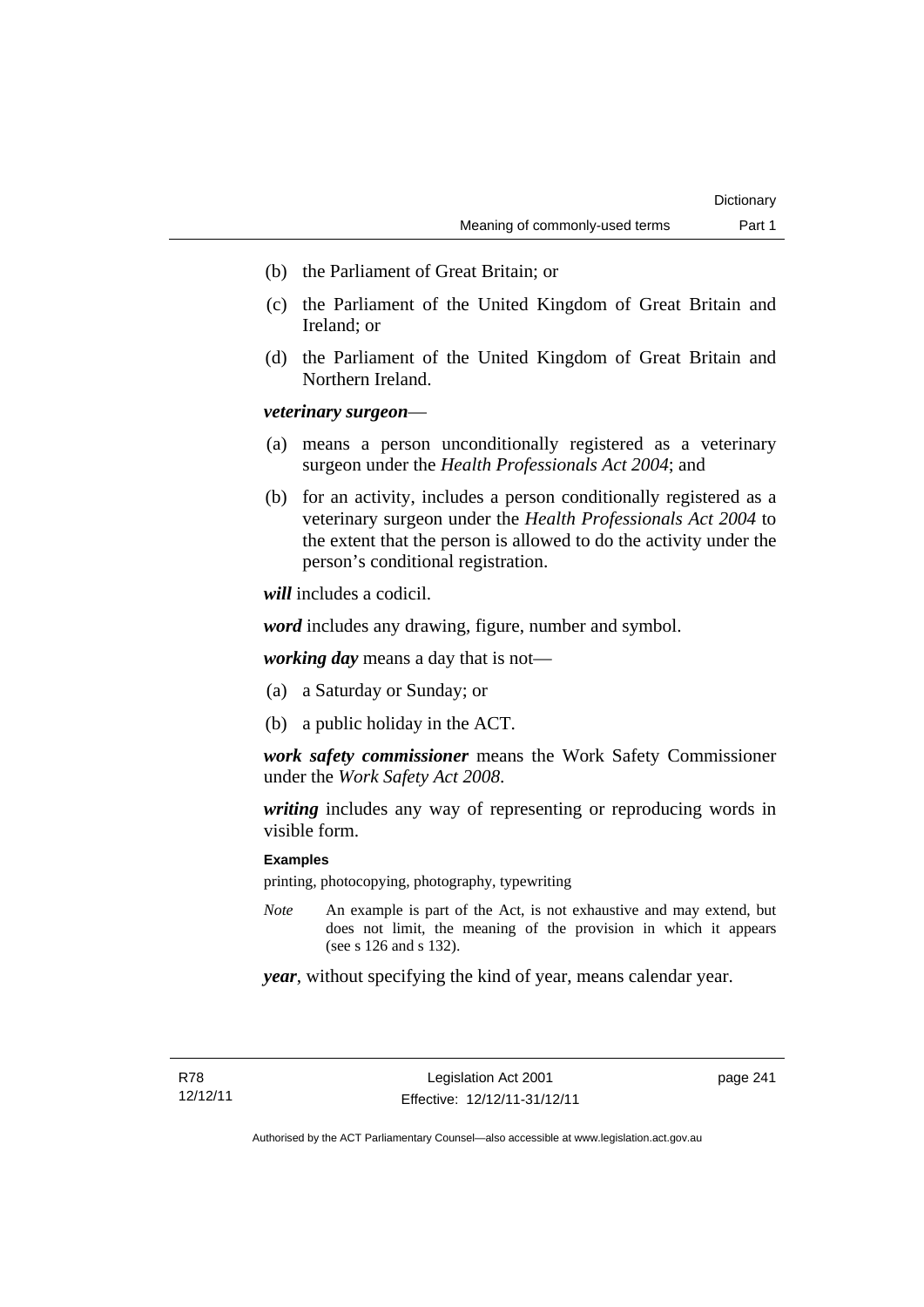(b) the Parliament of Great Britain; or

(c) the Parliament of the United Kingdom of Great Britain and Ireland; or

(d) the Parliament of the United Kingdom of Great Britain and Northern Ireland.

***veterinary surgeon***—

(a) means a person unconditionally registered as a veterinary surgeon under the *Health Professionals Act 2004*; and

(b) for an activity, includes a person conditionally registered as a veterinary surgeon under the *Health Professionals Act 2004* to the extent that the person is allowed to do the activity under the person's conditional registration.

***will*** includes a codicil.

***word*** includes any drawing, figure, number and symbol.

***working day*** means a day that is not—

(a) a Saturday or Sunday; or

(b) a public holiday in the ACT.

***work safety commissioner*** means the Work Safety Commissioner under the *Work Safety Act 2008*.

***writing*** includes any way of representing or reproducing words in visible form.

**Examples**

printing, photocopying, photography, typewriting

*Note* An example is part of the Act, is not exhaustive and may extend, but does not limit, the meaning of the provision in which it appears (see s 126 and s 132).

***year***, without specifying the kind of year, means calendar year.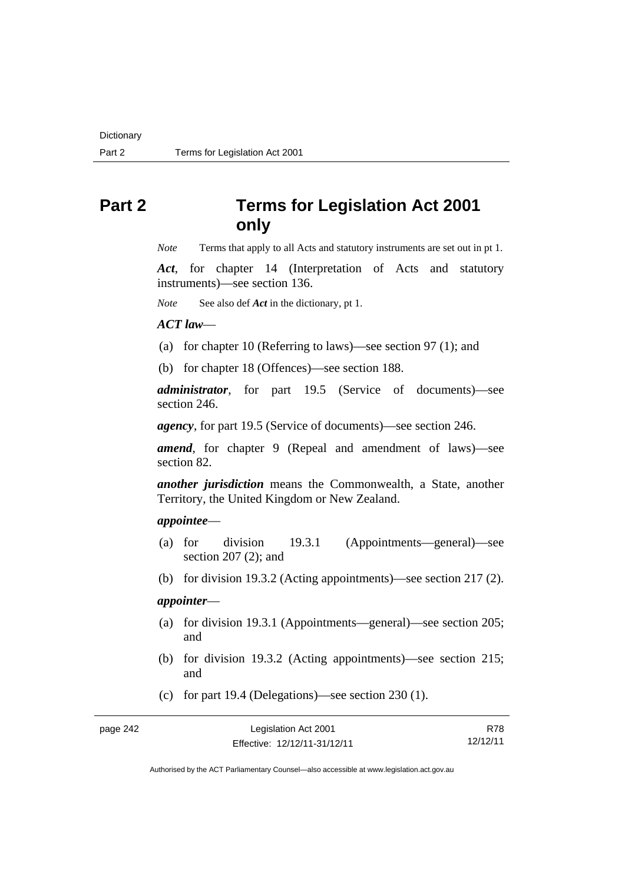# Part 2 Terms for Legislation Act 2001 only

*Note* Terms that apply to all Acts and statutory instruments are set out in pt 1.

***Act***, for chapter 14 (Interpretation of Acts and statutory instruments)—see section 136.

*Note* See also def ***Act*** in the dictionary, pt 1.

***ACT law***—

(a) for chapter 10 (Referring to laws)—see section 97 (1); and

(b) for chapter 18 (Offences)—see section 188.

***administrator***, for part 19.5 (Service of documents)—see section 246.

***agency***, for part 19.5 (Service of documents)—see section 246.

***amend***, for chapter 9 (Repeal and amendment of laws)—see section 82.

***another jurisdiction*** means the Commonwealth, a State, another Territory, the United Kingdom or New Zealand.

***appointee***—

(a) for division 19.3.1 (Appointments—general)—see section 207 (2); and

(b) for division 19.3.2 (Acting appointments)—see section 217 (2).

***appointer***—

(a) for division 19.3.1 (Appointments—general)—see section 205; and

(b) for division 19.3.2 (Acting appointments)—see section 215; and

(c) for part 19.4 (Delegations)—see section 230 (1).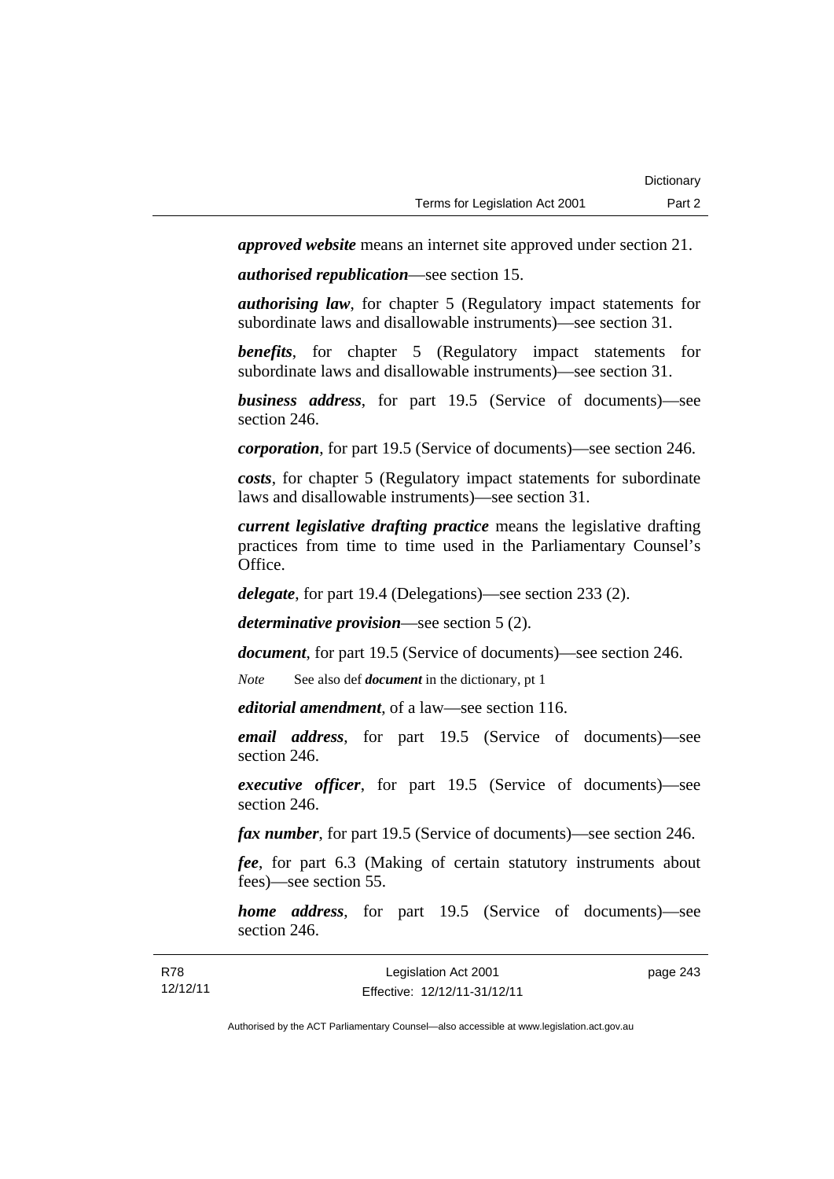***approved website*** means an internet site approved under section 21.

***authorised republication***—see section 15.

***authorising law***, for chapter 5 (Regulatory impact statements for subordinate laws and disallowable instruments)—see section 31.

***benefits***, for chapter 5 (Regulatory impact statements for subordinate laws and disallowable instruments)—see section 31.

***business address***, for part 19.5 (Service of documents)—see section 246.

***corporation***, for part 19.5 (Service of documents)—see section 246.

***costs***, for chapter 5 (Regulatory impact statements for subordinate laws and disallowable instruments)—see section 31.

***current legislative drafting practice*** means the legislative drafting practices from time to time used in the Parliamentary Counsel's Office.

***delegate***, for part 19.4 (Delegations)—see section 233 (2).

***determinative provision***—see section 5 (2).

***document***, for part 19.5 (Service of documents)—see section 246.

*Note* See also def ***document*** in the dictionary, pt 1

***editorial amendment***, of a law—see section 116.

***email address***, for part 19.5 (Service of documents)—see section 246.

***executive officer***, for part 19.5 (Service of documents)—see section 246.

***fax number***, for part 19.5 (Service of documents)—see section 246.

***fee***, for part 6.3 (Making of certain statutory instruments about fees)—see section 55.

***home address***, for part 19.5 (Service of documents)—see section 246.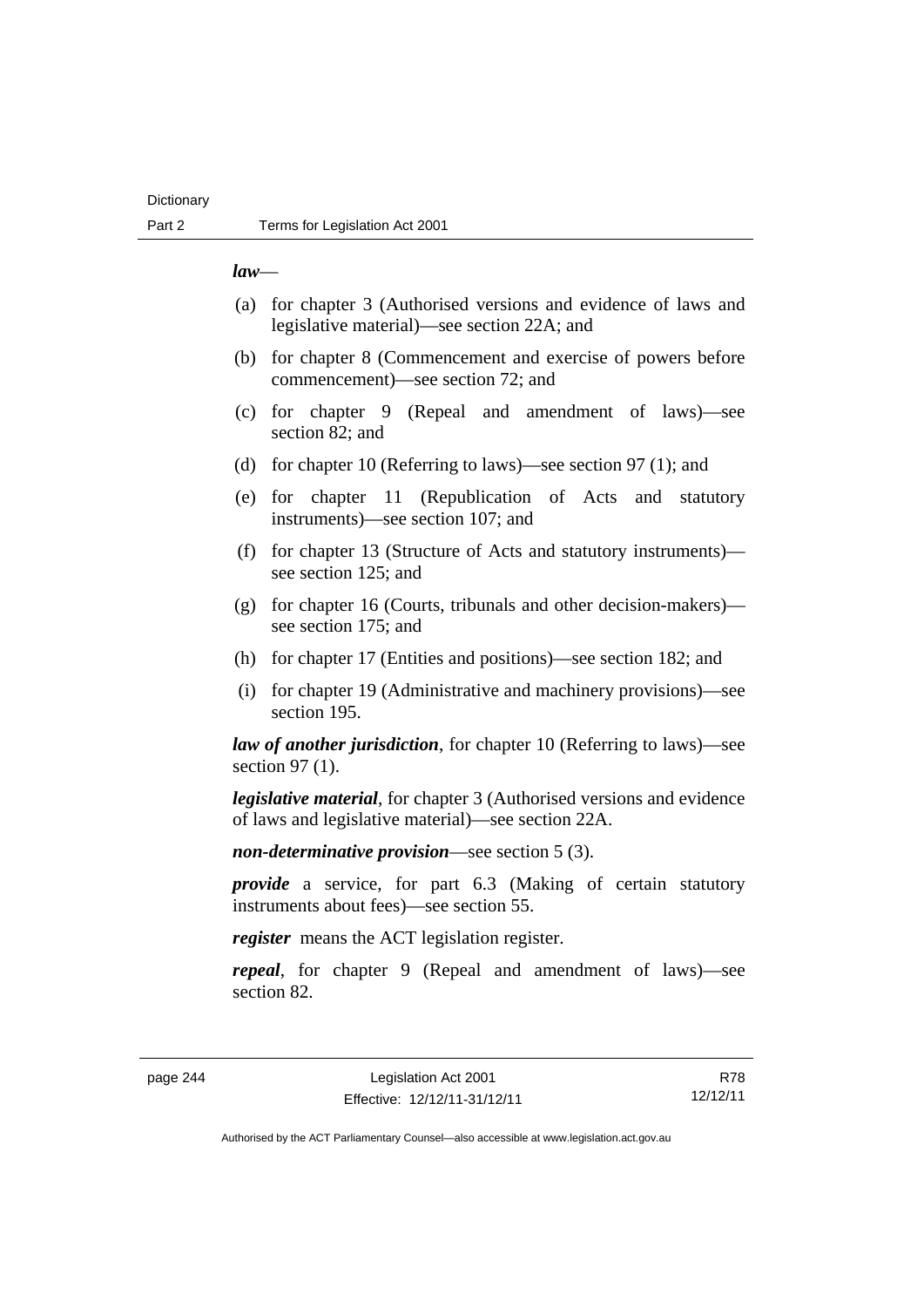***law***—

(a) for chapter 3 (Authorised versions and evidence of laws and legislative material)—see section 22A; and

(b) for chapter 8 (Commencement and exercise of powers before commencement)—see section 72; and

(c) for chapter 9 (Repeal and amendment of laws)—see section 82; and

(d) for chapter 10 (Referring to laws)—see section 97 (1); and

(e) for chapter 11 (Republication of Acts and statutory instruments)—see section 107; and

(f) for chapter 13 (Structure of Acts and statutory instruments)—see section 125; and

(g) for chapter 16 (Courts, tribunals and other decision-makers)—see section 175; and

(h) for chapter 17 (Entities and positions)—see section 182; and

(i) for chapter 19 (Administrative and machinery provisions)—see section 195.

***law of another jurisdiction***, for chapter 10 (Referring to laws)—see section 97 (1).

***legislative material***, for chapter 3 (Authorised versions and evidence of laws and legislative material)—see section 22A.

***non-determinative provision***—see section 5 (3).

***provide*** a service, for part 6.3 (Making of certain statutory instruments about fees)—see section 55.

***register*** means the ACT legislation register.

***repeal***, for chapter 9 (Repeal and amendment of laws)—see section 82.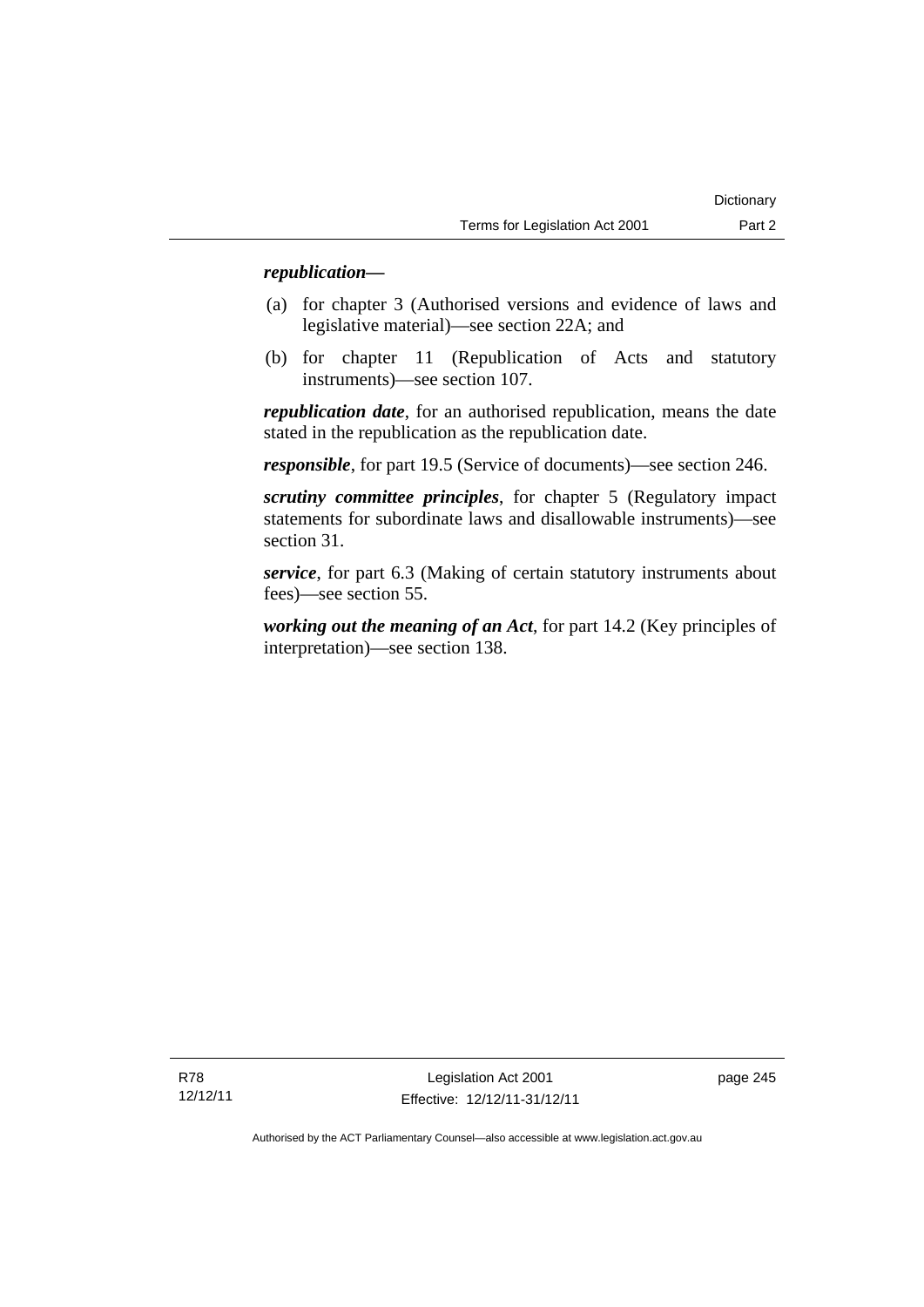***republication—***

(a) for chapter 3 (Authorised versions and evidence of laws and legislative material)—see section 22A; and

(b) for chapter 11 (Republication of Acts and statutory instruments)—see section 107.

***republication date***, for an authorised republication, means the date stated in the republication as the republication date.

***responsible***, for part 19.5 (Service of documents)—see section 246.

***scrutiny committee principles***, for chapter 5 (Regulatory impact statements for subordinate laws and disallowable instruments)—see section 31.

***service***, for part 6.3 (Making of certain statutory instruments about fees)—see section 55.

***working out the meaning of an Act***, for part 14.2 (Key principles of interpretation)—see section 138.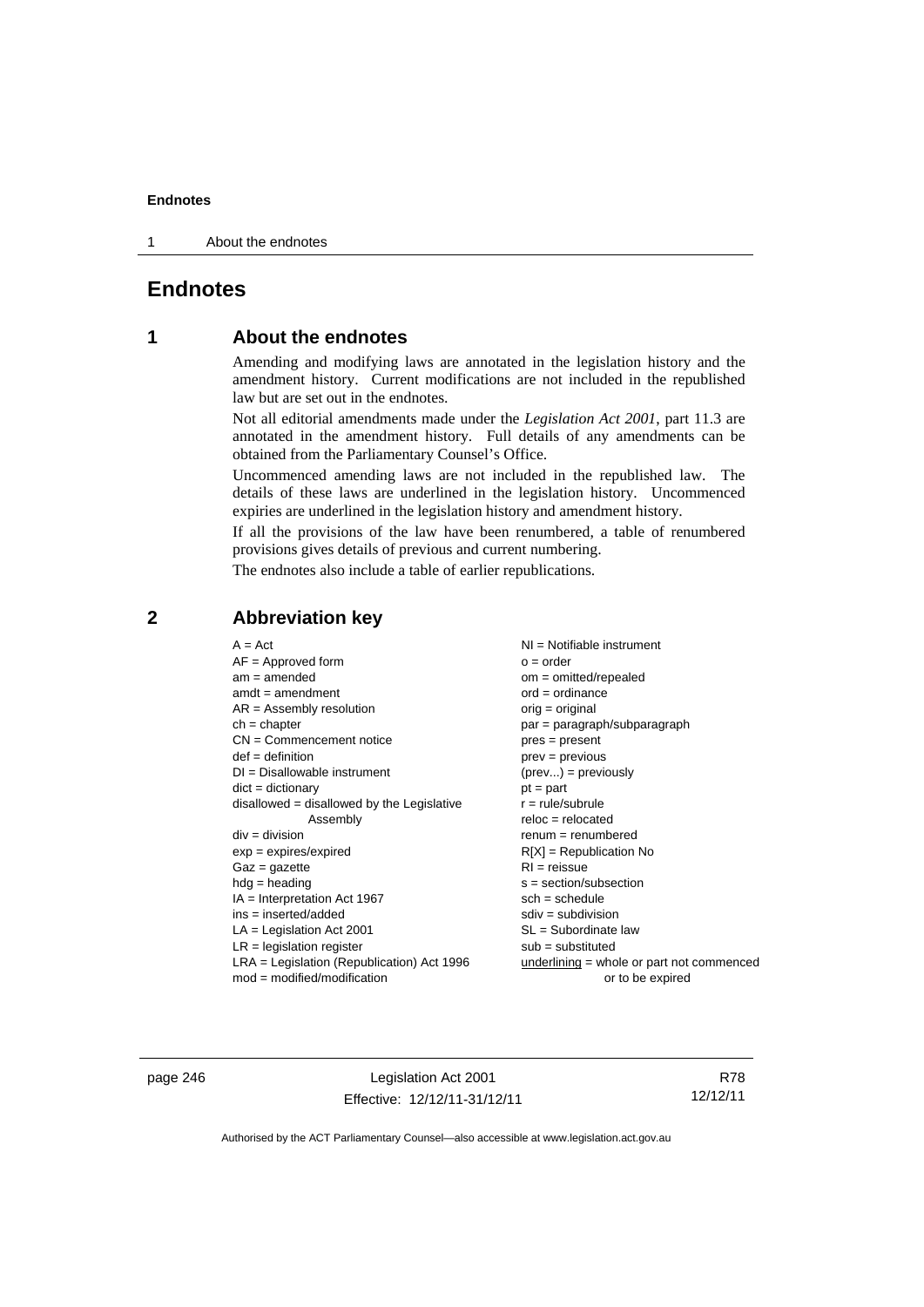# Endnotes

## 1 About the endnotes

Amending and modifying laws are annotated in the legislation history and the amendment history. Current modifications are not included in the republished law but are set out in the endnotes.

Not all editorial amendments made under the *Legislation Act 2001*, part 11.3 are annotated in the amendment history. Full details of any amendments can be obtained from the Parliamentary Counsel's Office.

Uncommenced amending laws are not included in the republished law. The details of these laws are underlined in the legislation history. Uncommenced expiries are underlined in the legislation history and amendment history.

If all the provisions of the law have been renumbered, a table of renumbered provisions gives details of previous and current numbering.

The endnotes also include a table of earlier republications.

## 2 Abbreviation key

A = Act
AF = Approved form
am = amended
amdt = amendment
AR = Assembly resolution
ch = chapter
CN = Commencement notice
def = definition
DI = Disallowable instrument
dict = dictionary
disallowed = disallowed by the Legislative Assembly
div = division
exp = expires/expired
Gaz = gazette
hdg = heading
IA = Interpretation Act 1967
ins = inserted/added
LA = Legislation Act 2001
LR = legislation register
LRA = Legislation (Republication) Act 1996
mod = modified/modification
NI = Notifiable instrument
o = order
om = omitted/repealed
ord = ordinance
orig = original
par = paragraph/subparagraph
pres = present
prev = previous
(prev...) = previously
pt = part
r = rule/subrule
reloc = relocated
renum = renumbered
R[X] = Republication No
RI = reissue
s = section/subsection
sch = schedule
sdiv = subdivision
SL = Subordinate law
sub = substituted
underlining = whole or part not commenced or to be expired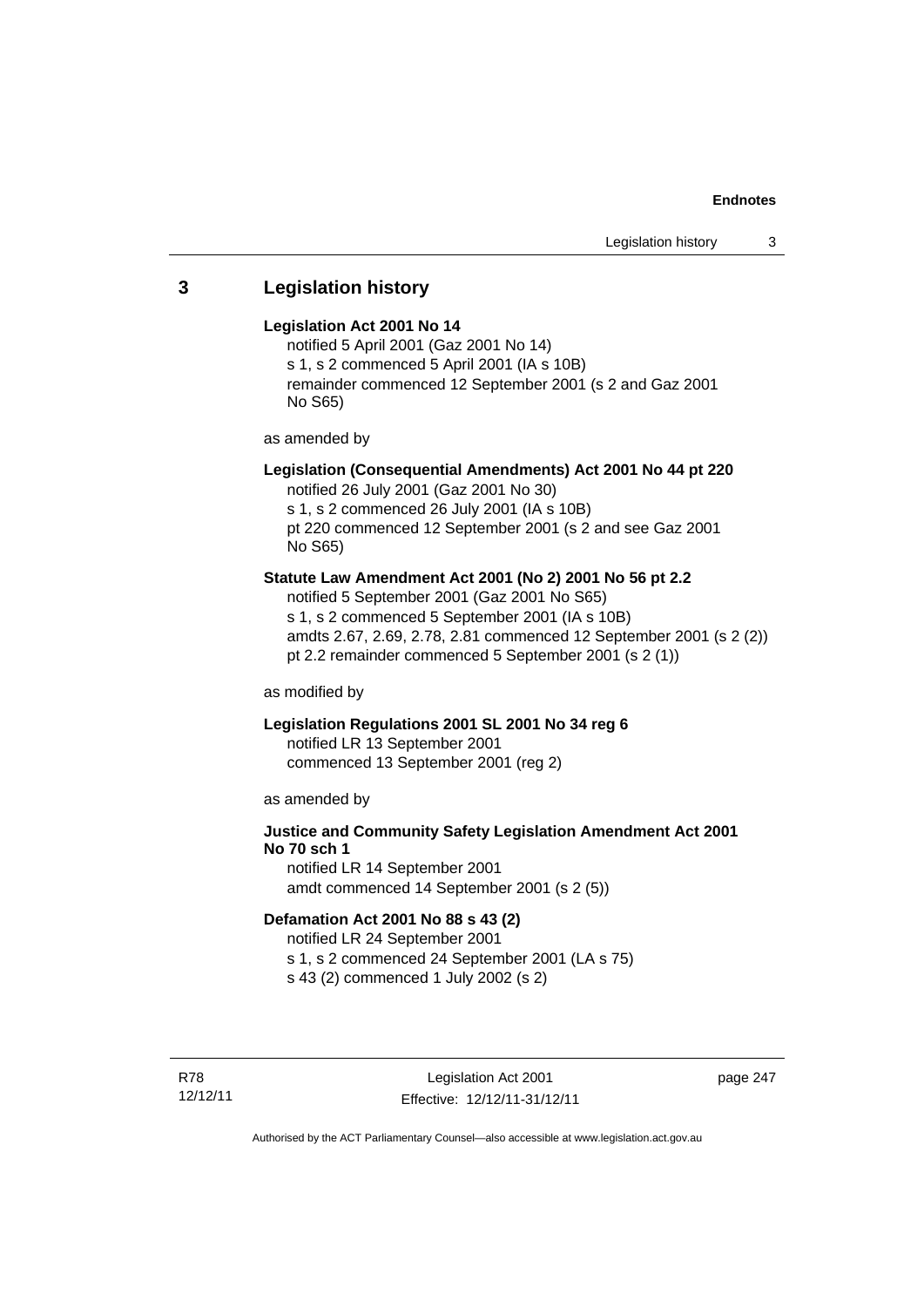## 3 Legislation history

**Legislation Act 2001 No 14**

notified 5 April 2001 (Gaz 2001 No 14)
s 1, s 2 commenced 5 April 2001 (IA s 10B)
remainder commenced 12 September 2001 (s 2 and Gaz 2001 No S65)

as amended by

**Legislation (Consequential Amendments) Act 2001 No 44 pt 220**

notified 26 July 2001 (Gaz 2001 No 30)
s 1, s 2 commenced 26 July 2001 (IA s 10B)
pt 220 commenced 12 September 2001 (s 2 and see Gaz 2001 No S65)

**Statute Law Amendment Act 2001 (No 2) 2001 No 56 pt 2.2**

notified 5 September 2001 (Gaz 2001 No S65)
s 1, s 2 commenced 5 September 2001 (IA s 10B)
amdts 2.67, 2.69, 2.78, 2.81 commenced 12 September 2001 (s 2 (2))
pt 2.2 remainder commenced 5 September 2001 (s 2 (1))

as modified by

**Legislation Regulations 2001 SL 2001 No 34 reg 6**

notified LR 13 September 2001
commenced 13 September 2001 (reg 2)

as amended by

**Justice and Community Safety Legislation Amendment Act 2001 No 70 sch 1**

notified LR 14 September 2001
amdt commenced 14 September 2001 (s 2 (5))

**Defamation Act 2001 No 88 s 43 (2)**

notified LR 24 September 2001
s 1, s 2 commenced 24 September 2001 (LA s 75)
s 43 (2) commenced 1 July 2002 (s 2)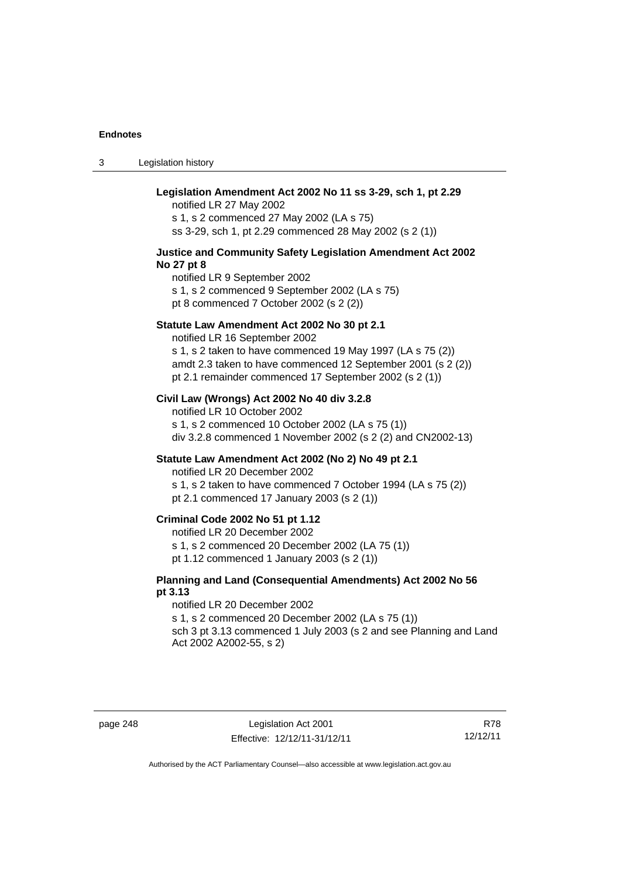**Legislation Amendment Act 2002 No 11 ss 3-29, sch 1, pt 2.29**

notified LR 27 May 2002
s 1, s 2 commenced 27 May 2002 (LA s 75)
ss 3-29, sch 1, pt 2.29 commenced 28 May 2002 (s 2 (1))

**Justice and Community Safety Legislation Amendment Act 2002 No 27 pt 8**

notified LR 9 September 2002
s 1, s 2 commenced 9 September 2002 (LA s 75)
pt 8 commenced 7 October 2002 (s 2 (2))

**Statute Law Amendment Act 2002 No 30 pt 2.1**

notified LR 16 September 2002
s 1, s 2 taken to have commenced 19 May 1997 (LA s 75 (2))
amdt 2.3 taken to have commenced 12 September 2001 (s 2 (2))
pt 2.1 remainder commenced 17 September 2002 (s 2 (1))

**Civil Law (Wrongs) Act 2002 No 40 div 3.2.8**

notified LR 10 October 2002
s 1, s 2 commenced 10 October 2002 (LA s 75 (1))
div 3.2.8 commenced 1 November 2002 (s 2 (2) and CN2002-13)

**Statute Law Amendment Act 2002 (No 2) No 49 pt 2.1**

notified LR 20 December 2002
s 1, s 2 taken to have commenced 7 October 1994 (LA s 75 (2))
pt 2.1 commenced 17 January 2003 (s 2 (1))

**Criminal Code 2002 No 51 pt 1.12**

notified LR 20 December 2002
s 1, s 2 commenced 20 December 2002 (LA 75 (1))
pt 1.12 commenced 1 January 2003 (s 2 (1))

**Planning and Land (Consequential Amendments) Act 2002 No 56 pt 3.13**

notified LR 20 December 2002
s 1, s 2 commenced 20 December 2002 (LA s 75 (1))
sch 3 pt 3.13 commenced 1 July 2003 (s 2 and see Planning and Land Act 2002 A2002-55, s 2)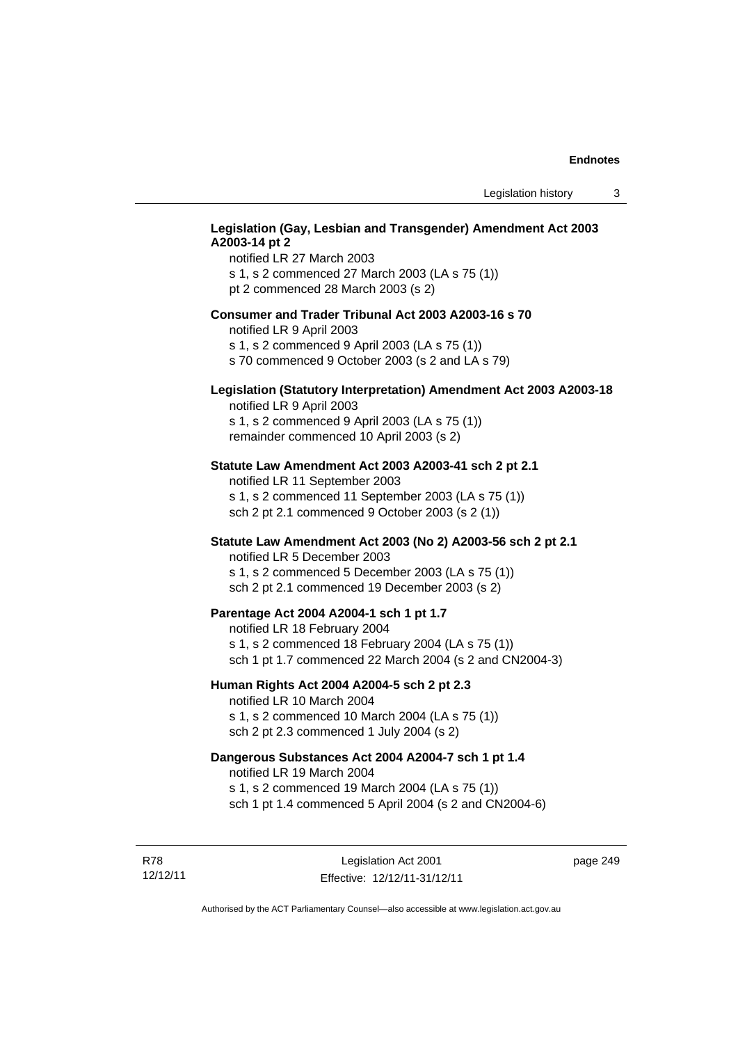**Legislation (Gay, Lesbian and Transgender) Amendment Act 2003 A2003-14 pt 2**

notified LR 27 March 2003
s 1, s 2 commenced 27 March 2003 (LA s 75 (1))
pt 2 commenced 28 March 2003 (s 2)

**Consumer and Trader Tribunal Act 2003 A2003-16 s 70**

notified LR 9 April 2003
s 1, s 2 commenced 9 April 2003 (LA s 75 (1))
s 70 commenced 9 October 2003 (s 2 and LA s 79)

**Legislation (Statutory Interpretation) Amendment Act 2003 A2003-18**

notified LR 9 April 2003
s 1, s 2 commenced 9 April 2003 (LA s 75 (1))
remainder commenced 10 April 2003 (s 2)

**Statute Law Amendment Act 2003 A2003-41 sch 2 pt 2.1**

notified LR 11 September 2003
s 1, s 2 commenced 11 September 2003 (LA s 75 (1))
sch 2 pt 2.1 commenced 9 October 2003 (s 2 (1))

**Statute Law Amendment Act 2003 (No 2) A2003-56 sch 2 pt 2.1**

notified LR 5 December 2003
s 1, s 2 commenced 5 December 2003 (LA s 75 (1))
sch 2 pt 2.1 commenced 19 December 2003 (s 2)

**Parentage Act 2004 A2004-1 sch 1 pt 1.7**

notified LR 18 February 2004
s 1, s 2 commenced 18 February 2004 (LA s 75 (1))
sch 1 pt 1.7 commenced 22 March 2004 (s 2 and CN2004-3)

**Human Rights Act 2004 A2004-5 sch 2 pt 2.3**

notified LR 10 March 2004
s 1, s 2 commenced 10 March 2004 (LA s 75 (1))
sch 2 pt 2.3 commenced 1 July 2004 (s 2)

**Dangerous Substances Act 2004 A2004-7 sch 1 pt 1.4**

notified LR 19 March 2004
s 1, s 2 commenced 19 March 2004 (LA s 75 (1))
sch 1 pt 1.4 commenced 5 April 2004 (s 2 and CN2004-6)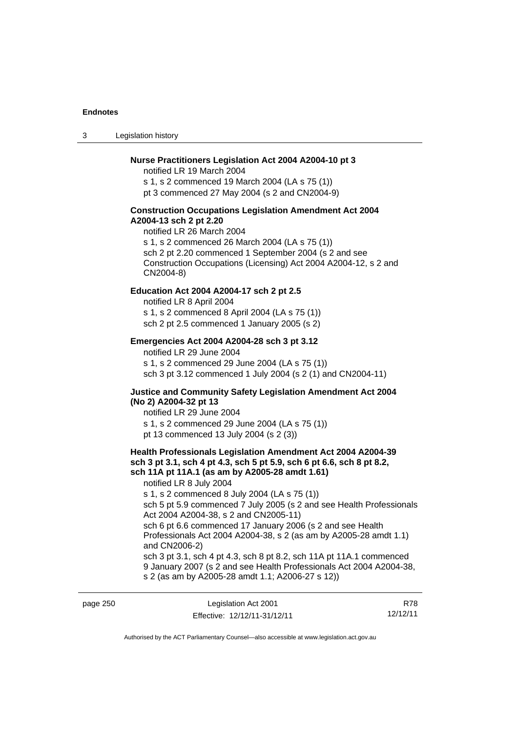**Nurse Practitioners Legislation Act 2004 A2004-10 pt 3**

notified LR 19 March 2004

s 1, s 2 commenced 19 March 2004 (LA s 75 (1))

pt 3 commenced 27 May 2004 (s 2 and CN2004-9)

**Construction Occupations Legislation Amendment Act 2004 A2004-13 sch 2 pt 2.20**

notified LR 26 March 2004

s 1, s 2 commenced 26 March 2004 (LA s 75 (1))

sch 2 pt 2.20 commenced 1 September 2004 (s 2 and see Construction Occupations (Licensing) Act 2004 A2004-12, s 2 and CN2004-8)

**Education Act 2004 A2004-17 sch 2 pt 2.5**

notified LR 8 April 2004

s 1, s 2 commenced 8 April 2004 (LA s 75 (1))

sch 2 pt 2.5 commenced 1 January 2005 (s 2)

**Emergencies Act 2004 A2004-28 sch 3 pt 3.12**

notified LR 29 June 2004

s 1, s 2 commenced 29 June 2004 (LA s 75 (1))

sch 3 pt 3.12 commenced 1 July 2004 (s 2 (1) and CN2004-11)

**Justice and Community Safety Legislation Amendment Act 2004 (No 2) A2004-32 pt 13**

notified LR 29 June 2004

s 1, s 2 commenced 29 June 2004 (LA s 75 (1))

pt 13 commenced 13 July 2004 (s 2 (3))

**Health Professionals Legislation Amendment Act 2004 A2004-39 sch 3 pt 3.1, sch 4 pt 4.3, sch 5 pt 5.9, sch 6 pt 6.6, sch 8 pt 8.2, sch 11A pt 11A.1 (as am by A2005-28 amdt 1.61)**

notified LR 8 July 2004

s 1, s 2 commenced 8 July 2004 (LA s 75 (1))

sch 5 pt 5.9 commenced 7 July 2005 (s 2 and see Health Professionals Act 2004 A2004-38, s 2 and CN2005-11)

sch 6 pt 6.6 commenced 17 January 2006 (s 2 and see Health Professionals Act 2004 A2004-38, s 2 (as am by A2005-28 amdt 1.1) and CN2006-2)

sch 3 pt 3.1, sch 4 pt 4.3, sch 8 pt 8.2, sch 11A pt 11A.1 commenced 9 January 2007 (s 2 and see Health Professionals Act 2004 A2004-38, s 2 (as am by A2005-28 amdt 1.1; A2006-27 s 12))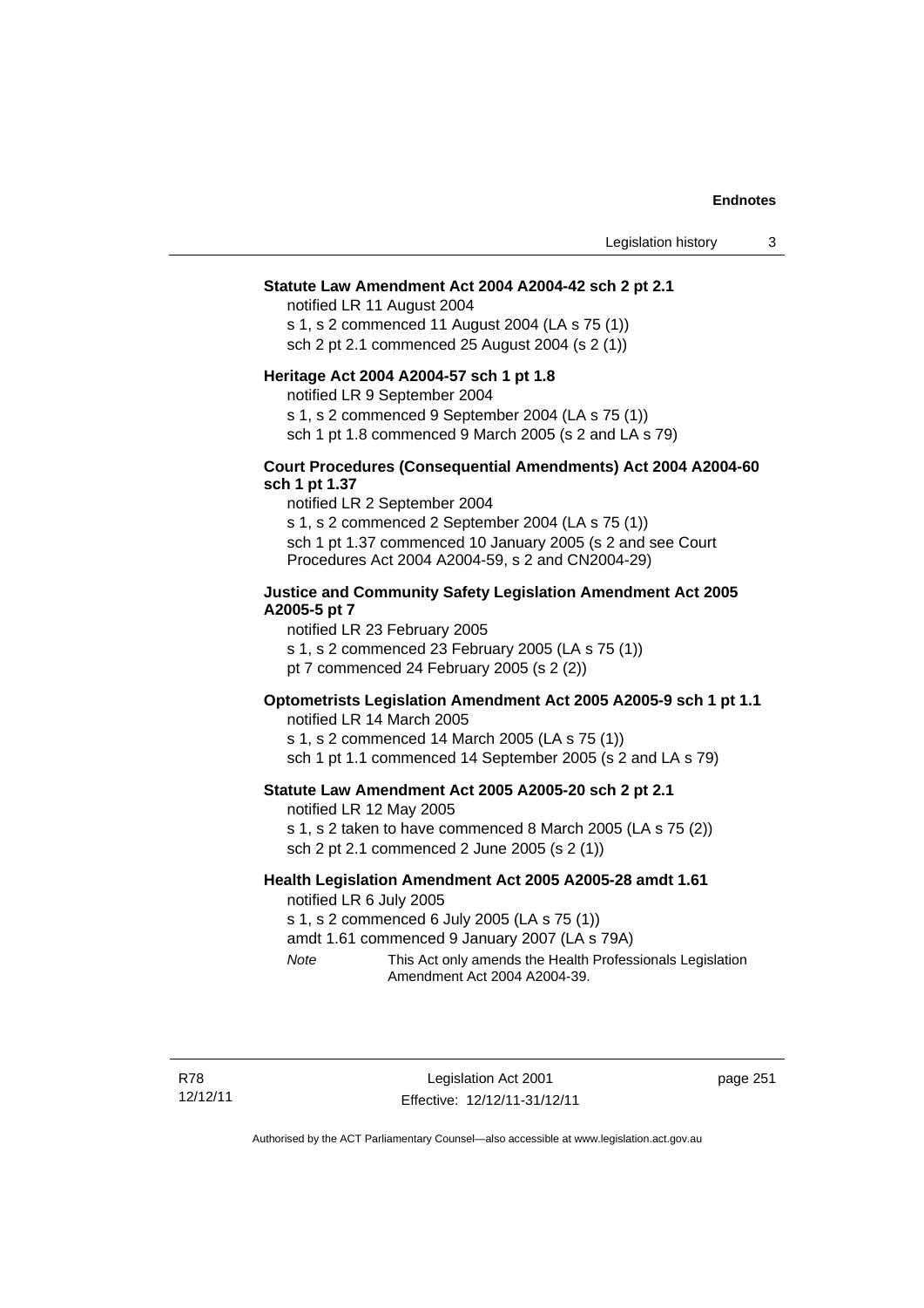**Statute Law Amendment Act 2004 A2004-42 sch 2 pt 2.1**

notified LR 11 August 2004

s 1, s 2 commenced 11 August 2004 (LA s 75 (1))

sch 2 pt 2.1 commenced 25 August 2004 (s 2 (1))

**Heritage Act 2004 A2004-57 sch 1 pt 1.8**

notified LR 9 September 2004

s 1, s 2 commenced 9 September 2004 (LA s 75 (1))

sch 1 pt 1.8 commenced 9 March 2005 (s 2 and LA s 79)

**Court Procedures (Consequential Amendments) Act 2004 A2004-60 sch 1 pt 1.37**

notified LR 2 September 2004

s 1, s 2 commenced 2 September 2004 (LA s 75 (1))

sch 1 pt 1.37 commenced 10 January 2005 (s 2 and see Court Procedures Act 2004 A2004-59, s 2 and CN2004-29)

**Justice and Community Safety Legislation Amendment Act 2005 A2005-5 pt 7**

notified LR 23 February 2005

s 1, s 2 commenced 23 February 2005 (LA s 75 (1))

pt 7 commenced 24 February 2005 (s 2 (2))

**Optometrists Legislation Amendment Act 2005 A2005-9 sch 1 pt 1.1**

notified LR 14 March 2005

s 1, s 2 commenced 14 March 2005 (LA s 75 (1))

sch 1 pt 1.1 commenced 14 September 2005 (s 2 and LA s 79)

**Statute Law Amendment Act 2005 A2005-20 sch 2 pt 2.1**

notified LR 12 May 2005

s 1, s 2 taken to have commenced 8 March 2005 (LA s 75 (2))

sch 2 pt 2.1 commenced 2 June 2005 (s 2 (1))

**Health Legislation Amendment Act 2005 A2005-28 amdt 1.61**

notified LR 6 July 2005

s 1, s 2 commenced 6 July 2005 (LA s 75 (1))

amdt 1.61 commenced 9 January 2007 (LA s 79A)

*Note* This Act only amends the Health Professionals Legislation Amendment Act 2004 A2004-39.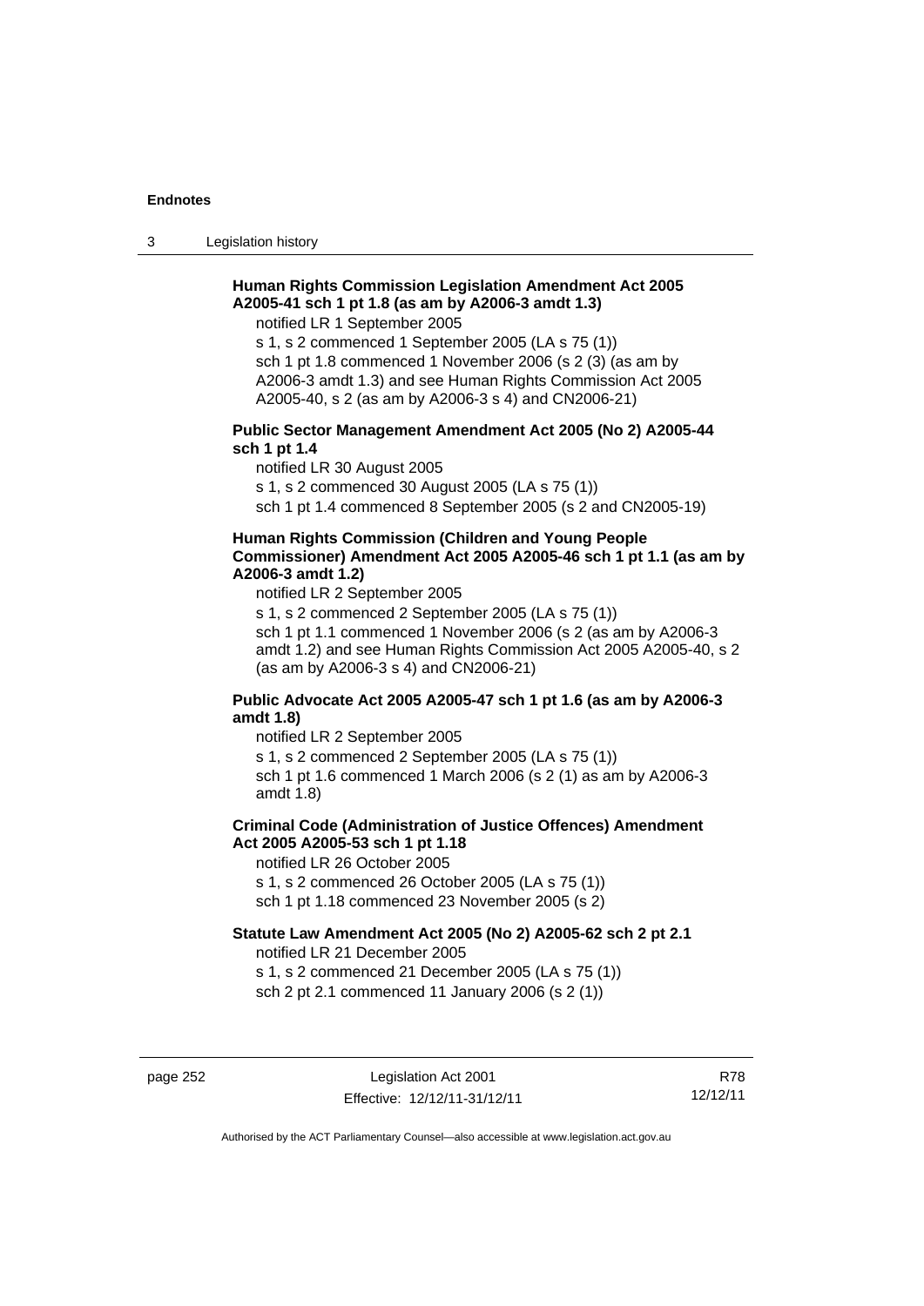**Human Rights Commission Legislation Amendment Act 2005 A2005-41 sch 1 pt 1.8 (as am by A2006-3 amdt 1.3)**

notified LR 1 September 2005

s 1, s 2 commenced 1 September 2005 (LA s 75 (1))

sch 1 pt 1.8 commenced 1 November 2006 (s 2 (3) (as am by A2006-3 amdt 1.3) and see Human Rights Commission Act 2005 A2005-40, s 2 (as am by A2006-3 s 4) and CN2006-21)

**Public Sector Management Amendment Act 2005 (No 2) A2005-44 sch 1 pt 1.4**

notified LR 30 August 2005

s 1, s 2 commenced 30 August 2005 (LA s 75 (1))

sch 1 pt 1.4 commenced 8 September 2005 (s 2 and CN2005-19)

**Human Rights Commission (Children and Young People Commissioner) Amendment Act 2005 A2005-46 sch 1 pt 1.1 (as am by A2006-3 amdt 1.2)**

notified LR 2 September 2005

s 1, s 2 commenced 2 September 2005 (LA s 75 (1))

sch 1 pt 1.1 commenced 1 November 2006 (s 2 (as am by A2006-3 amdt 1.2) and see Human Rights Commission Act 2005 A2005-40, s 2 (as am by A2006-3 s 4) and CN2006-21)

**Public Advocate Act 2005 A2005-47 sch 1 pt 1.6 (as am by A2006-3 amdt 1.8)**

notified LR 2 September 2005

s 1, s 2 commenced 2 September 2005 (LA s 75 (1))

sch 1 pt 1.6 commenced 1 March 2006 (s 2 (1) as am by A2006-3 amdt 1.8)

**Criminal Code (Administration of Justice Offences) Amendment Act 2005 A2005-53 sch 1 pt 1.18**

notified LR 26 October 2005

s 1, s 2 commenced 26 October 2005 (LA s 75 (1))

sch 1 pt 1.18 commenced 23 November 2005 (s 2)

**Statute Law Amendment Act 2005 (No 2) A2005-62 sch 2 pt 2.1**

notified LR 21 December 2005

s 1, s 2 commenced 21 December 2005 (LA s 75 (1))

sch 2 pt 2.1 commenced 11 January 2006 (s 2 (1))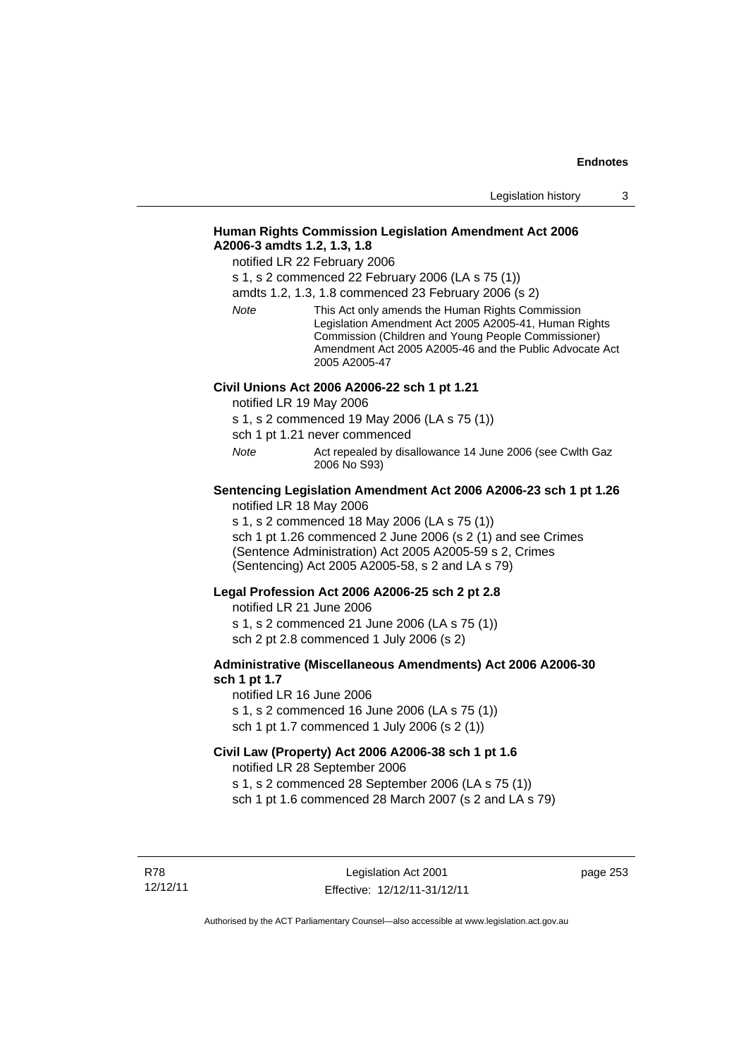**Human Rights Commission Legislation Amendment Act 2006 A2006-3 amdts 1.2, 1.3, 1.8**

notified LR 22 February 2006

s 1, s 2 commenced 22 February 2006 (LA s 75 (1))

amdts 1.2, 1.3, 1.8 commenced 23 February 2006 (s 2)

*Note* This Act only amends the Human Rights Commission Legislation Amendment Act 2005 A2005-41, Human Rights Commission (Children and Young People Commissioner) Amendment Act 2005 A2005-46 and the Public Advocate Act 2005 A2005-47

**Civil Unions Act 2006 A2006-22 sch 1 pt 1.21**

notified LR 19 May 2006

s 1, s 2 commenced 19 May 2006 (LA s 75 (1))

sch 1 pt 1.21 never commenced

*Note* Act repealed by disallowance 14 June 2006 (see Cwlth Gaz 2006 No S93)

**Sentencing Legislation Amendment Act 2006 A2006-23 sch 1 pt 1.26**

notified LR 18 May 2006

s 1, s 2 commenced 18 May 2006 (LA s 75 (1))

sch 1 pt 1.26 commenced 2 June 2006 (s 2 (1) and see Crimes (Sentence Administration) Act 2005 A2005-59 s 2, Crimes (Sentencing) Act 2005 A2005-58, s 2 and LA s 79)

**Legal Profession Act 2006 A2006-25 sch 2 pt 2.8**

notified LR 21 June 2006

s 1, s 2 commenced 21 June 2006 (LA s 75 (1))

sch 2 pt 2.8 commenced 1 July 2006 (s 2)

**Administrative (Miscellaneous Amendments) Act 2006 A2006-30 sch 1 pt 1.7**

notified LR 16 June 2006

s 1, s 2 commenced 16 June 2006 (LA s 75 (1))

sch 1 pt 1.7 commenced 1 July 2006 (s 2 (1))

**Civil Law (Property) Act 2006 A2006-38 sch 1 pt 1.6**

notified LR 28 September 2006

s 1, s 2 commenced 28 September 2006 (LA s 75 (1))

sch 1 pt 1.6 commenced 28 March 2007 (s 2 and LA s 79)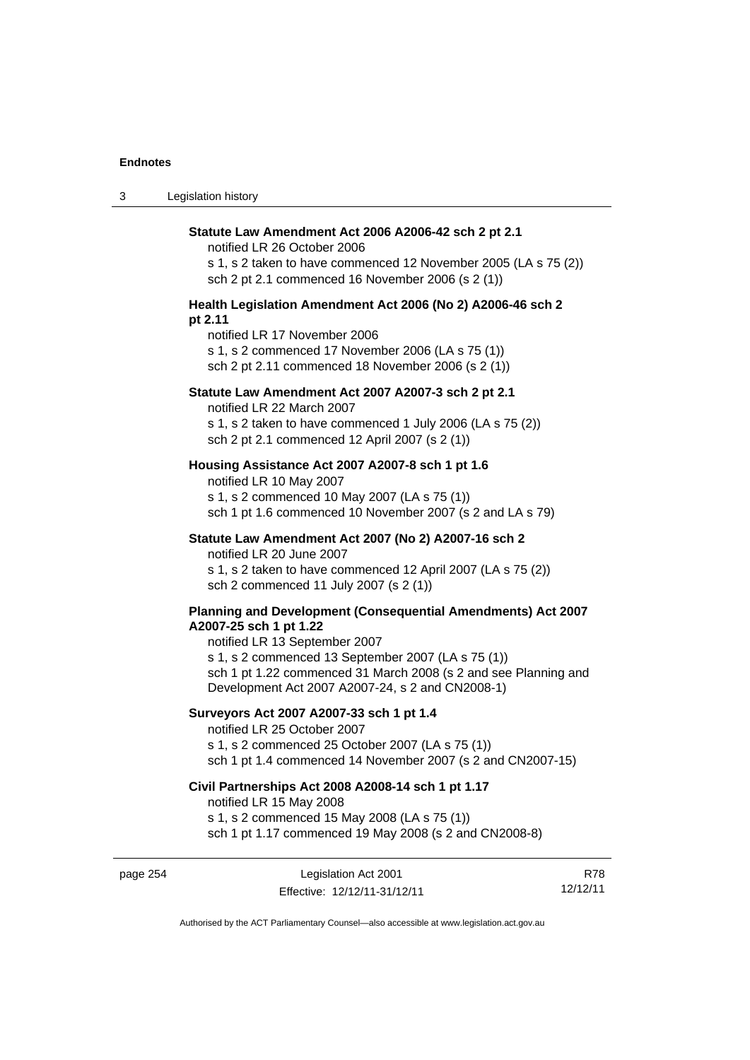**Statute Law Amendment Act 2006 A2006-42 sch 2 pt 2.1**
notified LR 26 October 2006
s 1, s 2 taken to have commenced 12 November 2005 (LA s 75 (2))
sch 2 pt 2.1 commenced 16 November 2006 (s 2 (1))

**Health Legislation Amendment Act 2006 (No 2) A2006-46 sch 2 pt 2.11**
notified LR 17 November 2006
s 1, s 2 commenced 17 November 2006 (LA s 75 (1))
sch 2 pt 2.11 commenced 18 November 2006 (s 2 (1))

**Statute Law Amendment Act 2007 A2007-3 sch 2 pt 2.1**
notified LR 22 March 2007
s 1, s 2 taken to have commenced 1 July 2006 (LA s 75 (2))
sch 2 pt 2.1 commenced 12 April 2007 (s 2 (1))

**Housing Assistance Act 2007 A2007-8 sch 1 pt 1.6**
notified LR 10 May 2007
s 1, s 2 commenced 10 May 2007 (LA s 75 (1))
sch 1 pt 1.6 commenced 10 November 2007 (s 2 and LA s 79)

**Statute Law Amendment Act 2007 (No 2) A2007-16 sch 2**
notified LR 20 June 2007
s 1, s 2 taken to have commenced 12 April 2007 (LA s 75 (2))
sch 2 commenced 11 July 2007 (s 2 (1))

**Planning and Development (Consequential Amendments) Act 2007 A2007-25 sch 1 pt 1.22**
notified LR 13 September 2007
s 1, s 2 commenced 13 September 2007 (LA s 75 (1))
sch 1 pt 1.22 commenced 31 March 2008 (s 2 and see Planning and Development Act 2007 A2007-24, s 2 and CN2008-1)

**Surveyors Act 2007 A2007-33 sch 1 pt 1.4**
notified LR 25 October 2007
s 1, s 2 commenced 25 October 2007 (LA s 75 (1))
sch 1 pt 1.4 commenced 14 November 2007 (s 2 and CN2007-15)

**Civil Partnerships Act 2008 A2008-14 sch 1 pt 1.17**
notified LR 15 May 2008
s 1, s 2 commenced 15 May 2008 (LA s 75 (1))
sch 1 pt 1.17 commenced 19 May 2008 (s 2 and CN2008-8)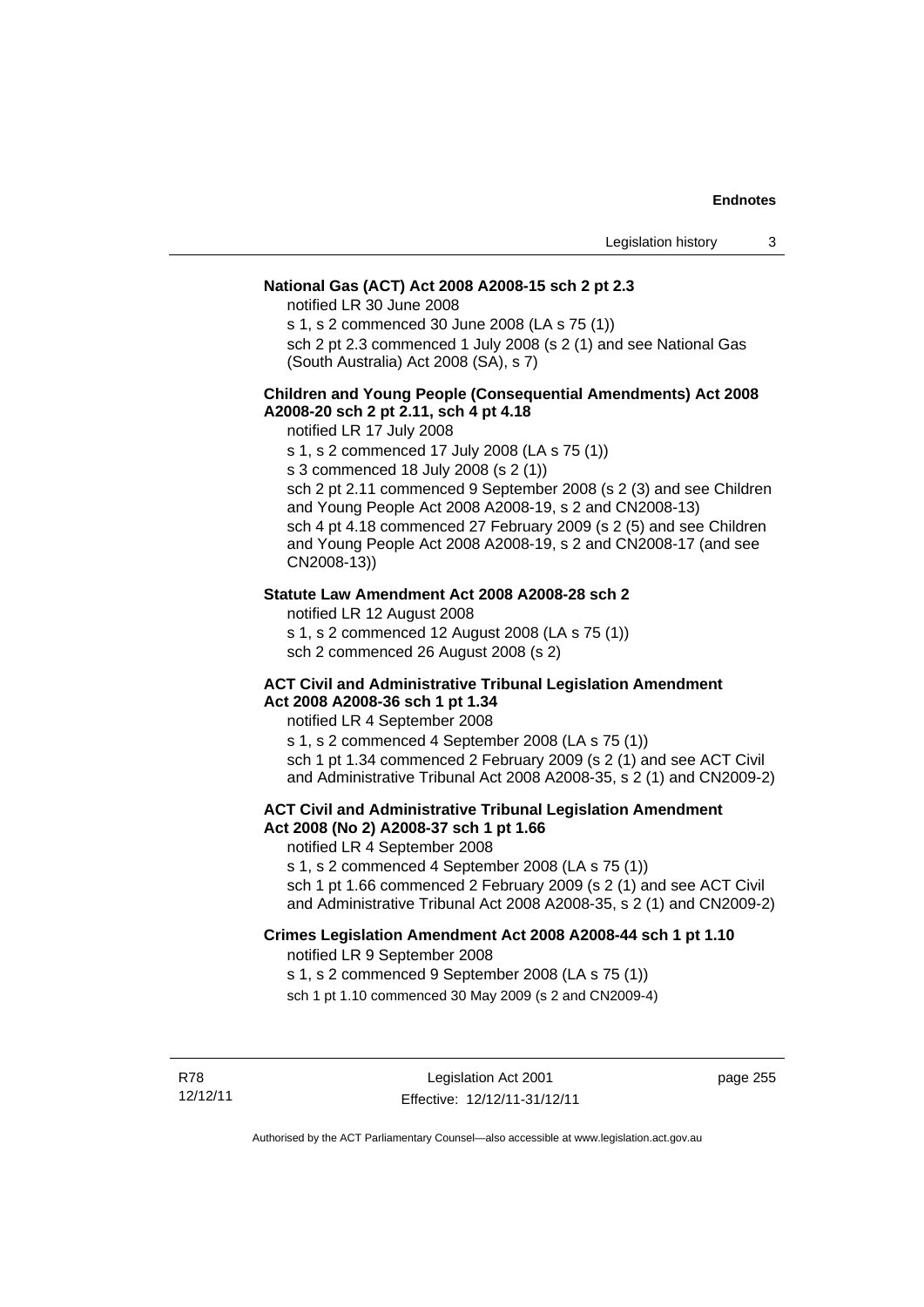**National Gas (ACT) Act 2008 A2008-15 sch 2 pt 2.3**

notified LR 30 June 2008

s 1, s 2 commenced 30 June 2008 (LA s 75 (1))

sch 2 pt 2.3 commenced 1 July 2008 (s 2 (1) and see National Gas (South Australia) Act 2008 (SA), s 7)

**Children and Young People (Consequential Amendments) Act 2008 A2008-20 sch 2 pt 2.11, sch 4 pt 4.18**

notified LR 17 July 2008

s 1, s 2 commenced 17 July 2008 (LA s 75 (1))

s 3 commenced 18 July 2008 (s 2 (1))

sch 2 pt 2.11 commenced 9 September 2008 (s 2 (3) and see Children and Young People Act 2008 A2008-19, s 2 and CN2008-13)

sch 4 pt 4.18 commenced 27 February 2009 (s 2 (5) and see Children and Young People Act 2008 A2008-19, s 2 and CN2008-17 (and see CN2008-13))

**Statute Law Amendment Act 2008 A2008-28 sch 2**

notified LR 12 August 2008

s 1, s 2 commenced 12 August 2008 (LA s 75 (1))

sch 2 commenced 26 August 2008 (s 2)

**ACT Civil and Administrative Tribunal Legislation Amendment Act 2008 A2008-36 sch 1 pt 1.34**

notified LR 4 September 2008

s 1, s 2 commenced 4 September 2008 (LA s 75 (1))

sch 1 pt 1.34 commenced 2 February 2009 (s 2 (1) and see ACT Civil and Administrative Tribunal Act 2008 A2008-35, s 2 (1) and CN2009-2)

**ACT Civil and Administrative Tribunal Legislation Amendment Act 2008 (No 2) A2008-37 sch 1 pt 1.66**

notified LR 4 September 2008

s 1, s 2 commenced 4 September 2008 (LA s 75 (1))

sch 1 pt 1.66 commenced 2 February 2009 (s 2 (1) and see ACT Civil and Administrative Tribunal Act 2008 A2008-35, s 2 (1) and CN2009-2)

**Crimes Legislation Amendment Act 2008 A2008-44 sch 1 pt 1.10**

notified LR 9 September 2008

s 1, s 2 commenced 9 September 2008 (LA s 75 (1))

sch 1 pt 1.10 commenced 30 May 2009 (s 2 and CN2009-4)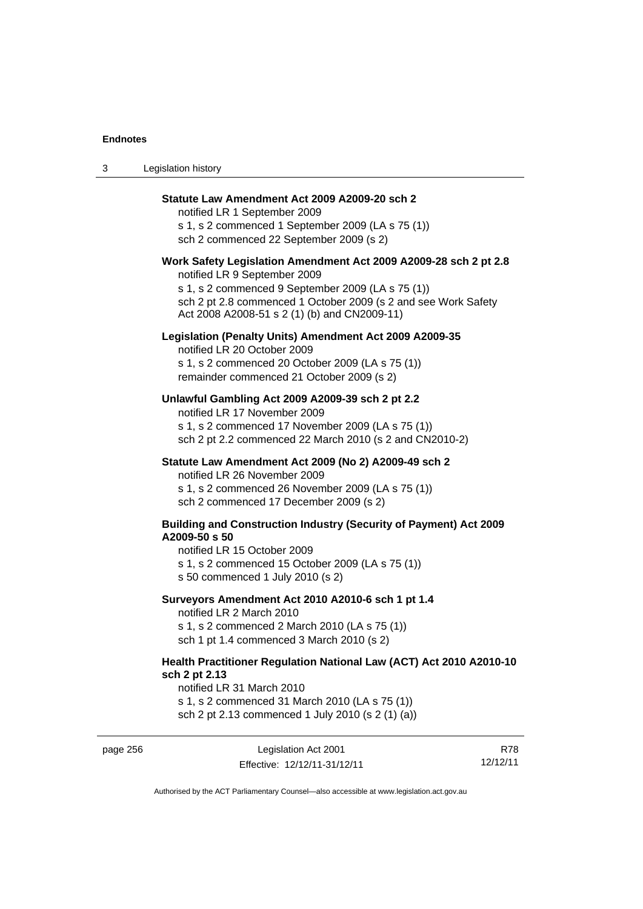**Statute Law Amendment Act 2009 A2009-20 sch 2**
notified LR 1 September 2009
s 1, s 2 commenced 1 September 2009 (LA s 75 (1))
sch 2 commenced 22 September 2009 (s 2)

**Work Safety Legislation Amendment Act 2009 A2009-28 sch 2 pt 2.8**
notified LR 9 September 2009
s 1, s 2 commenced 9 September 2009 (LA s 75 (1))
sch 2 pt 2.8 commenced 1 October 2009 (s 2 and see Work Safety Act 2008 A2008-51 s 2 (1) (b) and CN2009-11)

**Legislation (Penalty Units) Amendment Act 2009 A2009-35**
notified LR 20 October 2009
s 1, s 2 commenced 20 October 2009 (LA s 75 (1))
remainder commenced 21 October 2009 (s 2)

**Unlawful Gambling Act 2009 A2009-39 sch 2 pt 2.2**
notified LR 17 November 2009
s 1, s 2 commenced 17 November 2009 (LA s 75 (1))
sch 2 pt 2.2 commenced 22 March 2010 (s 2 and CN2010-2)

**Statute Law Amendment Act 2009 (No 2) A2009-49 sch 2**
notified LR 26 November 2009
s 1, s 2 commenced 26 November 2009 (LA s 75 (1))
sch 2 commenced 17 December 2009 (s 2)

**Building and Construction Industry (Security of Payment) Act 2009 A2009-50 s 50**
notified LR 15 October 2009
s 1, s 2 commenced 15 October 2009 (LA s 75 (1))
s 50 commenced 1 July 2010 (s 2)

**Surveyors Amendment Act 2010 A2010-6 sch 1 pt 1.4**
notified LR 2 March 2010
s 1, s 2 commenced 2 March 2010 (LA s 75 (1))
sch 1 pt 1.4 commenced 3 March 2010 (s 2)

**Health Practitioner Regulation National Law (ACT) Act 2010 A2010-10 sch 2 pt 2.13**
notified LR 31 March 2010
s 1, s 2 commenced 31 March 2010 (LA s 75 (1))
sch 2 pt 2.13 commenced 1 July 2010 (s 2 (1) (a))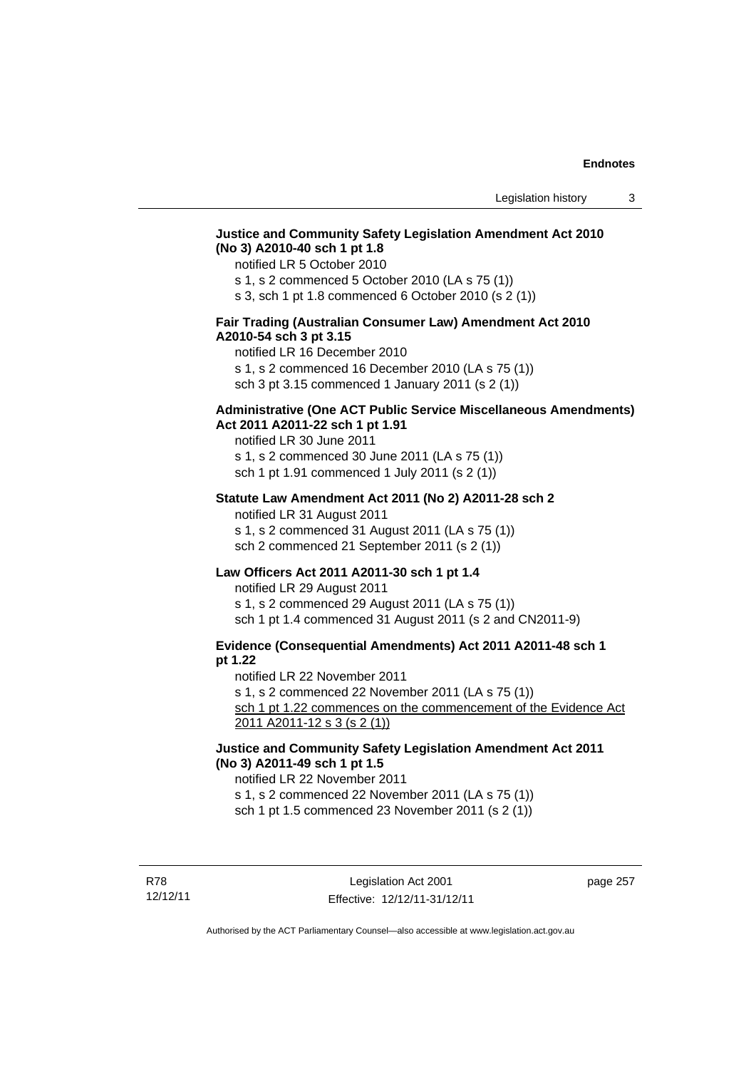**Justice and Community Safety Legislation Amendment Act 2010 (No 3) A2010-40 sch 1 pt 1.8**

notified LR 5 October 2010

s 1, s 2 commenced 5 October 2010 (LA s 75 (1))

s 3, sch 1 pt 1.8 commenced 6 October 2010 (s 2 (1))

**Fair Trading (Australian Consumer Law) Amendment Act 2010 A2010-54 sch 3 pt 3.15**

notified LR 16 December 2010

s 1, s 2 commenced 16 December 2010 (LA s 75 (1))

sch 3 pt 3.15 commenced 1 January 2011 (s 2 (1))

**Administrative (One ACT Public Service Miscellaneous Amendments) Act 2011 A2011-22 sch 1 pt 1.91**

notified LR 30 June 2011

s 1, s 2 commenced 30 June 2011 (LA s 75 (1))

sch 1 pt 1.91 commenced 1 July 2011 (s 2 (1))

**Statute Law Amendment Act 2011 (No 2) A2011-28 sch 2**

notified LR 31 August 2011

s 1, s 2 commenced 31 August 2011 (LA s 75 (1))

sch 2 commenced 21 September 2011 (s 2 (1))

**Law Officers Act 2011 A2011-30 sch 1 pt 1.4**

notified LR 29 August 2011

s 1, s 2 commenced 29 August 2011 (LA s 75 (1))

sch 1 pt 1.4 commenced 31 August 2011 (s 2 and CN2011-9)

**Evidence (Consequential Amendments) Act 2011 A2011-48 sch 1 pt 1.22**

notified LR 22 November 2011

s 1, s 2 commenced 22 November 2011 (LA s 75 (1))

sch 1 pt 1.22 commences on the commencement of the Evidence Act 2011 A2011-12 s 3 (s 2 (1))

**Justice and Community Safety Legislation Amendment Act 2011 (No 3) A2011-49 sch 1 pt 1.5**

notified LR 22 November 2011

s 1, s 2 commenced 22 November 2011 (LA s 75 (1))

sch 1 pt 1.5 commenced 23 November 2011 (s 2 (1))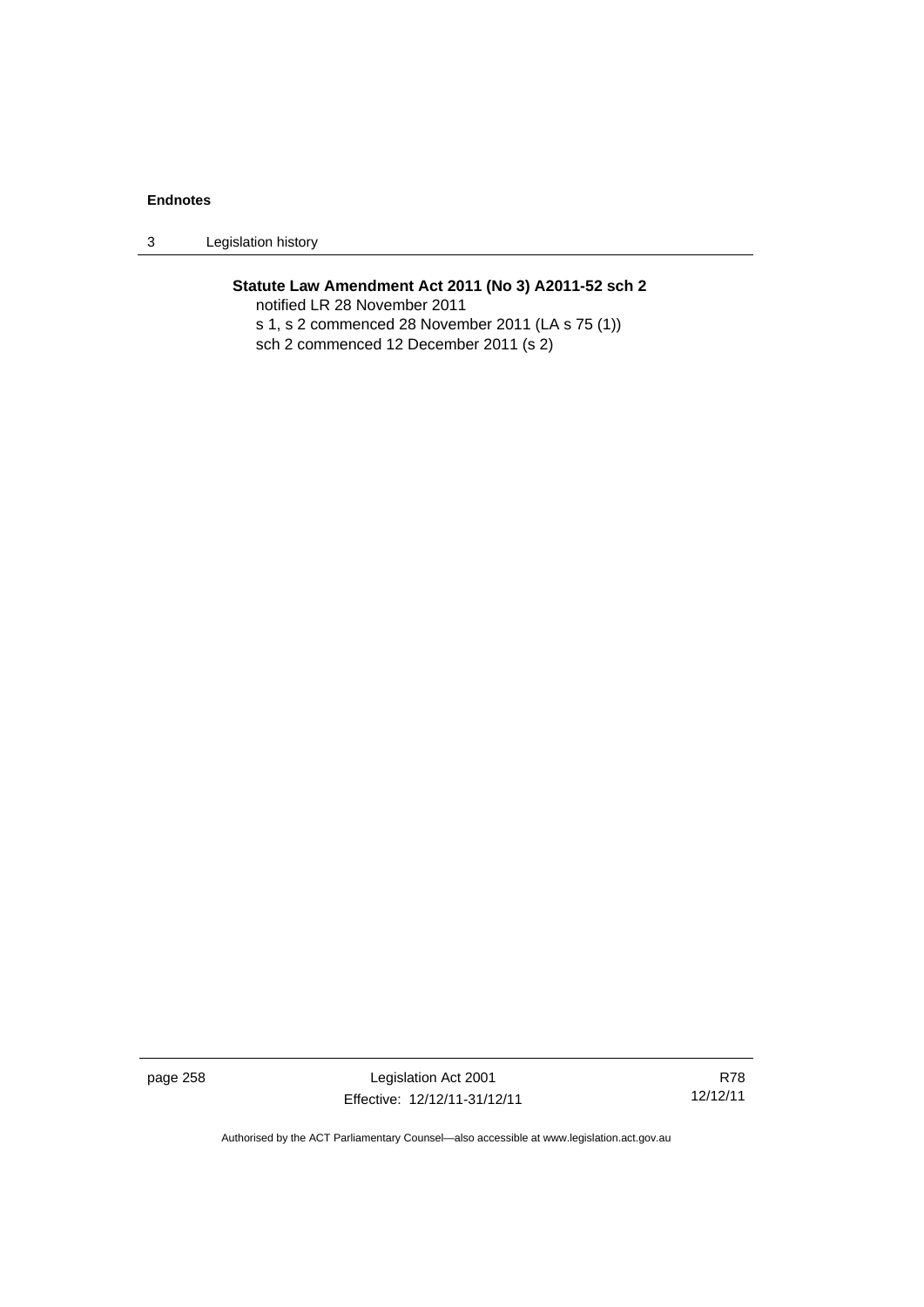**Statute Law Amendment Act 2011 (No 3) A2011-52 sch 2**

notified LR 28 November 2011

s 1, s 2 commenced 28 November 2011 (LA s 75 (1))

sch 2 commenced 12 December 2011 (s 2)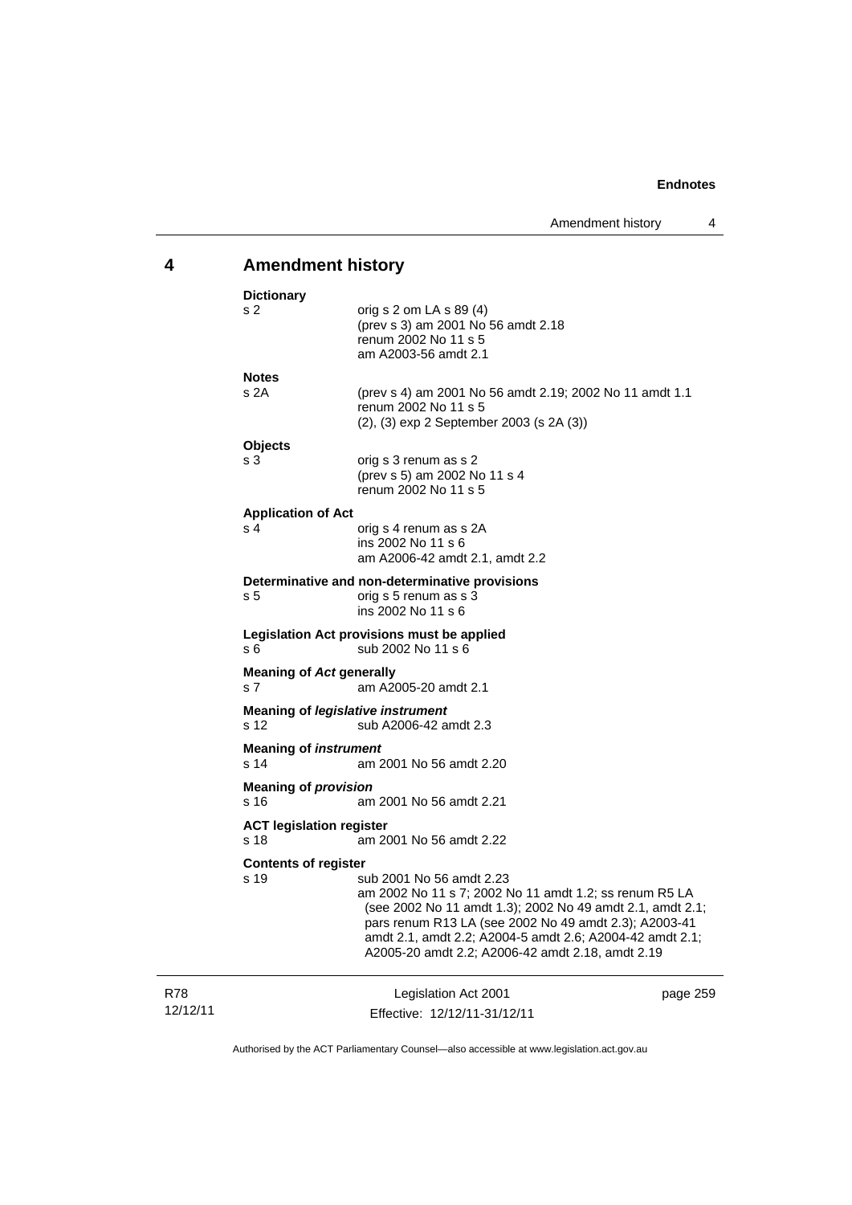## 4 Amendment history

**Dictionary**

s 2 — orig s 2 om LA s 89 (4)
(prev s 3) am 2001 No 56 amdt 2.18
renum 2002 No 11 s 5
am A2003-56 amdt 2.1

**Notes**

s 2A — (prev s 4) am 2001 No 56 amdt 2.19; 2002 No 11 amdt 1.1
renum 2002 No 11 s 5
(2), (3) exp 2 September 2003 (s 2A (3))

**Objects**

s 3 — orig s 3 renum as s 2
(prev s 5) am 2002 No 11 s 4
renum 2002 No 11 s 5

**Application of Act**

s 4 — orig s 4 renum as s 2A
ins 2002 No 11 s 6
am A2006-42 amdt 2.1, amdt 2.2

**Determinative and non-determinative provisions**

s 5 — orig s 5 renum as s 3
ins 2002 No 11 s 6

**Legislation Act provisions must be applied**

s 6 — sub 2002 No 11 s 6

**Meaning of *Act* generally**

s 7 — am A2005-20 amdt 2.1

**Meaning of *legislative instrument***

s 12 — sub A2006-42 amdt 2.3

**Meaning of *instrument***

s 14 — am 2001 No 56 amdt 2.20

**Meaning of *provision***

s 16 — am 2001 No 56 amdt 2.21

**ACT legislation register**

s 18 — am 2001 No 56 amdt 2.22

**Contents of register**

s 19 — sub 2001 No 56 amdt 2.23
am 2002 No 11 s 7; 2002 No 11 amdt 1.2; ss renum R5 LA (see 2002 No 11 amdt 1.3); 2002 No 49 amdt 2.1, amdt 2.1; pars renum R13 LA (see 2002 No 49 amdt 2.3); A2003-41 amdt 2.1, amdt 2.2; A2004-5 amdt 2.6; A2004-42 amdt 2.1; A2005-20 amdt 2.2; A2006-42 amdt 2.18, amdt 2.19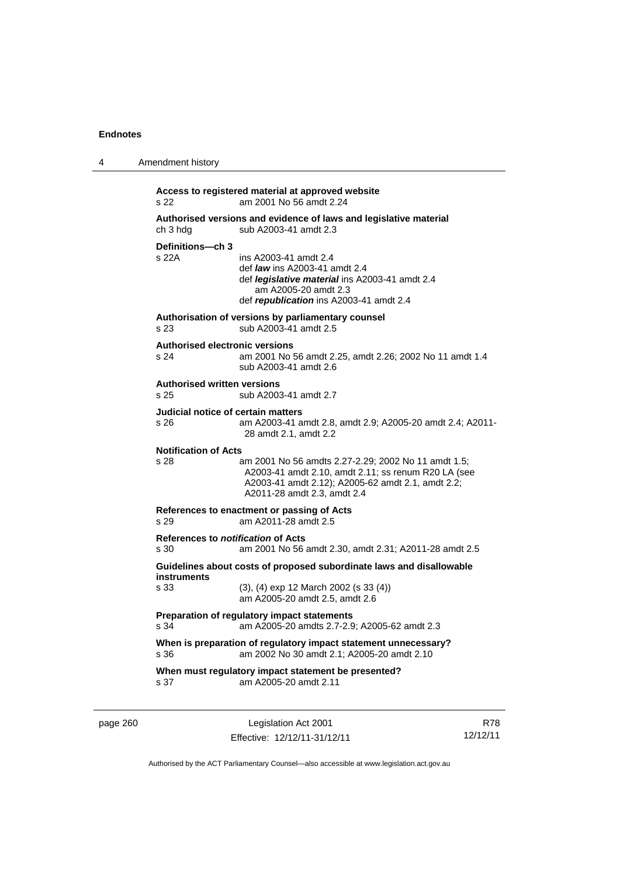**Access to registered material at approved website**
s 22 am 2001 No 56 amdt 2.24

**Authorised versions and evidence of laws and legislative material**
ch 3 hdg sub A2003-41 amdt 2.3

**Definitions—ch 3**
s 22A ins A2003-41 amdt 2.4
def ***law*** ins A2003-41 amdt 2.4
def ***legislative material*** ins A2003-41 amdt 2.4
am A2005-20 amdt 2.3
def ***republication*** ins A2003-41 amdt 2.4

**Authorisation of versions by parliamentary counsel**
s 23 sub A2003-41 amdt 2.5

**Authorised electronic versions**
s 24 am 2001 No 56 amdt 2.25, amdt 2.26; 2002 No 11 amdt 1.4
sub A2003-41 amdt 2.6

**Authorised written versions**
s 25 sub A2003-41 amdt 2.7

**Judicial notice of certain matters**
s 26 am A2003-41 amdt 2.8, amdt 2.9; A2005-20 amdt 2.4; A2011-28 amdt 2.1, amdt 2.2

**Notification of Acts**
s 28 am 2001 No 56 amdts 2.27-2.29; 2002 No 11 amdt 1.5; A2003-41 amdt 2.10, amdt 2.11; ss renum R20 LA (see A2003-41 amdt 2.12); A2005-62 amdt 2.1, amdt 2.2; A2011-28 amdt 2.3, amdt 2.4

**References to enactment or passing of Acts**
s 29 am A2011-28 amdt 2.5

**References to *notification* of Acts**
s 30 am 2001 No 56 amdt 2.30, amdt 2.31; A2011-28 amdt 2.5

**Guidelines about costs of proposed subordinate laws and disallowable instruments**
s 33 (3), (4) exp 12 March 2002 (s 33 (4))
am A2005-20 amdt 2.5, amdt 2.6

**Preparation of regulatory impact statements**
s 34 am A2005-20 amdts 2.7-2.9; A2005-62 amdt 2.3

**When is preparation of regulatory impact statement unnecessary?**
s 36 am 2002 No 30 amdt 2.1; A2005-20 amdt 2.10

**When must regulatory impact statement be presented?**
s 37 am A2005-20 amdt 2.11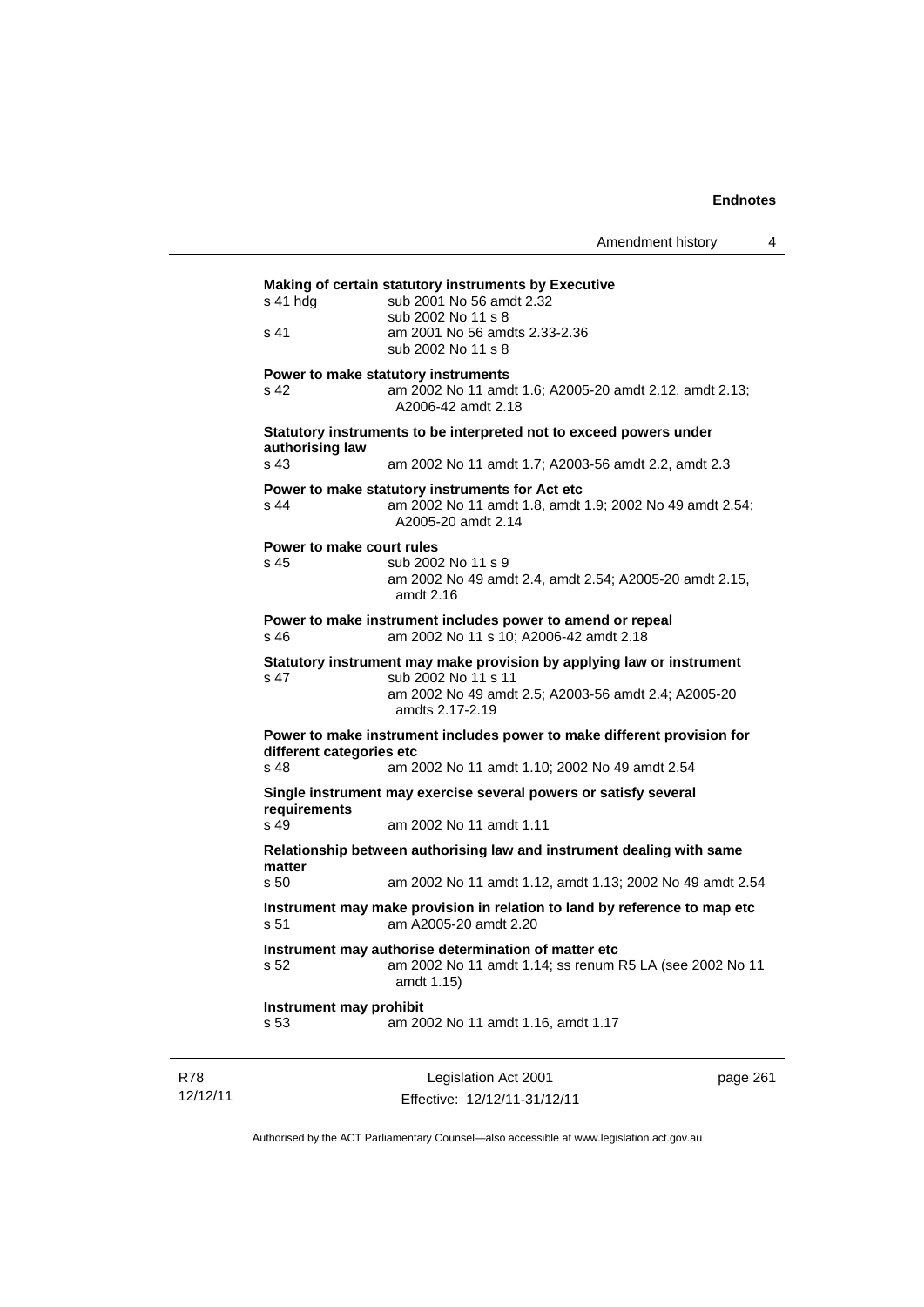**Making of certain statutory instruments by Executive**

| | |
|---|---|
| s 41 hdg | sub 2001 No 56 amdt 2.32 |
| | sub 2002 No 11 s 8 |
| s 41 | am 2001 No 56 amdts 2.33-2.36 |
| | sub 2002 No 11 s 8 |

**Power to make statutory instruments**

| | |
|---|---|
| s 42 | am 2002 No 11 amdt 1.6; A2005-20 amdt 2.12, amdt 2.13; A2006-42 amdt 2.18 |

**Statutory instruments to be interpreted not to exceed powers under authorising law**

| | |
|---|---|
| s 43 | am 2002 No 11 amdt 1.7; A2003-56 amdt 2.2, amdt 2.3 |

**Power to make statutory instruments for Act etc**

| | |
|---|---|
| s 44 | am 2002 No 11 amdt 1.8, amdt 1.9; 2002 No 49 amdt 2.54; A2005-20 amdt 2.14 |

**Power to make court rules**

| | |
|---|---|
| s 45 | sub 2002 No 11 s 9 |
| | am 2002 No 49 amdt 2.4, amdt 2.54; A2005-20 amdt 2.15, amdt 2.16 |

**Power to make instrument includes power to amend or repeal**

| | |
|---|---|
| s 46 | am 2002 No 11 s 10; A2006-42 amdt 2.18 |

**Statutory instrument may make provision by applying law or instrument**

| | |
|---|---|
| s 47 | sub 2002 No 11 s 11 |
| | am 2002 No 49 amdt 2.5; A2003-56 amdt 2.4; A2005-20 amdts 2.17-2.19 |

**Power to make instrument includes power to make different provision for different categories etc**

| | |
|---|---|
| s 48 | am 2002 No 11 amdt 1.10; 2002 No 49 amdt 2.54 |

**Single instrument may exercise several powers or satisfy several requirements**

| | |
|---|---|
| s 49 | am 2002 No 11 amdt 1.11 |

**Relationship between authorising law and instrument dealing with same matter**

| | |
|---|---|
| s 50 | am 2002 No 11 amdt 1.12, amdt 1.13; 2002 No 49 amdt 2.54 |

**Instrument may make provision in relation to land by reference to map etc**

| | |
|---|---|
| s 51 | am A2005-20 amdt 2.20 |

**Instrument may authorise determination of matter etc**

| | |
|---|---|
| s 52 | am 2002 No 11 amdt 1.14; ss renum R5 LA (see 2002 No 11 amdt 1.15) |

**Instrument may prohibit**

| | |
|---|---|
| s 53 | am 2002 No 11 amdt 1.16, amdt 1.17 |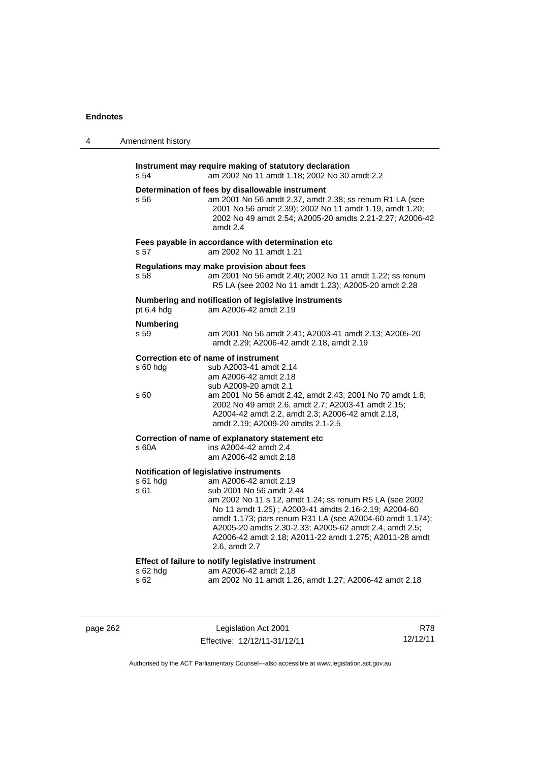**Instrument may require making of statutory declaration**

s 54 am 2002 No 11 amdt 1.18; 2002 No 30 amdt 2.2

**Determination of fees by disallowable instrument**

s 56 am 2001 No 56 amdt 2.37, amdt 2.38; ss renum R1 LA (see 2001 No 56 amdt 2.39); 2002 No 11 amdt 1.19, amdt 1.20; 2002 No 49 amdt 2.54; A2005-20 amdts 2.21-2.27; A2006-42 amdt 2.4

**Fees payable in accordance with determination etc**

s 57 am 2002 No 11 amdt 1.21

**Regulations may make provision about fees**

s 58 am 2001 No 56 amdt 2.40; 2002 No 11 amdt 1.22; ss renum R5 LA (see 2002 No 11 amdt 1.23); A2005-20 amdt 2.28

**Numbering and notification of legislative instruments**

pt 6.4 hdg am A2006-42 amdt 2.19

**Numbering**

s 59 am 2001 No 56 amdt 2.41; A2003-41 amdt 2.13; A2005-20 amdt 2.29; A2006-42 amdt 2.18, amdt 2.19

**Correction etc of name of instrument**

s 60 hdg sub A2003-41 amdt 2.14
am A2006-42 amdt 2.18
sub A2009-20 amdt 2.1

s 60 am 2001 No 56 amdt 2.42, amdt 2.43; 2001 No 70 amdt 1.8; 2002 No 49 amdt 2.6, amdt 2.7; A2003-41 amdt 2.15; A2004-42 amdt 2.2, amdt 2.3; A2006-42 amdt 2.18, amdt 2.19; A2009-20 amdts 2.1-2.5

**Correction of name of explanatory statement etc**

s 60A ins A2004-42 amdt 2.4
am A2006-42 amdt 2.18

**Notification of legislative instruments**

s 61 hdg am A2006-42 amdt 2.19

s 61 sub 2001 No 56 amdt 2.44
am 2002 No 11 s 12, amdt 1.24; ss renum R5 LA (see 2002 No 11 amdt 1.25) ; A2003-41 amdts 2.16-2.19; A2004-60 amdt 1.173; pars renum R31 LA (see A2004-60 amdt 1.174); A2005-20 amdts 2.30-2.33; A2005-62 amdt 2.4, amdt 2.5; A2006-42 amdt 2.18; A2011-22 amdt 1.275; A2011-28 amdt 2.6, amdt 2.7

**Effect of failure to notify legislative instrument**

s 62 hdg am A2006-42 amdt 2.18

s 62 am 2002 No 11 amdt 1.26, amdt 1.27; A2006-42 amdt 2.18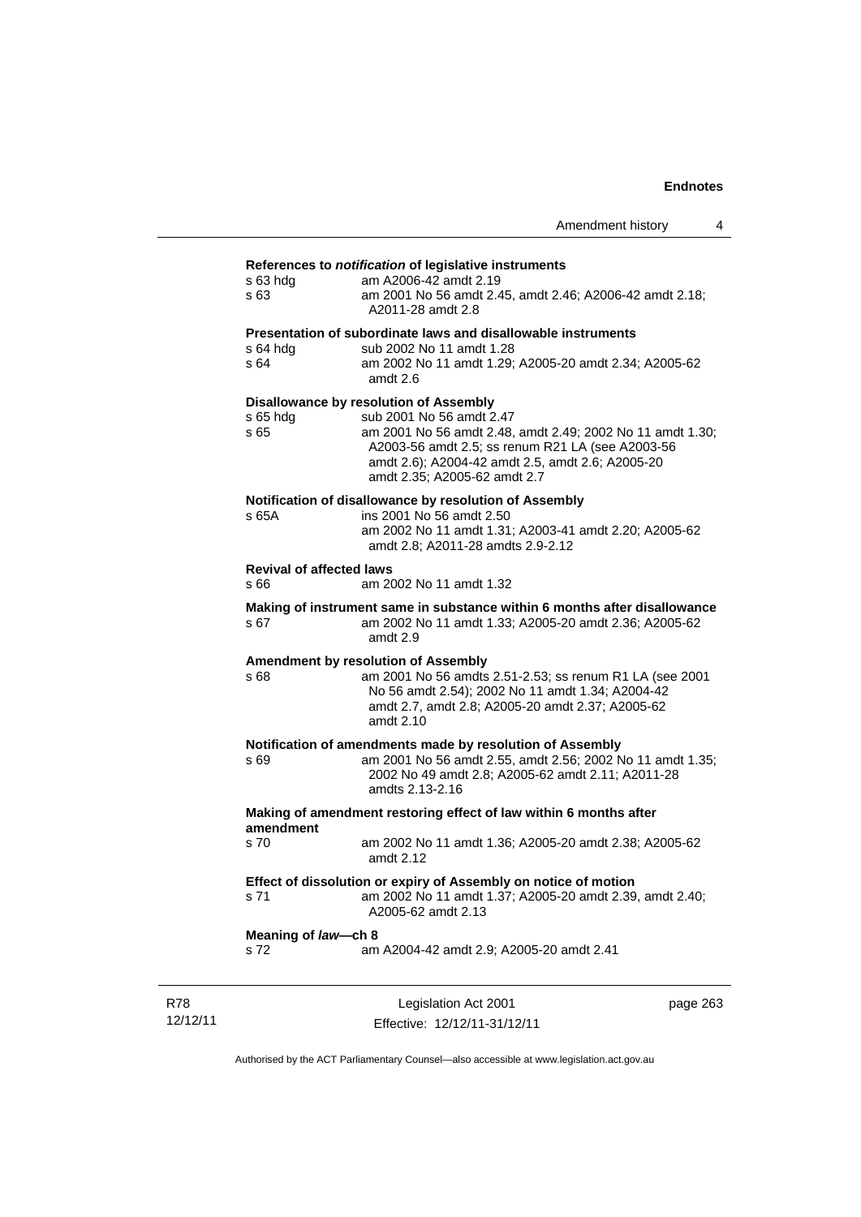**References to *notification* of legislative instruments**

s 63 hdg am A2006-42 amdt 2.19

s 63 am 2001 No 56 amdt 2.45, amdt 2.46; A2006-42 amdt 2.18; A2011-28 amdt 2.8

**Presentation of subordinate laws and disallowable instruments**

s 64 hdg sub 2002 No 11 amdt 1.28

s 64 am 2002 No 11 amdt 1.29; A2005-20 amdt 2.34; A2005-62 amdt 2.6

**Disallowance by resolution of Assembly**

s 65 hdg sub 2001 No 56 amdt 2.47

s 65 am 2001 No 56 amdt 2.48, amdt 2.49; 2002 No 11 amdt 1.30; A2003-56 amdt 2.5; ss renum R21 LA (see A2003-56 amdt 2.6); A2004-42 amdt 2.5, amdt 2.6; A2005-20 amdt 2.35; A2005-62 amdt 2.7

**Notification of disallowance by resolution of Assembly**

s 65A ins 2001 No 56 amdt 2.50
am 2002 No 11 amdt 1.31; A2003-41 amdt 2.20; A2005-62 amdt 2.8; A2011-28 amdts 2.9-2.12

**Revival of affected laws**

s 66 am 2002 No 11 amdt 1.32

**Making of instrument same in substance within 6 months after disallowance**

s 67 am 2002 No 11 amdt 1.33; A2005-20 amdt 2.36; A2005-62 amdt 2.9

**Amendment by resolution of Assembly**

s 68 am 2001 No 56 amdts 2.51-2.53; ss renum R1 LA (see 2001 No 56 amdt 2.54); 2002 No 11 amdt 1.34; A2004-42 amdt 2.7, amdt 2.8; A2005-20 amdt 2.37; A2005-62 amdt 2.10

**Notification of amendments made by resolution of Assembly**

s 69 am 2001 No 56 amdt 2.55, amdt 2.56; 2002 No 11 amdt 1.35; 2002 No 49 amdt 2.8; A2005-62 amdt 2.11; A2011-28 amdts 2.13-2.16

**Making of amendment restoring effect of law within 6 months after amendment**

s 70 am 2002 No 11 amdt 1.36; A2005-20 amdt 2.38; A2005-62 amdt 2.12

**Effect of dissolution or expiry of Assembly on notice of motion**

s 71 am 2002 No 11 amdt 1.37; A2005-20 amdt 2.39, amdt 2.40; A2005-62 amdt 2.13

**Meaning of *law*—ch 8**

s 72 am A2004-42 amdt 2.9; A2005-20 amdt 2.41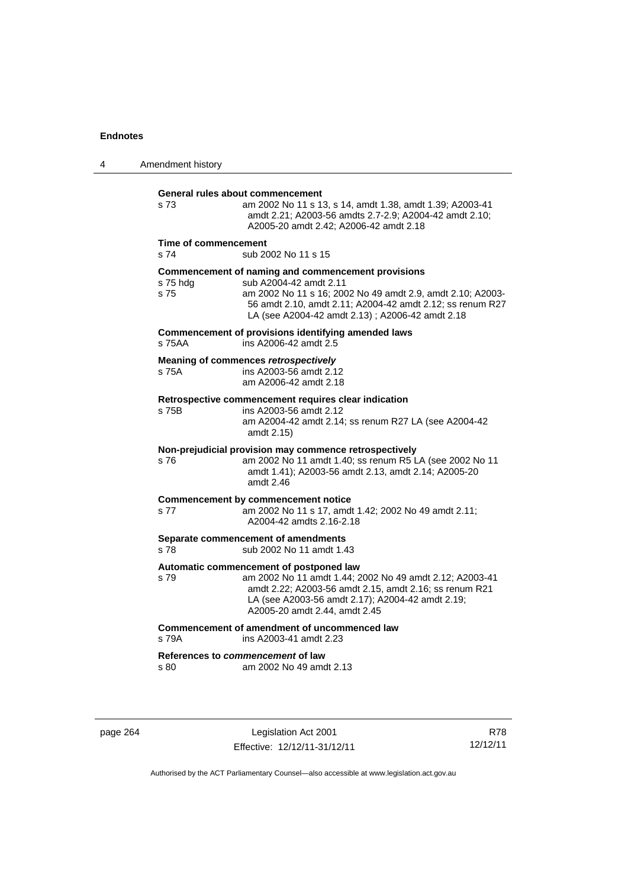**General rules about commencement**

s 73 am 2002 No 11 s 13, s 14, amdt 1.38, amdt 1.39; A2003-41 amdt 2.21; A2003-56 amdts 2.7-2.9; A2004-42 amdt 2.10; A2005-20 amdt 2.42; A2006-42 amdt 2.18

**Time of commencement**

s 74 sub 2002 No 11 s 15

**Commencement of naming and commencement provisions**

s 75 hdg sub A2004-42 amdt 2.11

s 75 am 2002 No 11 s 16; 2002 No 49 amdt 2.9, amdt 2.10; A2003-56 amdt 2.10, amdt 2.11; A2004-42 amdt 2.12; ss renum R27 LA (see A2004-42 amdt 2.13) ; A2006-42 amdt 2.18

**Commencement of provisions identifying amended laws**

s 75AA ins A2006-42 amdt 2.5

**Meaning of commences *retrospectively***

s 75A ins A2003-56 amdt 2.12
am A2006-42 amdt 2.18

**Retrospective commencement requires clear indication**

s 75B ins A2003-56 amdt 2.12
am A2004-42 amdt 2.14; ss renum R27 LA (see A2004-42 amdt 2.15)

**Non-prejudicial provision may commence retrospectively**

s 76 am 2002 No 11 amdt 1.40; ss renum R5 LA (see 2002 No 11 amdt 1.41); A2003-56 amdt 2.13, amdt 2.14; A2005-20 amdt 2.46

**Commencement by commencement notice**

s 77 am 2002 No 11 s 17, amdt 1.42; 2002 No 49 amdt 2.11; A2004-42 amdts 2.16-2.18

**Separate commencement of amendments**

s 78 sub 2002 No 11 amdt 1.43

**Automatic commencement of postponed law**

s 79 am 2002 No 11 amdt 1.44; 2002 No 49 amdt 2.12; A2003-41 amdt 2.22; A2003-56 amdt 2.15, amdt 2.16; ss renum R21 LA (see A2003-56 amdt 2.17); A2004-42 amdt 2.19; A2005-20 amdt 2.44, amdt 2.45

**Commencement of amendment of uncommenced law**

s 79A ins A2003-41 amdt 2.23

**References to *commencement* of law**

s 80 am 2002 No 49 amdt 2.13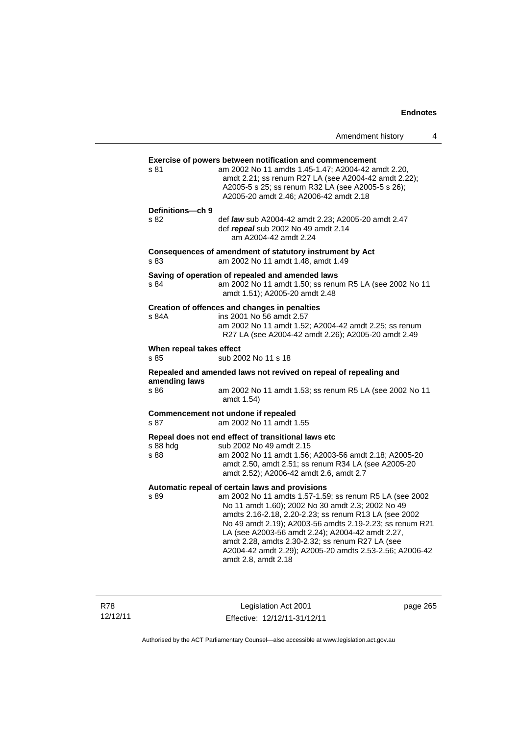**Exercise of powers between notification and commencement**

s 81 am 2002 No 11 amdts 1.45-1.47; A2004-42 amdt 2.20, amdt 2.21; ss renum R27 LA (see A2004-42 amdt 2.22); A2005-5 s 25; ss renum R32 LA (see A2005-5 s 26); A2005-20 amdt 2.46; A2006-42 amdt 2.18

**Definitions—ch 9**

s 82 def ***law*** sub A2004-42 amdt 2.23; A2005-20 amdt 2.47
def ***repeal*** sub 2002 No 49 amdt 2.14
am A2004-42 amdt 2.24

**Consequences of amendment of statutory instrument by Act**

s 83 am 2002 No 11 amdt 1.48, amdt 1.49

**Saving of operation of repealed and amended laws**

s 84 am 2002 No 11 amdt 1.50; ss renum R5 LA (see 2002 No 11 amdt 1.51); A2005-20 amdt 2.48

**Creation of offences and changes in penalties**

s 84A ins 2001 No 56 amdt 2.57
am 2002 No 11 amdt 1.52; A2004-42 amdt 2.25; ss renum R27 LA (see A2004-42 amdt 2.26); A2005-20 amdt 2.49

**When repeal takes effect**

s 85 sub 2002 No 11 s 18

**Repealed and amended laws not revived on repeal of repealing and amending laws**

s 86 am 2002 No 11 amdt 1.53; ss renum R5 LA (see 2002 No 11 amdt 1.54)

**Commencement not undone if repealed**

s 87 am 2002 No 11 amdt 1.55

**Repeal does not end effect of transitional laws etc**

s 88 hdg sub 2002 No 49 amdt 2.15
s 88 am 2002 No 11 amdt 1.56; A2003-56 amdt 2.18; A2005-20 amdt 2.50, amdt 2.51; ss renum R34 LA (see A2005-20 amdt 2.52); A2006-42 amdt 2.6, amdt 2.7

**Automatic repeal of certain laws and provisions**

s 89 am 2002 No 11 amdts 1.57-1.59; ss renum R5 LA (see 2002 No 11 amdt 1.60); 2002 No 30 amdt 2.3; 2002 No 49 amdts 2.16-2.18, 2.20-2.23; ss renum R13 LA (see 2002 No 49 amdt 2.19); A2003-56 amdts 2.19-2.23; ss renum R21 LA (see A2003-56 amdt 2.24); A2004-42 amdt 2.27, amdt 2.28, amdts 2.30-2.32; ss renum R27 LA (see A2004-42 amdt 2.29); A2005-20 amdts 2.53-2.56; A2006-42 amdt 2.8, amdt 2.18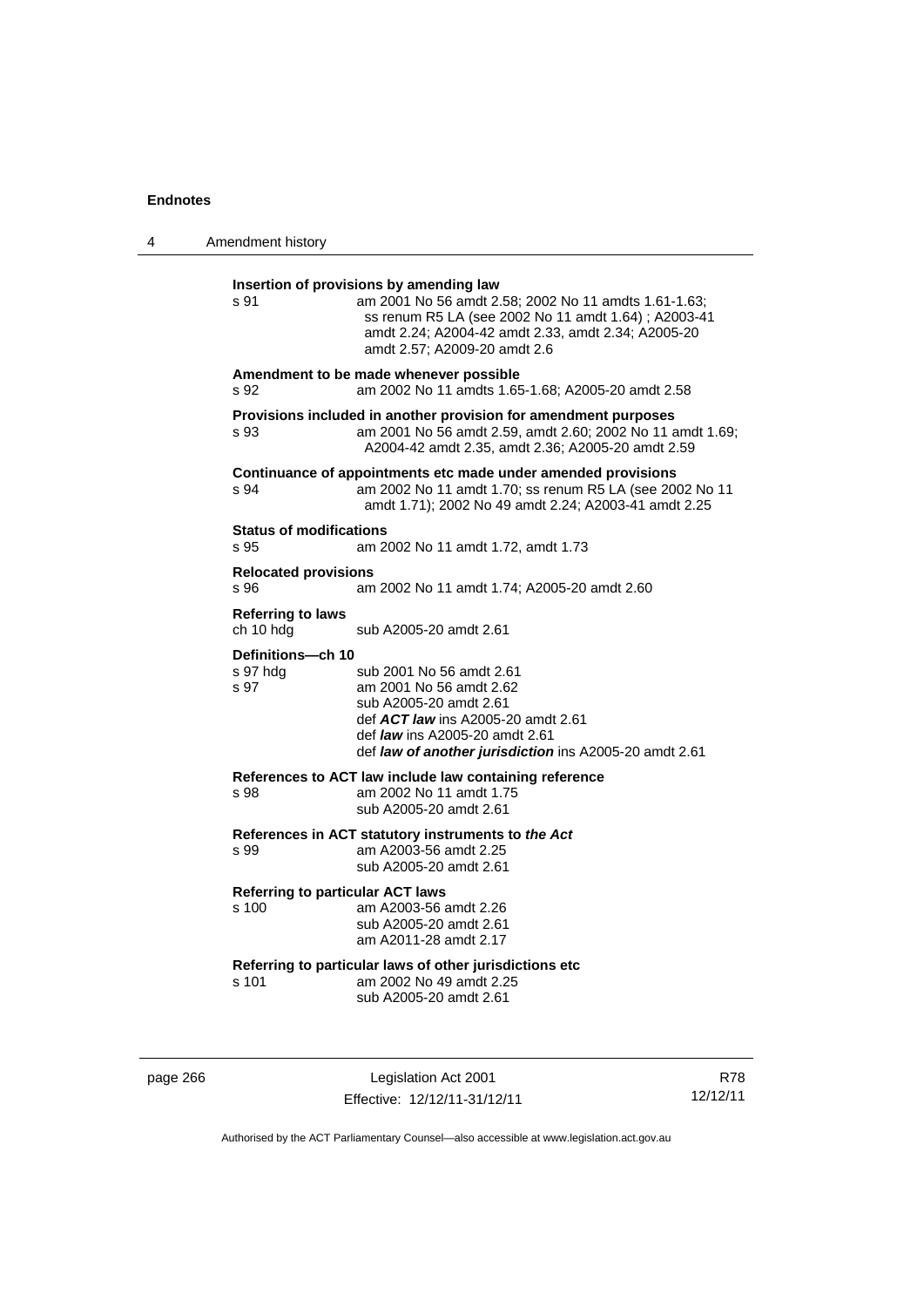**Insertion of provisions by amending law**

s 91 — am 2001 No 56 amdt 2.58; 2002 No 11 amdts 1.61-1.63; ss renum R5 LA (see 2002 No 11 amdt 1.64) ; A2003-41 amdt 2.24; A2004-42 amdt 2.33, amdt 2.34; A2005-20 amdt 2.57; A2009-20 amdt 2.6

**Amendment to be made whenever possible**

s 92 — am 2002 No 11 amdts 1.65-1.68; A2005-20 amdt 2.58

**Provisions included in another provision for amendment purposes**

s 93 — am 2001 No 56 amdt 2.59, amdt 2.60; 2002 No 11 amdt 1.69; A2004-42 amdt 2.35, amdt 2.36; A2005-20 amdt 2.59

**Continuance of appointments etc made under amended provisions**

s 94 — am 2002 No 11 amdt 1.70; ss renum R5 LA (see 2002 No 11 amdt 1.71); 2002 No 49 amdt 2.24; A2003-41 amdt 2.25

**Status of modifications**

s 95 — am 2002 No 11 amdt 1.72, amdt 1.73

**Relocated provisions**

s 96 — am 2002 No 11 amdt 1.74; A2005-20 amdt 2.60

**Referring to laws**

ch 10 hdg — sub A2005-20 amdt 2.61

**Definitions—ch 10**

s 97 hdg — sub 2001 No 56 amdt 2.61

s 97 — am 2001 No 56 amdt 2.62
sub A2005-20 amdt 2.61
def ***ACT law*** ins A2005-20 amdt 2.61
def ***law*** ins A2005-20 amdt 2.61
def ***law of another jurisdiction*** ins A2005-20 amdt 2.61

**References to ACT law include law containing reference**

s 98 — am 2002 No 11 amdt 1.75
sub A2005-20 amdt 2.61

**References in ACT statutory instruments to *the Act***

s 99 — am A2003-56 amdt 2.25
sub A2005-20 amdt 2.61

**Referring to particular ACT laws**

s 100 — am A2003-56 amdt 2.26
sub A2005-20 amdt 2.61
am A2011-28 amdt 2.17

**Referring to particular laws of other jurisdictions etc**

s 101 — am 2002 No 49 amdt 2.25
sub A2005-20 amdt 2.61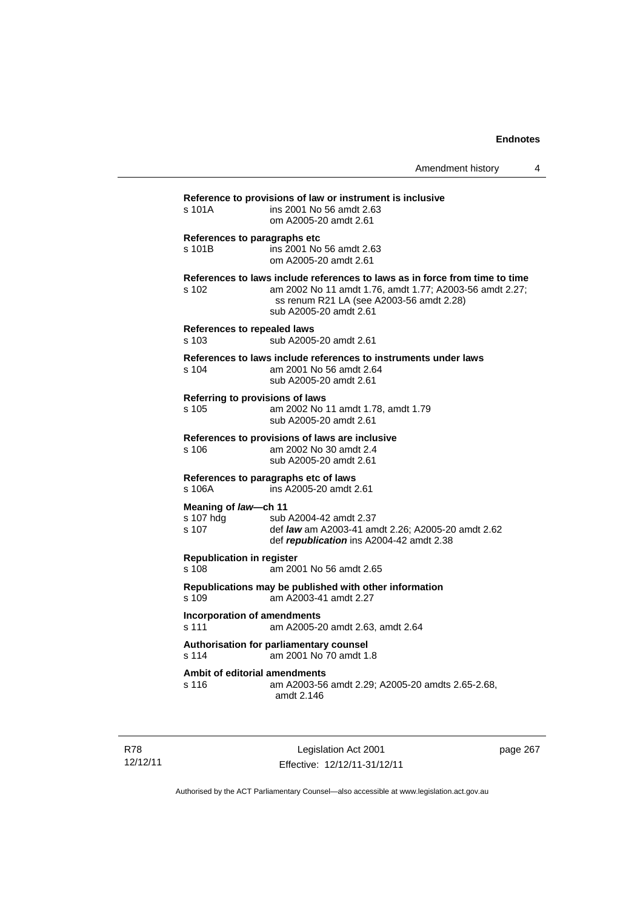**Reference to provisions of law or instrument is inclusive**

s 101A ins 2001 No 56 amdt 2.63
om A2005-20 amdt 2.61

**References to paragraphs etc**

s 101B ins 2001 No 56 amdt 2.63
om A2005-20 amdt 2.61

**References to laws include references to laws as in force from time to time**

s 102 am 2002 No 11 amdt 1.76, amdt 1.77; A2003-56 amdt 2.27; ss renum R21 LA (see A2003-56 amdt 2.28)
sub A2005-20 amdt 2.61

**References to repealed laws**

s 103 sub A2005-20 amdt 2.61

**References to laws include references to instruments under laws**

s 104 am 2001 No 56 amdt 2.64
sub A2005-20 amdt 2.61

**Referring to provisions of laws**

s 105 am 2002 No 11 amdt 1.78, amdt 1.79
sub A2005-20 amdt 2.61

**References to provisions of laws are inclusive**

s 106 am 2002 No 30 amdt 2.4
sub A2005-20 amdt 2.61

**References to paragraphs etc of laws**

s 106A ins A2005-20 amdt 2.61

**Meaning of *law*—ch 11**

s 107 hdg sub A2004-42 amdt 2.37
s 107 def ***law*** am A2003-41 amdt 2.26; A2005-20 amdt 2.62
def ***republication*** ins A2004-42 amdt 2.38

**Republication in register**

s 108 am 2001 No 56 amdt 2.65

**Republications may be published with other information**

s 109 am A2003-41 amdt 2.27

**Incorporation of amendments**

s 111 am A2005-20 amdt 2.63, amdt 2.64

**Authorisation for parliamentary counsel**

s 114 am 2001 No 70 amdt 1.8

**Ambit of editorial amendments**

s 116 am A2003-56 amdt 2.29; A2005-20 amdts 2.65-2.68, amdt 2.146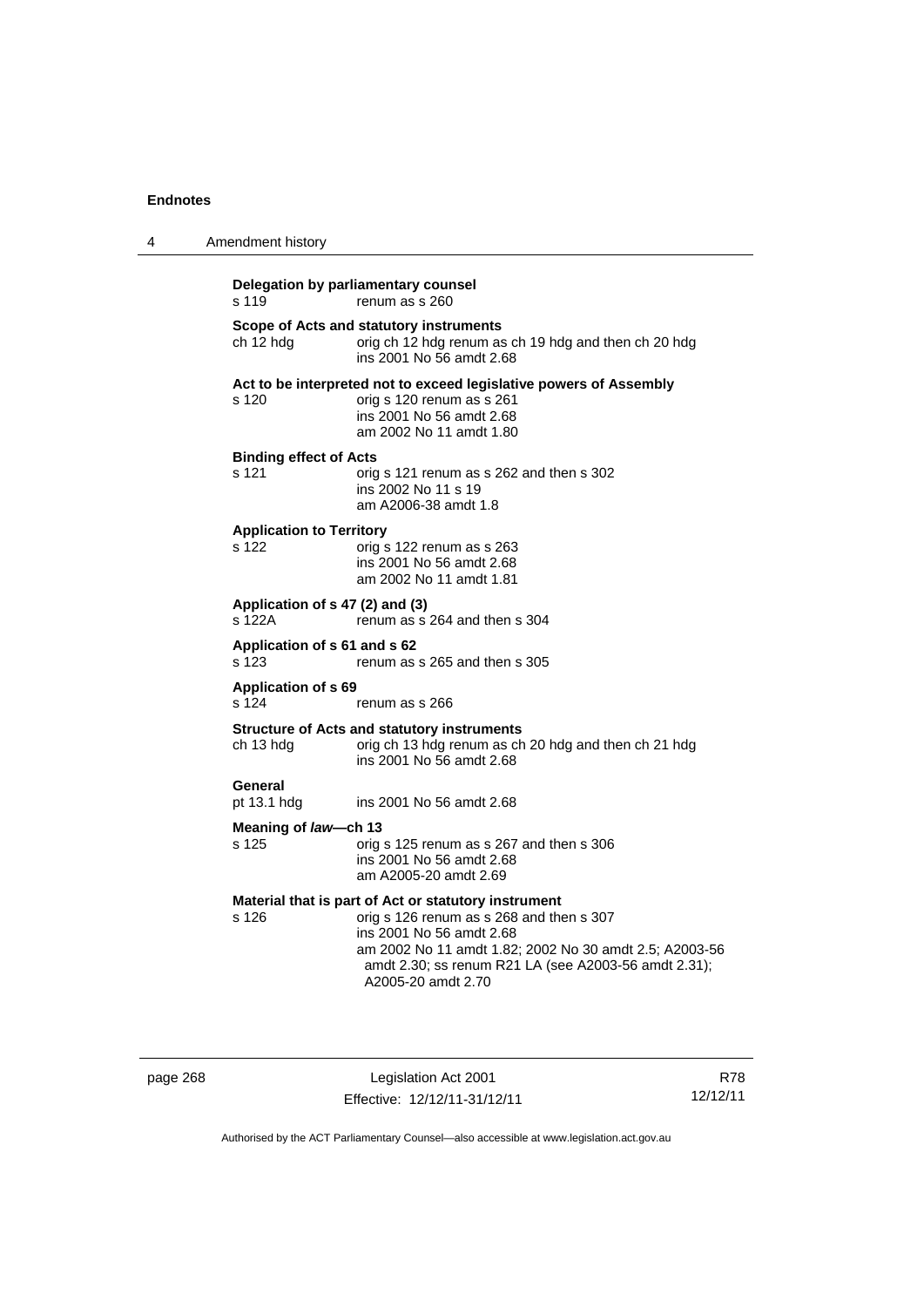**Delegation by parliamentary counsel**
s 119 renum as s 260

**Scope of Acts and statutory instruments**
ch 12 hdg orig ch 12 hdg renum as ch 19 hdg and then ch 20 hdg
ins 2001 No 56 amdt 2.68

**Act to be interpreted not to exceed legislative powers of Assembly**
s 120 orig s 120 renum as s 261
ins 2001 No 56 amdt 2.68
am 2002 No 11 amdt 1.80

**Binding effect of Acts**
s 121 orig s 121 renum as s 262 and then s 302
ins 2002 No 11 s 19
am A2006-38 amdt 1.8

**Application to Territory**
s 122 orig s 122 renum as s 263
ins 2001 No 56 amdt 2.68
am 2002 No 11 amdt 1.81

**Application of s 47 (2) and (3)**
s 122A renum as s 264 and then s 304

**Application of s 61 and s 62**
s 123 renum as s 265 and then s 305

**Application of s 69**
s 124 renum as s 266

**Structure of Acts and statutory instruments**
ch 13 hdg orig ch 13 hdg renum as ch 20 hdg and then ch 21 hdg
ins 2001 No 56 amdt 2.68

**General**
pt 13.1 hdg ins 2001 No 56 amdt 2.68

**Meaning of *law*—ch 13**
s 125 orig s 125 renum as s 267 and then s 306
ins 2001 No 56 amdt 2.68
am A2005-20 amdt 2.69

**Material that is part of Act or statutory instrument**
s 126 orig s 126 renum as s 268 and then s 307
ins 2001 No 56 amdt 2.68
am 2002 No 11 amdt 1.82; 2002 No 30 amdt 2.5; A2003-56 amdt 2.30; ss renum R21 LA (see A2003-56 amdt 2.31); A2005-20 amdt 2.70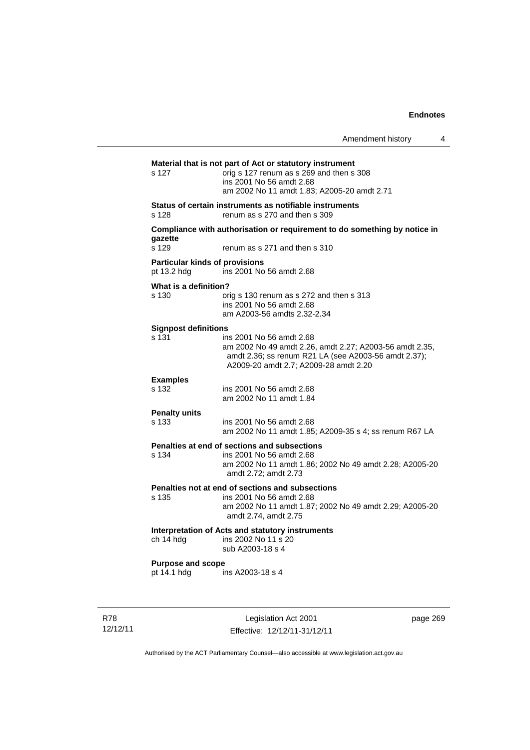**Material that is not part of Act or statutory instrument**

s 127 — orig s 127 renum as s 269 and then s 308
ins 2001 No 56 amdt 2.68
am 2002 No 11 amdt 1.83; A2005-20 amdt 2.71

**Status of certain instruments as notifiable instruments**

s 128 — renum as s 270 and then s 309

**Compliance with authorisation or requirement to do something by notice in gazette**

s 129 — renum as s 271 and then s 310

**Particular kinds of provisions**

pt 13.2 hdg — ins 2001 No 56 amdt 2.68

**What is a definition?**

s 130 — orig s 130 renum as s 272 and then s 313
ins 2001 No 56 amdt 2.68
am A2003-56 amdts 2.32-2.34

**Signpost definitions**

s 131 — ins 2001 No 56 amdt 2.68
am 2002 No 49 amdt 2.26, amdt 2.27; A2003-56 amdt 2.35, amdt 2.36; ss renum R21 LA (see A2003-56 amdt 2.37); A2009-20 amdt 2.7; A2009-28 amdt 2.20

**Examples**

s 132 — ins 2001 No 56 amdt 2.68
am 2002 No 11 amdt 1.84

**Penalty units**

s 133 — ins 2001 No 56 amdt 2.68
am 2002 No 11 amdt 1.85; A2009-35 s 4; ss renum R67 LA

**Penalties at end of sections and subsections**

s 134 — ins 2001 No 56 amdt 2.68
am 2002 No 11 amdt 1.86; 2002 No 49 amdt 2.28; A2005-20 amdt 2.72; amdt 2.73

**Penalties not at end of sections and subsections**

s 135 — ins 2001 No 56 amdt 2.68
am 2002 No 11 amdt 1.87; 2002 No 49 amdt 2.29; A2005-20 amdt 2.74, amdt 2.75

**Interpretation of Acts and statutory instruments**

ch 14 hdg — ins 2002 No 11 s 20
sub A2003-18 s 4

**Purpose and scope**

pt 14.1 hdg — ins A2003-18 s 4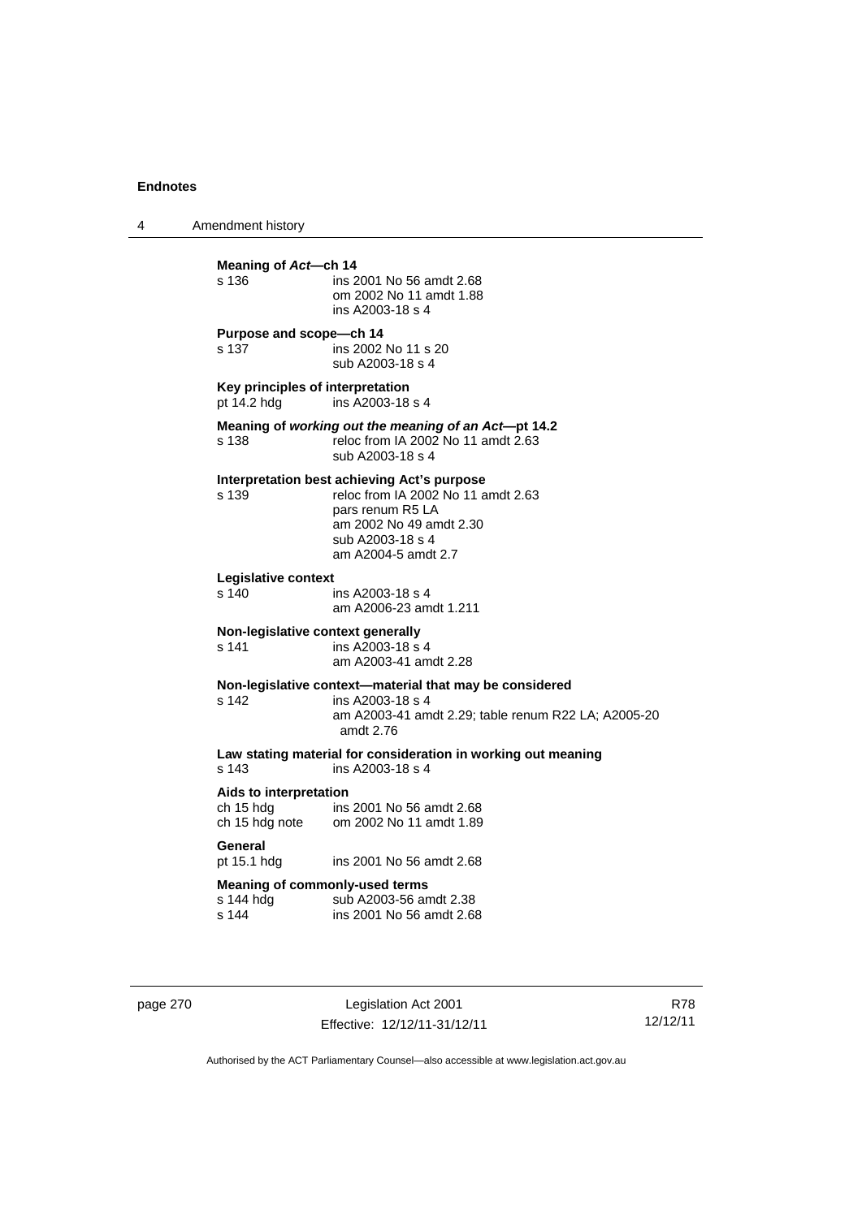**Meaning of *Act*—ch 14**

s 136 ins 2001 No 56 amdt 2.68
om 2002 No 11 amdt 1.88
ins A2003-18 s 4

**Purpose and scope—ch 14**

s 137 ins 2002 No 11 s 20
sub A2003-18 s 4

**Key principles of interpretation**

pt 14.2 hdg ins A2003-18 s 4

**Meaning of *working out the meaning of an Act*—pt 14.2**

s 138 reloc from IA 2002 No 11 amdt 2.63
sub A2003-18 s 4

**Interpretation best achieving Act's purpose**

s 139 reloc from IA 2002 No 11 amdt 2.63
pars renum R5 LA
am 2002 No 49 amdt 2.30
sub A2003-18 s 4
am A2004-5 amdt 2.7

**Legislative context**

s 140 ins A2003-18 s 4
am A2006-23 amdt 1.211

**Non-legislative context generally**

s 141 ins A2003-18 s 4
am A2003-41 amdt 2.28

**Non-legislative context—material that may be considered**

s 142 ins A2003-18 s 4
am A2003-41 amdt 2.29; table renum R22 LA; A2005-20 amdt 2.76

**Law stating material for consideration in working out meaning**

s 143 ins A2003-18 s 4

**Aids to interpretation**

ch 15 hdg ins 2001 No 56 amdt 2.68
ch 15 hdg note om 2002 No 11 amdt 1.89

**General**

pt 15.1 hdg ins 2001 No 56 amdt 2.68

**Meaning of commonly-used terms**

s 144 hdg sub A2003-56 amdt 2.38
s 144 ins 2001 No 56 amdt 2.68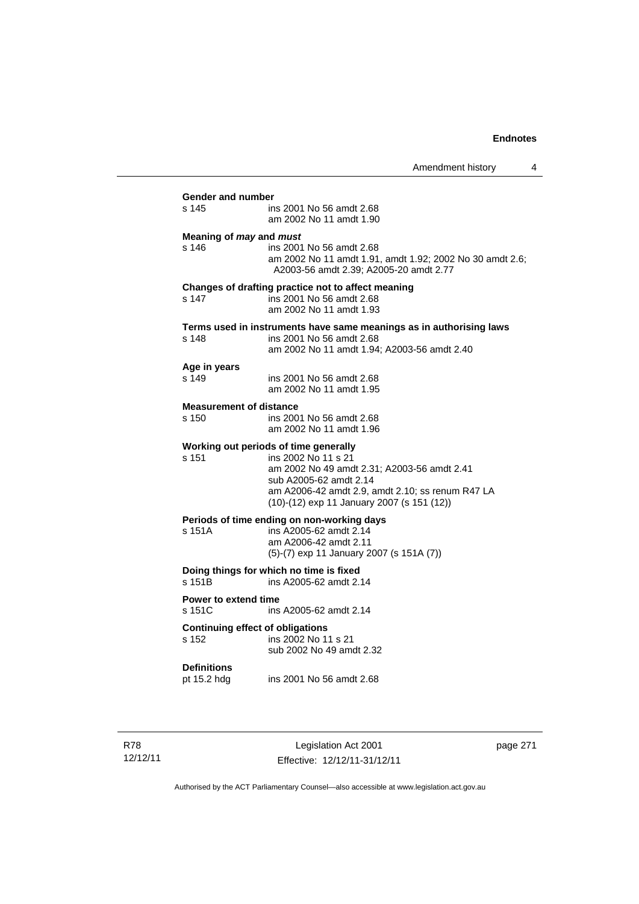**Gender and number**

s 145 ins 2001 No 56 amdt 2.68
am 2002 No 11 amdt 1.90

**Meaning of *may* and *must***

s 146 ins 2001 No 56 amdt 2.68
am 2002 No 11 amdt 1.91, amdt 1.92; 2002 No 30 amdt 2.6; A2003-56 amdt 2.39; A2005-20 amdt 2.77

**Changes of drafting practice not to affect meaning**

s 147 ins 2001 No 56 amdt 2.68
am 2002 No 11 amdt 1.93

**Terms used in instruments have same meanings as in authorising laws**

s 148 ins 2001 No 56 amdt 2.68
am 2002 No 11 amdt 1.94; A2003-56 amdt 2.40

**Age in years**

s 149 ins 2001 No 56 amdt 2.68
am 2002 No 11 amdt 1.95

**Measurement of distance**

s 150 ins 2001 No 56 amdt 2.68
am 2002 No 11 amdt 1.96

**Working out periods of time generally**

s 151 ins 2002 No 11 s 21
am 2002 No 49 amdt 2.31; A2003-56 amdt 2.41
sub A2005-62 amdt 2.14
am A2006-42 amdt 2.9, amdt 2.10; ss renum R47 LA
(10)-(12) exp 11 January 2007 (s 151 (12))

**Periods of time ending on non-working days**

s 151A ins A2005-62 amdt 2.14
am A2006-42 amdt 2.11
(5)-(7) exp 11 January 2007 (s 151A (7))

**Doing things for which no time is fixed**

s 151B ins A2005-62 amdt 2.14

**Power to extend time**

s 151C ins A2005-62 amdt 2.14

**Continuing effect of obligations**

s 152 ins 2002 No 11 s 21
sub 2002 No 49 amdt 2.32

**Definitions**

pt 15.2 hdg ins 2001 No 56 amdt 2.68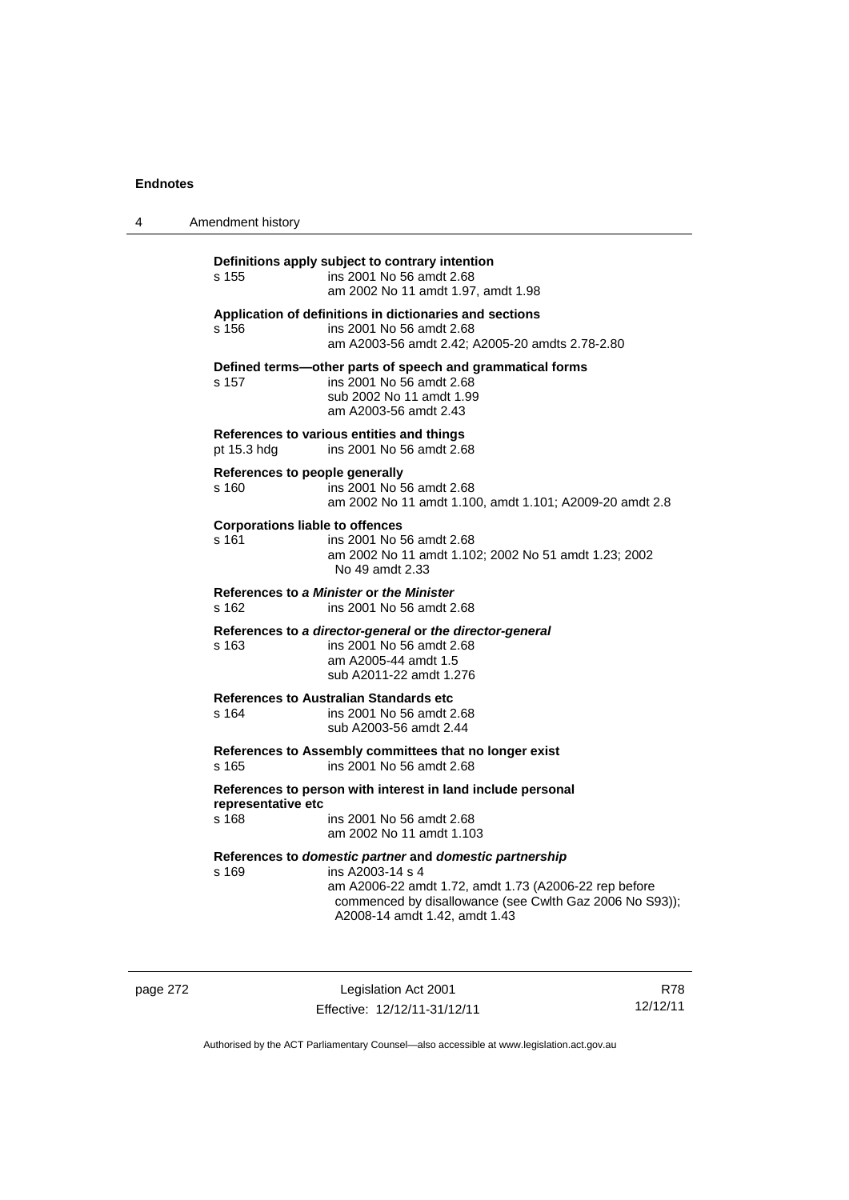**Definitions apply subject to contrary intention**

s 155 ins 2001 No 56 amdt 2.68
am 2002 No 11 amdt 1.97, amdt 1.98

**Application of definitions in dictionaries and sections**

s 156 ins 2001 No 56 amdt 2.68
am A2003-56 amdt 2.42; A2005-20 amdts 2.78-2.80

**Defined terms—other parts of speech and grammatical forms**

s 157 ins 2001 No 56 amdt 2.68
sub 2002 No 11 amdt 1.99
am A2003-56 amdt 2.43

**References to various entities and things**

pt 15.3 hdg ins 2001 No 56 amdt 2.68

**References to people generally**

s 160 ins 2001 No 56 amdt 2.68
am 2002 No 11 amdt 1.100, amdt 1.101; A2009-20 amdt 2.8

**Corporations liable to offences**

s 161 ins 2001 No 56 amdt 2.68
am 2002 No 11 amdt 1.102; 2002 No 51 amdt 1.23; 2002 No 49 amdt 2.33

**References to *a Minister* or *the Minister***

s 162 ins 2001 No 56 amdt 2.68

**References to *a director-general* or *the director-general***

s 163 ins 2001 No 56 amdt 2.68
am A2005-44 amdt 1.5
sub A2011-22 amdt 1.276

**References to Australian Standards etc**

s 164 ins 2001 No 56 amdt 2.68
sub A2003-56 amdt 2.44

**References to Assembly committees that no longer exist**

s 165 ins 2001 No 56 amdt 2.68

**References to person with interest in land include personal representative etc**

s 168 ins 2001 No 56 amdt 2.68
am 2002 No 11 amdt 1.103

**References to *domestic partner* and *domestic partnership***

s 169 ins A2003-14 s 4
am A2006-22 amdt 1.72, amdt 1.73 (A2006-22 rep before commenced by disallowance (see Cwlth Gaz 2006 No S93)); A2008-14 amdt 1.42, amdt 1.43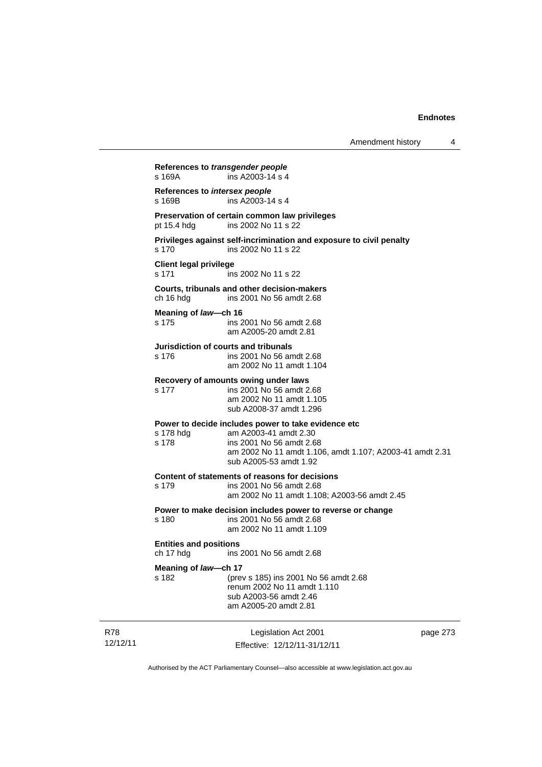**References to *transgender people***
s 169A ins A2003-14 s 4

**References to *intersex people***
s 169B ins A2003-14 s 4

**Preservation of certain common law privileges**
pt 15.4 hdg ins 2002 No 11 s 22

**Privileges against self-incrimination and exposure to civil penalty**
s 170 ins 2002 No 11 s 22

**Client legal privilege**
s 171 ins 2002 No 11 s 22

**Courts, tribunals and other decision-makers**
ch 16 hdg ins 2001 No 56 amdt 2.68

**Meaning of *law*—ch 16**
s 175 ins 2001 No 56 amdt 2.68
am A2005-20 amdt 2.81

**Jurisdiction of courts and tribunals**
s 176 ins 2001 No 56 amdt 2.68
am 2002 No 11 amdt 1.104

**Recovery of amounts owing under laws**
s 177 ins 2001 No 56 amdt 2.68
am 2002 No 11 amdt 1.105
sub A2008-37 amdt 1.296

**Power to decide includes power to take evidence etc**
s 178 hdg am A2003-41 amdt 2.30
s 178 ins 2001 No 56 amdt 2.68
am 2002 No 11 amdt 1.106, amdt 1.107; A2003-41 amdt 2.31
sub A2005-53 amdt 1.92

**Content of statements of reasons for decisions**
s 179 ins 2001 No 56 amdt 2.68
am 2002 No 11 amdt 1.108; A2003-56 amdt 2.45

**Power to make decision includes power to reverse or change**
s 180 ins 2001 No 56 amdt 2.68
am 2002 No 11 amdt 1.109

**Entities and positions**
ch 17 hdg ins 2001 No 56 amdt 2.68

**Meaning of *law*—ch 17**
s 182 (prev s 185) ins 2001 No 56 amdt 2.68
renum 2002 No 11 amdt 1.110
sub A2003-56 amdt 2.46
am A2005-20 amdt 2.81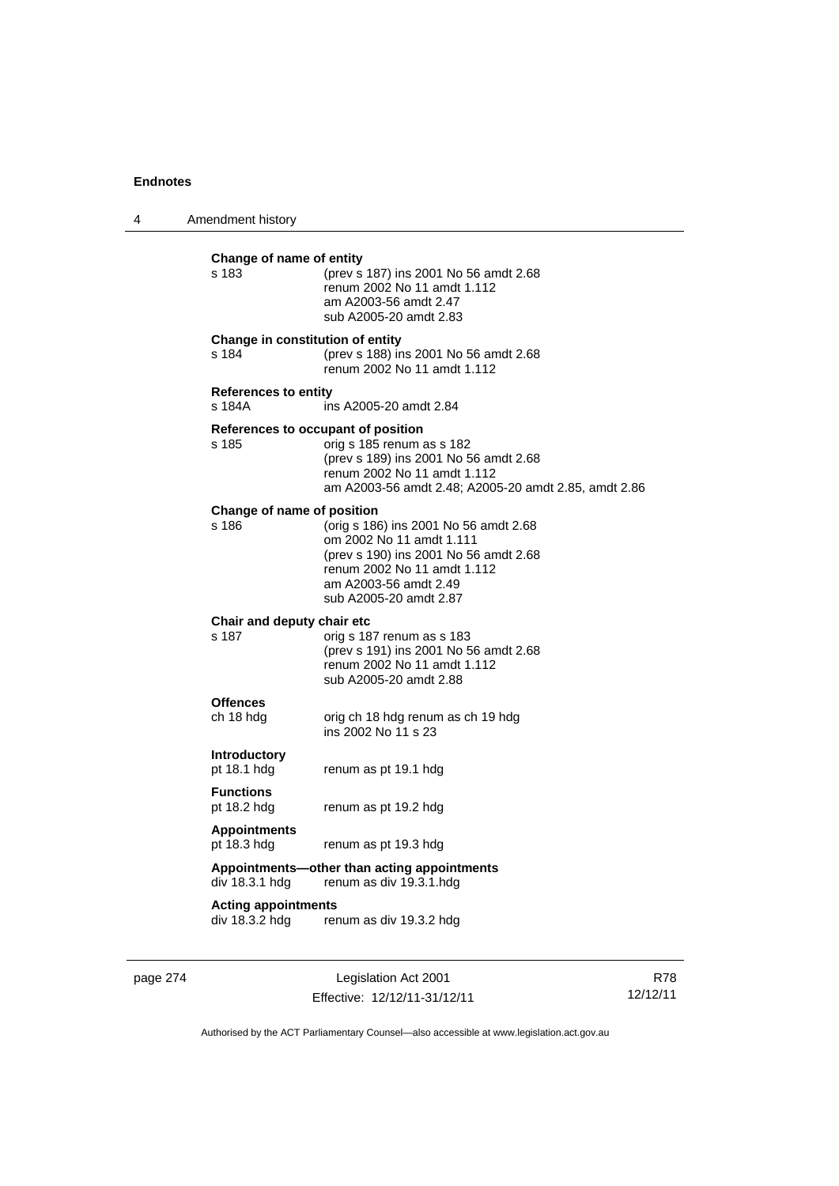**Change of name of entity**

s 183 — (prev s 187) ins 2001 No 56 amdt 2.68
renum 2002 No 11 amdt 1.112
am A2003-56 amdt 2.47
sub A2005-20 amdt 2.83

**Change in constitution of entity**

s 184 — (prev s 188) ins 2001 No 56 amdt 2.68
renum 2002 No 11 amdt 1.112

**References to entity**

s 184A — ins A2005-20 amdt 2.84

**References to occupant of position**

s 185 — orig s 185 renum as s 182
(prev s 189) ins 2001 No 56 amdt 2.68
renum 2002 No 11 amdt 1.112
am A2003-56 amdt 2.48; A2005-20 amdt 2.85, amdt 2.86

**Change of name of position**

s 186 — (orig s 186) ins 2001 No 56 amdt 2.68
om 2002 No 11 amdt 1.111
(prev s 190) ins 2001 No 56 amdt 2.68
renum 2002 No 11 amdt 1.112
am A2003-56 amdt 2.49
sub A2005-20 amdt 2.87

**Chair and deputy chair etc**

s 187 — orig s 187 renum as s 183
(prev s 191) ins 2001 No 56 amdt 2.68
renum 2002 No 11 amdt 1.112
sub A2005-20 amdt 2.88

**Offences**

ch 18 hdg — orig ch 18 hdg renum as ch 19 hdg
ins 2002 No 11 s 23

**Introductory**

pt 18.1 hdg — renum as pt 19.1 hdg

**Functions**

pt 18.2 hdg — renum as pt 19.2 hdg

**Appointments**

pt 18.3 hdg — renum as pt 19.3 hdg

**Appointments—other than acting appointments**

div 18.3.1 hdg — renum as div 19.3.1.hdg

**Acting appointments**

div 18.3.2 hdg — renum as div 19.3.2 hdg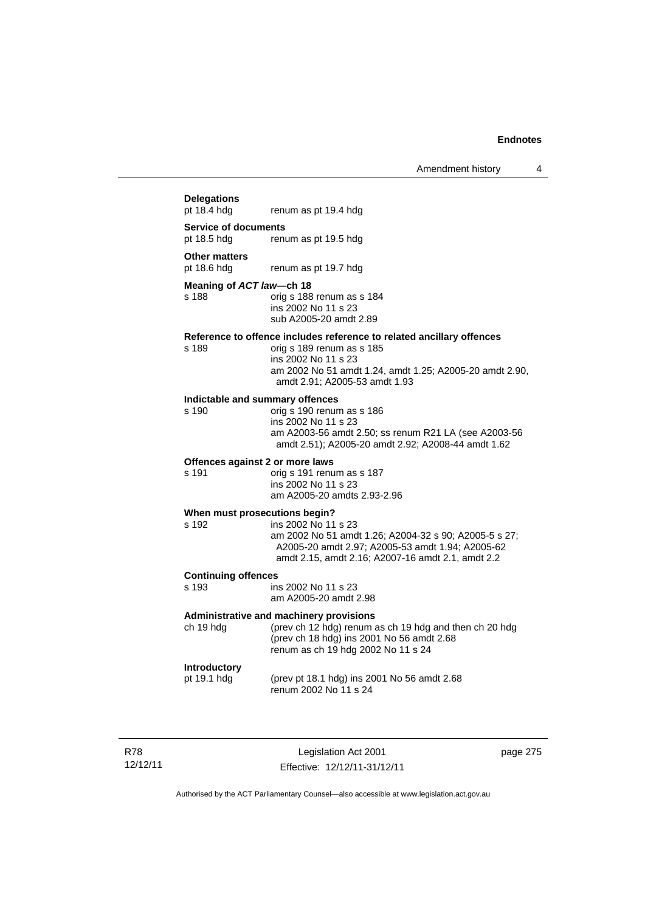**Delegations**
pt 18.4 hdg renum as pt 19.4 hdg

**Service of documents**
pt 18.5 hdg renum as pt 19.5 hdg

**Other matters**
pt 18.6 hdg renum as pt 19.7 hdg

**Meaning of *ACT law*—ch 18**
s 188 orig s 188 renum as s 184
ins 2002 No 11 s 23
sub A2005-20 amdt 2.89

**Reference to offence includes reference to related ancillary offences**
s 189 orig s 189 renum as s 185
ins 2002 No 11 s 23
am 2002 No 51 amdt 1.24, amdt 1.25; A2005-20 amdt 2.90, amdt 2.91; A2005-53 amdt 1.93

**Indictable and summary offences**
s 190 orig s 190 renum as s 186
ins 2002 No 11 s 23
am A2003-56 amdt 2.50; ss renum R21 LA (see A2003-56 amdt 2.51); A2005-20 amdt 2.92; A2008-44 amdt 1.62

**Offences against 2 or more laws**
s 191 orig s 191 renum as s 187
ins 2002 No 11 s 23
am A2005-20 amdts 2.93-2.96

**When must prosecutions begin?**
s 192 ins 2002 No 11 s 23
am 2002 No 51 amdt 1.26; A2004-32 s 90; A2005-5 s 27; A2005-20 amdt 2.97; A2005-53 amdt 1.94; A2005-62 amdt 2.15, amdt 2.16; A2007-16 amdt 2.1, amdt 2.2

**Continuing offences**
s 193 ins 2002 No 11 s 23
am A2005-20 amdt 2.98

**Administrative and machinery provisions**
ch 19 hdg (prev ch 12 hdg) renum as ch 19 hdg and then ch 20 hdg
(prev ch 18 hdg) ins 2001 No 56 amdt 2.68
renum as ch 19 hdg 2002 No 11 s 24

**Introductory**
pt 19.1 hdg (prev pt 18.1 hdg) ins 2001 No 56 amdt 2.68
renum 2002 No 11 s 24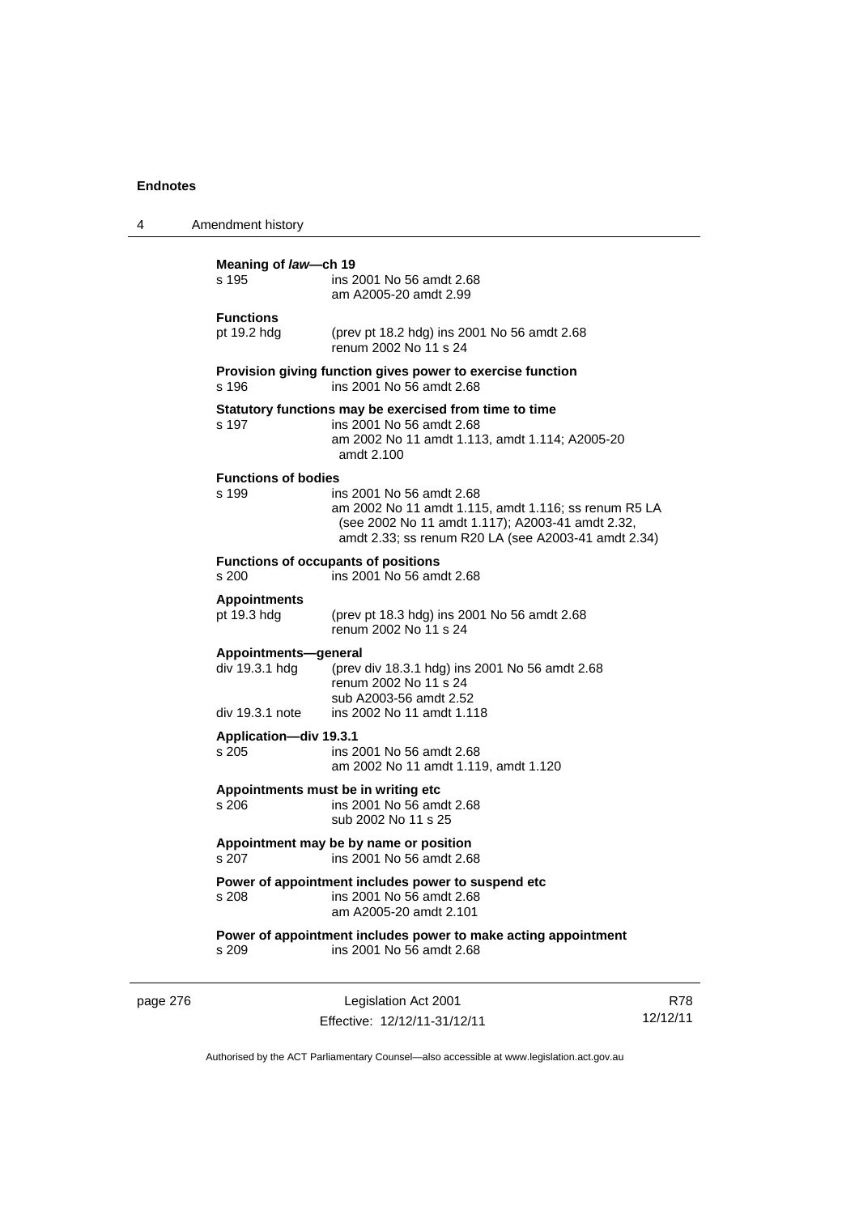**Meaning of *law*—ch 19**

s 195 ins 2001 No 56 amdt 2.68
am A2005-20 amdt 2.99

**Functions**

pt 19.2 hdg (prev pt 18.2 hdg) ins 2001 No 56 amdt 2.68
renum 2002 No 11 s 24

**Provision giving function gives power to exercise function**

s 196 ins 2001 No 56 amdt 2.68

**Statutory functions may be exercised from time to time**

s 197 ins 2001 No 56 amdt 2.68
am 2002 No 11 amdt 1.113, amdt 1.114; A2005-20 amdt 2.100

**Functions of bodies**

s 199 ins 2001 No 56 amdt 2.68
am 2002 No 11 amdt 1.115, amdt 1.116; ss renum R5 LA (see 2002 No 11 amdt 1.117); A2003-41 amdt 2.32, amdt 2.33; ss renum R20 LA (see A2003-41 amdt 2.34)

**Functions of occupants of positions**

s 200 ins 2001 No 56 amdt 2.68

**Appointments**

pt 19.3 hdg (prev pt 18.3 hdg) ins 2001 No 56 amdt 2.68
renum 2002 No 11 s 24

**Appointments—general**

div 19.3.1 hdg (prev div 18.3.1 hdg) ins 2001 No 56 amdt 2.68
renum 2002 No 11 s 24
sub A2003-56 amdt 2.52
div 19.3.1 note ins 2002 No 11 amdt 1.118

**Application—div 19.3.1**

s 205 ins 2001 No 56 amdt 2.68
am 2002 No 11 amdt 1.119, amdt 1.120

**Appointments must be in writing etc**

s 206 ins 2001 No 56 amdt 2.68
sub 2002 No 11 s 25

**Appointment may be by name or position**

s 207 ins 2001 No 56 amdt 2.68

**Power of appointment includes power to suspend etc**

s 208 ins 2001 No 56 amdt 2.68
am A2005-20 amdt 2.101

**Power of appointment includes power to make acting appointment**

s 209 ins 2001 No 56 amdt 2.68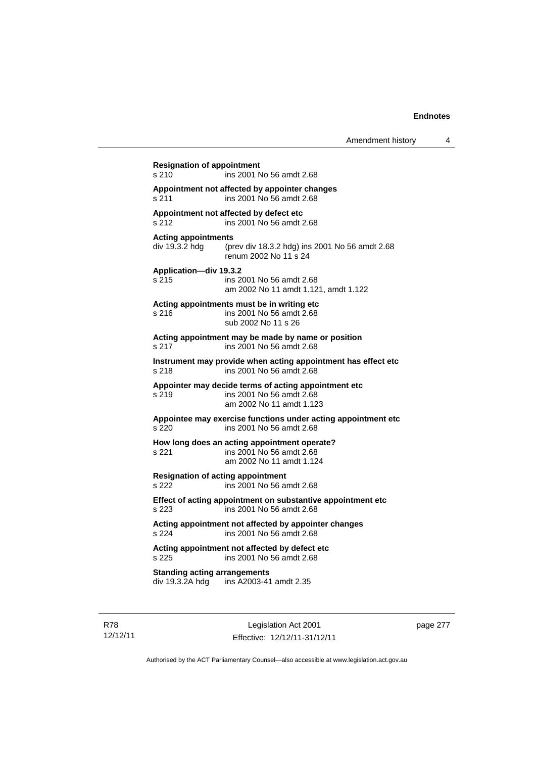**Resignation of appointment**
s 210 ins 2001 No 56 amdt 2.68

**Appointment not affected by appointer changes**
s 211 ins 2001 No 56 amdt 2.68

**Appointment not affected by defect etc**
s 212 ins 2001 No 56 amdt 2.68

**Acting appointments**
div 19.3.2 hdg (prev div 18.3.2 hdg) ins 2001 No 56 amdt 2.68
renum 2002 No 11 s 24

**Application—div 19.3.2**
s 215 ins 2001 No 56 amdt 2.68
am 2002 No 11 amdt 1.121, amdt 1.122

**Acting appointments must be in writing etc**
s 216 ins 2001 No 56 amdt 2.68
sub 2002 No 11 s 26

**Acting appointment may be made by name or position**
s 217 ins 2001 No 56 amdt 2.68

**Instrument may provide when acting appointment has effect etc**
s 218 ins 2001 No 56 amdt 2.68

**Appointer may decide terms of acting appointment etc**
s 219 ins 2001 No 56 amdt 2.68
am 2002 No 11 amdt 1.123

**Appointee may exercise functions under acting appointment etc**
s 220 ins 2001 No 56 amdt 2.68

**How long does an acting appointment operate?**
s 221 ins 2001 No 56 amdt 2.68
am 2002 No 11 amdt 1.124

**Resignation of acting appointment**
s 222 ins 2001 No 56 amdt 2.68

**Effect of acting appointment on substantive appointment etc**
s 223 ins 2001 No 56 amdt 2.68

**Acting appointment not affected by appointer changes**
s 224 ins 2001 No 56 amdt 2.68

**Acting appointment not affected by defect etc**
s 225 ins 2001 No 56 amdt 2.68

**Standing acting arrangements**
div 19.3.2A hdg ins A2003-41 amdt 2.35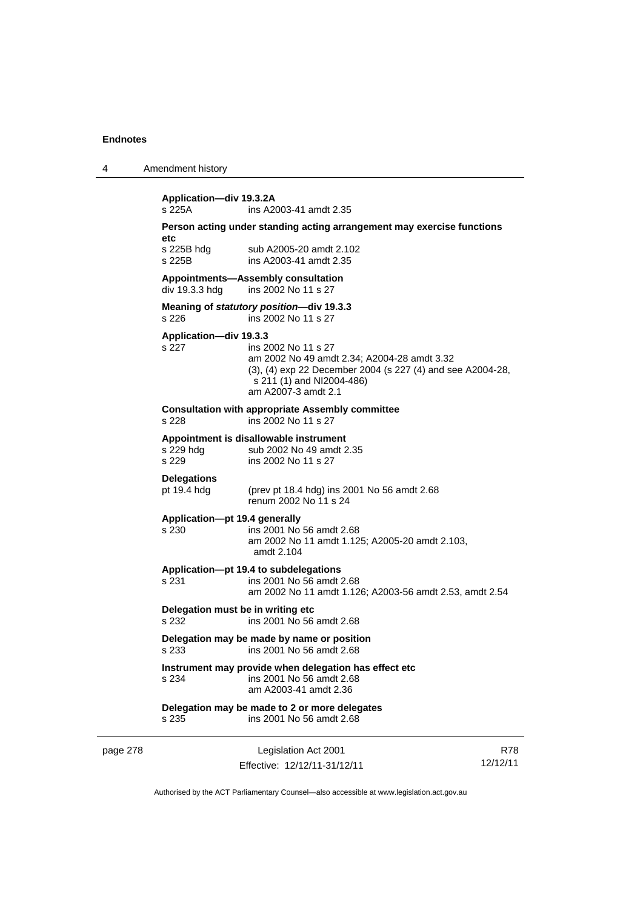**Application—div 19.3.2A**
s 225A ins A2003-41 amdt 2.35

**Person acting under standing acting arrangement may exercise functions etc**
s 225B hdg sub A2005-20 amdt 2.102
s 225B ins A2003-41 amdt 2.35

**Appointments—Assembly consultation**
div 19.3.3 hdg ins 2002 No 11 s 27

**Meaning of *statutory position*—div 19.3.3**
s 226 ins 2002 No 11 s 27

**Application—div 19.3.3**
s 227 ins 2002 No 11 s 27
am 2002 No 49 amdt 2.34; A2004-28 amdt 3.32
(3), (4) exp 22 December 2004 (s 227 (4) and see A2004-28, s 211 (1) and NI2004-486)
am A2007-3 amdt 2.1

**Consultation with appropriate Assembly committee**
s 228 ins 2002 No 11 s 27

**Appointment is disallowable instrument**
s 229 hdg sub 2002 No 49 amdt 2.35
s 229 ins 2002 No 11 s 27

**Delegations**
pt 19.4 hdg (prev pt 18.4 hdg) ins 2001 No 56 amdt 2.68
renum 2002 No 11 s 24

**Application—pt 19.4 generally**
s 230 ins 2001 No 56 amdt 2.68
am 2002 No 11 amdt 1.125; A2005-20 amdt 2.103, amdt 2.104

**Application—pt 19.4 to subdelegations**
s 231 ins 2001 No 56 amdt 2.68
am 2002 No 11 amdt 1.126; A2003-56 amdt 2.53, amdt 2.54

**Delegation must be in writing etc**
s 232 ins 2001 No 56 amdt 2.68

**Delegation may be made by name or position**
s 233 ins 2001 No 56 amdt 2.68

**Instrument may provide when delegation has effect etc**
s 234 ins 2001 No 56 amdt 2.68
am A2003-41 amdt 2.36

**Delegation may be made to 2 or more delegates**
s 235 ins 2001 No 56 amdt 2.68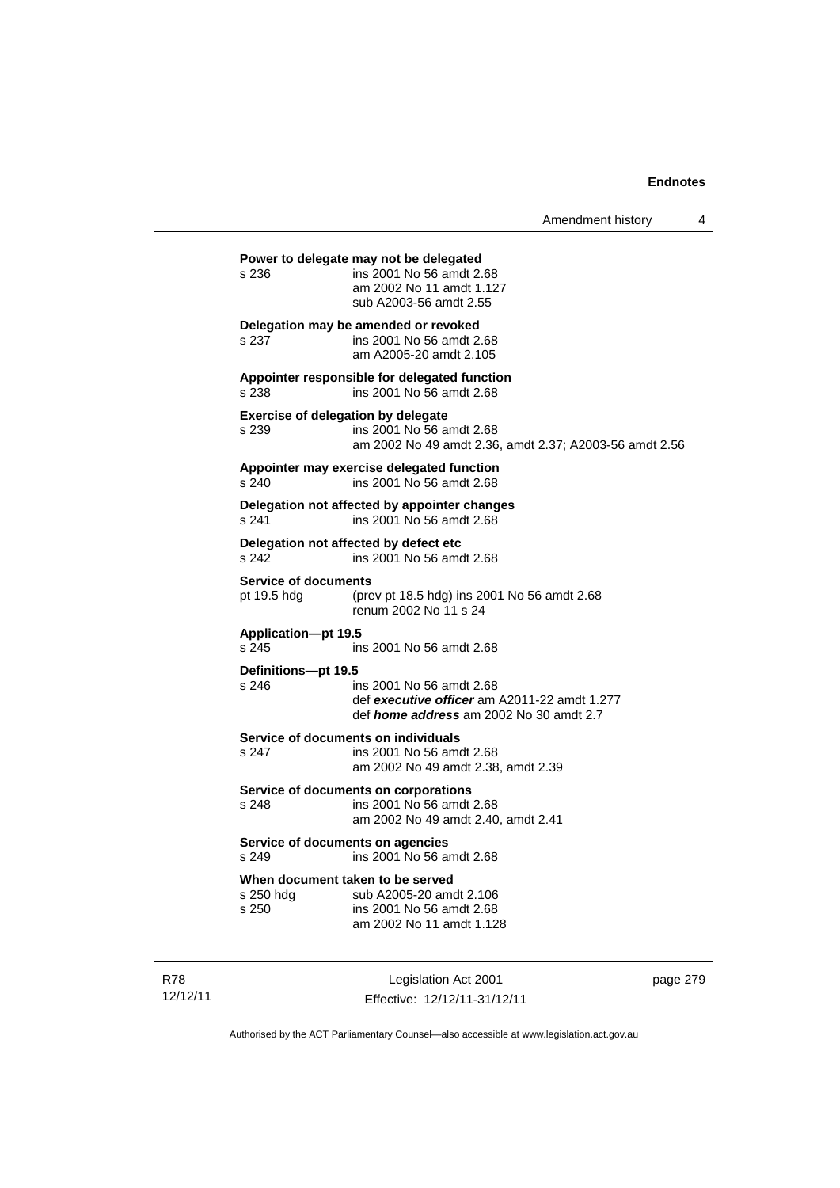**Power to delegate may not be delegated**

s 236 ins 2001 No 56 amdt 2.68
am 2002 No 11 amdt 1.127
sub A2003-56 amdt 2.55

**Delegation may be amended or revoked**

s 237 ins 2001 No 56 amdt 2.68
am A2005-20 amdt 2.105

**Appointer responsible for delegated function**

s 238 ins 2001 No 56 amdt 2.68

**Exercise of delegation by delegate**

s 239 ins 2001 No 56 amdt 2.68
am 2002 No 49 amdt 2.36, amdt 2.37; A2003-56 amdt 2.56

**Appointer may exercise delegated function**

s 240 ins 2001 No 56 amdt 2.68

**Delegation not affected by appointer changes**

s 241 ins 2001 No 56 amdt 2.68

**Delegation not affected by defect etc**

s 242 ins 2001 No 56 amdt 2.68

**Service of documents**

pt 19.5 hdg (prev pt 18.5 hdg) ins 2001 No 56 amdt 2.68
renum 2002 No 11 s 24

**Application—pt 19.5**

s 245 ins 2001 No 56 amdt 2.68

**Definitions—pt 19.5**

s 246 ins 2001 No 56 amdt 2.68
def ***executive officer*** am A2011-22 amdt 1.277
def ***home address*** am 2002 No 30 amdt 2.7

**Service of documents on individuals**

s 247 ins 2001 No 56 amdt 2.68
am 2002 No 49 amdt 2.38, amdt 2.39

**Service of documents on corporations**

s 248 ins 2001 No 56 amdt 2.68
am 2002 No 49 amdt 2.40, amdt 2.41

**Service of documents on agencies**

s 249 ins 2001 No 56 amdt 2.68

**When document taken to be served**

s 250 hdg sub A2005-20 amdt 2.106
s 250 ins 2001 No 56 amdt 2.68
am 2002 No 11 amdt 1.128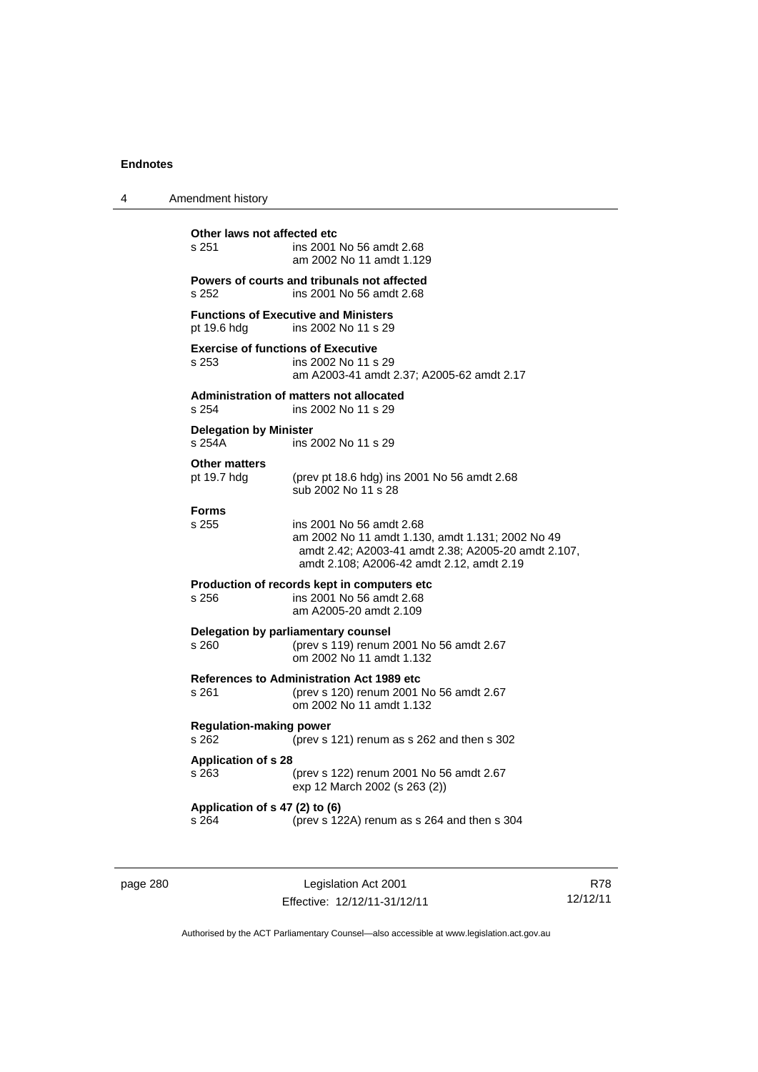**Other laws not affected etc**

s 251 ins 2001 No 56 amdt 2.68
am 2002 No 11 amdt 1.129

**Powers of courts and tribunals not affected**

s 252 ins 2001 No 56 amdt 2.68

**Functions of Executive and Ministers**

pt 19.6 hdg ins 2002 No 11 s 29

**Exercise of functions of Executive**

s 253 ins 2002 No 11 s 29
am A2003-41 amdt 2.37; A2005-62 amdt 2.17

**Administration of matters not allocated**

s 254 ins 2002 No 11 s 29

**Delegation by Minister**

s 254A ins 2002 No 11 s 29

**Other matters**

pt 19.7 hdg (prev pt 18.6 hdg) ins 2001 No 56 amdt 2.68
sub 2002 No 11 s 28

**Forms**

s 255 ins 2001 No 56 amdt 2.68
am 2002 No 11 amdt 1.130, amdt 1.131; 2002 No 49 amdt 2.42; A2003-41 amdt 2.38; A2005-20 amdt 2.107, amdt 2.108; A2006-42 amdt 2.12, amdt 2.19

**Production of records kept in computers etc**

s 256 ins 2001 No 56 amdt 2.68
am A2005-20 amdt 2.109

**Delegation by parliamentary counsel**

s 260 (prev s 119) renum 2001 No 56 amdt 2.67
om 2002 No 11 amdt 1.132

**References to Administration Act 1989 etc**

s 261 (prev s 120) renum 2001 No 56 amdt 2.67
om 2002 No 11 amdt 1.132

**Regulation-making power**

s 262 (prev s 121) renum as s 262 and then s 302

**Application of s 28**

s 263 (prev s 122) renum 2001 No 56 amdt 2.67
exp 12 March 2002 (s 263 (2))

**Application of s 47 (2) to (6)**

s 264 (prev s 122A) renum as s 264 and then s 304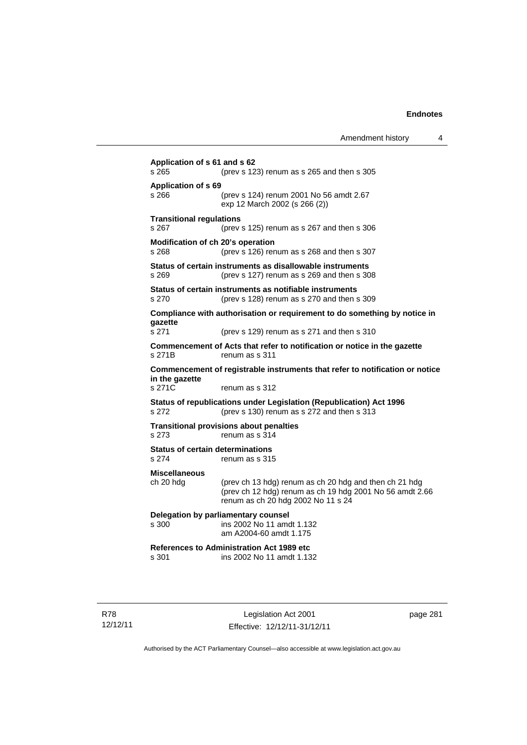**Application of s 61 and s 62**
s 265 (prev s 123) renum as s 265 and then s 305

**Application of s 69**
s 266 (prev s 124) renum 2001 No 56 amdt 2.67
exp 12 March 2002 (s 266 (2))

**Transitional regulations**
s 267 (prev s 125) renum as s 267 and then s 306

**Modification of ch 20's operation**
s 268 (prev s 126) renum as s 268 and then s 307

**Status of certain instruments as disallowable instruments**
s 269 (prev s 127) renum as s 269 and then s 308

**Status of certain instruments as notifiable instruments**
s 270 (prev s 128) renum as s 270 and then s 309

**Compliance with authorisation or requirement to do something by notice in gazette**
s 271 (prev s 129) renum as s 271 and then s 310

**Commencement of Acts that refer to notification or notice in the gazette**
s 271B renum as s 311

**Commencement of registrable instruments that refer to notification or notice in the gazette**
s 271C renum as s 312

**Status of republications under Legislation (Republication) Act 1996**
s 272 (prev s 130) renum as s 272 and then s 313

**Transitional provisions about penalties**
s 273 renum as s 314

**Status of certain determinations**
s 274 renum as s 315

**Miscellaneous**
ch 20 hdg (prev ch 13 hdg) renum as ch 20 hdg and then ch 21 hdg
(prev ch 12 hdg) renum as ch 19 hdg 2001 No 56 amdt 2.66
renum as ch 20 hdg 2002 No 11 s 24

**Delegation by parliamentary counsel**
s 300 ins 2002 No 11 amdt 1.132
am A2004-60 amdt 1.175

**References to Administration Act 1989 etc**
s 301 ins 2002 No 11 amdt 1.132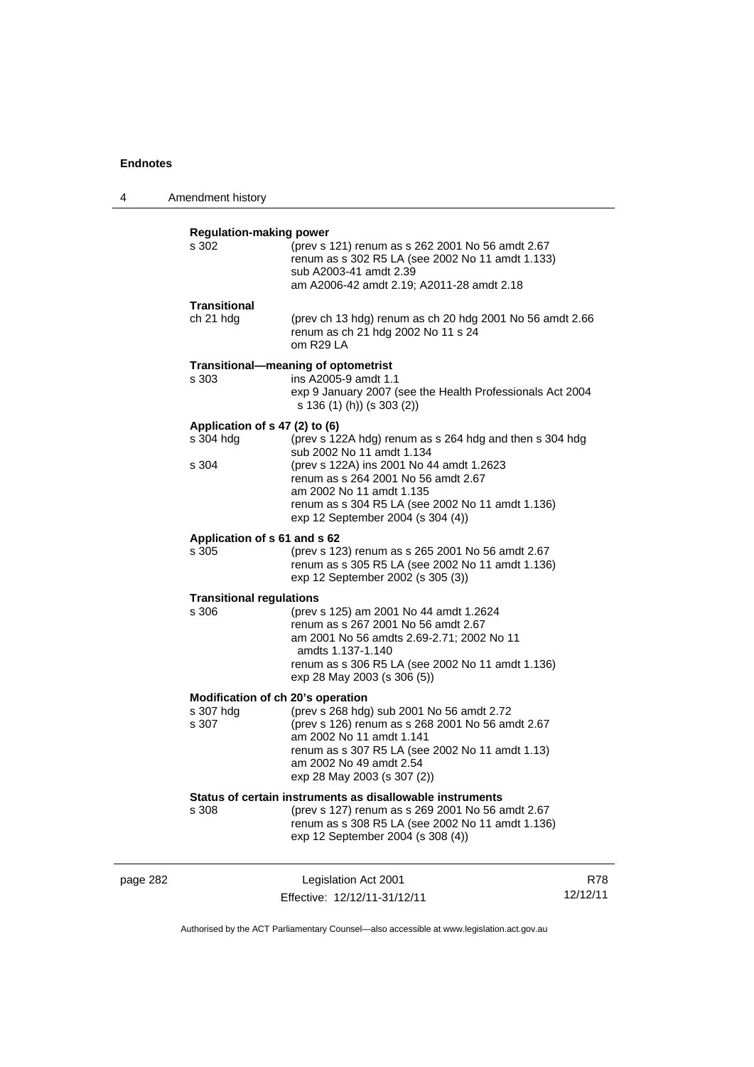**Regulation-making power**

s 302 (prev s 121) renum as s 262 2001 No 56 amdt 2.67
renum as s 302 R5 LA (see 2002 No 11 amdt 1.133)
sub A2003-41 amdt 2.39
am A2006-42 amdt 2.19; A2011-28 amdt 2.18

**Transitional**

ch 21 hdg (prev ch 13 hdg) renum as ch 20 hdg 2001 No 56 amdt 2.66
renum as ch 21 hdg 2002 No 11 s 24
om R29 LA

**Transitional—meaning of optometrist**

s 303 ins A2005-9 amdt 1.1
exp 9 January 2007 (see the Health Professionals Act 2004 s 136 (1) (h)) (s 303 (2))

**Application of s 47 (2) to (6)**

s 304 hdg (prev s 122A hdg) renum as s 264 hdg and then s 304 hdg
sub 2002 No 11 amdt 1.134

s 304 (prev s 122A) ins 2001 No 44 amdt 1.2623
renum as s 264 2001 No 56 amdt 2.67
am 2002 No 11 amdt 1.135
renum as s 304 R5 LA (see 2002 No 11 amdt 1.136)
exp 12 September 2004 (s 304 (4))

**Application of s 61 and s 62**

s 305 (prev s 123) renum as s 265 2001 No 56 amdt 2.67
renum as s 305 R5 LA (see 2002 No 11 amdt 1.136)
exp 12 September 2002 (s 305 (3))

**Transitional regulations**

s 306 (prev s 125) am 2001 No 44 amdt 1.2624
renum as s 267 2001 No 56 amdt 2.67
am 2001 No 56 amdts 2.69-2.71; 2002 No 11 amdts 1.137-1.140
renum as s 306 R5 LA (see 2002 No 11 amdt 1.136)
exp 28 May 2003 (s 306 (5))

**Modification of ch 20's operation**

s 307 hdg (prev s 268 hdg) sub 2001 No 56 amdt 2.72

s 307 (prev s 126) renum as s 268 2001 No 56 amdt 2.67
am 2002 No 11 amdt 1.141
renum as s 307 R5 LA (see 2002 No 11 amdt 1.13)
am 2002 No 49 amdt 2.54
exp 28 May 2003 (s 307 (2))

**Status of certain instruments as disallowable instruments**

s 308 (prev s 127) renum as s 269 2001 No 56 amdt 2.67
renum as s 308 R5 LA (see 2002 No 11 amdt 1.136)
exp 12 September 2004 (s 308 (4))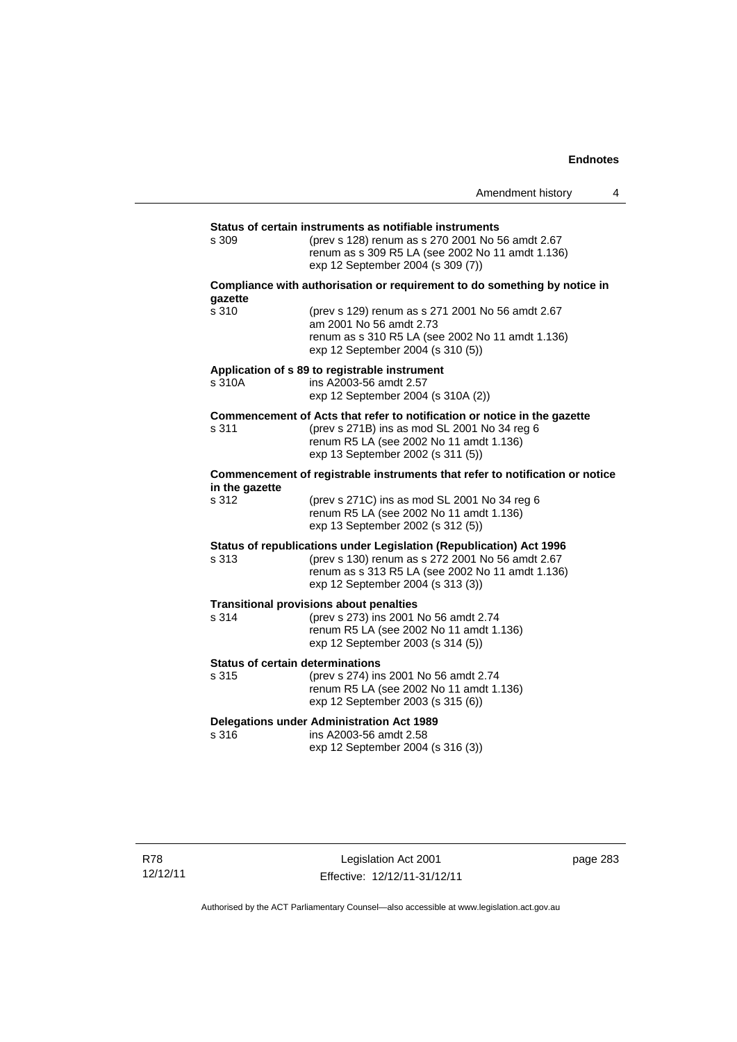**Status of certain instruments as notifiable instruments**

s 309 (prev s 128) renum as s 270 2001 No 56 amdt 2.67
renum as s 309 R5 LA (see 2002 No 11 amdt 1.136)
exp 12 September 2004 (s 309 (7))

**Compliance with authorisation or requirement to do something by notice in gazette**

s 310 (prev s 129) renum as s 271 2001 No 56 amdt 2.67
am 2001 No 56 amdt 2.73
renum as s 310 R5 LA (see 2002 No 11 amdt 1.136)
exp 12 September 2004 (s 310 (5))

**Application of s 89 to registrable instrument**

s 310A ins A2003-56 amdt 2.57
exp 12 September 2004 (s 310A (2))

**Commencement of Acts that refer to notification or notice in the gazette**

s 311 (prev s 271B) ins as mod SL 2001 No 34 reg 6
renum R5 LA (see 2002 No 11 amdt 1.136)
exp 13 September 2002 (s 311 (5))

**Commencement of registrable instruments that refer to notification or notice in the gazette**

s 312 (prev s 271C) ins as mod SL 2001 No 34 reg 6
renum R5 LA (see 2002 No 11 amdt 1.136)
exp 13 September 2002 (s 312 (5))

**Status of republications under Legislation (Republication) Act 1996**

s 313 (prev s 130) renum as s 272 2001 No 56 amdt 2.67
renum as s 313 R5 LA (see 2002 No 11 amdt 1.136)
exp 12 September 2004 (s 313 (3))

**Transitional provisions about penalties**

s 314 (prev s 273) ins 2001 No 56 amdt 2.74
renum R5 LA (see 2002 No 11 amdt 1.136)
exp 12 September 2003 (s 314 (5))

**Status of certain determinations**

s 315 (prev s 274) ins 2001 No 56 amdt 2.74
renum R5 LA (see 2002 No 11 amdt 1.136)
exp 12 September 2003 (s 315 (6))

**Delegations under Administration Act 1989**

s 316 ins A2003-56 amdt 2.58
exp 12 September 2004 (s 316 (3))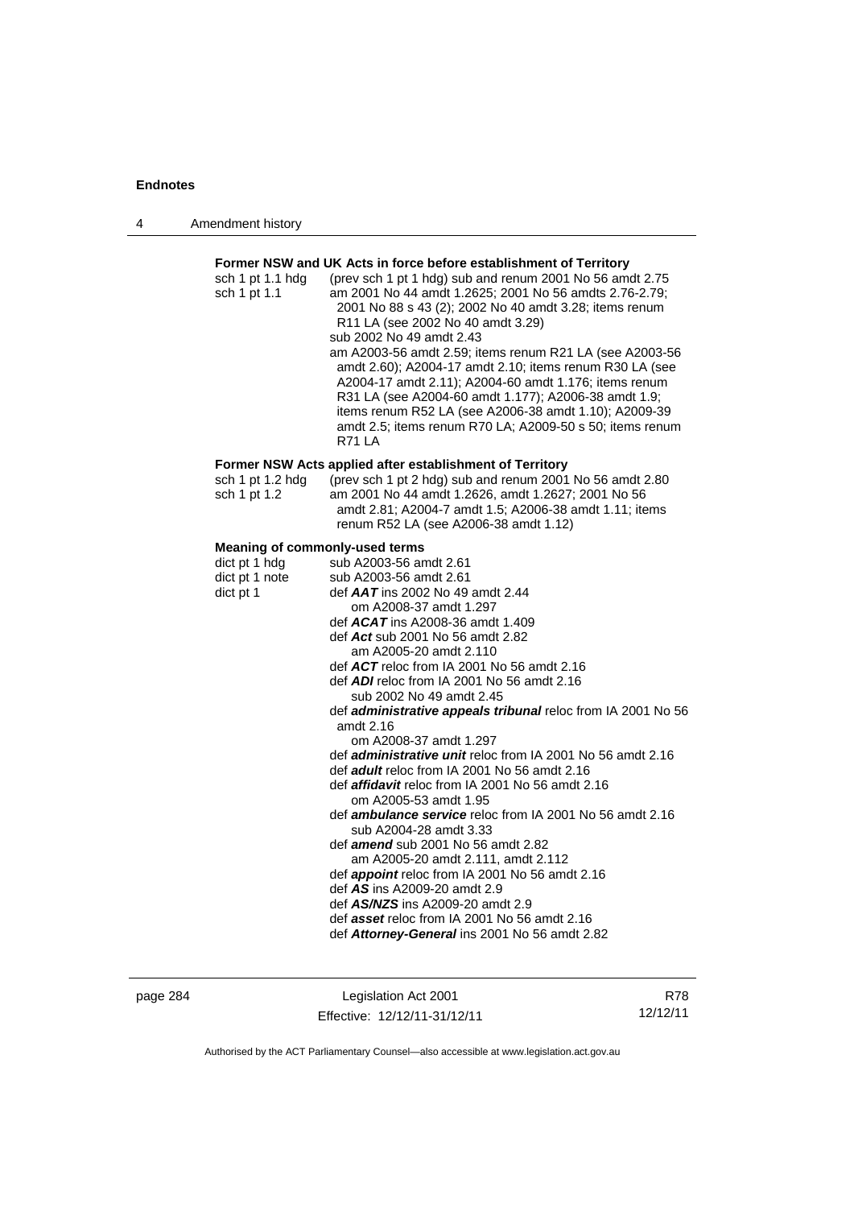**Former NSW and UK Acts in force before establishment of Territory**

sch 1 pt 1.1 hdg (prev sch 1 pt 1 hdg) sub and renum 2001 No 56 amdt 2.75

sch 1 pt 1.1 am 2001 No 44 amdt 1.2625; 2001 No 56 amdts 2.76-2.79; 2001 No 88 s 43 (2); 2002 No 40 amdt 3.28; items renum R11 LA (see 2002 No 40 amdt 3.29)
sub 2002 No 49 amdt 2.43
am A2003-56 amdt 2.59; items renum R21 LA (see A2003-56 amdt 2.60); A2004-17 amdt 2.10; items renum R30 LA (see A2004-17 amdt 2.11); A2004-60 amdt 1.176; items renum R31 LA (see A2004-60 amdt 1.177); A2006-38 amdt 1.9; items renum R52 LA (see A2006-38 amdt 1.10); A2009-39 amdt 2.5; items renum R70 LA; A2009-50 s 50; items renum R71 LA

**Former NSW Acts applied after establishment of Territory**

sch 1 pt 1.2 hdg (prev sch 1 pt 2 hdg) sub and renum 2001 No 56 amdt 2.80

sch 1 pt 1.2 am 2001 No 44 amdt 1.2626, amdt 1.2627; 2001 No 56 amdt 2.81; A2004-7 amdt 1.5; A2006-38 amdt 1.11; items renum R52 LA (see A2006-38 amdt 1.12)

**Meaning of commonly-used terms**

dict pt 1 hdg sub A2003-56 amdt 2.61

dict pt 1 note sub A2003-56 amdt 2.61

dict pt 1 def ***AAT*** ins 2002 No 49 amdt 2.44
om A2008-37 amdt 1.297
def ***ACAT*** ins A2008-36 amdt 1.409
def ***Act*** sub 2001 No 56 amdt 2.82
am A2005-20 amdt 2.110
def ***ACT*** reloc from IA 2001 No 56 amdt 2.16
def ***ADI*** reloc from IA 2001 No 56 amdt 2.16
sub 2002 No 49 amdt 2.45
def ***administrative appeals tribunal*** reloc from IA 2001 No 56 amdt 2.16
om A2008-37 amdt 1.297
def ***administrative unit*** reloc from IA 2001 No 56 amdt 2.16
def ***adult*** reloc from IA 2001 No 56 amdt 2.16
def ***affidavit*** reloc from IA 2001 No 56 amdt 2.16
om A2005-53 amdt 1.95
def ***ambulance service*** reloc from IA 2001 No 56 amdt 2.16
sub A2004-28 amdt 3.33
def ***amend*** sub 2001 No 56 amdt 2.82
am A2005-20 amdt 2.111, amdt 2.112
def ***appoint*** reloc from IA 2001 No 56 amdt 2.16
def ***AS*** ins A2009-20 amdt 2.9
def ***AS/NZS*** ins A2009-20 amdt 2.9
def ***asset*** reloc from IA 2001 No 56 amdt 2.16
def ***Attorney-General*** ins 2001 No 56 amdt 2.82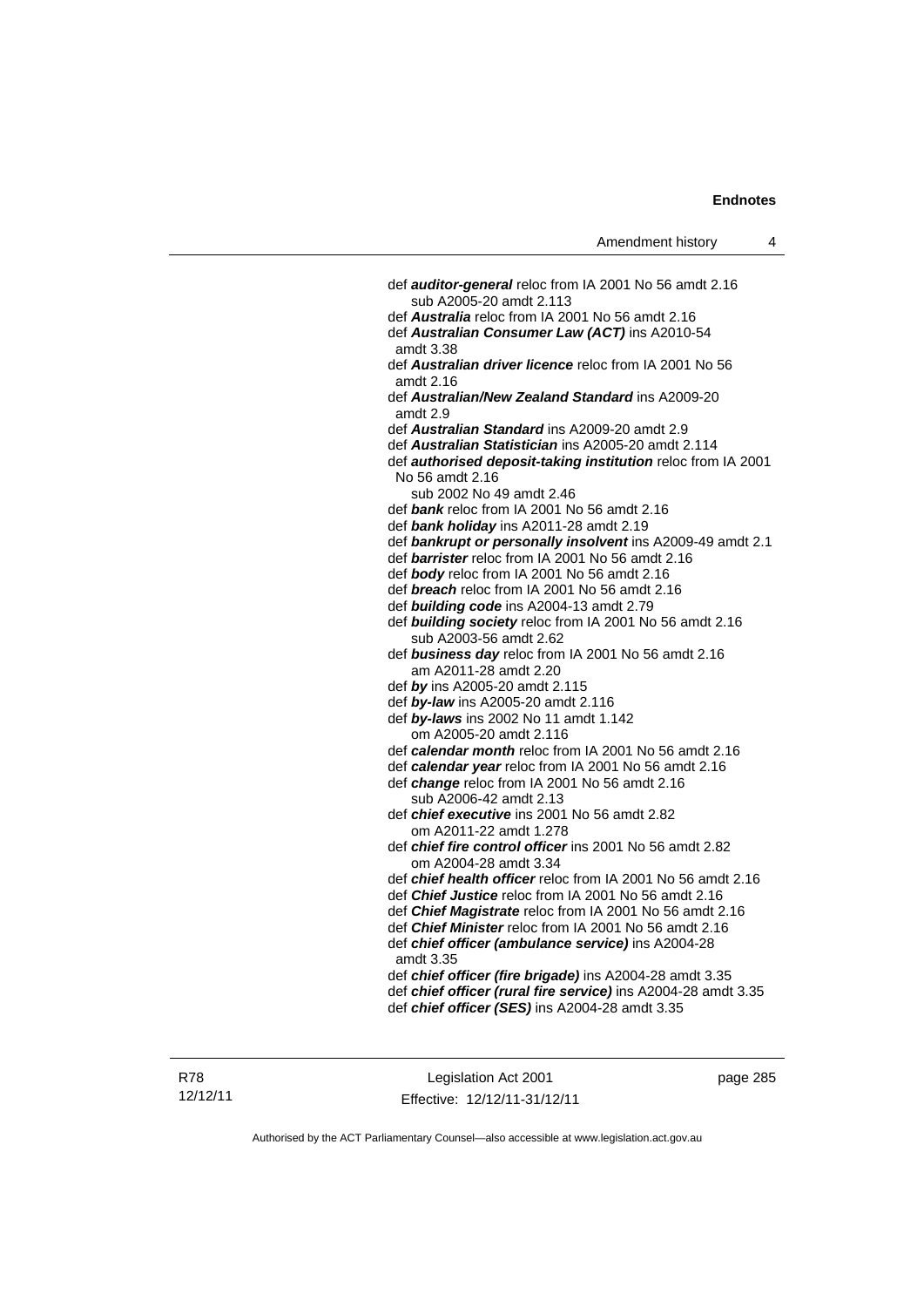def ***auditor-general*** reloc from IA 2001 No 56 amdt 2.16
sub A2005-20 amdt 2.113

def ***Australia*** reloc from IA 2001 No 56 amdt 2.16

def ***Australian Consumer Law (ACT)*** ins A2010-54 amdt 3.38

def ***Australian driver licence*** reloc from IA 2001 No 56 amdt 2.16

def ***Australian/New Zealand Standard*** ins A2009-20 amdt 2.9

def ***Australian Standard*** ins A2009-20 amdt 2.9

def ***Australian Statistician*** ins A2005-20 amdt 2.114

def ***authorised deposit-taking institution*** reloc from IA 2001 No 56 amdt 2.16
sub 2002 No 49 amdt 2.46

def ***bank*** reloc from IA 2001 No 56 amdt 2.16

def ***bank holiday*** ins A2011-28 amdt 2.19

def ***bankrupt or personally insolvent*** ins A2009-49 amdt 2.1

def ***barrister*** reloc from IA 2001 No 56 amdt 2.16

def ***body*** reloc from IA 2001 No 56 amdt 2.16

def ***breach*** reloc from IA 2001 No 56 amdt 2.16

def ***building code*** ins A2004-13 amdt 2.79

def ***building society*** reloc from IA 2001 No 56 amdt 2.16
sub A2003-56 amdt 2.62

def ***business day*** reloc from IA 2001 No 56 amdt 2.16
am A2011-28 amdt 2.20

def ***by*** ins A2005-20 amdt 2.115

def ***by-law*** ins A2005-20 amdt 2.116

def ***by-laws*** ins 2002 No 11 amdt 1.142
om A2005-20 amdt 2.116

def ***calendar month*** reloc from IA 2001 No 56 amdt 2.16

def ***calendar year*** reloc from IA 2001 No 56 amdt 2.16

def ***change*** reloc from IA 2001 No 56 amdt 2.16
sub A2006-42 amdt 2.13

def ***chief executive*** ins 2001 No 56 amdt 2.82
om A2011-22 amdt 1.278

def ***chief fire control officer*** ins 2001 No 56 amdt 2.82
om A2004-28 amdt 3.34

def ***chief health officer*** reloc from IA 2001 No 56 amdt 2.16

def ***Chief Justice*** reloc from IA 2001 No 56 amdt 2.16

def ***Chief Magistrate*** reloc from IA 2001 No 56 amdt 2.16

def ***Chief Minister*** reloc from IA 2001 No 56 amdt 2.16

def ***chief officer (ambulance service)*** ins A2004-28 amdt 3.35

def ***chief officer (fire brigade)*** ins A2004-28 amdt 3.35

def ***chief officer (rural fire service)*** ins A2004-28 amdt 3.35

def ***chief officer (SES)*** ins A2004-28 amdt 3.35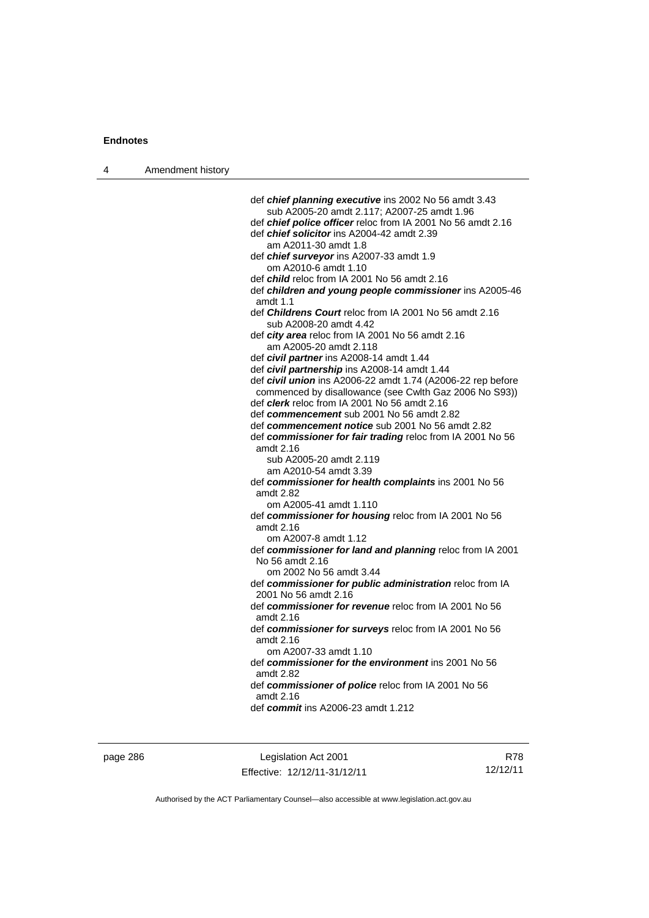def ***chief planning executive*** ins 2002 No 56 amdt 3.43
  sub A2005-20 amdt 2.117; A2007-25 amdt 1.96

def ***chief police officer*** reloc from IA 2001 No 56 amdt 2.16

def ***chief solicitor*** ins A2004-42 amdt 2.39
  am A2011-30 amdt 1.8

def ***chief surveyor*** ins A2007-33 amdt 1.9
  om A2010-6 amdt 1.10

def ***child*** reloc from IA 2001 No 56 amdt 2.16

def ***children and young people commissioner*** ins A2005-46 amdt 1.1

def ***Childrens Court*** reloc from IA 2001 No 56 amdt 2.16
  sub A2008-20 amdt 4.42

def ***city area*** reloc from IA 2001 No 56 amdt 2.16
  am A2005-20 amdt 2.118

def ***civil partner*** ins A2008-14 amdt 1.44

def ***civil partnership*** ins A2008-14 amdt 1.44

def ***civil union*** ins A2006-22 amdt 1.74 (A2006-22 rep before commenced by disallowance (see Cwlth Gaz 2006 No S93))

def ***clerk*** reloc from IA 2001 No 56 amdt 2.16

def ***commencement*** sub 2001 No 56 amdt 2.82

def ***commencement notice*** sub 2001 No 56 amdt 2.82

def ***commissioner for fair trading*** reloc from IA 2001 No 56 amdt 2.16
  sub A2005-20 amdt 2.119
  am A2010-54 amdt 3.39

def ***commissioner for health complaints*** ins 2001 No 56 amdt 2.82
  om A2005-41 amdt 1.110

def ***commissioner for housing*** reloc from IA 2001 No 56 amdt 2.16
  om A2007-8 amdt 1.12

def ***commissioner for land and planning*** reloc from IA 2001 No 56 amdt 2.16
  om 2002 No 56 amdt 3.44

def ***commissioner for public administration*** reloc from IA 2001 No 56 amdt 2.16

def ***commissioner for revenue*** reloc from IA 2001 No 56 amdt 2.16

def ***commissioner for surveys*** reloc from IA 2001 No 56 amdt 2.16
  om A2007-33 amdt 1.10

def ***commissioner for the environment*** ins 2001 No 56 amdt 2.82

def ***commissioner of police*** reloc from IA 2001 No 56 amdt 2.16

def ***commit*** ins A2006-23 amdt 1.212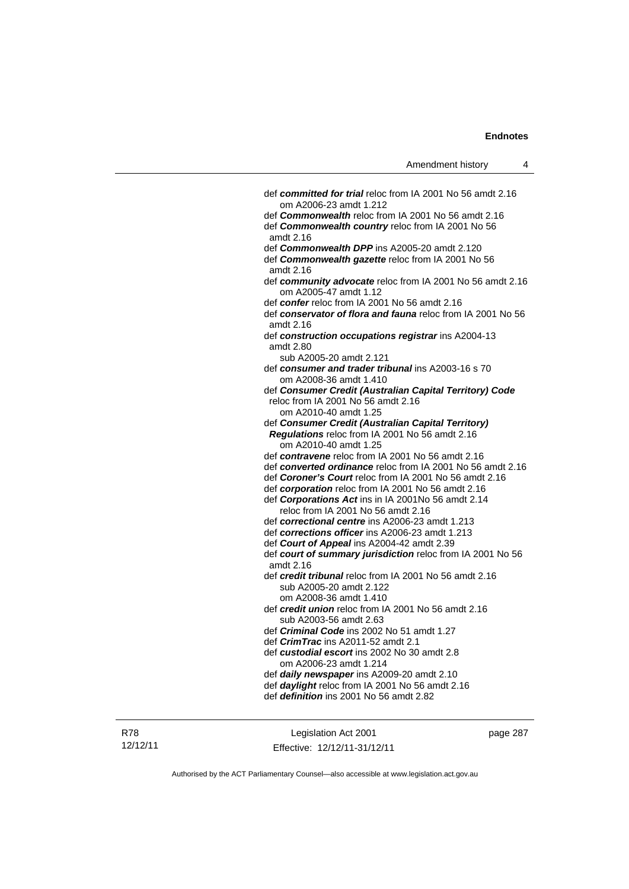def ***committed for trial*** reloc from IA 2001 No 56 amdt 2.16
  om A2006-23 amdt 1.212
def ***Commonwealth*** reloc from IA 2001 No 56 amdt 2.16
def ***Commonwealth country*** reloc from IA 2001 No 56
  amdt 2.16
def ***Commonwealth DPP*** ins A2005-20 amdt 2.120
def ***Commonwealth gazette*** reloc from IA 2001 No 56
  amdt 2.16
def ***community advocate*** reloc from IA 2001 No 56 amdt 2.16
  om A2005-47 amdt 1.12
def ***confer*** reloc from IA 2001 No 56 amdt 2.16
def ***conservator of flora and fauna*** reloc from IA 2001 No 56
  amdt 2.16
def ***construction occupations registrar*** ins A2004-13
  amdt 2.80
  sub A2005-20 amdt 2.121
def ***consumer and trader tribunal*** ins A2003-16 s 70
  om A2008-36 amdt 1.410
def ***Consumer Credit (Australian Capital Territory) Code***
  reloc from IA 2001 No 56 amdt 2.16
  om A2010-40 amdt 1.25
def ***Consumer Credit (Australian Capital Territory) Regulations*** reloc from IA 2001 No 56 amdt 2.16
  om A2010-40 amdt 1.25
def ***contravene*** reloc from IA 2001 No 56 amdt 2.16
def ***converted ordinance*** reloc from IA 2001 No 56 amdt 2.16
def ***Coroner's Court*** reloc from IA 2001 No 56 amdt 2.16
def ***corporation*** reloc from IA 2001 No 56 amdt 2.16
def ***Corporations Act*** ins in IA 2001No 56 amdt 2.14
  reloc from IA 2001 No 56 amdt 2.16
def ***correctional centre*** ins A2006-23 amdt 1.213
def ***corrections officer*** ins A2006-23 amdt 1.213
def ***Court of Appeal*** ins A2004-42 amdt 2.39
def ***court of summary jurisdiction*** reloc from IA 2001 No 56
  amdt 2.16
def ***credit tribunal*** reloc from IA 2001 No 56 amdt 2.16
  sub A2005-20 amdt 2.122
  om A2008-36 amdt 1.410
def ***credit union*** reloc from IA 2001 No 56 amdt 2.16
  sub A2003-56 amdt 2.63
def ***Criminal Code*** ins 2002 No 51 amdt 1.27
def ***CrimTrac*** ins A2011-52 amdt 2.1
def ***custodial escort*** ins 2002 No 30 amdt 2.8
  om A2006-23 amdt 1.214
def ***daily newspaper*** ins A2009-20 amdt 2.10
def ***daylight*** reloc from IA 2001 No 56 amdt 2.16
def ***definition*** ins 2001 No 56 amdt 2.82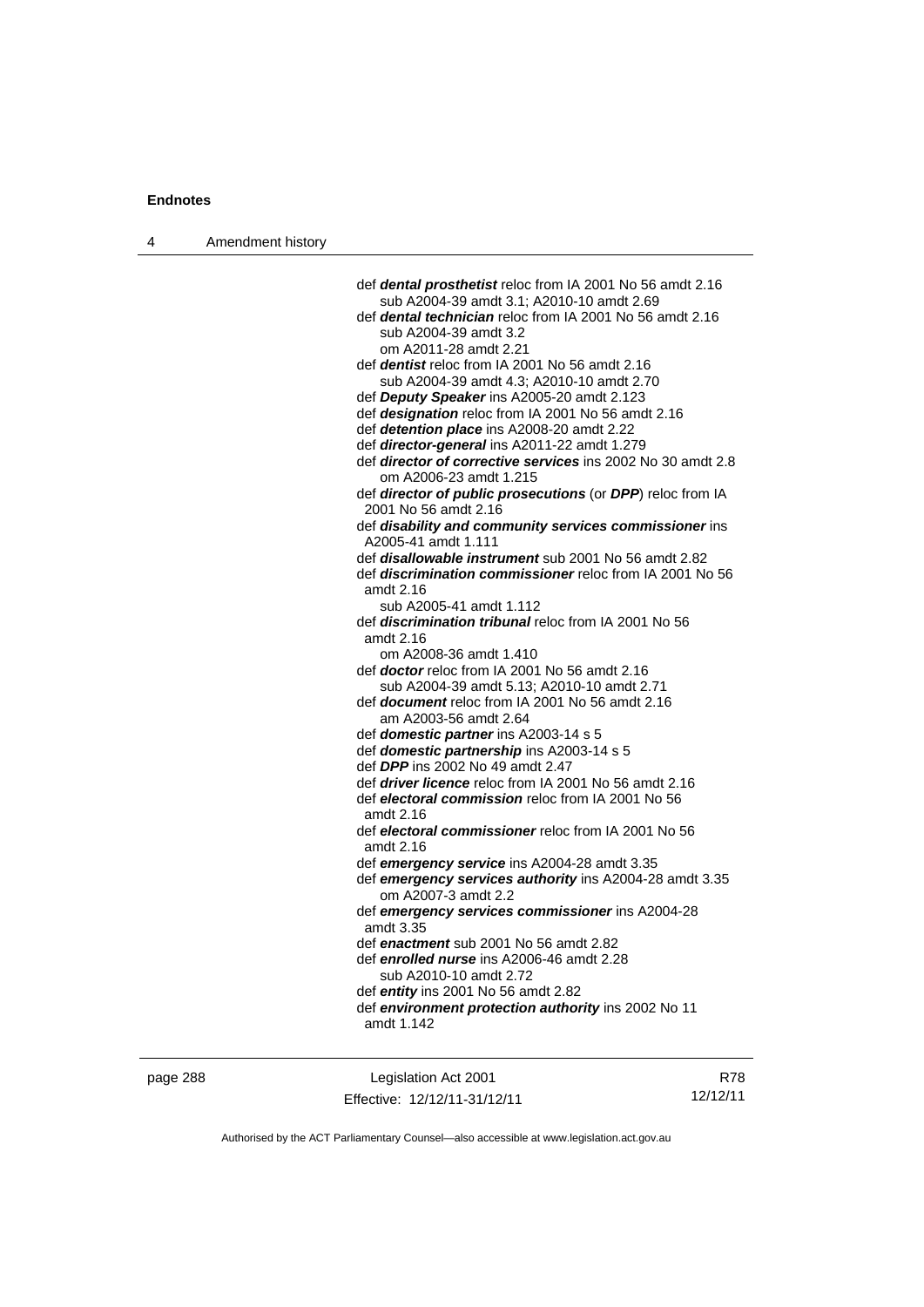def ***dental prosthetist*** reloc from IA 2001 No 56 amdt 2.16
  sub A2004-39 amdt 3.1; A2010-10 amdt 2.69
def ***dental technician*** reloc from IA 2001 No 56 amdt 2.16
  sub A2004-39 amdt 3.2
  om A2011-28 amdt 2.21
def ***dentist*** reloc from IA 2001 No 56 amdt 2.16
  sub A2004-39 amdt 4.3; A2010-10 amdt 2.70
def ***Deputy Speaker*** ins A2005-20 amdt 2.123
def ***designation*** reloc from IA 2001 No 56 amdt 2.16
def ***detention place*** ins A2008-20 amdt 2.22
def ***director-general*** ins A2011-22 amdt 1.279
def ***director of corrective services*** ins 2002 No 30 amdt 2.8
  om A2006-23 amdt 1.215
def ***director of public prosecutions*** (or ***DPP***) reloc from IA 2001 No 56 amdt 2.16
def ***disability and community services commissioner*** ins A2005-41 amdt 1.111
def ***disallowable instrument*** sub 2001 No 56 amdt 2.82
def ***discrimination commissioner*** reloc from IA 2001 No 56 amdt 2.16
  sub A2005-41 amdt 1.112
def ***discrimination tribunal*** reloc from IA 2001 No 56 amdt 2.16
  om A2008-36 amdt 1.410
def ***doctor*** reloc from IA 2001 No 56 amdt 2.16
  sub A2004-39 amdt 5.13; A2010-10 amdt 2.71
def ***document*** reloc from IA 2001 No 56 amdt 2.16
  am A2003-56 amdt 2.64
def ***domestic partner*** ins A2003-14 s 5
def ***domestic partnership*** ins A2003-14 s 5
def ***DPP*** ins 2002 No 49 amdt 2.47
def ***driver licence*** reloc from IA 2001 No 56 amdt 2.16
def ***electoral commission*** reloc from IA 2001 No 56 amdt 2.16
def ***electoral commissioner*** reloc from IA 2001 No 56 amdt 2.16
def ***emergency service*** ins A2004-28 amdt 3.35
def ***emergency services authority*** ins A2004-28 amdt 3.35
  om A2007-3 amdt 2.2
def ***emergency services commissioner*** ins A2004-28 amdt 3.35
def ***enactment*** sub 2001 No 56 amdt 2.82
def ***enrolled nurse*** ins A2006-46 amdt 2.28
  sub A2010-10 amdt 2.72
def ***entity*** ins 2001 No 56 amdt 2.82
def ***environment protection authority*** ins 2002 No 11 amdt 1.142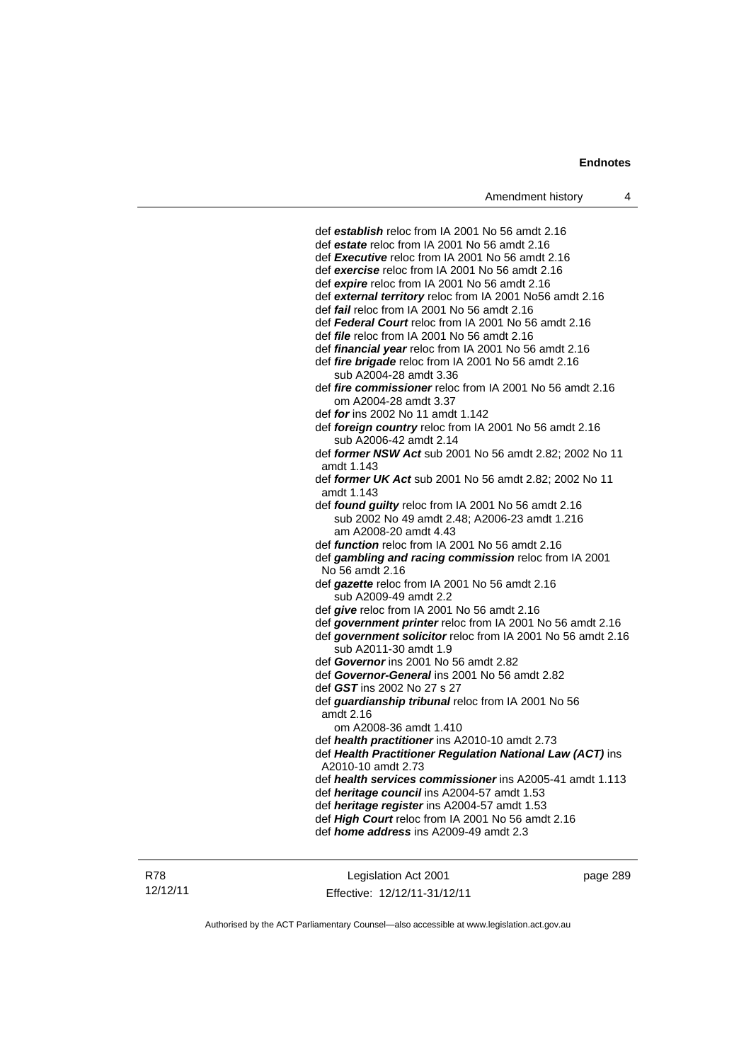def ***establish*** reloc from IA 2001 No 56 amdt 2.16
def ***estate*** reloc from IA 2001 No 56 amdt 2.16
def ***Executive*** reloc from IA 2001 No 56 amdt 2.16
def ***exercise*** reloc from IA 2001 No 56 amdt 2.16
def ***expire*** reloc from IA 2001 No 56 amdt 2.16
def ***external territory*** reloc from IA 2001 No56 amdt 2.16
def ***fail*** reloc from IA 2001 No 56 amdt 2.16
def ***Federal Court*** reloc from IA 2001 No 56 amdt 2.16
def ***file*** reloc from IA 2001 No 56 amdt 2.16
def ***financial year*** reloc from IA 2001 No 56 amdt 2.16
def ***fire brigade*** reloc from IA 2001 No 56 amdt 2.16
 sub A2004-28 amdt 3.36
def ***fire commissioner*** reloc from IA 2001 No 56 amdt 2.16
 om A2004-28 amdt 3.37
def ***for*** ins 2002 No 11 amdt 1.142
def ***foreign country*** reloc from IA 2001 No 56 amdt 2.16
 sub A2006-42 amdt 2.14
def ***former NSW Act*** sub 2001 No 56 amdt 2.82; 2002 No 11 amdt 1.143
def ***former UK Act*** sub 2001 No 56 amdt 2.82; 2002 No 11 amdt 1.143
def ***found guilty*** reloc from IA 2001 No 56 amdt 2.16
 sub 2002 No 49 amdt 2.48; A2006-23 amdt 1.216
 am A2008-20 amdt 4.43
def ***function*** reloc from IA 2001 No 56 amdt 2.16
def ***gambling and racing commission*** reloc from IA 2001 No 56 amdt 2.16
def ***gazette*** reloc from IA 2001 No 56 amdt 2.16
 sub A2009-49 amdt 2.2
def ***give*** reloc from IA 2001 No 56 amdt 2.16
def ***government printer*** reloc from IA 2001 No 56 amdt 2.16
def ***government solicitor*** reloc from IA 2001 No 56 amdt 2.16
 sub A2011-30 amdt 1.9
def ***Governor*** ins 2001 No 56 amdt 2.82
def ***Governor-General*** ins 2001 No 56 amdt 2.82
def ***GST*** ins 2002 No 27 s 27
def ***guardianship tribunal*** reloc from IA 2001 No 56 amdt 2.16
 om A2008-36 amdt 1.410
def ***health practitioner*** ins A2010-10 amdt 2.73
def ***Health Practitioner Regulation National Law (ACT)*** ins A2010-10 amdt 2.73
def ***health services commissioner*** ins A2005-41 amdt 1.113
def ***heritage council*** ins A2004-57 amdt 1.53
def ***heritage register*** ins A2004-57 amdt 1.53
def ***High Court*** reloc from IA 2001 No 56 amdt 2.16
def ***home address*** ins A2009-49 amdt 2.3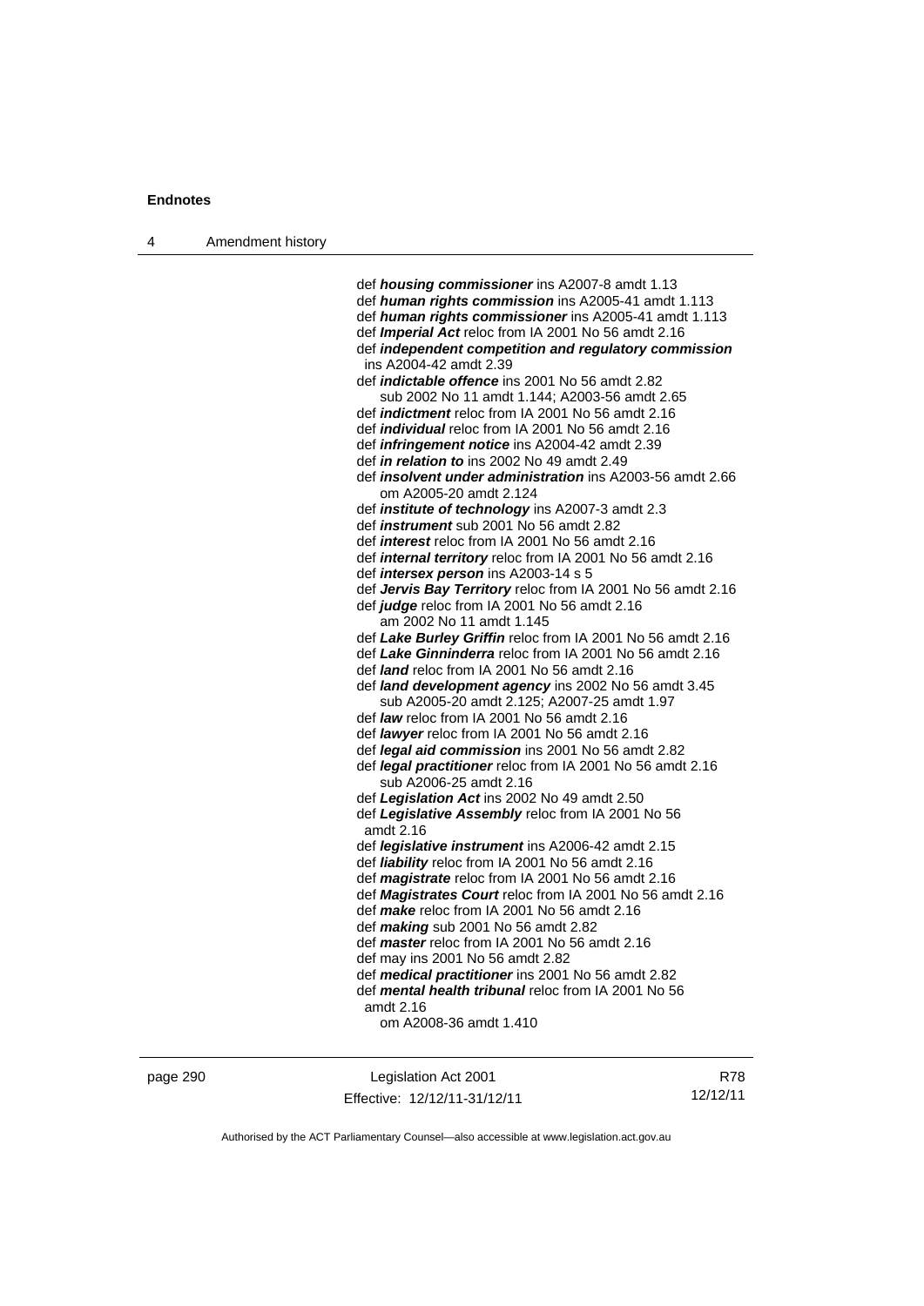def ***housing commissioner*** ins A2007-8 amdt 1.13
def ***human rights commission*** ins A2005-41 amdt 1.113
def ***human rights commissioner*** ins A2005-41 amdt 1.113
def ***Imperial Act*** reloc from IA 2001 No 56 amdt 2.16
def ***independent competition and regulatory commission*** ins A2004-42 amdt 2.39
def ***indictable offence*** ins 2001 No 56 amdt 2.82
    sub 2002 No 11 amdt 1.144; A2003-56 amdt 2.65
def ***indictment*** reloc from IA 2001 No 56 amdt 2.16
def ***individual*** reloc from IA 2001 No 56 amdt 2.16
def ***infringement notice*** ins A2004-42 amdt 2.39
def ***in relation to*** ins 2002 No 49 amdt 2.49
def ***insolvent under administration*** ins A2003-56 amdt 2.66
    om A2005-20 amdt 2.124
def ***institute of technology*** ins A2007-3 amdt 2.3
def ***instrument*** sub 2001 No 56 amdt 2.82
def ***interest*** reloc from IA 2001 No 56 amdt 2.16
def ***internal territory*** reloc from IA 2001 No 56 amdt 2.16
def ***intersex person*** ins A2003-14 s 5
def ***Jervis Bay Territory*** reloc from IA 2001 No 56 amdt 2.16
def ***judge*** reloc from IA 2001 No 56 amdt 2.16
    am 2002 No 11 amdt 1.145
def ***Lake Burley Griffin*** reloc from IA 2001 No 56 amdt 2.16
def ***Lake Ginninderra*** reloc from IA 2001 No 56 amdt 2.16
def ***land*** reloc from IA 2001 No 56 amdt 2.16
def ***land development agency*** ins 2002 No 56 amdt 3.45
    sub A2005-20 amdt 2.125; A2007-25 amdt 1.97
def ***law*** reloc from IA 2001 No 56 amdt 2.16
def ***lawyer*** reloc from IA 2001 No 56 amdt 2.16
def ***legal aid commission*** ins 2001 No 56 amdt 2.82
def ***legal practitioner*** reloc from IA 2001 No 56 amdt 2.16
    sub A2006-25 amdt 2.16
def ***Legislation Act*** ins 2002 No 49 amdt 2.50
def ***Legislative Assembly*** reloc from IA 2001 No 56 amdt 2.16
def ***legislative instrument*** ins A2006-42 amdt 2.15
def ***liability*** reloc from IA 2001 No 56 amdt 2.16
def ***magistrate*** reloc from IA 2001 No 56 amdt 2.16
def ***Magistrates Court*** reloc from IA 2001 No 56 amdt 2.16
def ***make*** reloc from IA 2001 No 56 amdt 2.16
def ***making*** sub 2001 No 56 amdt 2.82
def ***master*** reloc from IA 2001 No 56 amdt 2.16
def may ins 2001 No 56 amdt 2.82
def ***medical practitioner*** ins 2001 No 56 amdt 2.82
def ***mental health tribunal*** reloc from IA 2001 No 56 amdt 2.16
    om A2008-36 amdt 1.410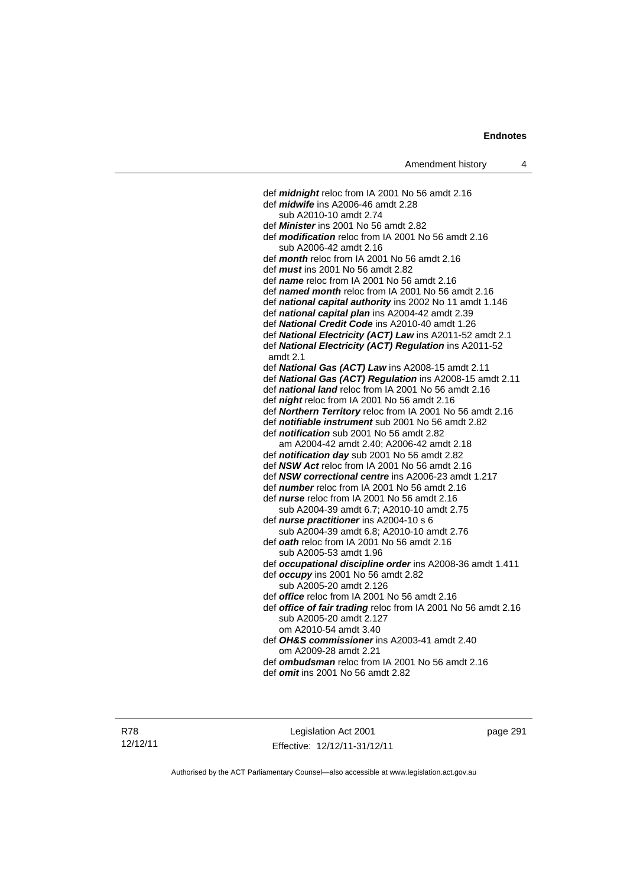def ***midnight*** reloc from IA 2001 No 56 amdt 2.16

def ***midwife*** ins A2006-46 amdt 2.28
  sub A2010-10 amdt 2.74

def ***Minister*** ins 2001 No 56 amdt 2.82

def ***modification*** reloc from IA 2001 No 56 amdt 2.16
  sub A2006-42 amdt 2.16

def ***month*** reloc from IA 2001 No 56 amdt 2.16

def ***must*** ins 2001 No 56 amdt 2.82

def ***name*** reloc from IA 2001 No 56 amdt 2.16

def ***named month*** reloc from IA 2001 No 56 amdt 2.16

def ***national capital authority*** ins 2002 No 11 amdt 1.146

def ***national capital plan*** ins A2004-42 amdt 2.39

def ***National Credit Code*** ins A2010-40 amdt 1.26

def ***National Electricity (ACT) Law*** ins A2011-52 amdt 2.1

def ***National Electricity (ACT) Regulation*** ins A2011-52 amdt 2.1

def ***National Gas (ACT) Law*** ins A2008-15 amdt 2.11

def ***National Gas (ACT) Regulation*** ins A2008-15 amdt 2.11

def ***national land*** reloc from IA 2001 No 56 amdt 2.16

def ***night*** reloc from IA 2001 No 56 amdt 2.16

def ***Northern Territory*** reloc from IA 2001 No 56 amdt 2.16

def ***notifiable instrument*** sub 2001 No 56 amdt 2.82

def ***notification*** sub 2001 No 56 amdt 2.82
  am A2004-42 amdt 2.40; A2006-42 amdt 2.18

def ***notification day*** sub 2001 No 56 amdt 2.82

def ***NSW Act*** reloc from IA 2001 No 56 amdt 2.16

def ***NSW correctional centre*** ins A2006-23 amdt 1.217

def ***number*** reloc from IA 2001 No 56 amdt 2.16

def ***nurse*** reloc from IA 2001 No 56 amdt 2.16
  sub A2004-39 amdt 6.7; A2010-10 amdt 2.75

def ***nurse practitioner*** ins A2004-10 s 6
  sub A2004-39 amdt 6.8; A2010-10 amdt 2.76

def ***oath*** reloc from IA 2001 No 56 amdt 2.16
  sub A2005-53 amdt 1.96

def ***occupational discipline order*** ins A2008-36 amdt 1.411

def ***occupy*** ins 2001 No 56 amdt 2.82
  sub A2005-20 amdt 2.126

def ***office*** reloc from IA 2001 No 56 amdt 2.16

def ***office of fair trading*** reloc from IA 2001 No 56 amdt 2.16
  sub A2005-20 amdt 2.127
  om A2010-54 amdt 3.40

def ***OH&S commissioner*** ins A2003-41 amdt 2.40
  om A2009-28 amdt 2.21

def ***ombudsman*** reloc from IA 2001 No 56 amdt 2.16

def ***omit*** ins 2001 No 56 amdt 2.82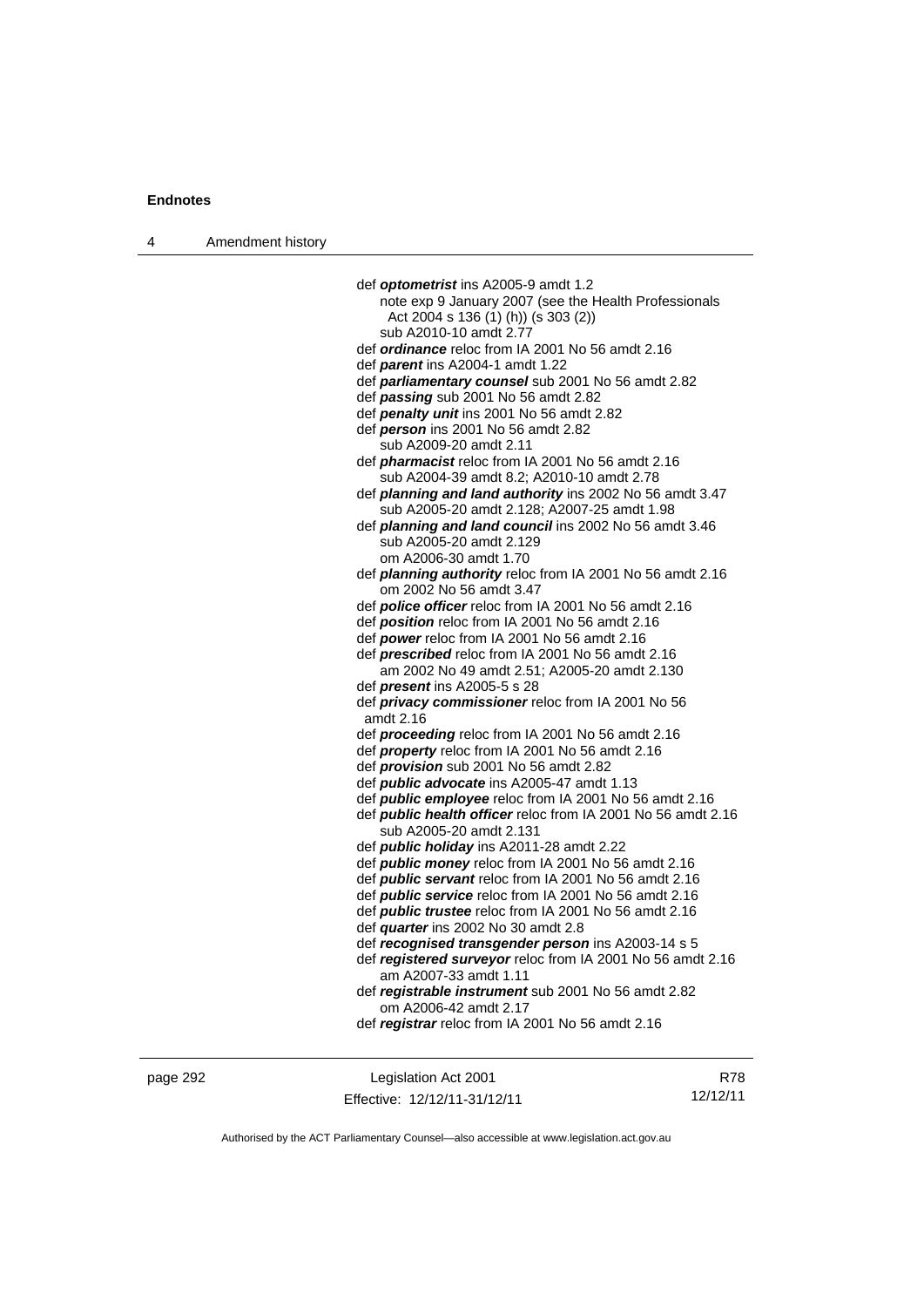def ***optometrist*** ins A2005-9 amdt 1.2
  note exp 9 January 2007 (see the Health Professionals Act 2004 s 136 (1) (h)) (s 303 (2))
  sub A2010-10 amdt 2.77
def ***ordinance*** reloc from IA 2001 No 56 amdt 2.16
def ***parent*** ins A2004-1 amdt 1.22
def ***parliamentary counsel*** sub 2001 No 56 amdt 2.82
def ***passing*** sub 2001 No 56 amdt 2.82
def ***penalty unit*** ins 2001 No 56 amdt 2.82
def ***person*** ins 2001 No 56 amdt 2.82
  sub A2009-20 amdt 2.11
def ***pharmacist*** reloc from IA 2001 No 56 amdt 2.16
  sub A2004-39 amdt 8.2; A2010-10 amdt 2.78
def ***planning and land authority*** ins 2002 No 56 amdt 3.47
  sub A2005-20 amdt 2.128; A2007-25 amdt 1.98
def ***planning and land council*** ins 2002 No 56 amdt 3.46
  sub A2005-20 amdt 2.129
  om A2006-30 amdt 1.70
def ***planning authority*** reloc from IA 2001 No 56 amdt 2.16
  om 2002 No 56 amdt 3.47
def ***police officer*** reloc from IA 2001 No 56 amdt 2.16
def ***position*** reloc from IA 2001 No 56 amdt 2.16
def ***power*** reloc from IA 2001 No 56 amdt 2.16
def ***prescribed*** reloc from IA 2001 No 56 amdt 2.16
  am 2002 No 49 amdt 2.51; A2005-20 amdt 2.130
def ***present*** ins A2005-5 s 28
def ***privacy commissioner*** reloc from IA 2001 No 56 amdt 2.16
def ***proceeding*** reloc from IA 2001 No 56 amdt 2.16
def ***property*** reloc from IA 2001 No 56 amdt 2.16
def ***provision*** sub 2001 No 56 amdt 2.82
def ***public advocate*** ins A2005-47 amdt 1.13
def ***public employee*** reloc from IA 2001 No 56 amdt 2.16
def ***public health officer*** reloc from IA 2001 No 56 amdt 2.16
  sub A2005-20 amdt 2.131
def ***public holiday*** ins A2011-28 amdt 2.22
def ***public money*** reloc from IA 2001 No 56 amdt 2.16
def ***public servant*** reloc from IA 2001 No 56 amdt 2.16
def ***public service*** reloc from IA 2001 No 56 amdt 2.16
def ***public trustee*** reloc from IA 2001 No 56 amdt 2.16
def ***quarter*** ins 2002 No 30 amdt 2.8
def ***recognised transgender person*** ins A2003-14 s 5
def ***registered surveyor*** reloc from IA 2001 No 56 amdt 2.16
  am A2007-33 amdt 1.11
def ***registrable instrument*** sub 2001 No 56 amdt 2.82
  om A2006-42 amdt 2.17
def ***registrar*** reloc from IA 2001 No 56 amdt 2.16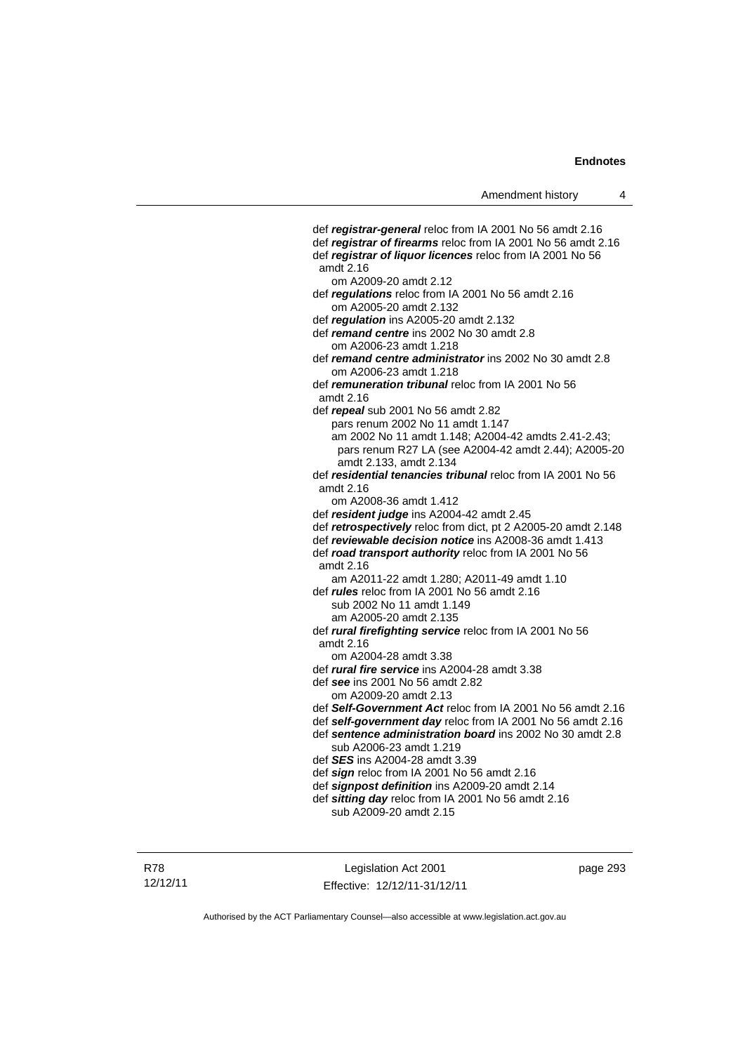def ***registrar-general*** reloc from IA 2001 No 56 amdt 2.16

def ***registrar of firearms*** reloc from IA 2001 No 56 amdt 2.16

def ***registrar of liquor licences*** reloc from IA 2001 No 56 amdt 2.16
    om A2009-20 amdt 2.12

def ***regulations*** reloc from IA 2001 No 56 amdt 2.16
    om A2005-20 amdt 2.132

def ***regulation*** ins A2005-20 amdt 2.132

def ***remand centre*** ins 2002 No 30 amdt 2.8
    om A2006-23 amdt 1.218

def ***remand centre administrator*** ins 2002 No 30 amdt 2.8
    om A2006-23 amdt 1.218

def ***remuneration tribunal*** reloc from IA 2001 No 56 amdt 2.16

def ***repeal*** sub 2001 No 56 amdt 2.82
    pars renum 2002 No 11 amdt 1.147
    am 2002 No 11 amdt 1.148; A2004-42 amdts 2.41-2.43; pars renum R27 LA (see A2004-42 amdt 2.44); A2005-20 amdt 2.133, amdt 2.134

def ***residential tenancies tribunal*** reloc from IA 2001 No 56 amdt 2.16
    om A2008-36 amdt 1.412

def ***resident judge*** ins A2004-42 amdt 2.45

def ***retrospectively*** reloc from dict, pt 2 A2005-20 amdt 2.148

def ***reviewable decision notice*** ins A2008-36 amdt 1.413

def ***road transport authority*** reloc from IA 2001 No 56 amdt 2.16
    am A2011-22 amdt 1.280; A2011-49 amdt 1.10

def ***rules*** reloc from IA 2001 No 56 amdt 2.16
    sub 2002 No 11 amdt 1.149
    am A2005-20 amdt 2.135

def ***rural firefighting service*** reloc from IA 2001 No 56 amdt 2.16
    om A2004-28 amdt 3.38

def ***rural fire service*** ins A2004-28 amdt 3.38

def ***see*** ins 2001 No 56 amdt 2.82
    om A2009-20 amdt 2.13

def ***Self-Government Act*** reloc from IA 2001 No 56 amdt 2.16

def ***self-government day*** reloc from IA 2001 No 56 amdt 2.16

def ***sentence administration board*** ins 2002 No 30 amdt 2.8
    sub A2006-23 amdt 1.219

def ***SES*** ins A2004-28 amdt 3.39

def ***sign*** reloc from IA 2001 No 56 amdt 2.16

def ***signpost definition*** ins A2009-20 amdt 2.14

def ***sitting day*** reloc from IA 2001 No 56 amdt 2.16
    sub A2009-20 amdt 2.15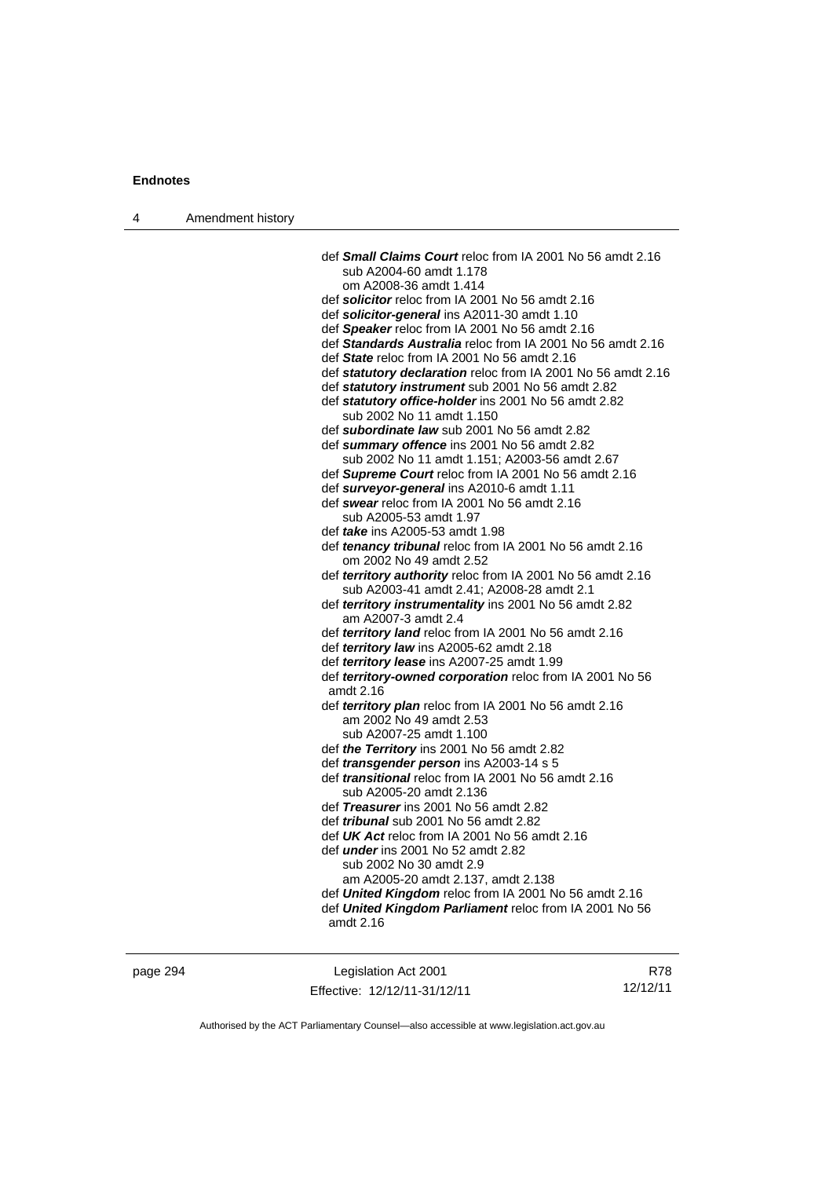def ***Small Claims Court*** reloc from IA 2001 No 56 amdt 2.16
sub A2004-60 amdt 1.178
om A2008-36 amdt 1.414
def ***solicitor*** reloc from IA 2001 No 56 amdt 2.16
def ***solicitor-general*** ins A2011-30 amdt 1.10
def ***Speaker*** reloc from IA 2001 No 56 amdt 2.16
def ***Standards Australia*** reloc from IA 2001 No 56 amdt 2.16
def ***State*** reloc from IA 2001 No 56 amdt 2.16
def ***statutory declaration*** reloc from IA 2001 No 56 amdt 2.16
def ***statutory instrument*** sub 2001 No 56 amdt 2.82
def ***statutory office-holder*** ins 2001 No 56 amdt 2.82
sub 2002 No 11 amdt 1.150
def ***subordinate law*** sub 2001 No 56 amdt 2.82
def ***summary offence*** ins 2001 No 56 amdt 2.82
sub 2002 No 11 amdt 1.151; A2003-56 amdt 2.67
def ***Supreme Court*** reloc from IA 2001 No 56 amdt 2.16
def ***surveyor-general*** ins A2010-6 amdt 1.11
def ***swear*** reloc from IA 2001 No 56 amdt 2.16
sub A2005-53 amdt 1.97
def ***take*** ins A2005-53 amdt 1.98
def ***tenancy tribunal*** reloc from IA 2001 No 56 amdt 2.16
om 2002 No 49 amdt 2.52
def ***territory authority*** reloc from IA 2001 No 56 amdt 2.16
sub A2003-41 amdt 2.41; A2008-28 amdt 2.1
def ***territory instrumentality*** ins 2001 No 56 amdt 2.82
am A2007-3 amdt 2.4
def ***territory land*** reloc from IA 2001 No 56 amdt 2.16
def ***territory law*** ins A2005-62 amdt 2.18
def ***territory lease*** ins A2007-25 amdt 1.99
def ***territory-owned corporation*** reloc from IA 2001 No 56 amdt 2.16
def ***territory plan*** reloc from IA 2001 No 56 amdt 2.16
am 2002 No 49 amdt 2.53
sub A2007-25 amdt 1.100
def ***the Territory*** ins 2001 No 56 amdt 2.82
def ***transgender person*** ins A2003-14 s 5
def ***transitional*** reloc from IA 2001 No 56 amdt 2.16
sub A2005-20 amdt 2.136
def ***Treasurer*** ins 2001 No 56 amdt 2.82
def ***tribunal*** sub 2001 No 56 amdt 2.82
def ***UK Act*** reloc from IA 2001 No 56 amdt 2.16
def ***under*** ins 2001 No 52 amdt 2.82
sub 2002 No 30 amdt 2.9
am A2005-20 amdt 2.137, amdt 2.138
def ***United Kingdom*** reloc from IA 2001 No 56 amdt 2.16
def ***United Kingdom Parliament*** reloc from IA 2001 No 56 amdt 2.16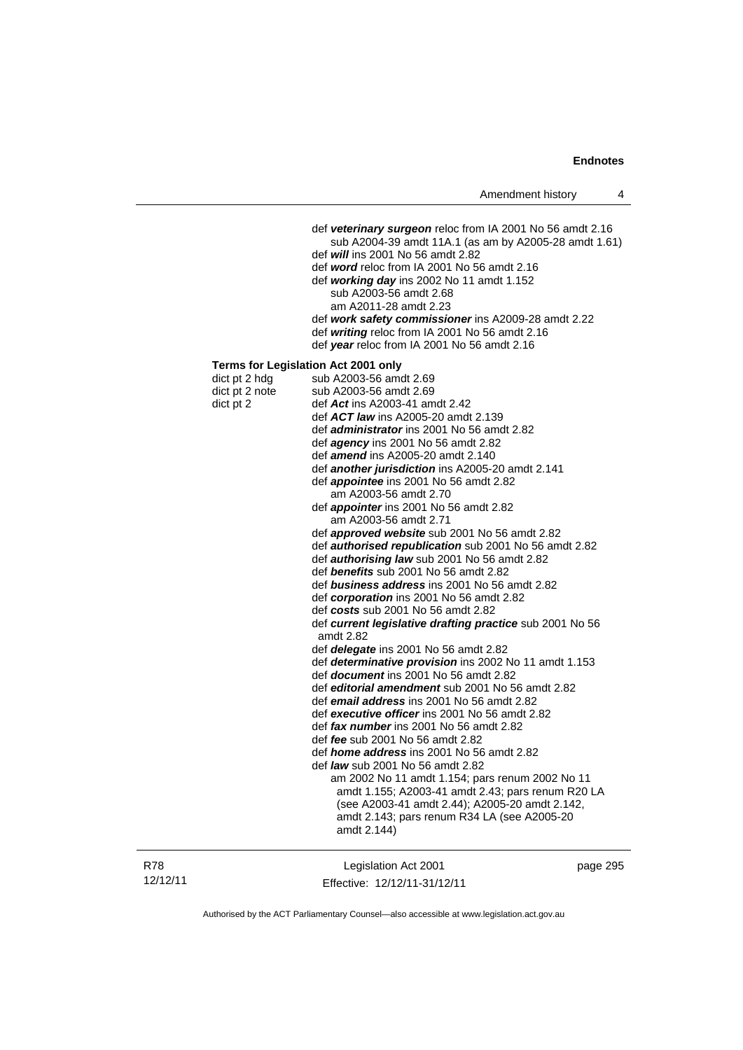def ***veterinary surgeon*** reloc from IA 2001 No 56 amdt 2.16
sub A2004-39 amdt 11A.1 (as am by A2005-28 amdt 1.61)
def ***will*** ins 2001 No 56 amdt 2.82
def ***word*** reloc from IA 2001 No 56 amdt 2.16
def ***working day*** ins 2002 No 11 amdt 1.152
sub A2003-56 amdt 2.68
am A2011-28 amdt 2.23
def ***work safety commissioner*** ins A2009-28 amdt 2.22
def ***writing*** reloc from IA 2001 No 56 amdt 2.16
def ***year*** reloc from IA 2001 No 56 amdt 2.16

**Terms for Legislation Act 2001 only**

dict pt 2 hdg — sub A2003-56 amdt 2.69
dict pt 2 note — sub A2003-56 amdt 2.69
dict pt 2 — def ***Act*** ins A2003-41 amdt 2.42
def ***ACT law*** ins A2005-20 amdt 2.139
def ***administrator*** ins 2001 No 56 amdt 2.82
def ***agency*** ins 2001 No 56 amdt 2.82
def ***amend*** ins A2005-20 amdt 2.140
def ***another jurisdiction*** ins A2005-20 amdt 2.141
def ***appointee*** ins 2001 No 56 amdt 2.82
am A2003-56 amdt 2.70
def ***appointer*** ins 2001 No 56 amdt 2.82
am A2003-56 amdt 2.71
def ***approved website*** sub 2001 No 56 amdt 2.82
def ***authorised republication*** sub 2001 No 56 amdt 2.82
def ***authorising law*** sub 2001 No 56 amdt 2.82
def ***benefits*** sub 2001 No 56 amdt 2.82
def ***business address*** ins 2001 No 56 amdt 2.82
def ***corporation*** ins 2001 No 56 amdt 2.82
def ***costs*** sub 2001 No 56 amdt 2.82
def ***current legislative drafting practice*** sub 2001 No 56 amdt 2.82
def ***delegate*** ins 2001 No 56 amdt 2.82
def ***determinative provision*** ins 2002 No 11 amdt 1.153
def ***document*** ins 2001 No 56 amdt 2.82
def ***editorial amendment*** sub 2001 No 56 amdt 2.82
def ***email address*** ins 2001 No 56 amdt 2.82
def ***executive officer*** ins 2001 No 56 amdt 2.82
def ***fax number*** ins 2001 No 56 amdt 2.82
def ***fee*** sub 2001 No 56 amdt 2.82
def ***home address*** ins 2001 No 56 amdt 2.82
def ***law*** sub 2001 No 56 amdt 2.82
am 2002 No 11 amdt 1.154; pars renum 2002 No 11 amdt 1.155; A2003-41 amdt 2.43; pars renum R20 LA (see A2003-41 amdt 2.44); A2005-20 amdt 2.142, amdt 2.143; pars renum R34 LA (see A2005-20 amdt 2.144)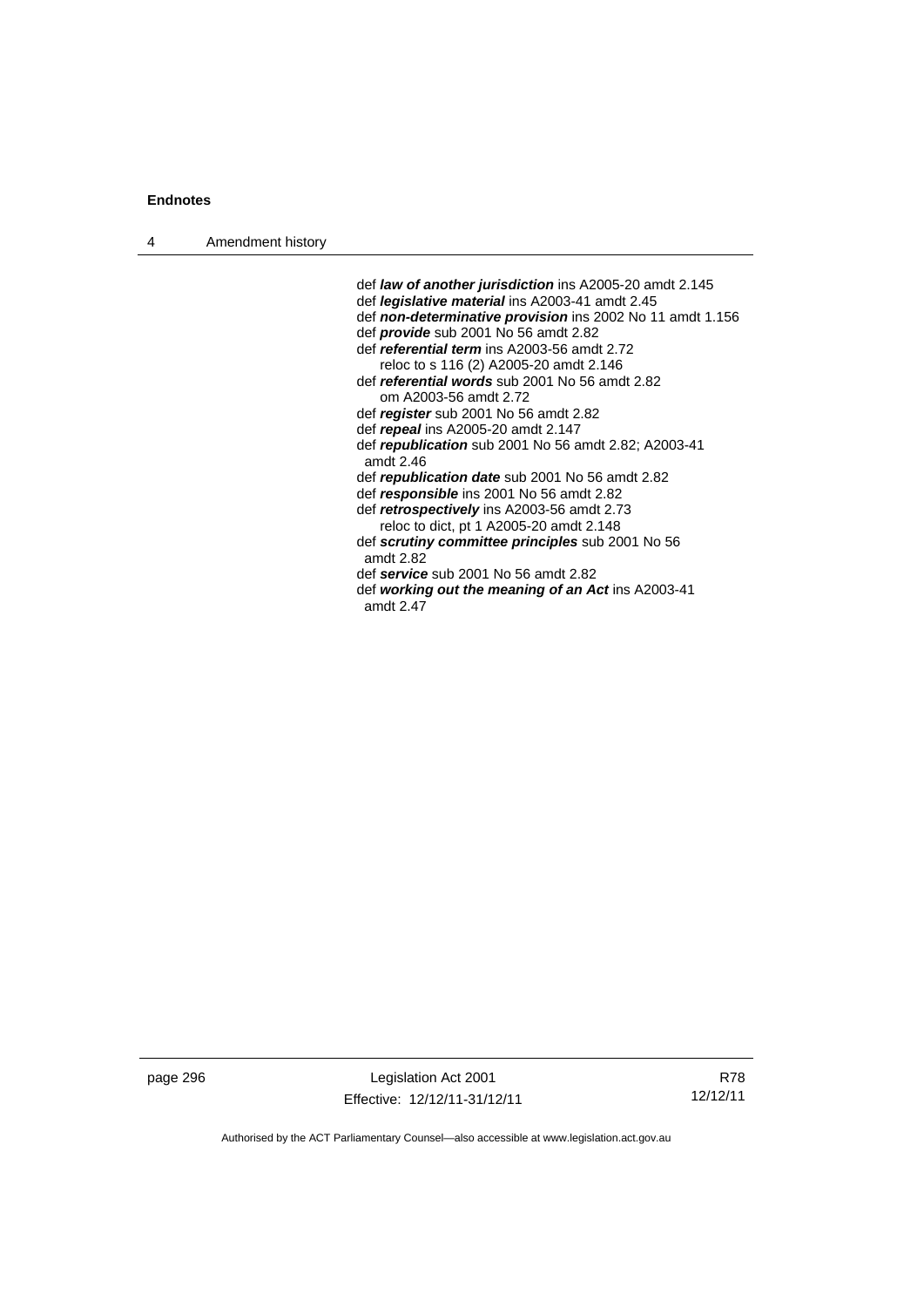def ***law of another jurisdiction*** ins A2005-20 amdt 2.145
def ***legislative material*** ins A2003-41 amdt 2.45
def ***non-determinative provision*** ins 2002 No 11 amdt 1.156
def ***provide*** sub 2001 No 56 amdt 2.82
def ***referential term*** ins A2003-56 amdt 2.72
reloc to s 116 (2) A2005-20 amdt 2.146
def ***referential words*** sub 2001 No 56 amdt 2.82
om A2003-56 amdt 2.72
def ***register*** sub 2001 No 56 amdt 2.82
def ***repeal*** ins A2005-20 amdt 2.147
def ***republication*** sub 2001 No 56 amdt 2.82; A2003-41 amdt 2.46
def ***republication date*** sub 2001 No 56 amdt 2.82
def ***responsible*** ins 2001 No 56 amdt 2.82
def ***retrospectively*** ins A2003-56 amdt 2.73
reloc to dict, pt 1 A2005-20 amdt 2.148
def ***scrutiny committee principles*** sub 2001 No 56 amdt 2.82
def ***service*** sub 2001 No 56 amdt 2.82
def ***working out the meaning of an Act*** ins A2003-41 amdt 2.47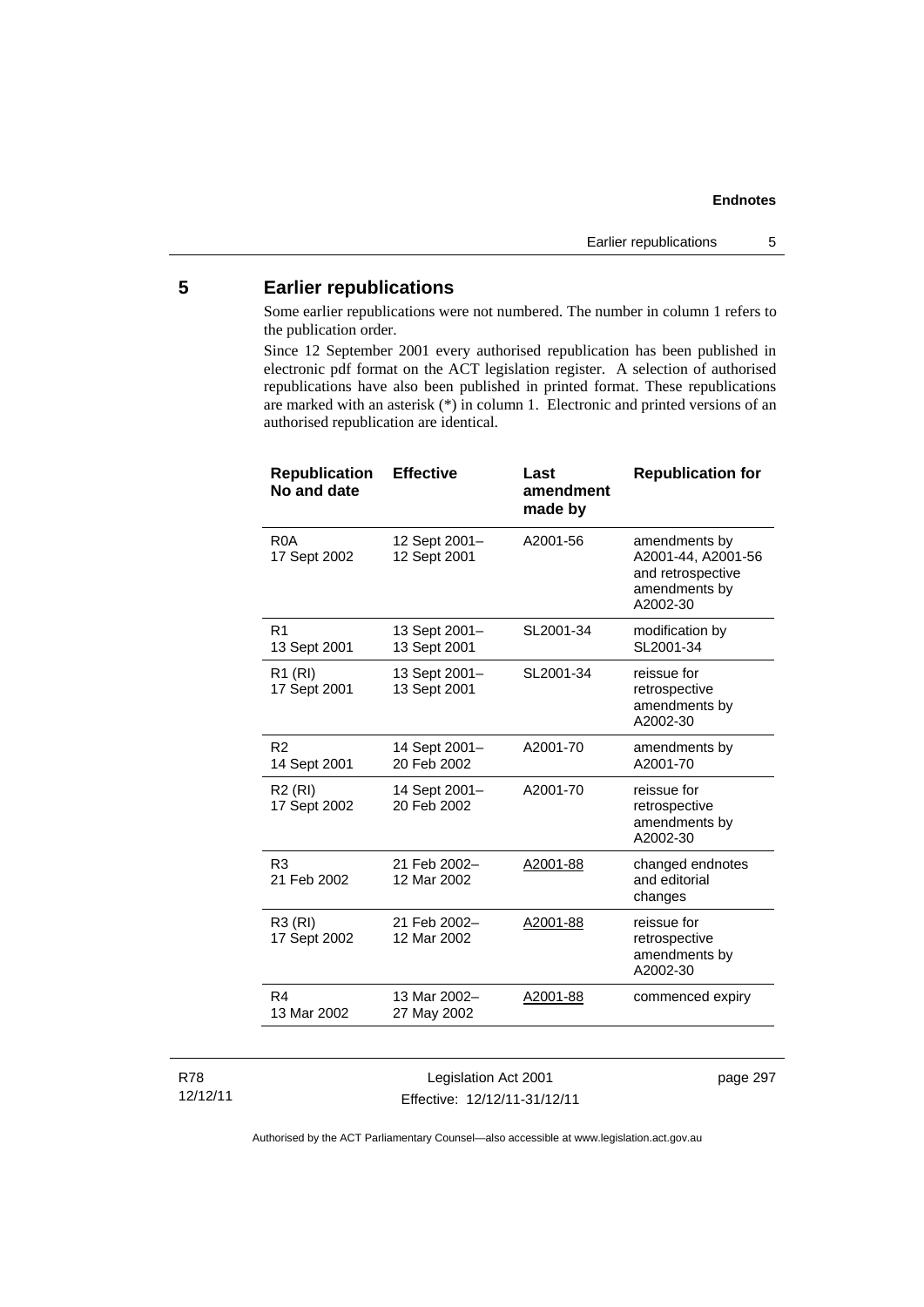## 5 Earlier republications

Some earlier republications were not numbered. The number in column 1 refers to the publication order.

Since 12 September 2001 every authorised republication has been published in electronic pdf format on the ACT legislation register. A selection of authorised republications have also been published in printed format. These republications are marked with an asterisk (*) in column 1. Electronic and printed versions of an authorised republication are identical.

| Republication No and date | Effective | Last amendment made by | Republication for |
|---|---|---|---|
| R0A<br>17 Sept 2002 | 12 Sept 2001–<br>12 Sept 2001 | A2001-56 | amendments by A2001-44, A2001-56 and retrospective amendments by A2002-30 |
| R1<br>13 Sept 2001 | 13 Sept 2001–<br>13 Sept 2001 | SL2001-34 | modification by SL2001-34 |
| R1 (RI)<br>17 Sept 2001 | 13 Sept 2001–<br>13 Sept 2001 | SL2001-34 | reissue for retrospective amendments by A2002-30 |
| R2<br>14 Sept 2001 | 14 Sept 2001–<br>20 Feb 2002 | A2001-70 | amendments by A2001-70 |
| R2 (RI)<br>17 Sept 2002 | 14 Sept 2001–<br>20 Feb 2002 | A2001-70 | reissue for retrospective amendments by A2002-30 |
| R3<br>21 Feb 2002 | 21 Feb 2002–<br>12 Mar 2002 | A2001-88 | changed endnotes and editorial changes |
| R3 (RI)<br>17 Sept 2002 | 21 Feb 2002–<br>12 Mar 2002 | A2001-88 | reissue for retrospective amendments by A2002-30 |
| R4<br>13 Mar 2002 | 13 Mar 2002–<br>27 May 2002 | A2001-88 | commenced expiry |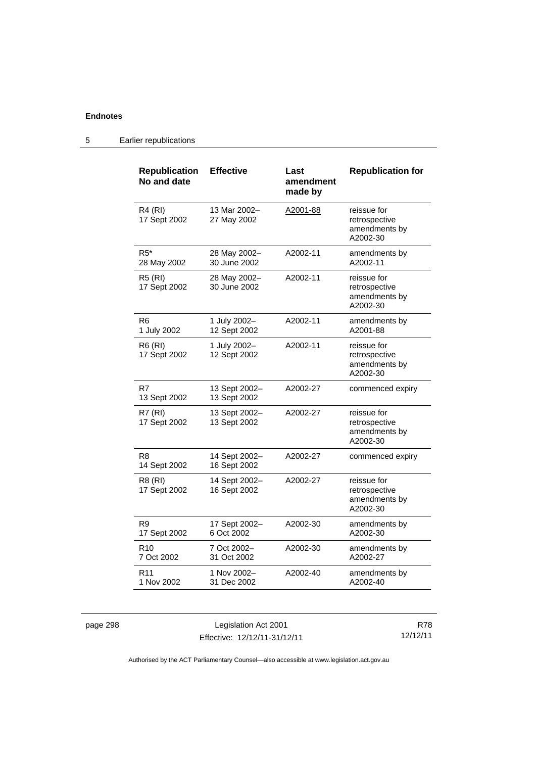| Republication No and date | Effective | Last amendment made by | Republication for |
|---|---|---|---|
| R4 (RI) 17 Sept 2002 | 13 Mar 2002– 27 May 2002 | A2001-88 | reissue for retrospective amendments by A2002-30 |
| R5* 28 May 2002 | 28 May 2002– 30 June 2002 | A2002-11 | amendments by A2002-11 |
| R5 (RI) 17 Sept 2002 | 28 May 2002– 30 June 2002 | A2002-11 | reissue for retrospective amendments by A2002-30 |
| R6 1 July 2002 | 1 July 2002– 12 Sept 2002 | A2002-11 | amendments by A2001-88 |
| R6 (RI) 17 Sept 2002 | 1 July 2002– 12 Sept 2002 | A2002-11 | reissue for retrospective amendments by A2002-30 |
| R7 13 Sept 2002 | 13 Sept 2002– 13 Sept 2002 | A2002-27 | commenced expiry |
| R7 (RI) 17 Sept 2002 | 13 Sept 2002– 13 Sept 2002 | A2002-27 | reissue for retrospective amendments by A2002-30 |
| R8 14 Sept 2002 | 14 Sept 2002– 16 Sept 2002 | A2002-27 | commenced expiry |
| R8 (RI) 17 Sept 2002 | 14 Sept 2002– 16 Sept 2002 | A2002-27 | reissue for retrospective amendments by A2002-30 |
| R9 17 Sept 2002 | 17 Sept 2002– 6 Oct 2002 | A2002-30 | amendments by A2002-30 |
| R10 7 Oct 2002 | 7 Oct 2002– 31 Oct 2002 | A2002-30 | amendments by A2002-27 |
| R11 1 Nov 2002 | 1 Nov 2002– 31 Dec 2002 | A2002-40 | amendments by A2002-40 |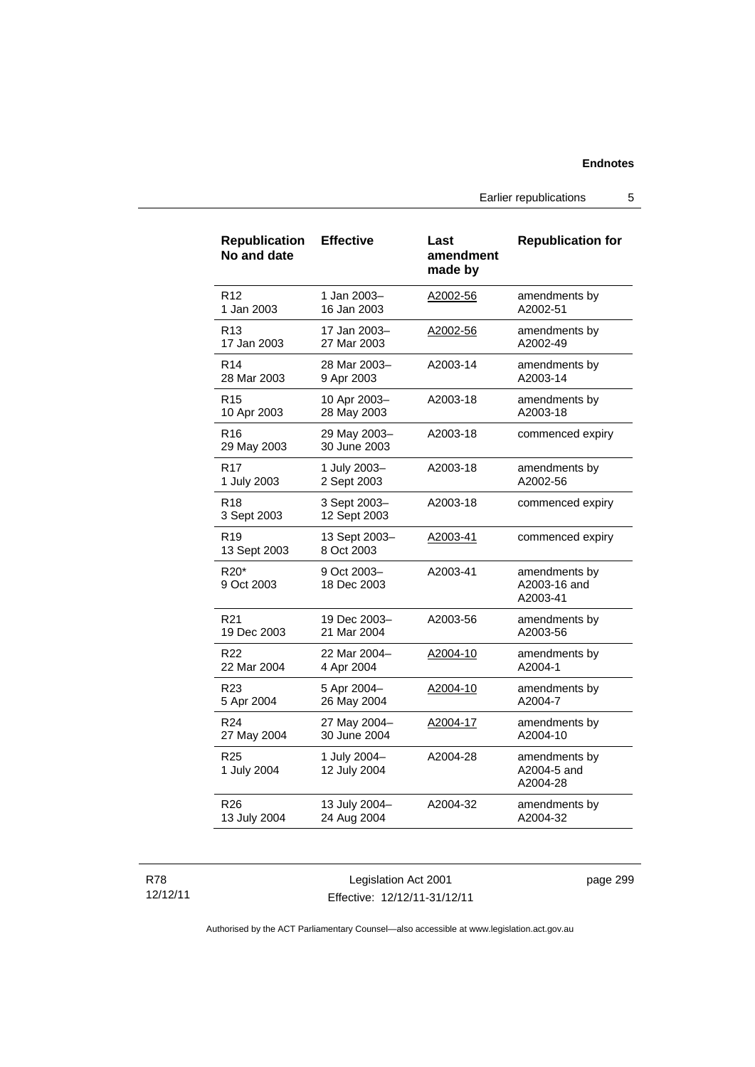| Republication No and date | Effective | Last amendment made by | Republication for |
|---|---|---|---|
| R12<br>1 Jan 2003 | 1 Jan 2003–<br>16 Jan 2003 | A2002-56 | amendments by A2002-51 |
| R13<br>17 Jan 2003 | 17 Jan 2003–<br>27 Mar 2003 | A2002-56 | amendments by A2002-49 |
| R14<br>28 Mar 2003 | 28 Mar 2003–<br>9 Apr 2003 | A2003-14 | amendments by A2003-14 |
| R15<br>10 Apr 2003 | 10 Apr 2003–<br>28 May 2003 | A2003-18 | amendments by A2003-18 |
| R16<br>29 May 2003 | 29 May 2003–<br>30 June 2003 | A2003-18 | commenced expiry |
| R17<br>1 July 2003 | 1 July 2003–<br>2 Sept 2003 | A2003-18 | amendments by A2002-56 |
| R18<br>3 Sept 2003 | 3 Sept 2003–<br>12 Sept 2003 | A2003-18 | commenced expiry |
| R19<br>13 Sept 2003 | 13 Sept 2003–<br>8 Oct 2003 | A2003-41 | commenced expiry |
| R20*<br>9 Oct 2003 | 9 Oct 2003–<br>18 Dec 2003 | A2003-41 | amendments by A2003-16 and A2003-41 |
| R21<br>19 Dec 2003 | 19 Dec 2003–<br>21 Mar 2004 | A2003-56 | amendments by A2003-56 |
| R22<br>22 Mar 2004 | 22 Mar 2004–<br>4 Apr 2004 | A2004-10 | amendments by A2004-1 |
| R23<br>5 Apr 2004 | 5 Apr 2004–<br>26 May 2004 | A2004-10 | amendments by A2004-7 |
| R24<br>27 May 2004 | 27 May 2004–<br>30 June 2004 | A2004-17 | amendments by A2004-10 |
| R25<br>1 July 2004 | 1 July 2004–<br>12 July 2004 | A2004-28 | amendments by A2004-5 and A2004-28 |
| R26<br>13 July 2004 | 13 July 2004–<br>24 Aug 2004 | A2004-32 | amendments by A2004-32 |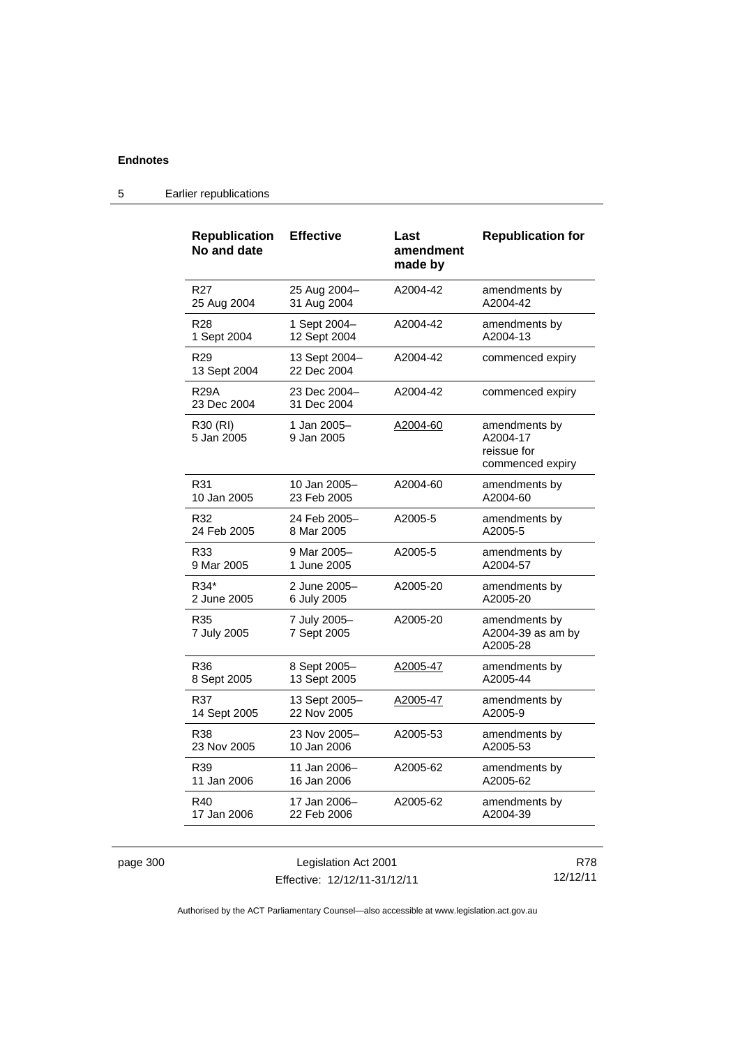## Endnotes

### 5 Earlier republications

| Republication No and date | Effective | Last amendment made by | Republication for |
|---|---|---|---|
| R27 25 Aug 2004 | 25 Aug 2004– 31 Aug 2004 | A2004-42 | amendments by A2004-42 |
| R28 1 Sept 2004 | 1 Sept 2004– 12 Sept 2004 | A2004-42 | amendments by A2004-13 |
| R29 13 Sept 2004 | 13 Sept 2004– 22 Dec 2004 | A2004-42 | commenced expiry |
| R29A 23 Dec 2004 | 23 Dec 2004– 31 Dec 2004 | A2004-42 | commenced expiry |
| R30 (RI) 5 Jan 2005 | 1 Jan 2005– 9 Jan 2005 | A2004-60 | amendments by A2004-17 reissue for commenced expiry |
| R31 10 Jan 2005 | 10 Jan 2005– 23 Feb 2005 | A2004-60 | amendments by A2004-60 |
| R32 24 Feb 2005 | 24 Feb 2005– 8 Mar 2005 | A2005-5 | amendments by A2005-5 |
| R33 9 Mar 2005 | 9 Mar 2005– 1 June 2005 | A2005-5 | amendments by A2004-57 |
| R34* 2 June 2005 | 2 June 2005– 6 July 2005 | A2005-20 | amendments by A2005-20 |
| R35 7 July 2005 | 7 July 2005– 7 Sept 2005 | A2005-20 | amendments by A2004-39 as am by A2005-28 |
| R36 8 Sept 2005 | 8 Sept 2005– 13 Sept 2005 | A2005-47 | amendments by A2005-44 |
| R37 14 Sept 2005 | 13 Sept 2005– 22 Nov 2005 | A2005-47 | amendments by A2005-9 |
| R38 23 Nov 2005 | 23 Nov 2005– 10 Jan 2006 | A2005-53 | amendments by A2005-53 |
| R39 11 Jan 2006 | 11 Jan 2006– 16 Jan 2006 | A2005-62 | amendments by A2005-62 |
| R40 17 Jan 2006 | 17 Jan 2006– 22 Feb 2006 | A2005-62 | amendments by A2004-39 |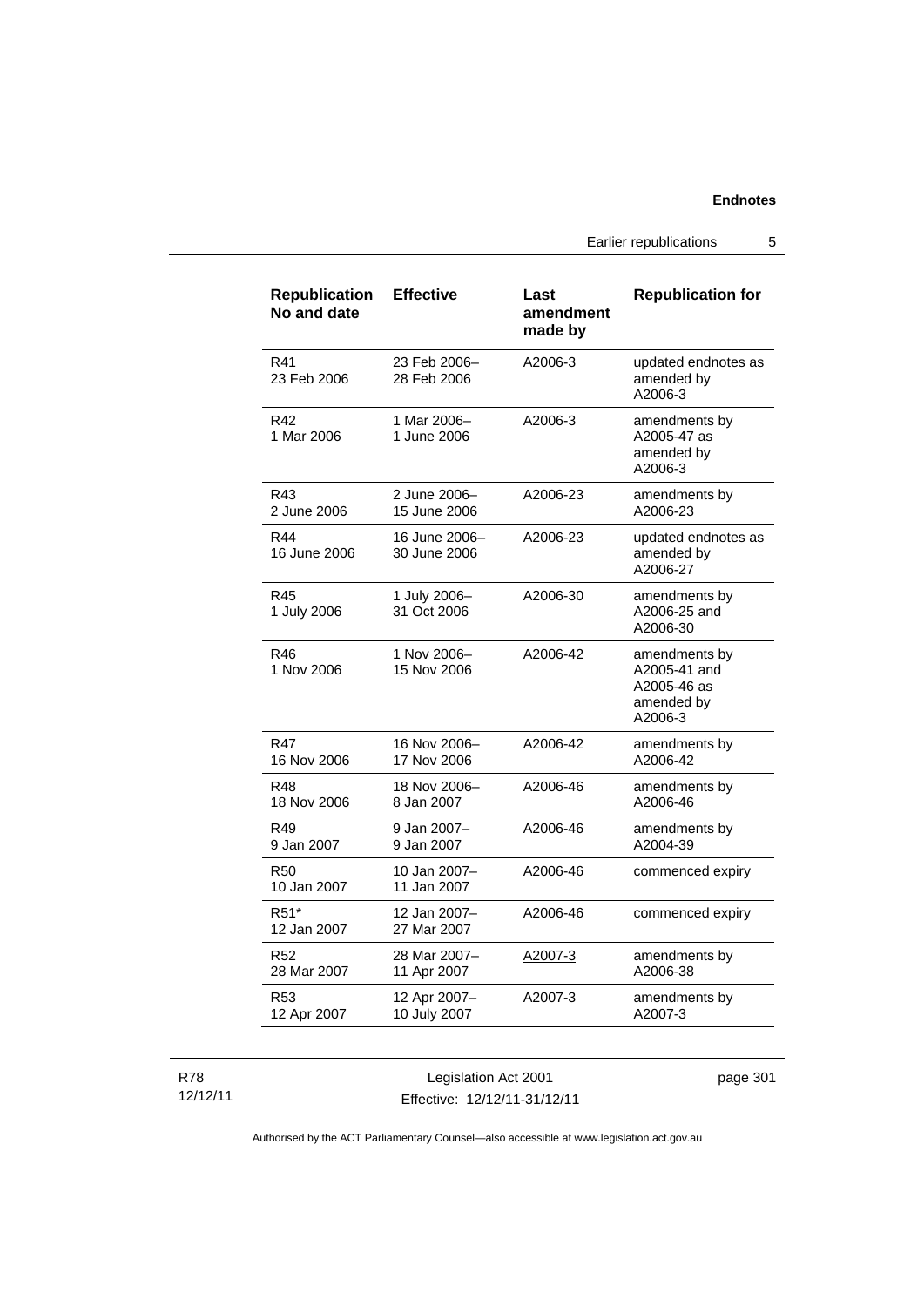| Republication No and date | Effective | Last amendment made by | Republication for |
|---|---|---|---|
| R41 23 Feb 2006 | 23 Feb 2006– 28 Feb 2006 | A2006-3 | updated endnotes as amended by A2006-3 |
| R42 1 Mar 2006 | 1 Mar 2006– 1 June 2006 | A2006-3 | amendments by A2005-47 as amended by A2006-3 |
| R43 2 June 2006 | 2 June 2006– 15 June 2006 | A2006-23 | amendments by A2006-23 |
| R44 16 June 2006 | 16 June 2006– 30 June 2006 | A2006-23 | updated endnotes as amended by A2006-27 |
| R45 1 July 2006 | 1 July 2006– 31 Oct 2006 | A2006-30 | amendments by A2006-25 and A2006-30 |
| R46 1 Nov 2006 | 1 Nov 2006– 15 Nov 2006 | A2006-42 | amendments by A2005-41 and A2005-46 as amended by A2006-3 |
| R47 16 Nov 2006 | 16 Nov 2006– 17 Nov 2006 | A2006-42 | amendments by A2006-42 |
| R48 18 Nov 2006 | 18 Nov 2006– 8 Jan 2007 | A2006-46 | amendments by A2006-46 |
| R49 9 Jan 2007 | 9 Jan 2007– 9 Jan 2007 | A2006-46 | amendments by A2004-39 |
| R50 10 Jan 2007 | 10 Jan 2007– 11 Jan 2007 | A2006-46 | commenced expiry |
| R51* 12 Jan 2007 | 12 Jan 2007– 27 Mar 2007 | A2006-46 | commenced expiry |
| R52 28 Mar 2007 | 28 Mar 2007– 11 Apr 2007 | A2007-3 | amendments by A2006-38 |
| R53 12 Apr 2007 | 12 Apr 2007– 10 July 2007 | A2007-3 | amendments by A2007-3 |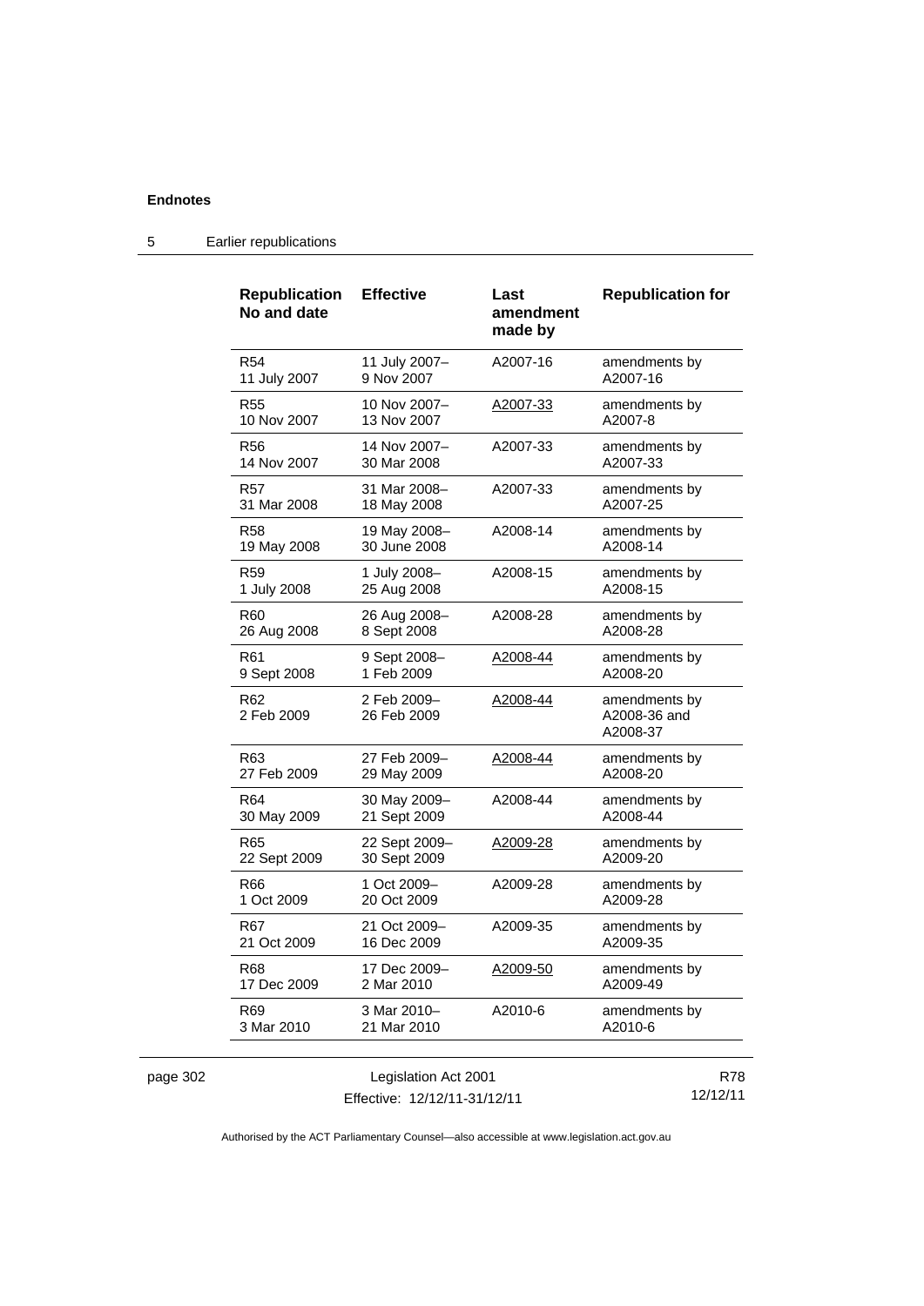## 5 Earlier republications

| Republication No and date | Effective | Last amendment made by | Republication for |
|---|---|---|---|
| R54<br>11 July 2007 | 11 July 2007–<br>9 Nov 2007 | A2007-16 | amendments by<br>A2007-16 |
| R55<br>10 Nov 2007 | 10 Nov 2007–<br>13 Nov 2007 | A2007-33 | amendments by<br>A2007-8 |
| R56<br>14 Nov 2007 | 14 Nov 2007–<br>30 Mar 2008 | A2007-33 | amendments by<br>A2007-33 |
| R57<br>31 Mar 2008 | 31 Mar 2008–<br>18 May 2008 | A2007-33 | amendments by<br>A2007-25 |
| R58<br>19 May 2008 | 19 May 2008–<br>30 June 2008 | A2008-14 | amendments by<br>A2008-14 |
| R59<br>1 July 2008 | 1 July 2008–<br>25 Aug 2008 | A2008-15 | amendments by<br>A2008-15 |
| R60<br>26 Aug 2008 | 26 Aug 2008–<br>8 Sept 2008 | A2008-28 | amendments by<br>A2008-28 |
| R61<br>9 Sept 2008 | 9 Sept 2008–<br>1 Feb 2009 | A2008-44 | amendments by<br>A2008-20 |
| R62<br>2 Feb 2009 | 2 Feb 2009–<br>26 Feb 2009 | A2008-44 | amendments by<br>A2008-36 and<br>A2008-37 |
| R63<br>27 Feb 2009 | 27 Feb 2009–<br>29 May 2009 | A2008-44 | amendments by<br>A2008-20 |
| R64<br>30 May 2009 | 30 May 2009–<br>21 Sept 2009 | A2008-44 | amendments by<br>A2008-44 |
| R65<br>22 Sept 2009 | 22 Sept 2009–<br>30 Sept 2009 | A2009-28 | amendments by<br>A2009-20 |
| R66<br>1 Oct 2009 | 1 Oct 2009–<br>20 Oct 2009 | A2009-28 | amendments by<br>A2009-28 |
| R67<br>21 Oct 2009 | 21 Oct 2009–<br>16 Dec 2009 | A2009-35 | amendments by<br>A2009-35 |
| R68<br>17 Dec 2009 | 17 Dec 2009–<br>2 Mar 2010 | A2009-50 | amendments by<br>A2009-49 |
| R69<br>3 Mar 2010 | 3 Mar 2010–<br>21 Mar 2010 | A2010-6 | amendments by<br>A2010-6 |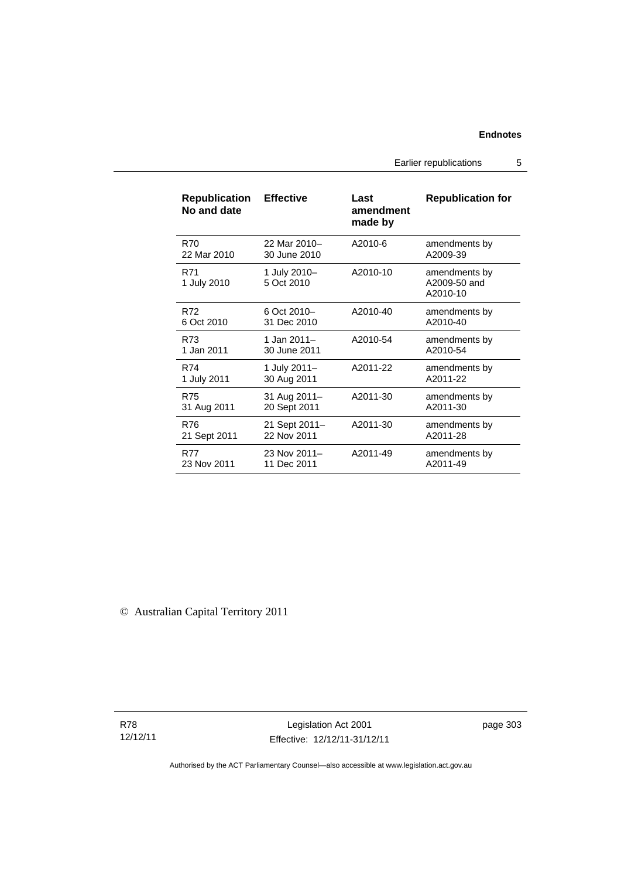| Republication No and date | Effective | Last amendment made by | Republication for |
|---|---|---|---|
| R70<br>22 Mar 2010 | 22 Mar 2010–<br>30 June 2010 | A2010-6 | amendments by<br>A2009-39 |
| R71<br>1 July 2010 | 1 July 2010–<br>5 Oct 2010 | A2010-10 | amendments by<br>A2009-50 and<br>A2010-10 |
| R72<br>6 Oct 2010 | 6 Oct 2010–<br>31 Dec 2010 | A2010-40 | amendments by<br>A2010-40 |
| R73<br>1 Jan 2011 | 1 Jan 2011–<br>30 June 2011 | A2010-54 | amendments by<br>A2010-54 |
| R74<br>1 July 2011 | 1 July 2011–<br>30 Aug 2011 | A2011-22 | amendments by<br>A2011-22 |
| R75<br>31 Aug 2011 | 31 Aug 2011–<br>20 Sept 2011 | A2011-30 | amendments by<br>A2011-30 |
| R76<br>21 Sept 2011 | 21 Sept 2011–<br>22 Nov 2011 | A2011-30 | amendments by<br>A2011-28 |
| R77<br>23 Nov 2011 | 23 Nov 2011–<br>11 Dec 2011 | A2011-49 | amendments by<br>A2011-49 |

© Australian Capital Territory 2011